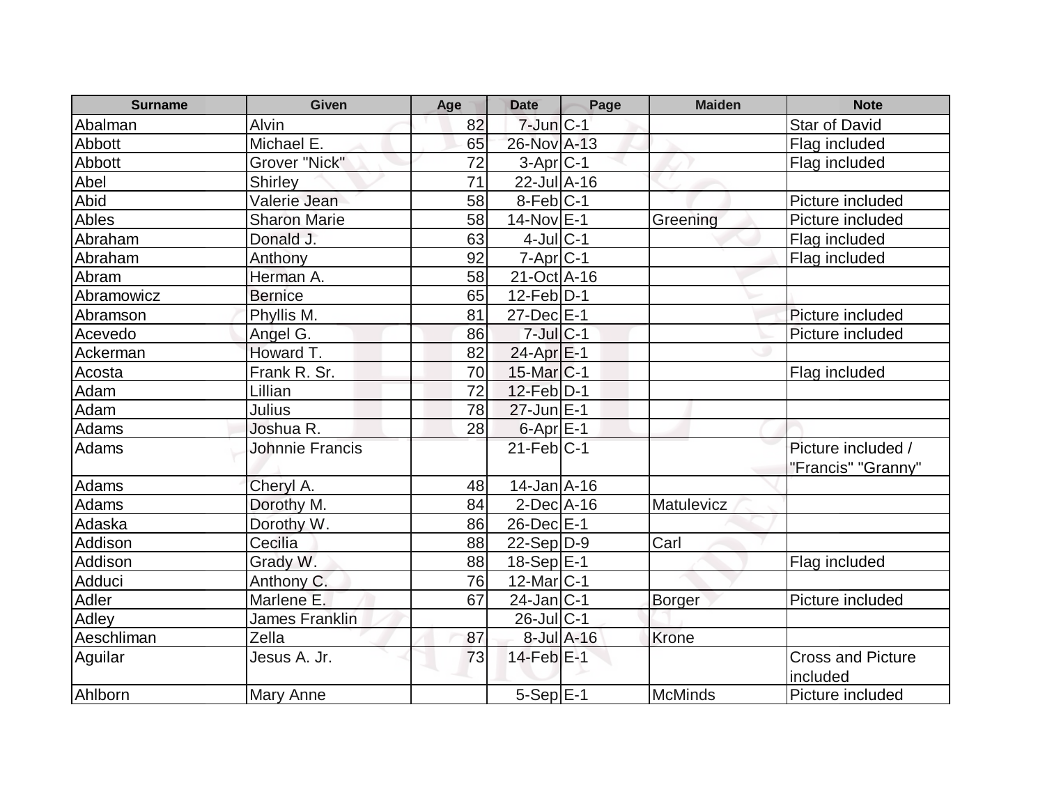| Surname | Given | Age | Date | Page | Maiden | Note |
|---|---|---|---|---|---|---|
| Abalman | Alvin | 82 | 7-Jun | C-1 | | Star of David |
| Abbott | Michael E. | 65 | 26-Nov | A-13 | | Flag included |
| Abbott | Grover "Nick" | 72 | 3-Apr | C-1 | | Flag included |
| Abel | Shirley | 71 | 22-Jul | A-16 | | |
| Abid | Valerie Jean | 58 | 8-Feb | C-1 | | Picture included |
| Ables | Sharon Marie | 58 | 14-Nov | E-1 | Greening | Picture included |
| Abraham | Donald J. | 63 | 4-Jul | C-1 | | Flag included |
| Abraham | Anthony | 92 | 7-Apr | C-1 | | Flag included |
| Abram | Herman A. | 58 | 21-Oct | A-16 | | |
| Abramowicz | Bernice | 65 | 12-Feb | D-1 | | |
| Abramson | Phyllis M. | 81 | 27-Dec | E-1 | | Picture included |
| Acevedo | Angel G. | 86 | 7-Jul | C-1 | | Picture included |
| Ackerman | Howard T. | 82 | 24-Apr | E-1 | | |
| Acosta | Frank R. Sr. | 70 | 15-Mar | C-1 | | Flag included |
| Adam | Lillian | 72 | 12-Feb | D-1 | | |
| Adam | Julius | 78 | 27-Jun | E-1 | | |
| Adams | Joshua R. | 28 | 6-Apr | E-1 | | |
| Adams | Johnnie Francis | | 21-Feb | C-1 | | Picture included / "Francis" "Granny" |
| Adams | Cheryl A. | 48 | 14-Jan | A-16 | | |
| Adams | Dorothy M. | 84 | 2-Dec | A-16 | Matulevicz | |
| Adaska | Dorothy W. | 86 | 26-Dec | E-1 | | |
| Addison | Cecilia | 88 | 22-Sep | D-9 | Carl | |
| Addison | Grady W. | 88 | 18-Sep | E-1 | | Flag included |
| Adduci | Anthony C. | 76 | 12-Mar | C-1 | | |
| Adler | Marlene E. | 67 | 24-Jan | C-1 | Borger | Picture included |
| Adley | James Franklin | | 26-Jul | C-1 | | |
| Aeschliman | Zella | 87 | 8-Jul | A-16 | Krone | |
| Aguilar | Jesus A. Jr. | 73 | 14-Feb | E-1 | | Cross and Picture included |
| Ahlborn | Mary Anne | | 5-Sep | E-1 | McMinds | Picture included |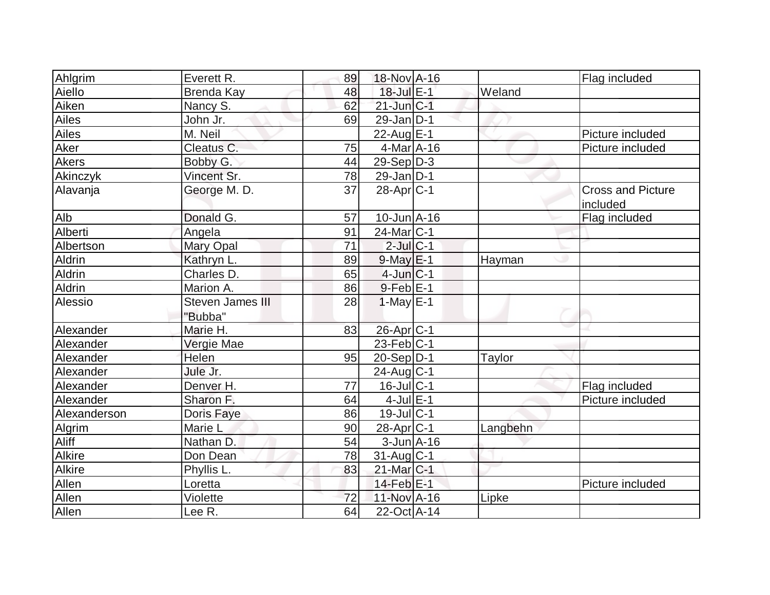| | | | | | | |
|---|---|---|---|---|---|---|
| Ahlgrim | Everett R. | 89 | 18-Nov | A-16 | | Flag included |
| Aiello | Brenda Kay | 48 | 18-Jul | E-1 | Weland | |
| Aiken | Nancy S. | 62 | 21-Jun | C-1 | | |
| Ailes | John Jr. | 69 | 29-Jan | D-1 | | |
| Ailes | M. Neil | | 22-Aug | E-1 | | Picture included |
| Aker | Cleatus C. | 75 | 4-Mar | A-16 | | Picture included |
| Akers | Bobby G. | 44 | 29-Sep | D-3 | | |
| Akinczyk | Vincent Sr. | 78 | 29-Jan | D-1 | | |
| Alavanja | George M. D. | 37 | 28-Apr | C-1 | | Cross and Picture included |
| Alb | Donald G. | 57 | 10-Jun | A-16 | | Flag included |
| Alberti | Angela | 91 | 24-Mar | C-1 | | |
| Albertson | Mary Opal | 71 | 2-Jul | C-1 | | |
| Aldrin | Kathryn L. | 89 | 9-May | E-1 | Hayman | |
| Aldrin | Charles D. | 65 | 4-Jun | C-1 | | |
| Aldrin | Marion A. | 86 | 9-Feb | E-1 | | |
| Alessio | Steven James III "Bubba" | 28 | 1-May | E-1 | | |
| Alexander | Marie H. | 83 | 26-Apr | C-1 | | |
| Alexander | Vergie Mae | | 23-Feb | C-1 | | |
| Alexander | Helen | 95 | 20-Sep | D-1 | Taylor | |
| Alexander | Jule Jr. | | 24-Aug | C-1 | | |
| Alexander | Denver H. | 77 | 16-Jul | C-1 | | Flag included |
| Alexander | Sharon F. | 64 | 4-Jul | E-1 | | Picture included |
| Alexanderson | Doris Faye | 86 | 19-Jul | C-1 | | |
| Algrim | Marie L | 90 | 28-Apr | C-1 | Langbehn | |
| Aliff | Nathan D. | 54 | 3-Jun | A-16 | | |
| Alkire | Don Dean | 78 | 31-Aug | C-1 | | |
| Alkire | Phyllis L. | 83 | 21-Mar | C-1 | | |
| Allen | Loretta | | 14-Feb | E-1 | | Picture included |
| Allen | Violette | 72 | 11-Nov | A-16 | Lipke | |
| Allen | Lee R. | 64 | 22-Oct | A-14 | | |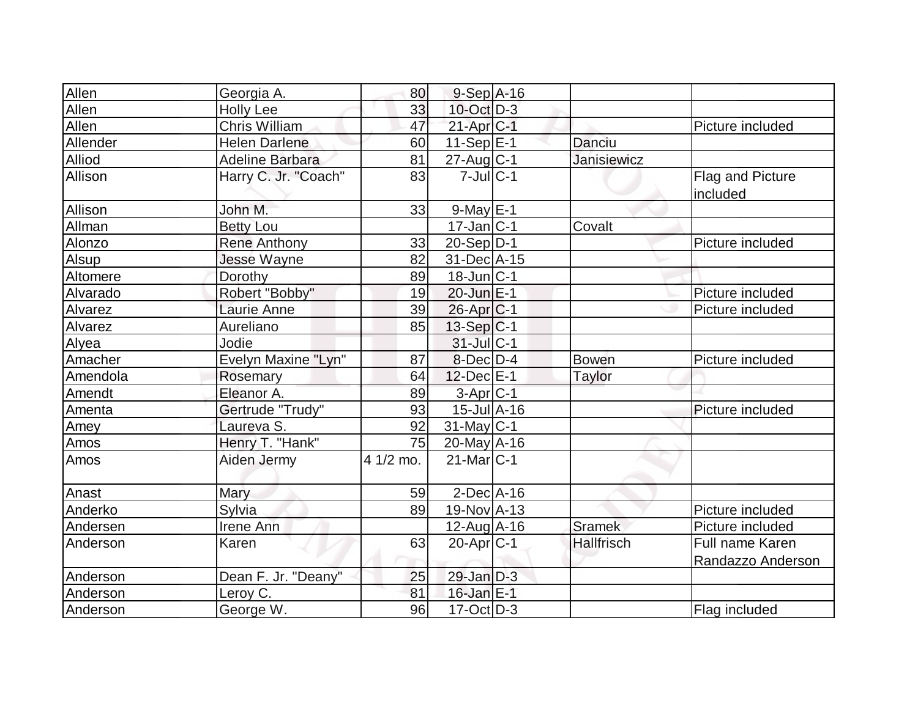| | | | | | | |
|---|---|---|---|---|---|---|
| Allen | Georgia A. | 80 | 9-Sep | A-16 | | |
| Allen | Holly Lee | 33 | 10-Oct | D-3 | | |
| Allen | Chris William | 47 | 21-Apr | C-1 | | Picture included |
| Allender | Helen Darlene | 60 | 11-Sep | E-1 | Danciu | |
| Alliod | Adeline Barbara | 81 | 27-Aug | C-1 | Janisiewicz | |
| Allison | Harry C. Jr. "Coach" | 83 | 7-Jul | C-1 | | Flag and Picture included |
| Allison | John M. | 33 | 9-May | E-1 | | |
| Allman | Betty Lou | | 17-Jan | C-1 | Covalt | |
| Alonzo | Rene Anthony | 33 | 20-Sep | D-1 | | Picture included |
| Alsup | Jesse Wayne | 82 | 31-Dec | A-15 | | |
| Altomere | Dorothy | 89 | 18-Jun | C-1 | | |
| Alvarado | Robert "Bobby" | 19 | 20-Jun | E-1 | | Picture included |
| Alvarez | Laurie Anne | 39 | 26-Apr | C-1 | | Picture included |
| Alvarez | Aureliano | 85 | 13-Sep | C-1 | | |
| Alyea | Jodie | | 31-Jul | C-1 | | |
| Amacher | Evelyn Maxine "Lyn" | 87 | 8-Dec | D-4 | Bowen | Picture included |
| Amendola | Rosemary | 64 | 12-Dec | E-1 | Taylor | |
| Amendt | Eleanor A. | 89 | 3-Apr | C-1 | | |
| Amenta | Gertrude "Trudy" | 93 | 15-Jul | A-16 | | Picture included |
| Amey | Laureva S. | 92 | 31-May | C-1 | | |
| Amos | Henry T. "Hank" | 75 | 20-May | A-16 | | |
| Amos | Aiden Jermy | 4 1/2 mo. | 21-Mar | C-1 | | |
| Anast | Mary | 59 | 2-Dec | A-16 | | |
| Anderko | Sylvia | 89 | 19-Nov | A-13 | | Picture included |
| Andersen | Irene Ann | | 12-Aug | A-16 | Sramek | Picture included |
| Anderson | Karen | 63 | 20-Apr | C-1 | Hallfrisch | Full name Karen Randazzo Anderson |
| Anderson | Dean F. Jr. "Deany" | 25 | 29-Jan | D-3 | | |
| Anderson | Leroy C. | 81 | 16-Jan | E-1 | | |
| Anderson | George W. | 96 | 17-Oct | D-3 | | Flag included |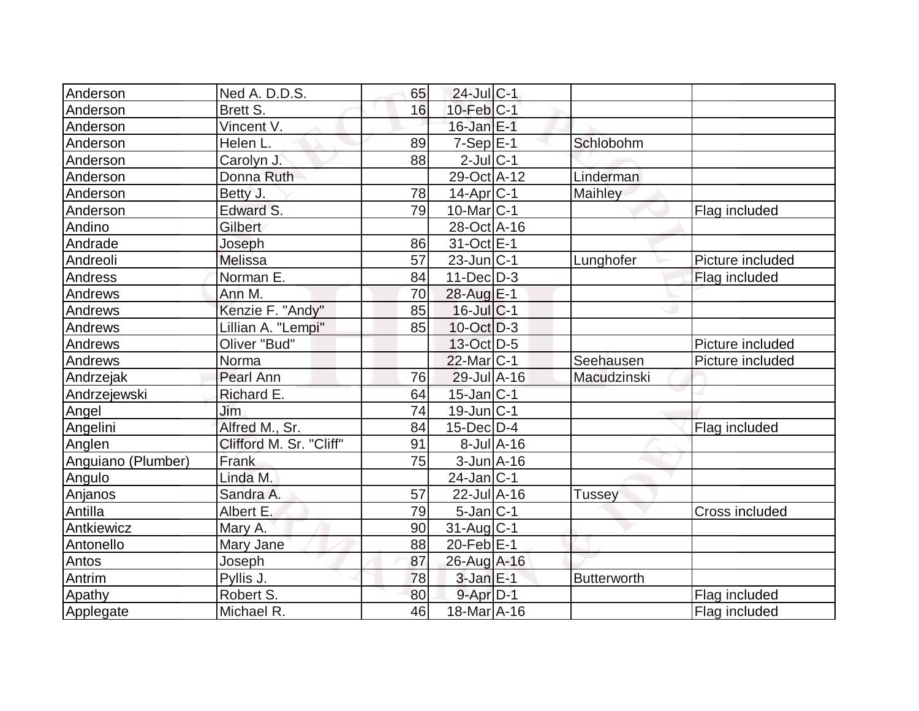| Anderson | Ned A. D.D.S. | 65 | 24-Jul | C-1 | | |
|---|---|---|---|---|---|---|
| Anderson | Brett S. | 16 | 10-Feb | C-1 | | |
| Anderson | Vincent V. | | 16-Jan | E-1 | | |
| Anderson | Helen L. | 89 | 7-Sep | E-1 | Schlobohm | |
| Anderson | Carolyn J. | 88 | 2-Jul | C-1 | | |
| Anderson | Donna Ruth | | 29-Oct | A-12 | Linderman | |
| Anderson | Betty J. | 78 | 14-Apr | C-1 | Maihley | |
| Anderson | Edward S. | 79 | 10-Mar | C-1 | | Flag included |
| Andino | Gilbert | | 28-Oct | A-16 | | |
| Andrade | Joseph | 86 | 31-Oct | E-1 | | |
| Andreoli | Melissa | 57 | 23-Jun | C-1 | Lunghofer | Picture included |
| Andress | Norman E. | 84 | 11-Dec | D-3 | | Flag included |
| Andrews | Ann M. | 70 | 28-Aug | E-1 | | |
| Andrews | Kenzie F. "Andy" | 85 | 16-Jul | C-1 | | |
| Andrews | Lillian A. "Lempi" | 85 | 10-Oct | D-3 | | |
| Andrews | Oliver "Bud" | | 13-Oct | D-5 | | Picture included |
| Andrews | Norma | | 22-Mar | C-1 | Seehausen | Picture included |
| Andrzejak | Pearl Ann | 76 | 29-Jul | A-16 | Macudzinski | |
| Andrzejewski | Richard E. | 64 | 15-Jan | C-1 | | |
| Angel | Jim | 74 | 19-Jun | C-1 | | |
| Angelini | Alfred M., Sr. | 84 | 15-Dec | D-4 | | Flag included |
| Anglen | Clifford M. Sr. "Cliff" | 91 | 8-Jul | A-16 | | |
| Anguiano (Plumber) | Frank | 75 | 3-Jun | A-16 | | |
| Angulo | Linda M. | | 24-Jan | C-1 | | |
| Anjanos | Sandra A. | 57 | 22-Jul | A-16 | Tussey | |
| Antilla | Albert E. | 79 | 5-Jan | C-1 | | Cross included |
| Antkiewicz | Mary A. | 90 | 31-Aug | C-1 | | |
| Antonello | Mary Jane | 88 | 20-Feb | E-1 | | |
| Antos | Joseph | 87 | 26-Aug | A-16 | | |
| Antrim | Pyllis J. | 78 | 3-Jan | E-1 | Butterworth | |
| Apathy | Robert S. | 80 | 9-Apr | D-1 | | Flag included |
| Applegate | Michael R. | 46 | 18-Mar | A-16 | | Flag included |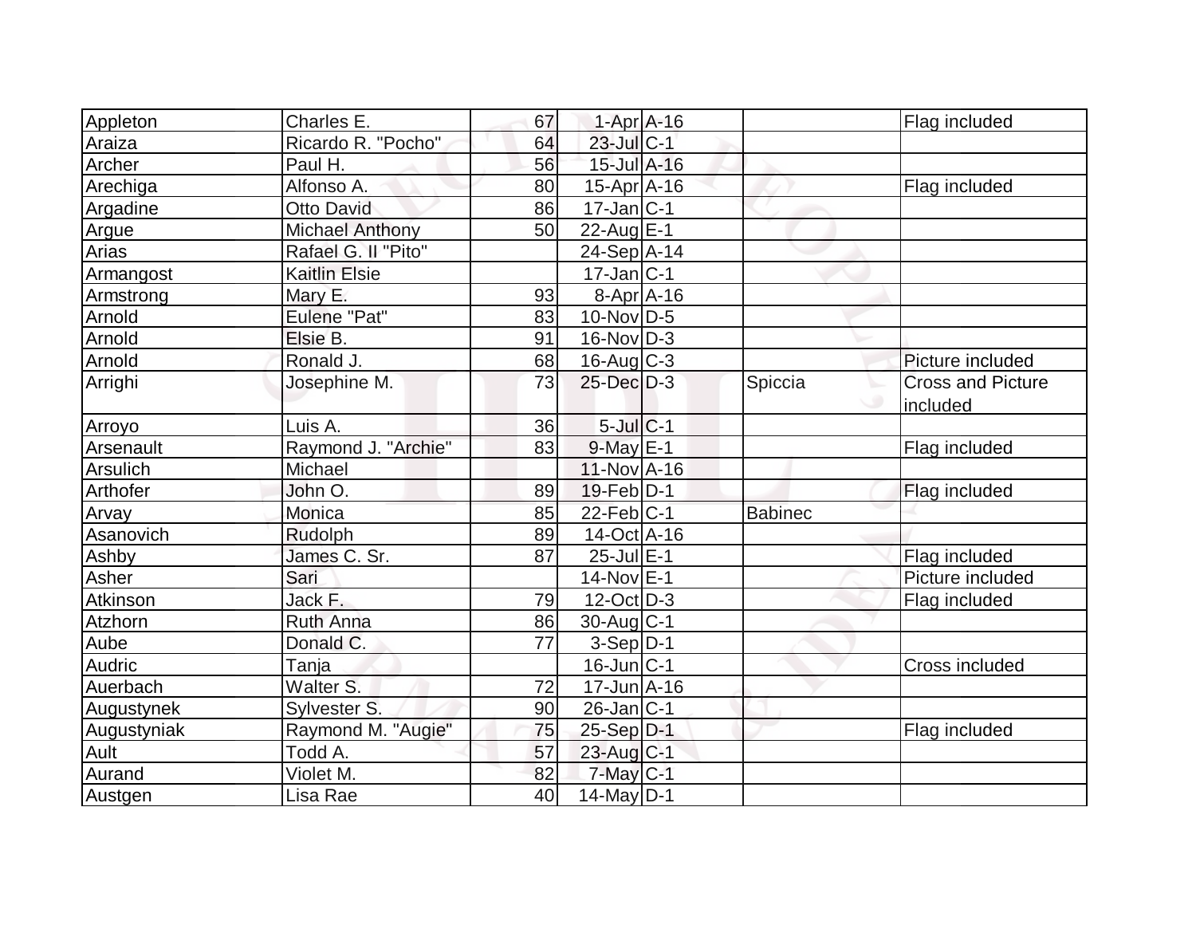| Appleton | Charles E. | 67 | 1-Apr | A-16 | | Flag included |
|---|---|---|---|---|---|---|
| Araiza | Ricardo R. "Pocho" | 64 | 23-Jul | C-1 | | |
| Archer | Paul H. | 56 | 15-Jul | A-16 | | |
| Arechiga | Alfonso A. | 80 | 15-Apr | A-16 | | Flag included |
| Argadine | Otto David | 86 | 17-Jan | C-1 | | |
| Argue | Michael Anthony | 50 | 22-Aug | E-1 | | |
| Arias | Rafael G. II "Pito" | | 24-Sep | A-14 | | |
| Armangost | Kaitlin Elsie | | 17-Jan | C-1 | | |
| Armstrong | Mary E. | 93 | 8-Apr | A-16 | | |
| Arnold | Eulene "Pat" | 83 | 10-Nov | D-5 | | |
| Arnold | Elsie B. | 91 | 16-Nov | D-3 | | |
| Arnold | Ronald J. | 68 | 16-Aug | C-3 | | Picture included |
| Arrighi | Josephine M. | 73 | 25-Dec | D-3 | Spiccia | Cross and Picture included |
| Arroyo | Luis A. | 36 | 5-Jul | C-1 | | |
| Arsenault | Raymond J. "Archie" | 83 | 9-May | E-1 | | Flag included |
| Arsulich | Michael | | 11-Nov | A-16 | | |
| Arthofer | John O. | 89 | 19-Feb | D-1 | | Flag included |
| Arvay | Monica | 85 | 22-Feb | C-1 | Babinec | |
| Asanovich | Rudolph | 89 | 14-Oct | A-16 | | |
| Ashby | James C. Sr. | 87 | 25-Jul | E-1 | | Flag included |
| Asher | Sari | | 14-Nov | E-1 | | Picture included |
| Atkinson | Jack F. | 79 | 12-Oct | D-3 | | Flag included |
| Atzhorn | Ruth Anna | 86 | 30-Aug | C-1 | | |
| Aube | Donald C. | 77 | 3-Sep | D-1 | | |
| Audric | Tanja | | 16-Jun | C-1 | | Cross included |
| Auerbach | Walter S. | 72 | 17-Jun | A-16 | | |
| Augustynek | Sylvester S. | 90 | 26-Jan | C-1 | | |
| Augustyniak | Raymond M. "Augie" | 75 | 25-Sep | D-1 | | Flag included |
| Ault | Todd A. | 57 | 23-Aug | C-1 | | |
| Aurand | Violet M. | 82 | 7-May | C-1 | | |
| Austgen | Lisa Rae | 40 | 14-May | D-1 | | |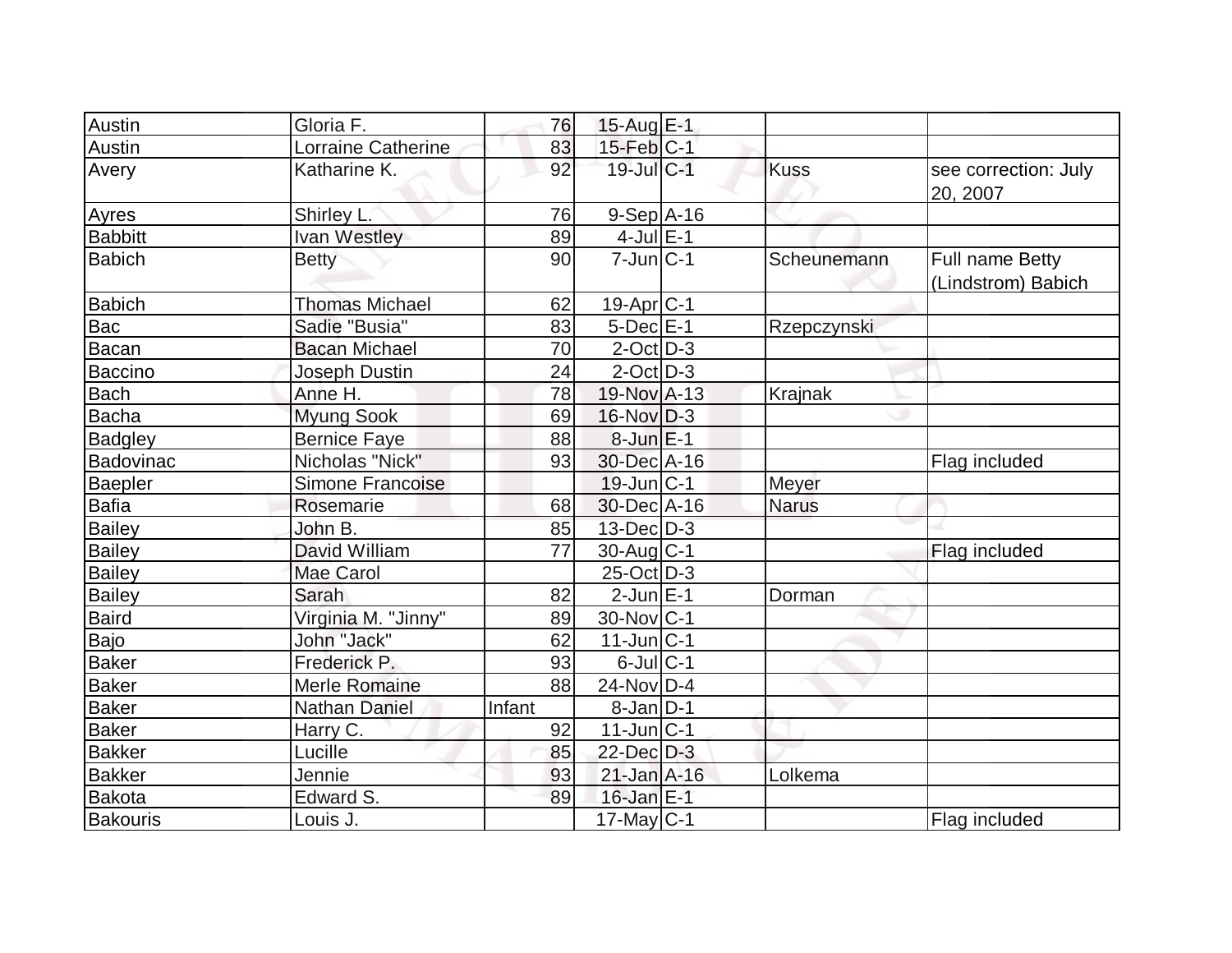| Austin | Gloria F. | 76 | 15-Aug | E-1 | | |
|---|---|---|---|---|---|---|
| Austin | Lorraine Catherine | 83 | 15-Feb | C-1 | | |
| Avery | Katharine K. | 92 | 19-Jul | C-1 | Kuss | see correction: July 20, 2007 |
| Ayres | Shirley L. | 76 | 9-Sep | A-16 | | |
| Babbitt | Ivan Westley | 89 | 4-Jul | E-1 | | |
| Babich | Betty | 90 | 7-Jun | C-1 | Scheunemann | Full name Betty (Lindstrom) Babich |
| Babich | Thomas Michael | 62 | 19-Apr | C-1 | | |
| Bac | Sadie "Busia" | 83 | 5-Dec | E-1 | Rzepczynski | |
| Bacan | Bacan Michael | 70 | 2-Oct | D-3 | | |
| Baccino | Joseph Dustin | 24 | 2-Oct | D-3 | | |
| Bach | Anne H. | 78 | 19-Nov | A-13 | Krajnak | |
| Bacha | Myung Sook | 69 | 16-Nov | D-3 | | |
| Badgley | Bernice Faye | 88 | 8-Jun | E-1 | | |
| Badovinac | Nicholas "Nick" | 93 | 30-Dec | A-16 | | Flag included |
| Baepler | Simone Francoise | | 19-Jun | C-1 | Meyer | |
| Bafia | Rosemarie | 68 | 30-Dec | A-16 | Narus | |
| Bailey | John B. | 85 | 13-Dec | D-3 | | |
| Bailey | David William | 77 | 30-Aug | C-1 | | Flag included |
| Bailey | Mae Carol | | 25-Oct | D-3 | | |
| Bailey | Sarah | 82 | 2-Jun | E-1 | Dorman | |
| Baird | Virginia M. "Jinny" | 89 | 30-Nov | C-1 | | |
| Bajo | John "Jack" | 62 | 11-Jun | C-1 | | |
| Baker | Frederick P. | 93 | 6-Jul | C-1 | | |
| Baker | Merle Romaine | 88 | 24-Nov | D-4 | | |
| Baker | Nathan Daniel | Infant | 8-Jan | D-1 | | |
| Baker | Harry C. | 92 | 11-Jun | C-1 | | |
| Bakker | Lucille | 85 | 22-Dec | D-3 | | |
| Bakker | Jennie | 93 | 21-Jan | A-16 | Lolkema | |
| Bakota | Edward S. | 89 | 16-Jan | E-1 | | |
| Bakouris | Louis J. | | 17-May | C-1 | | Flag included |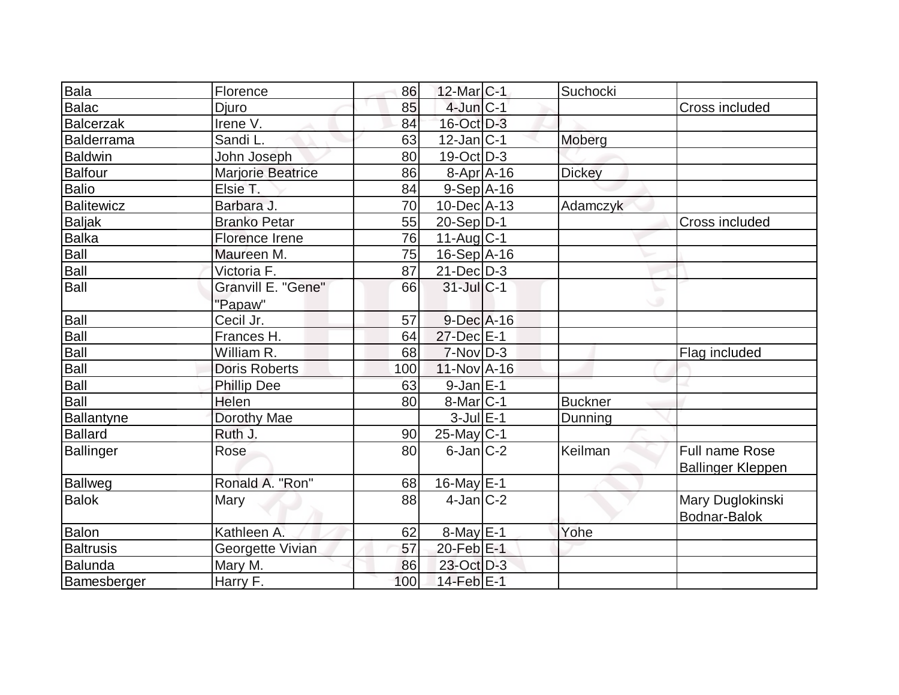| Bala | Florence | 86 | 12-Mar | C-1 | Suchocki | |
|---|---|---|---|---|---|---|
| Balac | Djuro | 85 | 4-Jun | C-1 | | Cross included |
| Balcerzak | Irene V. | 84 | 16-Oct | D-3 | | |
| Balderrama | Sandi L. | 63 | 12-Jan | C-1 | Moberg | |
| Baldwin | John Joseph | 80 | 19-Oct | D-3 | | |
| Balfour | Marjorie Beatrice | 86 | 8-Apr | A-16 | Dickey | |
| Balio | Elsie T. | 84 | 9-Sep | A-16 | | |
| Balitewicz | Barbara J. | 70 | 10-Dec | A-13 | Adamczyk | |
| Baljak | Branko Petar | 55 | 20-Sep | D-1 | | Cross included |
| Balka | Florence Irene | 76 | 11-Aug | C-1 | | |
| Ball | Maureen M. | 75 | 16-Sep | A-16 | | |
| Ball | Victoria F. | 87 | 21-Dec | D-3 | | |
| Ball | Granvill E. "Gene" "Papaw" | 66 | 31-Jul | C-1 | | |
| Ball | Cecil Jr. | 57 | 9-Dec | A-16 | | |
| Ball | Frances H. | 64 | 27-Dec | E-1 | | |
| Ball | William R. | 68 | 7-Nov | D-3 | | Flag included |
| Ball | Doris Roberts | 100 | 11-Nov | A-16 | | |
| Ball | Phillip Dee | 63 | 9-Jan | E-1 | | |
| Ball | Helen | 80 | 8-Mar | C-1 | Buckner | |
| Ballantyne | Dorothy Mae | | 3-Jul | E-1 | Dunning | |
| Ballard | Ruth J. | 90 | 25-May | C-1 | | |
| Ballinger | Rose | 80 | 6-Jan | C-2 | Keilman | Full name Rose Ballinger Kleppen |
| Ballweg | Ronald A. "Ron" | 68 | 16-May | E-1 | | |
| Balok | Mary | 88 | 4-Jan | C-2 | | Mary Duglokinski Bodnar-Balok |
| Balon | Kathleen A. | 62 | 8-May | E-1 | Yohe | |
| Baltrusis | Georgette Vivian | 57 | 20-Feb | E-1 | | |
| Balunda | Mary M. | 86 | 23-Oct | D-3 | | |
| Bamesberger | Harry F. | 100 | 14-Feb | E-1 | | |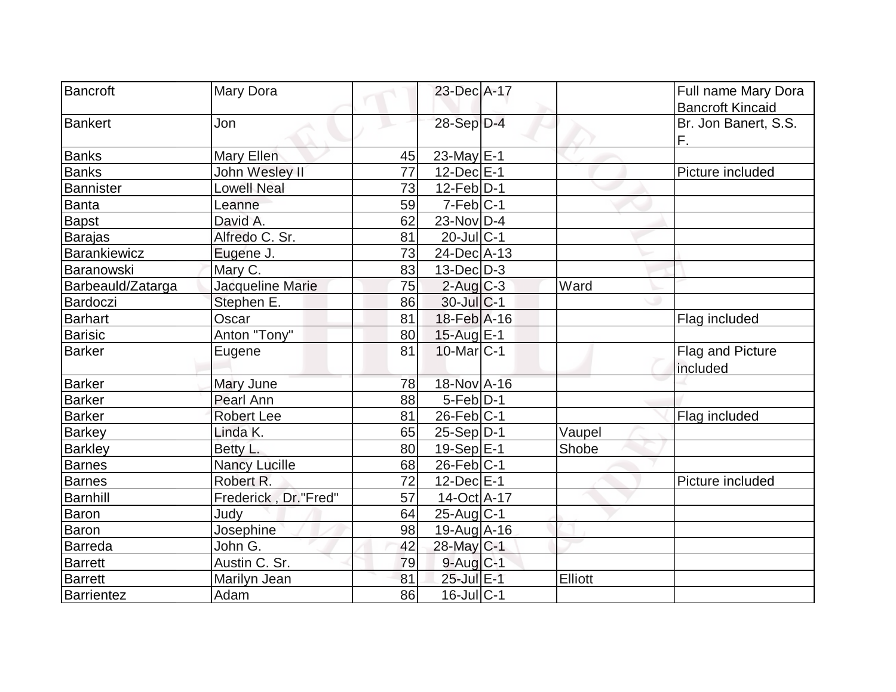| | | | | | | |
|---|---|---|---|---|---|---|
| Bancroft | Mary Dora | | 23-Dec | A-17 | | Full name Mary Dora Bancroft Kincaid |
| Bankert | Jon | | 28-Sep | D-4 | | Br. Jon Banert, S.S. F. |
| Banks | Mary Ellen | 45 | 23-May | E-1 | | |
| Banks | John Wesley II | 77 | 12-Dec | E-1 | | Picture included |
| Bannister | Lowell Neal | 73 | 12-Feb | D-1 | | |
| Banta | Leanne | 59 | 7-Feb | C-1 | | |
| Bapst | David A. | 62 | 23-Nov | D-4 | | |
| Barajas | Alfredo C. Sr. | 81 | 20-Jul | C-1 | | |
| Barankiewicz | Eugene J. | 73 | 24-Dec | A-13 | | |
| Baranowski | Mary C. | 83 | 13-Dec | D-3 | | |
| Barbeauld/Zatarga | Jacqueline Marie | 75 | 2-Aug | C-3 | Ward | |
| Bardoczi | Stephen E. | 86 | 30-Jul | C-1 | | |
| Barhart | Oscar | 81 | 18-Feb | A-16 | | Flag included |
| Barisic | Anton "Tony" | 80 | 15-Aug | E-1 | | |
| Barker | Eugene | 81 | 10-Mar | C-1 | | Flag and Picture included |
| Barker | Mary June | 78 | 18-Nov | A-16 | | |
| Barker | Pearl Ann | 88 | 5-Feb | D-1 | | |
| Barker | Robert Lee | 81 | 26-Feb | C-1 | | Flag included |
| Barkey | Linda K. | 65 | 25-Sep | D-1 | Vaupel | |
| Barkley | Betty L. | 80 | 19-Sep | E-1 | Shobe | |
| Barnes | Nancy Lucille | 68 | 26-Feb | C-1 | | |
| Barnes | Robert R. | 72 | 12-Dec | E-1 | | Picture included |
| Barnhill | Frederick , Dr."Fred" | 57 | 14-Oct | A-17 | | |
| Baron | Judy | 64 | 25-Aug | C-1 | | |
| Baron | Josephine | 98 | 19-Aug | A-16 | | |
| Barreda | John G. | 42 | 28-May | C-1 | | |
| Barrett | Austin C. Sr. | 79 | 9-Aug | C-1 | | |
| Barrett | Marilyn Jean | 81 | 25-Jul | E-1 | Elliott | |
| Barrientez | Adam | 86 | 16-Jul | C-1 | | |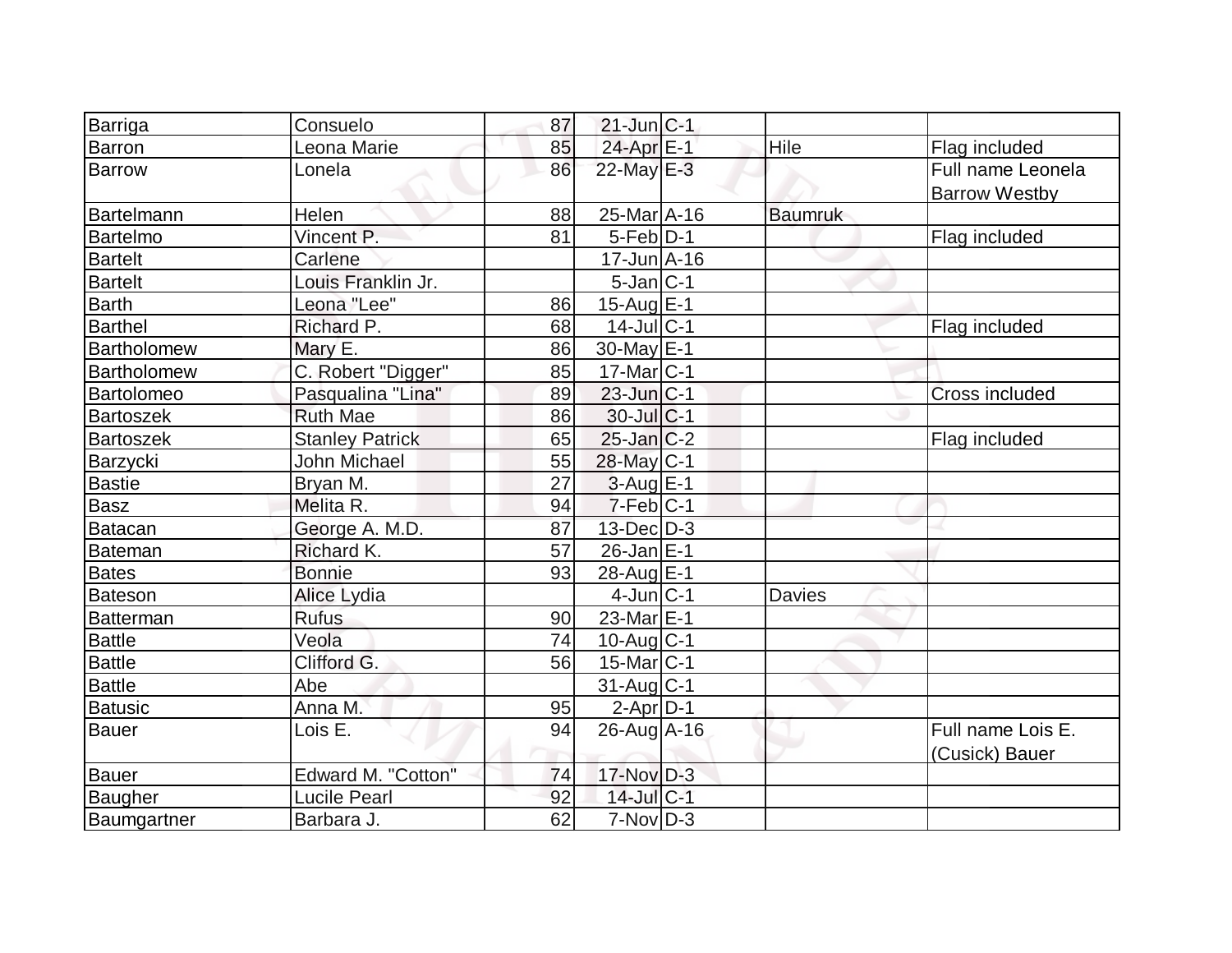| | | | | | | |
|---|---|---|---|---|---|---|
| Barriga | Consuelo | 87 | 21-Jun | C-1 | | |
| Barron | Leona Marie | 85 | 24-Apr | E-1 | Hile | Flag included |
| Barrow | Lonela | 86 | 22-May | E-3 | | Full name Leonela Barrow Westby |
| Bartelmann | Helen | 88 | 25-Mar | A-16 | Baumruk | |
| Bartelmo | Vincent P. | 81 | 5-Feb | D-1 | | Flag included |
| Bartelt | Carlene | | 17-Jun | A-16 | | |
| Bartelt | Louis Franklin Jr. | | 5-Jan | C-1 | | |
| Barth | Leona "Lee" | 86 | 15-Aug | E-1 | | |
| Barthel | Richard P. | 68 | 14-Jul | C-1 | | Flag included |
| Bartholomew | Mary E. | 86 | 30-May | E-1 | | |
| Bartholomew | C. Robert "Digger" | 85 | 17-Mar | C-1 | | |
| Bartolomeo | Pasqualina "Lina" | 89 | 23-Jun | C-1 | | Cross included |
| Bartoszek | Ruth Mae | 86 | 30-Jul | C-1 | | |
| Bartoszek | Stanley Patrick | 65 | 25-Jan | C-2 | | Flag included |
| Barzycki | John Michael | 55 | 28-May | C-1 | | |
| Bastie | Bryan M. | 27 | 3-Aug | E-1 | | |
| Basz | Melita R. | 94 | 7-Feb | C-1 | | |
| Batacan | George A. M.D. | 87 | 13-Dec | D-3 | | |
| Bateman | Richard K. | 57 | 26-Jan | E-1 | | |
| Bates | Bonnie | 93 | 28-Aug | E-1 | | |
| Bateson | Alice Lydia | | 4-Jun | C-1 | Davies | |
| Batterman | Rufus | 90 | 23-Mar | E-1 | | |
| Battle | Veola | 74 | 10-Aug | C-1 | | |
| Battle | Clifford G. | 56 | 15-Mar | C-1 | | |
| Battle | Abe | | 31-Aug | C-1 | | |
| Batusic | Anna M. | 95 | 2-Apr | D-1 | | |
| Bauer | Lois E. | 94 | 26-Aug | A-16 | | Full name Lois E. (Cusick) Bauer |
| Bauer | Edward M. "Cotton" | 74 | 17-Nov | D-3 | | |
| Baugher | Lucile Pearl | 92 | 14-Jul | C-1 | | |
| Baumgartner | Barbara J. | 62 | 7-Nov | D-3 | | |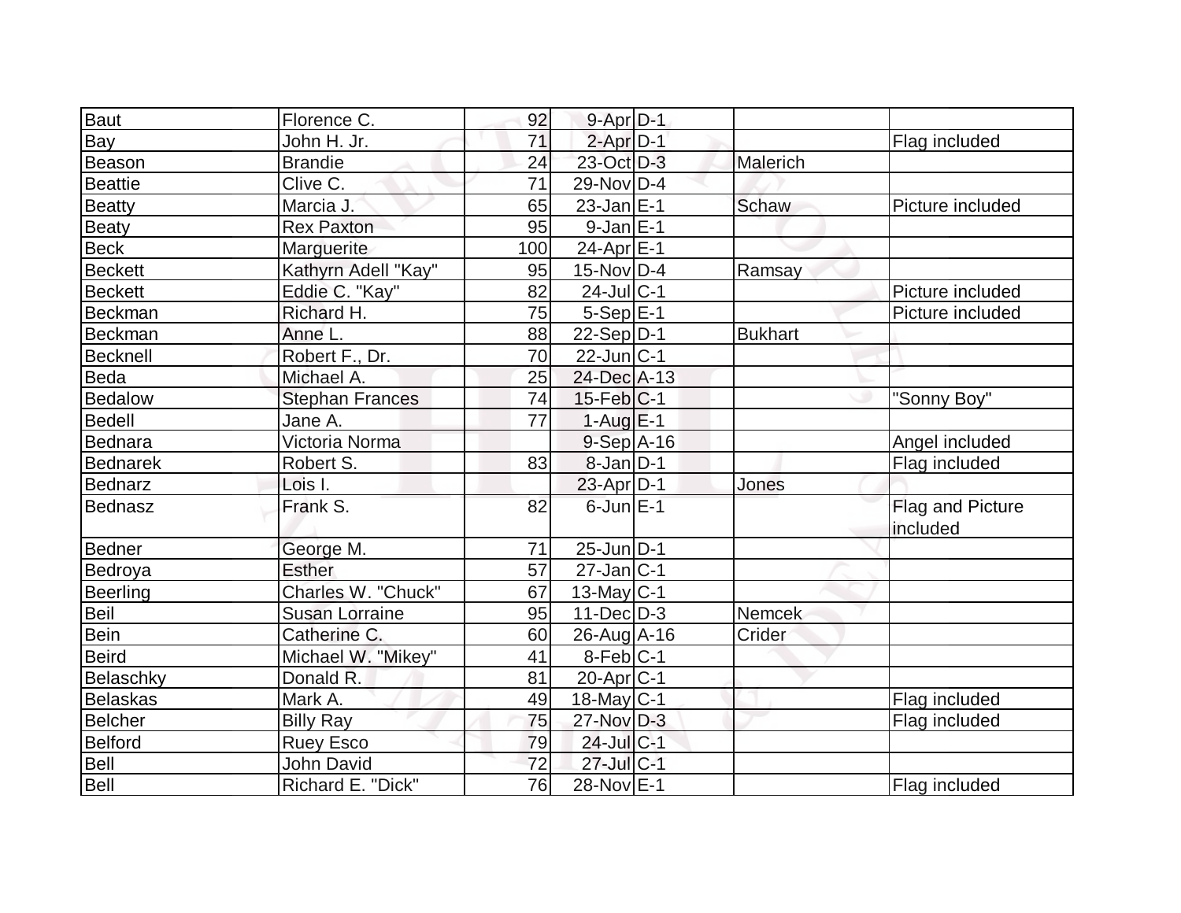| | | | | | | |
|---|---|---|---|---|---|---|
| Baut | Florence C. | 92 | 9-Apr | D-1 | | |
| Bay | John H. Jr. | 71 | 2-Apr | D-1 | | Flag included |
| Beason | Brandie | 24 | 23-Oct | D-3 | Malerich | |
| Beattie | Clive C. | 71 | 29-Nov | D-4 | | |
| Beatty | Marcia J. | 65 | 23-Jan | E-1 | Schaw | Picture included |
| Beaty | Rex Paxton | 95 | 9-Jan | E-1 | | |
| Beck | Marguerite | 100 | 24-Apr | E-1 | | |
| Beckett | Kathyrn Adell "Kay" | 95 | 15-Nov | D-4 | Ramsay | |
| Beckett | Eddie C. "Kay" | 82 | 24-Jul | C-1 | | Picture included |
| Beckman | Richard H. | 75 | 5-Sep | E-1 | | Picture included |
| Beckman | Anne L. | 88 | 22-Sep | D-1 | Bukhart | |
| Becknell | Robert F., Dr. | 70 | 22-Jun | C-1 | | |
| Beda | Michael A. | 25 | 24-Dec | A-13 | | |
| Bedalow | Stephan Frances | 74 | 15-Feb | C-1 | | "Sonny Boy" |
| Bedell | Jane A. | 77 | 1-Aug | E-1 | | |
| Bednara | Victoria Norma | | 9-Sep | A-16 | | Angel included |
| Bednarek | Robert S. | 83 | 8-Jan | D-1 | | Flag included |
| Bednarz | Lois I. | | 23-Apr | D-1 | Jones | |
| Bednasz | Frank S. | 82 | 6-Jun | E-1 | | Flag and Picture included |
| Bedner | George M. | 71 | 25-Jun | D-1 | | |
| Bedroya | Esther | 57 | 27-Jan | C-1 | | |
| Beerling | Charles W. "Chuck" | 67 | 13-May | C-1 | | |
| Beil | Susan Lorraine | 95 | 11-Dec | D-3 | Nemcek | |
| Bein | Catherine C. | 60 | 26-Aug | A-16 | Crider | |
| Beird | Michael W. "Mikey" | 41 | 8-Feb | C-1 | | |
| Belaschky | Donald R. | 81 | 20-Apr | C-1 | | |
| Belaskas | Mark A. | 49 | 18-May | C-1 | | Flag included |
| Belcher | Billy Ray | 75 | 27-Nov | D-3 | | Flag included |
| Belford | Ruey Esco | 79 | 24-Jul | C-1 | | |
| Bell | John David | 72 | 27-Jul | C-1 | | |
| Bell | Richard E. "Dick" | 76 | 28-Nov | E-1 | | Flag included |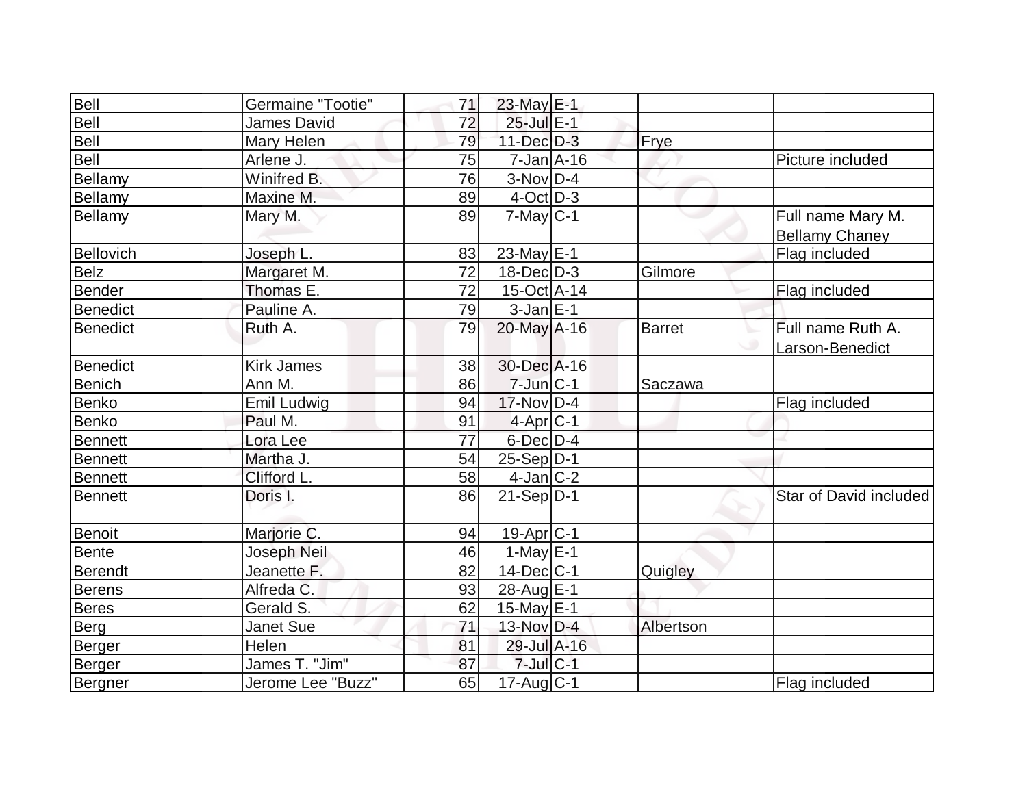| | | | | | | |
|---|---|---|---|---|---|---|
| Bell | Germaine "Tootie" | 71 | 23-May | E-1 | | |
| Bell | James David | 72 | 25-Jul | E-1 | | |
| Bell | Mary Helen | 79 | 11-Dec | D-3 | Frye | |
| Bell | Arlene J. | 75 | 7-Jan | A-16 | | Picture included |
| Bellamy | Winifred B. | 76 | 3-Nov | D-4 | | |
| Bellamy | Maxine M. | 89 | 4-Oct | D-3 | | |
| Bellamy | Mary M. | 89 | 7-May | C-1 | | Full name Mary M. Bellamy Chaney |
| Bellovich | Joseph L. | 83 | 23-May | E-1 | | Flag included |
| Belz | Margaret M. | 72 | 18-Dec | D-3 | Gilmore | |
| Bender | Thomas E. | 72 | 15-Oct | A-14 | | Flag included |
| Benedict | Pauline A. | 79 | 3-Jan | E-1 | | |
| Benedict | Ruth A. | 79 | 20-May | A-16 | Barret | Full name Ruth A. Larson-Benedict |
| Benedict | Kirk James | 38 | 30-Dec | A-16 | | |
| Benich | Ann M. | 86 | 7-Jun | C-1 | Saczawa | |
| Benko | Emil Ludwig | 94 | 17-Nov | D-4 | | Flag included |
| Benko | Paul M. | 91 | 4-Apr | C-1 | | |
| Bennett | Lora Lee | 77 | 6-Dec | D-4 | | |
| Bennett | Martha J. | 54 | 25-Sep | D-1 | | |
| Bennett | Clifford L. | 58 | 4-Jan | C-2 | | |
| Bennett | Doris I. | 86 | 21-Sep | D-1 | | Star of David included |
| Benoit | Marjorie C. | 94 | 19-Apr | C-1 | | |
| Bente | Joseph Neil | 46 | 1-May | E-1 | | |
| Berendt | Jeanette F. | 82 | 14-Dec | C-1 | Quigley | |
| Berens | Alfreda C. | 93 | 28-Aug | E-1 | | |
| Beres | Gerald S. | 62 | 15-May | E-1 | | |
| Berg | Janet Sue | 71 | 13-Nov | D-4 | Albertson | |
| Berger | Helen | 81 | 29-Jul | A-16 | | |
| Berger | James T. "Jim" | 87 | 7-Jul | C-1 | | |
| Bergner | Jerome Lee "Buzz" | 65 | 17-Aug | C-1 | | Flag included |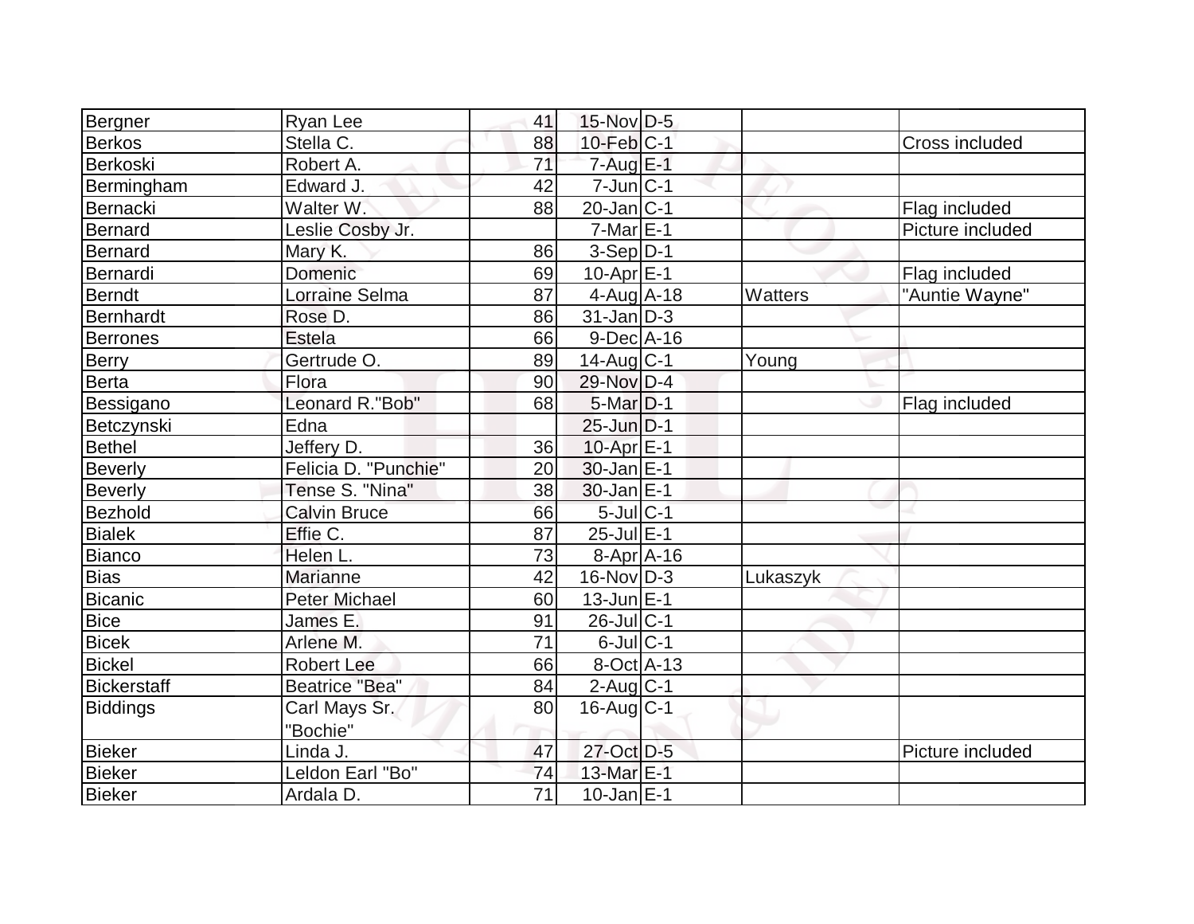| | | | | | | |
|---|---|---|---|---|---|---|
| Bergner | Ryan Lee | 41 | 15-Nov | D-5 | | |
| Berkos | Stella C. | 88 | 10-Feb | C-1 | | Cross included |
| Berkoski | Robert A. | 71 | 7-Aug | E-1 | | |
| Bermingham | Edward J. | 42 | 7-Jun | C-1 | | |
| Bernacki | Walter W. | 88 | 20-Jan | C-1 | | Flag included |
| Bernard | Leslie Cosby Jr. | | 7-Mar | E-1 | | Picture included |
| Bernard | Mary K. | 86 | 3-Sep | D-1 | | |
| Bernardi | Domenic | 69 | 10-Apr | E-1 | | Flag included |
| Berndt | Lorraine Selma | 87 | 4-Aug | A-18 | Watters | "Auntie Wayne" |
| Bernhardt | Rose D. | 86 | 31-Jan | D-3 | | |
| Berrones | Estela | 66 | 9-Dec | A-16 | | |
| Berry | Gertrude O. | 89 | 14-Aug | C-1 | Young | |
| Berta | Flora | 90 | 29-Nov | D-4 | | |
| Bessigano | Leonard R."Bob" | 68 | 5-Mar | D-1 | | Flag included |
| Betczynski | Edna | | 25-Jun | D-1 | | |
| Bethel | Jeffery D. | 36 | 10-Apr | E-1 | | |
| Beverly | Felicia D. "Punchie" | 20 | 30-Jan | E-1 | | |
| Beverly | Tense S. "Nina" | 38 | 30-Jan | E-1 | | |
| Bezhold | Calvin Bruce | 66 | 5-Jul | C-1 | | |
| Bialek | Effie C. | 87 | 25-Jul | E-1 | | |
| Bianco | Helen L. | 73 | 8-Apr | A-16 | | |
| Bias | Marianne | 42 | 16-Nov | D-3 | Lukaszyk | |
| Bicanic | Peter Michael | 60 | 13-Jun | E-1 | | |
| Bice | James E. | 91 | 26-Jul | C-1 | | |
| Bicek | Arlene M. | 71 | 6-Jul | C-1 | | |
| Bickel | Robert Lee | 66 | 8-Oct | A-13 | | |
| Bickerstaff | Beatrice "Bea" | 84 | 2-Aug | C-1 | | |
| Biddings | Carl Mays Sr. "Bochie" | 80 | 16-Aug | C-1 | | |
| Bieker | Linda J. | 47 | 27-Oct | D-5 | | Picture included |
| Bieker | Leldon Earl "Bo" | 74 | 13-Mar | E-1 | | |
| Bieker | Ardala D. | 71 | 10-Jan | E-1 | | |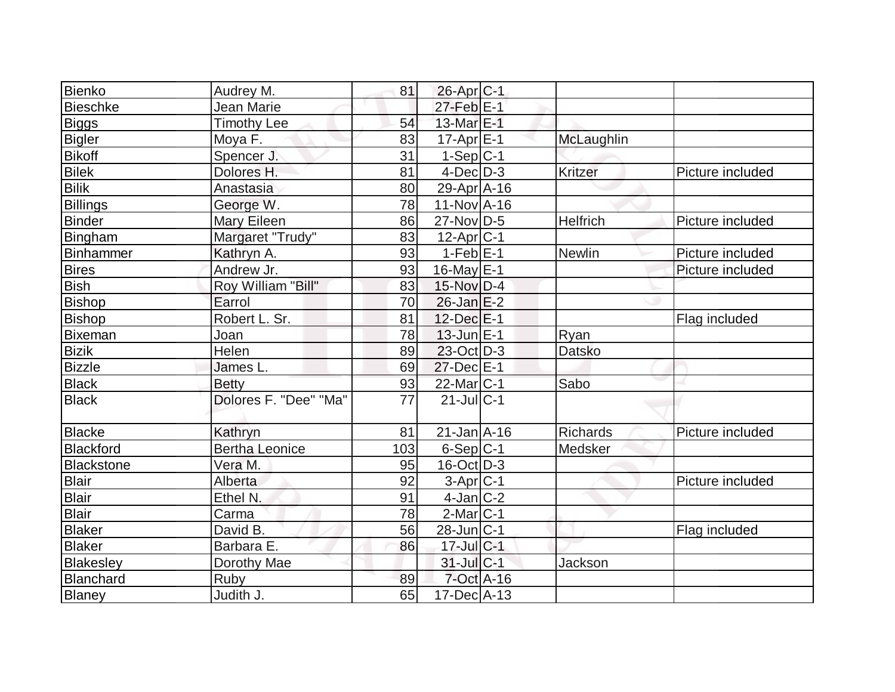| | | | | | | |
|---|---|---|---|---|---|---|
| Bienko | Audrey M. | 81 | 26-Apr | C-1 | | |
| Bieschke | Jean Marie | | 27-Feb | E-1 | | |
| Biggs | Timothy Lee | 54 | 13-Mar | E-1 | | |
| Bigler | Moya F. | 83 | 17-Apr | E-1 | McLaughlin | |
| Bikoff | Spencer J. | 31 | 1-Sep | C-1 | | |
| Bilek | Dolores H. | 81 | 4-Dec | D-3 | Kritzer | Picture included |
| Bilik | Anastasia | 80 | 29-Apr | A-16 | | |
| Billings | George W. | 78 | 11-Nov | A-16 | | |
| Binder | Mary Eileen | 86 | 27-Nov | D-5 | Helfrich | Picture included |
| Bingham | Margaret "Trudy" | 83 | 12-Apr | C-1 | | |
| Binhammer | Kathryn A. | 93 | 1-Feb | E-1 | Newlin | Picture included |
| Bires | Andrew Jr. | 93 | 16-May | E-1 | | Picture included |
| Bish | Roy William "Bill" | 83 | 15-Nov | D-4 | | |
| Bishop | Earrol | 70 | 26-Jan | E-2 | | |
| Bishop | Robert L. Sr. | 81 | 12-Dec | E-1 | | Flag included |
| Bixeman | Joan | 78 | 13-Jun | E-1 | Ryan | |
| Bizik | Helen | 89 | 23-Oct | D-3 | Datsko | |
| Bizzle | James L. | 69 | 27-Dec | E-1 | | |
| Black | Betty | 93 | 22-Mar | C-1 | Sabo | |
| Black | Dolores F. "Dee" "Ma" | 77 | 21-Jul | C-1 | | |
| Blacke | Kathryn | 81 | 21-Jan | A-16 | Richards | Picture included |
| Blackford | Bertha Leonice | 103 | 6-Sep | C-1 | Medsker | |
| Blackstone | Vera M. | 95 | 16-Oct | D-3 | | |
| Blair | Alberta | 92 | 3-Apr | C-1 | | Picture included |
| Blair | Ethel N. | 91 | 4-Jan | C-2 | | |
| Blair | Carma | 78 | 2-Mar | C-1 | | |
| Blaker | David B. | 56 | 28-Jun | C-1 | | Flag included |
| Blaker | Barbara E. | 86 | 17-Jul | C-1 | | |
| Blakesley | Dorothy Mae | | 31-Jul | C-1 | Jackson | |
| Blanchard | Ruby | 89 | 7-Oct | A-16 | | |
| Blaney | Judith J. | 65 | 17-Dec | A-13 | | |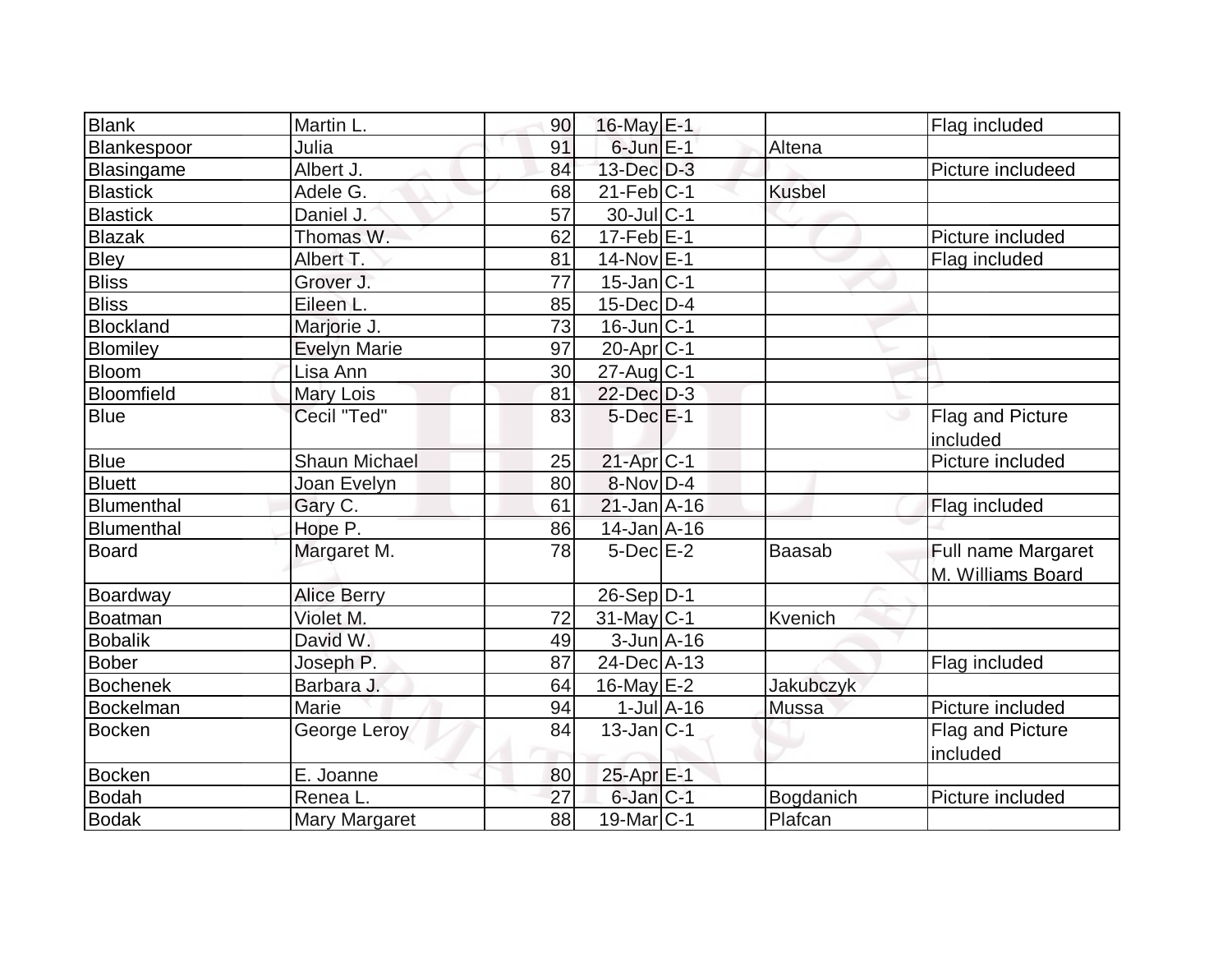| Blank | Martin L. | 90 | 16-May | E-1 | | Flag included |
|---|---|---|---|---|---|---|
| Blankespoor | Julia | 91 | 6-Jun | E-1 | Altena | |
| Blasingame | Albert J. | 84 | 13-Dec | D-3 | | Picture includeed |
| Blastick | Adele G. | 68 | 21-Feb | C-1 | Kusbel | |
| Blastick | Daniel J. | 57 | 30-Jul | C-1 | | |
| Blazak | Thomas W. | 62 | 17-Feb | E-1 | | Picture included |
| Bley | Albert T. | 81 | 14-Nov | E-1 | | Flag included |
| Bliss | Grover J. | 77 | 15-Jan | C-1 | | |
| Bliss | Eileen L. | 85 | 15-Dec | D-4 | | |
| Blockland | Marjorie J. | 73 | 16-Jun | C-1 | | |
| Blomiley | Evelyn Marie | 97 | 20-Apr | C-1 | | |
| Bloom | Lisa Ann | 30 | 27-Aug | C-1 | | |
| Bloomfield | Mary Lois | 81 | 22-Dec | D-3 | | |
| Blue | Cecil "Ted" | 83 | 5-Dec | E-1 | | Flag and Picture included |
| Blue | Shaun Michael | 25 | 21-Apr | C-1 | | Picture included |
| Bluett | Joan Evelyn | 80 | 8-Nov | D-4 | | |
| Blumenthal | Gary C. | 61 | 21-Jan | A-16 | | Flag included |
| Blumenthal | Hope P. | 86 | 14-Jan | A-16 | | |
| Board | Margaret M. | 78 | 5-Dec | E-2 | Baasab | Full name Margaret M. Williams Board |
| Boardway | Alice Berry | | 26-Sep | D-1 | | |
| Boatman | Violet M. | 72 | 31-May | C-1 | Kvenich | |
| Bobalik | David W. | 49 | 3-Jun | A-16 | | |
| Bober | Joseph P. | 87 | 24-Dec | A-13 | | Flag included |
| Bochenek | Barbara J. | 64 | 16-May | E-2 | Jakubczyk | |
| Bockelman | Marie | 94 | 1-Jul | A-16 | Mussa | Picture included |
| Bocken | George Leroy | 84 | 13-Jan | C-1 | | Flag and Picture included |
| Bocken | E. Joanne | 80 | 25-Apr | E-1 | | |
| Bodah | Renea L. | 27 | 6-Jan | C-1 | Bogdanich | Picture included |
| Bodak | Mary Margaret | 88 | 19-Mar | C-1 | Plafcan | |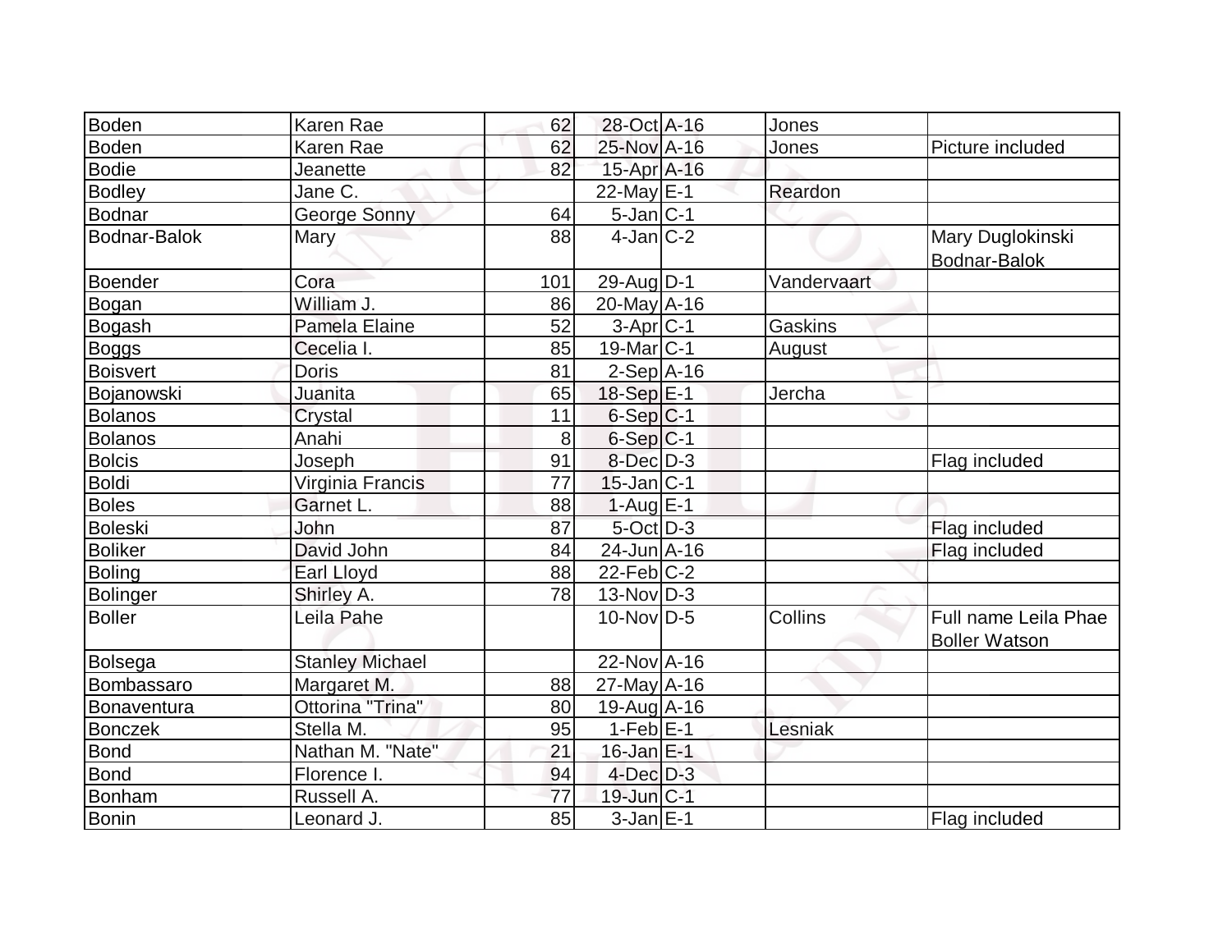| Boden | Karen Rae | 62 | 28-Oct | A-16 | Jones | |
|---|---|---|---|---|---|---|
| Boden | Karen Rae | 62 | 25-Nov | A-16 | Jones | Picture included |
| Bodie | Jeanette | 82 | 15-Apr | A-16 | | |
| Bodley | Jane C. | | 22-May | E-1 | Reardon | |
| Bodnar | George Sonny | 64 | 5-Jan | C-1 | | |
| Bodnar-Balok | Mary | 88 | 4-Jan | C-2 | | Mary Duglokinski Bodnar-Balok |
| Boender | Cora | 101 | 29-Aug | D-1 | Vandervaart | |
| Bogan | William J. | 86 | 20-May | A-16 | | |
| Bogash | Pamela Elaine | 52 | 3-Apr | C-1 | Gaskins | |
| Boggs | Cecelia I. | 85 | 19-Mar | C-1 | August | |
| Boisvert | Doris | 81 | 2-Sep | A-16 | | |
| Bojanowski | Juanita | 65 | 18-Sep | E-1 | Jercha | |
| Bolanos | Crystal | 11 | 6-Sep | C-1 | | |
| Bolanos | Anahi | 8 | 6-Sep | C-1 | | |
| Bolcis | Joseph | 91 | 8-Dec | D-3 | | Flag included |
| Boldi | Virginia Francis | 77 | 15-Jan | C-1 | | |
| Boles | Garnet L. | 88 | 1-Aug | E-1 | | |
| Boleski | John | 87 | 5-Oct | D-3 | | Flag included |
| Boliker | David John | 84 | 24-Jun | A-16 | | Flag included |
| Boling | Earl Lloyd | 88 | 22-Feb | C-2 | | |
| Bolinger | Shirley A. | 78 | 13-Nov | D-3 | | |
| Boller | Leila Pahe | | 10-Nov | D-5 | Collins | Full name Leila Phae Boller Watson |
| Bolsega | Stanley Michael | | 22-Nov | A-16 | | |
| Bombassaro | Margaret M. | 88 | 27-May | A-16 | | |
| Bonaventura | Ottorina "Trina" | 80 | 19-Aug | A-16 | | |
| Bonczek | Stella M. | 95 | 1-Feb | E-1 | Lesniak | |
| Bond | Nathan M. "Nate" | 21 | 16-Jan | E-1 | | |
| Bond | Florence I. | 94 | 4-Dec | D-3 | | |
| Bonham | Russell A. | 77 | 19-Jun | C-1 | | |
| Bonin | Leonard J. | 85 | 3-Jan | E-1 | | Flag included |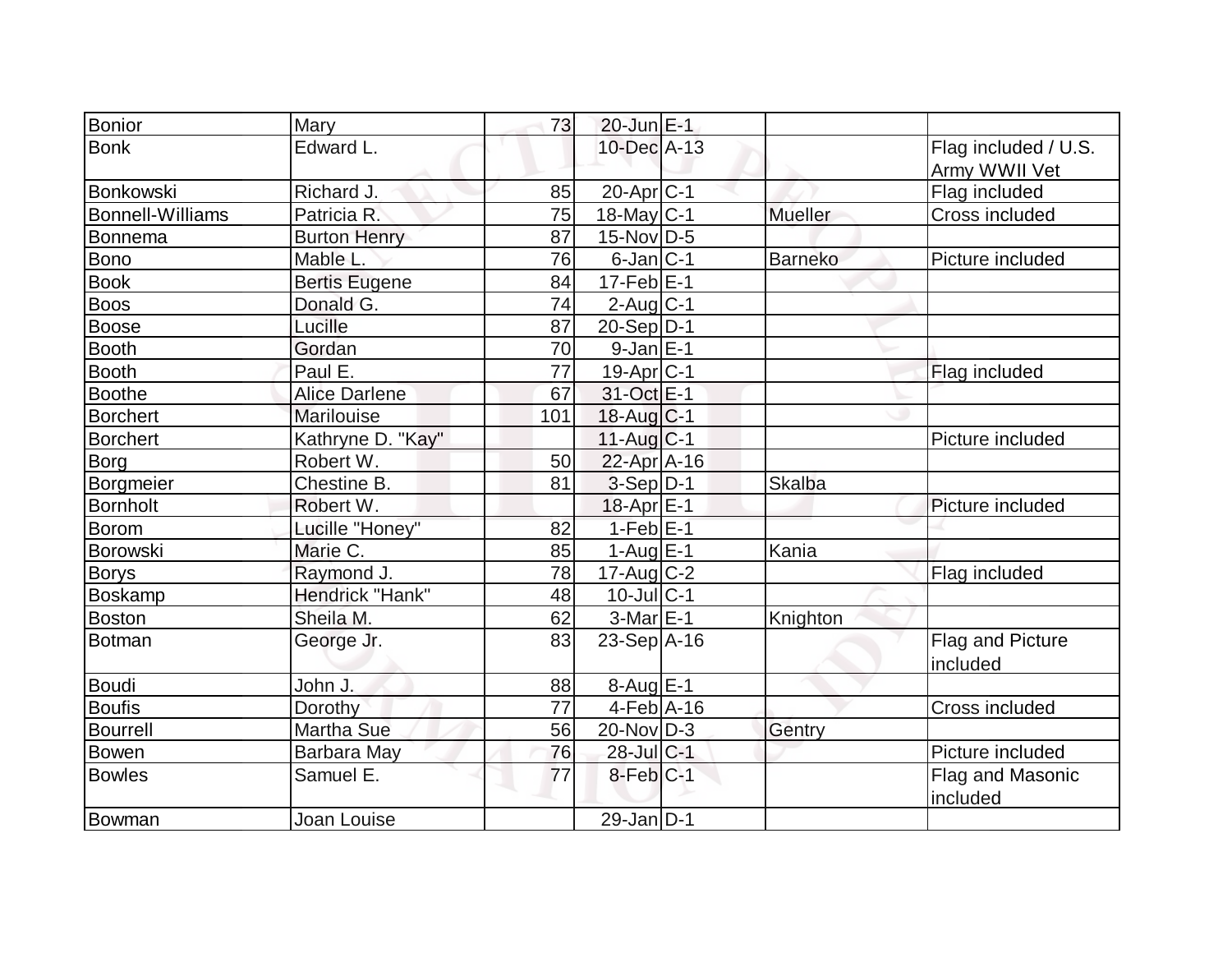| | | | | | | |
|---|---|---|---|---|---|---|
| Bonior | Mary | 73 | 20-Jun | E-1 | | |
| Bonk | Edward L. | | 10-Dec | A-13 | | Flag included / U.S. Army WWII Vet |
| Bonkowski | Richard J. | 85 | 20-Apr | C-1 | | Flag included |
| Bonnell-Williams | Patricia R. | 75 | 18-May | C-1 | Mueller | Cross included |
| Bonnema | Burton Henry | 87 | 15-Nov | D-5 | | |
| Bono | Mable L. | 76 | 6-Jan | C-1 | Barneko | Picture included |
| Book | Bertis Eugene | 84 | 17-Feb | E-1 | | |
| Boos | Donald G. | 74 | 2-Aug | C-1 | | |
| Boose | Lucille | 87 | 20-Sep | D-1 | | |
| Booth | Gordan | 70 | 9-Jan | E-1 | | |
| Booth | Paul E. | 77 | 19-Apr | C-1 | | Flag included |
| Boothe | Alice Darlene | 67 | 31-Oct | E-1 | | |
| Borchert | Marilouise | 101 | 18-Aug | C-1 | | |
| Borchert | Kathryne D. "Kay" | | 11-Aug | C-1 | | Picture included |
| Borg | Robert W. | 50 | 22-Apr | A-16 | | |
| Borgmeier | Chestine B. | 81 | 3-Sep | D-1 | Skalba | |
| Bornholt | Robert W. | | 18-Apr | E-1 | | Picture included |
| Borom | Lucille "Honey" | 82 | 1-Feb | E-1 | | |
| Borowski | Marie C. | 85 | 1-Aug | E-1 | Kania | |
| Borys | Raymond J. | 78 | 17-Aug | C-2 | | Flag included |
| Boskamp | Hendrick "Hank" | 48 | 10-Jul | C-1 | | |
| Boston | Sheila M. | 62 | 3-Mar | E-1 | Knighton | |
| Botman | George Jr. | 83 | 23-Sep | A-16 | | Flag and Picture included |
| Boudi | John J. | 88 | 8-Aug | E-1 | | |
| Boufis | Dorothy | 77 | 4-Feb | A-16 | | Cross included |
| Bourrell | Martha Sue | 56 | 20-Nov | D-3 | Gentry | |
| Bowen | Barbara May | 76 | 28-Jul | C-1 | | Picture included |
| Bowles | Samuel E. | 77 | 8-Feb | C-1 | | Flag and Masonic included |
| Bowman | Joan Louise | | 29-Jan | D-1 | | |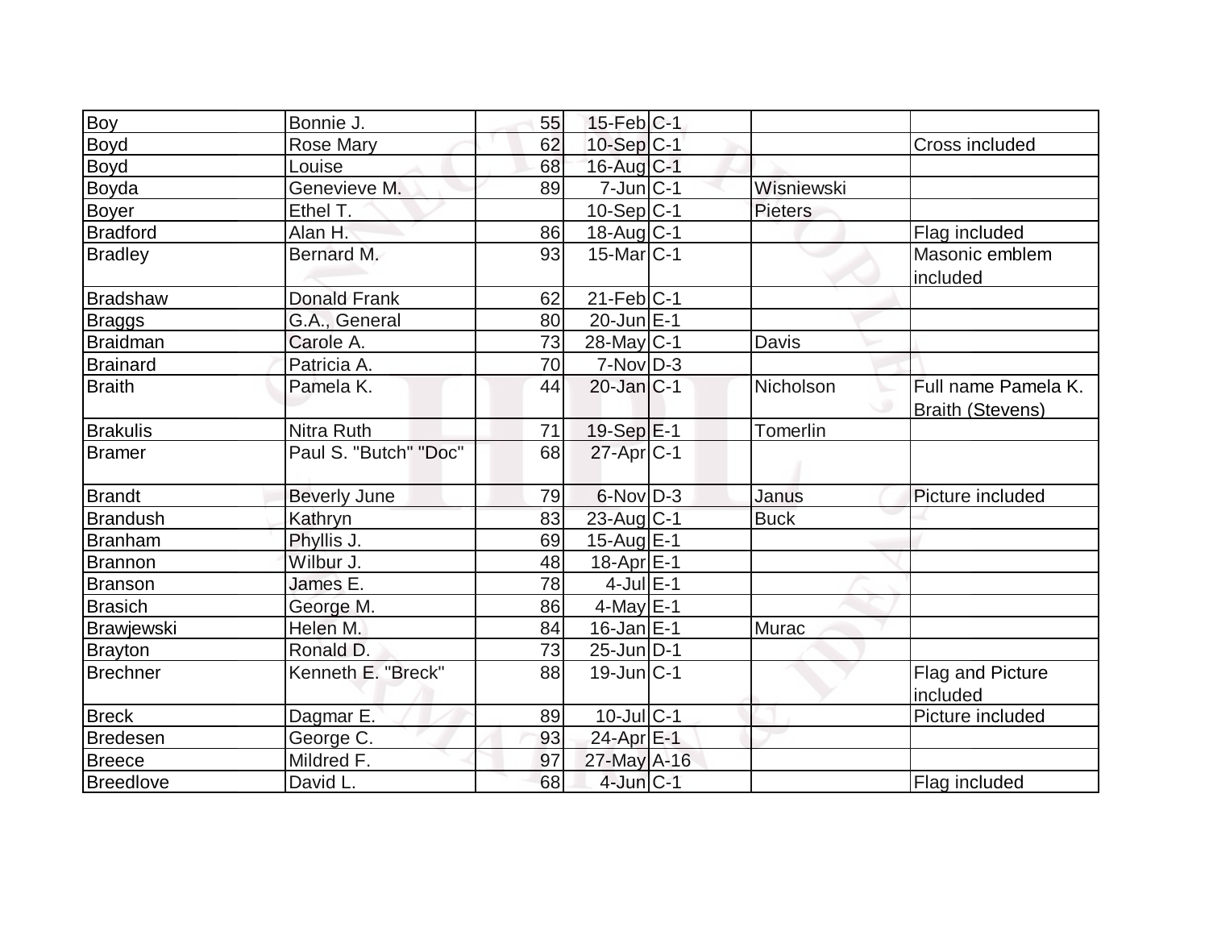| | | | | | | |
|---|---|---|---|---|---|---|
| Boy | Bonnie J. | 55 | 15-Feb | C-1 | | |
| Boyd | Rose Mary | 62 | 10-Sep | C-1 | | Cross included |
| Boyd | Louise | 68 | 16-Aug | C-1 | | |
| Boyda | Genevieve M. | 89 | 7-Jun | C-1 | Wisniewski | |
| Boyer | Ethel T. | | 10-Sep | C-1 | Pieters | |
| Bradford | Alan H. | 86 | 18-Aug | C-1 | | Flag included |
| Bradley | Bernard M. | 93 | 15-Mar | C-1 | | Masonic emblem included |
| Bradshaw | Donald Frank | 62 | 21-Feb | C-1 | | |
| Braggs | G.A., General | 80 | 20-Jun | E-1 | | |
| Braidman | Carole A. | 73 | 28-May | C-1 | Davis | |
| Brainard | Patricia A. | 70 | 7-Nov | D-3 | | |
| Braith | Pamela K. | 44 | 20-Jan | C-1 | Nicholson | Full name Pamela K. Braith (Stevens) |
| Brakulis | Nitra Ruth | 71 | 19-Sep | E-1 | Tomerlin | |
| Bramer | Paul S. "Butch" "Doc" | 68 | 27-Apr | C-1 | | |
| Brandt | Beverly June | 79 | 6-Nov | D-3 | Janus | Picture included |
| Brandush | Kathryn | 83 | 23-Aug | C-1 | Buck | |
| Branham | Phyllis J. | 69 | 15-Aug | E-1 | | |
| Brannon | Wilbur J. | 48 | 18-Apr | E-1 | | |
| Branson | James E. | 78 | 4-Jul | E-1 | | |
| Brasich | George M. | 86 | 4-May | E-1 | | |
| Brawjewski | Helen M. | 84 | 16-Jan | E-1 | Murac | |
| Brayton | Ronald D. | 73 | 25-Jun | D-1 | | |
| Brechner | Kenneth E. "Breck" | 88 | 19-Jun | C-1 | | Flag and Picture included |
| Breck | Dagmar E. | 89 | 10-Jul | C-1 | | Picture included |
| Bredesen | George C. | 93 | 24-Apr | E-1 | | |
| Breece | Mildred F. | 97 | 27-May | A-16 | | |
| Breedlove | David L. | 68 | 4-Jun | C-1 | | Flag included |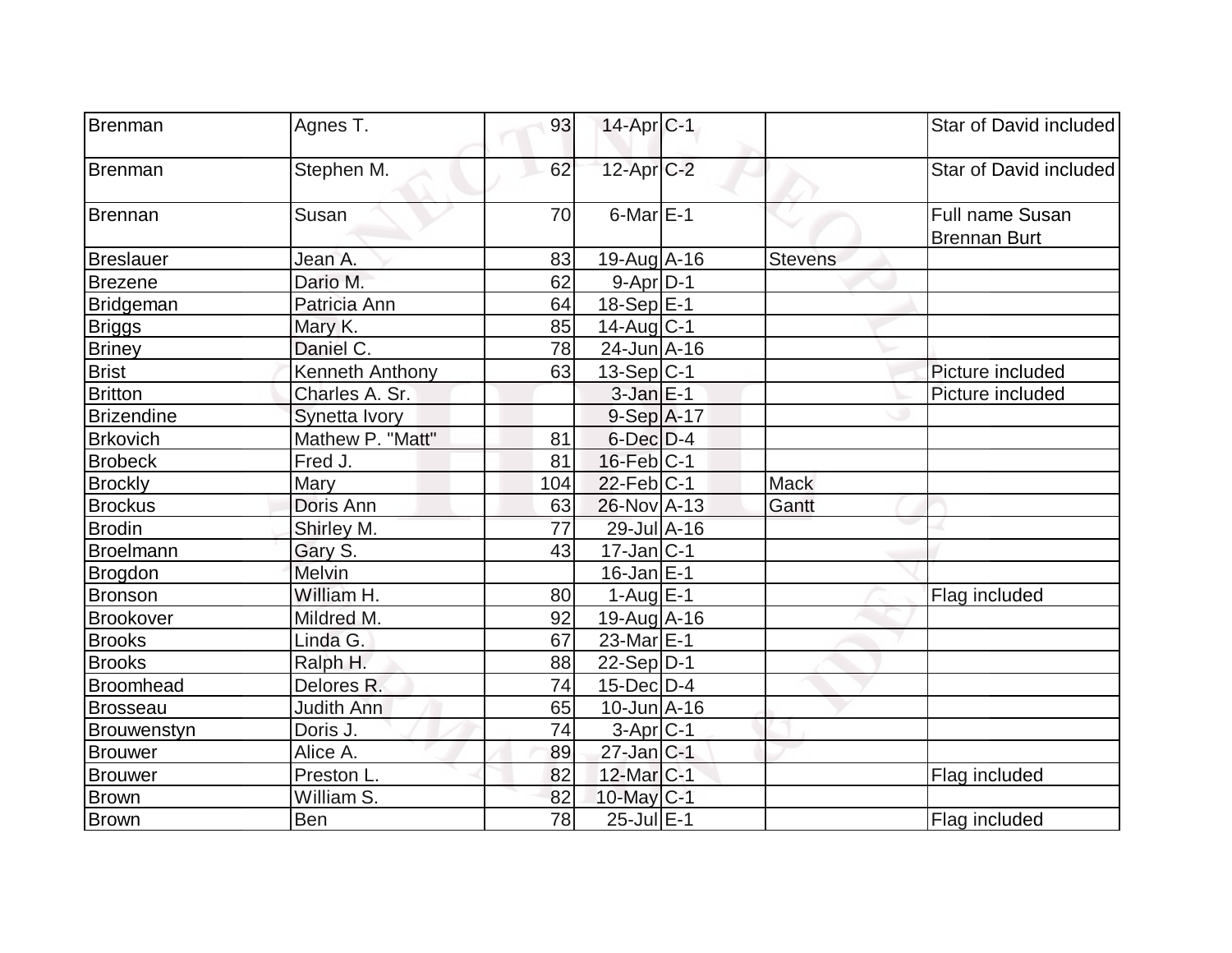| | | | | | | |
|---|---|---|---|---|---|---|
| Brenman | Agnes T. | 93 | 14-Apr | C-1 | | Star of David included |
| Brenman | Stephen M. | 62 | 12-Apr | C-2 | | Star of David included |
| Brennan | Susan | 70 | 6-Mar | E-1 | | Full name Susan Brennan Burt |
| Breslauer | Jean A. | 83 | 19-Aug | A-16 | Stevens | |
| Brezene | Dario M. | 62 | 9-Apr | D-1 | | |
| Bridgeman | Patricia Ann | 64 | 18-Sep | E-1 | | |
| Briggs | Mary K. | 85 | 14-Aug | C-1 | | |
| Briney | Daniel C. | 78 | 24-Jun | A-16 | | |
| Brist | Kenneth Anthony | 63 | 13-Sep | C-1 | | Picture included |
| Britton | Charles A. Sr. | | 3-Jan | E-1 | | Picture included |
| Brizendine | Synetta Ivory | | 9-Sep | A-17 | | |
| Brkovich | Mathew P. "Matt" | 81 | 6-Dec | D-4 | | |
| Brobeck | Fred J. | 81 | 16-Feb | C-1 | | |
| Brockly | Mary | 104 | 22-Feb | C-1 | Mack | |
| Brockus | Doris Ann | 63 | 26-Nov | A-13 | Gantt | |
| Brodin | Shirley M. | 77 | 29-Jul | A-16 | | |
| Broelmann | Gary S. | 43 | 17-Jan | C-1 | | |
| Brogdon | Melvin | | 16-Jan | E-1 | | |
| Bronson | William H. | 80 | 1-Aug | E-1 | | Flag included |
| Brookover | Mildred M. | 92 | 19-Aug | A-16 | | |
| Brooks | Linda G. | 67 | 23-Mar | E-1 | | |
| Brooks | Ralph H. | 88 | 22-Sep | D-1 | | |
| Broomhead | Delores R. | 74 | 15-Dec | D-4 | | |
| Brosseau | Judith Ann | 65 | 10-Jun | A-16 | | |
| Brouwenstyn | Doris J. | 74 | 3-Apr | C-1 | | |
| Brouwer | Alice A. | 89 | 27-Jan | C-1 | | |
| Brouwer | Preston L. | 82 | 12-Mar | C-1 | | Flag included |
| Brown | William S. | 82 | 10-May | C-1 | | |
| Brown | Ben | 78 | 25-Jul | E-1 | | Flag included |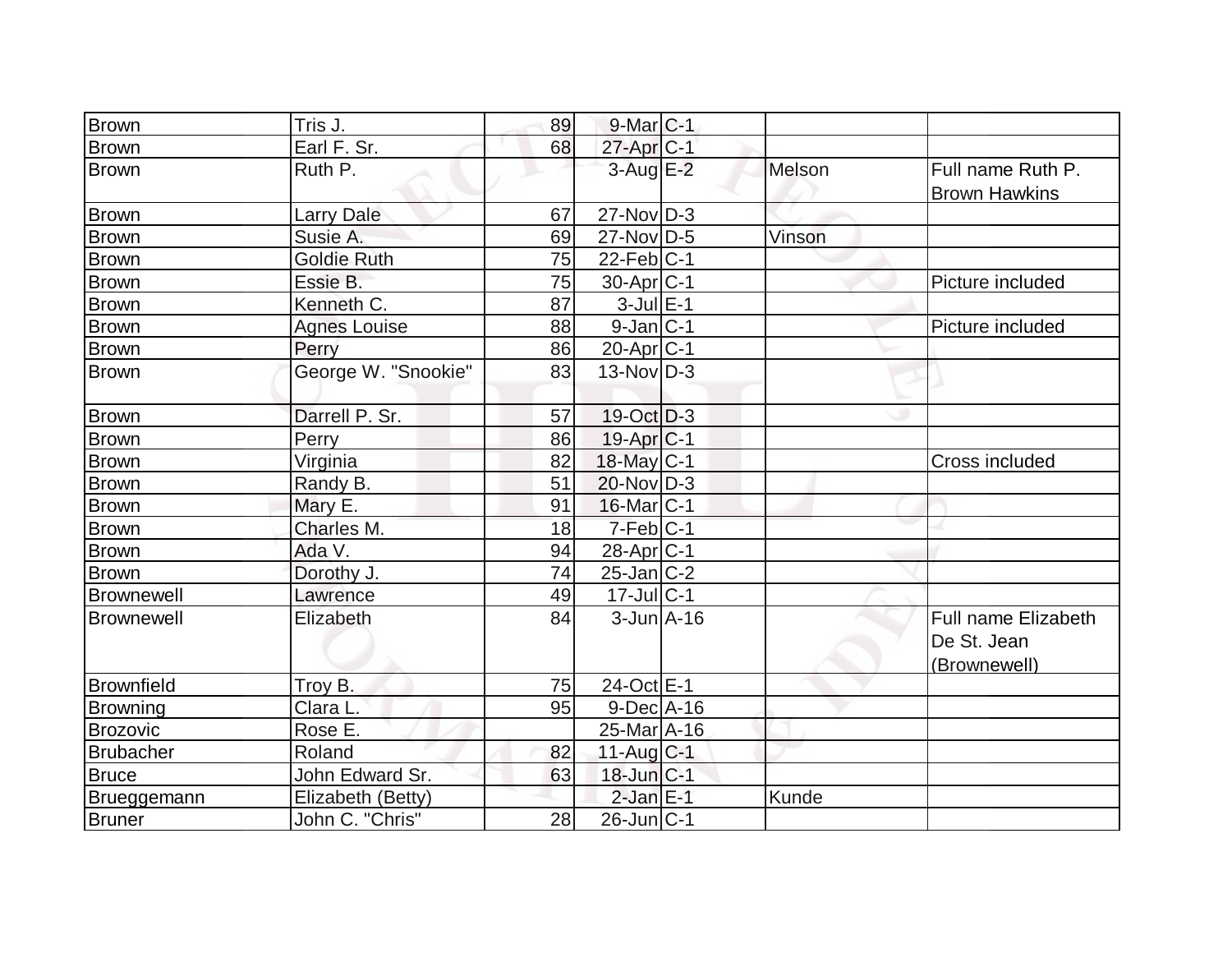| | | | | | | |
|---|---|---|---|---|---|---|
| Brown | Tris J. | 89 | 9-Mar | C-1 | | |
| Brown | Earl F. Sr. | 68 | 27-Apr | C-1 | | |
| Brown | Ruth P. | | 3-Aug | E-2 | Melson | Full name Ruth P. Brown Hawkins |
| Brown | Larry Dale | 67 | 27-Nov | D-3 | | |
| Brown | Susie A. | 69 | 27-Nov | D-5 | Vinson | |
| Brown | Goldie Ruth | 75 | 22-Feb | C-1 | | |
| Brown | Essie B. | 75 | 30-Apr | C-1 | | Picture included |
| Brown | Kenneth C. | 87 | 3-Jul | E-1 | | |
| Brown | Agnes Louise | 88 | 9-Jan | C-1 | | Picture included |
| Brown | Perry | 86 | 20-Apr | C-1 | | |
| Brown | George W. "Snookie" | 83 | 13-Nov | D-3 | | |
| Brown | Darrell P. Sr. | 57 | 19-Oct | D-3 | | |
| Brown | Perry | 86 | 19-Apr | C-1 | | |
| Brown | Virginia | 82 | 18-May | C-1 | | Cross included |
| Brown | Randy B. | 51 | 20-Nov | D-3 | | |
| Brown | Mary E. | 91 | 16-Mar | C-1 | | |
| Brown | Charles M. | 18 | 7-Feb | C-1 | | |
| Brown | Ada V. | 94 | 28-Apr | C-1 | | |
| Brown | Dorothy J. | 74 | 25-Jan | C-2 | | |
| Brownewell | Lawrence | 49 | 17-Jul | C-1 | | |
| Brownewell | Elizabeth | 84 | 3-Jun | A-16 | | Full name Elizabeth De St. Jean (Brownewell) |
| Brownfield | Troy B. | 75 | 24-Oct | E-1 | | |
| Browning | Clara L. | 95 | 9-Dec | A-16 | | |
| Brozovic | Rose E. | | 25-Mar | A-16 | | |
| Brubacher | Roland | 82 | 11-Aug | C-1 | | |
| Bruce | John Edward Sr. | 63 | 18-Jun | C-1 | | |
| Brueggemann | Elizabeth (Betty) | | 2-Jan | E-1 | Kunde | |
| Bruner | John C. "Chris" | 28 | 26-Jun | C-1 | | |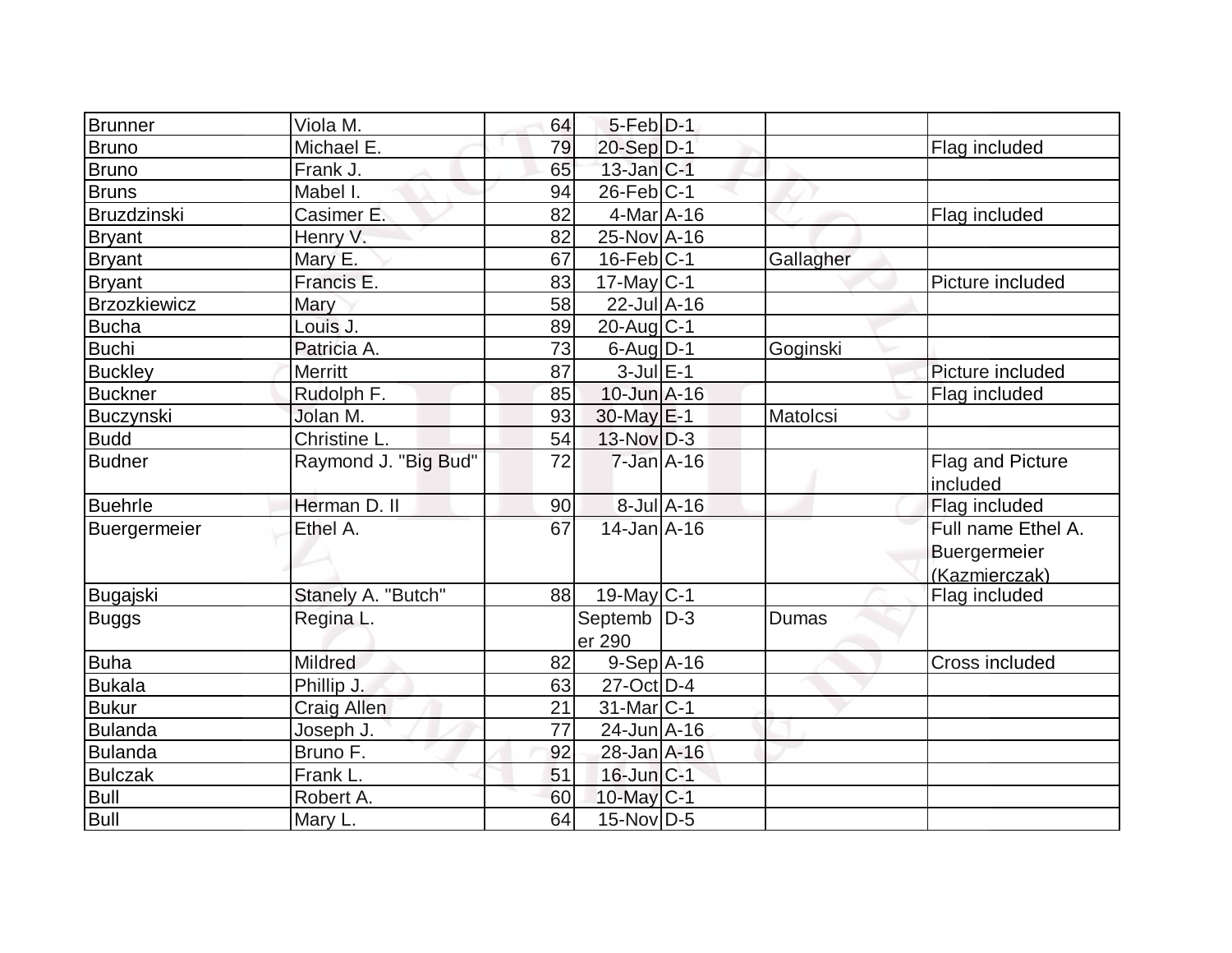| | | | | | | |
|---|---|---|---|---|---|---|
| Brunner | Viola M. | 64 | 5-Feb | D-1 | | |
| Bruno | Michael E. | 79 | 20-Sep | D-1 | | Flag included |
| Bruno | Frank J. | 65 | 13-Jan | C-1 | | |
| Bruns | Mabel I. | 94 | 26-Feb | C-1 | | |
| Bruzdzinski | Casimer E. | 82 | 4-Mar | A-16 | | Flag included |
| Bryant | Henry V. | 82 | 25-Nov | A-16 | | |
| Bryant | Mary E. | 67 | 16-Feb | C-1 | Gallagher | |
| Bryant | Francis E. | 83 | 17-May | C-1 | | Picture included |
| Brzozkiewicz | Mary | 58 | 22-Jul | A-16 | | |
| Bucha | Louis J. | 89 | 20-Aug | C-1 | | |
| Buchi | Patricia A. | 73 | 6-Aug | D-1 | Goginski | |
| Buckley | Merritt | 87 | 3-Jul | E-1 | | Picture included |
| Buckner | Rudolph F. | 85 | 10-Jun | A-16 | | Flag included |
| Buczynski | Jolan M. | 93 | 30-May | E-1 | Matolcsi | |
| Budd | Christine L. | 54 | 13-Nov | D-3 | | |
| Budner | Raymond J. "Big Bud" | 72 | 7-Jan | A-16 | | Flag and Picture included |
| Buehrle | Herman D. II | 90 | 8-Jul | A-16 | | Flag included |
| Buergermeier | Ethel A. | 67 | 14-Jan | A-16 | | Full name Ethel A. Buergermeier (Kazmierczak) |
| Bugajski | Stanely A. "Butch" | 88 | 19-May | C-1 | | Flag included |
| Buggs | Regina L. | | September 290 | D-3 | Dumas | |
| Buha | Mildred | 82 | 9-Sep | A-16 | | Cross included |
| Bukala | Phillip J. | 63 | 27-Oct | D-4 | | |
| Bukur | Craig Allen | 21 | 31-Mar | C-1 | | |
| Bulanda | Joseph J. | 77 | 24-Jun | A-16 | | |
| Bulanda | Bruno F. | 92 | 28-Jan | A-16 | | |
| Bulczak | Frank L. | 51 | 16-Jun | C-1 | | |
| Bull | Robert A. | 60 | 10-May | C-1 | | |
| Bull | Mary L. | 64 | 15-Nov | D-5 | | |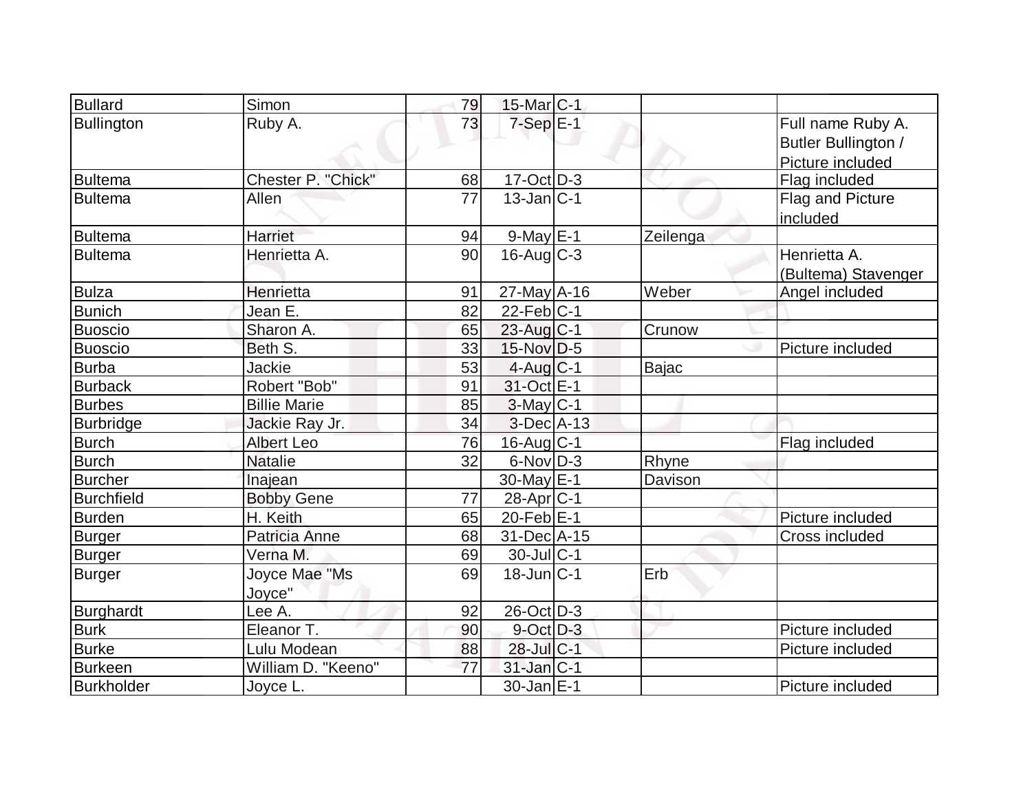| Bullard | Simon | 79 | 15-Mar | C-1 | | |
|---|---|---|---|---|---|---|
| Bullington | Ruby A. | 73 | 7-Sep | E-1 | | Full name Ruby A. Butler Bullington / Picture included |
| Bultema | Chester P. "Chick" | 68 | 17-Oct | D-3 | | Flag included |
| Bultema | Allen | 77 | 13-Jan | C-1 | | Flag and Picture included |
| Bultema | Harriet | 94 | 9-May | E-1 | Zeilenga | |
| Bultema | Henrietta A. | 90 | 16-Aug | C-3 | | Henrietta A. (Bultema) Stavenger |
| Bulza | Henrietta | 91 | 27-May | A-16 | Weber | Angel included |
| Bunich | Jean E. | 82 | 22-Feb | C-1 | | |
| Buoscio | Sharon A. | 65 | 23-Aug | C-1 | Crunow | |
| Buoscio | Beth S. | 33 | 15-Nov | D-5 | | Picture included |
| Burba | Jackie | 53 | 4-Aug | C-1 | Bajac | |
| Burback | Robert "Bob" | 91 | 31-Oct | E-1 | | |
| Burbes | Billie Marie | 85 | 3-May | C-1 | | |
| Burbridge | Jackie Ray Jr. | 34 | 3-Dec | A-13 | | |
| Burch | Albert Leo | 76 | 16-Aug | C-1 | | Flag included |
| Burch | Natalie | 32 | 6-Nov | D-3 | Rhyne | |
| Burcher | Inajean | | 30-May | E-1 | Davison | |
| Burchfield | Bobby Gene | 77 | 28-Apr | C-1 | | |
| Burden | H. Keith | 65 | 20-Feb | E-1 | | Picture included |
| Burger | Patricia Anne | 68 | 31-Dec | A-15 | | Cross included |
| Burger | Verna M. | 69 | 30-Jul | C-1 | | |
| Burger | Joyce Mae "Ms Joyce" | 69 | 18-Jun | C-1 | Erb | |
| Burghardt | Lee A. | 92 | 26-Oct | D-3 | | |
| Burk | Eleanor T. | 90 | 9-Oct | D-3 | | Picture included |
| Burke | Lulu Modean | 88 | 28-Jul | C-1 | | Picture included |
| Burkeen | William D. "Keeno" | 77 | 31-Jan | C-1 | | |
| Burkholder | Joyce L. | | 30-Jan | E-1 | | Picture included |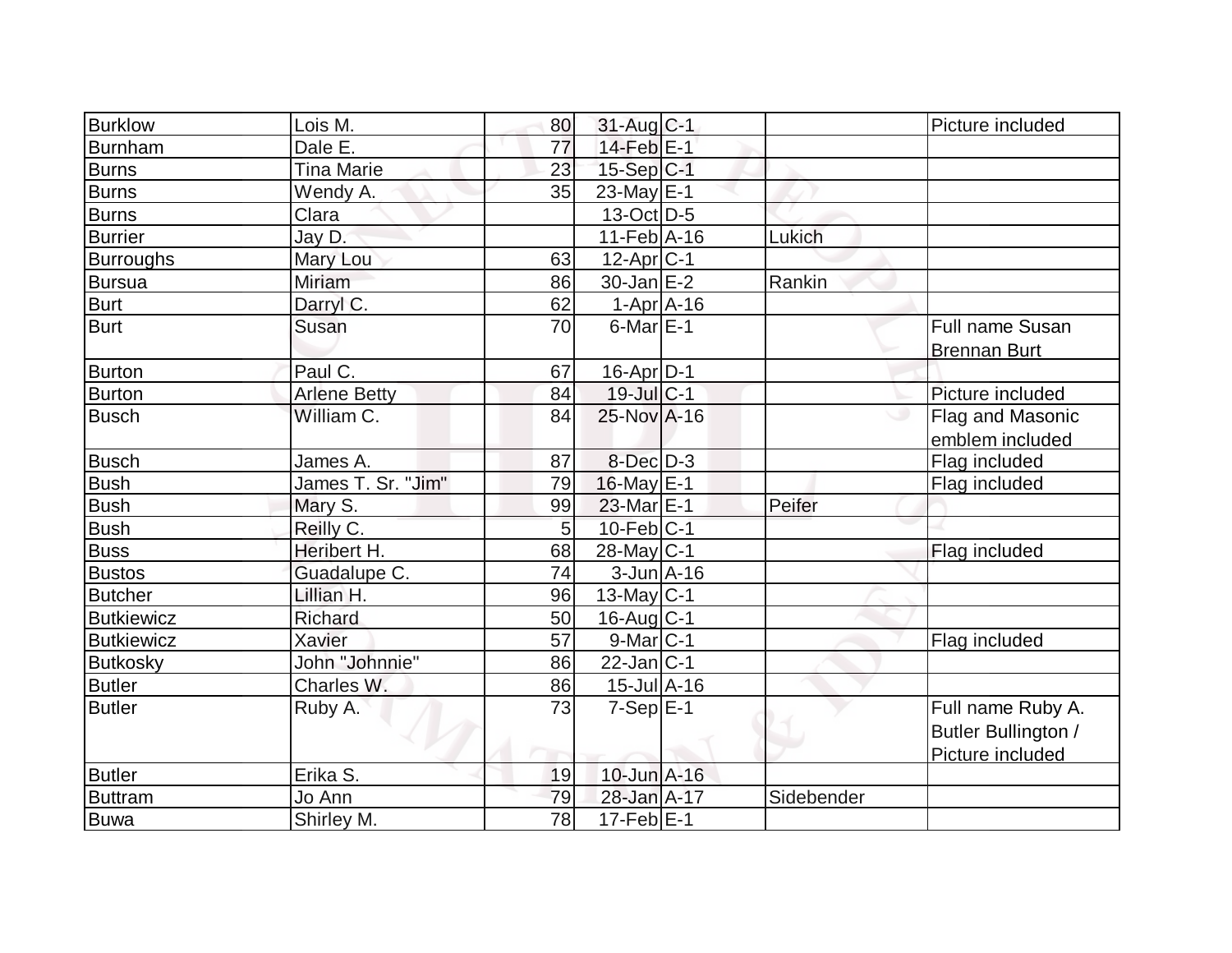| | | | | | | |
|---|---|---|---|---|---|---|
| Burklow | Lois M. | 80 | 31-Aug | C-1 | | Picture included |
| Burnham | Dale E. | 77 | 14-Feb | E-1 | | |
| Burns | Tina Marie | 23 | 15-Sep | C-1 | | |
| Burns | Wendy A. | 35 | 23-May | E-1 | | |
| Burns | Clara | | 13-Oct | D-5 | | |
| Burrier | Jay D. | | 11-Feb | A-16 | Lukich | |
| Burroughs | Mary Lou | 63 | 12-Apr | C-1 | | |
| Bursua | Miriam | 86 | 30-Jan | E-2 | Rankin | |
| Burt | Darryl C. | 62 | 1-Apr | A-16 | | |
| Burt | Susan | 70 | 6-Mar | E-1 | | Full name Susan Brennan Burt |
| Burton | Paul C. | 67 | 16-Apr | D-1 | | |
| Burton | Arlene Betty | 84 | 19-Jul | C-1 | | Picture included |
| Busch | William C. | 84 | 25-Nov | A-16 | | Flag and Masonic emblem included |
| Busch | James A. | 87 | 8-Dec | D-3 | | Flag included |
| Bush | James T. Sr. "Jim" | 79 | 16-May | E-1 | | Flag included |
| Bush | Mary S. | 99 | 23-Mar | E-1 | Peifer | |
| Bush | Reilly C. | 5 | 10-Feb | C-1 | | |
| Buss | Heribert H. | 68 | 28-May | C-1 | | Flag included |
| Bustos | Guadalupe C. | 74 | 3-Jun | A-16 | | |
| Butcher | Lillian H. | 96 | 13-May | C-1 | | |
| Butkiewicz | Richard | 50 | 16-Aug | C-1 | | |
| Butkiewicz | Xavier | 57 | 9-Mar | C-1 | | Flag included |
| Butkosky | John "Johnnie" | 86 | 22-Jan | C-1 | | |
| Butler | Charles W. | 86 | 15-Jul | A-16 | | |
| Butler | Ruby A. | 73 | 7-Sep | E-1 | | Full name Ruby A. Butler Bullington / Picture included |
| Butler | Erika S. | 19 | 10-Jun | A-16 | | |
| Buttram | Jo Ann | 79 | 28-Jan | A-17 | Sidebender | |
| Buwa | Shirley M. | 78 | 17-Feb | E-1 | | |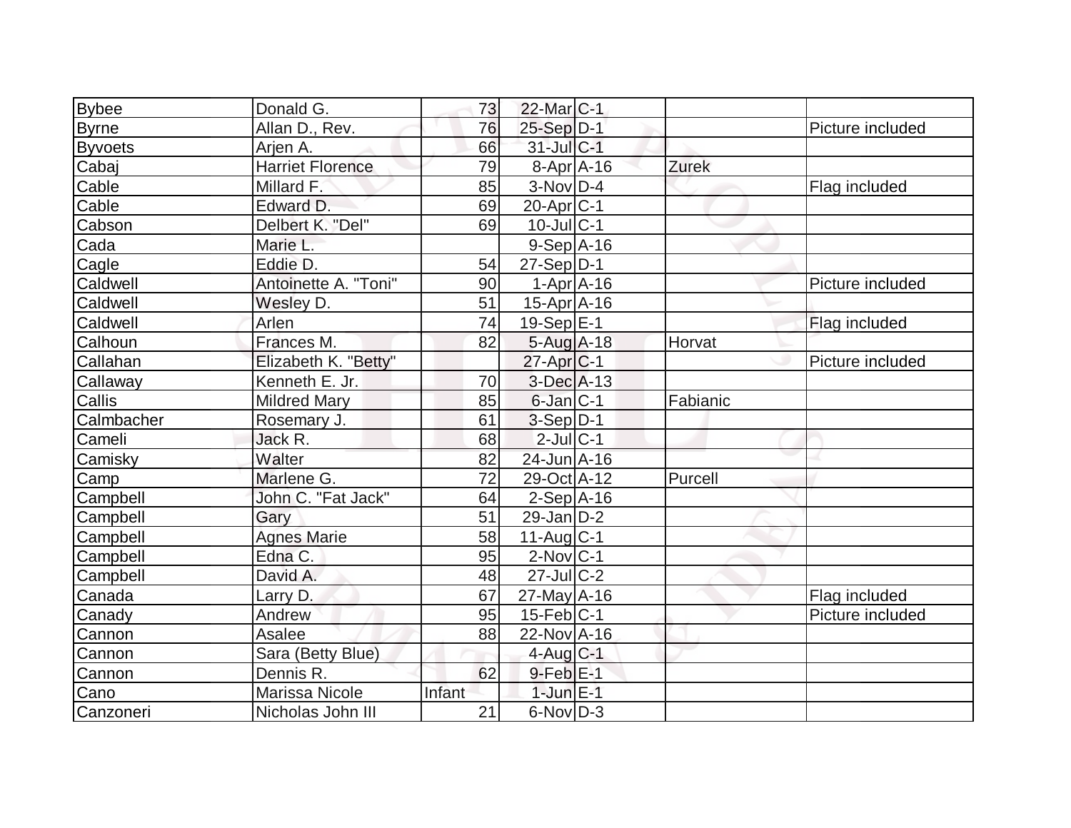| | | | | | | |
|---|---|---|---|---|---|---|
| Bybee | Donald G. | 73 | 22-Mar | C-1 | | |
| Byrne | Allan D., Rev. | 76 | 25-Sep | D-1 | | Picture included |
| Byvoets | Arjen A. | 66 | 31-Jul | C-1 | | |
| Cabaj | Harriet Florence | 79 | 8-Apr | A-16 | Zurek | |
| Cable | Millard F. | 85 | 3-Nov | D-4 | | Flag included |
| Cable | Edward D. | 69 | 20-Apr | C-1 | | |
| Cabson | Delbert K. "Del" | 69 | 10-Jul | C-1 | | |
| Cada | Marie L. | | 9-Sep | A-16 | | |
| Cagle | Eddie D. | 54 | 27-Sep | D-1 | | |
| Caldwell | Antoinette A. "Toni" | 90 | 1-Apr | A-16 | | Picture included |
| Caldwell | Wesley D. | 51 | 15-Apr | A-16 | | |
| Caldwell | Arlen | 74 | 19-Sep | E-1 | | Flag included |
| Calhoun | Frances M. | 82 | 5-Aug | A-18 | Horvat | |
| Callahan | Elizabeth K. "Betty" | | 27-Apr | C-1 | | Picture included |
| Callaway | Kenneth E. Jr. | 70 | 3-Dec | A-13 | | |
| Callis | Mildred Mary | 85 | 6-Jan | C-1 | Fabianic | |
| Calmbacher | Rosemary J. | 61 | 3-Sep | D-1 | | |
| Cameli | Jack R. | 68 | 2-Jul | C-1 | | |
| Camisky | Walter | 82 | 24-Jun | A-16 | | |
| Camp | Marlene G. | 72 | 29-Oct | A-12 | Purcell | |
| Campbell | John C. "Fat Jack" | 64 | 2-Sep | A-16 | | |
| Campbell | Gary | 51 | 29-Jan | D-2 | | |
| Campbell | Agnes Marie | 58 | 11-Aug | C-1 | | |
| Campbell | Edna C. | 95 | 2-Nov | C-1 | | |
| Campbell | David A. | 48 | 27-Jul | C-2 | | |
| Canada | Larry D. | 67 | 27-May | A-16 | | Flag included |
| Canady | Andrew | 95 | 15-Feb | C-1 | | Picture included |
| Cannon | Asalee | 88 | 22-Nov | A-16 | | |
| Cannon | Sara (Betty Blue) | | 4-Aug | C-1 | | |
| Cannon | Dennis R. | 62 | 9-Feb | E-1 | | |
| Cano | Marissa Nicole | Infant | 1-Jun | E-1 | | |
| Canzoneri | Nicholas John III | 21 | 6-Nov | D-3 | | |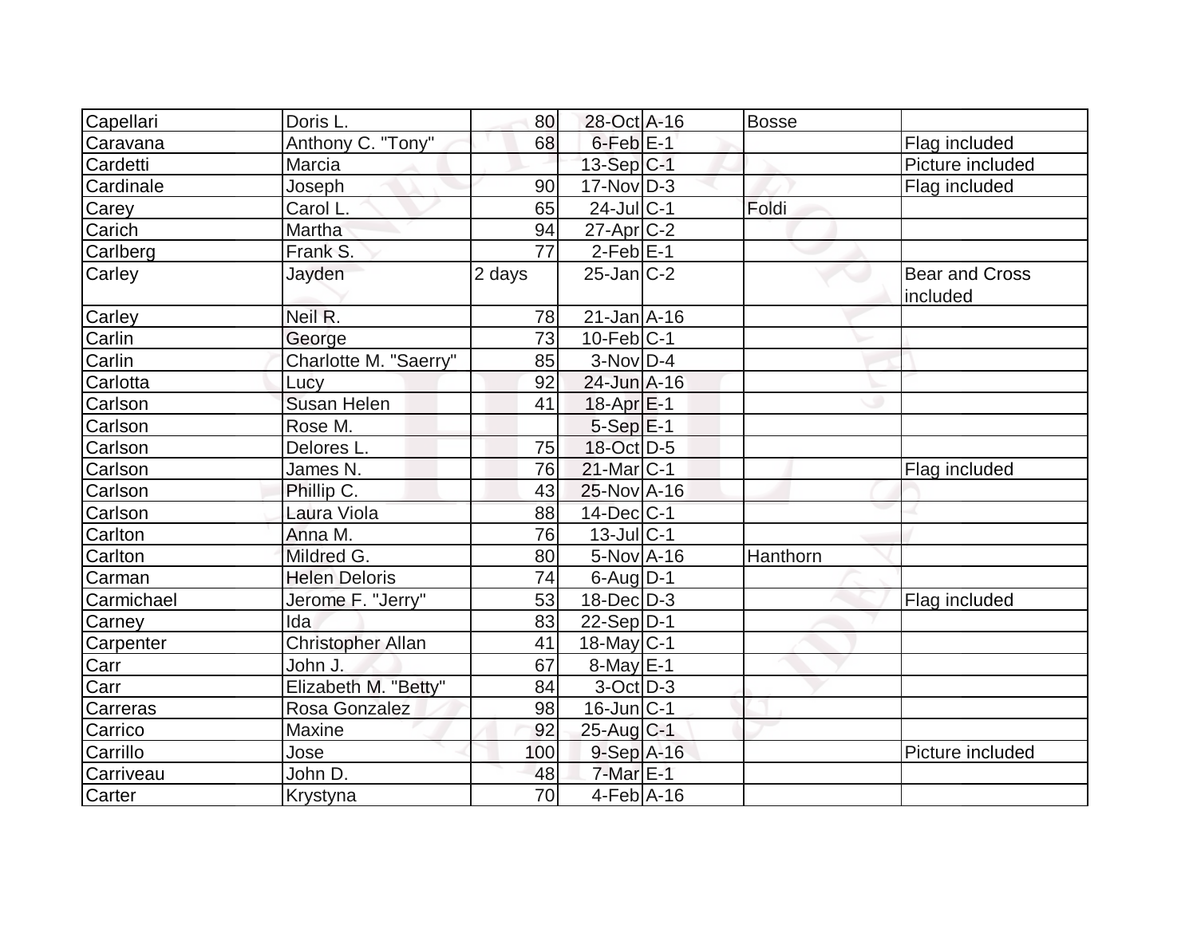| | | | | | | |
|---|---|---|---|---|---|---|
| Capellari | Doris L. | 80 | 28-Oct | A-16 | Bosse | |
| Caravana | Anthony C. "Tony" | 68 | 6-Feb | E-1 | | Flag included |
| Cardetti | Marcia | | 13-Sep | C-1 | | Picture included |
| Cardinale | Joseph | 90 | 17-Nov | D-3 | | Flag included |
| Carey | Carol L. | 65 | 24-Jul | C-1 | Foldi | |
| Carich | Martha | 94 | 27-Apr | C-2 | | |
| Carlberg | Frank S. | 77 | 2-Feb | E-1 | | |
| Carley | Jayden | 2 days | 25-Jan | C-2 | | Bear and Cross included |
| Carley | Neil R. | 78 | 21-Jan | A-16 | | |
| Carlin | George | 73 | 10-Feb | C-1 | | |
| Carlin | Charlotte M. "Saerry" | 85 | 3-Nov | D-4 | | |
| Carlotta | Lucy | 92 | 24-Jun | A-16 | | |
| Carlson | Susan Helen | 41 | 18-Apr | E-1 | | |
| Carlson | Rose M. | | 5-Sep | E-1 | | |
| Carlson | Delores L. | 75 | 18-Oct | D-5 | | |
| Carlson | James N. | 76 | 21-Mar | C-1 | | Flag included |
| Carlson | Phillip C. | 43 | 25-Nov | A-16 | | |
| Carlson | Laura Viola | 88 | 14-Dec | C-1 | | |
| Carlton | Anna M. | 76 | 13-Jul | C-1 | | |
| Carlton | Mildred G. | 80 | 5-Nov | A-16 | Hanthorn | |
| Carman | Helen Deloris | 74 | 6-Aug | D-1 | | |
| Carmichael | Jerome F. "Jerry" | 53 | 18-Dec | D-3 | | Flag included |
| Carney | Ida | 83 | 22-Sep | D-1 | | |
| Carpenter | Christopher Allan | 41 | 18-May | C-1 | | |
| Carr | John J. | 67 | 8-May | E-1 | | |
| Carr | Elizabeth M. "Betty" | 84 | 3-Oct | D-3 | | |
| Carreras | Rosa Gonzalez | 98 | 16-Jun | C-1 | | |
| Carrico | Maxine | 92 | 25-Aug | C-1 | | |
| Carrillo | Jose | 100 | 9-Sep | A-16 | | Picture included |
| Carriveau | John D. | 48 | 7-Mar | E-1 | | |
| Carter | Krystyna | 70 | 4-Feb | A-16 | | |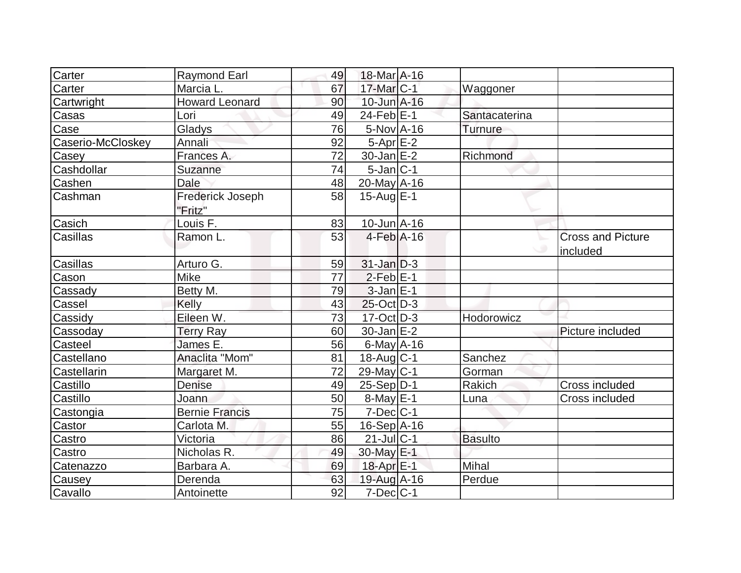| | | | | | | |
|---|---|---|---|---|---|---|
| Carter | Raymond Earl | 49 | 18-Mar | A-16 | | |
| Carter | Marcia L. | 67 | 17-Mar | C-1 | Waggoner | |
| Cartwright | Howard Leonard | 90 | 10-Jun | A-16 | | |
| Casas | Lori | 49 | 24-Feb | E-1 | Santacaterina | |
| Case | Gladys | 76 | 5-Nov | A-16 | Turnure | |
| Caserio-McCloskey | Annali | 92 | 5-Apr | E-2 | | |
| Casey | Frances A. | 72 | 30-Jan | E-2 | Richmond | |
| Cashdollar | Suzanne | 74 | 5-Jan | C-1 | | |
| Cashen | Dale | 48 | 20-May | A-16 | | |
| Cashman | Frederick Joseph "Fritz" | 58 | 15-Aug | E-1 | | |
| Casich | Louis F. | 83 | 10-Jun | A-16 | | |
| Casillas | Ramon L. | 53 | 4-Feb | A-16 | | Cross and Picture included |
| Casillas | Arturo G. | 59 | 31-Jan | D-3 | | |
| Cason | Mike | 77 | 2-Feb | E-1 | | |
| Cassady | Betty M. | 79 | 3-Jan | E-1 | | |
| Cassel | Kelly | 43 | 25-Oct | D-3 | | |
| Cassidy | Eileen W. | 73 | 17-Oct | D-3 | Hodorowicz | |
| Cassoday | Terry Ray | 60 | 30-Jan | E-2 | | Picture included |
| Casteel | James E. | 56 | 6-May | A-16 | | |
| Castellano | Anaclita "Mom" | 81 | 18-Aug | C-1 | Sanchez | |
| Castellarin | Margaret M. | 72 | 29-May | C-1 | Gorman | |
| Castillo | Denise | 49 | 25-Sep | D-1 | Rakich | Cross included |
| Castillo | Joann | 50 | 8-May | E-1 | Luna | Cross included |
| Castongia | Bernie Francis | 75 | 7-Dec | C-1 | | |
| Castor | Carlota M. | 55 | 16-Sep | A-16 | | |
| Castro | Victoria | 86 | 21-Jul | C-1 | Basulto | |
| Castro | Nicholas R. | 49 | 30-May | E-1 | | |
| Catenazzo | Barbara A. | 69 | 18-Apr | E-1 | Mihal | |
| Causey | Derenda | 63 | 19-Aug | A-16 | Perdue | |
| Cavallo | Antoinette | 92 | 7-Dec | C-1 | | |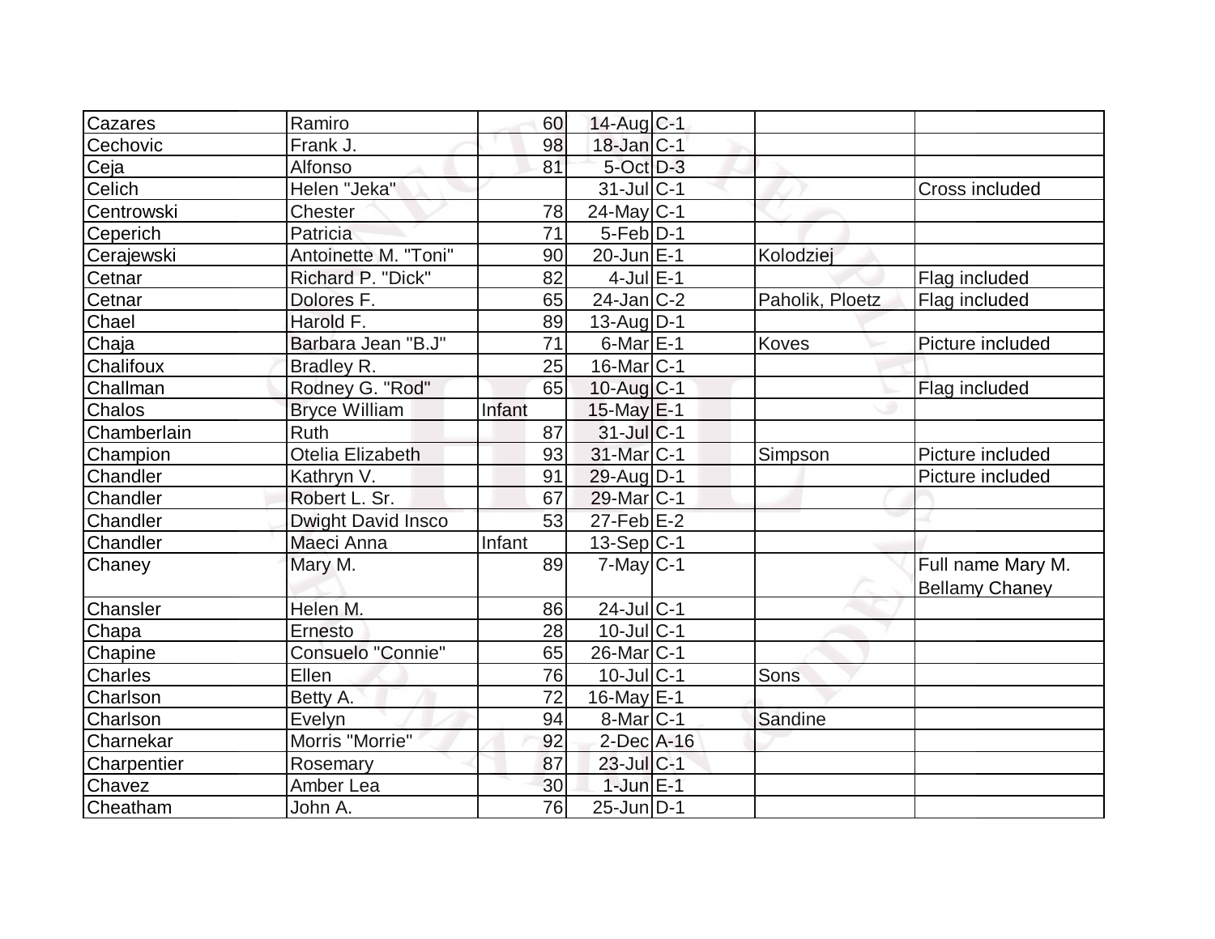| | | | | | | |
|---|---|---|---|---|---|---|
| Cazares | Ramiro | 60 | 14-Aug | C-1 | | |
| Cechovic | Frank J. | 98 | 18-Jan | C-1 | | |
| Ceja | Alfonso | 81 | 5-Oct | D-3 | | |
| Celich | Helen "Jeka" | | 31-Jul | C-1 | | Cross included |
| Centrowski | Chester | 78 | 24-May | C-1 | | |
| Ceperich | Patricia | 71 | 5-Feb | D-1 | | |
| Cerajewski | Antoinette M. "Toni" | 90 | 20-Jun | E-1 | Kolodziej | |
| Cetnar | Richard P. "Dick" | 82 | 4-Jul | E-1 | | Flag included |
| Cetnar | Dolores F. | 65 | 24-Jan | C-2 | Paholik, Ploetz | Flag included |
| Chael | Harold F. | 89 | 13-Aug | D-1 | | |
| Chaja | Barbara Jean "B.J" | 71 | 6-Mar | E-1 | Koves | Picture included |
| Chalifoux | Bradley R. | 25 | 16-Mar | C-1 | | |
| Challman | Rodney G. "Rod" | 65 | 10-Aug | C-1 | | Flag included |
| Chalos | Bryce William | Infant | 15-May | E-1 | | |
| Chamberlain | Ruth | 87 | 31-Jul | C-1 | | |
| Champion | Otelia Elizabeth | 93 | 31-Mar | C-1 | Simpson | Picture included |
| Chandler | Kathryn V. | 91 | 29-Aug | D-1 | | Picture included |
| Chandler | Robert L. Sr. | 67 | 29-Mar | C-1 | | |
| Chandler | Dwight David Insco | 53 | 27-Feb | E-2 | | |
| Chandler | Maeci Anna | Infant | 13-Sep | C-1 | | |
| Chaney | Mary M. | 89 | 7-May | C-1 | | Full name Mary M. Bellamy Chaney |
| Chansler | Helen M. | 86 | 24-Jul | C-1 | | |
| Chapa | Ernesto | 28 | 10-Jul | C-1 | | |
| Chapine | Consuelo "Connie" | 65 | 26-Mar | C-1 | | |
| Charles | Ellen | 76 | 10-Jul | C-1 | Sons | |
| Charlson | Betty A. | 72 | 16-May | E-1 | | |
| Charlson | Evelyn | 94 | 8-Mar | C-1 | Sandine | |
| Charnekar | Morris "Morrie" | 92 | 2-Dec | A-16 | | |
| Charpentier | Rosemary | 87 | 23-Jul | C-1 | | |
| Chavez | Amber Lea | 30 | 1-Jun | E-1 | | |
| Cheatham | John A. | 76 | 25-Jun | D-1 | | |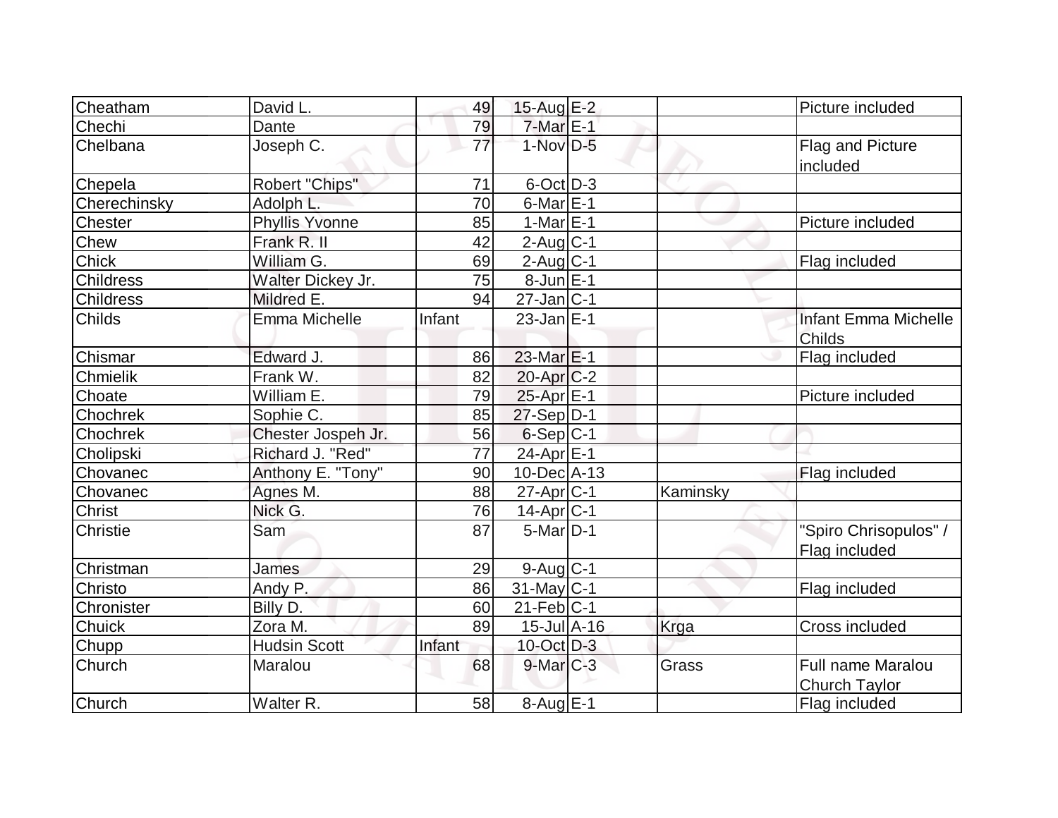| Cheatham | David L. | 49 | 15-Aug | E-2 | | Picture included |
|---|---|---|---|---|---|---|
| Chechi | Dante | 79 | 7-Mar | E-1 | | |
| Chelbana | Joseph C. | 77 | 1-Nov | D-5 | | Flag and Picture included |
| Chepela | Robert "Chips" | 71 | 6-Oct | D-3 | | |
| Cherechinsky | Adolph L. | 70 | 6-Mar | E-1 | | |
| Chester | Phyllis Yvonne | 85 | 1-Mar | E-1 | | Picture included |
| Chew | Frank R. II | 42 | 2-Aug | C-1 | | |
| Chick | William G. | 69 | 2-Aug | C-1 | | Flag included |
| Childress | Walter Dickey Jr. | 75 | 8-Jun | E-1 | | |
| Childress | Mildred E. | 94 | 27-Jan | C-1 | | |
| Childs | Emma Michelle | Infant | 23-Jan | E-1 | | Infant Emma Michelle Childs |
| Chismar | Edward J. | 86 | 23-Mar | E-1 | | Flag included |
| Chmielik | Frank W. | 82 | 20-Apr | C-2 | | |
| Choate | William E. | 79 | 25-Apr | E-1 | | Picture included |
| Chochrek | Sophie C. | 85 | 27-Sep | D-1 | | |
| Chochrek | Chester Jospeh Jr. | 56 | 6-Sep | C-1 | | |
| Cholipski | Richard J. "Red" | 77 | 24-Apr | E-1 | | |
| Chovanec | Anthony E. "Tony" | 90 | 10-Dec | A-13 | | Flag included |
| Chovanec | Agnes M. | 88 | 27-Apr | C-1 | Kaminsky | |
| Christ | Nick G. | 76 | 14-Apr | C-1 | | |
| Christie | Sam | 87 | 5-Mar | D-1 | | "Spiro Chrisopulos" / Flag included |
| Christman | James | 29 | 9-Aug | C-1 | | |
| Christo | Andy P. | 86 | 31-May | C-1 | | Flag included |
| Chronister | Billy D. | 60 | 21-Feb | C-1 | | |
| Chuick | Zora M. | 89 | 15-Jul | A-16 | Krga | Cross included |
| Chupp | Hudsin Scott | Infant | 10-Oct | D-3 | | |
| Church | Maralou | 68 | 9-Mar | C-3 | Grass | Full name Maralou Church Taylor |
| Church | Walter R. | 58 | 8-Aug | E-1 | | Flag included |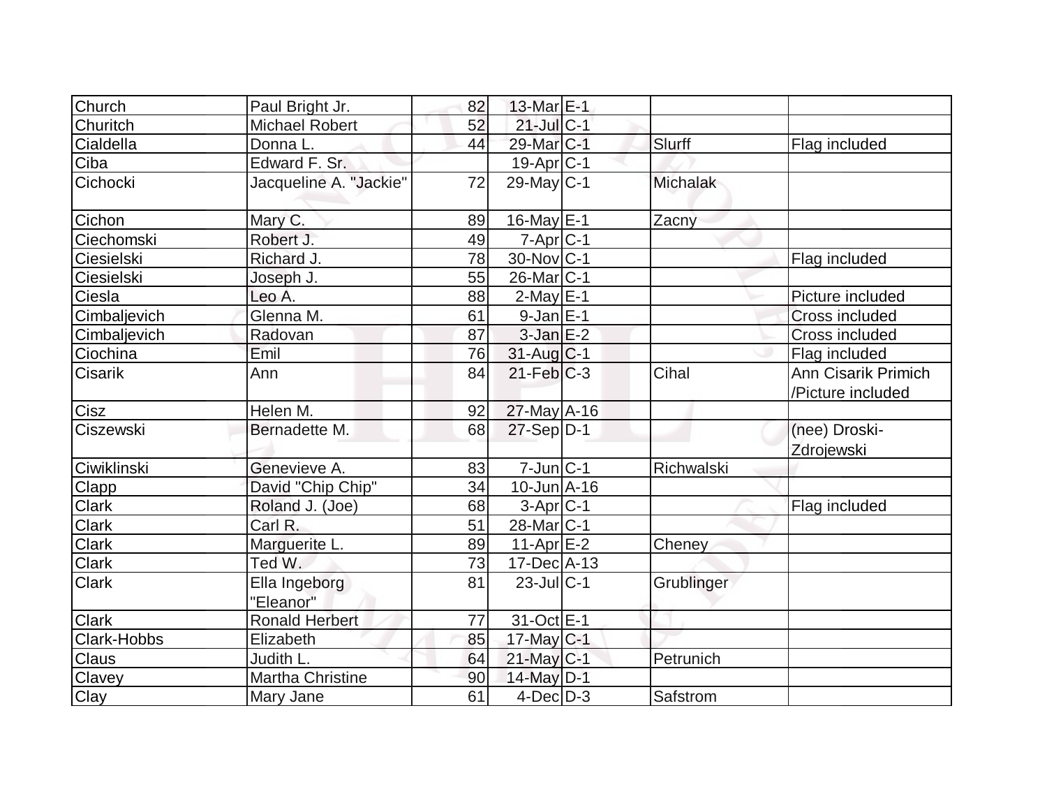| Church | Paul Bright Jr. | 82 | 13-Mar | E-1 | | |
|---|---|---|---|---|---|---|
| Churitch | Michael Robert | 52 | 21-Jul | C-1 | | |
| Cialdella | Donna L. | 44 | 29-Mar | C-1 | Slurff | Flag included |
| Ciba | Edward F. Sr. | | 19-Apr | C-1 | | |
| Cichocki | Jacqueline A. "Jackie" | 72 | 29-May | C-1 | Michalak | |
| Cichon | Mary C. | 89 | 16-May | E-1 | Zacny | |
| Ciechomski | Robert J. | 49 | 7-Apr | C-1 | | |
| Ciesielski | Richard J. | 78 | 30-Nov | C-1 | | Flag included |
| Ciesielski | Joseph J. | 55 | 26-Mar | C-1 | | |
| Ciesla | Leo A. | 88 | 2-May | E-1 | | Picture included |
| Cimbaljevich | Glenna M. | 61 | 9-Jan | E-1 | | Cross included |
| Cimbaljevich | Radovan | 87 | 3-Jan | E-2 | | Cross included |
| Ciochina | Emil | 76 | 31-Aug | C-1 | | Flag included |
| Cisarik | Ann | 84 | 21-Feb | C-3 | Cihal | Ann Cisarik Primich /Picture included |
| Cisz | Helen M. | 92 | 27-May | A-16 | | |
| Ciszewski | Bernadette M. | 68 | 27-Sep | D-1 | | (nee) Droski-Zdrojewski |
| Ciwiklinski | Genevieve A. | 83 | 7-Jun | C-1 | Richwalski | |
| Clapp | David "Chip Chip" | 34 | 10-Jun | A-16 | | |
| Clark | Roland J. (Joe) | 68 | 3-Apr | C-1 | | Flag included |
| Clark | Carl R. | 51 | 28-Mar | C-1 | | |
| Clark | Marguerite L. | 89 | 11-Apr | E-2 | Cheney | |
| Clark | Ted W. | 73 | 17-Dec | A-13 | | |
| Clark | Ella Ingeborg "Eleanor" | 81 | 23-Jul | C-1 | Grublinger | |
| Clark | Ronald Herbert | 77 | 31-Oct | E-1 | | |
| Clark-Hobbs | Elizabeth | 85 | 17-May | C-1 | | |
| Claus | Judith L. | 64 | 21-May | C-1 | Petrunich | |
| Clavey | Martha Christine | 90 | 14-May | D-1 | | |
| Clay | Mary Jane | 61 | 4-Dec | D-3 | Safstrom | |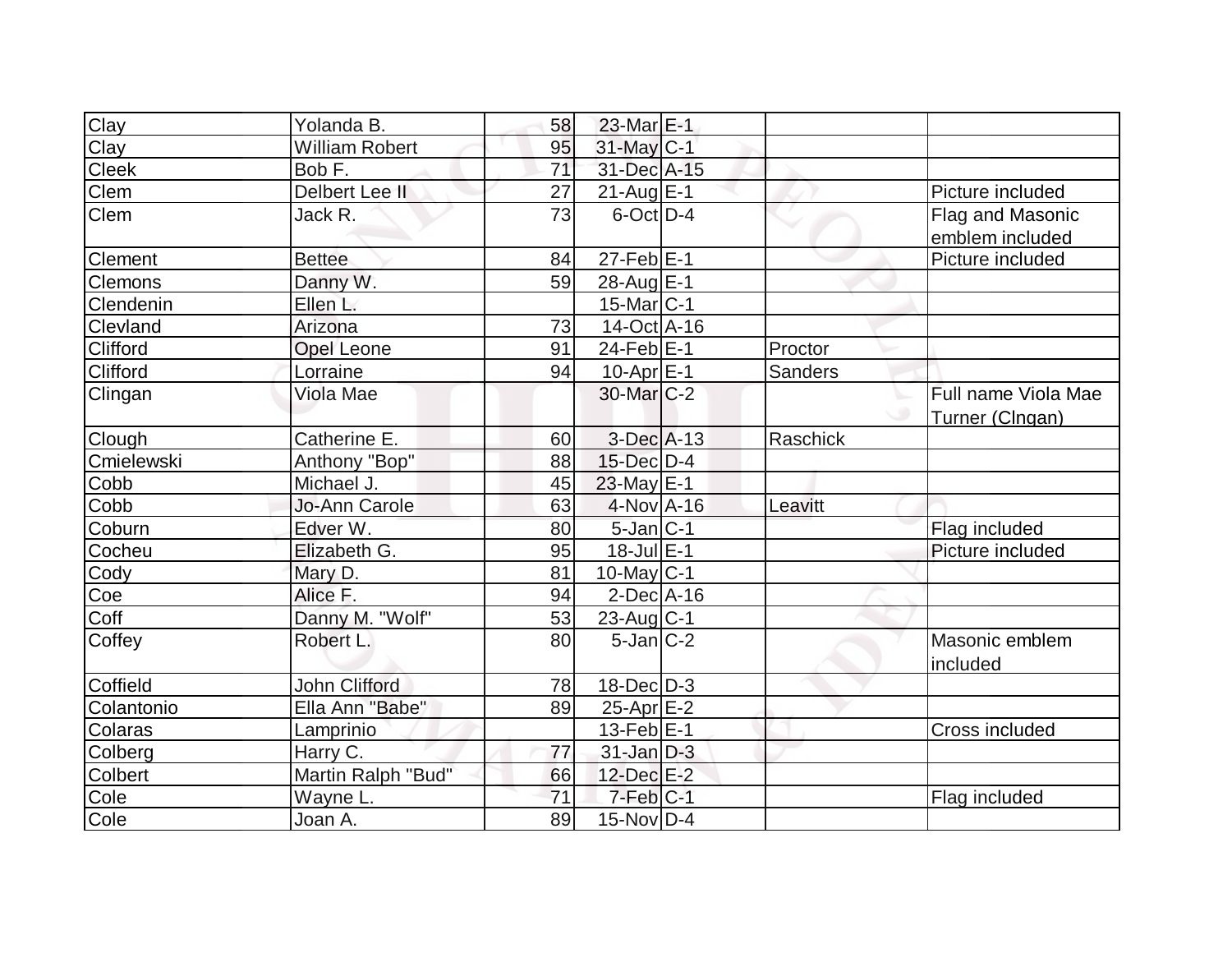| | | | | | | |
|---|---|---|---|---|---|---|
| Clay | Yolanda B. | 58 | 23-Mar | E-1 | | |
| Clay | William Robert | 95 | 31-May | C-1 | | |
| Cleek | Bob F. | 71 | 31-Dec | A-15 | | |
| Clem | Delbert Lee II | 27 | 21-Aug | E-1 | | Picture included |
| Clem | Jack R. | 73 | 6-Oct | D-4 | | Flag and Masonic emblem included |
| Clement | Bettee | 84 | 27-Feb | E-1 | | Picture included |
| Clemons | Danny W. | 59 | 28-Aug | E-1 | | |
| Clendenin | Ellen L. | | 15-Mar | C-1 | | |
| Clevland | Arizona | 73 | 14-Oct | A-16 | | |
| Clifford | Opel Leone | 91 | 24-Feb | E-1 | Proctor | |
| Clifford | Lorraine | 94 | 10-Apr | E-1 | Sanders | |
| Clingan | Viola Mae | | 30-Mar | C-2 | | Full name Viola Mae Turner (Clngan) |
| Clough | Catherine E. | 60 | 3-Dec | A-13 | Raschick | |
| Cmielewski | Anthony "Bop" | 88 | 15-Dec | D-4 | | |
| Cobb | Michael J. | 45 | 23-May | E-1 | | |
| Cobb | Jo-Ann Carole | 63 | 4-Nov | A-16 | Leavitt | |
| Coburn | Edver W. | 80 | 5-Jan | C-1 | | Flag included |
| Cocheu | Elizabeth G. | 95 | 18-Jul | E-1 | | Picture included |
| Cody | Mary D. | 81 | 10-May | C-1 | | |
| Coe | Alice F. | 94 | 2-Dec | A-16 | | |
| Coff | Danny M. "Wolf" | 53 | 23-Aug | C-1 | | |
| Coffey | Robert L. | 80 | 5-Jan | C-2 | | Masonic emblem included |
| Coffield | John Clifford | 78 | 18-Dec | D-3 | | |
| Colantonio | Ella Ann "Babe" | 89 | 25-Apr | E-2 | | |
| Colaras | Lamprinio | | 13-Feb | E-1 | | Cross included |
| Colberg | Harry C. | 77 | 31-Jan | D-3 | | |
| Colbert | Martin Ralph "Bud" | 66 | 12-Dec | E-2 | | |
| Cole | Wayne L. | 71 | 7-Feb | C-1 | | Flag included |
| Cole | Joan A. | 89 | 15-Nov | D-4 | | |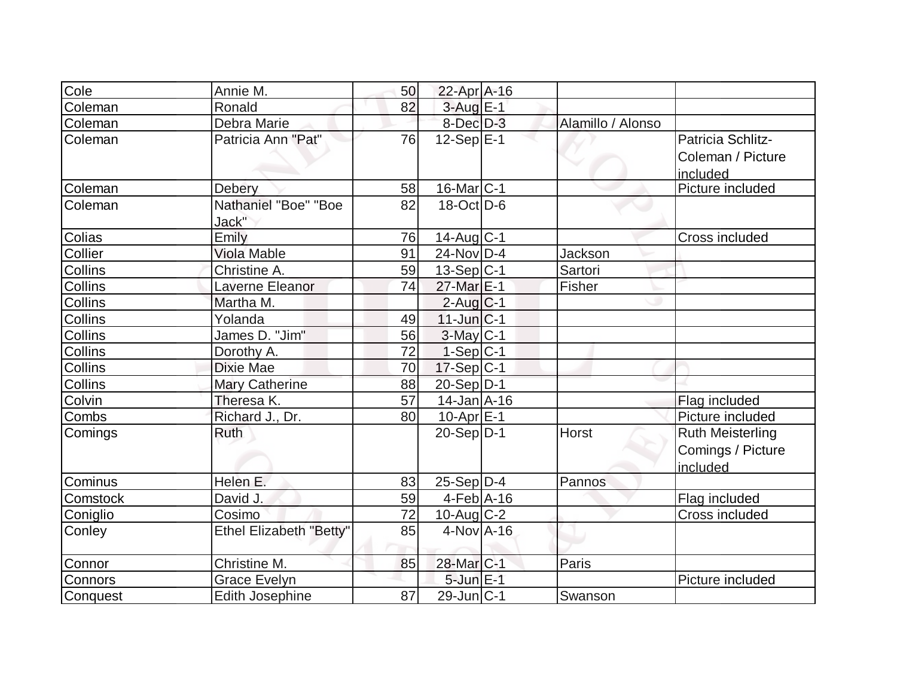| | | | | | | |
|---|---|---|---|---|---|---|
| Cole | Annie M. | 50 | 22-Apr | A-16 | | |
| Coleman | Ronald | 82 | 3-Aug | E-1 | | |
| Coleman | Debra Marie | | 8-Dec | D-3 | Alamillo / Alonso | |
| Coleman | Patricia Ann "Pat" | 76 | 12-Sep | E-1 | | Patricia Schlitz-Coleman / Picture included |
| Coleman | Debery | 58 | 16-Mar | C-1 | | Picture included |
| Coleman | Nathaniel "Boe" "Boe Jack" | 82 | 18-Oct | D-6 | | |
| Colias | Emily | 76 | 14-Aug | C-1 | | Cross included |
| Collier | Viola Mable | 91 | 24-Nov | D-4 | Jackson | |
| Collins | Christine A. | 59 | 13-Sep | C-1 | Sartori | |
| Collins | Laverne Eleanor | 74 | 27-Mar | E-1 | Fisher | |
| Collins | Martha M. | | 2-Aug | C-1 | | |
| Collins | Yolanda | 49 | 11-Jun | C-1 | | |
| Collins | James D. "Jim" | 56 | 3-May | C-1 | | |
| Collins | Dorothy A. | 72 | 1-Sep | C-1 | | |
| Collins | Dixie Mae | 70 | 17-Sep | C-1 | | |
| Collins | Mary Catherine | 88 | 20-Sep | D-1 | | |
| Colvin | Theresa K. | 57 | 14-Jan | A-16 | | Flag included |
| Combs | Richard J., Dr. | 80 | 10-Apr | E-1 | | Picture included |
| Comings | Ruth | | 20-Sep | D-1 | Horst | Ruth Meisterling Comings / Picture included |
| Cominus | Helen E. | 83 | 25-Sep | D-4 | Pannos | |
| Comstock | David J. | 59 | 4-Feb | A-16 | | Flag included |
| Coniglio | Cosimo | 72 | 10-Aug | C-2 | | Cross included |
| Conley | Ethel Elizabeth "Betty" | 85 | 4-Nov | A-16 | | |
| Connor | Christine M. | 85 | 28-Mar | C-1 | Paris | |
| Connors | Grace Evelyn | | 5-Jun | E-1 | | Picture included |
| Conquest | Edith Josephine | 87 | 29-Jun | C-1 | Swanson | |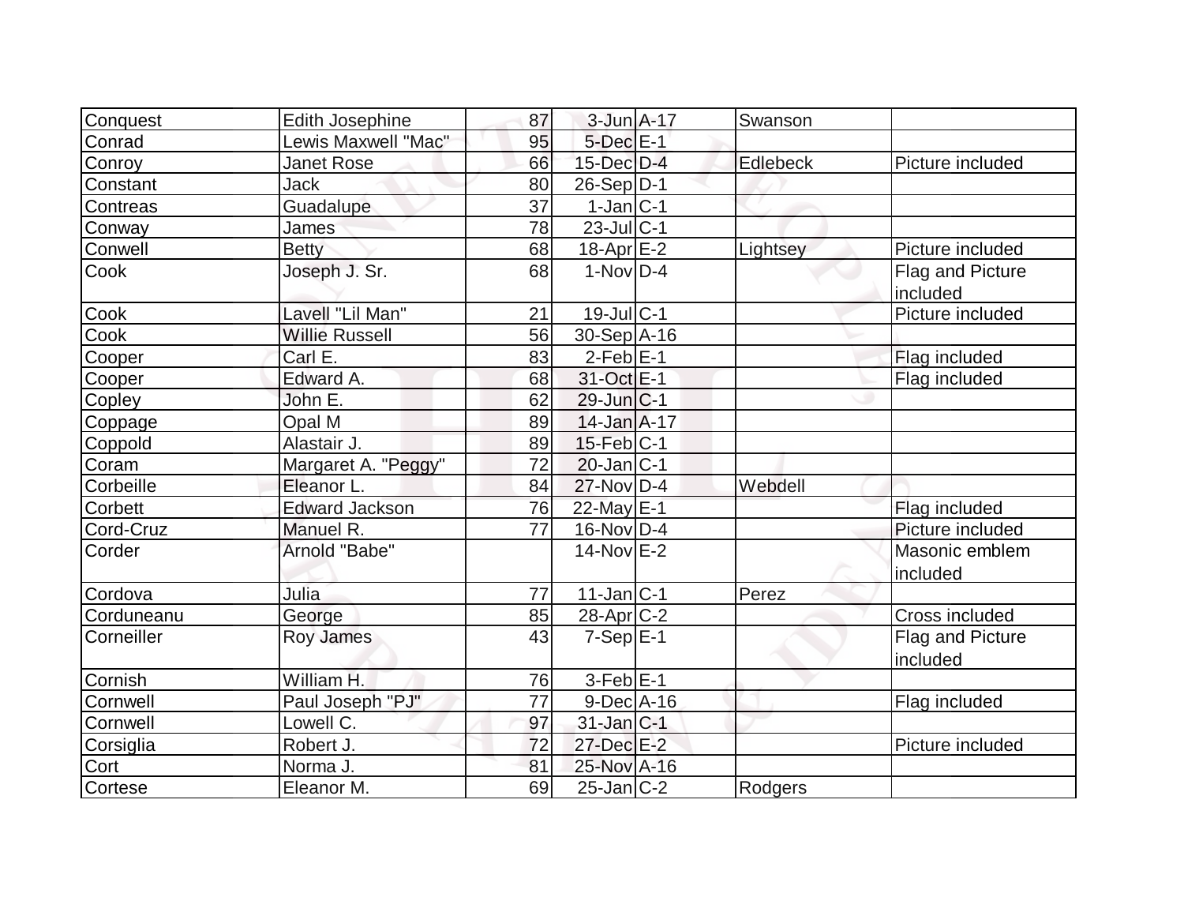| | | | | | | |
|---|---|---|---|---|---|---|
| Conquest | Edith Josephine | 87 | 3-Jun | A-17 | Swanson | |
| Conrad | Lewis Maxwell "Mac" | 95 | 5-Dec | E-1 | | |
| Conroy | Janet Rose | 66 | 15-Dec | D-4 | Edlebeck | Picture included |
| Constant | Jack | 80 | 26-Sep | D-1 | | |
| Contreas | Guadalupe | 37 | 1-Jan | C-1 | | |
| Conway | James | 78 | 23-Jul | C-1 | | |
| Conwell | Betty | 68 | 18-Apr | E-2 | Lightsey | Picture included |
| Cook | Joseph J. Sr. | 68 | 1-Nov | D-4 | | Flag and Picture included |
| Cook | Lavell "Lil Man" | 21 | 19-Jul | C-1 | | Picture included |
| Cook | Willie Russell | 56 | 30-Sep | A-16 | | |
| Cooper | Carl E. | 83 | 2-Feb | E-1 | | Flag included |
| Cooper | Edward A. | 68 | 31-Oct | E-1 | | Flag included |
| Copley | John E. | 62 | 29-Jun | C-1 | | |
| Coppage | Opal M | 89 | 14-Jan | A-17 | | |
| Coppold | Alastair J. | 89 | 15-Feb | C-1 | | |
| Coram | Margaret A. "Peggy" | 72 | 20-Jan | C-1 | | |
| Corbeille | Eleanor L. | 84 | 27-Nov | D-4 | Webdell | |
| Corbett | Edward Jackson | 76 | 22-May | E-1 | | Flag included |
| Cord-Cruz | Manuel R. | 77 | 16-Nov | D-4 | | Picture included |
| Corder | Arnold "Babe" | | 14-Nov | E-2 | | Masonic emblem included |
| Cordova | Julia | 77 | 11-Jan | C-1 | Perez | |
| Corduneanu | George | 85 | 28-Apr | C-2 | | Cross included |
| Corneiller | Roy James | 43 | 7-Sep | E-1 | | Flag and Picture included |
| Cornish | William H. | 76 | 3-Feb | E-1 | | |
| Cornwell | Paul Joseph "PJ" | 77 | 9-Dec | A-16 | | Flag included |
| Cornwell | Lowell C. | 97 | 31-Jan | C-1 | | |
| Corsiglia | Robert J. | 72 | 27-Dec | E-2 | | Picture included |
| Cort | Norma J. | 81 | 25-Nov | A-16 | | |
| Cortese | Eleanor M. | 69 | 25-Jan | C-2 | Rodgers | |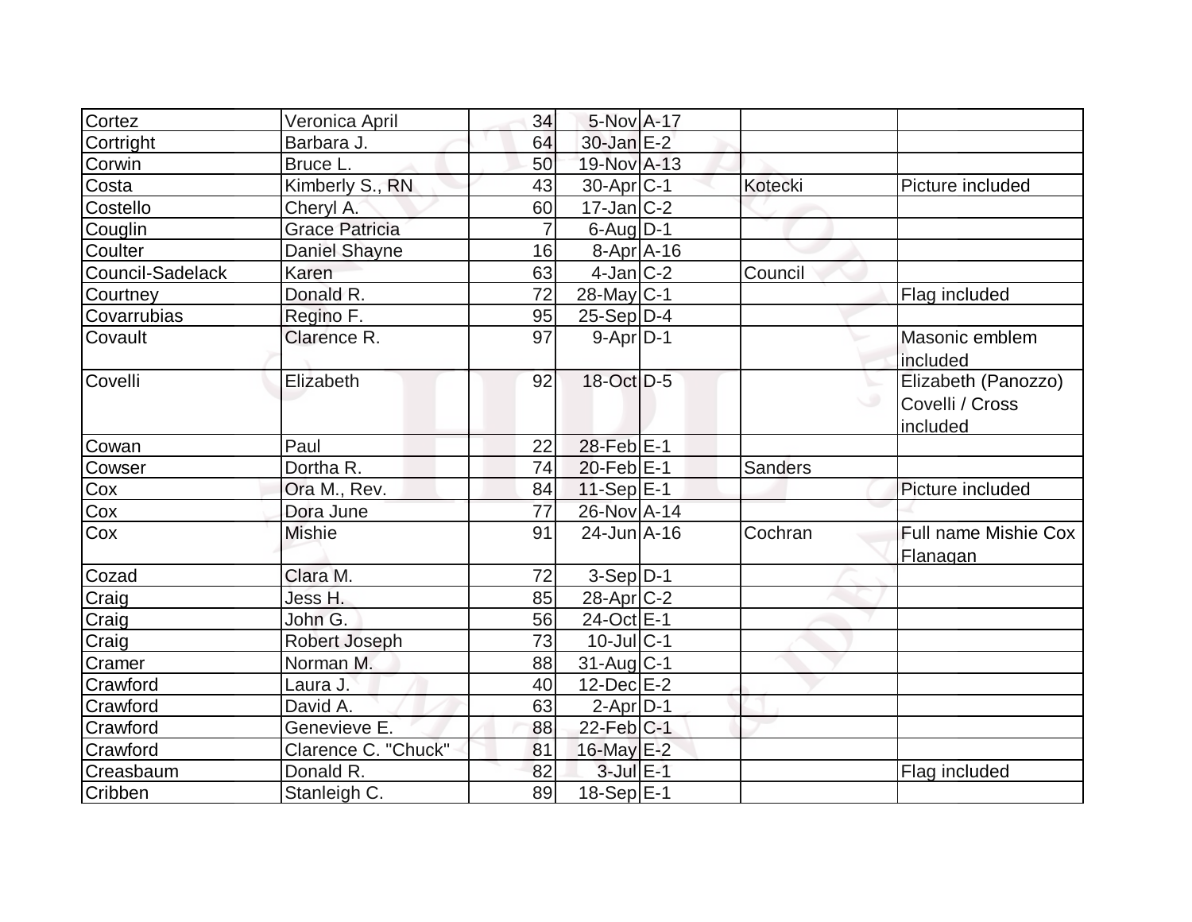| | | | | | | |
|---|---|---|---|---|---|---|
| Cortez | Veronica April | 34 | 5-Nov | A-17 | | |
| Cortright | Barbara J. | 64 | 30-Jan | E-2 | | |
| Corwin | Bruce L. | 50 | 19-Nov | A-13 | | |
| Costa | Kimberly S., RN | 43 | 30-Apr | C-1 | Kotecki | Picture included |
| Costello | Cheryl A. | 60 | 17-Jan | C-2 | | |
| Couglin | Grace Patricia | 7 | 6-Aug | D-1 | | |
| Coulter | Daniel Shayne | 16 | 8-Apr | A-16 | | |
| Council-Sadelack | Karen | 63 | 4-Jan | C-2 | Council | |
| Courtney | Donald R. | 72 | 28-May | C-1 | | Flag included |
| Covarrubias | Regino F. | 95 | 25-Sep | D-4 | | |
| Covault | Clarence R. | 97 | 9-Apr | D-1 | | Masonic emblem included |
| Covelli | Elizabeth | 92 | 18-Oct | D-5 | | Elizabeth (Panozzo) Covelli / Cross included |
| Cowan | Paul | 22 | 28-Feb | E-1 | | |
| Cowser | Dortha R. | 74 | 20-Feb | E-1 | Sanders | |
| Cox | Ora M., Rev. | 84 | 11-Sep | E-1 | | Picture included |
| Cox | Dora June | 77 | 26-Nov | A-14 | | |
| Cox | Mishie | 91 | 24-Jun | A-16 | Cochran | Full name Mishie Cox Flanagan |
| Cozad | Clara M. | 72 | 3-Sep | D-1 | | |
| Craig | Jess H. | 85 | 28-Apr | C-2 | | |
| Craig | John G. | 56 | 24-Oct | E-1 | | |
| Craig | Robert Joseph | 73 | 10-Jul | C-1 | | |
| Cramer | Norman M. | 88 | 31-Aug | C-1 | | |
| Crawford | Laura J. | 40 | 12-Dec | E-2 | | |
| Crawford | David A. | 63 | 2-Apr | D-1 | | |
| Crawford | Genevieve E. | 88 | 22-Feb | C-1 | | |
| Crawford | Clarence C. "Chuck" | 81 | 16-May | E-2 | | |
| Creasbaum | Donald R. | 82 | 3-Jul | E-1 | | Flag included |
| Cribben | Stanleigh C. | 89 | 18-Sep | E-1 | | |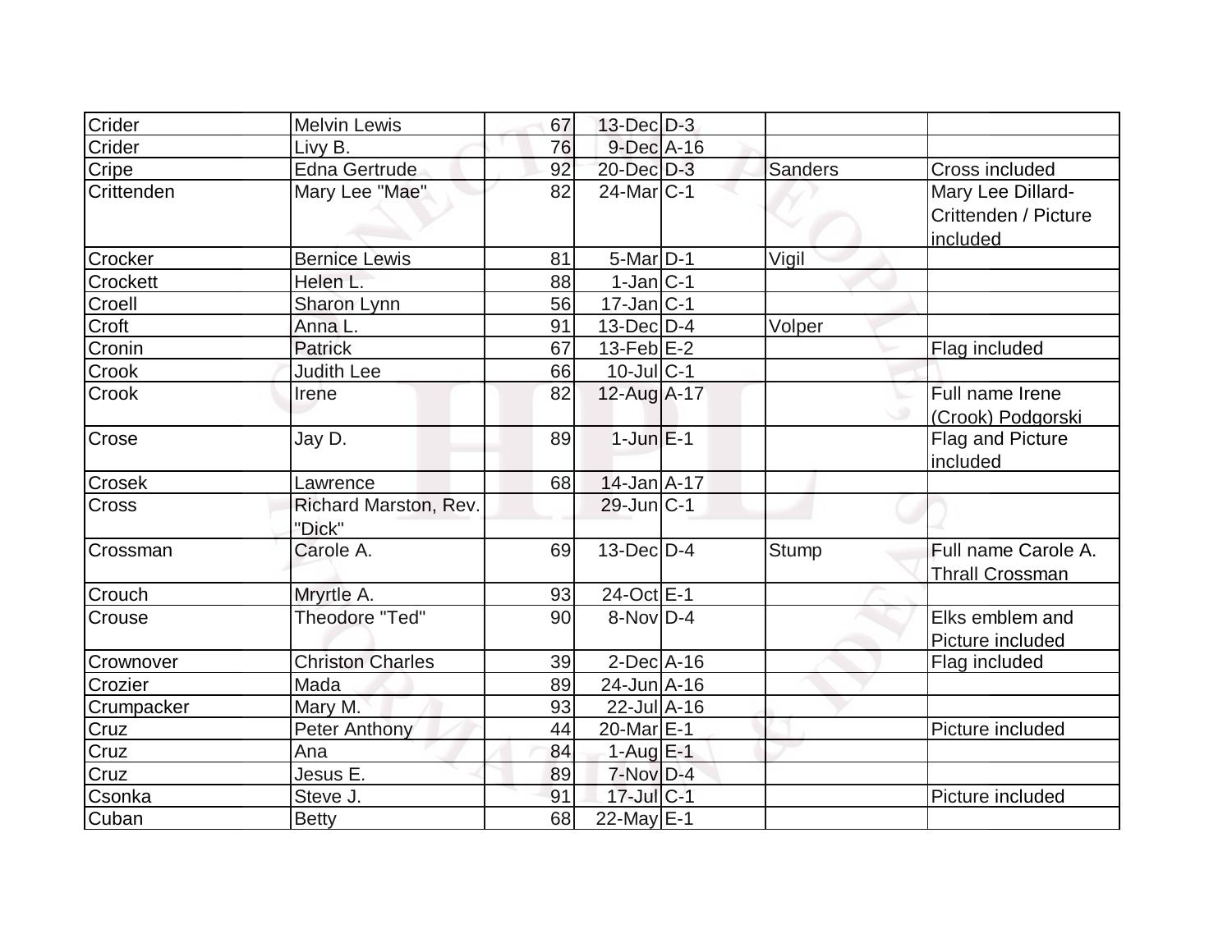| | | | | | | |
|---|---|---|---|---|---|---|
| Crider | Melvin Lewis | 67 | 13-Dec | D-3 | | |
| Crider | Livy B. | 76 | 9-Dec | A-16 | | |
| Cripe | Edna Gertrude | 92 | 20-Dec | D-3 | Sanders | Cross included |
| Crittenden | Mary Lee "Mae" | 82 | 24-Mar | C-1 | | Mary Lee Dillard-Crittenden / Picture included |
| Crocker | Bernice Lewis | 81 | 5-Mar | D-1 | Vigil | |
| Crockett | Helen L. | 88 | 1-Jan | C-1 | | |
| Croell | Sharon Lynn | 56 | 17-Jan | C-1 | | |
| Croft | Anna L. | 91 | 13-Dec | D-4 | Volper | |
| Cronin | Patrick | 67 | 13-Feb | E-2 | | Flag included |
| Crook | Judith Lee | 66 | 10-Jul | C-1 | | |
| Crook | Irene | 82 | 12-Aug | A-17 | | Full name Irene (Crook) Podgorski |
| Crose | Jay D. | 89 | 1-Jun | E-1 | | Flag and Picture included |
| Crosek | Lawrence | 68 | 14-Jan | A-17 | | |
| Cross | Richard Marston, Rev. "Dick" | | 29-Jun | C-1 | | |
| Crossman | Carole A. | 69 | 13-Dec | D-4 | Stump | Full name Carole A. Thrall Crossman |
| Crouch | Mryrtle A. | 93 | 24-Oct | E-1 | | |
| Crouse | Theodore "Ted" | 90 | 8-Nov | D-4 | | Elks emblem and Picture included |
| Crownover | Christon Charles | 39 | 2-Dec | A-16 | | Flag included |
| Crozier | Mada | 89 | 24-Jun | A-16 | | |
| Crumpacker | Mary M. | 93 | 22-Jul | A-16 | | |
| Cruz | Peter Anthony | 44 | 20-Mar | E-1 | | Picture included |
| Cruz | Ana | 84 | 1-Aug | E-1 | | |
| Cruz | Jesus E. | 89 | 7-Nov | D-4 | | |
| Csonka | Steve J. | 91 | 17-Jul | C-1 | | Picture included |
| Cuban | Betty | 68 | 22-May | E-1 | | |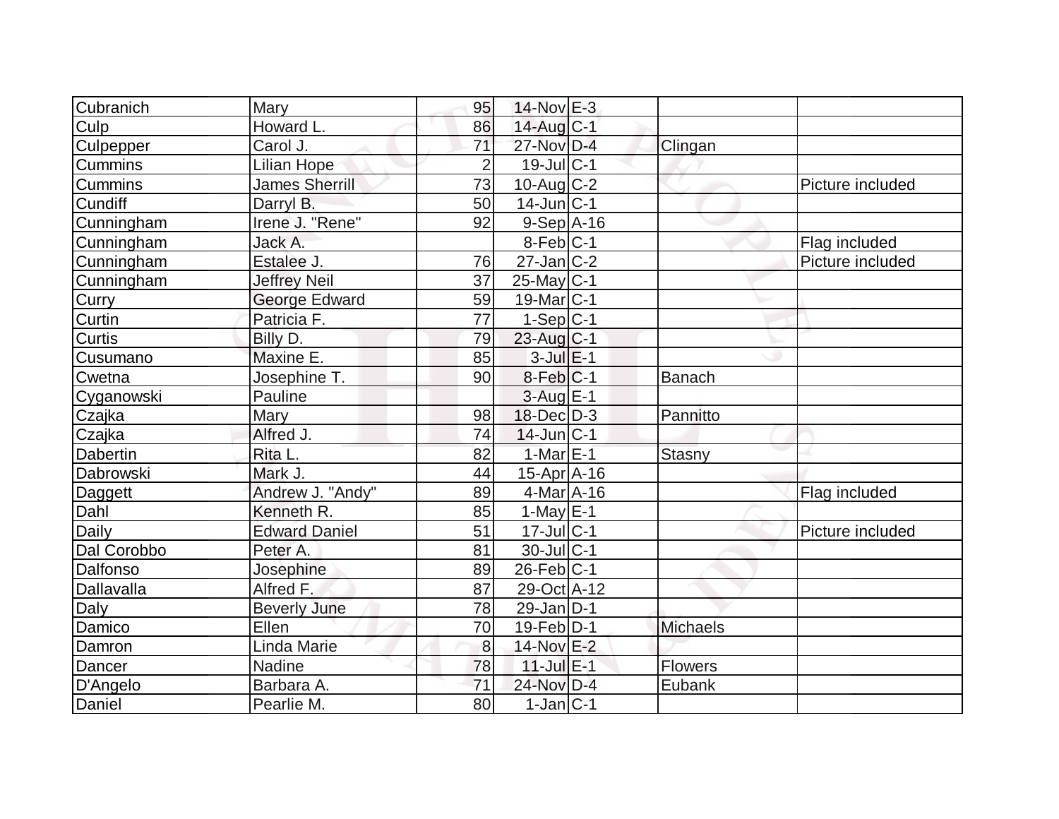| | | | | | | |
|---|---|---|---|---|---|---|
| Cubranich | Mary | 95 | 14-Nov | E-3 | | |
| Culp | Howard L. | 86 | 14-Aug | C-1 | | |
| Culpepper | Carol J. | 71 | 27-Nov | D-4 | Clingan | |
| Cummins | Lilian Hope | 2 | 19-Jul | C-1 | | |
| Cummins | James Sherrill | 73 | 10-Aug | C-2 | | Picture included |
| Cundiff | Darryl B. | 50 | 14-Jun | C-1 | | |
| Cunningham | Irene J. "Rene" | 92 | 9-Sep | A-16 | | |
| Cunningham | Jack A. | | 8-Feb | C-1 | | Flag included |
| Cunningham | Estalee J. | 76 | 27-Jan | C-2 | | Picture included |
| Cunningham | Jeffrey Neil | 37 | 25-May | C-1 | | |
| Curry | George Edward | 59 | 19-Mar | C-1 | | |
| Curtin | Patricia F. | 77 | 1-Sep | C-1 | | |
| Curtis | Billy D. | 79 | 23-Aug | C-1 | | |
| Cusumano | Maxine E. | 85 | 3-Jul | E-1 | | |
| Cwetna | Josephine T. | 90 | 8-Feb | C-1 | Banach | |
| Cyganowski | Pauline | | 3-Aug | E-1 | | |
| Czajka | Mary | 98 | 18-Dec | D-3 | Pannitto | |
| Czajka | Alfred J. | 74 | 14-Jun | C-1 | | |
| Dabertin | Rita L. | 82 | 1-Mar | E-1 | Stasny | |
| Dabrowski | Mark J. | 44 | 15-Apr | A-16 | | |
| Daggett | Andrew J. "Andy" | 89 | 4-Mar | A-16 | | Flag included |
| Dahl | Kenneth R. | 85 | 1-May | E-1 | | |
| Daily | Edward Daniel | 51 | 17-Jul | C-1 | | Picture included |
| Dal Corobbo | Peter A. | 81 | 30-Jul | C-1 | | |
| Dalfonso | Josephine | 89 | 26-Feb | C-1 | | |
| Dallavalla | Alfred F. | 87 | 29-Oct | A-12 | | |
| Daly | Beverly June | 78 | 29-Jan | D-1 | | |
| Damico | Ellen | 70 | 19-Feb | D-1 | Michaels | |
| Damron | Linda Marie | 8 | 14-Nov | E-2 | | |
| Dancer | Nadine | 78 | 11-Jul | E-1 | Flowers | |
| D'Angelo | Barbara A. | 71 | 24-Nov | D-4 | Eubank | |
| Daniel | Pearlie M. | 80 | 1-Jan | C-1 | | |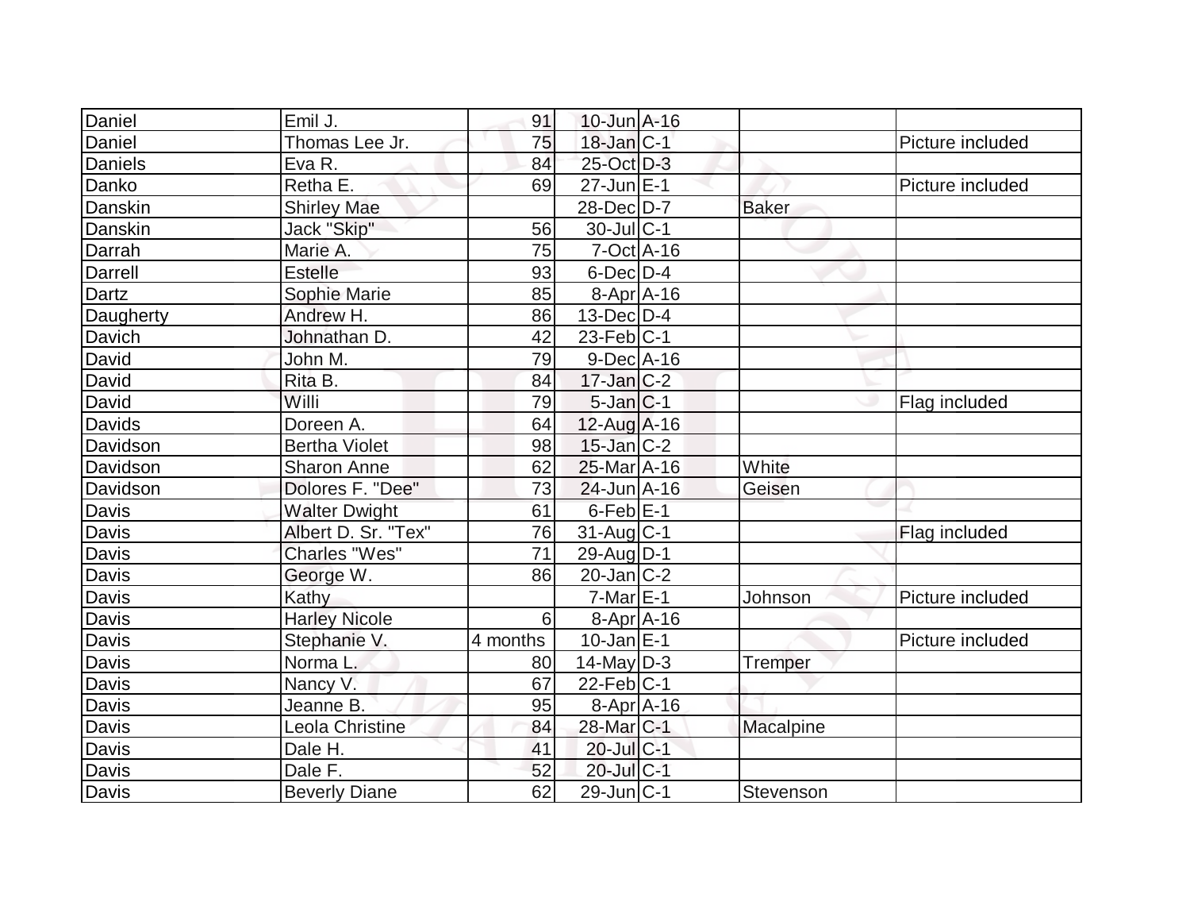| Daniel | Emil J. | 91 | 10-Jun | A-16 | | |
|---|---|---|---|---|---|---|
| Daniel | Thomas Lee Jr. | 75 | 18-Jan | C-1 | | Picture included |
| Daniels | Eva R. | 84 | 25-Oct | D-3 | | |
| Danko | Retha E. | 69 | 27-Jun | E-1 | | Picture included |
| Danskin | Shirley Mae | | 28-Dec | D-7 | Baker | |
| Danskin | Jack "Skip" | 56 | 30-Jul | C-1 | | |
| Darrah | Marie A. | 75 | 7-Oct | A-16 | | |
| Darrell | Estelle | 93 | 6-Dec | D-4 | | |
| Dartz | Sophie Marie | 85 | 8-Apr | A-16 | | |
| Daugherty | Andrew H. | 86 | 13-Dec | D-4 | | |
| Davich | Johnathan D. | 42 | 23-Feb | C-1 | | |
| David | John M. | 79 | 9-Dec | A-16 | | |
| David | Rita B. | 84 | 17-Jan | C-2 | | |
| David | Willi | 79 | 5-Jan | C-1 | | Flag included |
| Davids | Doreen A. | 64 | 12-Aug | A-16 | | |
| Davidson | Bertha Violet | 98 | 15-Jan | C-2 | | |
| Davidson | Sharon Anne | 62 | 25-Mar | A-16 | White | |
| Davidson | Dolores F. "Dee" | 73 | 24-Jun | A-16 | Geisen | |
| Davis | Walter Dwight | 61 | 6-Feb | E-1 | | |
| Davis | Albert D. Sr. "Tex" | 76 | 31-Aug | C-1 | | Flag included |
| Davis | Charles "Wes" | 71 | 29-Aug | D-1 | | |
| Davis | George W. | 86 | 20-Jan | C-2 | | |
| Davis | Kathy | | 7-Mar | E-1 | Johnson | Picture included |
| Davis | Harley Nicole | 6 | 8-Apr | A-16 | | |
| Davis | Stephanie V. | 4 months | 10-Jan | E-1 | | Picture included |
| Davis | Norma L. | 80 | 14-May | D-3 | Tremper | |
| Davis | Nancy V. | 67 | 22-Feb | C-1 | | |
| Davis | Jeanne B. | 95 | 8-Apr | A-16 | | |
| Davis | Leola Christine | 84 | 28-Mar | C-1 | Macalpine | |
| Davis | Dale H. | 41 | 20-Jul | C-1 | | |
| Davis | Dale F. | 52 | 20-Jul | C-1 | | |
| Davis | Beverly Diane | 62 | 29-Jun | C-1 | Stevenson | |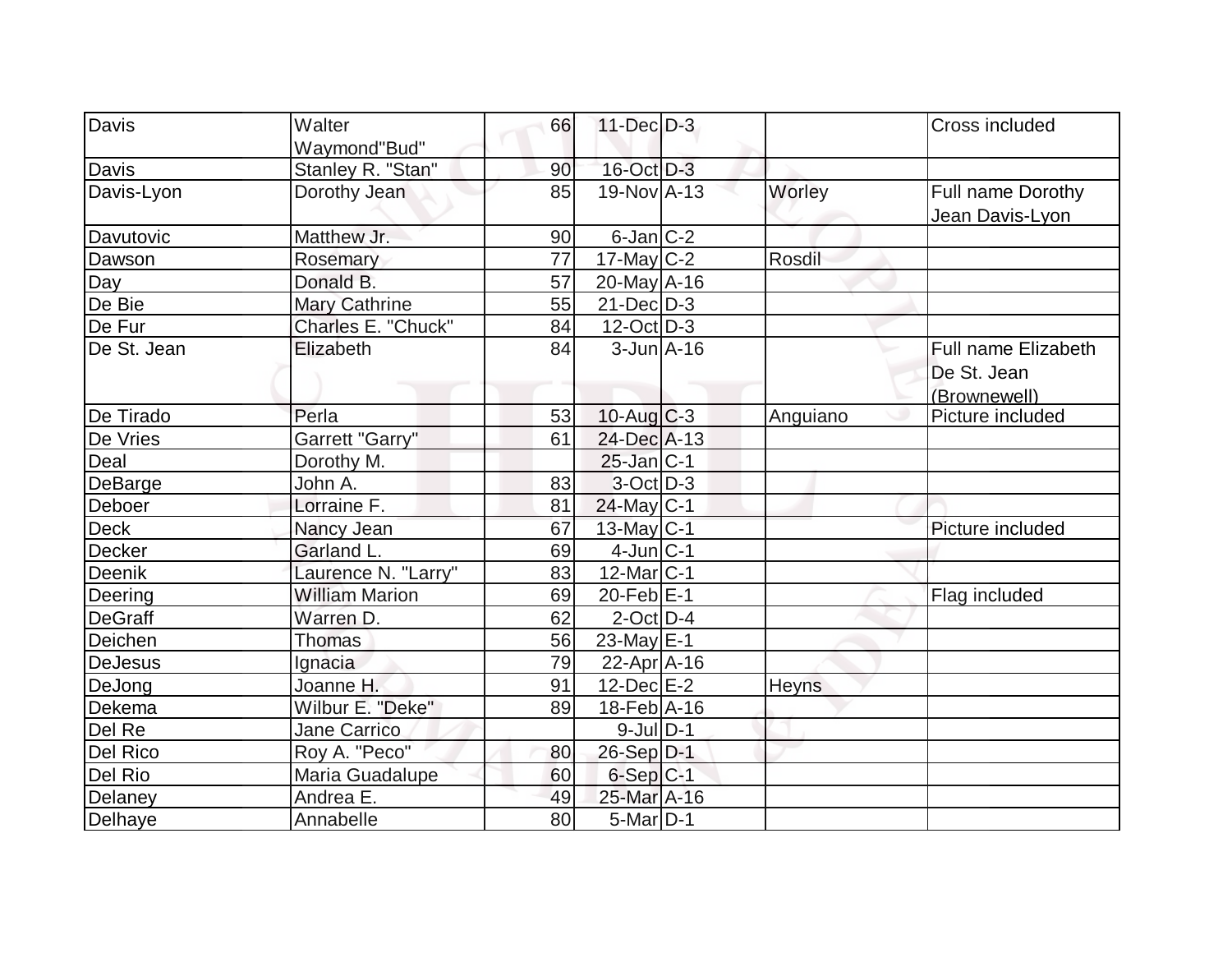| Davis | Walter Waymond"Bud" | 66 | 11-Dec | D-3 | | Cross included |
|---|---|---|---|---|---|---|
| Davis | Stanley R. "Stan" | 90 | 16-Oct | D-3 | | |
| Davis-Lyon | Dorothy Jean | 85 | 19-Nov | A-13 | Worley | Full name Dorothy Jean Davis-Lyon |
| Davutovic | Matthew Jr. | 90 | 6-Jan | C-2 | | |
| Dawson | Rosemary | 77 | 17-May | C-2 | Rosdil | |
| Day | Donald B. | 57 | 20-May | A-16 | | |
| De Bie | Mary Cathrine | 55 | 21-Dec | D-3 | | |
| De Fur | Charles E. "Chuck" | 84 | 12-Oct | D-3 | | |
| De St. Jean | Elizabeth | 84 | 3-Jun | A-16 | | Full name Elizabeth De St. Jean (Brownewell) |
| De Tirado | Perla | 53 | 10-Aug | C-3 | Anguiano | Picture included |
| De Vries | Garrett "Garry" | 61 | 24-Dec | A-13 | | |
| Deal | Dorothy M. | | 25-Jan | C-1 | | |
| DeBarge | John A. | 83 | 3-Oct | D-3 | | |
| Deboer | Lorraine F. | 81 | 24-May | C-1 | | |
| Deck | Nancy Jean | 67 | 13-May | C-1 | | Picture included |
| Decker | Garland L. | 69 | 4-Jun | C-1 | | |
| Deenik | Laurence N. "Larry" | 83 | 12-Mar | C-1 | | |
| Deering | William Marion | 69 | 20-Feb | E-1 | | Flag included |
| DeGraff | Warren D. | 62 | 2-Oct | D-4 | | |
| Deichen | Thomas | 56 | 23-May | E-1 | | |
| DeJesus | Ignacia | 79 | 22-Apr | A-16 | | |
| DeJong | Joanne H. | 91 | 12-Dec | E-2 | Heyns | |
| Dekema | Wilbur E. "Deke" | 89 | 18-Feb | A-16 | | |
| Del Re | Jane Carrico | | 9-Jul | D-1 | | |
| Del Rico | Roy A. "Peco" | 80 | 26-Sep | D-1 | | |
| Del Rio | Maria Guadalupe | 60 | 6-Sep | C-1 | | |
| Delaney | Andrea E. | 49 | 25-Mar | A-16 | | |
| Delhaye | Annabelle | 80 | 5-Mar | D-1 | | |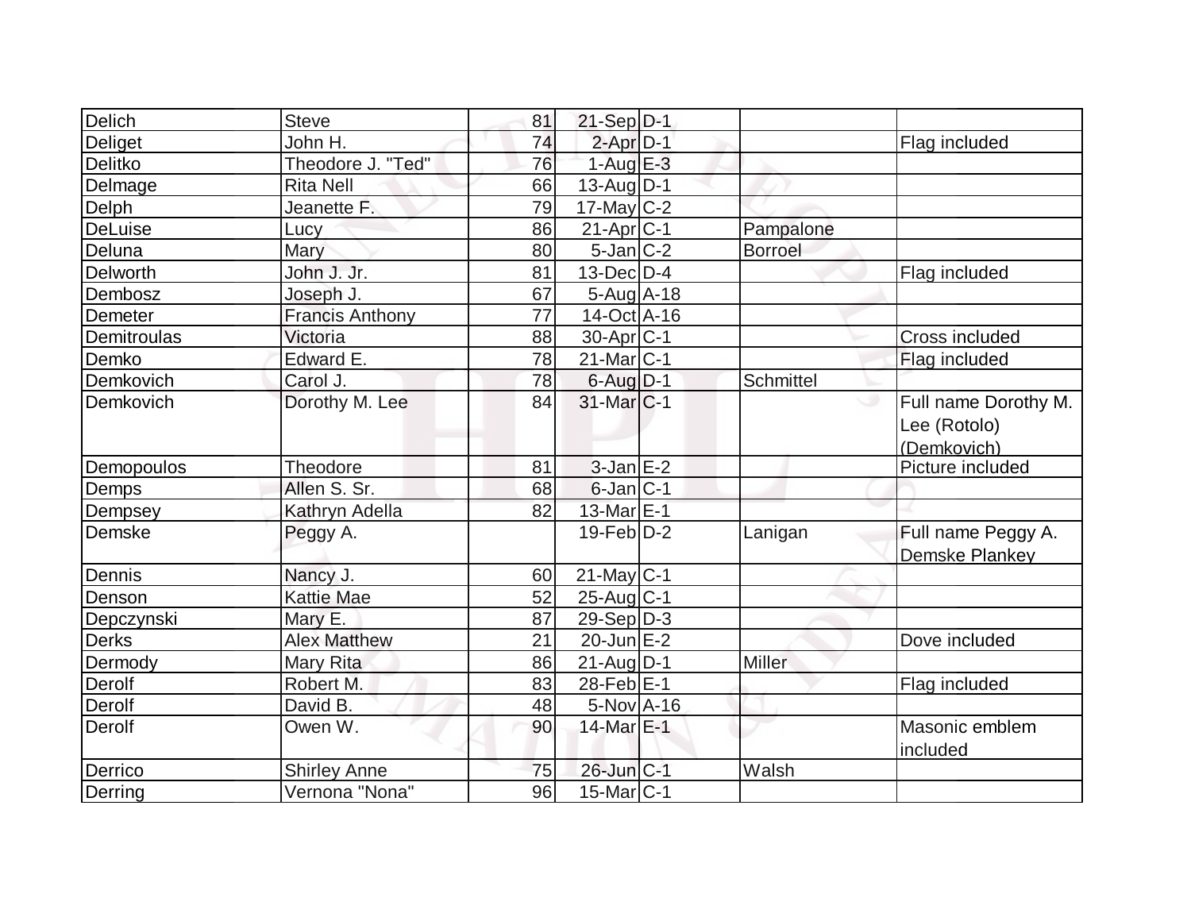| Delich | Steve | 81 | 21-Sep | D-1 | | |
|---|---|---|---|---|---|---|
| Deliget | John H. | 74 | 2-Apr | D-1 | | Flag included |
| Delitko | Theodore J. "Ted" | 76 | 1-Aug | E-3 | | |
| Delmage | Rita Nell | 66 | 13-Aug | D-1 | | |
| Delph | Jeanette F. | 79 | 17-May | C-2 | | |
| DeLuise | Lucy | 86 | 21-Apr | C-1 | Pampalone | |
| Deluna | Mary | 80 | 5-Jan | C-2 | Borroel | |
| Delworth | John J. Jr. | 81 | 13-Dec | D-4 | | Flag included |
| Dembosz | Joseph J. | 67 | 5-Aug | A-18 | | |
| Demeter | Francis Anthony | 77 | 14-Oct | A-16 | | |
| Demitroulas | Victoria | 88 | 30-Apr | C-1 | | Cross included |
| Demko | Edward E. | 78 | 21-Mar | C-1 | | Flag included |
| Demkovich | Carol J. | 78 | 6-Aug | D-1 | Schmittel | |
| Demkovich | Dorothy M. Lee | 84 | 31-Mar | C-1 | | Full name Dorothy M. Lee (Rotolo) (Demkovich) |
| Demopoulos | Theodore | 81 | 3-Jan | E-2 | | Picture included |
| Demps | Allen S. Sr. | 68 | 6-Jan | C-1 | | |
| Dempsey | Kathryn Adella | 82 | 13-Mar | E-1 | | |
| Demske | Peggy A. | | 19-Feb | D-2 | Lanigan | Full name Peggy A. Demske Plankey |
| Dennis | Nancy J. | 60 | 21-May | C-1 | | |
| Denson | Kattie Mae | 52 | 25-Aug | C-1 | | |
| Depczynski | Mary E. | 87 | 29-Sep | D-3 | | |
| Derks | Alex Matthew | 21 | 20-Jun | E-2 | | Dove included |
| Dermody | Mary Rita | 86 | 21-Aug | D-1 | Miller | |
| Derolf | Robert M. | 83 | 28-Feb | E-1 | | Flag included |
| Derolf | David B. | 48 | 5-Nov | A-16 | | |
| Derolf | Owen W. | 90 | 14-Mar | E-1 | | Masonic emblem included |
| Derrico | Shirley Anne | 75 | 26-Jun | C-1 | Walsh | |
| Derring | Vernona "Nona" | 96 | 15-Mar | C-1 | | |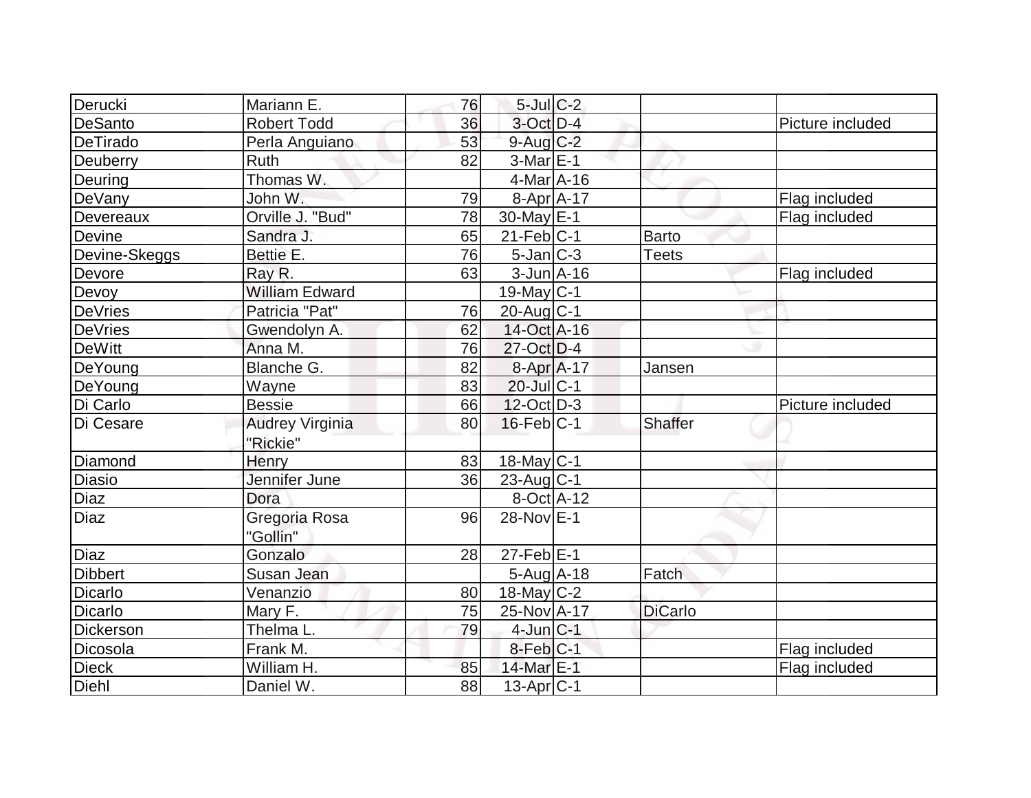| | | | | | | |
|---|---|---|---|---|---|---|
| Derucki | Mariann E. | 76 | 5-Jul | C-2 | | |
| DeSanto | Robert Todd | 36 | 3-Oct | D-4 | | Picture included |
| DeTirado | Perla Anguiano | 53 | 9-Aug | C-2 | | |
| Deuberry | Ruth | 82 | 3-Mar | E-1 | | |
| Deuring | Thomas W. | | 4-Mar | A-16 | | |
| DeVany | John W. | 79 | 8-Apr | A-17 | | Flag included |
| Devereaux | Orville J. "Bud" | 78 | 30-May | E-1 | | Flag included |
| Devine | Sandra J. | 65 | 21-Feb | C-1 | Barto | |
| Devine-Skeggs | Bettie E. | 76 | 5-Jan | C-3 | Teets | |
| Devore | Ray R. | 63 | 3-Jun | A-16 | | Flag included |
| Devoy | William Edward | | 19-May | C-1 | | |
| DeVries | Patricia "Pat" | 76 | 20-Aug | C-1 | | |
| DeVries | Gwendolyn A. | 62 | 14-Oct | A-16 | | |
| DeWitt | Anna M. | 76 | 27-Oct | D-4 | | |
| DeYoung | Blanche G. | 82 | 8-Apr | A-17 | Jansen | |
| DeYoung | Wayne | 83 | 20-Jul | C-1 | | |
| Di Carlo | Bessie | 66 | 12-Oct | D-3 | | Picture included |
| Di Cesare | Audrey Virginia "Rickie" | 80 | 16-Feb | C-1 | Shaffer | |
| Diamond | Henry | 83 | 18-May | C-1 | | |
| Diasio | Jennifer June | 36 | 23-Aug | C-1 | | |
| Diaz | Dora | | 8-Oct | A-12 | | |
| Diaz | Gregoria Rosa "Gollin" | 96 | 28-Nov | E-1 | | |
| Diaz | Gonzalo | 28 | 27-Feb | E-1 | | |
| Dibbert | Susan Jean | | 5-Aug | A-18 | Fatch | |
| Dicarlo | Venanzio | 80 | 18-May | C-2 | | |
| Dicarlo | Mary F. | 75 | 25-Nov | A-17 | DiCarlo | |
| Dickerson | Thelma L. | 79 | 4-Jun | C-1 | | |
| Dicosola | Frank M. | | 8-Feb | C-1 | | Flag included |
| Dieck | William H. | 85 | 14-Mar | E-1 | | Flag included |
| Diehl | Daniel W. | 88 | 13-Apr | C-1 | | |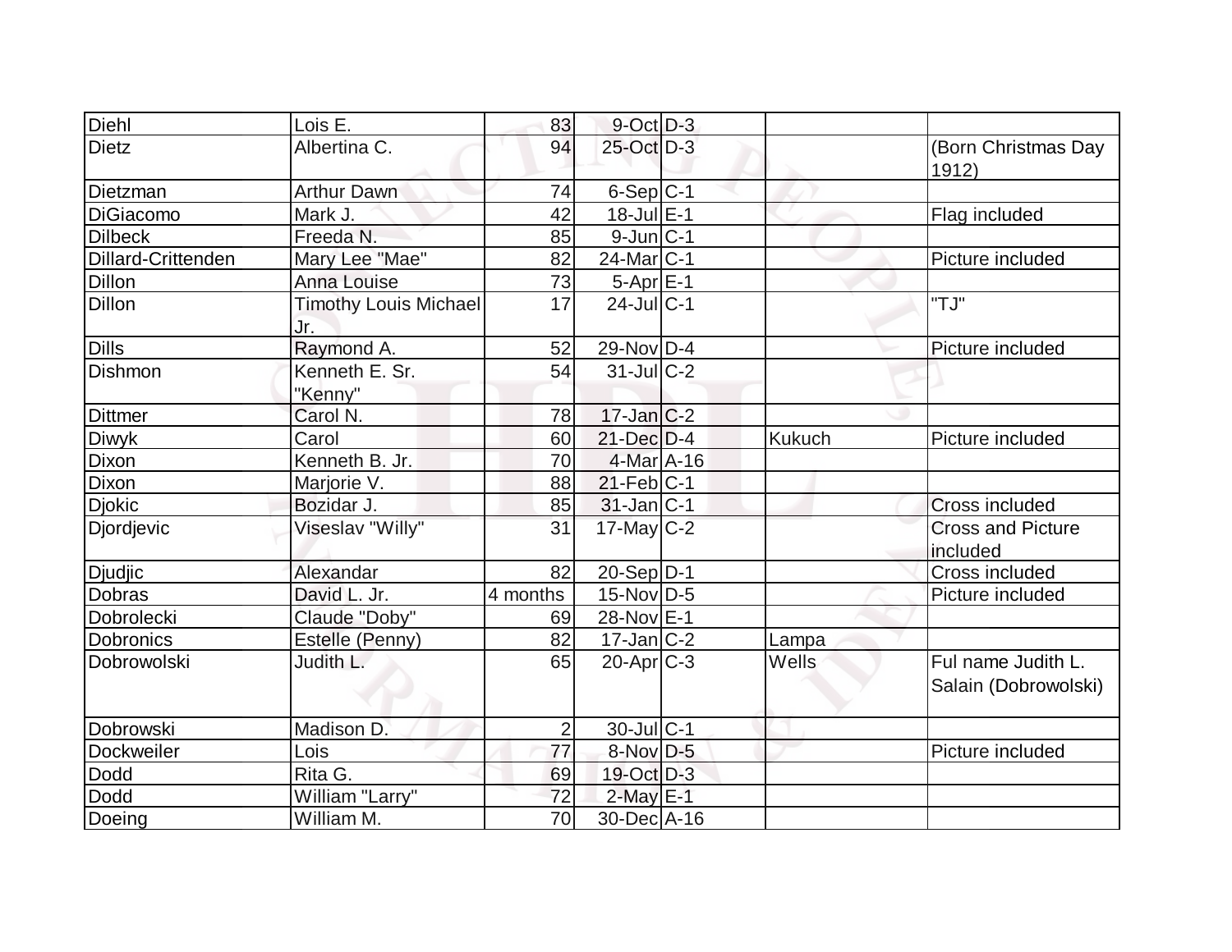| | | | | | | |
|---|---|---|---|---|---|---|
| Diehl | Lois E. | 83 | 9-Oct | D-3 | | |
| Dietz | Albertina C. | 94 | 25-Oct | D-3 | | (Born Christmas Day 1912) |
| Dietzman | Arthur Dawn | 74 | 6-Sep | C-1 | | |
| DiGiacomo | Mark J. | 42 | 18-Jul | E-1 | | Flag included |
| Dilbeck | Freeda N. | 85 | 9-Jun | C-1 | | |
| Dillard-Crittenden | Mary Lee "Mae" | 82 | 24-Mar | C-1 | | Picture included |
| Dillon | Anna Louise | 73 | 5-Apr | E-1 | | |
| Dillon | Timothy Louis Michael Jr. | 17 | 24-Jul | C-1 | | "TJ" |
| Dills | Raymond A. | 52 | 29-Nov | D-4 | | Picture included |
| Dishmon | Kenneth E. Sr. "Kenny" | 54 | 31-Jul | C-2 | | |
| Dittmer | Carol N. | 78 | 17-Jan | C-2 | | |
| Diwyk | Carol | 60 | 21-Dec | D-4 | Kukuch | Picture included |
| Dixon | Kenneth B. Jr. | 70 | 4-Mar | A-16 | | |
| Dixon | Marjorie V. | 88 | 21-Feb | C-1 | | |
| Djokic | Bozidar J. | 85 | 31-Jan | C-1 | | Cross included |
| Djordjevic | Viseslav "Willy" | 31 | 17-May | C-2 | | Cross and Picture included |
| Djudjic | Alexandar | 82 | 20-Sep | D-1 | | Cross included |
| Dobras | David L. Jr. | 4 months | 15-Nov | D-5 | | Picture included |
| Dobrolecki | Claude "Doby" | 69 | 28-Nov | E-1 | | |
| Dobronics | Estelle (Penny) | 82 | 17-Jan | C-2 | Lampa | |
| Dobrowolski | Judith L. | 65 | 20-Apr | C-3 | Wells | Ful name Judith L. Salain (Dobrowolski) |
| Dobrowski | Madison D. | 2 | 30-Jul | C-1 | | |
| Dockweiler | Lois | 77 | 8-Nov | D-5 | | Picture included |
| Dodd | Rita G. | 69 | 19-Oct | D-3 | | |
| Dodd | William "Larry" | 72 | 2-May | E-1 | | |
| Doeing | William M. | 70 | 30-Dec | A-16 | | |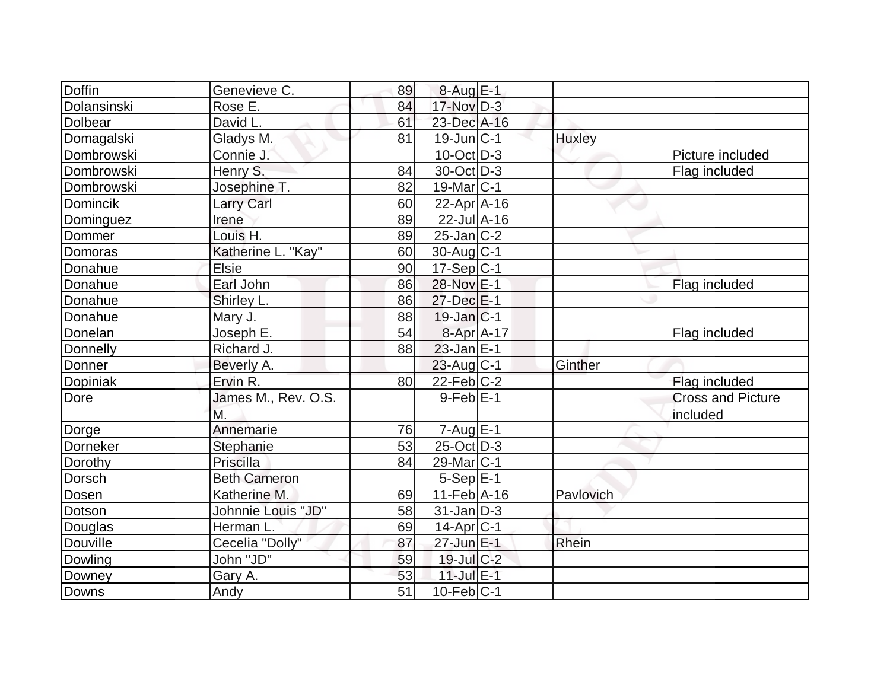| Doffin | Genevieve C. | 89 | 8-Aug | E-1 | | |
|---|---|---|---|---|---|---|
| Dolansinski | Rose E. | 84 | 17-Nov | D-3 | | |
| Dolbear | David L. | 61 | 23-Dec | A-16 | | |
| Domagalski | Gladys M. | 81 | 19-Jun | C-1 | Huxley | |
| Dombrowski | Connie J. | | 10-Oct | D-3 | | Picture included |
| Dombrowski | Henry S. | 84 | 30-Oct | D-3 | | Flag included |
| Dombrowski | Josephine T. | 82 | 19-Mar | C-1 | | |
| Domincik | Larry Carl | 60 | 22-Apr | A-16 | | |
| Dominguez | Irene | 89 | 22-Jul | A-16 | | |
| Dommer | Louis H. | 89 | 25-Jan | C-2 | | |
| Domoras | Katherine L. "Kay" | 60 | 30-Aug | C-1 | | |
| Donahue | Elsie | 90 | 17-Sep | C-1 | | |
| Donahue | Earl John | 86 | 28-Nov | E-1 | | Flag included |
| Donahue | Shirley L. | 86 | 27-Dec | E-1 | | |
| Donahue | Mary J. | 88 | 19-Jan | C-1 | | |
| Donelan | Joseph E. | 54 | 8-Apr | A-17 | | Flag included |
| Donnelly | Richard J. | 88 | 23-Jan | E-1 | | |
| Donner | Beverly A. | | 23-Aug | C-1 | Ginther | |
| Dopiniak | Ervin R. | 80 | 22-Feb | C-2 | | Flag included |
| Dore | James M., Rev. O.S. M. | | 9-Feb | E-1 | | Cross and Picture included |
| Dorge | Annemarie | 76 | 7-Aug | E-1 | | |
| Dorneker | Stephanie | 53 | 25-Oct | D-3 | | |
| Dorothy | Priscilla | 84 | 29-Mar | C-1 | | |
| Dorsch | Beth Cameron | | 5-Sep | E-1 | | |
| Dosen | Katherine M. | 69 | 11-Feb | A-16 | Pavlovich | |
| Dotson | Johnnie Louis "JD" | 58 | 31-Jan | D-3 | | |
| Douglas | Herman L. | 69 | 14-Apr | C-1 | | |
| Douville | Cecelia "Dolly" | 87 | 27-Jun | E-1 | Rhein | |
| Dowling | John "JD" | 59 | 19-Jul | C-2 | | |
| Downey | Gary A. | 53 | 11-Jul | E-1 | | |
| Downs | Andy | 51 | 10-Feb | C-1 | | |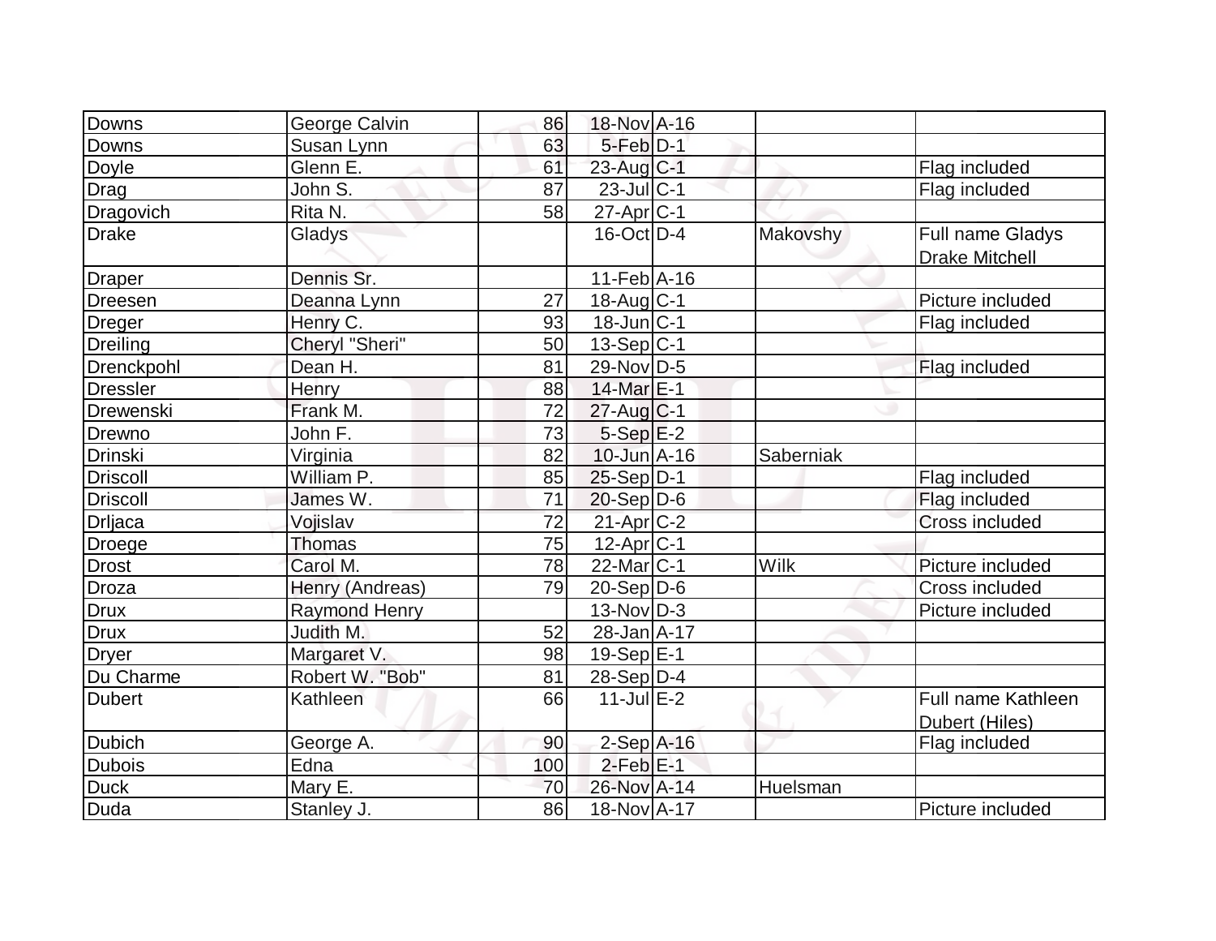| | | | | | | |
|---|---|---|---|---|---|---|
| Downs | George Calvin | 86 | 18-Nov | A-16 | | |
| Downs | Susan Lynn | 63 | 5-Feb | D-1 | | |
| Doyle | Glenn E. | 61 | 23-Aug | C-1 | | Flag included |
| Drag | John S. | 87 | 23-Jul | C-1 | | Flag included |
| Dragovich | Rita N. | 58 | 27-Apr | C-1 | | |
| Drake | Gladys | | 16-Oct | D-4 | Makovshy | Full name Gladys Drake Mitchell |
| Draper | Dennis Sr. | | 11-Feb | A-16 | | |
| Dreesen | Deanna Lynn | 27 | 18-Aug | C-1 | | Picture included |
| Dreger | Henry C. | 93 | 18-Jun | C-1 | | Flag included |
| Dreiling | Cheryl "Sheri" | 50 | 13-Sep | C-1 | | |
| Drenckpohl | Dean H. | 81 | 29-Nov | D-5 | | Flag included |
| Dressler | Henry | 88 | 14-Mar | E-1 | | |
| Drewenski | Frank M. | 72 | 27-Aug | C-1 | | |
| Drewno | John F. | 73 | 5-Sep | E-2 | | |
| Drinski | Virginia | 82 | 10-Jun | A-16 | Saberniak | |
| Driscoll | William P. | 85 | 25-Sep | D-1 | | Flag included |
| Driscoll | James W. | 71 | 20-Sep | D-6 | | Flag included |
| Drljaca | Vojislav | 72 | 21-Apr | C-2 | | Cross included |
| Droege | Thomas | 75 | 12-Apr | C-1 | | |
| Drost | Carol M. | 78 | 22-Mar | C-1 | Wilk | Picture included |
| Droza | Henry (Andreas) | 79 | 20-Sep | D-6 | | Cross included |
| Drux | Raymond Henry | | 13-Nov | D-3 | | Picture included |
| Drux | Judith M. | 52 | 28-Jan | A-17 | | |
| Dryer | Margaret V. | 98 | 19-Sep | E-1 | | |
| Du Charme | Robert W. "Bob" | 81 | 28-Sep | D-4 | | |
| Dubert | Kathleen | 66 | 11-Jul | E-2 | | Full name Kathleen Dubert (Hiles) |
| Dubich | George A. | 90 | 2-Sep | A-16 | | Flag included |
| Dubois | Edna | 100 | 2-Feb | E-1 | | |
| Duck | Mary E. | 70 | 26-Nov | A-14 | Huelsman | |
| Duda | Stanley J. | 86 | 18-Nov | A-17 | | Picture included |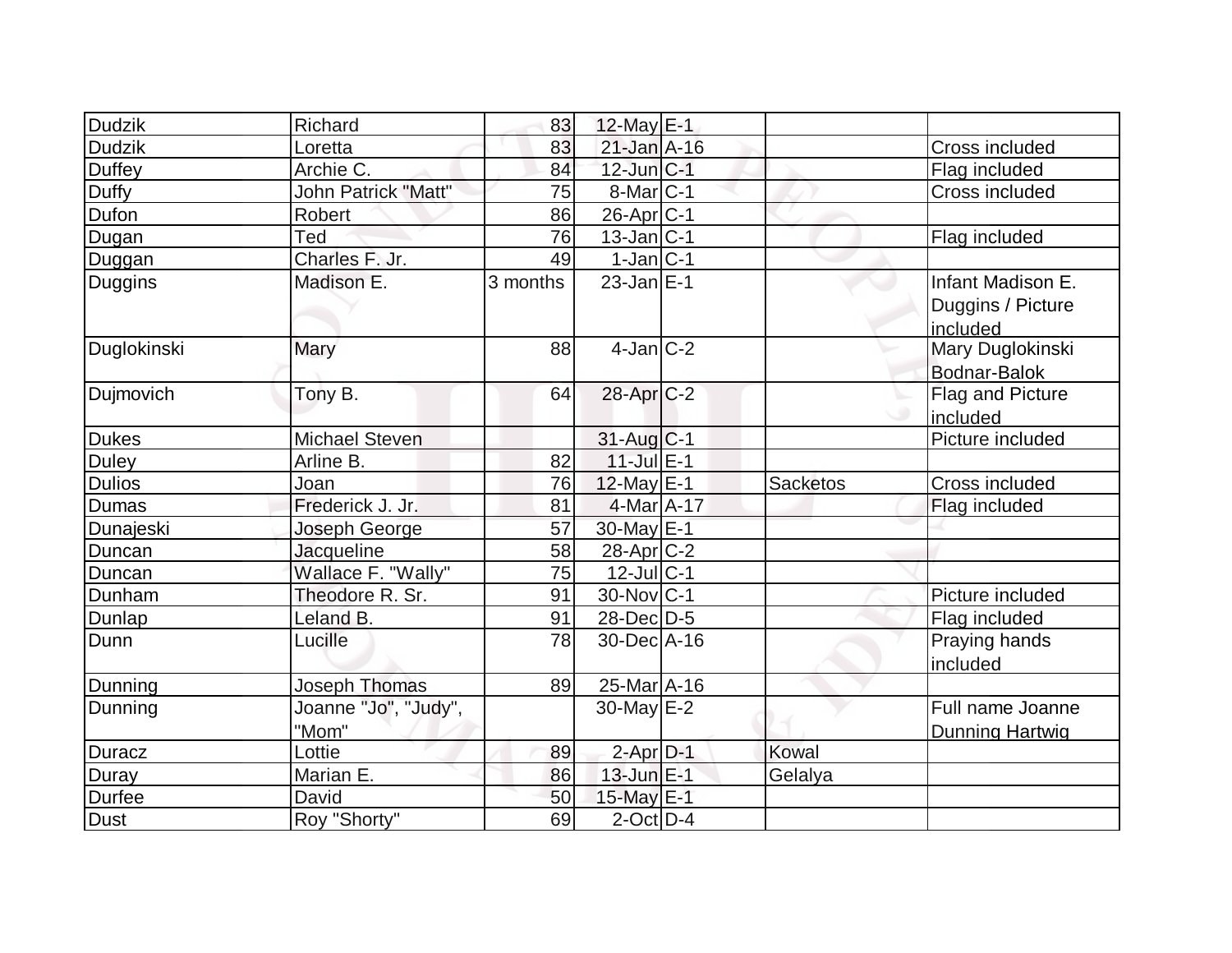| | | | | | | |
|---|---|---|---|---|---|---|
| Dudzik | Richard | 83 | 12-May | E-1 | | |
| Dudzik | Loretta | 83 | 21-Jan | A-16 | | Cross included |
| Duffey | Archie C. | 84 | 12-Jun | C-1 | | Flag included |
| Duffy | John Patrick "Matt" | 75 | 8-Mar | C-1 | | Cross included |
| Dufon | Robert | 86 | 26-Apr | C-1 | | |
| Dugan | Ted | 76 | 13-Jan | C-1 | | Flag included |
| Duggan | Charles F. Jr. | 49 | 1-Jan | C-1 | | |
| Duggins | Madison E. | 3 months | 23-Jan | E-1 | | Infant Madison E. Duggins / Picture included |
| Duglokinski | Mary | 88 | 4-Jan | C-2 | | Mary Duglokinski Bodnar-Balok |
| Dujmovich | Tony B. | 64 | 28-Apr | C-2 | | Flag and Picture included |
| Dukes | Michael Steven | | 31-Aug | C-1 | | Picture included |
| Duley | Arline B. | 82 | 11-Jul | E-1 | | |
| Dulios | Joan | 76 | 12-May | E-1 | Sacketos | Cross included |
| Dumas | Frederick J. Jr. | 81 | 4-Mar | A-17 | | Flag included |
| Dunajeski | Joseph George | 57 | 30-May | E-1 | | |
| Duncan | Jacqueline | 58 | 28-Apr | C-2 | | |
| Duncan | Wallace F. "Wally" | 75 | 12-Jul | C-1 | | |
| Dunham | Theodore R. Sr. | 91 | 30-Nov | C-1 | | Picture included |
| Dunlap | Leland B. | 91 | 28-Dec | D-5 | | Flag included |
| Dunn | Lucille | 78 | 30-Dec | A-16 | | Praying hands included |
| Dunning | Joseph Thomas | 89 | 25-Mar | A-16 | | |
| Dunning | Joanne "Jo", "Judy", "Mom" | | 30-May | E-2 | | Full name Joanne Dunning Hartwig |
| Duracz | Lottie | 89 | 2-Apr | D-1 | Kowal | |
| Duray | Marian E. | 86 | 13-Jun | E-1 | Gelalya | |
| Durfee | David | 50 | 15-May | E-1 | | |
| Dust | Roy "Shorty" | 69 | 2-Oct | D-4 | | |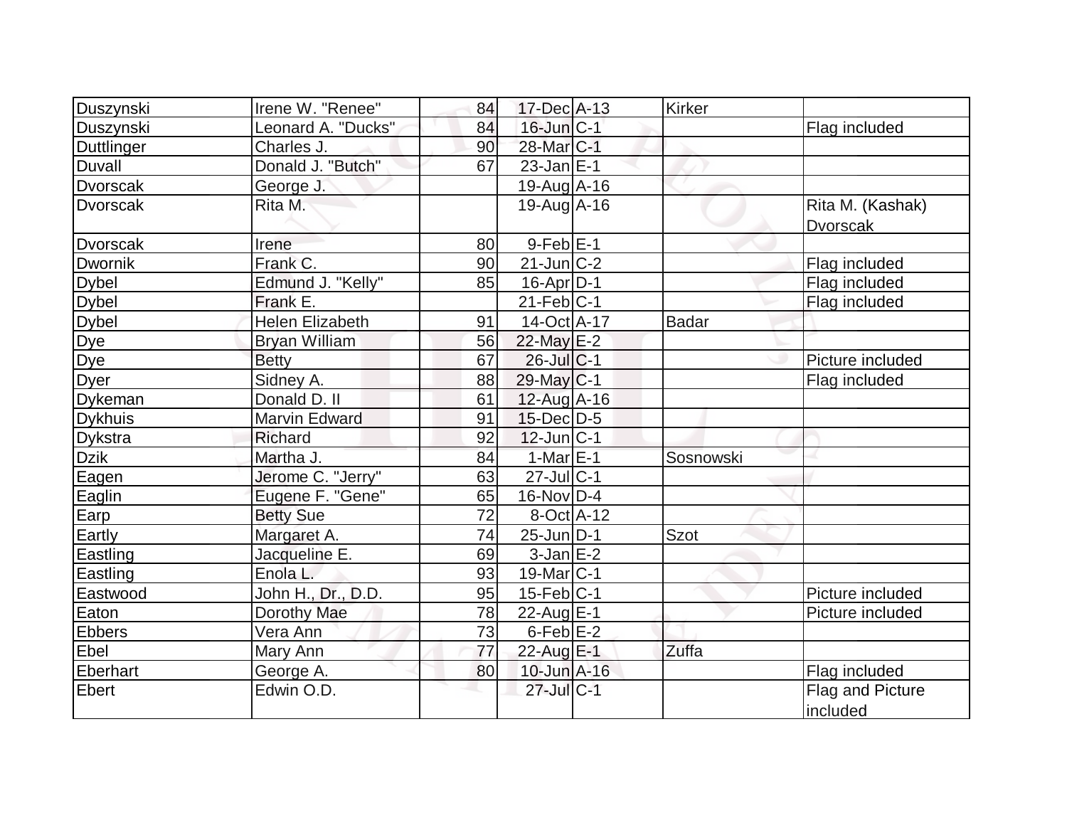| | | | | | | |
|---|---|---|---|---|---|---|
| Duszynski | Irene W. "Renee" | 84 | 17-Dec | A-13 | Kirker | |
| Duszynski | Leonard A. "Ducks" | 84 | 16-Jun | C-1 | | Flag included |
| Duttlinger | Charles J. | 90 | 28-Mar | C-1 | | |
| Duvall | Donald J. "Butch" | 67 | 23-Jan | E-1 | | |
| Dvorscak | George J. | | 19-Aug | A-16 | | |
| Dvorscak | Rita M. | | 19-Aug | A-16 | | Rita M. (Kashak) Dvorscak |
| Dvorscak | Irene | 80 | 9-Feb | E-1 | | |
| Dwornik | Frank C. | 90 | 21-Jun | C-2 | | Flag included |
| Dybel | Edmund J. "Kelly" | 85 | 16-Apr | D-1 | | Flag included |
| Dybel | Frank E. | | 21-Feb | C-1 | | Flag included |
| Dybel | Helen Elizabeth | 91 | 14-Oct | A-17 | Badar | |
| Dye | Bryan William | 56 | 22-May | E-2 | | |
| Dye | Betty | 67 | 26-Jul | C-1 | | Picture included |
| Dyer | Sidney A. | 88 | 29-May | C-1 | | Flag included |
| Dykeman | Donald D. II | 61 | 12-Aug | A-16 | | |
| Dykhuis | Marvin Edward | 91 | 15-Dec | D-5 | | |
| Dykstra | Richard | 92 | 12-Jun | C-1 | | |
| Dzik | Martha J. | 84 | 1-Mar | E-1 | Sosnowski | |
| Eagen | Jerome C. "Jerry" | 63 | 27-Jul | C-1 | | |
| Eaglin | Eugene F. "Gene" | 65 | 16-Nov | D-4 | | |
| Earp | Betty Sue | 72 | 8-Oct | A-12 | | |
| Eartly | Margaret A. | 74 | 25-Jun | D-1 | Szot | |
| Eastling | Jacqueline E. | 69 | 3-Jan | E-2 | | |
| Eastling | Enola L. | 93 | 19-Mar | C-1 | | |
| Eastwood | John H., Dr., D.D. | 95 | 15-Feb | C-1 | | Picture included |
| Eaton | Dorothy Mae | 78 | 22-Aug | E-1 | | Picture included |
| Ebbers | Vera Ann | 73 | 6-Feb | E-2 | | |
| Ebel | Mary Ann | 77 | 22-Aug | E-1 | Zuffa | |
| Eberhart | George A. | 80 | 10-Jun | A-16 | | Flag included |
| Ebert | Edwin O.D. | | 27-Jul | C-1 | | Flag and Picture included |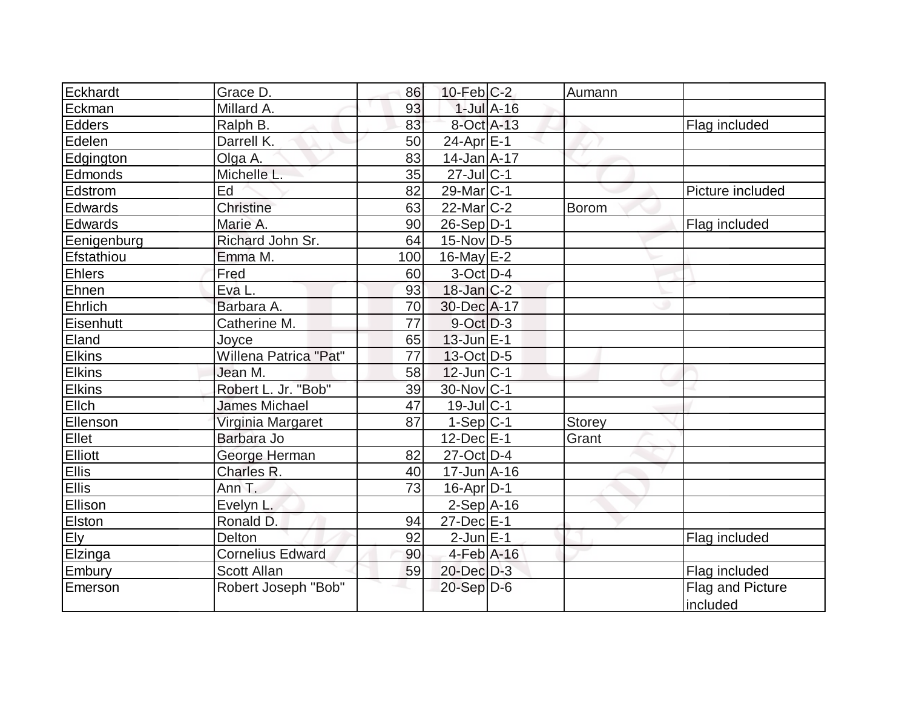| | | | | | | |
|---|---|---|---|---|---|---|
| Eckhardt | Grace D. | 86 | 10-Feb | C-2 | Aumann | |
| Eckman | Millard A. | 93 | 1-Jul | A-16 | | |
| Edders | Ralph B. | 83 | 8-Oct | A-13 | | Flag included |
| Edelen | Darrell K. | 50 | 24-Apr | E-1 | | |
| Edgington | Olga A. | 83 | 14-Jan | A-17 | | |
| Edmonds | Michelle L. | 35 | 27-Jul | C-1 | | |
| Edstrom | Ed | 82 | 29-Mar | C-1 | | Picture included |
| Edwards | Christine | 63 | 22-Mar | C-2 | Borom | |
| Edwards | Marie A. | 90 | 26-Sep | D-1 | | Flag included |
| Eenigenburg | Richard John Sr. | 64 | 15-Nov | D-5 | | |
| Efstathiou | Emma M. | 100 | 16-May | E-2 | | |
| Ehlers | Fred | 60 | 3-Oct | D-4 | | |
| Ehnen | Eva L. | 93 | 18-Jan | C-2 | | |
| Ehrlich | Barbara A. | 70 | 30-Dec | A-17 | | |
| Eisenhutt | Catherine M. | 77 | 9-Oct | D-3 | | |
| Eland | Joyce | 65 | 13-Jun | E-1 | | |
| Elkins | Willena Patrica "Pat" | 77 | 13-Oct | D-5 | | |
| Elkins | Jean M. | 58 | 12-Jun | C-1 | | |
| Elkins | Robert L. Jr. "Bob" | 39 | 30-Nov | C-1 | | |
| Ellch | James Michael | 47 | 19-Jul | C-1 | | |
| Ellenson | Virginia Margaret | 87 | 1-Sep | C-1 | Storey | |
| Ellet | Barbara Jo | | 12-Dec | E-1 | Grant | |
| Elliott | George Herman | 82 | 27-Oct | D-4 | | |
| Ellis | Charles R. | 40 | 17-Jun | A-16 | | |
| Ellis | Ann T. | 73 | 16-Apr | D-1 | | |
| Ellison | Evelyn L. | | 2-Sep | A-16 | | |
| Elston | Ronald D. | 94 | 27-Dec | E-1 | | |
| Ely | Delton | 92 | 2-Jun | E-1 | | Flag included |
| Elzinga | Cornelius Edward | 90 | 4-Feb | A-16 | | |
| Embury | Scott Allan | 59 | 20-Dec | D-3 | | Flag included |
| Emerson | Robert Joseph "Bob" | | 20-Sep | D-6 | | Flag and Picture included |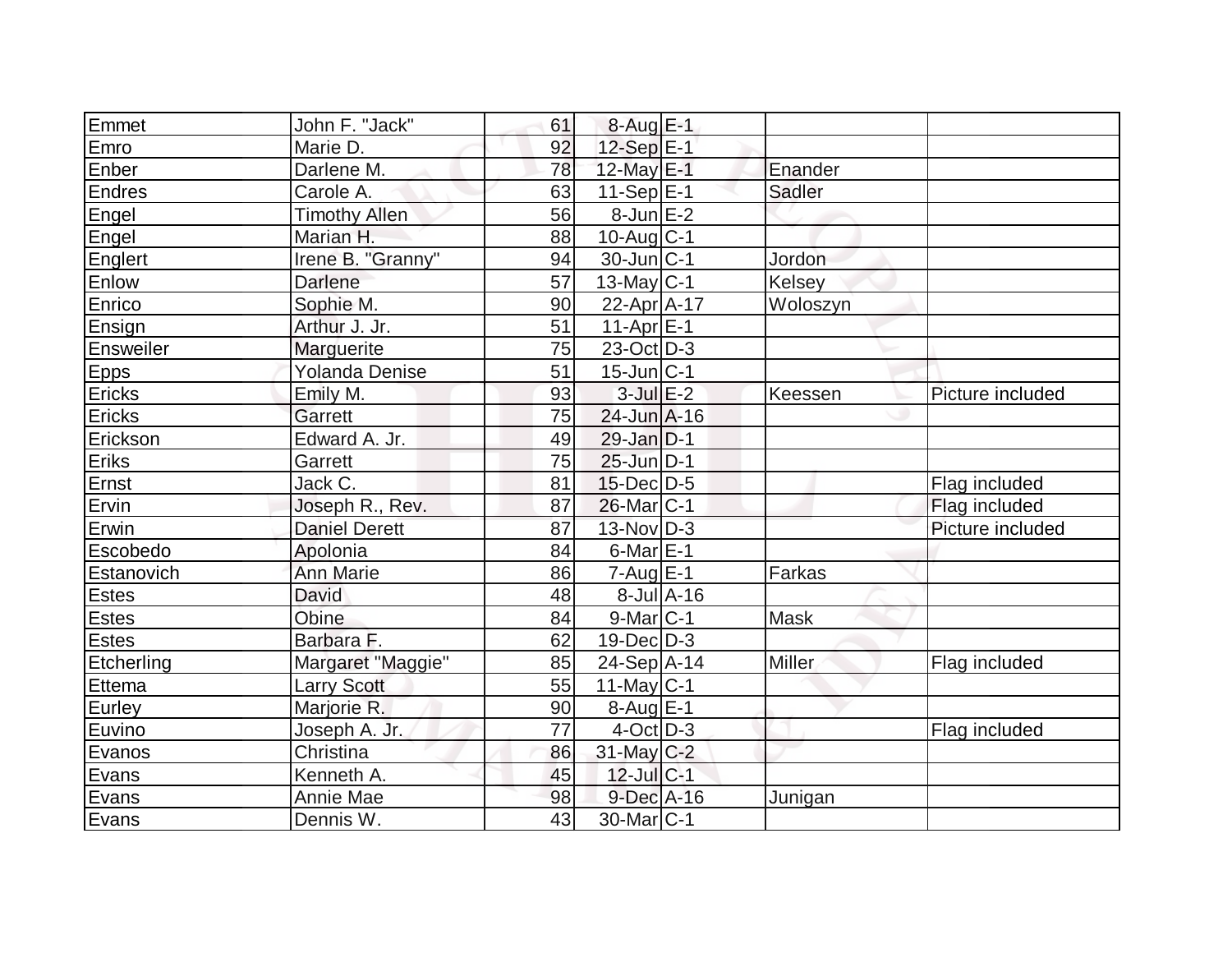| | | | | | | |
|---|---|---|---|---|---|---|
| Emmet | John F. "Jack" | 61 | 8-Aug | E-1 | | |
| Emro | Marie D. | 92 | 12-Sep | E-1 | | |
| Enber | Darlene M. | 78 | 12-May | E-1 | Enander | |
| Endres | Carole A. | 63 | 11-Sep | E-1 | Sadler | |
| Engel | Timothy Allen | 56 | 8-Jun | E-2 | | |
| Engel | Marian H. | 88 | 10-Aug | C-1 | | |
| Englert | Irene B. "Granny" | 94 | 30-Jun | C-1 | Jordon | |
| Enlow | Darlene | 57 | 13-May | C-1 | Kelsey | |
| Enrico | Sophie M. | 90 | 22-Apr | A-17 | Woloszyn | |
| Ensign | Arthur J. Jr. | 51 | 11-Apr | E-1 | | |
| Ensweiler | Marguerite | 75 | 23-Oct | D-3 | | |
| Epps | Yolanda Denise | 51 | 15-Jun | C-1 | | |
| Ericks | Emily M. | 93 | 3-Jul | E-2 | Keessen | Picture included |
| Ericks | Garrett | 75 | 24-Jun | A-16 | | |
| Erickson | Edward A. Jr. | 49 | 29-Jan | D-1 | | |
| Eriks | Garrett | 75 | 25-Jun | D-1 | | |
| Ernst | Jack C. | 81 | 15-Dec | D-5 | | Flag included |
| Ervin | Joseph R., Rev. | 87 | 26-Mar | C-1 | | Flag included |
| Erwin | Daniel Derett | 87 | 13-Nov | D-3 | | Picture included |
| Escobedo | Apolonia | 84 | 6-Mar | E-1 | | |
| Estanovich | Ann Marie | 86 | 7-Aug | E-1 | Farkas | |
| Estes | David | 48 | 8-Jul | A-16 | | |
| Estes | Obine | 84 | 9-Mar | C-1 | Mask | |
| Estes | Barbara F. | 62 | 19-Dec | D-3 | | |
| Etcherling | Margaret "Maggie" | 85 | 24-Sep | A-14 | Miller | Flag included |
| Ettema | Larry Scott | 55 | 11-May | C-1 | | |
| Eurley | Marjorie R. | 90 | 8-Aug | E-1 | | |
| Euvino | Joseph A. Jr. | 77 | 4-Oct | D-3 | | Flag included |
| Evanos | Christina | 86 | 31-May | C-2 | | |
| Evans | Kenneth A. | 45 | 12-Jul | C-1 | | |
| Evans | Annie Mae | 98 | 9-Dec | A-16 | Junigan | |
| Evans | Dennis W. | 43 | 30-Mar | C-1 | | |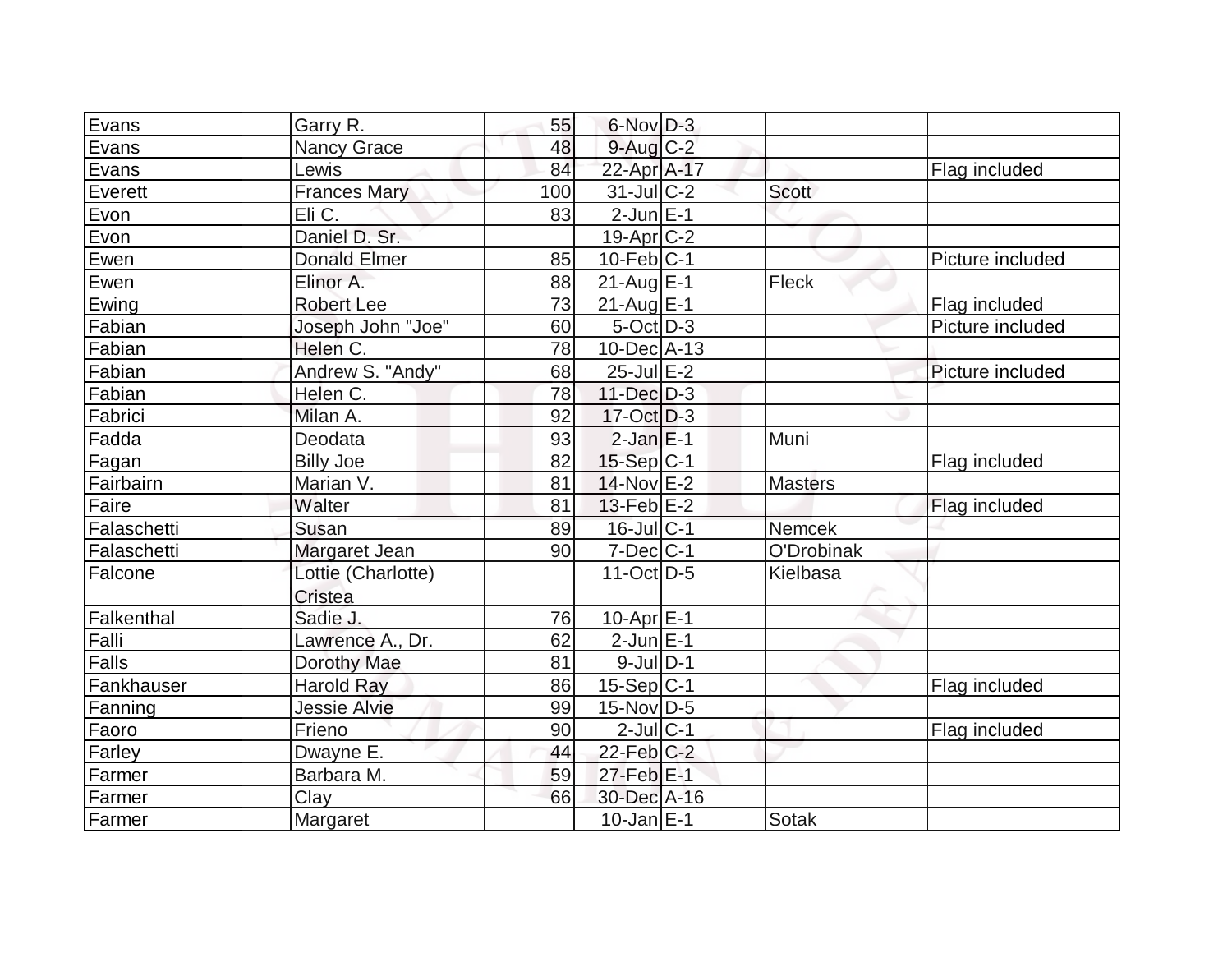| | | | | | | |
|---|---|---|---|---|---|---|
| Evans | Garry R. | 55 | 6-Nov | D-3 | | |
| Evans | Nancy Grace | 48 | 9-Aug | C-2 | | |
| Evans | Lewis | 84 | 22-Apr | A-17 | | Flag included |
| Everett | Frances Mary | 100 | 31-Jul | C-2 | Scott | |
| Evon | Eli C. | 83 | 2-Jun | E-1 | | |
| Evon | Daniel D. Sr. | | 19-Apr | C-2 | | |
| Ewen | Donald Elmer | 85 | 10-Feb | C-1 | | Picture included |
| Ewen | Elinor A. | 88 | 21-Aug | E-1 | Fleck | |
| Ewing | Robert Lee | 73 | 21-Aug | E-1 | | Flag included |
| Fabian | Joseph John "Joe" | 60 | 5-Oct | D-3 | | Picture included |
| Fabian | Helen C. | 78 | 10-Dec | A-13 | | |
| Fabian | Andrew S. "Andy" | 68 | 25-Jul | E-2 | | Picture included |
| Fabian | Helen C. | 78 | 11-Dec | D-3 | | |
| Fabrici | Milan A. | 92 | 17-Oct | D-3 | | |
| Fadda | Deodata | 93 | 2-Jan | E-1 | Muni | |
| Fagan | Billy Joe | 82 | 15-Sep | C-1 | | Flag included |
| Fairbairn | Marian V. | 81 | 14-Nov | E-2 | Masters | |
| Faire | Walter | 81 | 13-Feb | E-2 | | Flag included |
| Falaschetti | Susan | 89 | 16-Jul | C-1 | Nemcek | |
| Falaschetti | Margaret Jean | 90 | 7-Dec | C-1 | O'Drobinak | |
| Falcone | Lottie (Charlotte) Cristea | | 11-Oct | D-5 | Kielbasa | |
| Falkenthal | Sadie J. | 76 | 10-Apr | E-1 | | |
| Falli | Lawrence A., Dr. | 62 | 2-Jun | E-1 | | |
| Falls | Dorothy Mae | 81 | 9-Jul | D-1 | | |
| Fankhauser | Harold Ray | 86 | 15-Sep | C-1 | | Flag included |
| Fanning | Jessie Alvie | 99 | 15-Nov | D-5 | | |
| Faoro | Frieno | 90 | 2-Jul | C-1 | | Flag included |
| Farley | Dwayne E. | 44 | 22-Feb | C-2 | | |
| Farmer | Barbara M. | 59 | 27-Feb | E-1 | | |
| Farmer | Clay | 66 | 30-Dec | A-16 | | |
| Farmer | Margaret | | 10-Jan | E-1 | Sotak | |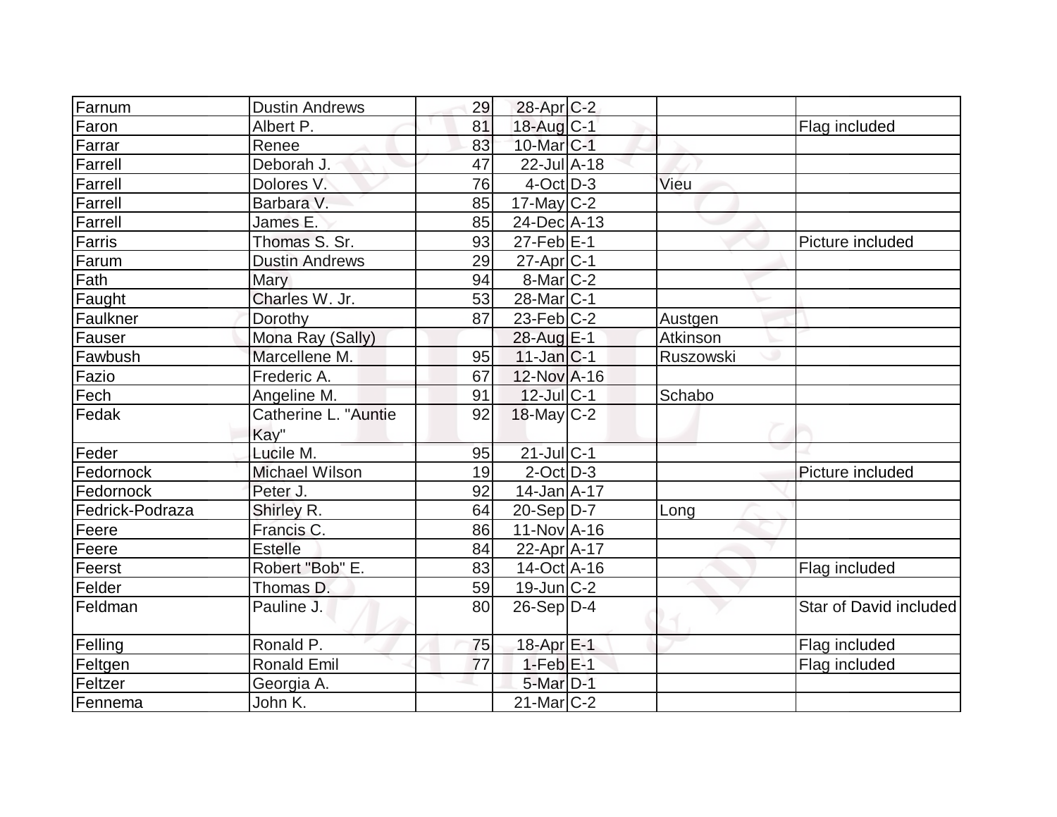| | | | | | | |
|---|---|---|---|---|---|---|
| Farnum | Dustin Andrews | 29 | 28-Apr | C-2 | | |
| Faron | Albert P. | 81 | 18-Aug | C-1 | | Flag included |
| Farrar | Renee | 83 | 10-Mar | C-1 | | |
| Farrell | Deborah J. | 47 | 22-Jul | A-18 | | |
| Farrell | Dolores V. | 76 | 4-Oct | D-3 | Vieu | |
| Farrell | Barbara V. | 85 | 17-May | C-2 | | |
| Farrell | James E. | 85 | 24-Dec | A-13 | | |
| Farris | Thomas S. Sr. | 93 | 27-Feb | E-1 | | Picture included |
| Farum | Dustin Andrews | 29 | 27-Apr | C-1 | | |
| Fath | Mary | 94 | 8-Mar | C-2 | | |
| Faught | Charles W. Jr. | 53 | 28-Mar | C-1 | | |
| Faulkner | Dorothy | 87 | 23-Feb | C-2 | Austgen | |
| Fauser | Mona Ray (Sally) | | 28-Aug | E-1 | Atkinson | |
| Fawbush | Marcellene M. | 95 | 11-Jan | C-1 | Ruszowski | |
| Fazio | Frederic A. | 67 | 12-Nov | A-16 | | |
| Fech | Angeline M. | 91 | 12-Jul | C-1 | Schabo | |
| Fedak | Catherine L. "Auntie Kay" | 92 | 18-May | C-2 | | |
| Feder | Lucile M. | 95 | 21-Jul | C-1 | | |
| Fedornock | Michael Wilson | 19 | 2-Oct | D-3 | | Picture included |
| Fedornock | Peter J. | 92 | 14-Jan | A-17 | | |
| Fedrick-Podraza | Shirley R. | 64 | 20-Sep | D-7 | Long | |
| Feere | Francis C. | 86 | 11-Nov | A-16 | | |
| Feere | Estelle | 84 | 22-Apr | A-17 | | |
| Feerst | Robert "Bob" E. | 83 | 14-Oct | A-16 | | Flag included |
| Felder | Thomas D. | 59 | 19-Jun | C-2 | | |
| Feldman | Pauline J. | 80 | 26-Sep | D-4 | | Star of David included |
| Felling | Ronald P. | 75 | 18-Apr | E-1 | | Flag included |
| Feltgen | Ronald Emil | 77 | 1-Feb | E-1 | | Flag included |
| Feltzer | Georgia A. | | 5-Mar | D-1 | | |
| Fennema | John K. | | 21-Mar | C-2 | | |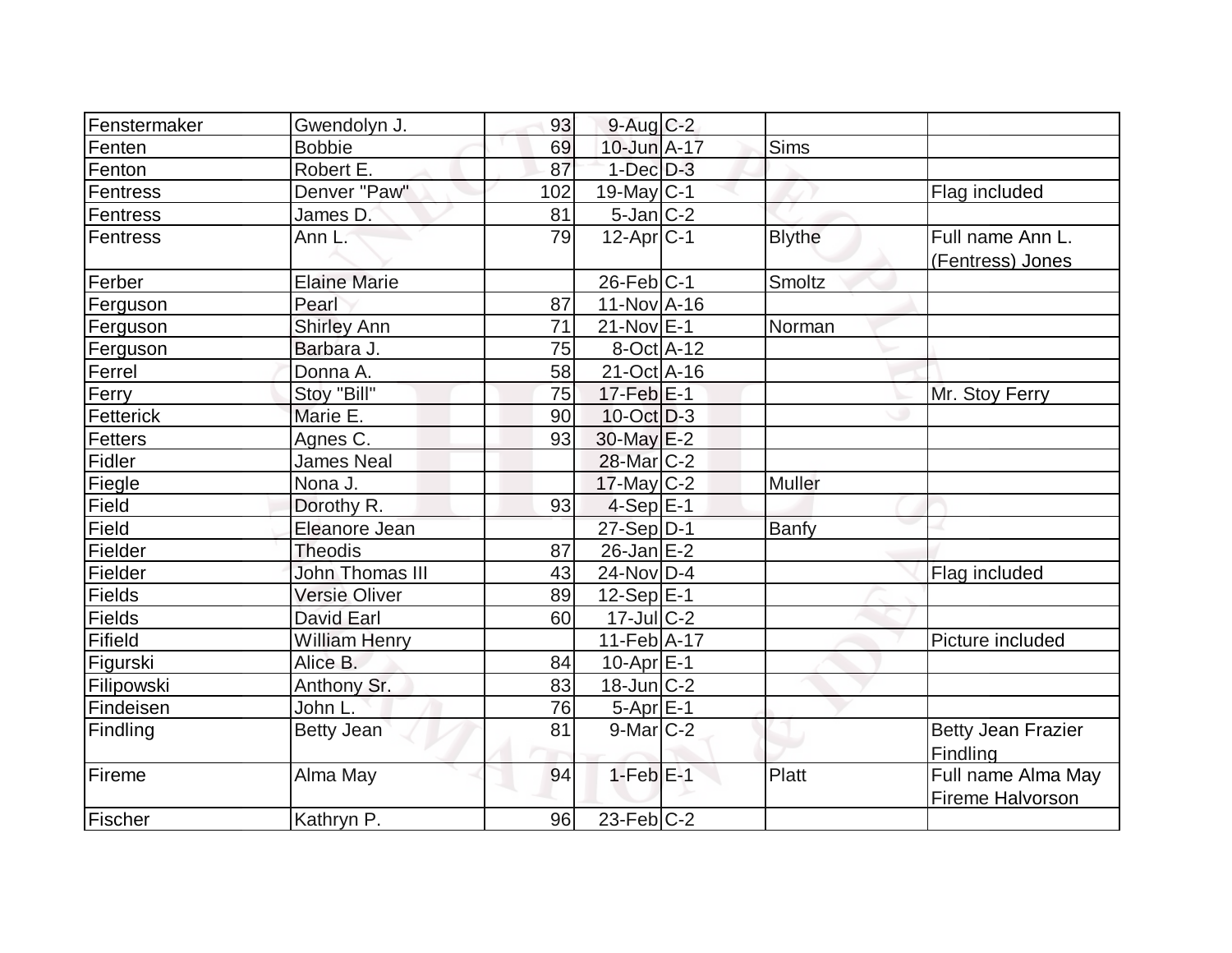| | | | | | | |
|---|---|---|---|---|---|---|
| Fenstermaker | Gwendolyn J. | 93 | 9-Aug | C-2 | | |
| Fenten | Bobbie | 69 | 10-Jun | A-17 | Sims | |
| Fenton | Robert E. | 87 | 1-Dec | D-3 | | |
| Fentress | Denver "Paw" | 102 | 19-May | C-1 | | Flag included |
| Fentress | James D. | 81 | 5-Jan | C-2 | | |
| Fentress | Ann L. | 79 | 12-Apr | C-1 | Blythe | Full name Ann L. (Fentress) Jones |
| Ferber | Elaine Marie | | 26-Feb | C-1 | Smoltz | |
| Ferguson | Pearl | 87 | 11-Nov | A-16 | | |
| Ferguson | Shirley Ann | 71 | 21-Nov | E-1 | Norman | |
| Ferguson | Barbara J. | 75 | 8-Oct | A-12 | | |
| Ferrel | Donna A. | 58 | 21-Oct | A-16 | | |
| Ferry | Stoy "Bill" | 75 | 17-Feb | E-1 | | Mr. Stoy Ferry |
| Fetterick | Marie E. | 90 | 10-Oct | D-3 | | |
| Fetters | Agnes C. | 93 | 30-May | E-2 | | |
| Fidler | James Neal | | 28-Mar | C-2 | | |
| Fiegle | Nona J. | | 17-May | C-2 | Muller | |
| Field | Dorothy R. | 93 | 4-Sep | E-1 | | |
| Field | Eleanore Jean | | 27-Sep | D-1 | Banfy | |
| Fielder | Theodis | 87 | 26-Jan | E-2 | | |
| Fielder | John Thomas III | 43 | 24-Nov | D-4 | | Flag included |
| Fields | Versie Oliver | 89 | 12-Sep | E-1 | | |
| Fields | David Earl | 60 | 17-Jul | C-2 | | |
| Fifield | William Henry | | 11-Feb | A-17 | | Picture included |
| Figurski | Alice B. | 84 | 10-Apr | E-1 | | |
| Filipowski | Anthony Sr. | 83 | 18-Jun | C-2 | | |
| Findeisen | John L. | 76 | 5-Apr | E-1 | | |
| Findling | Betty Jean | 81 | 9-Mar | C-2 | | Betty Jean Frazier Findling |
| Fireme | Alma May | 94 | 1-Feb | E-1 | Platt | Full name Alma May Fireme Halvorson |
| Fischer | Kathryn P. | 96 | 23-Feb | C-2 | | |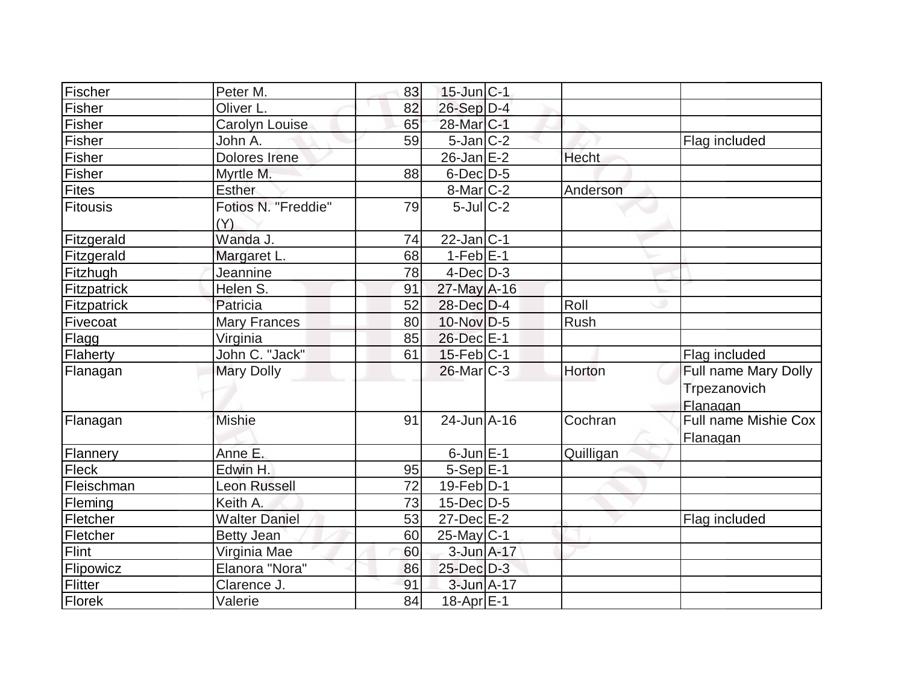| | | | | | | |
|---|---|---|---|---|---|---|
| Fischer | Peter M. | 83 | 15-Jun | C-1 | | |
| Fisher | Oliver L. | 82 | 26-Sep | D-4 | | |
| Fisher | Carolyn Louise | 65 | 28-Mar | C-1 | | |
| Fisher | John A. | 59 | 5-Jan | C-2 | | Flag included |
| Fisher | Dolores Irene | | 26-Jan | E-2 | Hecht | |
| Fisher | Myrtle M. | 88 | 6-Dec | D-5 | | |
| Fites | Esther | | 8-Mar | C-2 | Anderson | |
| Fitousis | Fotios N. "Freddie" (Y) | 79 | 5-Jul | C-2 | | |
| Fitzgerald | Wanda J. | 74 | 22-Jan | C-1 | | |
| Fitzgerald | Margaret L. | 68 | 1-Feb | E-1 | | |
| Fitzhugh | Jeannine | 78 | 4-Dec | D-3 | | |
| Fitzpatrick | Helen S. | 91 | 27-May | A-16 | | |
| Fitzpatrick | Patricia | 52 | 28-Dec | D-4 | Roll | |
| Fivecoat | Mary Frances | 80 | 10-Nov | D-5 | Rush | |
| Flagg | Virginia | 85 | 26-Dec | E-1 | | |
| Flaherty | John C. "Jack" | 61 | 15-Feb | C-1 | | Flag included |
| Flanagan | Mary Dolly | | 26-Mar | C-3 | Horton | Full name Mary Dolly Trpezanovich Flanagan |
| Flanagan | Mishie | 91 | 24-Jun | A-16 | Cochran | Full name Mishie Cox Flanagan |
| Flannery | Anne E. | | 6-Jun | E-1 | Quilligan | |
| Fleck | Edwin H. | 95 | 5-Sep | E-1 | | |
| Fleischman | Leon Russell | 72 | 19-Feb | D-1 | | |
| Fleming | Keith A. | 73 | 15-Dec | D-5 | | |
| Fletcher | Walter Daniel | 53 | 27-Dec | E-2 | | Flag included |
| Fletcher | Betty Jean | 60 | 25-May | C-1 | | |
| Flint | Virginia Mae | 60 | 3-Jun | A-17 | | |
| Flipowicz | Elanora "Nora" | 86 | 25-Dec | D-3 | | |
| Flitter | Clarence J. | 91 | 3-Jun | A-17 | | |
| Florek | Valerie | 84 | 18-Apr | E-1 | | |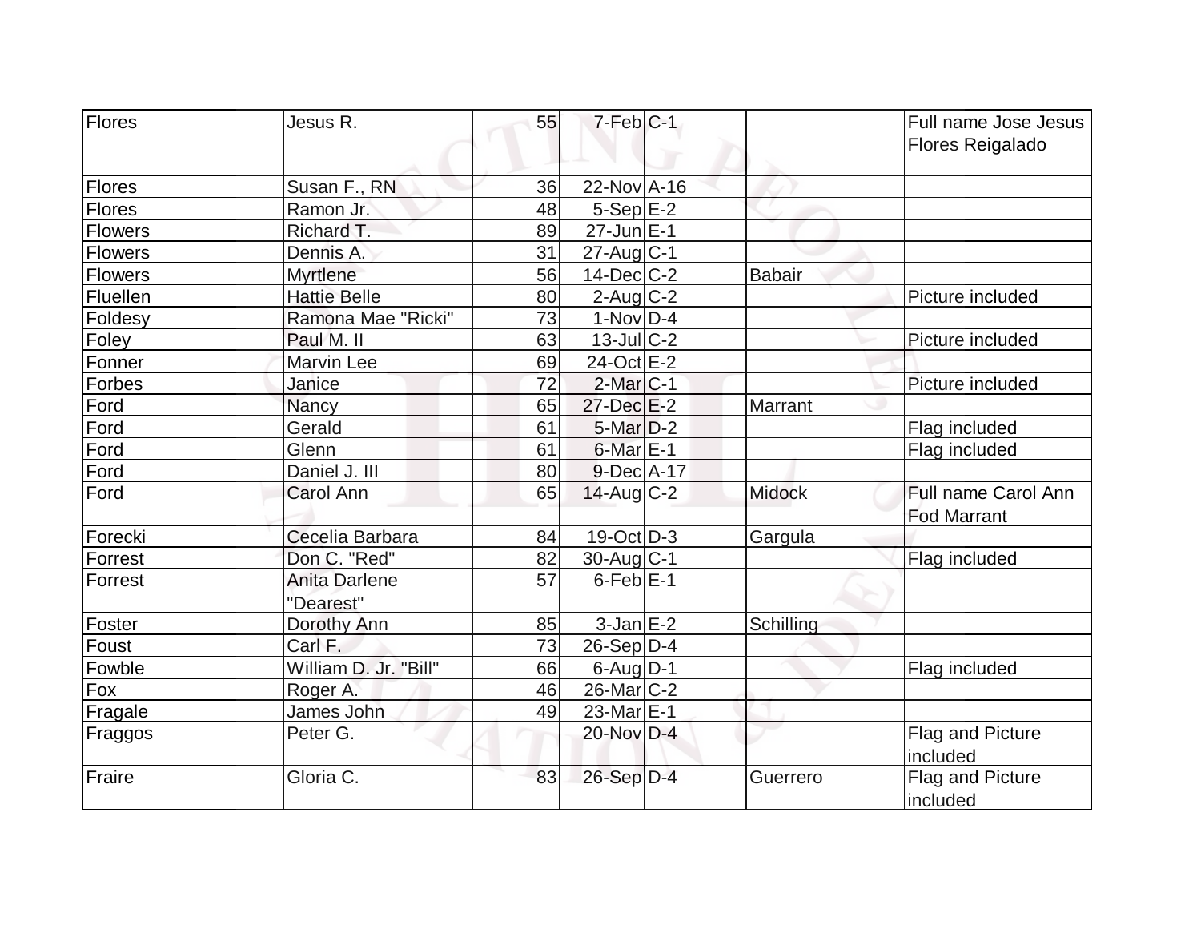| Flores | Jesus R. | 55 | 7-Feb | C-1 | | Full name Jose Jesus Flores Reigalado |
|---|---|---|---|---|---|---|
| Flores | Susan F., RN | 36 | 22-Nov | A-16 | | |
| Flores | Ramon Jr. | 48 | 5-Sep | E-2 | | |
| Flowers | Richard T. | 89 | 27-Jun | E-1 | | |
| Flowers | Dennis A. | 31 | 27-Aug | C-1 | | |
| Flowers | Myrtlene | 56 | 14-Dec | C-2 | Babair | |
| Fluellen | Hattie Belle | 80 | 2-Aug | C-2 | | Picture included |
| Foldesy | Ramona Mae "Ricki" | 73 | 1-Nov | D-4 | | |
| Foley | Paul M. II | 63 | 13-Jul | C-2 | | Picture included |
| Fonner | Marvin Lee | 69 | 24-Oct | E-2 | | |
| Forbes | Janice | 72 | 2-Mar | C-1 | | Picture included |
| Ford | Nancy | 65 | 27-Dec | E-2 | Marrant | |
| Ford | Gerald | 61 | 5-Mar | D-2 | | Flag included |
| Ford | Glenn | 61 | 6-Mar | E-1 | | Flag included |
| Ford | Daniel J. III | 80 | 9-Dec | A-17 | | |
| Ford | Carol Ann | 65 | 14-Aug | C-2 | Midock | Full name Carol Ann Fod Marrant |
| Forecki | Cecelia Barbara | 84 | 19-Oct | D-3 | Gargula | |
| Forrest | Don C. "Red" | 82 | 30-Aug | C-1 | | Flag included |
| Forrest | Anita Darlene "Dearest" | 57 | 6-Feb | E-1 | | |
| Foster | Dorothy Ann | 85 | 3-Jan | E-2 | Schilling | |
| Foust | Carl F. | 73 | 26-Sep | D-4 | | |
| Fowble | William D. Jr. "Bill" | 66 | 6-Aug | D-1 | | Flag included |
| Fox | Roger A. | 46 | 26-Mar | C-2 | | |
| Fragale | James John | 49 | 23-Mar | E-1 | | |
| Fraggos | Peter G. | | 20-Nov | D-4 | | Flag and Picture included |
| Fraire | Gloria C. | 83 | 26-Sep | D-4 | Guerrero | Flag and Picture included |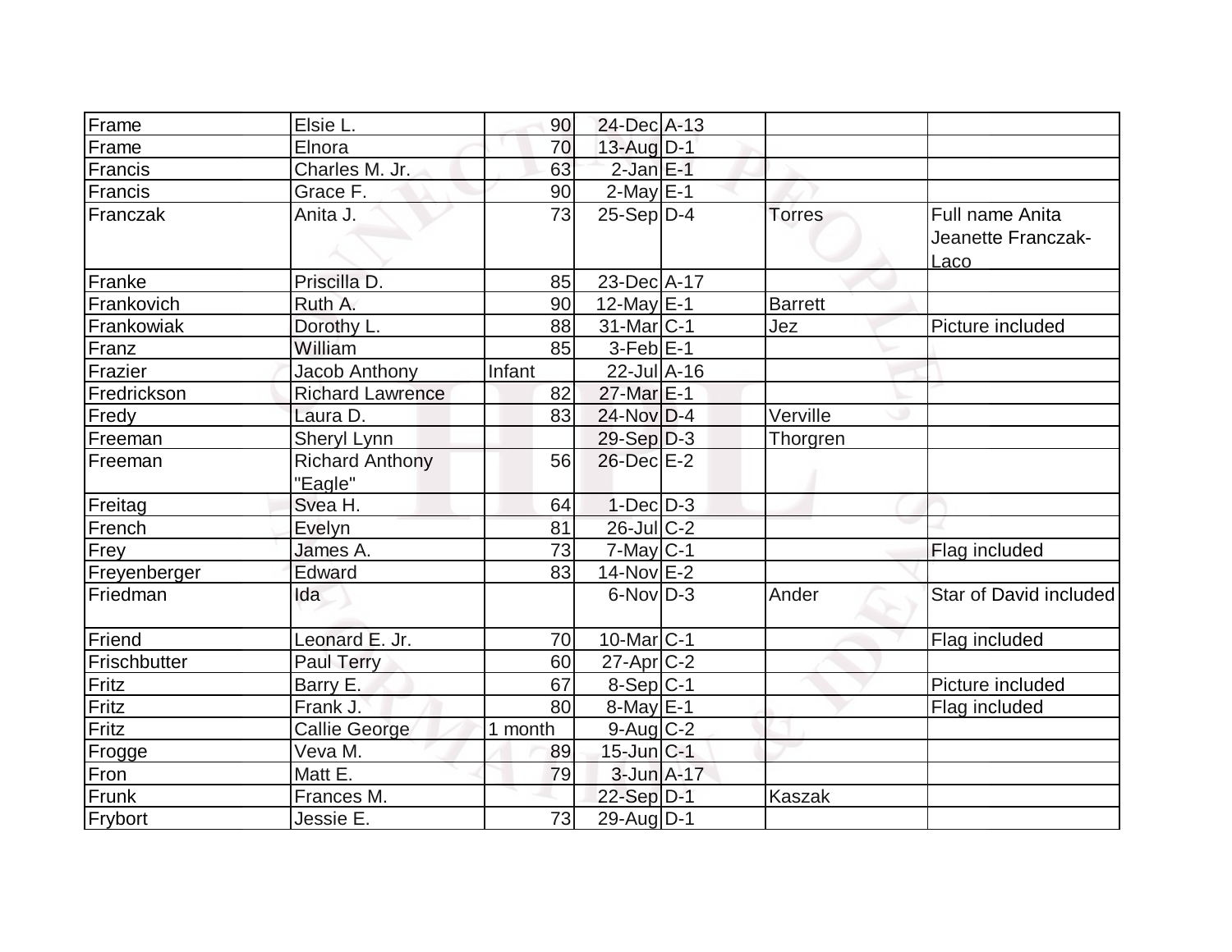| | | | | | | |
|---|---|---|---|---|---|---|
| Frame | Elsie L. | 90 | 24-Dec | A-13 | | |
| Frame | Elnora | 70 | 13-Aug | D-1 | | |
| Francis | Charles M. Jr. | 63 | 2-Jan | E-1 | | |
| Francis | Grace F. | 90 | 2-May | E-1 | | |
| Franczak | Anita J. | 73 | 25-Sep | D-4 | Torres | Full name Anita Jeanette Franczak-Laco |
| Franke | Priscilla D. | 85 | 23-Dec | A-17 | | |
| Frankovich | Ruth A. | 90 | 12-May | E-1 | Barrett | |
| Frankowiak | Dorothy L. | 88 | 31-Mar | C-1 | Jez | Picture included |
| Franz | William | 85 | 3-Feb | E-1 | | |
| Frazier | Jacob Anthony | Infant | 22-Jul | A-16 | | |
| Fredrickson | Richard Lawrence | 82 | 27-Mar | E-1 | | |
| Fredy | Laura D. | 83 | 24-Nov | D-4 | Verville | |
| Freeman | Sheryl Lynn | | 29-Sep | D-3 | Thorgren | |
| Freeman | Richard Anthony "Eagle" | 56 | 26-Dec | E-2 | | |
| Freitag | Svea H. | 64 | 1-Dec | D-3 | | |
| French | Evelyn | 81 | 26-Jul | C-2 | | |
| Frey | James A. | 73 | 7-May | C-1 | | Flag included |
| Freyenberger | Edward | 83 | 14-Nov | E-2 | | |
| Friedman | Ida | | 6-Nov | D-3 | Ander | Star of David included |
| Friend | Leonard E. Jr. | 70 | 10-Mar | C-1 | | Flag included |
| Frischbutter | Paul Terry | 60 | 27-Apr | C-2 | | |
| Fritz | Barry E. | 67 | 8-Sep | C-1 | | Picture included |
| Fritz | Frank J. | 80 | 8-May | E-1 | | Flag included |
| Fritz | Callie George | 1 month | 9-Aug | C-2 | | |
| Frogge | Veva M. | 89 | 15-Jun | C-1 | | |
| Fron | Matt E. | 79 | 3-Jun | A-17 | | |
| Frunk | Frances M. | | 22-Sep | D-1 | Kaszak | |
| Frybort | Jessie E. | 73 | 29-Aug | D-1 | | |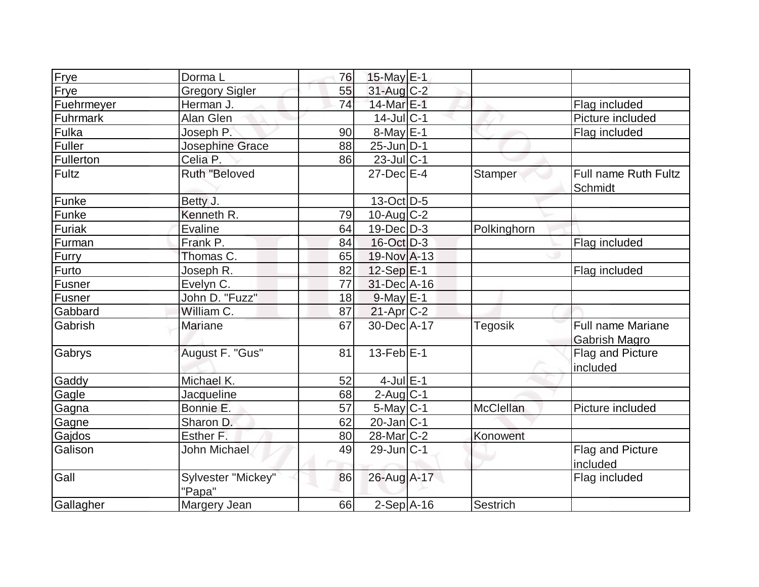| | | | | | | |
|---|---|---|---|---|---|---|
| Frye | Dorma L | 76 | 15-May | E-1 | | |
| Frye | Gregory Sigler | 55 | 31-Aug | C-2 | | |
| Fuehrmeyer | Herman J. | 74 | 14-Mar | E-1 | | Flag included |
| Fuhrmark | Alan Glen | | 14-Jul | C-1 | | Picture included |
| Fulka | Joseph P. | 90 | 8-May | E-1 | | Flag included |
| Fuller | Josephine Grace | 88 | 25-Jun | D-1 | | |
| Fullerton | Celia P. | 86 | 23-Jul | C-1 | | |
| Fultz | Ruth "Beloved | | 27-Dec | E-4 | Stamper | Full name Ruth Fultz Schmidt |
| Funke | Betty J. | | 13-Oct | D-5 | | |
| Funke | Kenneth R. | 79 | 10-Aug | C-2 | | |
| Furiak | Evaline | 64 | 19-Dec | D-3 | Polkinghorn | |
| Furman | Frank P. | 84 | 16-Oct | D-3 | | Flag included |
| Furry | Thomas C. | 65 | 19-Nov | A-13 | | |
| Furto | Joseph R. | 82 | 12-Sep | E-1 | | Flag included |
| Fusner | Evelyn C. | 77 | 31-Dec | A-16 | | |
| Fusner | John D. "Fuzz" | 18 | 9-May | E-1 | | |
| Gabbard | William C. | 87 | 21-Apr | C-2 | | |
| Gabrish | Mariane | 67 | 30-Dec | A-17 | Tegosik | Full name Mariane Gabrish Magro |
| Gabrys | August F. "Gus" | 81 | 13-Feb | E-1 | | Flag and Picture included |
| Gaddy | Michael K. | 52 | 4-Jul | E-1 | | |
| Gagle | Jacqueline | 68 | 2-Aug | C-1 | | |
| Gagna | Bonnie E. | 57 | 5-May | C-1 | McClellan | Picture included |
| Gagne | Sharon D. | 62 | 20-Jan | C-1 | | |
| Gajdos | Esther F. | 80 | 28-Mar | C-2 | Konowent | |
| Galison | John Michael | 49 | 29-Jun | C-1 | | Flag and Picture included |
| Gall | Sylvester "Mickey" "Papa" | 86 | 26-Aug | A-17 | | Flag included |
| Gallagher | Margery Jean | 66 | 2-Sep | A-16 | Sestrich | |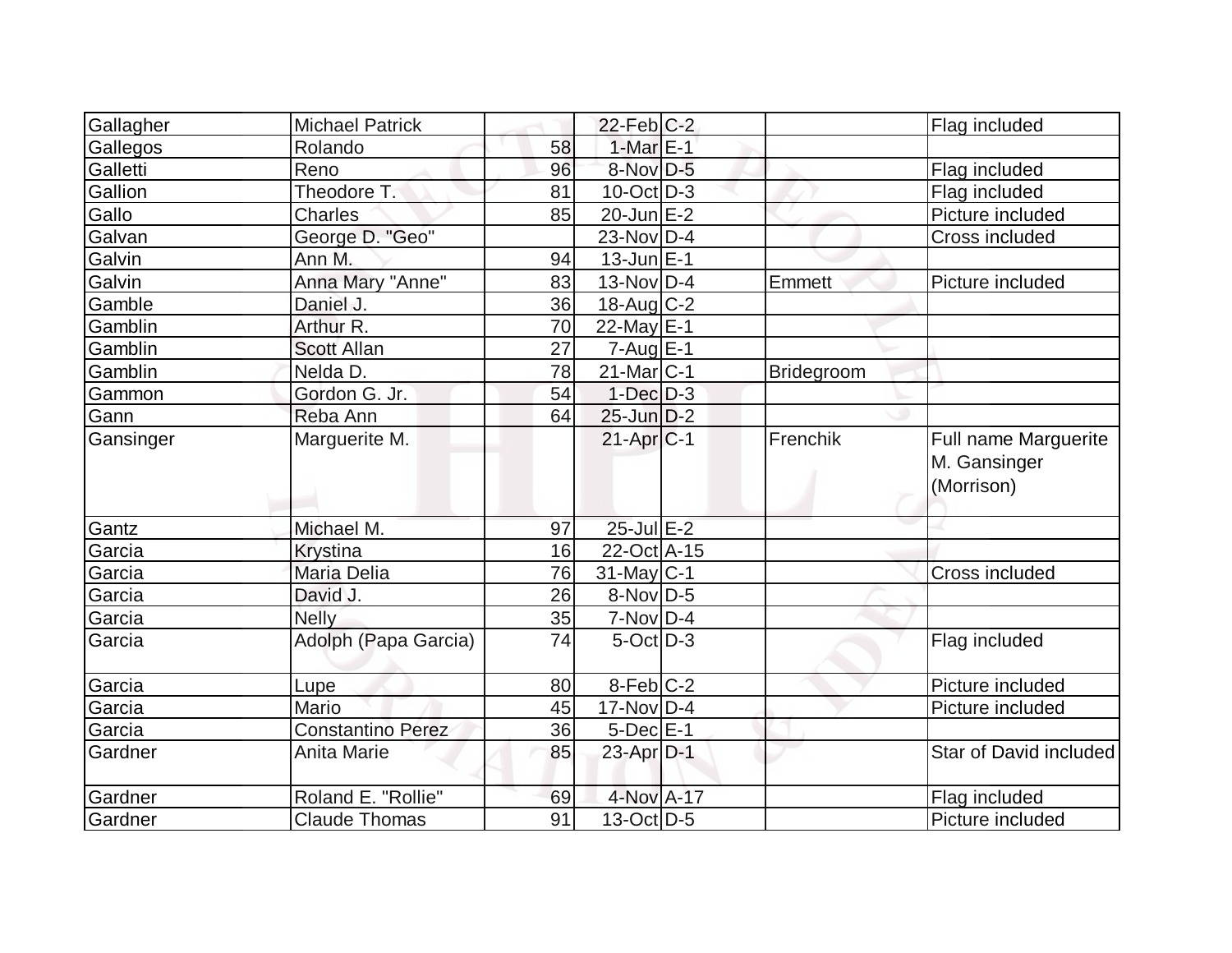| | | | | | | |
|---|---|---|---|---|---|---|
| Gallagher | Michael Patrick | | 22-Feb | C-2 | | Flag included |
| Gallegos | Rolando | 58 | 1-Mar | E-1 | | |
| Galletti | Reno | 96 | 8-Nov | D-5 | | Flag included |
| Gallion | Theodore T. | 81 | 10-Oct | D-3 | | Flag included |
| Gallo | Charles | 85 | 20-Jun | E-2 | | Picture included |
| Galvan | George D. "Geo" | | 23-Nov | D-4 | | Cross included |
| Galvin | Ann M. | 94 | 13-Jun | E-1 | | |
| Galvin | Anna Mary "Anne" | 83 | 13-Nov | D-4 | Emmett | Picture included |
| Gamble | Daniel J. | 36 | 18-Aug | C-2 | | |
| Gamblin | Arthur R. | 70 | 22-May | E-1 | | |
| Gamblin | Scott Allan | 27 | 7-Aug | E-1 | | |
| Gamblin | Nelda D. | 78 | 21-Mar | C-1 | Bridegroom | |
| Gammon | Gordon G. Jr. | 54 | 1-Dec | D-3 | | |
| Gann | Reba Ann | 64 | 25-Jun | D-2 | | |
| Gansinger | Marguerite M. | | 21-Apr | C-1 | Frenchik | Full name Marguerite M. Gansinger (Morrison) |
| Gantz | Michael M. | 97 | 25-Jul | E-2 | | |
| Garcia | Krystina | 16 | 22-Oct | A-15 | | |
| Garcia | Maria Delia | 76 | 31-May | C-1 | | Cross included |
| Garcia | David J. | 26 | 8-Nov | D-5 | | |
| Garcia | Nelly | 35 | 7-Nov | D-4 | | |
| Garcia | Adolph (Papa Garcia) | 74 | 5-Oct | D-3 | | Flag included |
| Garcia | Lupe | 80 | 8-Feb | C-2 | | Picture included |
| Garcia | Mario | 45 | 17-Nov | D-4 | | Picture included |
| Garcia | Constantino Perez | 36 | 5-Dec | E-1 | | |
| Gardner | Anita Marie | 85 | 23-Apr | D-1 | | Star of David included |
| Gardner | Roland E. "Rollie" | 69 | 4-Nov | A-17 | | Flag included |
| Gardner | Claude Thomas | 91 | 13-Oct | D-5 | | Picture included |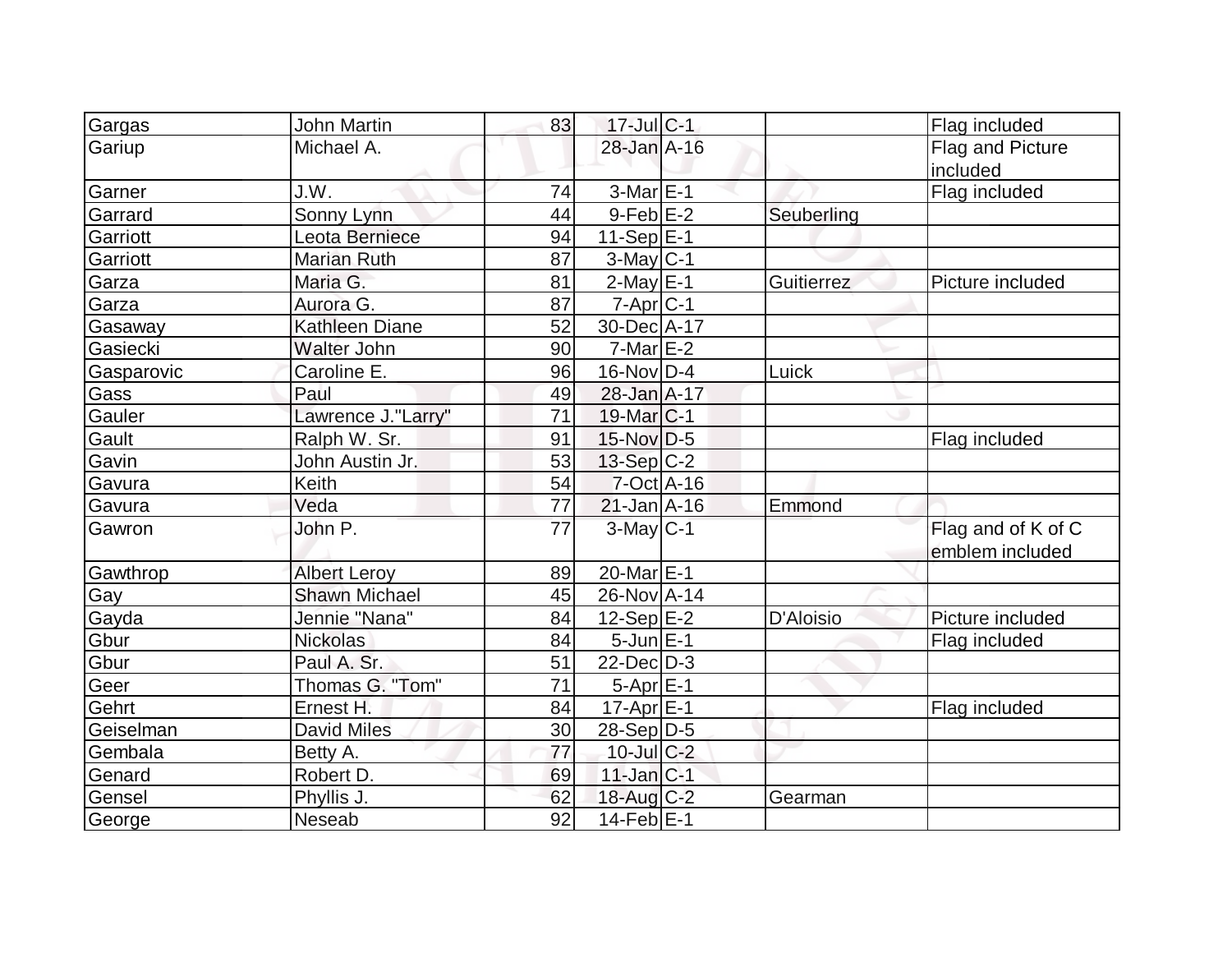| | | | | | | |
|---|---|---|---|---|---|---|
| Gargas | John Martin | 83 | 17-Jul | C-1 | | Flag included |
| Gariup | Michael A. | | 28-Jan | A-16 | | Flag and Picture included |
| Garner | J.W. | 74 | 3-Mar | E-1 | | Flag included |
| Garrard | Sonny Lynn | 44 | 9-Feb | E-2 | Seuberling | |
| Garriott | Leota Berniece | 94 | 11-Sep | E-1 | | |
| Garriott | Marian Ruth | 87 | 3-May | C-1 | | |
| Garza | Maria G. | 81 | 2-May | E-1 | Guitierrez | Picture included |
| Garza | Aurora G. | 87 | 7-Apr | C-1 | | |
| Gasaway | Kathleen Diane | 52 | 30-Dec | A-17 | | |
| Gasiecki | Walter John | 90 | 7-Mar | E-2 | | |
| Gasparovic | Caroline E. | 96 | 16-Nov | D-4 | Luick | |
| Gass | Paul | 49 | 28-Jan | A-17 | | |
| Gauler | Lawrence J."Larry" | 71 | 19-Mar | C-1 | | |
| Gault | Ralph W. Sr. | 91 | 15-Nov | D-5 | | Flag included |
| Gavin | John Austin Jr. | 53 | 13-Sep | C-2 | | |
| Gavura | Keith | 54 | 7-Oct | A-16 | | |
| Gavura | Veda | 77 | 21-Jan | A-16 | Emmond | |
| Gawron | John P. | 77 | 3-May | C-1 | | Flag and of K of C emblem included |
| Gawthrop | Albert Leroy | 89 | 20-Mar | E-1 | | |
| Gay | Shawn Michael | 45 | 26-Nov | A-14 | | |
| Gayda | Jennie "Nana" | 84 | 12-Sep | E-2 | D'Aloisio | Picture included |
| Gbur | Nickolas | 84 | 5-Jun | E-1 | | Flag included |
| Gbur | Paul A. Sr. | 51 | 22-Dec | D-3 | | |
| Geer | Thomas G. "Tom" | 71 | 5-Apr | E-1 | | |
| Gehrt | Ernest H. | 84 | 17-Apr | E-1 | | Flag included |
| Geiselman | David Miles | 30 | 28-Sep | D-5 | | |
| Gembala | Betty A. | 77 | 10-Jul | C-2 | | |
| Genard | Robert D. | 69 | 11-Jan | C-1 | | |
| Gensel | Phyllis J. | 62 | 18-Aug | C-2 | Gearman | |
| George | Neseab | 92 | 14-Feb | E-1 | | |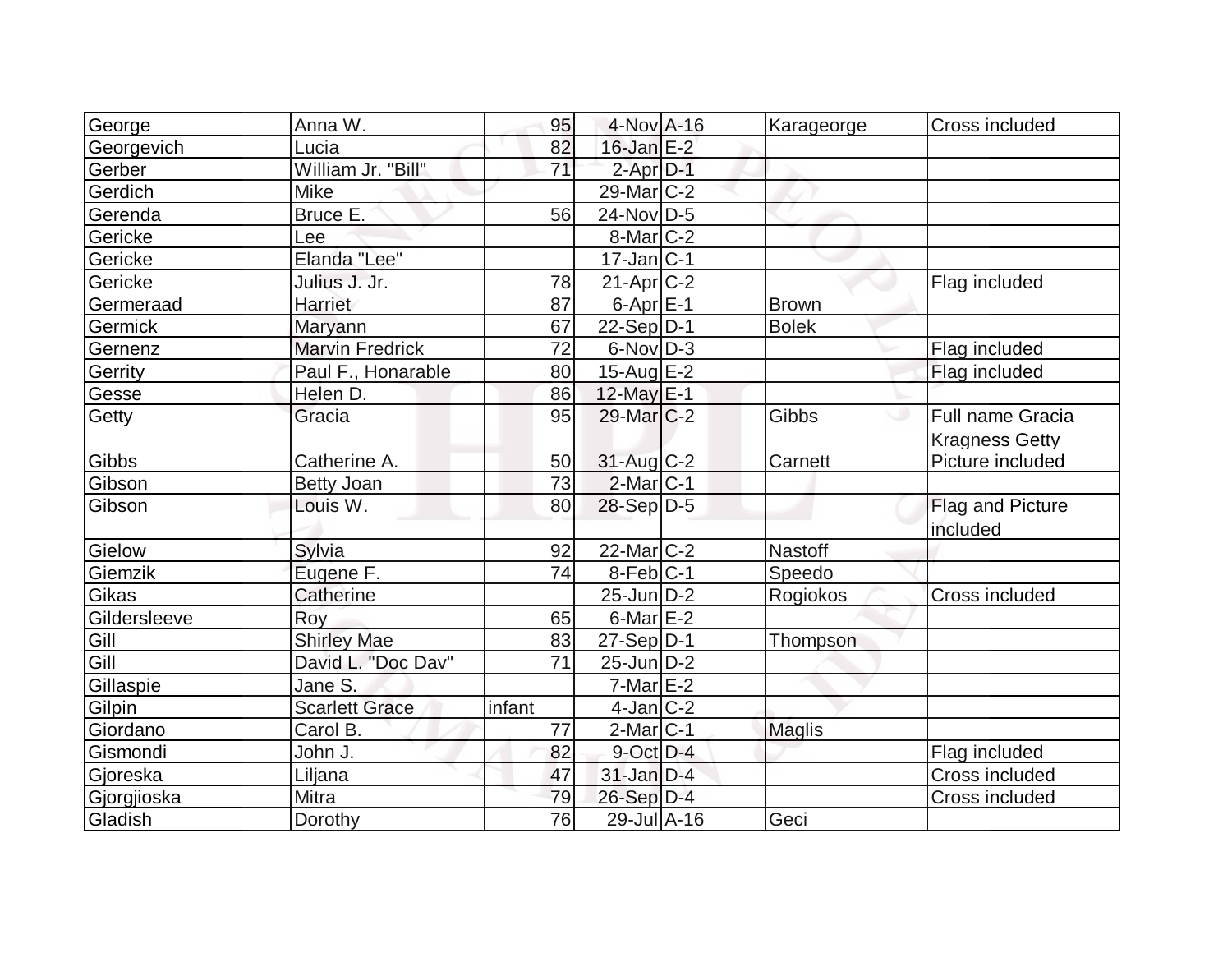| George | Anna W. | 95 | 4-Nov | A-16 | Karageorge | Cross included |
|---|---|---|---|---|---|---|
| Georgevich | Lucia | 82 | 16-Jan | E-2 | | |
| Gerber | William Jr. "Bill" | 71 | 2-Apr | D-1 | | |
| Gerdich | Mike | | 29-Mar | C-2 | | |
| Gerenda | Bruce E. | 56 | 24-Nov | D-5 | | |
| Gericke | Lee | | 8-Mar | C-2 | | |
| Gericke | Elanda "Lee" | | 17-Jan | C-1 | | |
| Gericke | Julius J. Jr. | 78 | 21-Apr | C-2 | | Flag included |
| Germeraad | Harriet | 87 | 6-Apr | E-1 | Brown | |
| Germick | Maryann | 67 | 22-Sep | D-1 | Bolek | |
| Gernenz | Marvin Fredrick | 72 | 6-Nov | D-3 | | Flag included |
| Gerrity | Paul F., Honarable | 80 | 15-Aug | E-2 | | Flag included |
| Gesse | Helen D. | 86 | 12-May | E-1 | | |
| Getty | Gracia | 95 | 29-Mar | C-2 | Gibbs | Full name Gracia Kragness Getty |
| Gibbs | Catherine A. | 50 | 31-Aug | C-2 | Carnett | Picture included |
| Gibson | Betty Joan | 73 | 2-Mar | C-1 | | |
| Gibson | Louis W. | 80 | 28-Sep | D-5 | | Flag and Picture included |
| Gielow | Sylvia | 92 | 22-Mar | C-2 | Nastoff | |
| Giemzik | Eugene F. | 74 | 8-Feb | C-1 | Speedo | |
| Gikas | Catherine | | 25-Jun | D-2 | Rogiokos | Cross included |
| Gildersleeve | Roy | 65 | 6-Mar | E-2 | | |
| Gill | Shirley Mae | 83 | 27-Sep | D-1 | Thompson | |
| Gill | David L. "Doc Dav" | 71 | 25-Jun | D-2 | | |
| Gillaspie | Jane S. | | 7-Mar | E-2 | | |
| Gilpin | Scarlett Grace | infant | 4-Jan | C-2 | | |
| Giordano | Carol B. | 77 | 2-Mar | C-1 | Maglis | |
| Gismondi | John J. | 82 | 9-Oct | D-4 | | Flag included |
| Gjoreska | Liljana | 47 | 31-Jan | D-4 | | Cross included |
| Gjorgjioska | Mitra | 79 | 26-Sep | D-4 | | Cross included |
| Gladish | Dorothy | 76 | 29-Jul | A-16 | Geci | |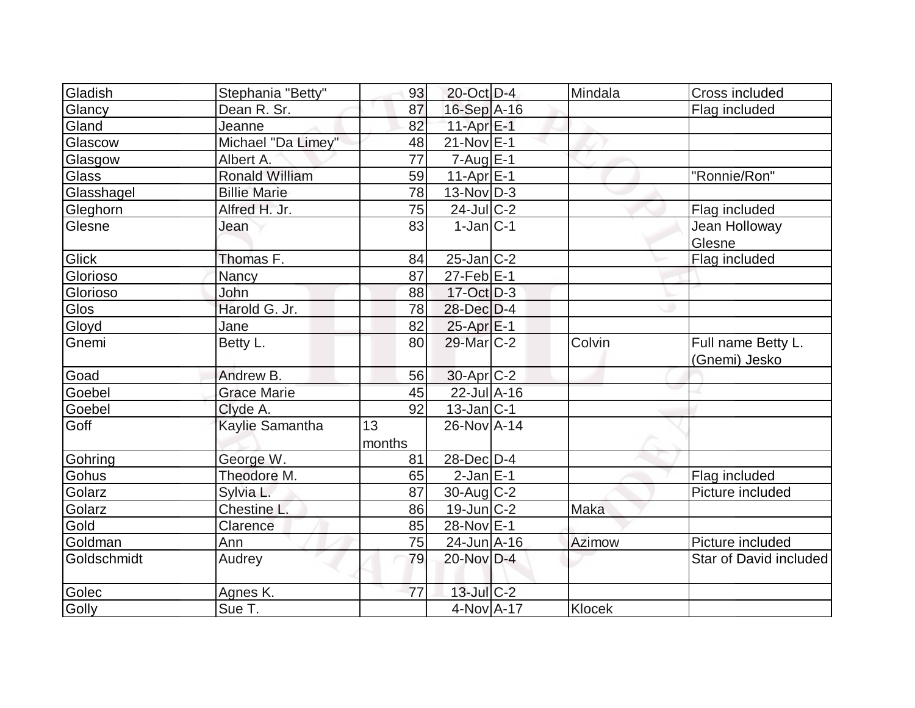| Gladish | Stephania "Betty" | 93 | 20-Oct | D-4 | Mindala | Cross included |
|---|---|---|---|---|---|---|
| Glancy | Dean R. Sr. | 87 | 16-Sep | A-16 | | Flag included |
| Gland | Jeanne | 82 | 11-Apr | E-1 | | |
| Glascow | Michael "Da Limey" | 48 | 21-Nov | E-1 | | |
| Glasgow | Albert A. | 77 | 7-Aug | E-1 | | |
| Glass | Ronald William | 59 | 11-Apr | E-1 | | "Ronnie/Ron" |
| Glasshagel | Billie Marie | 78 | 13-Nov | D-3 | | |
| Gleghorn | Alfred H. Jr. | 75 | 24-Jul | C-2 | | Flag included |
| Glesne | Jean | 83 | 1-Jan | C-1 | | Jean Holloway Glesne |
| Glick | Thomas F. | 84 | 25-Jan | C-2 | | Flag included |
| Glorioso | Nancy | 87 | 27-Feb | E-1 | | |
| Glorioso | John | 88 | 17-Oct | D-3 | | |
| Glos | Harold G. Jr. | 78 | 28-Dec | D-4 | | |
| Gloyd | Jane | 82 | 25-Apr | E-1 | | |
| Gnemi | Betty L. | 80 | 29-Mar | C-2 | Colvin | Full name Betty L. (Gnemi) Jesko |
| Goad | Andrew B. | 56 | 30-Apr | C-2 | | |
| Goebel | Grace Marie | 45 | 22-Jul | A-16 | | |
| Goebel | Clyde A. | 92 | 13-Jan | C-1 | | |
| Goff | Kaylie Samantha | 13 months | 26-Nov | A-14 | | |
| Gohring | George W. | 81 | 28-Dec | D-4 | | |
| Gohus | Theodore M. | 65 | 2-Jan | E-1 | | Flag included |
| Golarz | Sylvia L. | 87 | 30-Aug | C-2 | | Picture included |
| Golarz | Chestine L. | 86 | 19-Jun | C-2 | Maka | |
| Gold | Clarence | 85 | 28-Nov | E-1 | | |
| Goldman | Ann | 75 | 24-Jun | A-16 | Azimow | Picture included |
| Goldschmidt | Audrey | 79 | 20-Nov | D-4 | | Star of David included |
| Golec | Agnes K. | 77 | 13-Jul | C-2 | | |
| Golly | Sue T. | | 4-Nov | A-17 | Klocek | |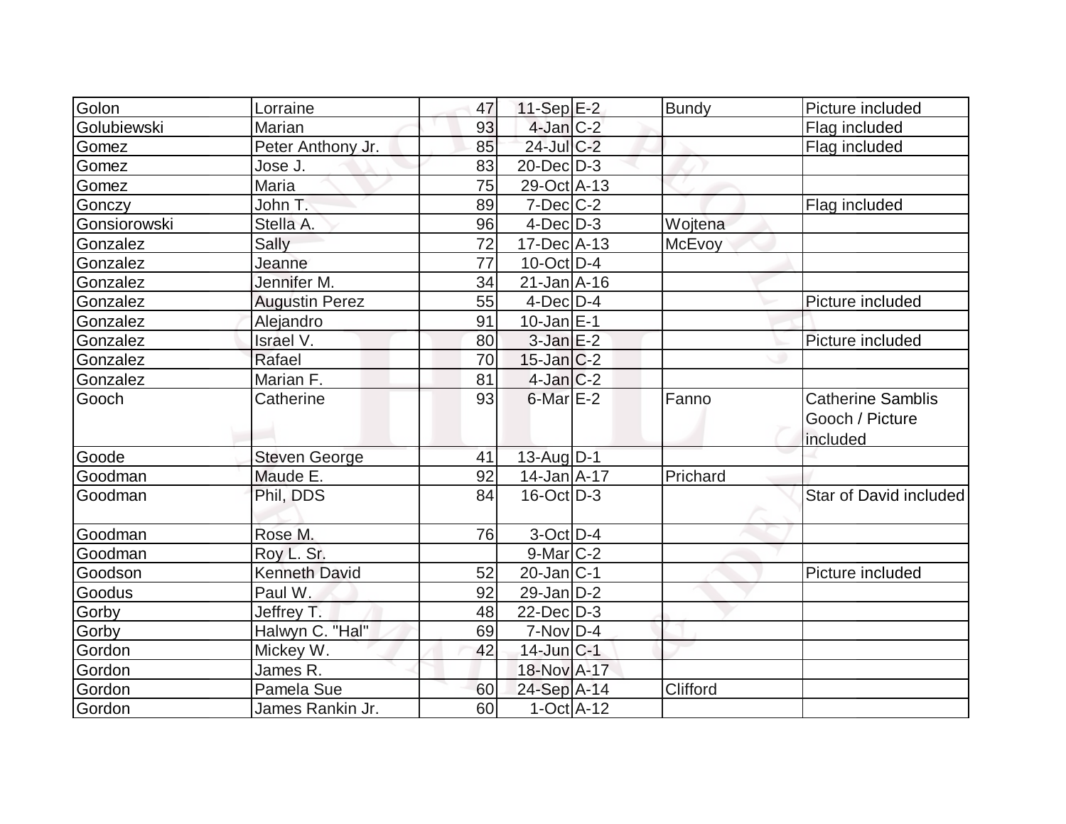| Golon | Lorraine | 47 | 11-Sep | E-2 | Bundy | Picture included |
|---|---|---|---|---|---|---|
| Golubiewski | Marian | 93 | 4-Jan | C-2 | | Flag included |
| Gomez | Peter Anthony Jr. | 85 | 24-Jul | C-2 | | Flag included |
| Gomez | Jose J. | 83 | 20-Dec | D-3 | | |
| Gomez | Maria | 75 | 29-Oct | A-13 | | |
| Gonczy | John T. | 89 | 7-Dec | C-2 | | Flag included |
| Gonsiorowski | Stella A. | 96 | 4-Dec | D-3 | Wojtena | |
| Gonzalez | Sally | 72 | 17-Dec | A-13 | McEvoy | |
| Gonzalez | Jeanne | 77 | 10-Oct | D-4 | | |
| Gonzalez | Jennifer M. | 34 | 21-Jan | A-16 | | |
| Gonzalez | Augustin Perez | 55 | 4-Dec | D-4 | | Picture included |
| Gonzalez | Alejandro | 91 | 10-Jan | E-1 | | |
| Gonzalez | Israel V. | 80 | 3-Jan | E-2 | | Picture included |
| Gonzalez | Rafael | 70 | 15-Jan | C-2 | | |
| Gonzalez | Marian F. | 81 | 4-Jan | C-2 | | |
| Gooch | Catherine | 93 | 6-Mar | E-2 | Fanno | Catherine Samblis Gooch / Picture included |
| Goode | Steven George | 41 | 13-Aug | D-1 | | |
| Goodman | Maude E. | 92 | 14-Jan | A-17 | Prichard | |
| Goodman | Phil, DDS | 84 | 16-Oct | D-3 | | Star of David included |
| Goodman | Rose M. | 76 | 3-Oct | D-4 | | |
| Goodman | Roy L. Sr. | | 9-Mar | C-2 | | |
| Goodson | Kenneth David | 52 | 20-Jan | C-1 | | Picture included |
| Goodus | Paul W. | 92 | 29-Jan | D-2 | | |
| Gorby | Jeffrey T. | 48 | 22-Dec | D-3 | | |
| Gorby | Halwyn C. "Hal" | 69 | 7-Nov | D-4 | | |
| Gordon | Mickey W. | 42 | 14-Jun | C-1 | | |
| Gordon | James R. | | 18-Nov | A-17 | | |
| Gordon | Pamela Sue | 60 | 24-Sep | A-14 | Clifford | |
| Gordon | James Rankin Jr. | 60 | 1-Oct | A-12 | | |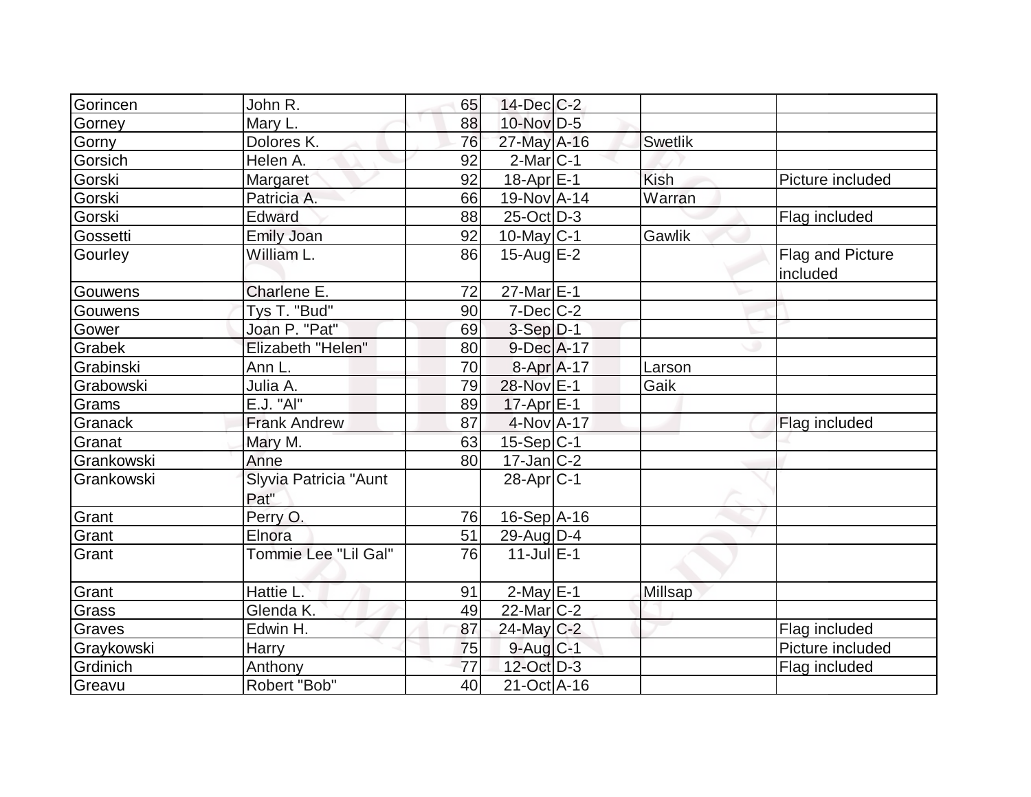| | | | | | | |
|---|---|---|---|---|---|---|
| Gorincen | John R. | 65 | 14-Dec | C-2 | | |
| Gorney | Mary L. | 88 | 10-Nov | D-5 | | |
| Gorny | Dolores K. | 76 | 27-May | A-16 | Swetlik | |
| Gorsich | Helen A. | 92 | 2-Mar | C-1 | | |
| Gorski | Margaret | 92 | 18-Apr | E-1 | Kish | Picture included |
| Gorski | Patricia A. | 66 | 19-Nov | A-14 | Warran | |
| Gorski | Edward | 88 | 25-Oct | D-3 | | Flag included |
| Gossetti | Emily Joan | 92 | 10-May | C-1 | Gawlik | |
| Gourley | William L. | 86 | 15-Aug | E-2 | | Flag and Picture included |
| Gouwens | Charlene E. | 72 | 27-Mar | E-1 | | |
| Gouwens | Tys T. "Bud" | 90 | 7-Dec | C-2 | | |
| Gower | Joan P. "Pat" | 69 | 3-Sep | D-1 | | |
| Grabek | Elizabeth "Helen" | 80 | 9-Dec | A-17 | | |
| Grabinski | Ann L. | 70 | 8-Apr | A-17 | Larson | |
| Grabowski | Julia A. | 79 | 28-Nov | E-1 | Gaik | |
| Grams | E.J. "Al" | 89 | 17-Apr | E-1 | | |
| Granack | Frank Andrew | 87 | 4-Nov | A-17 | | Flag included |
| Granat | Mary M. | 63 | 15-Sep | C-1 | | |
| Grankowski | Anne | 80 | 17-Jan | C-2 | | |
| Grankowski | Slyvia Patricia "Aunt Pat" | | 28-Apr | C-1 | | |
| Grant | Perry O. | 76 | 16-Sep | A-16 | | |
| Grant | Elnora | 51 | 29-Aug | D-4 | | |
| Grant | Tommie Lee "Lil Gal" | 76 | 11-Jul | E-1 | | |
| Grant | Hattie L. | 91 | 2-May | E-1 | Millsap | |
| Grass | Glenda K. | 49 | 22-Mar | C-2 | | |
| Graves | Edwin H. | 87 | 24-May | C-2 | | Flag included |
| Graykowski | Harry | 75 | 9-Aug | C-1 | | Picture included |
| Grdinich | Anthony | 77 | 12-Oct | D-3 | | Flag included |
| Greavu | Robert "Bob" | 40 | 21-Oct | A-16 | | |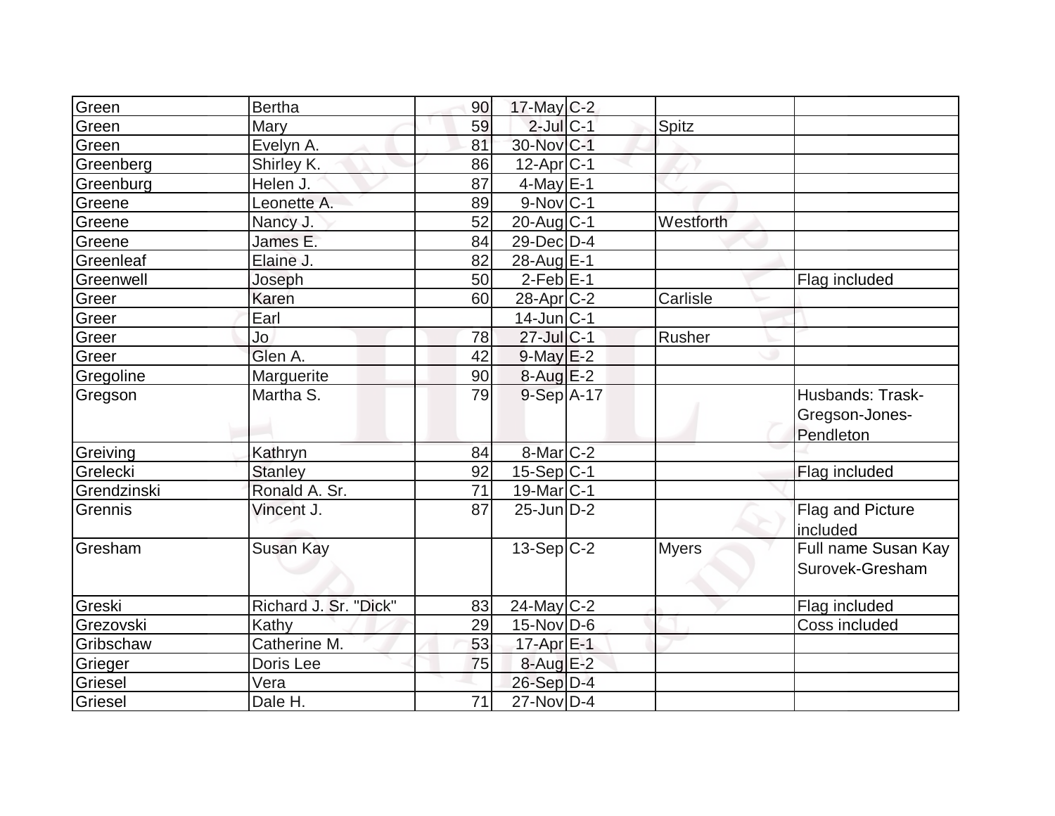| | | | | | | |
|---|---|---|---|---|---|---|
| Green | Bertha | 90 | 17-May | C-2 | | |
| Green | Mary | 59 | 2-Jul | C-1 | Spitz | |
| Green | Evelyn A. | 81 | 30-Nov | C-1 | | |
| Greenberg | Shirley K. | 86 | 12-Apr | C-1 | | |
| Greenburg | Helen J. | 87 | 4-May | E-1 | | |
| Greene | Leonette A. | 89 | 9-Nov | C-1 | | |
| Greene | Nancy J. | 52 | 20-Aug | C-1 | Westforth | |
| Greene | James E. | 84 | 29-Dec | D-4 | | |
| Greenleaf | Elaine J. | 82 | 28-Aug | E-1 | | |
| Greenwell | Joseph | 50 | 2-Feb | E-1 | | Flag included |
| Greer | Karen | 60 | 28-Apr | C-2 | Carlisle | |
| Greer | Earl | | 14-Jun | C-1 | | |
| Greer | Jo | 78 | 27-Jul | C-1 | Rusher | |
| Greer | Glen A. | 42 | 9-May | E-2 | | |
| Gregoline | Marguerite | 90 | 8-Aug | E-2 | | |
| Gregson | Martha S. | 79 | 9-Sep | A-17 | | Husbands: Trask-Gregson-Jones-Pendleton |
| Greiving | Kathryn | 84 | 8-Mar | C-2 | | |
| Grelecki | Stanley | 92 | 15-Sep | C-1 | | Flag included |
| Grendzinski | Ronald A. Sr. | 71 | 19-Mar | C-1 | | |
| Grennis | Vincent J. | 87 | 25-Jun | D-2 | | Flag and Picture included |
| Gresham | Susan Kay | | 13-Sep | C-2 | Myers | Full name Susan Kay Surovek-Gresham |
| Greski | Richard J. Sr. "Dick" | 83 | 24-May | C-2 | | Flag included |
| Grezovski | Kathy | 29 | 15-Nov | D-6 | | Coss included |
| Gribschaw | Catherine M. | 53 | 17-Apr | E-1 | | |
| Grieger | Doris Lee | 75 | 8-Aug | E-2 | | |
| Griesel | Vera | | 26-Sep | D-4 | | |
| Griesel | Dale H. | 71 | 27-Nov | D-4 | | |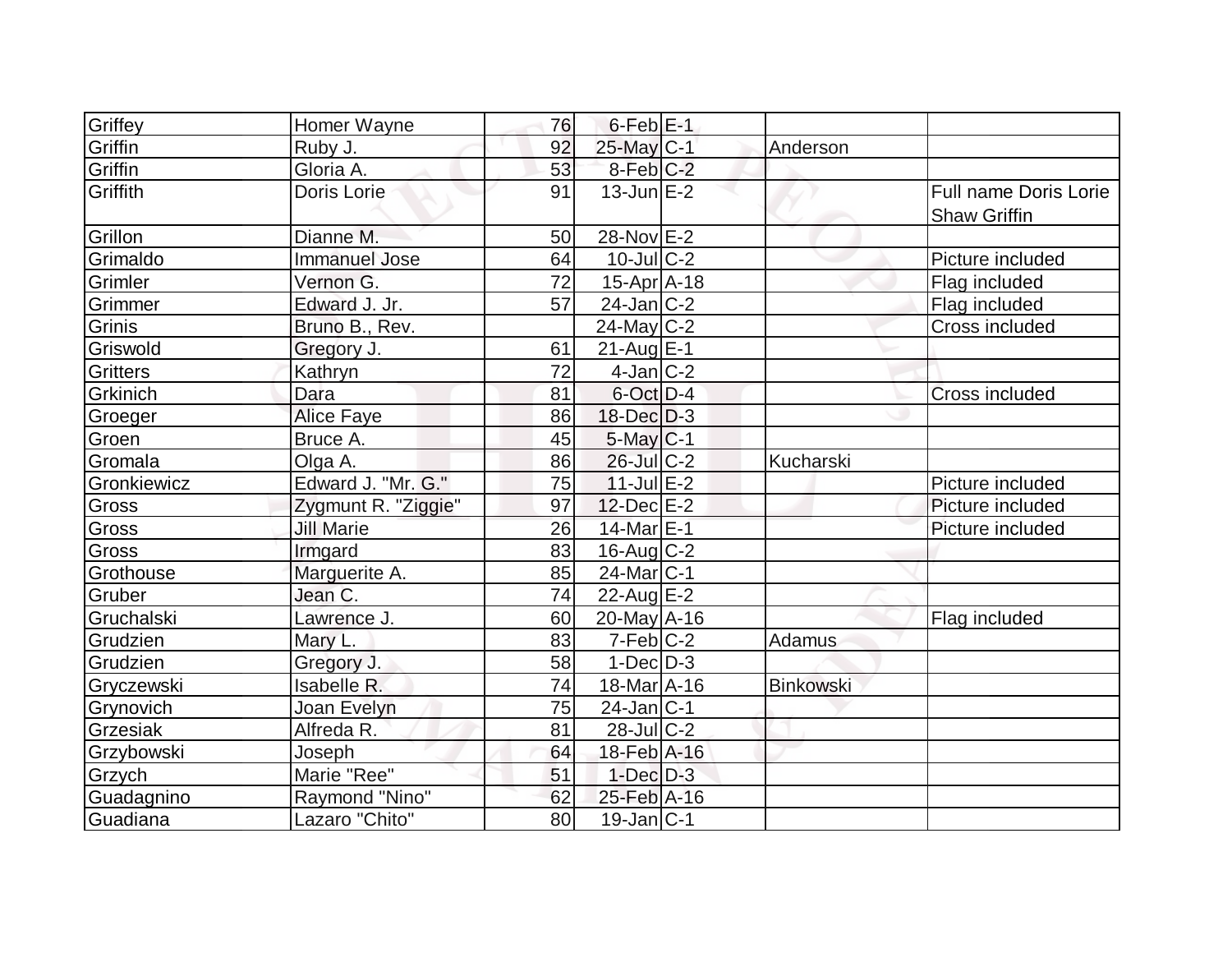| | | | | | | |
|---|---|---|---|---|---|---|
| Griffey | Homer Wayne | 76 | 6-Feb | E-1 | | |
| Griffin | Ruby J. | 92 | 25-May | C-1 | Anderson | |
| Griffin | Gloria A. | 53 | 8-Feb | C-2 | | |
| Griffith | Doris Lorie | 91 | 13-Jun | E-2 | | Full name Doris Lorie Shaw Griffin |
| Grillon | Dianne M. | 50 | 28-Nov | E-2 | | |
| Grimaldo | Immanuel Jose | 64 | 10-Jul | C-2 | | Picture included |
| Grimler | Vernon G. | 72 | 15-Apr | A-18 | | Flag included |
| Grimmer | Edward J. Jr. | 57 | 24-Jan | C-2 | | Flag included |
| Grinis | Bruno B., Rev. | | 24-May | C-2 | | Cross included |
| Griswold | Gregory J. | 61 | 21-Aug | E-1 | | |
| Gritters | Kathryn | 72 | 4-Jan | C-2 | | |
| Grkinich | Dara | 81 | 6-Oct | D-4 | | Cross included |
| Groeger | Alice Faye | 86 | 18-Dec | D-3 | | |
| Groen | Bruce A. | 45 | 5-May | C-1 | | |
| Gromala | Olga A. | 86 | 26-Jul | C-2 | Kucharski | |
| Gronkiewicz | Edward J. "Mr. G." | 75 | 11-Jul | E-2 | | Picture included |
| Gross | Zygmunt R. "Ziggie" | 97 | 12-Dec | E-2 | | Picture included |
| Gross | Jill Marie | 26 | 14-Mar | E-1 | | Picture included |
| Gross | Irmgard | 83 | 16-Aug | C-2 | | |
| Grothouse | Marguerite A. | 85 | 24-Mar | C-1 | | |
| Gruber | Jean C. | 74 | 22-Aug | E-2 | | |
| Gruchalski | Lawrence J. | 60 | 20-May | A-16 | | Flag included |
| Grudzien | Mary L. | 83 | 7-Feb | C-2 | Adamus | |
| Grudzien | Gregory J. | 58 | 1-Dec | D-3 | | |
| Gryczewski | Isabelle R. | 74 | 18-Mar | A-16 | Binkowski | |
| Grynovich | Joan Evelyn | 75 | 24-Jan | C-1 | | |
| Grzesiak | Alfreda R. | 81 | 28-Jul | C-2 | | |
| Grzybowski | Joseph | 64 | 18-Feb | A-16 | | |
| Grzych | Marie "Ree" | 51 | 1-Dec | D-3 | | |
| Guadagnino | Raymond "Nino" | 62 | 25-Feb | A-16 | | |
| Guadiana | Lazaro "Chito" | 80 | 19-Jan | C-1 | | |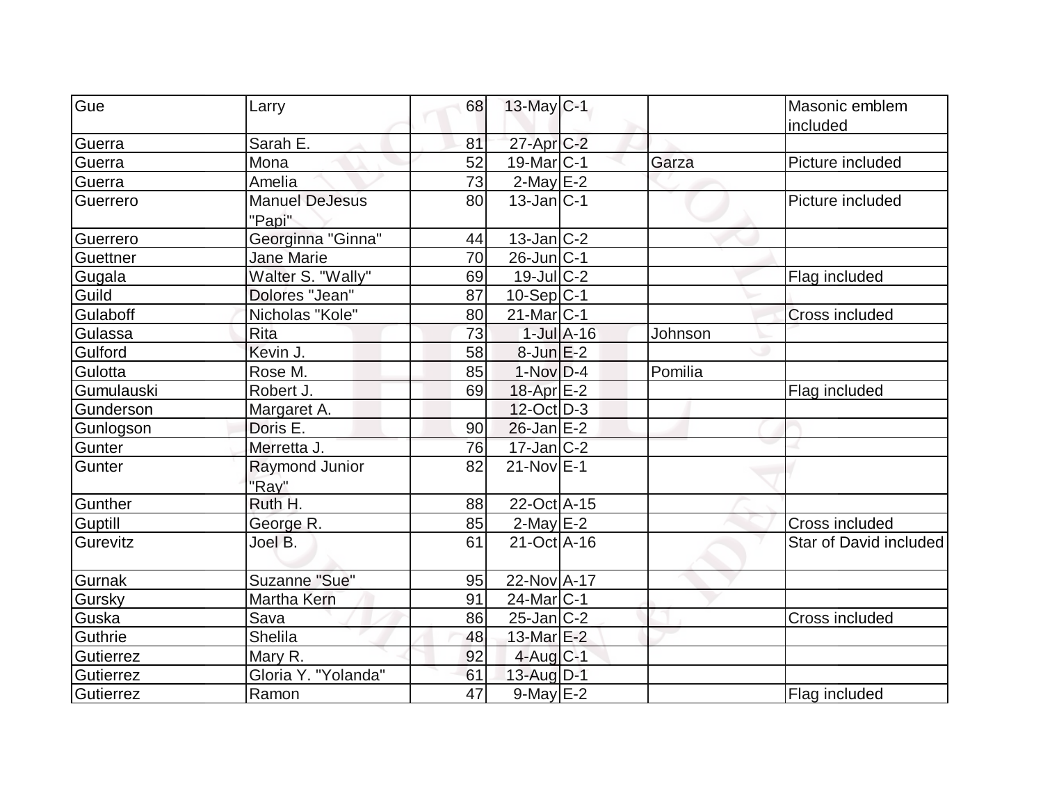| Gue | Larry | 68 | 13-May | C-1 | | Masonic emblem included |
|---|---|---|---|---|---|---|
| Guerra | Sarah E. | 81 | 27-Apr | C-2 | | |
| Guerra | Mona | 52 | 19-Mar | C-1 | Garza | Picture included |
| Guerra | Amelia | 73 | 2-May | E-2 | | |
| Guerrero | Manuel DeJesus "Papi" | 80 | 13-Jan | C-1 | | Picture included |
| Guerrero | Georginna "Ginna" | 44 | 13-Jan | C-2 | | |
| Guettner | Jane Marie | 70 | 26-Jun | C-1 | | |
| Gugala | Walter S. "Wally" | 69 | 19-Jul | C-2 | | Flag included |
| Guild | Dolores "Jean" | 87 | 10-Sep | C-1 | | |
| Gulaboff | Nicholas "Kole" | 80 | 21-Mar | C-1 | | Cross included |
| Gulassa | Rita | 73 | 1-Jul | A-16 | Johnson | |
| Gulford | Kevin J. | 58 | 8-Jun | E-2 | | |
| Gulotta | Rose M. | 85 | 1-Nov | D-4 | Pomilia | |
| Gumulauski | Robert J. | 69 | 18-Apr | E-2 | | Flag included |
| Gunderson | Margaret A. | | 12-Oct | D-3 | | |
| Gunlogson | Doris E. | 90 | 26-Jan | E-2 | | |
| Gunter | Merretta J. | 76 | 17-Jan | C-2 | | |
| Gunter | Raymond Junior "Ray" | 82 | 21-Nov | E-1 | | |
| Gunther | Ruth H. | 88 | 22-Oct | A-15 | | |
| Guptill | George R. | 85 | 2-May | E-2 | | Cross included |
| Gurevitz | Joel B. | 61 | 21-Oct | A-16 | | Star of David included |
| Gurnak | Suzanne "Sue" | 95 | 22-Nov | A-17 | | |
| Gursky | Martha Kern | 91 | 24-Mar | C-1 | | |
| Guska | Sava | 86 | 25-Jan | C-2 | | Cross included |
| Guthrie | Shelila | 48 | 13-Mar | E-2 | | |
| Gutierrez | Mary R. | 92 | 4-Aug | C-1 | | |
| Gutierrez | Gloria Y. "Yolanda" | 61 | 13-Aug | D-1 | | |
| Gutierrez | Ramon | 47 | 9-May | E-2 | | Flag included |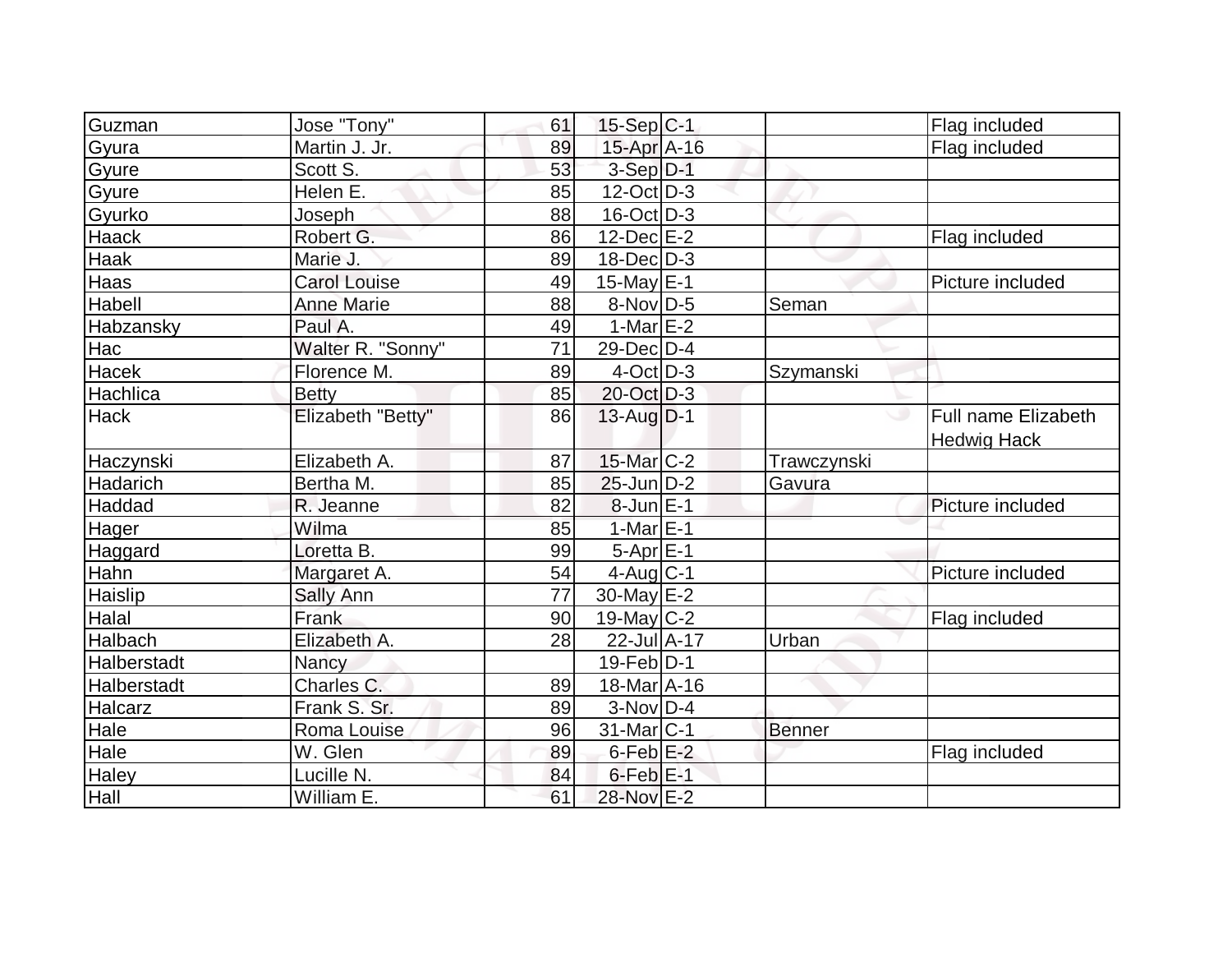| | | | | | | |
|---|---|---|---|---|---|---|
| Guzman | Jose "Tony" | 61 | 15-Sep | C-1 | | Flag included |
| Gyura | Martin J. Jr. | 89 | 15-Apr | A-16 | | Flag included |
| Gyure | Scott S. | 53 | 3-Sep | D-1 | | |
| Gyure | Helen E. | 85 | 12-Oct | D-3 | | |
| Gyurko | Joseph | 88 | 16-Oct | D-3 | | |
| Haack | Robert G. | 86 | 12-Dec | E-2 | | Flag included |
| Haak | Marie J. | 89 | 18-Dec | D-3 | | |
| Haas | Carol Louise | 49 | 15-May | E-1 | | Picture included |
| Habell | Anne Marie | 88 | 8-Nov | D-5 | Seman | |
| Habzansky | Paul A. | 49 | 1-Mar | E-2 | | |
| Hac | Walter R. "Sonny" | 71 | 29-Dec | D-4 | | |
| Hacek | Florence M. | 89 | 4-Oct | D-3 | Szymanski | |
| Hachlica | Betty | 85 | 20-Oct | D-3 | | |
| Hack | Elizabeth "Betty" | 86 | 13-Aug | D-1 | | Full name Elizabeth Hedwig Hack |
| Haczynski | Elizabeth A. | 87 | 15-Mar | C-2 | Trawczynski | |
| Hadarich | Bertha M. | 85 | 25-Jun | D-2 | Gavura | |
| Haddad | R. Jeanne | 82 | 8-Jun | E-1 | | Picture included |
| Hager | Wilma | 85 | 1-Mar | E-1 | | |
| Haggard | Loretta B. | 99 | 5-Apr | E-1 | | |
| Hahn | Margaret A. | 54 | 4-Aug | C-1 | | Picture included |
| Haislip | Sally Ann | 77 | 30-May | E-2 | | |
| Halal | Frank | 90 | 19-May | C-2 | | Flag included |
| Halbach | Elizabeth A. | 28 | 22-Jul | A-17 | Urban | |
| Halberstadt | Nancy | | 19-Feb | D-1 | | |
| Halberstadt | Charles C. | 89 | 18-Mar | A-16 | | |
| Halcarz | Frank S. Sr. | 89 | 3-Nov | D-4 | | |
| Hale | Roma Louise | 96 | 31-Mar | C-1 | Benner | |
| Hale | W. Glen | 89 | 6-Feb | E-2 | | Flag included |
| Haley | Lucille N. | 84 | 6-Feb | E-1 | | |
| Hall | William E. | 61 | 28-Nov | E-2 | | |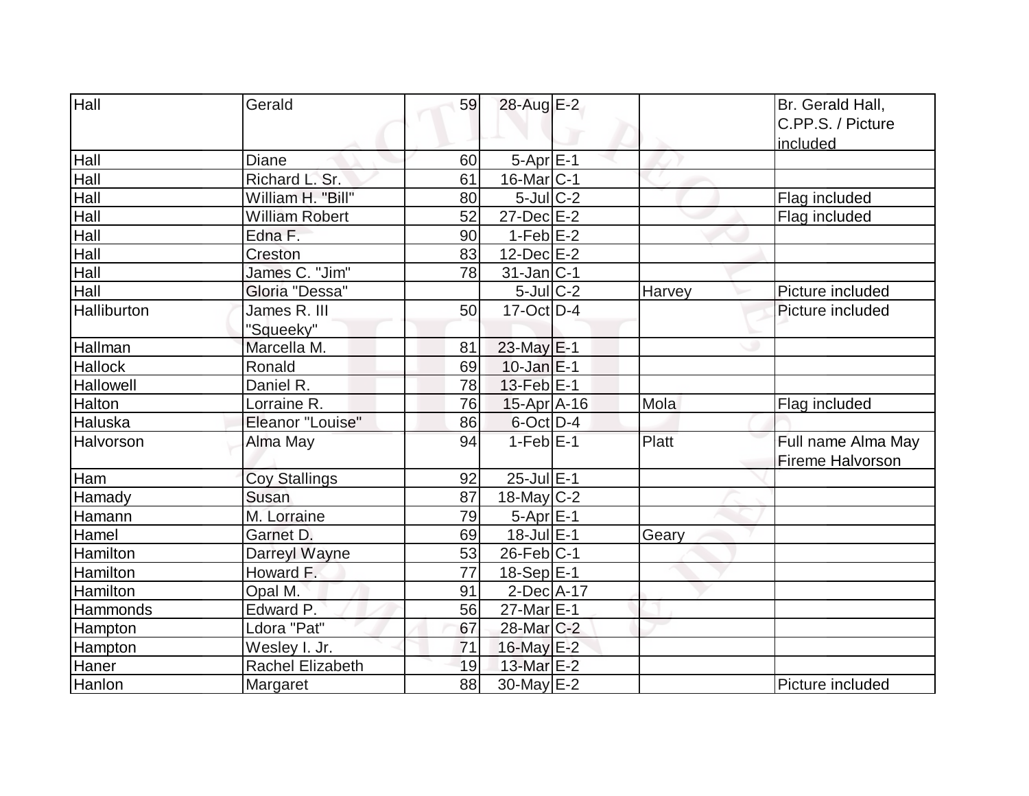| Hall | Gerald | 59 | 28-Aug | E-2 | | Br. Gerald Hall, C.PP.S. / Picture included |
|---|---|---|---|---|---|---|
| Hall | Diane | 60 | 5-Apr | E-1 | | |
| Hall | Richard L. Sr. | 61 | 16-Mar | C-1 | | |
| Hall | William H. "Bill" | 80 | 5-Jul | C-2 | | Flag included |
| Hall | William Robert | 52 | 27-Dec | E-2 | | Flag included |
| Hall | Edna F. | 90 | 1-Feb | E-2 | | |
| Hall | Creston | 83 | 12-Dec | E-2 | | |
| Hall | James C. "Jim" | 78 | 31-Jan | C-1 | | |
| Hall | Gloria "Dessa" | | 5-Jul | C-2 | Harvey | Picture included |
| Halliburton | James R. III "Squeeky" | 50 | 17-Oct | D-4 | | Picture included |
| Hallman | Marcella M. | 81 | 23-May | E-1 | | |
| Hallock | Ronald | 69 | 10-Jan | E-1 | | |
| Hallowell | Daniel R. | 78 | 13-Feb | E-1 | | |
| Halton | Lorraine R. | 76 | 15-Apr | A-16 | Mola | Flag included |
| Haluska | Eleanor "Louise" | 86 | 6-Oct | D-4 | | |
| Halvorson | Alma May | 94 | 1-Feb | E-1 | Platt | Full name Alma May Fireme Halvorson |
| Ham | Coy Stallings | 92 | 25-Jul | E-1 | | |
| Hamady | Susan | 87 | 18-May | C-2 | | |
| Hamann | M. Lorraine | 79 | 5-Apr | E-1 | | |
| Hamel | Garnet D. | 69 | 18-Jul | E-1 | Geary | |
| Hamilton | Darreyl Wayne | 53 | 26-Feb | C-1 | | |
| Hamilton | Howard F. | 77 | 18-Sep | E-1 | | |
| Hamilton | Opal M. | 91 | 2-Dec | A-17 | | |
| Hammonds | Edward P. | 56 | 27-Mar | E-1 | | |
| Hampton | Ldora "Pat" | 67 | 28-Mar | C-2 | | |
| Hampton | Wesley I. Jr. | 71 | 16-May | E-2 | | |
| Haner | Rachel Elizabeth | 19 | 13-Mar | E-2 | | |
| Hanlon | Margaret | 88 | 30-May | E-2 | | Picture included |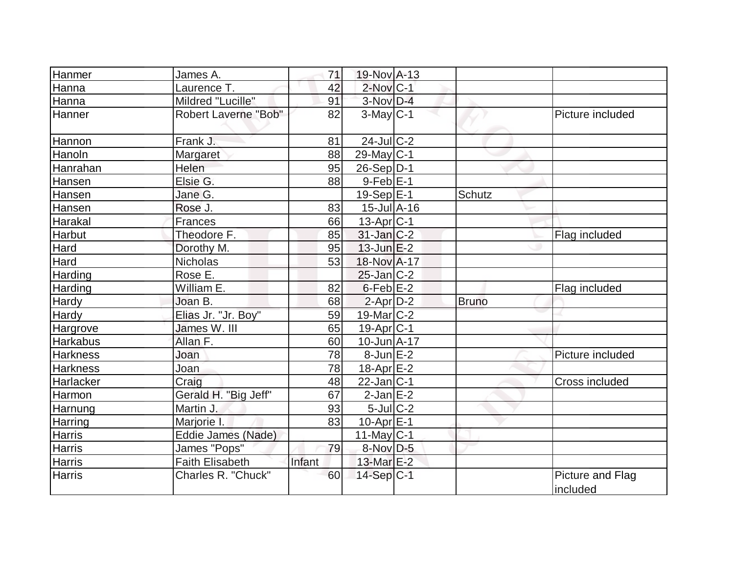| | | | | | | |
|---|---|---|---|---|---|---|
| Hanmer | James A. | 71 | 19-Nov | A-13 | | |
| Hanna | Laurence T. | 42 | 2-Nov | C-1 | | |
| Hanna | Mildred "Lucille" | 91 | 3-Nov | D-4 | | |
| Hanner | Robert Laverne "Bob" | 82 | 3-May | C-1 | | Picture included |
| Hannon | Frank J. | 81 | 24-Jul | C-2 | | |
| Hanoln | Margaret | 88 | 29-May | C-1 | | |
| Hanrahan | Helen | 95 | 26-Sep | D-1 | | |
| Hansen | Elsie G. | 88 | 9-Feb | E-1 | | |
| Hansen | Jane G. | | 19-Sep | E-1 | Schutz | |
| Hansen | Rose J. | 83 | 15-Jul | A-16 | | |
| Harakal | Frances | 66 | 13-Apr | C-1 | | |
| Harbut | Theodore F. | 85 | 31-Jan | C-2 | | Flag included |
| Hard | Dorothy M. | 95 | 13-Jun | E-2 | | |
| Hard | Nicholas | 53 | 18-Nov | A-17 | | |
| Harding | Rose E. | | 25-Jan | C-2 | | |
| Harding | William E. | 82 | 6-Feb | E-2 | | Flag included |
| Hardy | Joan B. | 68 | 2-Apr | D-2 | Bruno | |
| Hardy | Elias Jr. "Jr. Boy" | 59 | 19-Mar | C-2 | | |
| Hargrove | James W. III | 65 | 19-Apr | C-1 | | |
| Harkabus | Allan F. | 60 | 10-Jun | A-17 | | |
| Harkness | Joan | 78 | 8-Jun | E-2 | | Picture included |
| Harkness | Joan | 78 | 18-Apr | E-2 | | |
| Harlacker | Craig | 48 | 22-Jan | C-1 | | Cross included |
| Harmon | Gerald H. "Big Jeff" | 67 | 2-Jan | E-2 | | |
| Harnung | Martin J. | 93 | 5-Jul | C-2 | | |
| Harring | Marjorie I. | 83 | 10-Apr | E-1 | | |
| Harris | Eddie James (Nade) | | 11-May | C-1 | | |
| Harris | James "Pops" | 79 | 8-Nov | D-5 | | |
| Harris | Faith Elisabeth | Infant | 13-Mar | E-2 | | |
| Harris | Charles R. "Chuck" | 60 | 14-Sep | C-1 | | Picture and Flag included |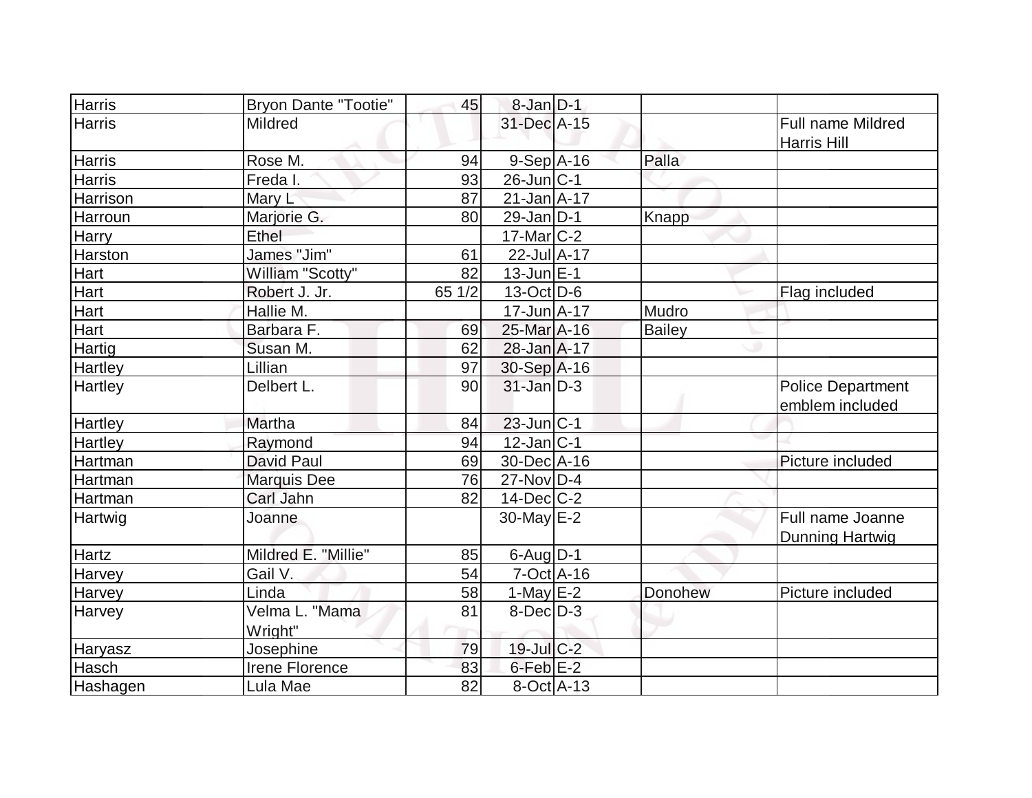| Harris | Bryon Dante "Tootie" | 45 | 8-Jan | D-1 | | |
|---|---|---|---|---|---|---|
| Harris | Mildred | | 31-Dec | A-15 | | Full name Mildred Harris Hill |
| Harris | Rose M. | 94 | 9-Sep | A-16 | Palla | |
| Harris | Freda I. | 93 | 26-Jun | C-1 | | |
| Harrison | Mary L | 87 | 21-Jan | A-17 | | |
| Harroun | Marjorie G. | 80 | 29-Jan | D-1 | Knapp | |
| Harry | Ethel | | 17-Mar | C-2 | | |
| Harston | James "Jim" | 61 | 22-Jul | A-17 | | |
| Hart | William "Scotty" | 82 | 13-Jun | E-1 | | |
| Hart | Robert J. Jr. | 65 1/2 | 13-Oct | D-6 | | Flag included |
| Hart | Hallie M. | | 17-Jun | A-17 | Mudro | |
| Hart | Barbara F. | 69 | 25-Mar | A-16 | Bailey | |
| Hartig | Susan M. | 62 | 28-Jan | A-17 | | |
| Hartley | Lillian | 97 | 30-Sep | A-16 | | |
| Hartley | Delbert L. | 90 | 31-Jan | D-3 | | Police Department emblem included |
| Hartley | Martha | 84 | 23-Jun | C-1 | | |
| Hartley | Raymond | 94 | 12-Jan | C-1 | | |
| Hartman | David Paul | 69 | 30-Dec | A-16 | | Picture included |
| Hartman | Marquis Dee | 76 | 27-Nov | D-4 | | |
| Hartman | Carl Jahn | 82 | 14-Dec | C-2 | | |
| Hartwig | Joanne | | 30-May | E-2 | | Full name Joanne Dunning Hartwig |
| Hartz | Mildred E. "Millie" | 85 | 6-Aug | D-1 | | |
| Harvey | Gail V. | 54 | 7-Oct | A-16 | | |
| Harvey | Linda | 58 | 1-May | E-2 | Donohew | Picture included |
| Harvey | Velma L. "Mama Wright" | 81 | 8-Dec | D-3 | | |
| Haryasz | Josephine | 79 | 19-Jul | C-2 | | |
| Hasch | Irene Florence | 83 | 6-Feb | E-2 | | |
| Hashagen | Lula Mae | 82 | 8-Oct | A-13 | | |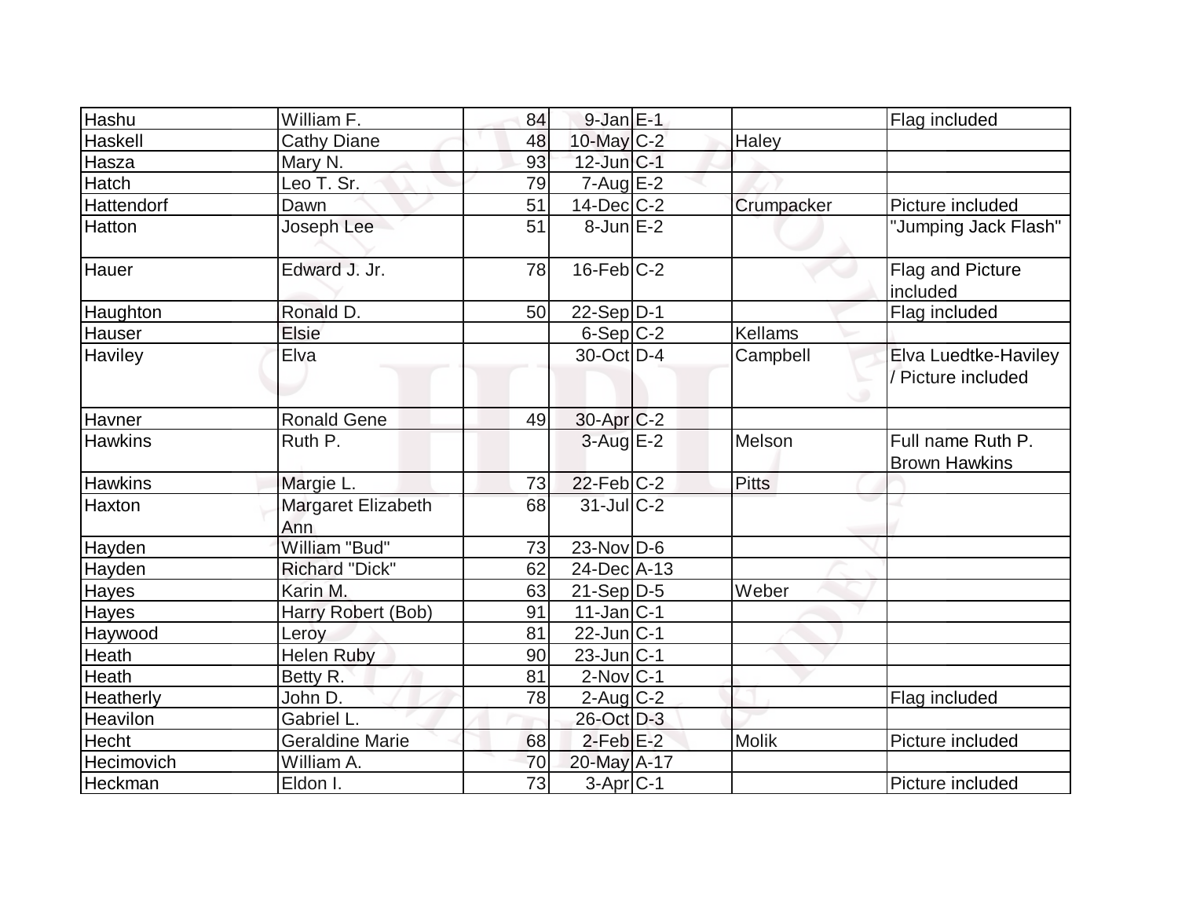| | | | | | | |
|---|---|---|---|---|---|---|
| Hashu | William F. | 84 | 9-Jan | E-1 | | Flag included |
| Haskell | Cathy Diane | 48 | 10-May | C-2 | Haley | |
| Hasza | Mary N. | 93 | 12-Jun | C-1 | | |
| Hatch | Leo T. Sr. | 79 | 7-Aug | E-2 | | |
| Hattendorf | Dawn | 51 | 14-Dec | C-2 | Crumpacker | Picture included |
| Hatton | Joseph Lee | 51 | 8-Jun | E-2 | | "Jumping Jack Flash" |
| Hauer | Edward J. Jr. | 78 | 16-Feb | C-2 | | Flag and Picture included |
| Haughton | Ronald D. | 50 | 22-Sep | D-1 | | Flag included |
| Hauser | Elsie | | 6-Sep | C-2 | Kellams | |
| Haviley | Elva | | 30-Oct | D-4 | Campbell | Elva Luedtke-Haviley / Picture included |
| Havner | Ronald Gene | 49 | 30-Apr | C-2 | | |
| Hawkins | Ruth P. | | 3-Aug | E-2 | Melson | Full name Ruth P. Brown Hawkins |
| Hawkins | Margie L. | 73 | 22-Feb | C-2 | Pitts | |
| Haxton | Margaret Elizabeth Ann | 68 | 31-Jul | C-2 | | |
| Hayden | William "Bud" | 73 | 23-Nov | D-6 | | |
| Hayden | Richard "Dick" | 62 | 24-Dec | A-13 | | |
| Hayes | Karin M. | 63 | 21-Sep | D-5 | Weber | |
| Hayes | Harry Robert (Bob) | 91 | 11-Jan | C-1 | | |
| Haywood | Leroy | 81 | 22-Jun | C-1 | | |
| Heath | Helen Ruby | 90 | 23-Jun | C-1 | | |
| Heath | Betty R. | 81 | 2-Nov | C-1 | | |
| Heatherly | John D. | 78 | 2-Aug | C-2 | | Flag included |
| Heavilon | Gabriel L. | | 26-Oct | D-3 | | |
| Hecht | Geraldine Marie | 68 | 2-Feb | E-2 | Molik | Picture included |
| Hecimovich | William A. | 70 | 20-May | A-17 | | |
| Heckman | Eldon I. | 73 | 3-Apr | C-1 | | Picture included |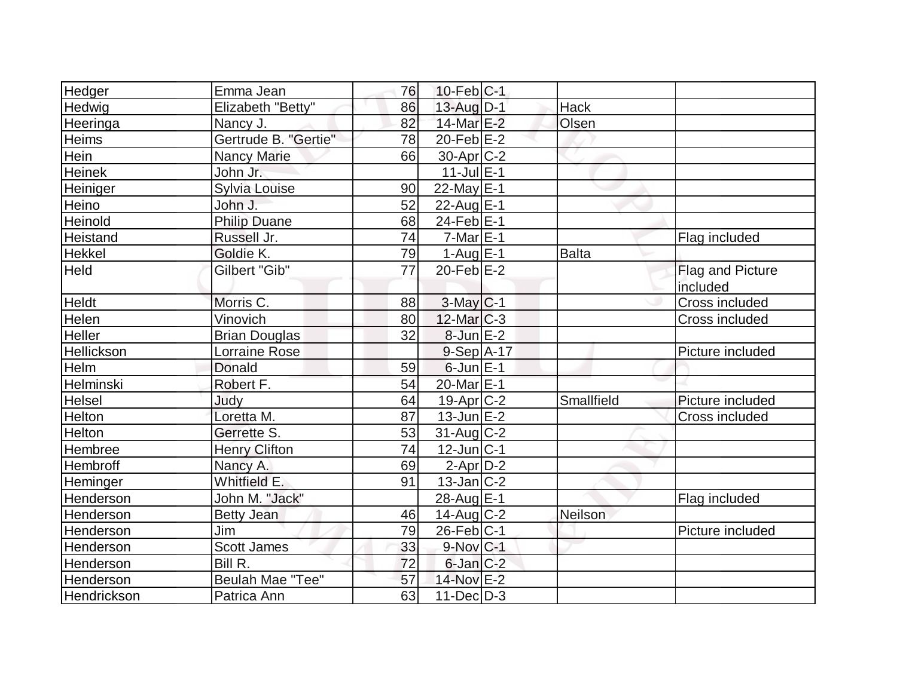| | | | | | | |
|---|---|---|---|---|---|---|
| Hedger | Emma Jean | 76 | 10-Feb | C-1 | | |
| Hedwig | Elizabeth "Betty" | 86 | 13-Aug | D-1 | Hack | |
| Heeringa | Nancy J. | 82 | 14-Mar | E-2 | Olsen | |
| Heims | Gertrude B. "Gertie" | 78 | 20-Feb | E-2 | | |
| Hein | Nancy Marie | 66 | 30-Apr | C-2 | | |
| Heinek | John Jr. | | 11-Jul | E-1 | | |
| Heiniger | Sylvia Louise | 90 | 22-May | E-1 | | |
| Heino | John J. | 52 | 22-Aug | E-1 | | |
| Heinold | Philip Duane | 68 | 24-Feb | E-1 | | |
| Heistand | Russell Jr. | 74 | 7-Mar | E-1 | | Flag included |
| Hekkel | Goldie K. | 79 | 1-Aug | E-1 | Balta | |
| Held | Gilbert "Gib" | 77 | 20-Feb | E-2 | | Flag and Picture included |
| Heldt | Morris C. | 88 | 3-May | C-1 | | Cross included |
| Helen | Vinovich | 80 | 12-Mar | C-3 | | Cross included |
| Heller | Brian Douglas | 32 | 8-Jun | E-2 | | |
| Hellickson | Lorraine Rose | | 9-Sep | A-17 | | Picture included |
| Helm | Donald | 59 | 6-Jun | E-1 | | |
| Helminski | Robert F. | 54 | 20-Mar | E-1 | | |
| Helsel | Judy | 64 | 19-Apr | C-2 | Smallfield | Picture included |
| Helton | Loretta M. | 87 | 13-Jun | E-2 | | Cross included |
| Helton | Gerrette S. | 53 | 31-Aug | C-2 | | |
| Hembree | Henry Clifton | 74 | 12-Jun | C-1 | | |
| Hembroff | Nancy A. | 69 | 2-Apr | D-2 | | |
| Heminger | Whitfield E. | 91 | 13-Jan | C-2 | | |
| Henderson | John M. "Jack" | | 28-Aug | E-1 | | Flag included |
| Henderson | Betty Jean | 46 | 14-Aug | C-2 | Neilson | |
| Henderson | Jim | 79 | 26-Feb | C-1 | | Picture included |
| Henderson | Scott James | 33 | 9-Nov | C-1 | | |
| Henderson | Bill R. | 72 | 6-Jan | C-2 | | |
| Henderson | Beulah Mae "Tee" | 57 | 14-Nov | E-2 | | |
| Hendrickson | Patrica Ann | 63 | 11-Dec | D-3 | | |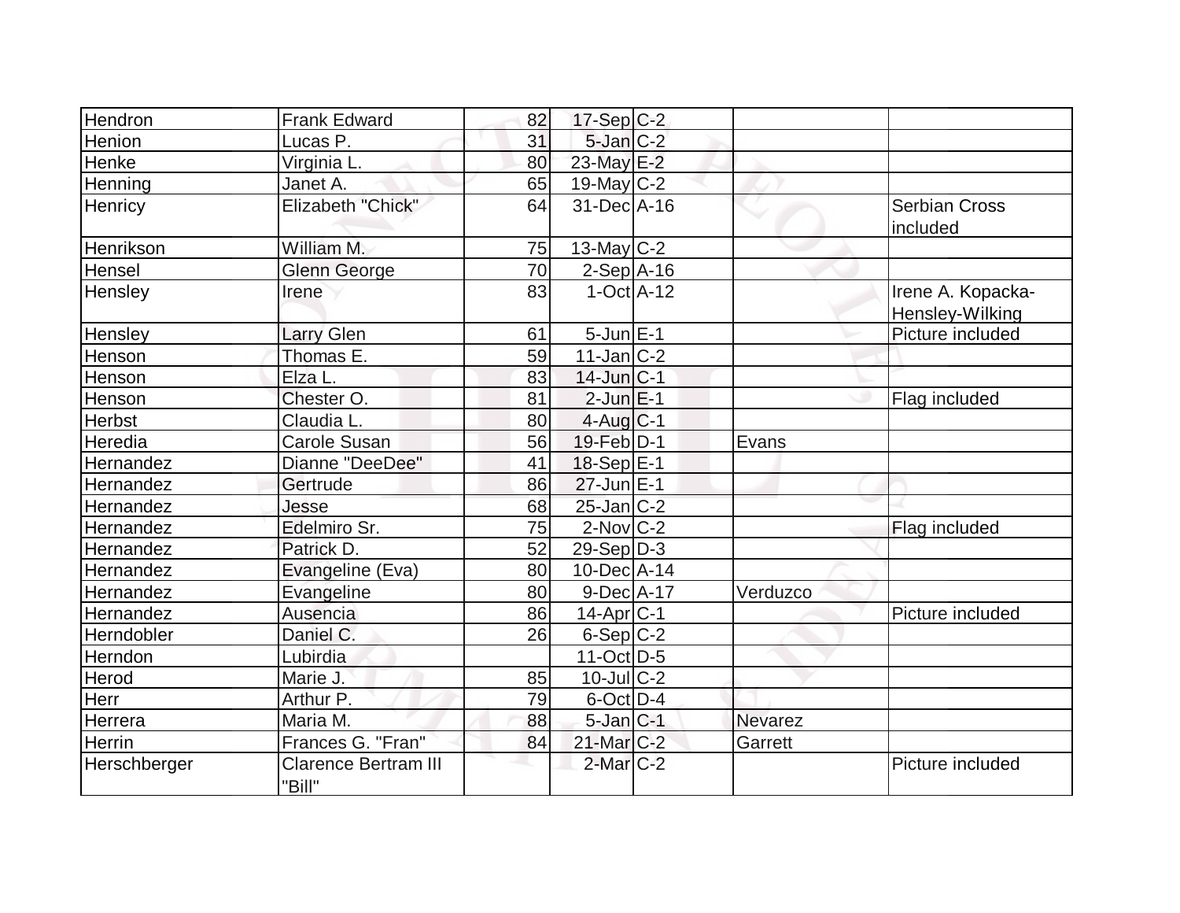| | | | | | | |
|---|---|---|---|---|---|---|
| Hendron | Frank Edward | 82 | 17-Sep | C-2 | | |
| Henion | Lucas P. | 31 | 5-Jan | C-2 | | |
| Henke | Virginia L. | 80 | 23-May | E-2 | | |
| Henning | Janet A. | 65 | 19-May | C-2 | | |
| Henricy | Elizabeth "Chick" | 64 | 31-Dec | A-16 | | Serbian Cross included |
| Henrikson | William M. | 75 | 13-May | C-2 | | |
| Hensel | Glenn George | 70 | 2-Sep | A-16 | | |
| Hensley | Irene | 83 | 1-Oct | A-12 | | Irene A. Kopacka-Hensley-Wilking |
| Hensley | Larry Glen | 61 | 5-Jun | E-1 | | Picture included |
| Henson | Thomas E. | 59 | 11-Jan | C-2 | | |
| Henson | Elza L. | 83 | 14-Jun | C-1 | | |
| Henson | Chester O. | 81 | 2-Jun | E-1 | | Flag included |
| Herbst | Claudia L. | 80 | 4-Aug | C-1 | | |
| Heredia | Carole Susan | 56 | 19-Feb | D-1 | Evans | |
| Hernandez | Dianne "DeeDee" | 41 | 18-Sep | E-1 | | |
| Hernandez | Gertrude | 86 | 27-Jun | E-1 | | |
| Hernandez | Jesse | 68 | 25-Jan | C-2 | | |
| Hernandez | Edelmiro Sr. | 75 | 2-Nov | C-2 | | Flag included |
| Hernandez | Patrick D. | 52 | 29-Sep | D-3 | | |
| Hernandez | Evangeline (Eva) | 80 | 10-Dec | A-14 | | |
| Hernandez | Evangeline | 80 | 9-Dec | A-17 | Verduzco | |
| Hernandez | Ausencia | 86 | 14-Apr | C-1 | | Picture included |
| Herndobler | Daniel C. | 26 | 6-Sep | C-2 | | |
| Herndon | Lubirdia | | 11-Oct | D-5 | | |
| Herod | Marie J. | 85 | 10-Jul | C-2 | | |
| Herr | Arthur P. | 79 | 6-Oct | D-4 | | |
| Herrera | Maria M. | 88 | 5-Jan | C-1 | Nevarez | |
| Herrin | Frances G. "Fran" | 84 | 21-Mar | C-2 | Garrett | |
| Herschberger | Clarence Bertram III "Bill" | | 2-Mar | C-2 | | Picture included |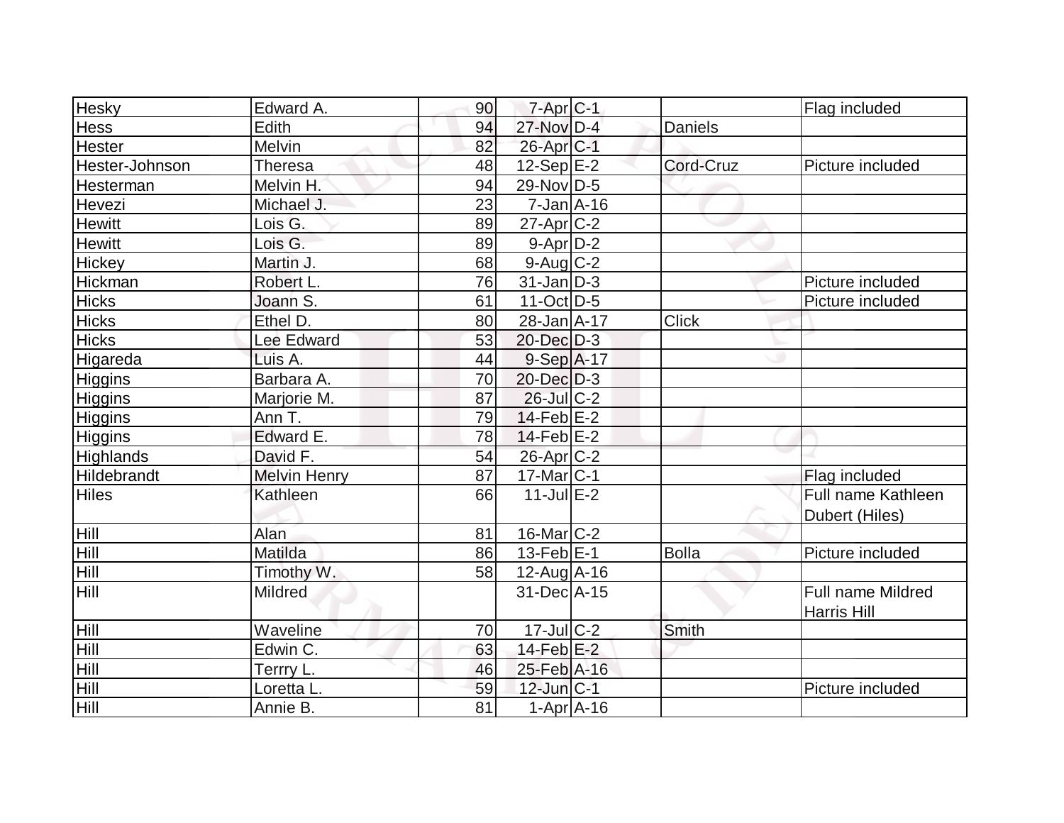| | | | | | | |
|---|---|---|---|---|---|---|
| Hesky | Edward A. | 90 | 7-Apr | C-1 | | Flag included |
| Hess | Edith | 94 | 27-Nov | D-4 | Daniels | |
| Hester | Melvin | 82 | 26-Apr | C-1 | | |
| Hester-Johnson | Theresa | 48 | 12-Sep | E-2 | Cord-Cruz | Picture included |
| Hesterman | Melvin H. | 94 | 29-Nov | D-5 | | |
| Hevezi | Michael J. | 23 | 7-Jan | A-16 | | |
| Hewitt | Lois G. | 89 | 27-Apr | C-2 | | |
| Hewitt | Lois G. | 89 | 9-Apr | D-2 | | |
| Hickey | Martin J. | 68 | 9-Aug | C-2 | | |
| Hickman | Robert L. | 76 | 31-Jan | D-3 | | Picture included |
| Hicks | Joann S. | 61 | 11-Oct | D-5 | | Picture included |
| Hicks | Ethel D. | 80 | 28-Jan | A-17 | Click | |
| Hicks | Lee Edward | 53 | 20-Dec | D-3 | | |
| Higareda | Luis A. | 44 | 9-Sep | A-17 | | |
| Higgins | Barbara A. | 70 | 20-Dec | D-3 | | |
| Higgins | Marjorie M. | 87 | 26-Jul | C-2 | | |
| Higgins | Ann T. | 79 | 14-Feb | E-2 | | |
| Higgins | Edward E. | 78 | 14-Feb | E-2 | | |
| Highlands | David F. | 54 | 26-Apr | C-2 | | |
| Hildebrandt | Melvin Henry | 87 | 17-Mar | C-1 | | Flag included |
| Hiles | Kathleen | 66 | 11-Jul | E-2 | | Full name Kathleen Dubert (Hiles) |
| Hill | Alan | 81 | 16-Mar | C-2 | | |
| Hill | Matilda | 86 | 13-Feb | E-1 | Bolla | Picture included |
| Hill | Timothy W. | 58 | 12-Aug | A-16 | | |
| Hill | Mildred | | 31-Dec | A-15 | | Full name Mildred Harris Hill |
| Hill | Waveline | 70 | 17-Jul | C-2 | Smith | |
| Hill | Edwin C. | 63 | 14-Feb | E-2 | | |
| Hill | Terrry L. | 46 | 25-Feb | A-16 | | |
| Hill | Loretta L. | 59 | 12-Jun | C-1 | | Picture included |
| Hill | Annie B. | 81 | 1-Apr | A-16 | | |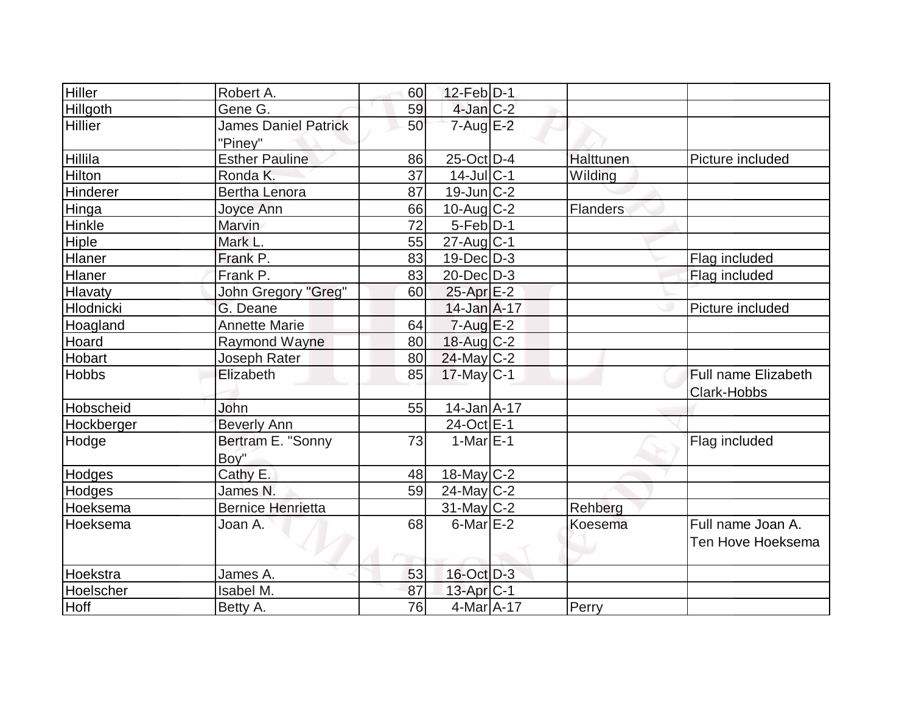| | | | | | | |
|---|---|---|---|---|---|---|
| Hiller | Robert A. | 60 | 12-Feb | D-1 | | |
| Hillgoth | Gene G. | 59 | 4-Jan | C-2 | | |
| Hillier | James Daniel Patrick "Piney" | 50 | 7-Aug | E-2 | | |
| Hillila | Esther Pauline | 86 | 25-Oct | D-4 | Halttunen | Picture included |
| Hilton | Ronda K. | 37 | 14-Jul | C-1 | Wilding | |
| Hinderer | Bertha Lenora | 87 | 19-Jun | C-2 | | |
| Hinga | Joyce Ann | 66 | 10-Aug | C-2 | Flanders | |
| Hinkle | Marvin | 72 | 5-Feb | D-1 | | |
| Hiple | Mark L. | 55 | 27-Aug | C-1 | | |
| Hlaner | Frank P. | 83 | 19-Dec | D-3 | | Flag included |
| Hlaner | Frank P. | 83 | 20-Dec | D-3 | | Flag included |
| Hlavaty | John Gregory "Greg" | 60 | 25-Apr | E-2 | | |
| Hlodnicki | G. Deane | | 14-Jan | A-17 | | Picture included |
| Hoagland | Annette Marie | 64 | 7-Aug | E-2 | | |
| Hoard | Raymond Wayne | 80 | 18-Aug | C-2 | | |
| Hobart | Joseph Rater | 80 | 24-May | C-2 | | |
| Hobbs | Elizabeth | 85 | 17-May | C-1 | | Full name Elizabeth Clark-Hobbs |
| Hobscheid | John | 55 | 14-Jan | A-17 | | |
| Hockberger | Beverly Ann | | 24-Oct | E-1 | | |
| Hodge | Bertram E. "Sonny Boy" | 73 | 1-Mar | E-1 | | Flag included |
| Hodges | Cathy E. | 48 | 18-May | C-2 | | |
| Hodges | James N. | 59 | 24-May | C-2 | | |
| Hoeksema | Bernice Henrietta | | 31-May | C-2 | Rehberg | |
| Hoeksema | Joan A. | 68 | 6-Mar | E-2 | Koesema | Full name Joan A. Ten Hove Hoeksema |
| Hoekstra | James A. | 53 | 16-Oct | D-3 | | |
| Hoelscher | Isabel M. | 87 | 13-Apr | C-1 | | |
| Hoff | Betty A. | 76 | 4-Mar | A-17 | Perry | |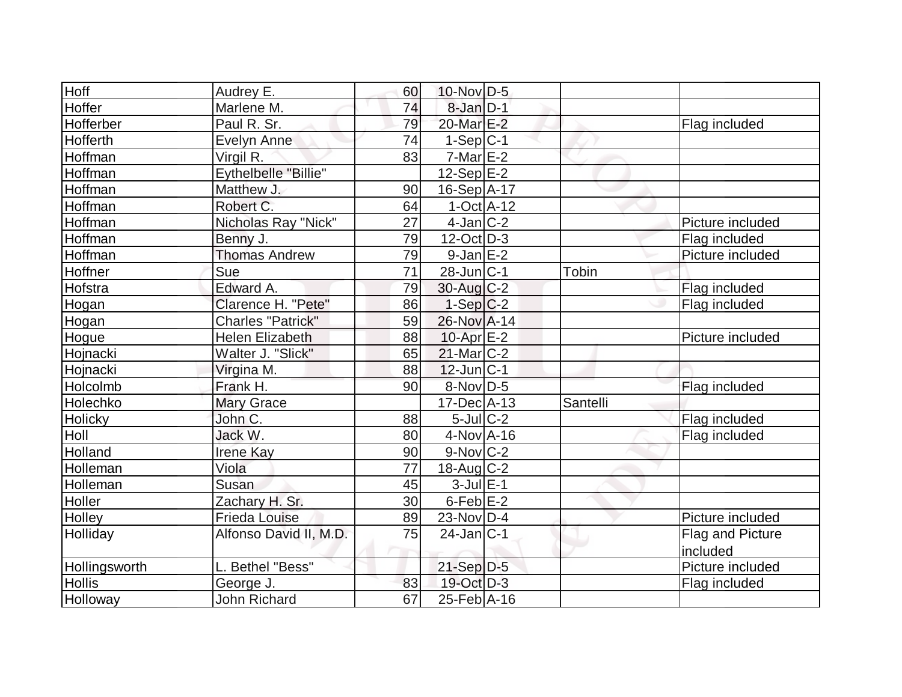| Hoff | Audrey E. | 60 | 10-Nov | D-5 | | |
|---|---|---|---|---|---|---|
| Hoffer | Marlene M. | 74 | 8-Jan | D-1 | | |
| Hofferber | Paul R. Sr. | 79 | 20-Mar | E-2 | | Flag included |
| Hofferth | Evelyn Anne | 74 | 1-Sep | C-1 | | |
| Hoffman | Virgil R. | 83 | 7-Mar | E-2 | | |
| Hoffman | Eythelbelle "Billie" | | 12-Sep | E-2 | | |
| Hoffman | Matthew J. | 90 | 16-Sep | A-17 | | |
| Hoffman | Robert C. | 64 | 1-Oct | A-12 | | |
| Hoffman | Nicholas Ray "Nick" | 27 | 4-Jan | C-2 | | Picture included |
| Hoffman | Benny J. | 79 | 12-Oct | D-3 | | Flag included |
| Hoffman | Thomas Andrew | 79 | 9-Jan | E-2 | | Picture included |
| Hoffner | Sue | 71 | 28-Jun | C-1 | Tobin | |
| Hofstra | Edward A. | 79 | 30-Aug | C-2 | | Flag included |
| Hogan | Clarence H. "Pete" | 86 | 1-Sep | C-2 | | Flag included |
| Hogan | Charles "Patrick" | 59 | 26-Nov | A-14 | | |
| Hogue | Helen Elizabeth | 88 | 10-Apr | E-2 | | Picture included |
| Hojnacki | Walter J. "Slick" | 65 | 21-Mar | C-2 | | |
| Hojnacki | Virgina M. | 88 | 12-Jun | C-1 | | |
| Holcolmb | Frank H. | 90 | 8-Nov | D-5 | | Flag included |
| Holechko | Mary Grace | | 17-Dec | A-13 | Santelli | |
| Holicky | John C. | 88 | 5-Jul | C-2 | | Flag included |
| Holl | Jack W. | 80 | 4-Nov | A-16 | | Flag included |
| Holland | Irene Kay | 90 | 9-Nov | C-2 | | |
| Holleman | Viola | 77 | 18-Aug | C-2 | | |
| Holleman | Susan | 45 | 3-Jul | E-1 | | |
| Holler | Zachary H. Sr. | 30 | 6-Feb | E-2 | | |
| Holley | Frieda Louise | 89 | 23-Nov | D-4 | | Picture included |
| Holliday | Alfonso David II, M.D. | 75 | 24-Jan | C-1 | | Flag and Picture included |
| Hollingsworth | L. Bethel "Bess" | | 21-Sep | D-5 | | Picture included |
| Hollis | George J. | 83 | 19-Oct | D-3 | | Flag included |
| Holloway | John Richard | 67 | 25-Feb | A-16 | | |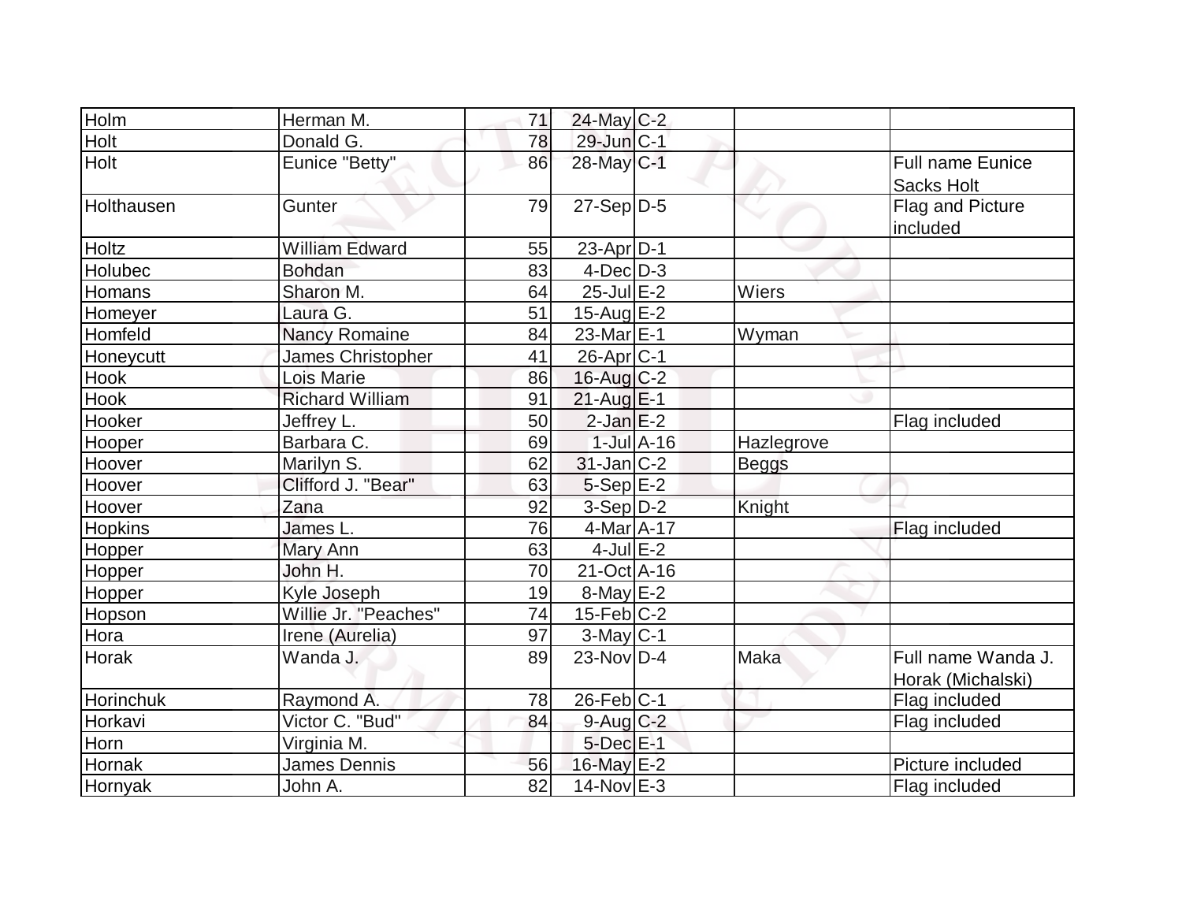| | | | | | | |
|---|---|---|---|---|---|---|
| Holm | Herman M. | 71 | 24-May | C-2 | | |
| Holt | Donald G. | 78 | 29-Jun | C-1 | | |
| Holt | Eunice "Betty" | 86 | 28-May | C-1 | | Full name Eunice Sacks Holt |
| Holthausen | Gunter | 79 | 27-Sep | D-5 | | Flag and Picture included |
| Holtz | William Edward | 55 | 23-Apr | D-1 | | |
| Holubec | Bohdan | 83 | 4-Dec | D-3 | | |
| Homans | Sharon M. | 64 | 25-Jul | E-2 | Wiers | |
| Homeyer | Laura G. | 51 | 15-Aug | E-2 | | |
| Homfeld | Nancy Romaine | 84 | 23-Mar | E-1 | Wyman | |
| Honeycutt | James Christopher | 41 | 26-Apr | C-1 | | |
| Hook | Lois Marie | 86 | 16-Aug | C-2 | | |
| Hook | Richard William | 91 | 21-Aug | E-1 | | |
| Hooker | Jeffrey L. | 50 | 2-Jan | E-2 | | Flag included |
| Hooper | Barbara C. | 69 | 1-Jul | A-16 | Hazlegrove | |
| Hoover | Marilyn S. | 62 | 31-Jan | C-2 | Beggs | |
| Hoover | Clifford J. "Bear" | 63 | 5-Sep | E-2 | | |
| Hoover | Zana | 92 | 3-Sep | D-2 | Knight | |
| Hopkins | James L. | 76 | 4-Mar | A-17 | | Flag included |
| Hopper | Mary Ann | 63 | 4-Jul | E-2 | | |
| Hopper | John H. | 70 | 21-Oct | A-16 | | |
| Hopper | Kyle Joseph | 19 | 8-May | E-2 | | |
| Hopson | Willie Jr. "Peaches" | 74 | 15-Feb | C-2 | | |
| Hora | Irene (Aurelia) | 97 | 3-May | C-1 | | |
| Horak | Wanda J. | 89 | 23-Nov | D-4 | Maka | Full name Wanda J. Horak (Michalski) |
| Horinchuk | Raymond A. | 78 | 26-Feb | C-1 | | Flag included |
| Horkavi | Victor C. "Bud" | 84 | 9-Aug | C-2 | | Flag included |
| Horn | Virginia M. | | 5-Dec | E-1 | | |
| Hornak | James Dennis | 56 | 16-May | E-2 | | Picture included |
| Hornyak | John A. | 82 | 14-Nov | E-3 | | Flag included |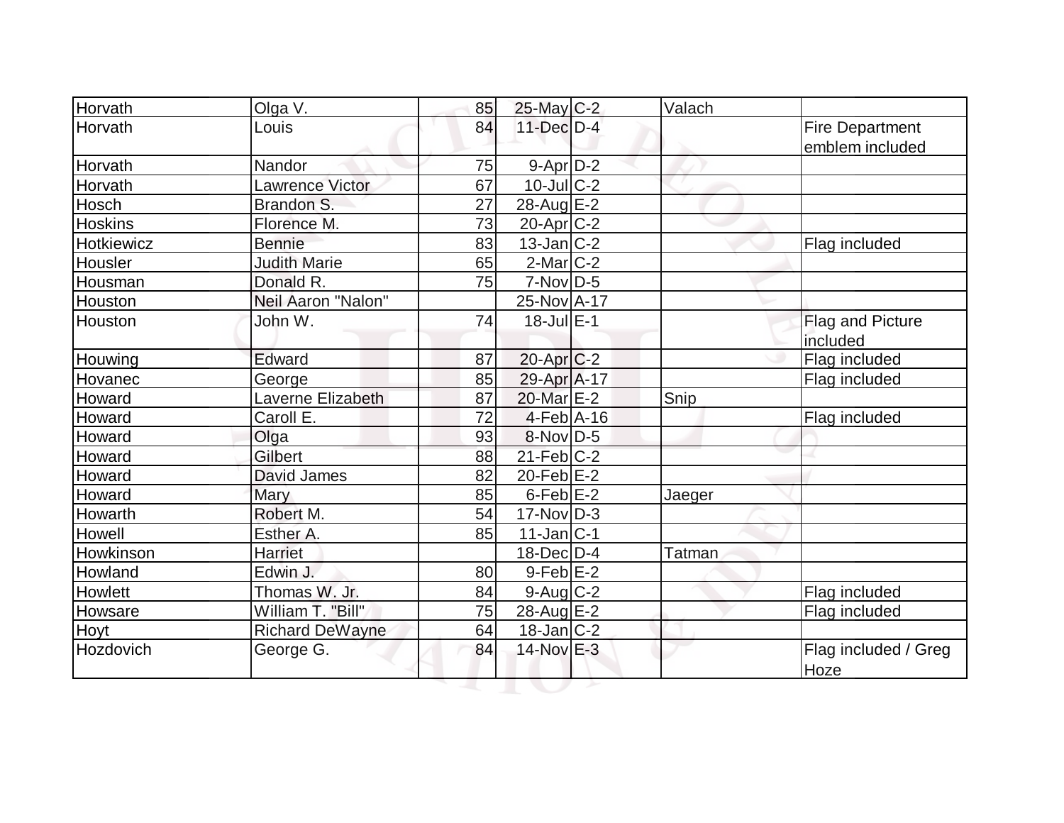| Horvath | Olga V. | 85 | 25-May | C-2 | Valach | |
|---|---|---|---|---|---|---|
| Horvath | Louis | 84 | 11-Dec | D-4 | | Fire Department emblem included |
| Horvath | Nandor | 75 | 9-Apr | D-2 | | |
| Horvath | Lawrence Victor | 67 | 10-Jul | C-2 | | |
| Hosch | Brandon S. | 27 | 28-Aug | E-2 | | |
| Hoskins | Florence M. | 73 | 20-Apr | C-2 | | |
| Hotkiewicz | Bennie | 83 | 13-Jan | C-2 | | Flag included |
| Housler | Judith Marie | 65 | 2-Mar | C-2 | | |
| Housman | Donald R. | 75 | 7-Nov | D-5 | | |
| Houston | Neil Aaron "Nalon" | | 25-Nov | A-17 | | |
| Houston | John W. | 74 | 18-Jul | E-1 | | Flag and Picture included |
| Houwing | Edward | 87 | 20-Apr | C-2 | | Flag included |
| Hovanec | George | 85 | 29-Apr | A-17 | | Flag included |
| Howard | Laverne Elizabeth | 87 | 20-Mar | E-2 | Snip | |
| Howard | Caroll E. | 72 | 4-Feb | A-16 | | Flag included |
| Howard | Olga | 93 | 8-Nov | D-5 | | |
| Howard | Gilbert | 88 | 21-Feb | C-2 | | |
| Howard | David James | 82 | 20-Feb | E-2 | | |
| Howard | Mary | 85 | 6-Feb | E-2 | Jaeger | |
| Howarth | Robert M. | 54 | 17-Nov | D-3 | | |
| Howell | Esther A. | 85 | 11-Jan | C-1 | | |
| Howkinson | Harriet | | 18-Dec | D-4 | Tatman | |
| Howland | Edwin J. | 80 | 9-Feb | E-2 | | |
| Howlett | Thomas W. Jr. | 84 | 9-Aug | C-2 | | Flag included |
| Howsare | William T. "Bill" | 75 | 28-Aug | E-2 | | Flag included |
| Hoyt | Richard DeWayne | 64 | 18-Jan | C-2 | | |
| Hozdovich | George G. | 84 | 14-Nov | E-3 | | Flag included / Greg Hoze |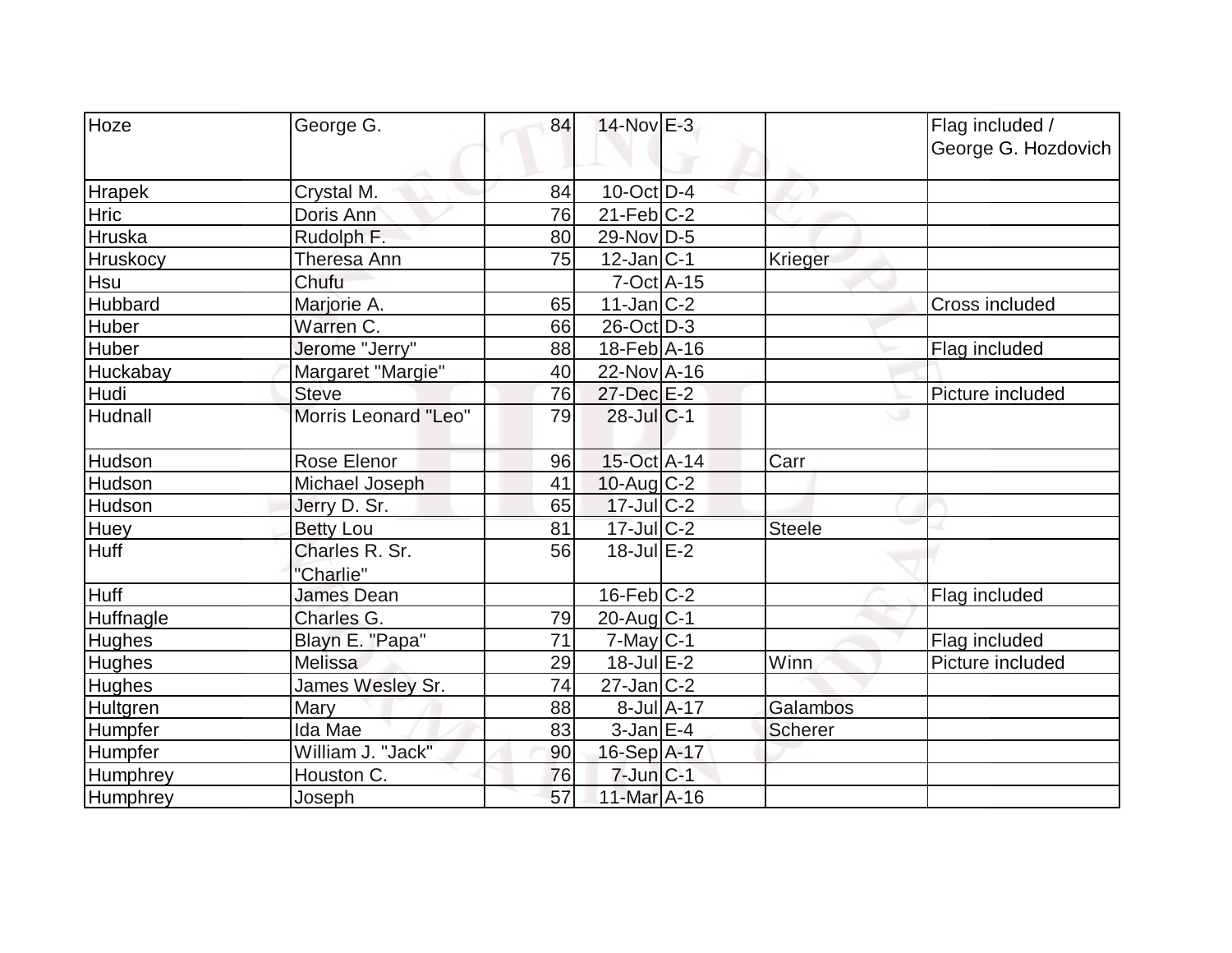| | | | | | | |
|---|---|---|---|---|---|---|
| Hoze | George G. | 84 | 14-Nov | E-3 | | Flag included / George G. Hozdovich |
| Hrapek | Crystal M. | 84 | 10-Oct | D-4 | | |
| Hric | Doris Ann | 76 | 21-Feb | C-2 | | |
| Hruska | Rudolph F. | 80 | 29-Nov | D-5 | | |
| Hruskocy | Theresa Ann | 75 | 12-Jan | C-1 | Krieger | |
| Hsu | Chufu | | 7-Oct | A-15 | | |
| Hubbard | Marjorie A. | 65 | 11-Jan | C-2 | | Cross included |
| Huber | Warren C. | 66 | 26-Oct | D-3 | | |
| Huber | Jerome "Jerry" | 88 | 18-Feb | A-16 | | Flag included |
| Huckabay | Margaret "Margie" | 40 | 22-Nov | A-16 | | |
| Hudi | Steve | 76 | 27-Dec | E-2 | | Picture included |
| Hudnall | Morris Leonard "Leo" | 79 | 28-Jul | C-1 | | |
| Hudson | Rose Elenor | 96 | 15-Oct | A-14 | Carr | |
| Hudson | Michael Joseph | 41 | 10-Aug | C-2 | | |
| Hudson | Jerry D. Sr. | 65 | 17-Jul | C-2 | | |
| Huey | Betty Lou | 81 | 17-Jul | C-2 | Steele | |
| Huff | Charles R. Sr. "Charlie" | 56 | 18-Jul | E-2 | | |
| Huff | James Dean | | 16-Feb | C-2 | | Flag included |
| Huffnagle | Charles G. | 79 | 20-Aug | C-1 | | |
| Hughes | Blayn E. "Papa" | 71 | 7-May | C-1 | | Flag included |
| Hughes | Melissa | 29 | 18-Jul | E-2 | Winn | Picture included |
| Hughes | James Wesley Sr. | 74 | 27-Jan | C-2 | | |
| Hultgren | Mary | 88 | 8-Jul | A-17 | Galambos | |
| Humpfer | Ida Mae | 83 | 3-Jan | E-4 | Scherer | |
| Humpfer | William J. "Jack" | 90 | 16-Sep | A-17 | | |
| Humphrey | Houston C. | 76 | 7-Jun | C-1 | | |
| Humphrey | Joseph | 57 | 11-Mar | A-16 | | |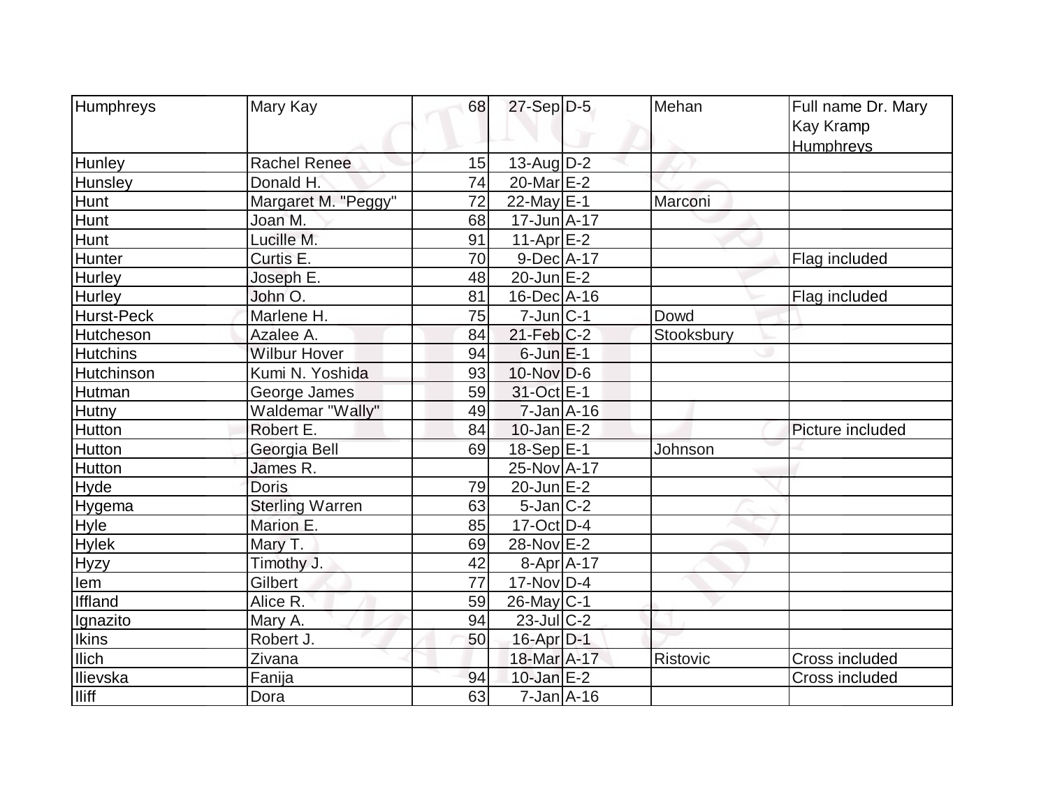| | | | | | | |
|---|---|---|---|---|---|---|
| Humphreys | Mary Kay | 68 | 27-Sep | D-5 | Mehan | Full name Dr. Mary Kay Kramp Humphreys |
| Hunley | Rachel Renee | 15 | 13-Aug | D-2 | | |
| Hunsley | Donald H. | 74 | 20-Mar | E-2 | | |
| Hunt | Margaret M. "Peggy" | 72 | 22-May | E-1 | Marconi | |
| Hunt | Joan M. | 68 | 17-Jun | A-17 | | |
| Hunt | Lucille M. | 91 | 11-Apr | E-2 | | |
| Hunter | Curtis E. | 70 | 9-Dec | A-17 | | Flag included |
| Hurley | Joseph E. | 48 | 20-Jun | E-2 | | |
| Hurley | John O. | 81 | 16-Dec | A-16 | | Flag included |
| Hurst-Peck | Marlene H. | 75 | 7-Jun | C-1 | Dowd | |
| Hutcheson | Azalee A. | 84 | 21-Feb | C-2 | Stooksbury | |
| Hutchins | Wilbur Hover | 94 | 6-Jun | E-1 | | |
| Hutchinson | Kumi N. Yoshida | 93 | 10-Nov | D-6 | | |
| Hutman | George James | 59 | 31-Oct | E-1 | | |
| Hutny | Waldemar "Wally" | 49 | 7-Jan | A-16 | | |
| Hutton | Robert E. | 84 | 10-Jan | E-2 | | Picture included |
| Hutton | Georgia Bell | 69 | 18-Sep | E-1 | Johnson | |
| Hutton | James R. | | 25-Nov | A-17 | | |
| Hyde | Doris | 79 | 20-Jun | E-2 | | |
| Hygema | Sterling Warren | 63 | 5-Jan | C-2 | | |
| Hyle | Marion E. | 85 | 17-Oct | D-4 | | |
| Hylek | Mary T. | 69 | 28-Nov | E-2 | | |
| Hyzy | Timothy J. | 42 | 8-Apr | A-17 | | |
| Iem | Gilbert | 77 | 17-Nov | D-4 | | |
| Iffland | Alice R. | 59 | 26-May | C-1 | | |
| Ignazito | Mary A. | 94 | 23-Jul | C-2 | | |
| Ikins | Robert J. | 50 | 16-Apr | D-1 | | |
| Ilich | Zivana | | 18-Mar | A-17 | Ristovic | Cross included |
| Ilievska | Fanija | 94 | 10-Jan | E-2 | | Cross included |
| Iliff | Dora | 63 | 7-Jan | A-16 | | |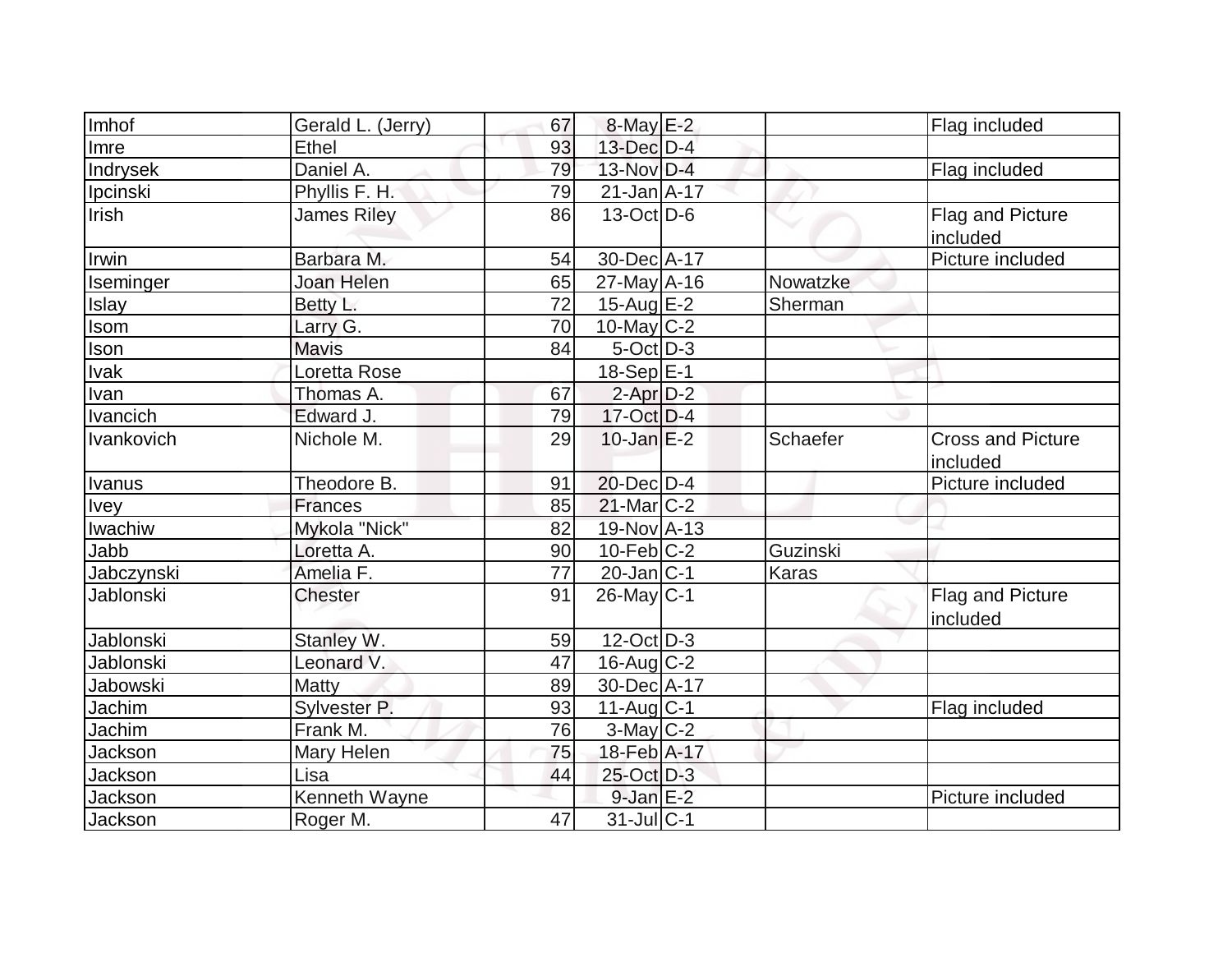| Imhof | Gerald L. (Jerry) | 67 | 8-May | E-2 | | Flag included |
|---|---|---|---|---|---|---|
| Imre | Ethel | 93 | 13-Dec | D-4 | | |
| Indrysek | Daniel A. | 79 | 13-Nov | D-4 | | Flag included |
| Ipcinski | Phyllis F. H. | 79 | 21-Jan | A-17 | | |
| Irish | James Riley | 86 | 13-Oct | D-6 | | Flag and Picture included |
| Irwin | Barbara M. | 54 | 30-Dec | A-17 | | Picture included |
| Iseminger | Joan Helen | 65 | 27-May | A-16 | Nowatzke | |
| Islay | Betty L. | 72 | 15-Aug | E-2 | Sherman | |
| Isom | Larry G. | 70 | 10-May | C-2 | | |
| Ison | Mavis | 84 | 5-Oct | D-3 | | |
| Ivak | Loretta Rose | | 18-Sep | E-1 | | |
| Ivan | Thomas A. | 67 | 2-Apr | D-2 | | |
| Ivancich | Edward J. | 79 | 17-Oct | D-4 | | |
| Ivankovich | Nichole M. | 29 | 10-Jan | E-2 | Schaefer | Cross and Picture included |
| Ivanus | Theodore B. | 91 | 20-Dec | D-4 | | Picture included |
| Ivey | Frances | 85 | 21-Mar | C-2 | | |
| Iwachiw | Mykola "Nick" | 82 | 19-Nov | A-13 | | |
| Jabb | Loretta A. | 90 | 10-Feb | C-2 | Guzinski | |
| Jabczynski | Amelia F. | 77 | 20-Jan | C-1 | Karas | |
| Jablonski | Chester | 91 | 26-May | C-1 | | Flag and Picture included |
| Jablonski | Stanley W. | 59 | 12-Oct | D-3 | | |
| Jablonski | Leonard V. | 47 | 16-Aug | C-2 | | |
| Jabowski | Matty | 89 | 30-Dec | A-17 | | |
| Jachim | Sylvester P. | 93 | 11-Aug | C-1 | | Flag included |
| Jachim | Frank M. | 76 | 3-May | C-2 | | |
| Jackson | Mary Helen | 75 | 18-Feb | A-17 | | |
| Jackson | Lisa | 44 | 25-Oct | D-3 | | |
| Jackson | Kenneth Wayne | | 9-Jan | E-2 | | Picture included |
| Jackson | Roger M. | 47 | 31-Jul | C-1 | | |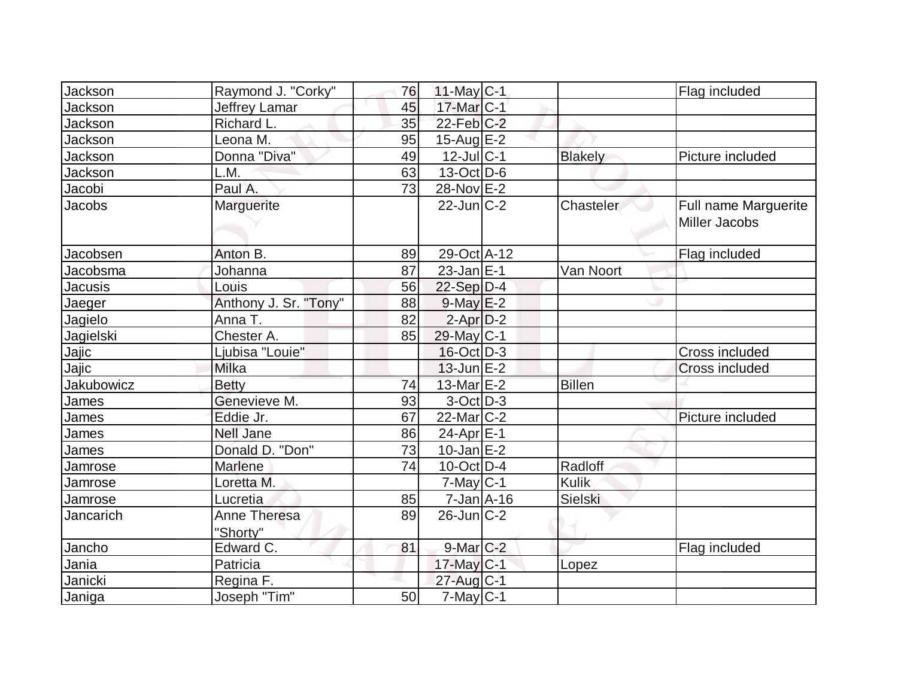| Jackson | Raymond J. "Corky" | 76 | 11-May | C-1 | | Flag included |
|---|---|---|---|---|---|---|
| Jackson | Jeffrey Lamar | 45 | 17-Mar | C-1 | | |
| Jackson | Richard L. | 35 | 22-Feb | C-2 | | |
| Jackson | Leona M. | 95 | 15-Aug | E-2 | | |
| Jackson | Donna "Diva" | 49 | 12-Jul | C-1 | Blakely | Picture included |
| Jackson | L.M. | 63 | 13-Oct | D-6 | | |
| Jacobi | Paul A. | 73 | 28-Nov | E-2 | | |
| Jacobs | Marguerite | | 22-Jun | C-2 | Chasteler | Full name Marguerite Miller Jacobs |
| Jacobsen | Anton B. | 89 | 29-Oct | A-12 | | Flag included |
| Jacobsma | Johanna | 87 | 23-Jan | E-1 | Van Noort | |
| Jacusis | Louis | 56 | 22-Sep | D-4 | | |
| Jaeger | Anthony J. Sr. "Tony" | 88 | 9-May | E-2 | | |
| Jagielo | Anna T. | 82 | 2-Apr | D-2 | | |
| Jagielski | Chester A. | 85 | 29-May | C-1 | | |
| Jajic | Ljubisa "Louie" | | 16-Oct | D-3 | | Cross included |
| Jajic | Milka | | 13-Jun | E-2 | | Cross included |
| Jakubowicz | Betty | 74 | 13-Mar | E-2 | Billen | |
| James | Genevieve M. | 93 | 3-Oct | D-3 | | |
| James | Eddie Jr. | 67 | 22-Mar | C-2 | | Picture included |
| James | Nell Jane | 86 | 24-Apr | E-1 | | |
| James | Donald D. "Don" | 73 | 10-Jan | E-2 | | |
| Jamrose | Marlene | 74 | 10-Oct | D-4 | Radloff | |
| Jamrose | Loretta M. | | 7-May | C-1 | Kulik | |
| Jamrose | Lucretia | 85 | 7-Jan | A-16 | Sielski | |
| Jancarich | Anne Theresa "Shorty" | 89 | 26-Jun | C-2 | | |
| Jancho | Edward C. | 81 | 9-Mar | C-2 | | Flag included |
| Jania | Patricia | | 17-May | C-1 | Lopez | |
| Janicki | Regina F. | | 27-Aug | C-1 | | |
| Janiga | Joseph "Tim" | 50 | 7-May | C-1 | | |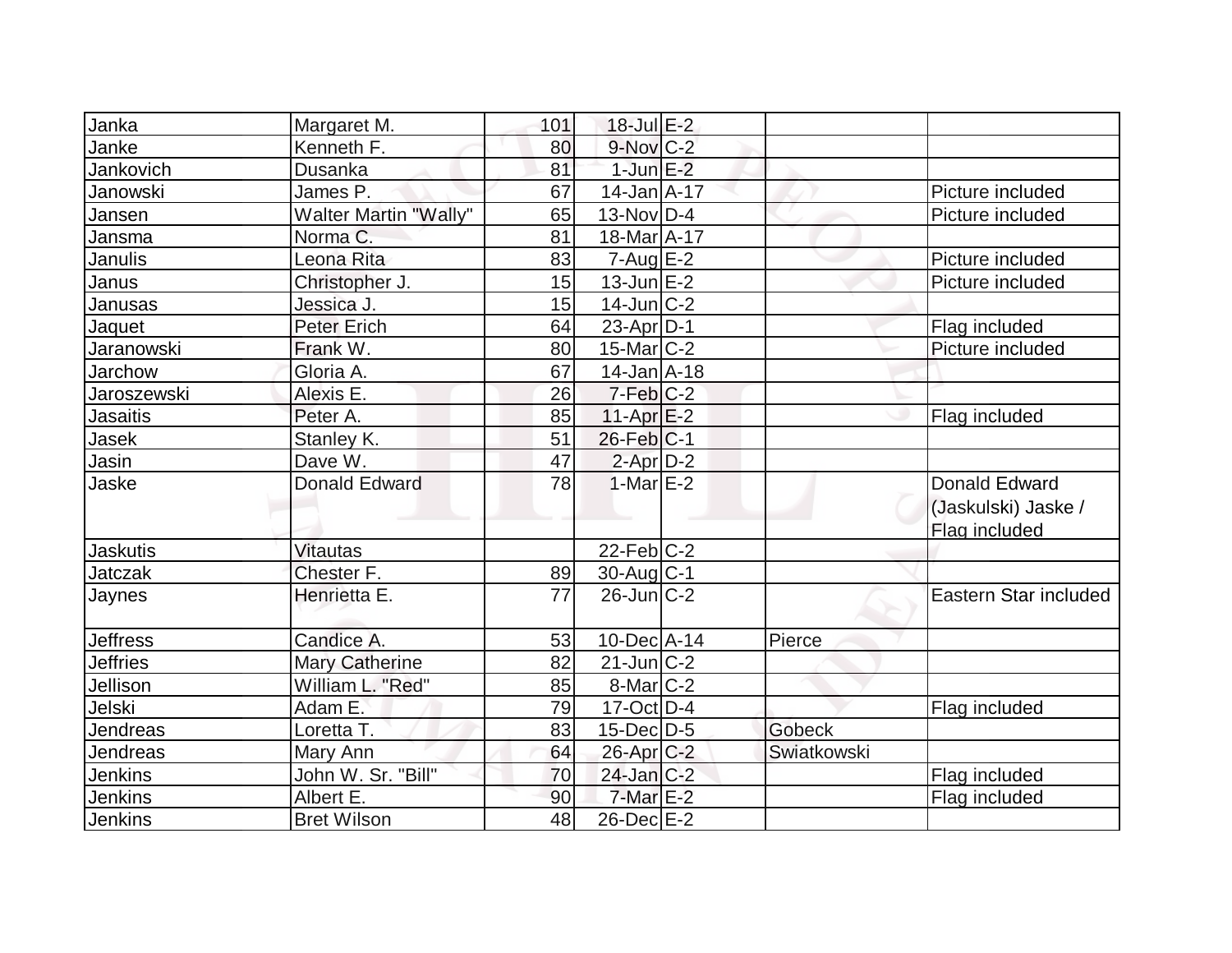| | | | | | | |
|---|---|---|---|---|---|---|
| Janka | Margaret M. | 101 | 18-Jul | E-2 | | |
| Janke | Kenneth F. | 80 | 9-Nov | C-2 | | |
| Jankovich | Dusanka | 81 | 1-Jun | E-2 | | |
| Janowski | James P. | 67 | 14-Jan | A-17 | | Picture included |
| Jansen | Walter Martin "Wally" | 65 | 13-Nov | D-4 | | Picture included |
| Jansma | Norma C. | 81 | 18-Mar | A-17 | | |
| Janulis | Leona Rita | 83 | 7-Aug | E-2 | | Picture included |
| Janus | Christopher J. | 15 | 13-Jun | E-2 | | Picture included |
| Janusas | Jessica J. | 15 | 14-Jun | C-2 | | |
| Jaquet | Peter Erich | 64 | 23-Apr | D-1 | | Flag included |
| Jaranowski | Frank W. | 80 | 15-Mar | C-2 | | Picture included |
| Jarchow | Gloria A. | 67 | 14-Jan | A-18 | | |
| Jaroszewski | Alexis E. | 26 | 7-Feb | C-2 | | |
| Jasaitis | Peter A. | 85 | 11-Apr | E-2 | | Flag included |
| Jasek | Stanley K. | 51 | 26-Feb | C-1 | | |
| Jasin | Dave W. | 47 | 2-Apr | D-2 | | |
| Jaske | Donald Edward | 78 | 1-Mar | E-2 | | Donald Edward (Jaskulski) Jaske / Flag included |
| Jaskutis | Vitautas | | 22-Feb | C-2 | | |
| Jatczak | Chester F. | 89 | 30-Aug | C-1 | | |
| Jaynes | Henrietta E. | 77 | 26-Jun | C-2 | | Eastern Star included |
| Jeffress | Candice A. | 53 | 10-Dec | A-14 | Pierce | |
| Jeffries | Mary Catherine | 82 | 21-Jun | C-2 | | |
| Jellison | William L. "Red" | 85 | 8-Mar | C-2 | | |
| Jelski | Adam E. | 79 | 17-Oct | D-4 | | Flag included |
| Jendreas | Loretta T. | 83 | 15-Dec | D-5 | Gobeck | |
| Jendreas | Mary Ann | 64 | 26-Apr | C-2 | Swiatkowski | |
| Jenkins | John W. Sr. "Bill" | 70 | 24-Jan | C-2 | | Flag included |
| Jenkins | Albert E. | 90 | 7-Mar | E-2 | | Flag included |
| Jenkins | Bret Wilson | 48 | 26-Dec | E-2 | | |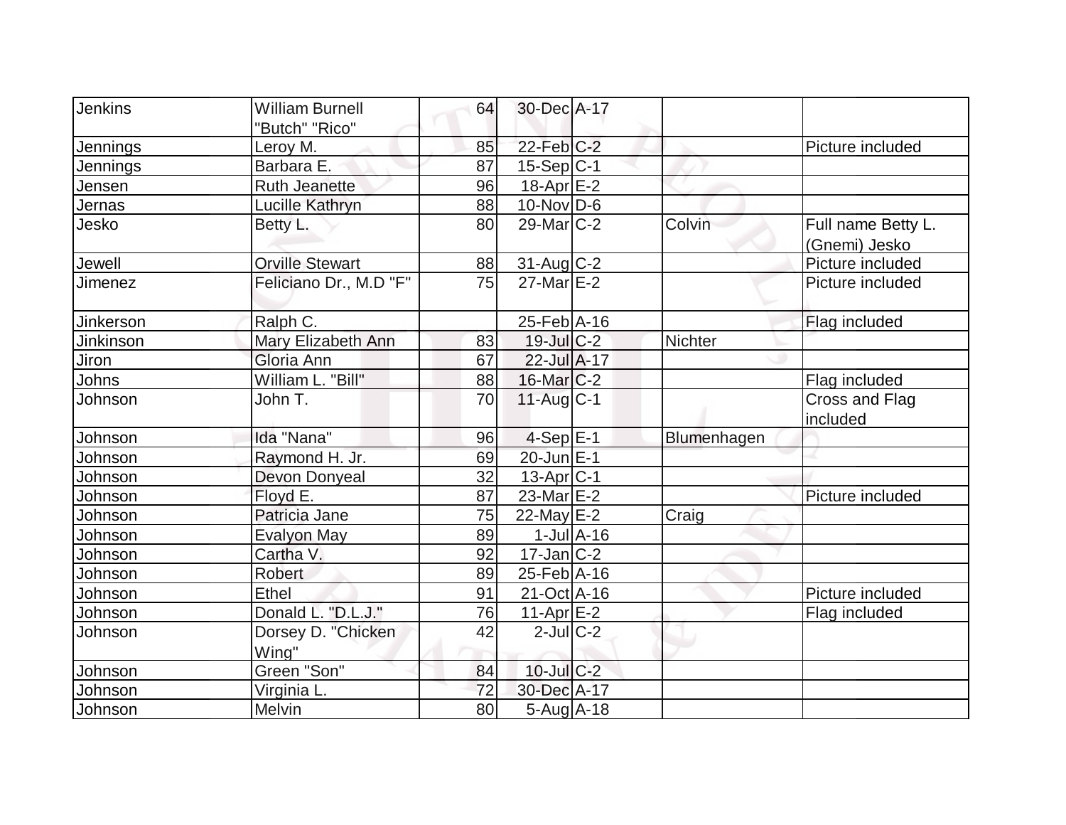| | | | | | | |
|---|---|---|---|---|---|---|
| Jenkins | William Burnell "Butch" "Rico" | 64 | 30-Dec | A-17 | | |
| Jennings | Leroy M. | 85 | 22-Feb | C-2 | | Picture included |
| Jennings | Barbara E. | 87 | 15-Sep | C-1 | | |
| Jensen | Ruth Jeanette | 96 | 18-Apr | E-2 | | |
| Jernas | Lucille Kathryn | 88 | 10-Nov | D-6 | | |
| Jesko | Betty L. | 80 | 29-Mar | C-2 | Colvin | Full name Betty L. (Gnemi) Jesko |
| Jewell | Orville Stewart | 88 | 31-Aug | C-2 | | Picture included |
| Jimenez | Feliciano Dr., M.D "F" | 75 | 27-Mar | E-2 | | Picture included |
| Jinkerson | Ralph C. | | 25-Feb | A-16 | | Flag included |
| Jinkinson | Mary Elizabeth Ann | 83 | 19-Jul | C-2 | Nichter | |
| Jiron | Gloria Ann | 67 | 22-Jul | A-17 | | |
| Johns | William L. "Bill" | 88 | 16-Mar | C-2 | | Flag included |
| Johnson | John T. | 70 | 11-Aug | C-1 | | Cross and Flag included |
| Johnson | Ida "Nana" | 96 | 4-Sep | E-1 | Blumenhagen | |
| Johnson | Raymond H. Jr. | 69 | 20-Jun | E-1 | | |
| Johnson | Devon Donyeal | 32 | 13-Apr | C-1 | | |
| Johnson | Floyd E. | 87 | 23-Mar | E-2 | | Picture included |
| Johnson | Patricia Jane | 75 | 22-May | E-2 | Craig | |
| Johnson | Evalyon May | 89 | 1-Jul | A-16 | | |
| Johnson | Cartha V. | 92 | 17-Jan | C-2 | | |
| Johnson | Robert | 89 | 25-Feb | A-16 | | |
| Johnson | Ethel | 91 | 21-Oct | A-16 | | Picture included |
| Johnson | Donald L. "D.L.J." | 76 | 11-Apr | E-2 | | Flag included |
| Johnson | Dorsey D. "Chicken Wing" | 42 | 2-Jul | C-2 | | |
| Johnson | Green "Son" | 84 | 10-Jul | C-2 | | |
| Johnson | Virginia L. | 72 | 30-Dec | A-17 | | |
| Johnson | Melvin | 80 | 5-Aug | A-18 | | |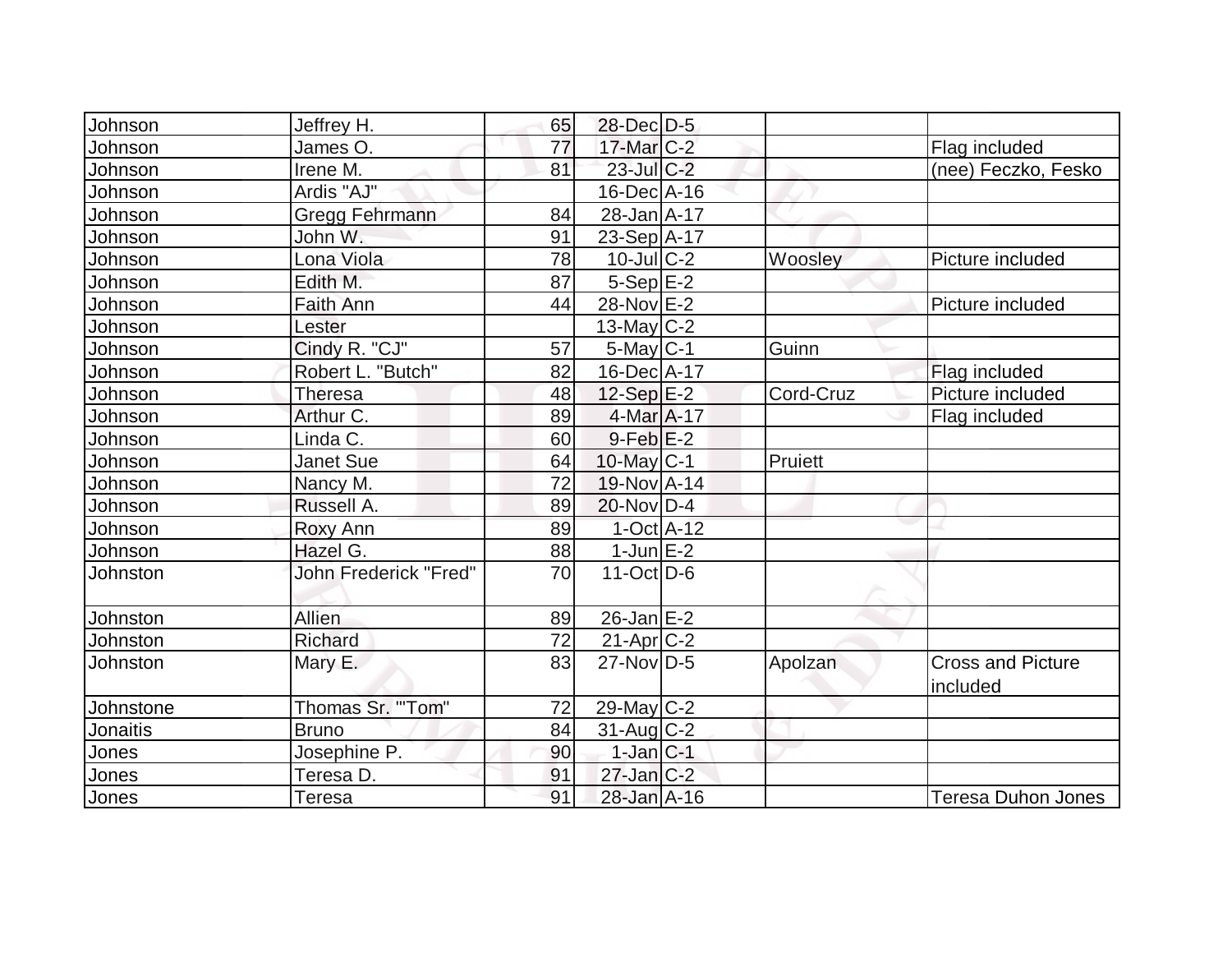| | | | | | | |
|---|---|---|---|---|---|---|
| Johnson | Jeffrey H. | 65 | 28-Dec | D-5 | | |
| Johnson | James O. | 77 | 17-Mar | C-2 | | Flag included |
| Johnson | Irene M. | 81 | 23-Jul | C-2 | | (nee) Feczko, Fesko |
| Johnson | Ardis "AJ" | | 16-Dec | A-16 | | |
| Johnson | Gregg Fehrmann | 84 | 28-Jan | A-17 | | |
| Johnson | John W. | 91 | 23-Sep | A-17 | | |
| Johnson | Lona Viola | 78 | 10-Jul | C-2 | Woosley | Picture included |
| Johnson | Edith M. | 87 | 5-Sep | E-2 | | |
| Johnson | Faith Ann | 44 | 28-Nov | E-2 | | Picture included |
| Johnson | Lester | | 13-May | C-2 | | |
| Johnson | Cindy R. "CJ" | 57 | 5-May | C-1 | Guinn | |
| Johnson | Robert L. "Butch" | 82 | 16-Dec | A-17 | | Flag included |
| Johnson | Theresa | 48 | 12-Sep | E-2 | Cord-Cruz | Picture included |
| Johnson | Arthur C. | 89 | 4-Mar | A-17 | | Flag included |
| Johnson | Linda C. | 60 | 9-Feb | E-2 | | |
| Johnson | Janet Sue | 64 | 10-May | C-1 | Pruiett | |
| Johnson | Nancy M. | 72 | 19-Nov | A-14 | | |
| Johnson | Russell A. | 89 | 20-Nov | D-4 | | |
| Johnson | Roxy Ann | 89 | 1-Oct | A-12 | | |
| Johnson | Hazel G. | 88 | 1-Jun | E-2 | | |
| Johnston | John Frederick "Fred" | 70 | 11-Oct | D-6 | | |
| Johnston | Allien | 89 | 26-Jan | E-2 | | |
| Johnston | Richard | 72 | 21-Apr | C-2 | | |
| Johnston | Mary E. | 83 | 27-Nov | D-5 | Apolzan | Cross and Picture included |
| Johnstone | Thomas Sr. "'Tom" | 72 | 29-May | C-2 | | |
| Jonaitis | Bruno | 84 | 31-Aug | C-2 | | |
| Jones | Josephine P. | 90 | 1-Jan | C-1 | | |
| Jones | Teresa D. | 91 | 27-Jan | C-2 | | |
| Jones | Teresa | 91 | 28-Jan | A-16 | | Teresa Duhon Jones |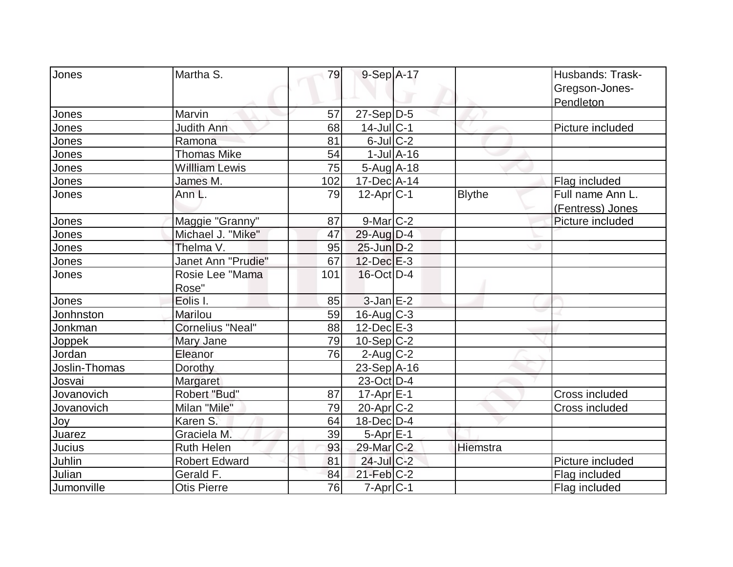| Jones | Martha S. | 79 | 9-Sep | A-17 | | Husbands: Trask-Gregson-Jones-Pendleton |
|---|---|---|---|---|---|---|
| Jones | Marvin | 57 | 27-Sep | D-5 | | |
| Jones | Judith Ann | 68 | 14-Jul | C-1 | | Picture included |
| Jones | Ramona | 81 | 6-Jul | C-2 | | |
| Jones | Thomas Mike | 54 | 1-Jul | A-16 | | |
| Jones | Willliam Lewis | 75 | 5-Aug | A-18 | | |
| Jones | James M. | 102 | 17-Dec | A-14 | | Flag included |
| Jones | Ann L. | 79 | 12-Apr | C-1 | Blythe | Full name Ann L. (Fentress) Jones |
| Jones | Maggie "Granny" | 87 | 9-Mar | C-2 | | Picture included |
| Jones | Michael J. "Mike" | 47 | 29-Aug | D-4 | | |
| Jones | Thelma V. | 95 | 25-Jun | D-2 | | |
| Jones | Janet Ann "Prudie" | 67 | 12-Dec | E-3 | | |
| Jones | Rosie Lee "Mama Rose" | 101 | 16-Oct | D-4 | | |
| Jones | Eolis I. | 85 | 3-Jan | E-2 | | |
| Jonhnston | Marilou | 59 | 16-Aug | C-3 | | |
| Jonkman | Cornelius "Neal" | 88 | 12-Dec | E-3 | | |
| Joppek | Mary Jane | 79 | 10-Sep | C-2 | | |
| Jordan | Eleanor | 76 | 2-Aug | C-2 | | |
| Joslin-Thomas | Dorothy | | 23-Sep | A-16 | | |
| Josvai | Margaret | | 23-Oct | D-4 | | |
| Jovanovich | Robert "Bud" | 87 | 17-Apr | E-1 | | Cross included |
| Jovanovich | Milan "Mile" | 79 | 20-Apr | C-2 | | Cross included |
| Joy | Karen S. | 64 | 18-Dec | D-4 | | |
| Juarez | Graciela M. | 39 | 5-Apr | E-1 | | |
| Jucius | Ruth Helen | 93 | 29-Mar | C-2 | Hiemstra | |
| Juhlin | Robert Edward | 81 | 24-Jul | C-2 | | Picture included |
| Julian | Gerald F. | 84 | 21-Feb | C-2 | | Flag included |
| Jumonville | Otis Pierre | 76 | 7-Apr | C-1 | | Flag included |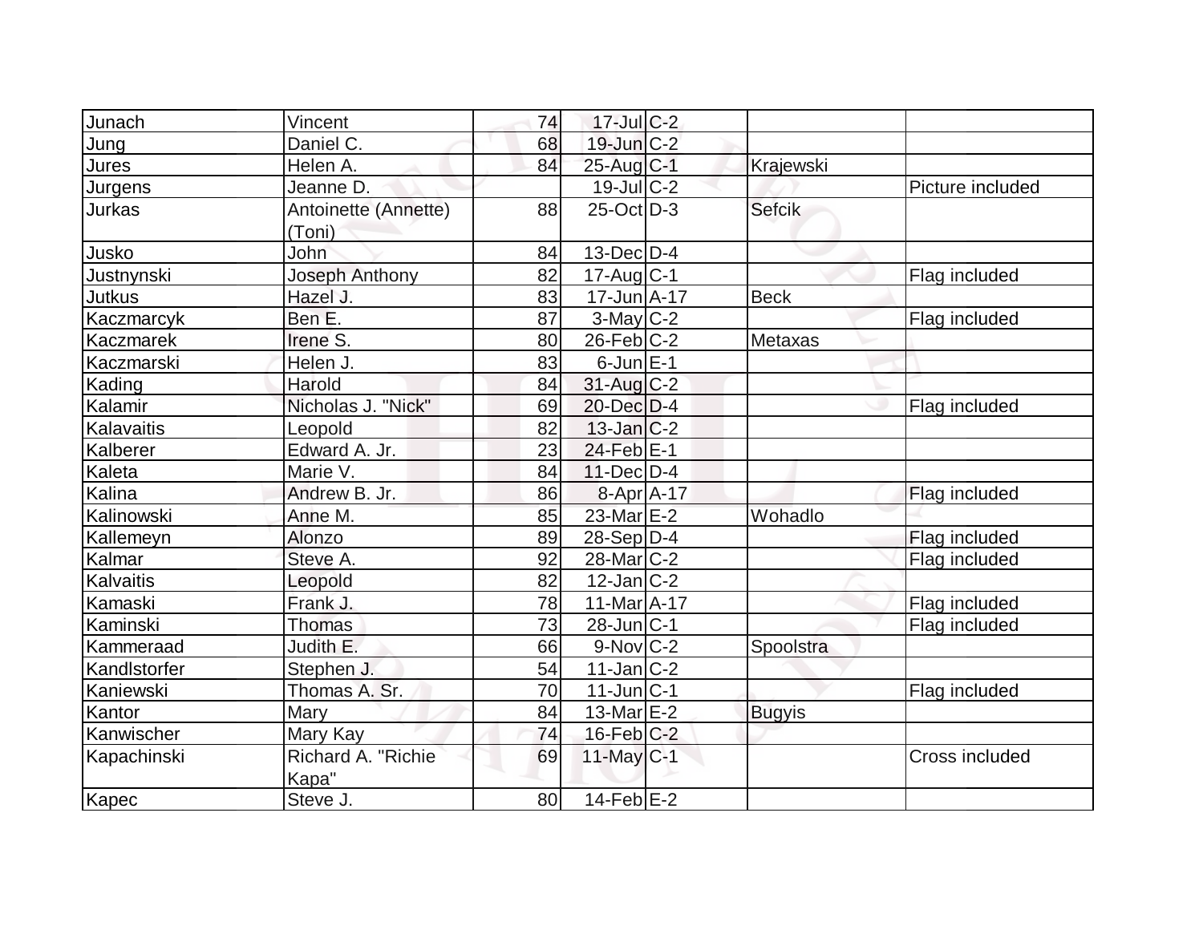| | | | | | | |
|---|---|---|---|---|---|---|
| Junach | Vincent | 74 | 17-Jul | C-2 | | |
| Jung | Daniel C. | 68 | 19-Jun | C-2 | | |
| Jures | Helen A. | 84 | 25-Aug | C-1 | Krajewski | |
| Jurgens | Jeanne D. | | 19-Jul | C-2 | | Picture included |
| Jurkas | Antoinette (Annette) (Toni) | 88 | 25-Oct | D-3 | Sefcik | |
| Jusko | John | 84 | 13-Dec | D-4 | | |
| Justnynski | Joseph Anthony | 82 | 17-Aug | C-1 | | Flag included |
| Jutkus | Hazel J. | 83 | 17-Jun | A-17 | Beck | |
| Kaczmarcyk | Ben E. | 87 | 3-May | C-2 | | Flag included |
| Kaczmarek | Irene S. | 80 | 26-Feb | C-2 | Metaxas | |
| Kaczmarski | Helen J. | 83 | 6-Jun | E-1 | | |
| Kading | Harold | 84 | 31-Aug | C-2 | | |
| Kalamir | Nicholas J. "Nick" | 69 | 20-Dec | D-4 | | Flag included |
| Kalavaitis | Leopold | 82 | 13-Jan | C-2 | | |
| Kalberer | Edward A. Jr. | 23 | 24-Feb | E-1 | | |
| Kaleta | Marie V. | 84 | 11-Dec | D-4 | | |
| Kalina | Andrew B. Jr. | 86 | 8-Apr | A-17 | | Flag included |
| Kalinowski | Anne M. | 85 | 23-Mar | E-2 | Wohadlo | |
| Kallemeyn | Alonzo | 89 | 28-Sep | D-4 | | Flag included |
| Kalmar | Steve A. | 92 | 28-Mar | C-2 | | Flag included |
| Kalvaitis | Leopold | 82 | 12-Jan | C-2 | | |
| Kamaski | Frank J. | 78 | 11-Mar | A-17 | | Flag included |
| Kaminski | Thomas | 73 | 28-Jun | C-1 | | Flag included |
| Kammeraad | Judith E. | 66 | 9-Nov | C-2 | Spoolstra | |
| Kandlstorfer | Stephen J. | 54 | 11-Jan | C-2 | | |
| Kaniewski | Thomas A. Sr. | 70 | 11-Jun | C-1 | | Flag included |
| Kantor | Mary | 84 | 13-Mar | E-2 | Bugyis | |
| Kanwischer | Mary Kay | 74 | 16-Feb | C-2 | | |
| Kapachinski | Richard A. "Richie Kapa" | 69 | 11-May | C-1 | | Cross included |
| Kapec | Steve J. | 80 | 14-Feb | E-2 | | |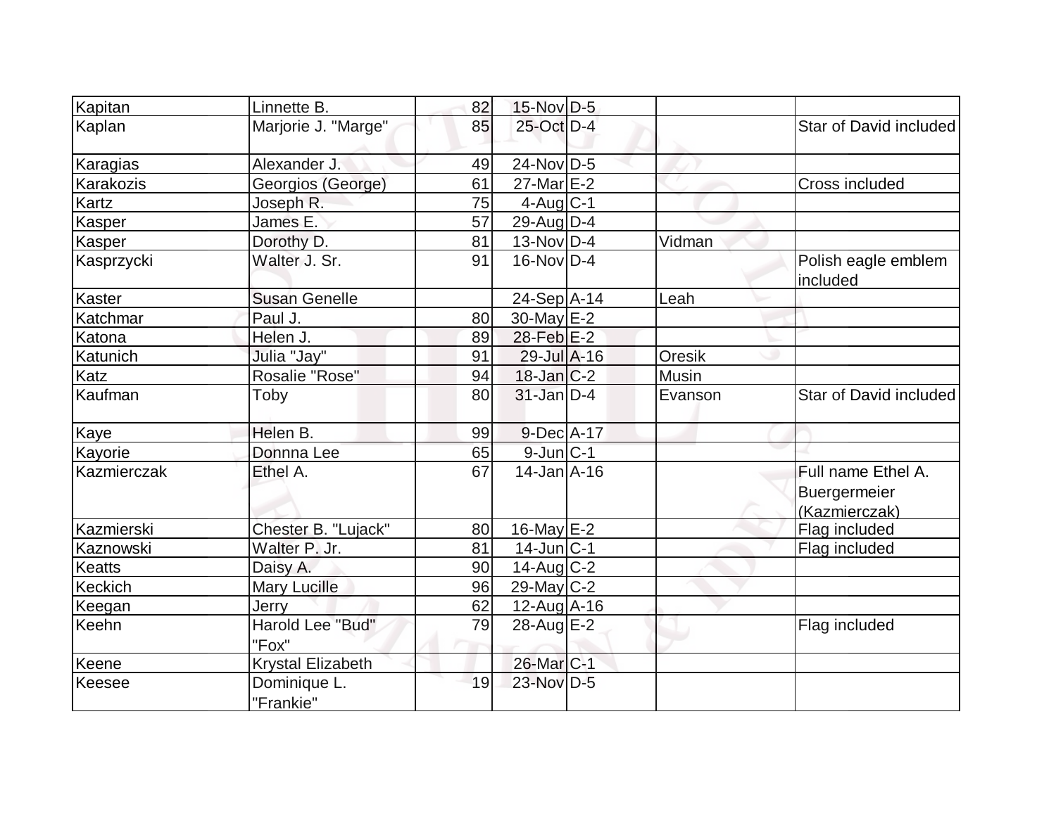| | | | | | | |
|---|---|---|---|---|---|---|
| Kapitan | Linnette B. | 82 | 15-Nov | D-5 | | |
| Kaplan | Marjorie J. "Marge" | 85 | 25-Oct | D-4 | | Star of David included |
| Karagias | Alexander J. | 49 | 24-Nov | D-5 | | |
| Karakozis | Georgios (George) | 61 | 27-Mar | E-2 | | Cross included |
| Kartz | Joseph R. | 75 | 4-Aug | C-1 | | |
| Kasper | James E. | 57 | 29-Aug | D-4 | | |
| Kasper | Dorothy D. | 81 | 13-Nov | D-4 | Vidman | |
| Kasprzycki | Walter J. Sr. | 91 | 16-Nov | D-4 | | Polish eagle emblem included |
| Kaster | Susan Genelle | | 24-Sep | A-14 | Leah | |
| Katchmar | Paul J. | 80 | 30-May | E-2 | | |
| Katona | Helen J. | 89 | 28-Feb | E-2 | | |
| Katunich | Julia "Jay" | 91 | 29-Jul | A-16 | Oresik | |
| Katz | Rosalie "Rose" | 94 | 18-Jan | C-2 | Musin | |
| Kaufman | Toby | 80 | 31-Jan | D-4 | Evanson | Star of David included |
| Kaye | Helen B. | 99 | 9-Dec | A-17 | | |
| Kayorie | Donnna Lee | 65 | 9-Jun | C-1 | | |
| Kazmierczak | Ethel A. | 67 | 14-Jan | A-16 | | Full name Ethel A. Buergermeier (Kazmierczak) |
| Kazmierski | Chester B. "Lujack" | 80 | 16-May | E-2 | | Flag included |
| Kaznowski | Walter P. Jr. | 81 | 14-Jun | C-1 | | Flag included |
| Keatts | Daisy A. | 90 | 14-Aug | C-2 | | |
| Keckich | Mary Lucille | 96 | 29-May | C-2 | | |
| Keegan | Jerry | 62 | 12-Aug | A-16 | | |
| Keehn | Harold Lee "Bud" "Fox" | 79 | 28-Aug | E-2 | | Flag included |
| Keene | Krystal Elizabeth | | 26-Mar | C-1 | | |
| Keesee | Dominique L. "Frankie" | 19 | 23-Nov | D-5 | | |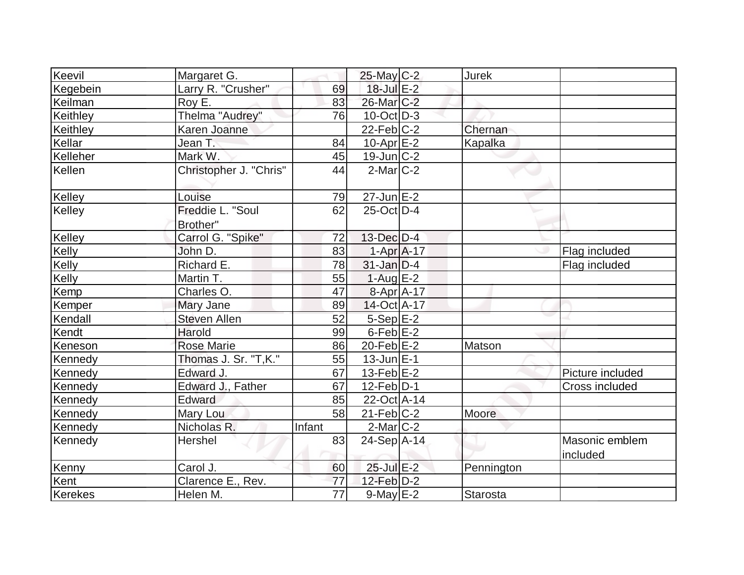| | | | | | | |
|---|---|---|---|---|---|---|
| Keevil | Margaret G. | | 25-May | C-2 | Jurek | |
| Kegebein | Larry R. "Crusher" | 69 | 18-Jul | E-2 | | |
| Keilman | Roy E. | 83 | 26-Mar | C-2 | | |
| Keithley | Thelma "Audrey" | 76 | 10-Oct | D-3 | | |
| Keithley | Karen Joanne | | 22-Feb | C-2 | Chernan | |
| Kellar | Jean T. | 84 | 10-Apr | E-2 | Kapalka | |
| Kelleher | Mark W. | 45 | 19-Jun | C-2 | | |
| Kellen | Christopher J. "Chris" | 44 | 2-Mar | C-2 | | |
| Kelley | Louise | 79 | 27-Jun | E-2 | | |
| Kelley | Freddie L. "Soul Brother" | 62 | 25-Oct | D-4 | | |
| Kelley | Carrol G. "Spike" | 72 | 13-Dec | D-4 | | |
| Kelly | John D. | 83 | 1-Apr | A-17 | | Flag included |
| Kelly | Richard E. | 78 | 31-Jan | D-4 | | Flag included |
| Kelly | Martin T. | 55 | 1-Aug | E-2 | | |
| Kemp | Charles O. | 47 | 8-Apr | A-17 | | |
| Kemper | Mary Jane | 89 | 14-Oct | A-17 | | |
| Kendall | Steven Allen | 52 | 5-Sep | E-2 | | |
| Kendt | Harold | 99 | 6-Feb | E-2 | | |
| Keneson | Rose Marie | 86 | 20-Feb | E-2 | Matson | |
| Kennedy | Thomas J. Sr. "T,K." | 55 | 13-Jun | E-1 | | |
| Kennedy | Edward J. | 67 | 13-Feb | E-2 | | Picture included |
| Kennedy | Edward J., Father | 67 | 12-Feb | D-1 | | Cross included |
| Kennedy | Edward | 85 | 22-Oct | A-14 | | |
| Kennedy | Mary Lou | 58 | 21-Feb | C-2 | Moore | |
| Kennedy | Nicholas R. | Infant | 2-Mar | C-2 | | |
| Kennedy | Hershel | 83 | 24-Sep | A-14 | | Masonic emblem included |
| Kenny | Carol J. | 60 | 25-Jul | E-2 | Pennington | |
| Kent | Clarence E., Rev. | 77 | 12-Feb | D-2 | | |
| Kerekes | Helen M. | 77 | 9-May | E-2 | Starosta | |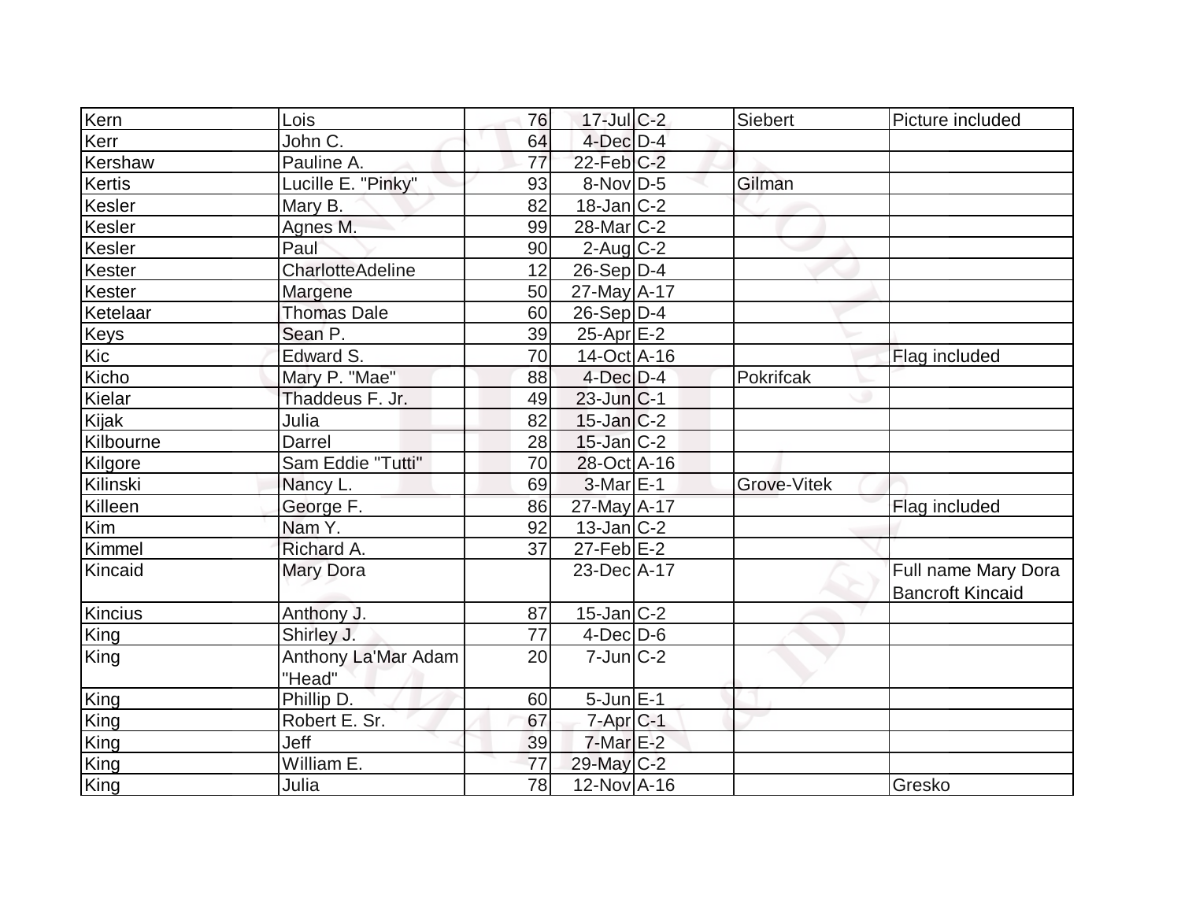| | | | | | | |
|---|---|---|---|---|---|---|
| Kern | Lois | 76 | 17-Jul | C-2 | Siebert | Picture included |
| Kerr | John C. | 64 | 4-Dec | D-4 | | |
| Kershaw | Pauline A. | 77 | 22-Feb | C-2 | | |
| Kertis | Lucille E. "Pinky" | 93 | 8-Nov | D-5 | Gilman | |
| Kesler | Mary B. | 82 | 18-Jan | C-2 | | |
| Kesler | Agnes M. | 99 | 28-Mar | C-2 | | |
| Kesler | Paul | 90 | 2-Aug | C-2 | | |
| Kester | CharlotteAdeline | 12 | 26-Sep | D-4 | | |
| Kester | Margene | 50 | 27-May | A-17 | | |
| Ketelaar | Thomas Dale | 60 | 26-Sep | D-4 | | |
| Keys | Sean P. | 39 | 25-Apr | E-2 | | |
| Kic | Edward S. | 70 | 14-Oct | A-16 | | Flag included |
| Kicho | Mary P. "Mae" | 88 | 4-Dec | D-4 | Pokrifcak | |
| Kielar | Thaddeus F. Jr. | 49 | 23-Jun | C-1 | | |
| Kijak | Julia | 82 | 15-Jan | C-2 | | |
| Kilbourne | Darrel | 28 | 15-Jan | C-2 | | |
| Kilgore | Sam Eddie "Tutti" | 70 | 28-Oct | A-16 | | |
| Kilinski | Nancy L. | 69 | 3-Mar | E-1 | Grove-Vitek | |
| Killeen | George F. | 86 | 27-May | A-17 | | Flag included |
| Kim | Nam Y. | 92 | 13-Jan | C-2 | | |
| Kimmel | Richard A. | 37 | 27-Feb | E-2 | | |
| Kincaid | Mary Dora | | 23-Dec | A-17 | | Full name Mary Dora Bancroft Kincaid |
| Kincius | Anthony J. | 87 | 15-Jan | C-2 | | |
| King | Shirley J. | 77 | 4-Dec | D-6 | | |
| King | Anthony La'Mar Adam "Head" | 20 | 7-Jun | C-2 | | |
| King | Phillip D. | 60 | 5-Jun | E-1 | | |
| King | Robert E. Sr. | 67 | 7-Apr | C-1 | | |
| King | Jeff | 39 | 7-Mar | E-2 | | |
| King | William E. | 77 | 29-May | C-2 | | |
| King | Julia | 78 | 12-Nov | A-16 | | Gresko |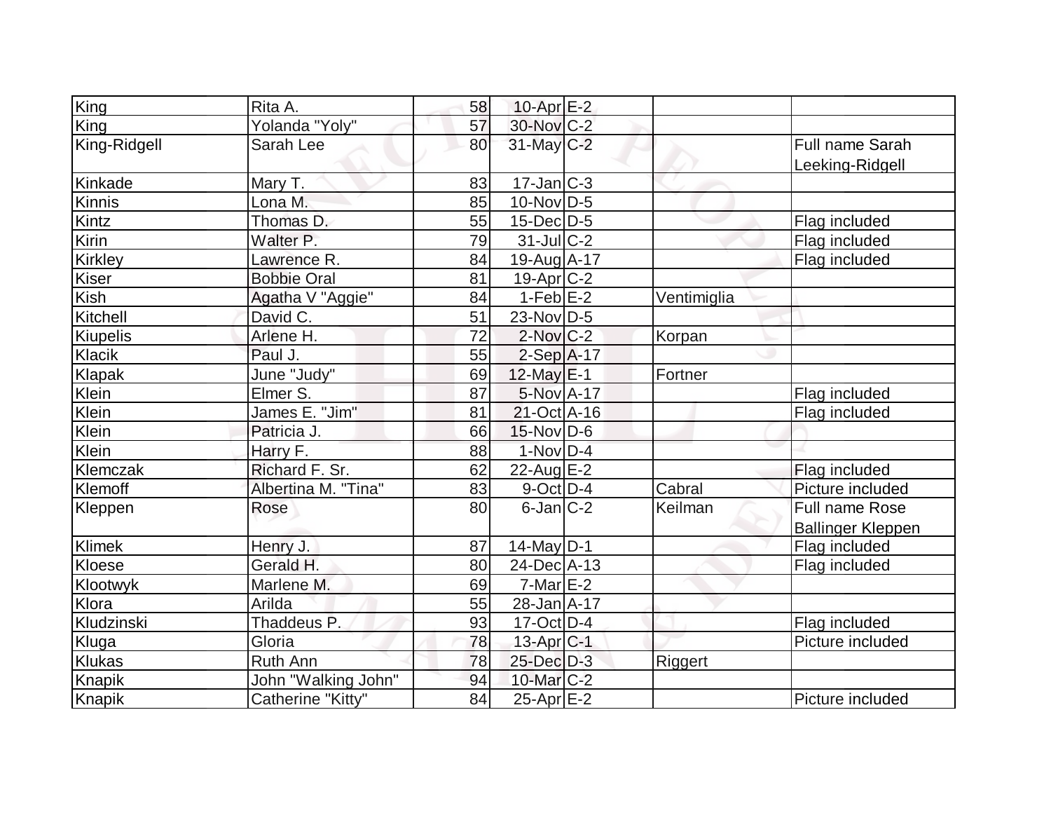| King | Rita A. | 58 | 10-Apr | E-2 | | |
|---|---|---|---|---|---|---|
| King | Yolanda "Yoly" | 57 | 30-Nov | C-2 | | |
| King-Ridgell | Sarah Lee | 80 | 31-May | C-2 | | Full name Sarah Leeking-Ridgell |
| Kinkade | Mary T. | 83 | 17-Jan | C-3 | | |
| Kinnis | Lona M. | 85 | 10-Nov | D-5 | | |
| Kintz | Thomas D. | 55 | 15-Dec | D-5 | | Flag included |
| Kirin | Walter P. | 79 | 31-Jul | C-2 | | Flag included |
| Kirkley | Lawrence R. | 84 | 19-Aug | A-17 | | Flag included |
| Kiser | Bobbie Oral | 81 | 19-Apr | C-2 | | |
| Kish | Agatha V "Aggie" | 84 | 1-Feb | E-2 | Ventimiglia | |
| Kitchell | David C. | 51 | 23-Nov | D-5 | | |
| Kiupelis | Arlene H. | 72 | 2-Nov | C-2 | Korpan | |
| Klacik | Paul J. | 55 | 2-Sep | A-17 | | |
| Klapak | June "Judy" | 69 | 12-May | E-1 | Fortner | |
| Klein | Elmer S. | 87 | 5-Nov | A-17 | | Flag included |
| Klein | James E. "Jim" | 81 | 21-Oct | A-16 | | Flag included |
| Klein | Patricia J. | 66 | 15-Nov | D-6 | | |
| Klein | Harry F. | 88 | 1-Nov | D-4 | | |
| Klemczak | Richard F. Sr. | 62 | 22-Aug | E-2 | | Flag included |
| Klemoff | Albertina M. "Tina" | 83 | 9-Oct | D-4 | Cabral | Picture included |
| Kleppen | Rose | 80 | 6-Jan | C-2 | Keilman | Full name Rose Ballinger Kleppen |
| Klimek | Henry J. | 87 | 14-May | D-1 | | Flag included |
| Kloese | Gerald H. | 80 | 24-Dec | A-13 | | Flag included |
| Klootwyk | Marlene M. | 69 | 7-Mar | E-2 | | |
| Klora | Arilda | 55 | 28-Jan | A-17 | | |
| Kludzinski | Thaddeus P. | 93 | 17-Oct | D-4 | | Flag included |
| Kluga | Gloria | 78 | 13-Apr | C-1 | | Picture included |
| Klukas | Ruth Ann | 78 | 25-Dec | D-3 | Riggert | |
| Knapik | John "Walking John" | 94 | 10-Mar | C-2 | | |
| Knapik | Catherine "Kitty" | 84 | 25-Apr | E-2 | | Picture included |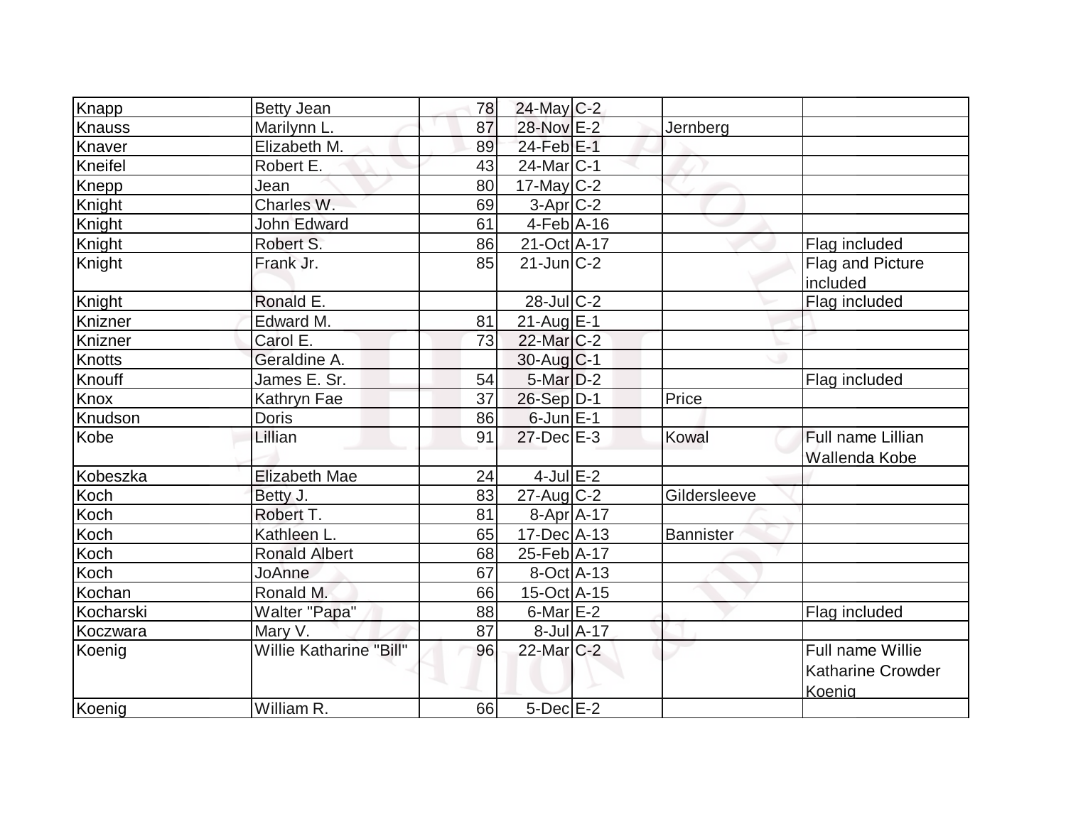| | | | | | | |
|---|---|---|---|---|---|---|
| Knapp | Betty Jean | 78 | 24-May | C-2 | | |
| Knauss | Marilynn L. | 87 | 28-Nov | E-2 | Jernberg | |
| Knaver | Elizabeth M. | 89 | 24-Feb | E-1 | | |
| Kneifel | Robert E. | 43 | 24-Mar | C-1 | | |
| Knepp | Jean | 80 | 17-May | C-2 | | |
| Knight | Charles W. | 69 | 3-Apr | C-2 | | |
| Knight | John Edward | 61 | 4-Feb | A-16 | | |
| Knight | Robert S. | 86 | 21-Oct | A-17 | | Flag included |
| Knight | Frank Jr. | 85 | 21-Jun | C-2 | | Flag and Picture included |
| Knight | Ronald E. | | 28-Jul | C-2 | | Flag included |
| Knizner | Edward M. | 81 | 21-Aug | E-1 | | |
| Knizner | Carol E. | 73 | 22-Mar | C-2 | | |
| Knotts | Geraldine A. | | 30-Aug | C-1 | | |
| Knouff | James E. Sr. | 54 | 5-Mar | D-2 | | Flag included |
| Knox | Kathryn Fae | 37 | 26-Sep | D-1 | Price | |
| Knudson | Doris | 86 | 6-Jun | E-1 | | |
| Kobe | Lillian | 91 | 27-Dec | E-3 | Kowal | Full name Lillian Wallenda Kobe |
| Kobeszka | Elizabeth Mae | 24 | 4-Jul | E-2 | | |
| Koch | Betty J. | 83 | 27-Aug | C-2 | Gildersleeve | |
| Koch | Robert T. | 81 | 8-Apr | A-17 | | |
| Koch | Kathleen L. | 65 | 17-Dec | A-13 | Bannister | |
| Koch | Ronald Albert | 68 | 25-Feb | A-17 | | |
| Koch | JoAnne | 67 | 8-Oct | A-13 | | |
| Kochan | Ronald M. | 66 | 15-Oct | A-15 | | |
| Kocharski | Walter "Papa" | 88 | 6-Mar | E-2 | | Flag included |
| Koczwara | Mary V. | 87 | 8-Jul | A-17 | | |
| Koenig | Willie Katharine "Bill" | 96 | 22-Mar | C-2 | | Full name Willie Katharine Crowder Koenig |
| Koenig | William R. | 66 | 5-Dec | E-2 | | |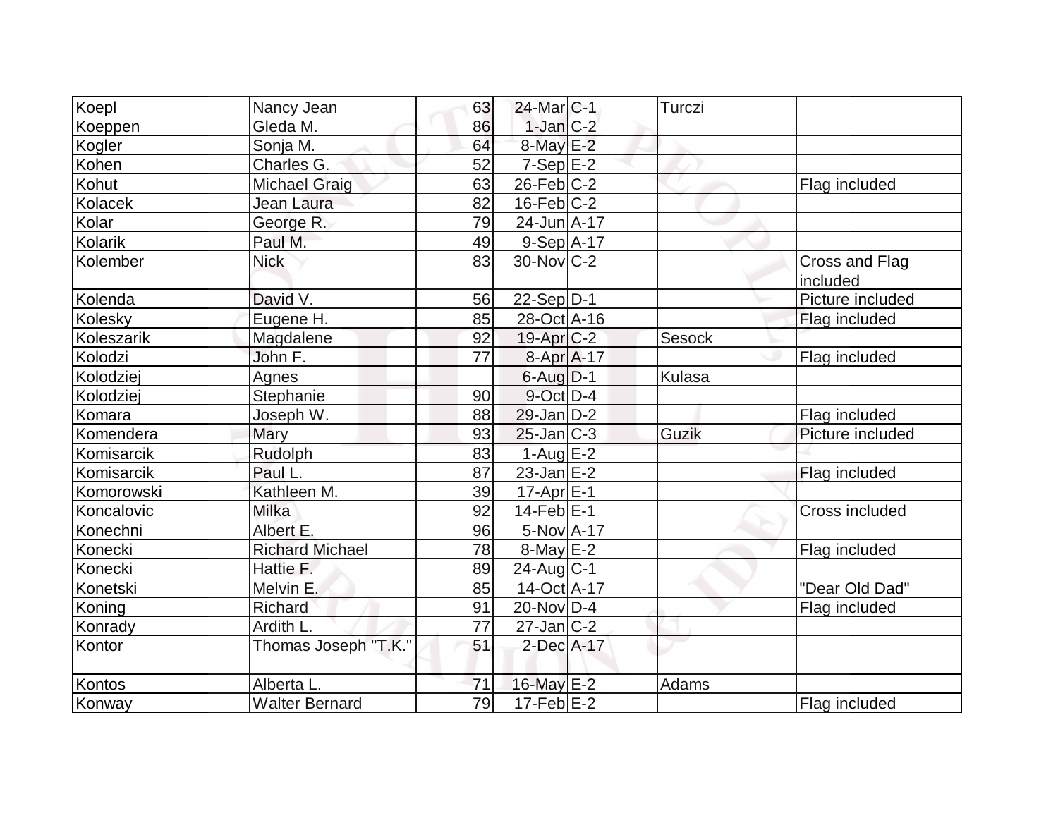| | | | | | | |
|---|---|---|---|---|---|---|
| Koepl | Nancy Jean | 63 | 24-Mar | C-1 | Turczi | |
| Koeppen | Gleda M. | 86 | 1-Jan | C-2 | | |
| Kogler | Sonja M. | 64 | 8-May | E-2 | | |
| Kohen | Charles G. | 52 | 7-Sep | E-2 | | |
| Kohut | Michael Graig | 63 | 26-Feb | C-2 | | Flag included |
| Kolacek | Jean Laura | 82 | 16-Feb | C-2 | | |
| Kolar | George R. | 79 | 24-Jun | A-17 | | |
| Kolarik | Paul M. | 49 | 9-Sep | A-17 | | |
| Kolember | Nick | 83 | 30-Nov | C-2 | | Cross and Flag included |
| Kolenda | David V. | 56 | 22-Sep | D-1 | | Picture included |
| Kolesky | Eugene H. | 85 | 28-Oct | A-16 | | Flag included |
| Koleszarik | Magdalene | 92 | 19-Apr | C-2 | Sesock | |
| Kolodzi | John F. | 77 | 8-Apr | A-17 | | Flag included |
| Kolodziej | Agnes | | 6-Aug | D-1 | Kulasa | |
| Kolodziej | Stephanie | 90 | 9-Oct | D-4 | | |
| Komara | Joseph W. | 88 | 29-Jan | D-2 | | Flag included |
| Komendera | Mary | 93 | 25-Jan | C-3 | Guzik | Picture included |
| Komisarcik | Rudolph | 83 | 1-Aug | E-2 | | |
| Komisarcik | Paul L. | 87 | 23-Jan | E-2 | | Flag included |
| Komorowski | Kathleen M. | 39 | 17-Apr | E-1 | | |
| Koncalovic | Milka | 92 | 14-Feb | E-1 | | Cross included |
| Konechni | Albert E. | 96 | 5-Nov | A-17 | | |
| Konecki | Richard Michael | 78 | 8-May | E-2 | | Flag included |
| Konecki | Hattie F. | 89 | 24-Aug | C-1 | | |
| Konetski | Melvin E. | 85 | 14-Oct | A-17 | | "Dear Old Dad" |
| Koning | Richard | 91 | 20-Nov | D-4 | | Flag included |
| Konrady | Ardith L. | 77 | 27-Jan | C-2 | | |
| Kontor | Thomas Joseph "T.K." | 51 | 2-Dec | A-17 | | |
| Kontos | Alberta L. | 71 | 16-May | E-2 | Adams | |
| Konway | Walter Bernard | 79 | 17-Feb | E-2 | | Flag included |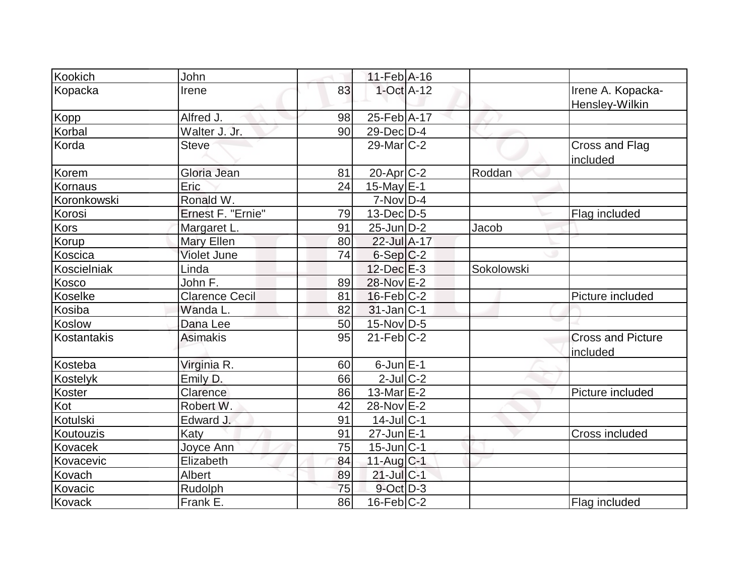| Kookich | John | | 11-Feb | A-16 | | |
|---|---|---|---|---|---|---|
| Kopacka | Irene | 83 | 1-Oct | A-12 | | Irene A. Kopacka-Hensley-Wilkin |
| Kopp | Alfred J. | 98 | 25-Feb | A-17 | | |
| Korbal | Walter J. Jr. | 90 | 29-Dec | D-4 | | |
| Korda | Steve | | 29-Mar | C-2 | | Cross and Flag included |
| Korem | Gloria Jean | 81 | 20-Apr | C-2 | Roddan | |
| Kornaus | Eric | 24 | 15-May | E-1 | | |
| Koronkowski | Ronald W. | | 7-Nov | D-4 | | |
| Korosi | Ernest F. "Ernie" | 79 | 13-Dec | D-5 | | Flag included |
| Kors | Margaret L. | 91 | 25-Jun | D-2 | Jacob | |
| Korup | Mary Ellen | 80 | 22-Jul | A-17 | | |
| Koscica | Violet June | 74 | 6-Sep | C-2 | | |
| Koscielniak | Linda | | 12-Dec | E-3 | Sokolowski | |
| Kosco | John F. | 89 | 28-Nov | E-2 | | |
| Koselke | Clarence Cecil | 81 | 16-Feb | C-2 | | Picture included |
| Kosiba | Wanda L. | 82 | 31-Jan | C-1 | | |
| Koslow | Dana Lee | 50 | 15-Nov | D-5 | | |
| Kostantakis | Asimakis | 95 | 21-Feb | C-2 | | Cross and Picture included |
| Kosteba | Virginia R. | 60 | 6-Jun | E-1 | | |
| Kostelyk | Emily D. | 66 | 2-Jul | C-2 | | |
| Koster | Clarence | 86 | 13-Mar | E-2 | | Picture included |
| Kot | Robert W. | 42 | 28-Nov | E-2 | | |
| Kotulski | Edward J. | 91 | 14-Jul | C-1 | | |
| Koutouzis | Katy | 91 | 27-Jun | E-1 | | Cross included |
| Kovacek | Joyce Ann | 75 | 15-Jun | C-1 | | |
| Kovacevic | Elizabeth | 84 | 11-Aug | C-1 | | |
| Kovach | Albert | 89 | 21-Jul | C-1 | | |
| Kovacic | Rudolph | 75 | 9-Oct | D-3 | | |
| Kovack | Frank E. | 86 | 16-Feb | C-2 | | Flag included |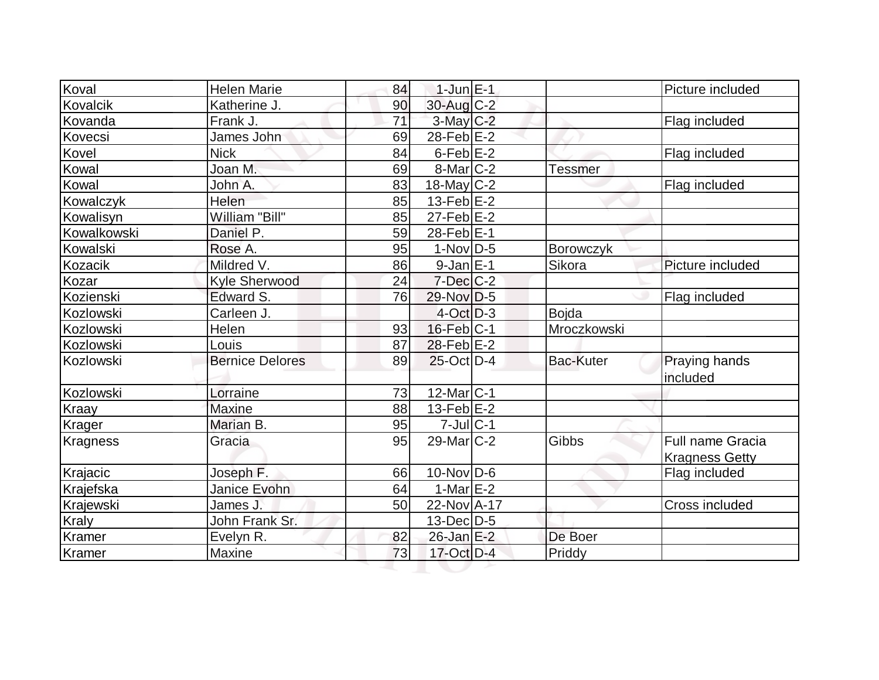| Koval | Helen Marie | 84 | 1-Jun | E-1 | | Picture included |
|---|---|---|---|---|---|---|
| Kovalcik | Katherine J. | 90 | 30-Aug | C-2 | | |
| Kovanda | Frank J. | 71 | 3-May | C-2 | | Flag included |
| Kovecsi | James John | 69 | 28-Feb | E-2 | | |
| Kovel | Nick | 84 | 6-Feb | E-2 | | Flag included |
| Kowal | Joan M. | 69 | 8-Mar | C-2 | Tessmer | |
| Kowal | John A. | 83 | 18-May | C-2 | | Flag included |
| Kowalczyk | Helen | 85 | 13-Feb | E-2 | | |
| Kowalisyn | William "Bill" | 85 | 27-Feb | E-2 | | |
| Kowalkowski | Daniel P. | 59 | 28-Feb | E-1 | | |
| Kowalski | Rose A. | 95 | 1-Nov | D-5 | Borowczyk | |
| Kozacik | Mildred V. | 86 | 9-Jan | E-1 | Sikora | Picture included |
| Kozar | Kyle Sherwood | 24 | 7-Dec | C-2 | | |
| Kozienski | Edward S. | 76 | 29-Nov | D-5 | | Flag included |
| Kozlowski | Carleen J. | | 4-Oct | D-3 | Bojda | |
| Kozlowski | Helen | 93 | 16-Feb | C-1 | Mroczkowski | |
| Kozlowski | Louis | 87 | 28-Feb | E-2 | | |
| Kozlowski | Bernice Delores | 89 | 25-Oct | D-4 | Bac-Kuter | Praying hands included |
| Kozlowski | Lorraine | 73 | 12-Mar | C-1 | | |
| Kraay | Maxine | 88 | 13-Feb | E-2 | | |
| Krager | Marian B. | 95 | 7-Jul | C-1 | | |
| Kragness | Gracia | 95 | 29-Mar | C-2 | Gibbs | Full name Gracia Kragness Getty |
| Krajacic | Joseph F. | 66 | 10-Nov | D-6 | | Flag included |
| Krajefska | Janice Evohn | 64 | 1-Mar | E-2 | | |
| Krajewski | James J. | 50 | 22-Nov | A-17 | | Cross included |
| Kraly | John Frank Sr. | | 13-Dec | D-5 | | |
| Kramer | Evelyn R. | 82 | 26-Jan | E-2 | De Boer | |
| Kramer | Maxine | 73 | 17-Oct | D-4 | Priddy | |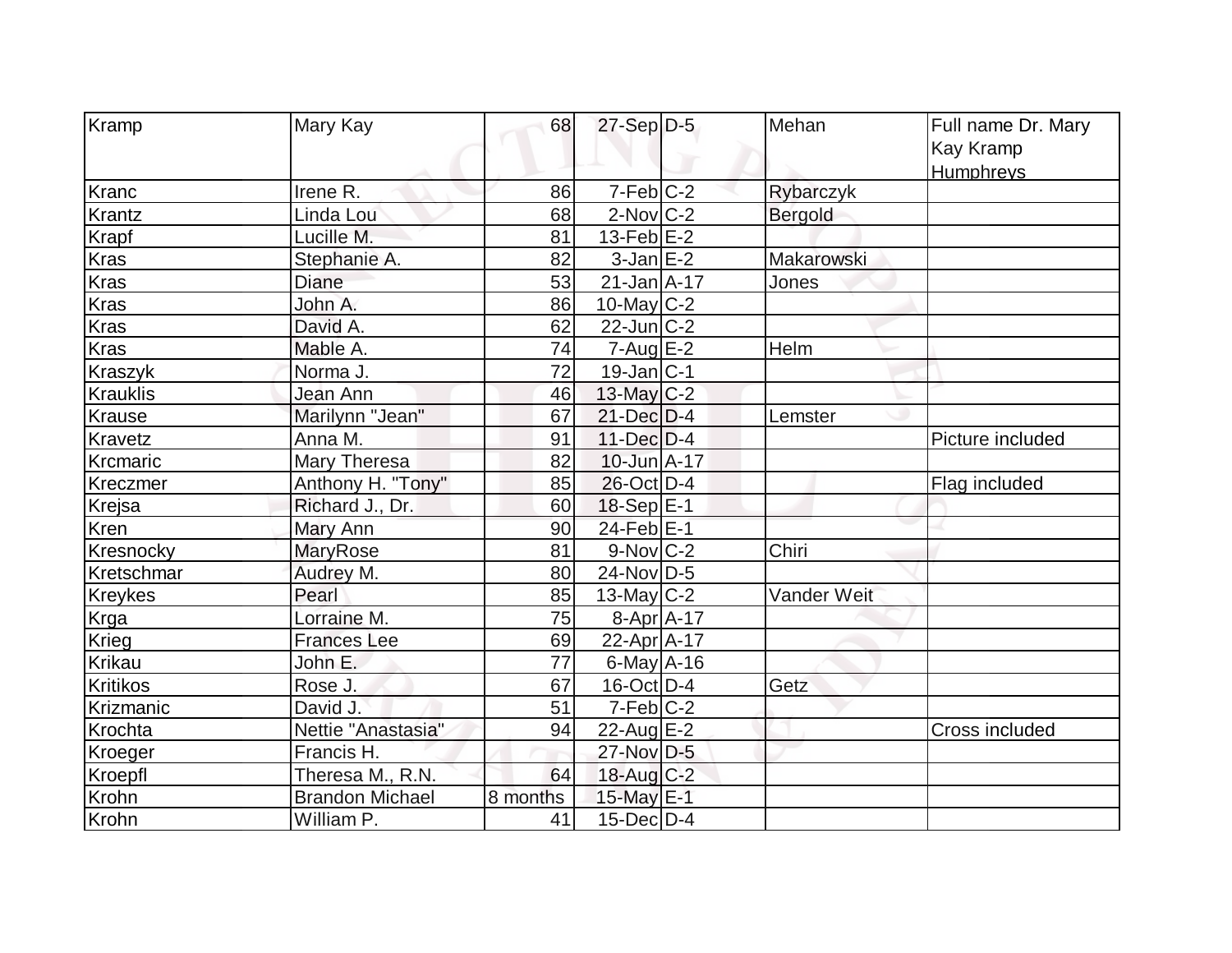| Kramp | Mary Kay | 68 | 27-Sep | D-5 | Mehan | Full name Dr. Mary Kay Kramp Humphreys |
|---|---|---|---|---|---|---|
| Kranc | Irene R. | 86 | 7-Feb | C-2 | Rybarczyk | |
| Krantz | Linda Lou | 68 | 2-Nov | C-2 | Bergold | |
| Krapf | Lucille M. | 81 | 13-Feb | E-2 | | |
| Kras | Stephanie A. | 82 | 3-Jan | E-2 | Makarowski | |
| Kras | Diane | 53 | 21-Jan | A-17 | Jones | |
| Kras | John A. | 86 | 10-May | C-2 | | |
| Kras | David A. | 62 | 22-Jun | C-2 | | |
| Kras | Mable A. | 74 | 7-Aug | E-2 | Helm | |
| Kraszyk | Norma J. | 72 | 19-Jan | C-1 | | |
| Krauklis | Jean Ann | 46 | 13-May | C-2 | | |
| Krause | Marilynn "Jean" | 67 | 21-Dec | D-4 | Lemster | |
| Kravetz | Anna M. | 91 | 11-Dec | D-4 | | Picture included |
| Krcmaric | Mary Theresa | 82 | 10-Jun | A-17 | | |
| Kreczmer | Anthony H. "Tony" | 85 | 26-Oct | D-4 | | Flag included |
| Krejsa | Richard J., Dr. | 60 | 18-Sep | E-1 | | |
| Kren | Mary Ann | 90 | 24-Feb | E-1 | | |
| Kresnocky | MaryRose | 81 | 9-Nov | C-2 | Chiri | |
| Kretschmar | Audrey M. | 80 | 24-Nov | D-5 | | |
| Kreykes | Pearl | 85 | 13-May | C-2 | Vander Weit | |
| Krga | Lorraine M. | 75 | 8-Apr | A-17 | | |
| Krieg | Frances Lee | 69 | 22-Apr | A-17 | | |
| Krikau | John E. | 77 | 6-May | A-16 | | |
| Kritikos | Rose J. | 67 | 16-Oct | D-4 | Getz | |
| Krizmanic | David J. | 51 | 7-Feb | C-2 | | |
| Krochta | Nettie "Anastasia" | 94 | 22-Aug | E-2 | | Cross included |
| Kroeger | Francis H. | | 27-Nov | D-5 | | |
| Kroepfl | Theresa M., R.N. | 64 | 18-Aug | C-2 | | |
| Krohn | Brandon Michael | 8 months | 15-May | E-1 | | |
| Krohn | William P. | 41 | 15-Dec | D-4 | | |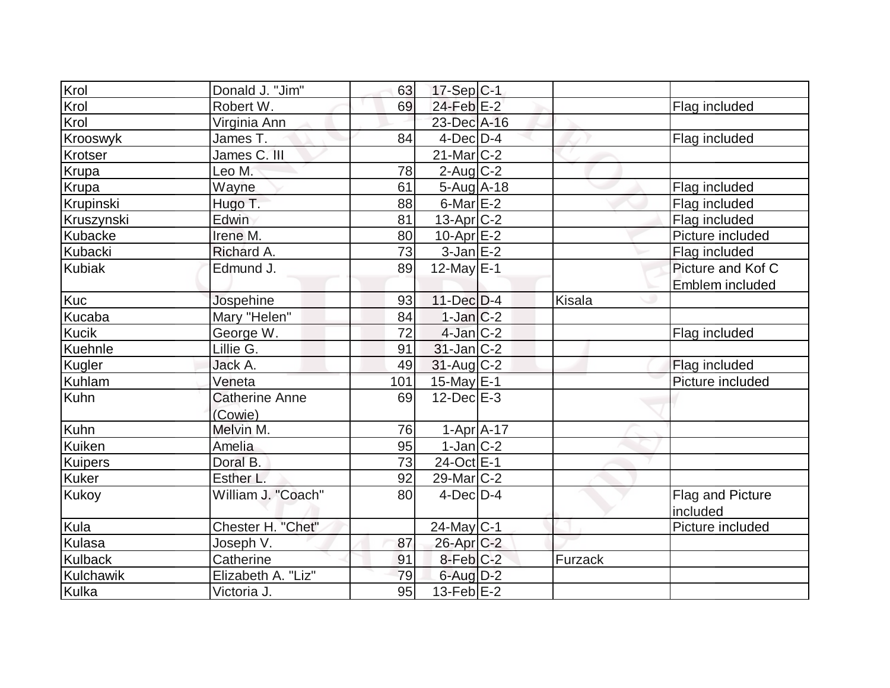| | | | | | | |
|---|---|---|---|---|---|---|
| Krol | Donald J. "Jim" | 63 | 17-Sep | C-1 | | |
| Krol | Robert W. | 69 | 24-Feb | E-2 | | Flag included |
| Krol | Virginia Ann | | 23-Dec | A-16 | | |
| Krooswyk | James T. | 84 | 4-Dec | D-4 | | Flag included |
| Krotser | James C. III | | 21-Mar | C-2 | | |
| Krupa | Leo M. | 78 | 2-Aug | C-2 | | |
| Krupa | Wayne | 61 | 5-Aug | A-18 | | Flag included |
| Krupinski | Hugo T. | 88 | 6-Mar | E-2 | | Flag included |
| Kruszynski | Edwin | 81 | 13-Apr | C-2 | | Flag included |
| Kubacke | Irene M. | 80 | 10-Apr | E-2 | | Picture included |
| Kubacki | Richard A. | 73 | 3-Jan | E-2 | | Flag included |
| Kubiak | Edmund J. | 89 | 12-May | E-1 | | Picture and Kof C Emblem included |
| Kuc | Jospehine | 93 | 11-Dec | D-4 | Kisala | |
| Kucaba | Mary "Helen" | 84 | 1-Jan | C-2 | | |
| Kucik | George W. | 72 | 4-Jan | C-2 | | Flag included |
| Kuehnle | Lillie G. | 91 | 31-Jan | C-2 | | |
| Kugler | Jack A. | 49 | 31-Aug | C-2 | | Flag included |
| Kuhlam | Veneta | 101 | 15-May | E-1 | | Picture included |
| Kuhn | Catherine Anne (Cowie) | 69 | 12-Dec | E-3 | | |
| Kuhn | Melvin M. | 76 | 1-Apr | A-17 | | |
| Kuiken | Amelia | 95 | 1-Jan | C-2 | | |
| Kuipers | Doral B. | 73 | 24-Oct | E-1 | | |
| Kuker | Esther L. | 92 | 29-Mar | C-2 | | |
| Kukoy | William J. "Coach" | 80 | 4-Dec | D-4 | | Flag and Picture included |
| Kula | Chester H. "Chet" | | 24-May | C-1 | | Picture included |
| Kulasa | Joseph V. | 87 | 26-Apr | C-2 | | |
| Kulback | Catherine | 91 | 8-Feb | C-2 | Furzack | |
| Kulchawik | Elizabeth A. "Liz" | 79 | 6-Aug | D-2 | | |
| Kulka | Victoria J. | 95 | 13-Feb | E-2 | | |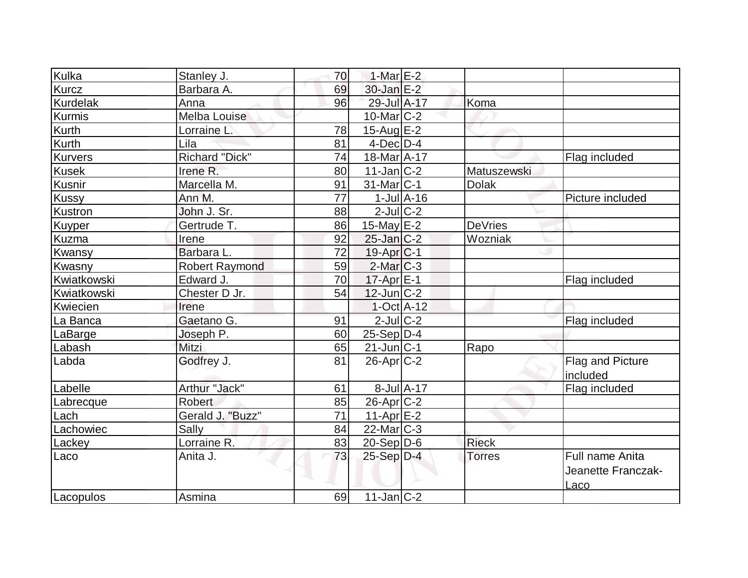| Kulka | Stanley J. | 70 | 1-Mar | E-2 | | |
|---|---|---|---|---|---|---|
| Kurcz | Barbara A. | 69 | 30-Jan | E-2 | | |
| Kurdelak | Anna | 96 | 29-Jul | A-17 | Koma | |
| Kurmis | Melba Louise | | 10-Mar | C-2 | | |
| Kurth | Lorraine L. | 78 | 15-Aug | E-2 | | |
| Kurth | Lila | 81 | 4-Dec | D-4 | | |
| Kurvers | Richard "Dick" | 74 | 18-Mar | A-17 | | Flag included |
| Kusek | Irene R. | 80 | 11-Jan | C-2 | Matuszewski | |
| Kusnir | Marcella M. | 91 | 31-Mar | C-1 | Dolak | |
| Kussy | Ann M. | 77 | 1-Jul | A-16 | | Picture included |
| Kustron | John J. Sr. | 88 | 2-Jul | C-2 | | |
| Kuyper | Gertrude T. | 86 | 15-May | E-2 | DeVries | |
| Kuzma | Irene | 92 | 25-Jan | C-2 | Wozniak | |
| Kwansy | Barbara L. | 72 | 19-Apr | C-1 | | |
| Kwasny | Robert Raymond | 59 | 2-Mar | C-3 | | |
| Kwiatkowski | Edward J. | 70 | 17-Apr | E-1 | | Flag included |
| Kwiatkowski | Chester D Jr. | 54 | 12-Jun | C-2 | | |
| Kwiecien | Irene | | 1-Oct | A-12 | | |
| La Banca | Gaetano G. | 91 | 2-Jul | C-2 | | Flag included |
| LaBarge | Joseph P. | 60 | 25-Sep | D-4 | | |
| Labash | Mitzi | 65 | 21-Jun | C-1 | Rapo | |
| Labda | Godfrey J. | 81 | 26-Apr | C-2 | | Flag and Picture included |
| Labelle | Arthur "Jack" | 61 | 8-Jul | A-17 | | Flag included |
| Labrecque | Robert | 85 | 26-Apr | C-2 | | |
| Lach | Gerald J. "Buzz" | 71 | 11-Apr | E-2 | | |
| Lachowiec | Sally | 84 | 22-Mar | C-3 | | |
| Lackey | Lorraine R. | 83 | 20-Sep | D-6 | Rieck | |
| Laco | Anita J. | 73 | 25-Sep | D-4 | Torres | Full name Anita Jeanette Franczak-Laco |
| Lacopulos | Asmina | 69 | 11-Jan | C-2 | | |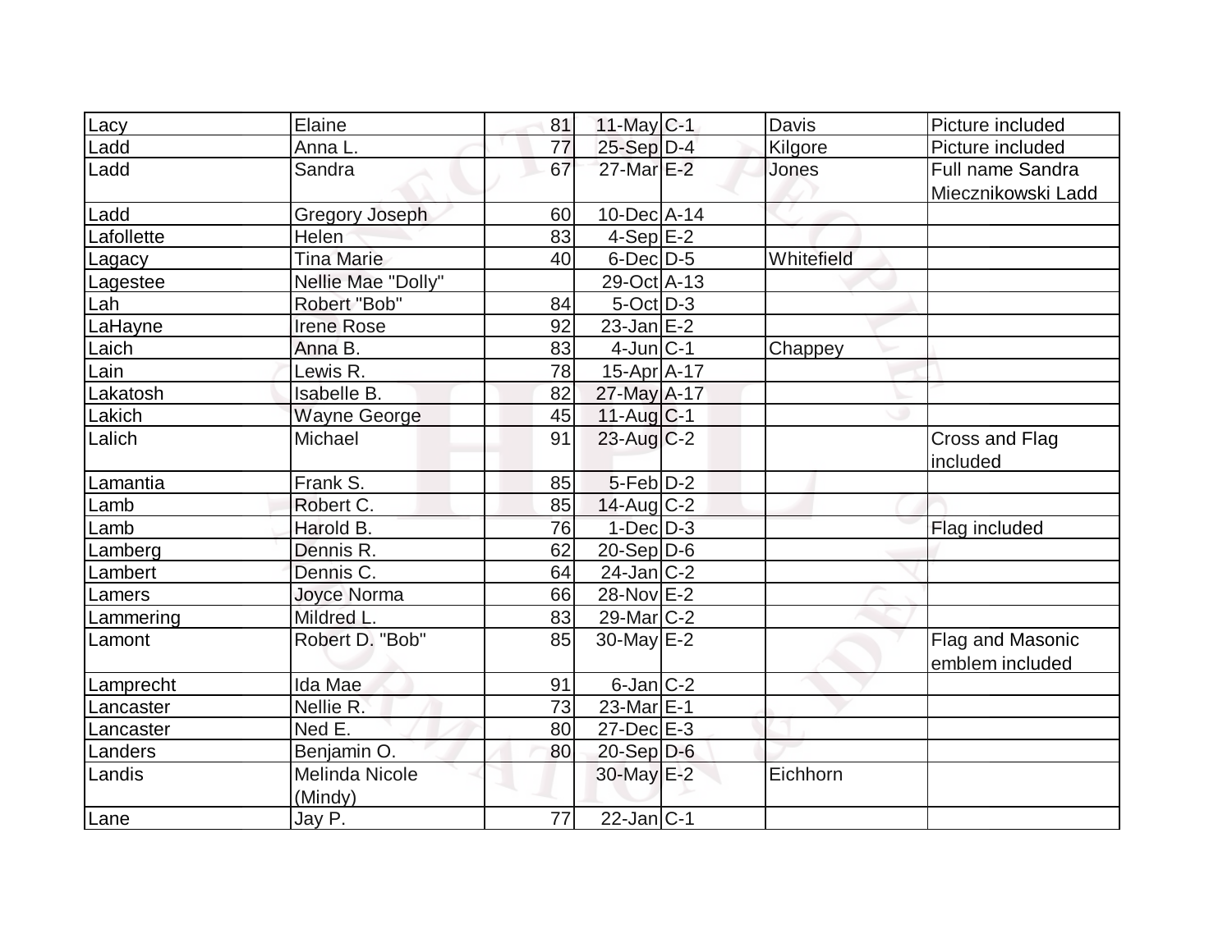| Lacy | Elaine | 81 | 11-May | C-1 | Davis | Picture included |
|---|---|---|---|---|---|---|
| Ladd | Anna L. | 77 | 25-Sep | D-4 | Kilgore | Picture included |
| Ladd | Sandra | 67 | 27-Mar | E-2 | Jones | Full name Sandra Miecznikowski Ladd |
| Ladd | Gregory Joseph | 60 | 10-Dec | A-14 | | |
| Lafollette | Helen | 83 | 4-Sep | E-2 | | |
| Lagacy | Tina Marie | 40 | 6-Dec | D-5 | Whitefield | |
| Lagestee | Nellie Mae "Dolly" | | 29-Oct | A-13 | | |
| Lah | Robert "Bob" | 84 | 5-Oct | D-3 | | |
| LaHayne | Irene Rose | 92 | 23-Jan | E-2 | | |
| Laich | Anna B. | 83 | 4-Jun | C-1 | Chappey | |
| Lain | Lewis R. | 78 | 15-Apr | A-17 | | |
| Lakatosh | Isabelle B. | 82 | 27-May | A-17 | | |
| Lakich | Wayne George | 45 | 11-Aug | C-1 | | |
| Lalich | Michael | 91 | 23-Aug | C-2 | | Cross and Flag included |
| Lamantia | Frank S. | 85 | 5-Feb | D-2 | | |
| Lamb | Robert C. | 85 | 14-Aug | C-2 | | |
| Lamb | Harold B. | 76 | 1-Dec | D-3 | | Flag included |
| Lamberg | Dennis R. | 62 | 20-Sep | D-6 | | |
| Lambert | Dennis C. | 64 | 24-Jan | C-2 | | |
| Lamers | Joyce Norma | 66 | 28-Nov | E-2 | | |
| Lammering | Mildred L. | 83 | 29-Mar | C-2 | | |
| Lamont | Robert D. "Bob" | 85 | 30-May | E-2 | | Flag and Masonic emblem included |
| Lamprecht | Ida Mae | 91 | 6-Jan | C-2 | | |
| Lancaster | Nellie R. | 73 | 23-Mar | E-1 | | |
| Lancaster | Ned E. | 80 | 27-Dec | E-3 | | |
| Landers | Benjamin O. | 80 | 20-Sep | D-6 | | |
| Landis | Melinda Nicole (Mindy) | | 30-May | E-2 | Eichhorn | |
| Lane | Jay P. | 77 | 22-Jan | C-1 | | |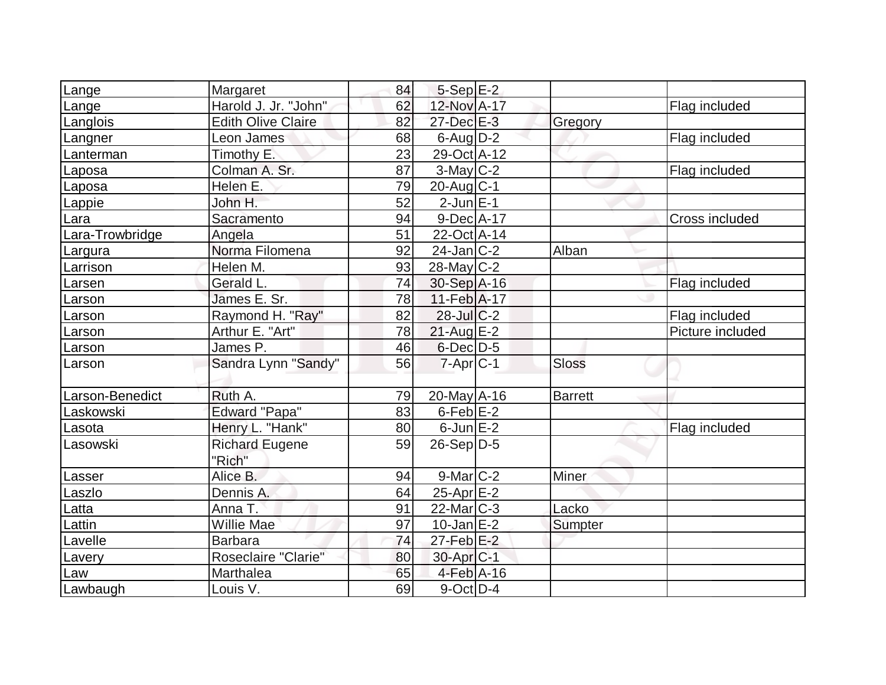| Lange | Margaret | 84 | 5-Sep | E-2 | | |
|---|---|---|---|---|---|---|
| Lange | Harold J. Jr. "John" | 62 | 12-Nov | A-17 | | Flag included |
| Langlois | Edith Olive Claire | 82 | 27-Dec | E-3 | Gregory | |
| Langner | Leon James | 68 | 6-Aug | D-2 | | Flag included |
| Lanterman | Timothy E. | 23 | 29-Oct | A-12 | | |
| Laposa | Colman A. Sr. | 87 | 3-May | C-2 | | Flag included |
| Laposa | Helen E. | 79 | 20-Aug | C-1 | | |
| Lappie | John H. | 52 | 2-Jun | E-1 | | |
| Lara | Sacramento | 94 | 9-Dec | A-17 | | Cross included |
| Lara-Trowbridge | Angela | 51 | 22-Oct | A-14 | | |
| Largura | Norma Filomena | 92 | 24-Jan | C-2 | Alban | |
| Larrison | Helen M. | 93 | 28-May | C-2 | | |
| Larsen | Gerald L. | 74 | 30-Sep | A-16 | | Flag included |
| Larson | James E. Sr. | 78 | 11-Feb | A-17 | | |
| Larson | Raymond H. "Ray" | 82 | 28-Jul | C-2 | | Flag included |
| Larson | Arthur E. "Art" | 78 | 21-Aug | E-2 | | Picture included |
| Larson | James P. | 46 | 6-Dec | D-5 | | |
| Larson | Sandra Lynn "Sandy" | 56 | 7-Apr | C-1 | Sloss | |
| Larson-Benedict | Ruth A. | 79 | 20-May | A-16 | Barrett | |
| Laskowski | Edward "Papa" | 83 | 6-Feb | E-2 | | |
| Lasota | Henry L. "Hank" | 80 | 6-Jun | E-2 | | Flag included |
| Lasowski | Richard Eugene "Rich" | 59 | 26-Sep | D-5 | | |
| Lasser | Alice B. | 94 | 9-Mar | C-2 | Miner | |
| Laszlo | Dennis A. | 64 | 25-Apr | E-2 | | |
| Latta | Anna T. | 91 | 22-Mar | C-3 | Lacko | |
| Lattin | Willie Mae | 97 | 10-Jan | E-2 | Sumpter | |
| Lavelle | Barbara | 74 | 27-Feb | E-2 | | |
| Lavery | Roseclaire "Clarie" | 80 | 30-Apr | C-1 | | |
| Law | Marthalea | 65 | 4-Feb | A-16 | | |
| Lawbaugh | Louis V. | 69 | 9-Oct | D-4 | | |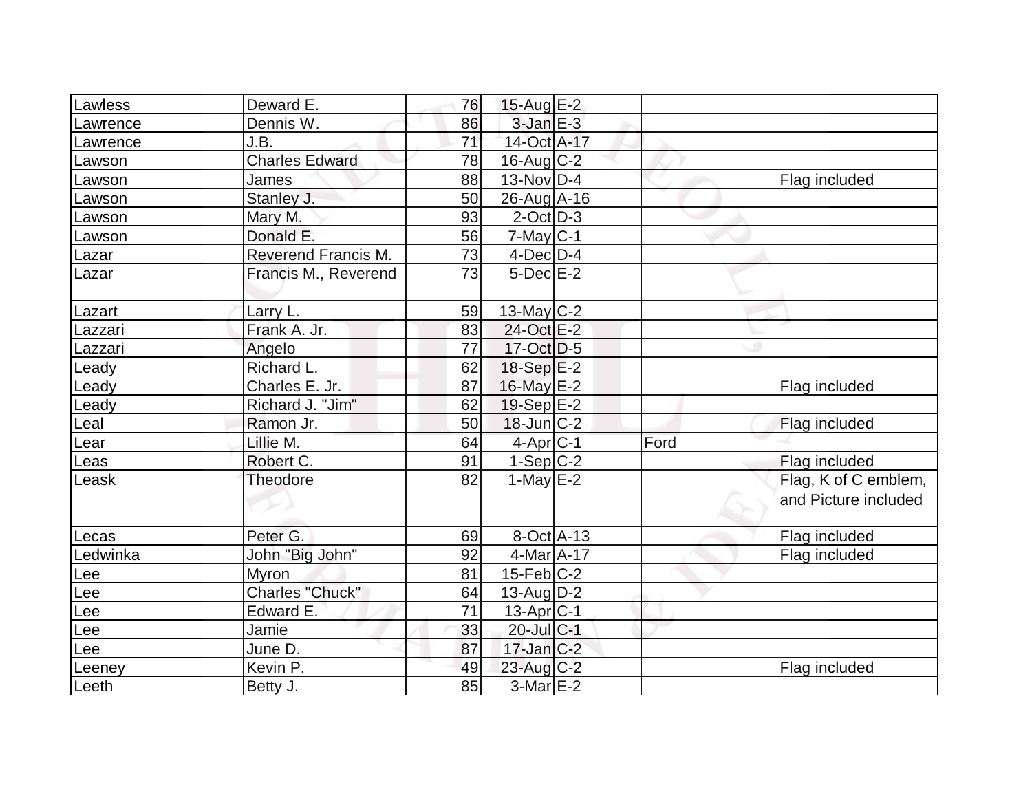| Lawless | Deward E. | 76 | 15-Aug | E-2 | | |
|---|---|---|---|---|---|---|
| Lawrence | Dennis W. | 86 | 3-Jan | E-3 | | |
| Lawrence | J.B. | 71 | 14-Oct | A-17 | | |
| Lawson | Charles Edward | 78 | 16-Aug | C-2 | | |
| Lawson | James | 88 | 13-Nov | D-4 | | Flag included |
| Lawson | Stanley J. | 50 | 26-Aug | A-16 | | |
| Lawson | Mary M. | 93 | 2-Oct | D-3 | | |
| Lawson | Donald E. | 56 | 7-May | C-1 | | |
| Lazar | Reverend Francis M. | 73 | 4-Dec | D-4 | | |
| Lazar | Francis M., Reverend | 73 | 5-Dec | E-2 | | |
| Lazart | Larry L. | 59 | 13-May | C-2 | | |
| Lazzari | Frank A. Jr. | 83 | 24-Oct | E-2 | | |
| Lazzari | Angelo | 77 | 17-Oct | D-5 | | |
| Leady | Richard L. | 62 | 18-Sep | E-2 | | |
| Leady | Charles E. Jr. | 87 | 16-May | E-2 | | Flag included |
| Leady | Richard J. "Jim" | 62 | 19-Sep | E-2 | | |
| Leal | Ramon Jr. | 50 | 18-Jun | C-2 | | Flag included |
| Lear | Lillie M. | 64 | 4-Apr | C-1 | Ford | |
| Leas | Robert C. | 91 | 1-Sep | C-2 | | Flag included |
| Leask | Theodore | 82 | 1-May | E-2 | | Flag, K of C emblem, and Picture included |
| Lecas | Peter G. | 69 | 8-Oct | A-13 | | Flag included |
| Ledwinka | John "Big John" | 92 | 4-Mar | A-17 | | Flag included |
| Lee | Myron | 81 | 15-Feb | C-2 | | |
| Lee | Charles "Chuck" | 64 | 13-Aug | D-2 | | |
| Lee | Edward E. | 71 | 13-Apr | C-1 | | |
| Lee | Jamie | 33 | 20-Jul | C-1 | | |
| Lee | June D. | 87 | 17-Jan | C-2 | | |
| Leeney | Kevin P. | 49 | 23-Aug | C-2 | | Flag included |
| Leeth | Betty J. | 85 | 3-Mar | E-2 | | |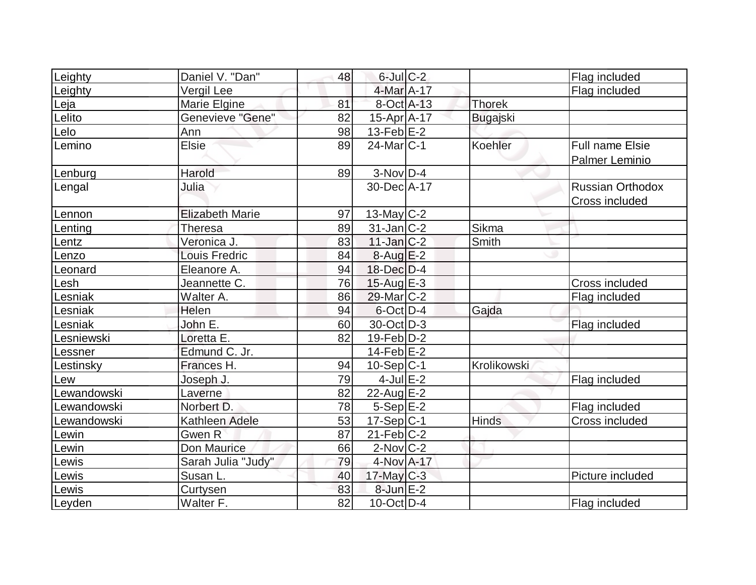| | | | | | | |
|---|---|---|---|---|---|---|
| Leighty | Daniel V. "Dan" | 48 | 6-Jul | C-2 | | Flag included |
| Leighty | Vergil Lee | | 4-Mar | A-17 | | Flag included |
| Leja | Marie Elgine | 81 | 8-Oct | A-13 | Thorek | |
| Lelito | Genevieve "Gene" | 82 | 15-Apr | A-17 | Bugajski | |
| Lelo | Ann | 98 | 13-Feb | E-2 | | |
| Lemino | Elsie | 89 | 24-Mar | C-1 | Koehler | Full name Elsie Palmer Leminio |
| Lenburg | Harold | 89 | 3-Nov | D-4 | | |
| Lengal | Julia | | 30-Dec | A-17 | | Russian Orthodox Cross included |
| Lennon | Elizabeth Marie | 97 | 13-May | C-2 | | |
| Lenting | Theresa | 89 | 31-Jan | C-2 | Sikma | |
| Lentz | Veronica J. | 83 | 11-Jan | C-2 | Smith | |
| Lenzo | Louis Fredric | 84 | 8-Aug | E-2 | | |
| Leonard | Eleanore A. | 94 | 18-Dec | D-4 | | |
| Lesh | Jeannette C. | 76 | 15-Aug | E-3 | | Cross included |
| Lesniak | Walter A. | 86 | 29-Mar | C-2 | | Flag included |
| Lesniak | Helen | 94 | 6-Oct | D-4 | Gajda | |
| Lesniak | John E. | 60 | 30-Oct | D-3 | | Flag included |
| Lesniewski | Loretta E. | 82 | 19-Feb | D-2 | | |
| Lessner | Edmund C. Jr. | | 14-Feb | E-2 | | |
| Lestinsky | Frances H. | 94 | 10-Sep | C-1 | Krolikowski | |
| Lew | Joseph J. | 79 | 4-Jul | E-2 | | Flag included |
| Lewandowski | Laverne | 82 | 22-Aug | E-2 | | |
| Lewandowski | Norbert D. | 78 | 5-Sep | E-2 | | Flag included |
| Lewandowski | Kathleen Adele | 53 | 17-Sep | C-1 | Hinds | Cross included |
| Lewin | Gwen R | 87 | 21-Feb | C-2 | | |
| Lewin | Don Maurice | 66 | 2-Nov | C-2 | | |
| Lewis | Sarah Julia "Judy" | 79 | 4-Nov | A-17 | | |
| Lewis | Susan L. | 40 | 17-May | C-3 | | Picture included |
| Lewis | Curtysen | 83 | 8-Jun | E-2 | | |
| Leyden | Walter F. | 82 | 10-Oct | D-4 | | Flag included |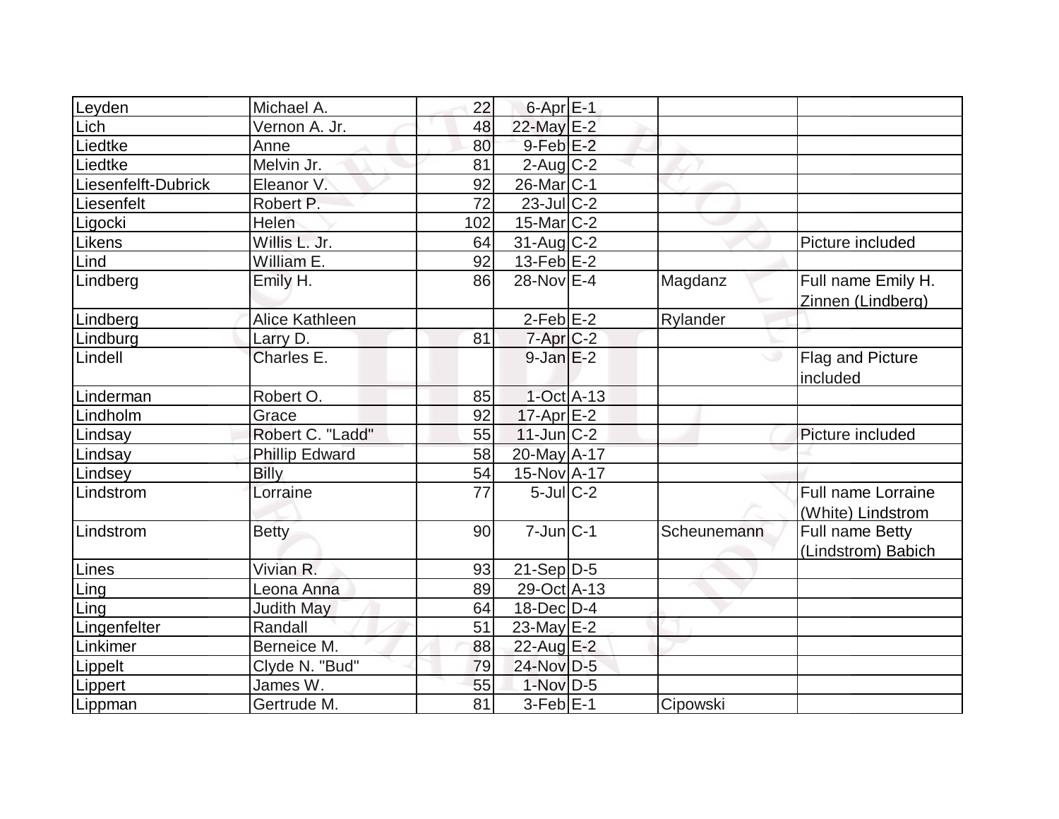| Leyden | Michael A. | 22 | 6-Apr | E-1 | | |
|---|---|---|---|---|---|---|
| Lich | Vernon A. Jr. | 48 | 22-May | E-2 | | |
| Liedtke | Anne | 80 | 9-Feb | E-2 | | |
| Liedtke | Melvin Jr. | 81 | 2-Aug | C-2 | | |
| Liesenfelft-Dubrick | Eleanor V. | 92 | 26-Mar | C-1 | | |
| Liesenfelt | Robert P. | 72 | 23-Jul | C-2 | | |
| Ligocki | Helen | 102 | 15-Mar | C-2 | | |
| Likens | Willis L. Jr. | 64 | 31-Aug | C-2 | | Picture included |
| Lind | William E. | 92 | 13-Feb | E-2 | | |
| Lindberg | Emily H. | 86 | 28-Nov | E-4 | Magdanz | Full name Emily H. Zinnen (Lindberg) |
| Lindberg | Alice Kathleen | | 2-Feb | E-2 | Rylander | |
| Lindburg | Larry D. | 81 | 7-Apr | C-2 | | |
| Lindell | Charles E. | | 9-Jan | E-2 | | Flag and Picture included |
| Linderman | Robert O. | 85 | 1-Oct | A-13 | | |
| Lindholm | Grace | 92 | 17-Apr | E-2 | | |
| Lindsay | Robert C. "Ladd" | 55 | 11-Jun | C-2 | | Picture included |
| Lindsay | Phillip Edward | 58 | 20-May | A-17 | | |
| Lindsey | Billy | 54 | 15-Nov | A-17 | | |
| Lindstrom | Lorraine | 77 | 5-Jul | C-2 | | Full name Lorraine (White) Lindstrom |
| Lindstrom | Betty | 90 | 7-Jun | C-1 | Scheunemann | Full name Betty (Lindstrom) Babich |
| Lines | Vivian R. | 93 | 21-Sep | D-5 | | |
| Ling | Leona Anna | 89 | 29-Oct | A-13 | | |
| Ling | Judith May | 64 | 18-Dec | D-4 | | |
| Lingenfelter | Randall | 51 | 23-May | E-2 | | |
| Linkimer | Berneice M. | 88 | 22-Aug | E-2 | | |
| Lippelt | Clyde N. "Bud" | 79 | 24-Nov | D-5 | | |
| Lippert | James W. | 55 | 1-Nov | D-5 | | |
| Lippman | Gertrude M. | 81 | 3-Feb | E-1 | Cipowski | |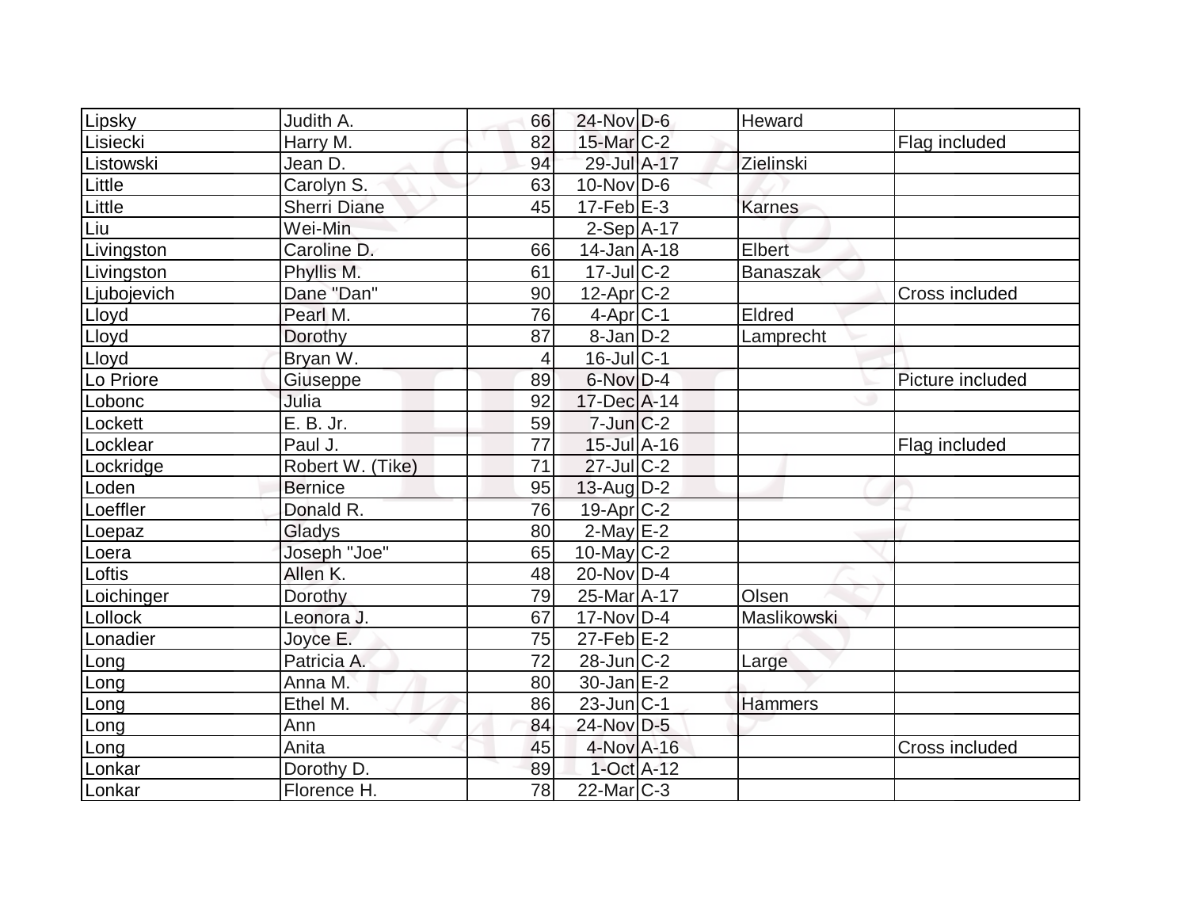| | | | | | | |
|---|---|---|---|---|---|---|
| Lipsky | Judith A. | 66 | 24-Nov | D-6 | Heward | |
| Lisiecki | Harry M. | 82 | 15-Mar | C-2 | | Flag included |
| Listowski | Jean D. | 94 | 29-Jul | A-17 | Zielinski | |
| Little | Carolyn S. | 63 | 10-Nov | D-6 | | |
| Little | Sherri Diane | 45 | 17-Feb | E-3 | Karnes | |
| Liu | Wei-Min | | 2-Sep | A-17 | | |
| Livingston | Caroline D. | 66 | 14-Jan | A-18 | Elbert | |
| Livingston | Phyllis M. | 61 | 17-Jul | C-2 | Banaszak | |
| Ljubojevich | Dane "Dan" | 90 | 12-Apr | C-2 | | Cross included |
| Lloyd | Pearl M. | 76 | 4-Apr | C-1 | Eldred | |
| Lloyd | Dorothy | 87 | 8-Jan | D-2 | Lamprecht | |
| Lloyd | Bryan W. | 4 | 16-Jul | C-1 | | |
| Lo Priore | Giuseppe | 89 | 6-Nov | D-4 | | Picture included |
| Lobonc | Julia | 92 | 17-Dec | A-14 | | |
| Lockett | E. B. Jr. | 59 | 7-Jun | C-2 | | |
| Locklear | Paul J. | 77 | 15-Jul | A-16 | | Flag included |
| Lockridge | Robert W. (Tike) | 71 | 27-Jul | C-2 | | |
| Loden | Bernice | 95 | 13-Aug | D-2 | | |
| Loeffler | Donald R. | 76 | 19-Apr | C-2 | | |
| Loepaz | Gladys | 80 | 2-May | E-2 | | |
| Loera | Joseph "Joe" | 65 | 10-May | C-2 | | |
| Loftis | Allen K. | 48 | 20-Nov | D-4 | | |
| Loichinger | Dorothy | 79 | 25-Mar | A-17 | Olsen | |
| Lollock | Leonora J. | 67 | 17-Nov | D-4 | Maslikowski | |
| Lonadier | Joyce E. | 75 | 27-Feb | E-2 | | |
| Long | Patricia A. | 72 | 28-Jun | C-2 | Large | |
| Long | Anna M. | 80 | 30-Jan | E-2 | | |
| Long | Ethel M. | 86 | 23-Jun | C-1 | Hammers | |
| Long | Ann | 84 | 24-Nov | D-5 | | |
| Long | Anita | 45 | 4-Nov | A-16 | | Cross included |
| Lonkar | Dorothy D. | 89 | 1-Oct | A-12 | | |
| Lonkar | Florence H. | 78 | 22-Mar | C-3 | | |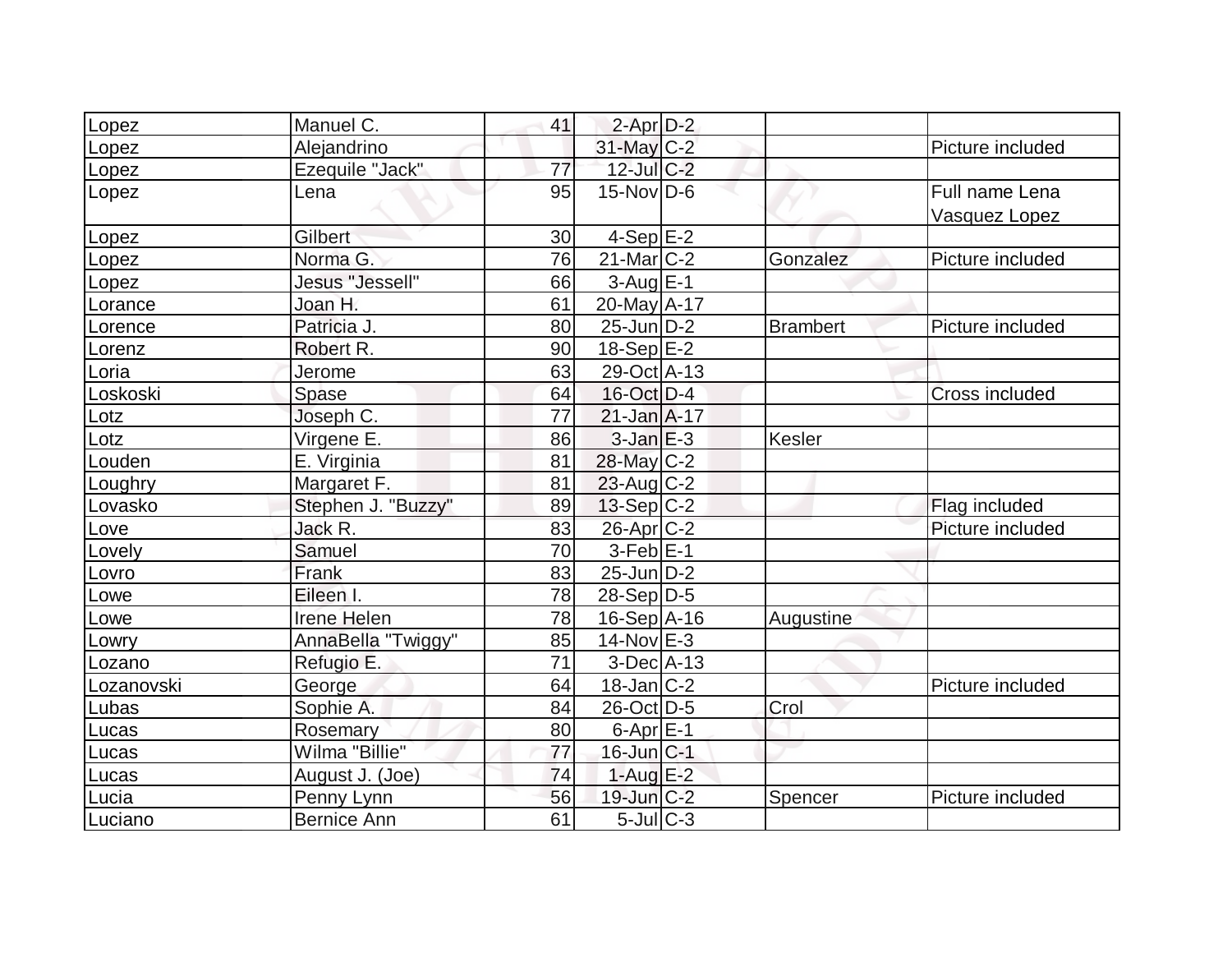| | | | | | | |
|---|---|---|---|---|---|---|
| Lopez | Manuel C. | 41 | 2-Apr | D-2 | | |
| Lopez | Alejandrino | | 31-May | C-2 | | Picture included |
| Lopez | Ezequile "Jack" | 77 | 12-Jul | C-2 | | |
| Lopez | Lena | 95 | 15-Nov | D-6 | | Full name Lena Vasquez Lopez |
| Lopez | Gilbert | 30 | 4-Sep | E-2 | | |
| Lopez | Norma G. | 76 | 21-Mar | C-2 | Gonzalez | Picture included |
| Lopez | Jesus "Jessell" | 66 | 3-Aug | E-1 | | |
| Lorance | Joan H. | 61 | 20-May | A-17 | | |
| Lorence | Patricia J. | 80 | 25-Jun | D-2 | Brambert | Picture included |
| Lorenz | Robert R. | 90 | 18-Sep | E-2 | | |
| Loria | Jerome | 63 | 29-Oct | A-13 | | |
| Loskoski | Spase | 64 | 16-Oct | D-4 | | Cross included |
| Lotz | Joseph C. | 77 | 21-Jan | A-17 | | |
| Lotz | Virgene E. | 86 | 3-Jan | E-3 | Kesler | |
| Louden | E. Virginia | 81 | 28-May | C-2 | | |
| Loughry | Margaret F. | 81 | 23-Aug | C-2 | | |
| Lovasko | Stephen J. "Buzzy" | 89 | 13-Sep | C-2 | | Flag included |
| Love | Jack R. | 83 | 26-Apr | C-2 | | Picture included |
| Lovely | Samuel | 70 | 3-Feb | E-1 | | |
| Lovro | Frank | 83 | 25-Jun | D-2 | | |
| Lowe | Eileen I. | 78 | 28-Sep | D-5 | | |
| Lowe | Irene Helen | 78 | 16-Sep | A-16 | Augustine | |
| Lowry | AnnaBella "Twiggy" | 85 | 14-Nov | E-3 | | |
| Lozano | Refugio E. | 71 | 3-Dec | A-13 | | |
| Lozanovski | George | 64 | 18-Jan | C-2 | | Picture included |
| Lubas | Sophie A. | 84 | 26-Oct | D-5 | Crol | |
| Lucas | Rosemary | 80 | 6-Apr | E-1 | | |
| Lucas | Wilma "Billie" | 77 | 16-Jun | C-1 | | |
| Lucas | August J. (Joe) | 74 | 1-Aug | E-2 | | |
| Lucia | Penny Lynn | 56 | 19-Jun | C-2 | Spencer | Picture included |
| Luciano | Bernice Ann | 61 | 5-Jul | C-3 | | |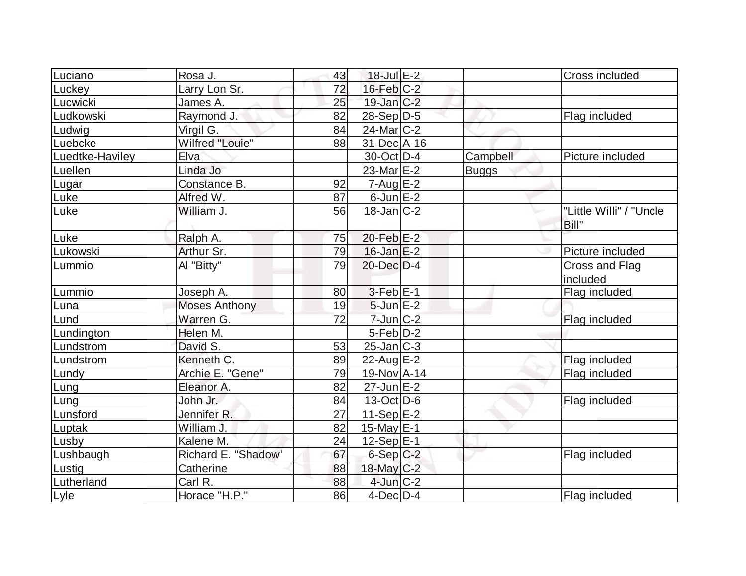| | | | | | | |
|---|---|---|---|---|---|---|
| Luciano | Rosa J. | 43 | 18-Jul | E-2 | | Cross included |
| Luckey | Larry Lon Sr. | 72 | 16-Feb | C-2 | | |
| Lucwicki | James A. | 25 | 19-Jan | C-2 | | |
| Ludkowski | Raymond J. | 82 | 28-Sep | D-5 | | Flag included |
| Ludwig | Virgil G. | 84 | 24-Mar | C-2 | | |
| Luebcke | Wilfred "Louie" | 88 | 31-Dec | A-16 | | |
| Luedtke-Haviley | Elva | | 30-Oct | D-4 | Campbell | Picture included |
| Luellen | Linda Jo | | 23-Mar | E-2 | Buggs | |
| Lugar | Constance B. | 92 | 7-Aug | E-2 | | |
| Luke | Alfred W. | 87 | 6-Jun | E-2 | | |
| Luke | William J. | 56 | 18-Jan | C-2 | | "Little Willi" / "Uncle Bill" |
| Luke | Ralph A. | 75 | 20-Feb | E-2 | | |
| Lukowski | Arthur Sr. | 79 | 16-Jan | E-2 | | Picture included |
| Lummio | Al "Bitty" | 79 | 20-Dec | D-4 | | Cross and Flag included |
| Lummio | Joseph A. | 80 | 3-Feb | E-1 | | Flag included |
| Luna | Moses Anthony | 19 | 5-Jun | E-2 | | |
| Lund | Warren G. | 72 | 7-Jun | C-2 | | Flag included |
| Lundington | Helen M. | | 5-Feb | D-2 | | |
| Lundstrom | David S. | 53 | 25-Jan | C-3 | | |
| Lundstrom | Kenneth C. | 89 | 22-Aug | E-2 | | Flag included |
| Lundy | Archie E. "Gene" | 79 | 19-Nov | A-14 | | Flag included |
| Lung | Eleanor A. | 82 | 27-Jun | E-2 | | |
| Lung | John Jr. | 84 | 13-Oct | D-6 | | Flag included |
| Lunsford | Jennifer R. | 27 | 11-Sep | E-2 | | |
| Luptak | William J. | 82 | 15-May | E-1 | | |
| Lusby | Kalene M. | 24 | 12-Sep | E-1 | | |
| Lushbaugh | Richard E. "Shadow" | 67 | 6-Sep | C-2 | | Flag included |
| Lustig | Catherine | 88 | 18-May | C-2 | | |
| Lutherland | Carl R. | 88 | 4-Jun | C-2 | | |
| Lyle | Horace "H.P." | 86 | 4-Dec | D-4 | | Flag included |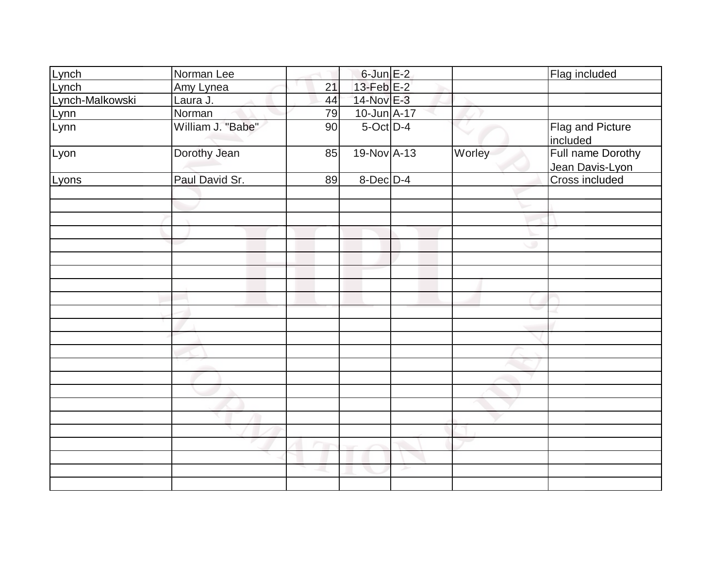| | | | | | | |
|---|---|---|---|---|---|---|
| Lynch | Norman Lee | | 6-Jun | E-2 | | Flag included |
| Lynch | Amy Lynea | 21 | 13-Feb | E-2 | | |
| Lynch-Malkowski | Laura J. | 44 | 14-Nov | E-3 | | |
| Lynn | Norman | 79 | 10-Jun | A-17 | | |
| Lynn | William J. "Babe" | 90 | 5-Oct | D-4 | | Flag and Picture included |
| Lyon | Dorothy Jean | 85 | 19-Nov | A-13 | Worley | Full name Dorothy Jean Davis-Lyon |
| Lyons | Paul David Sr. | 89 | 8-Dec | D-4 | | Cross included |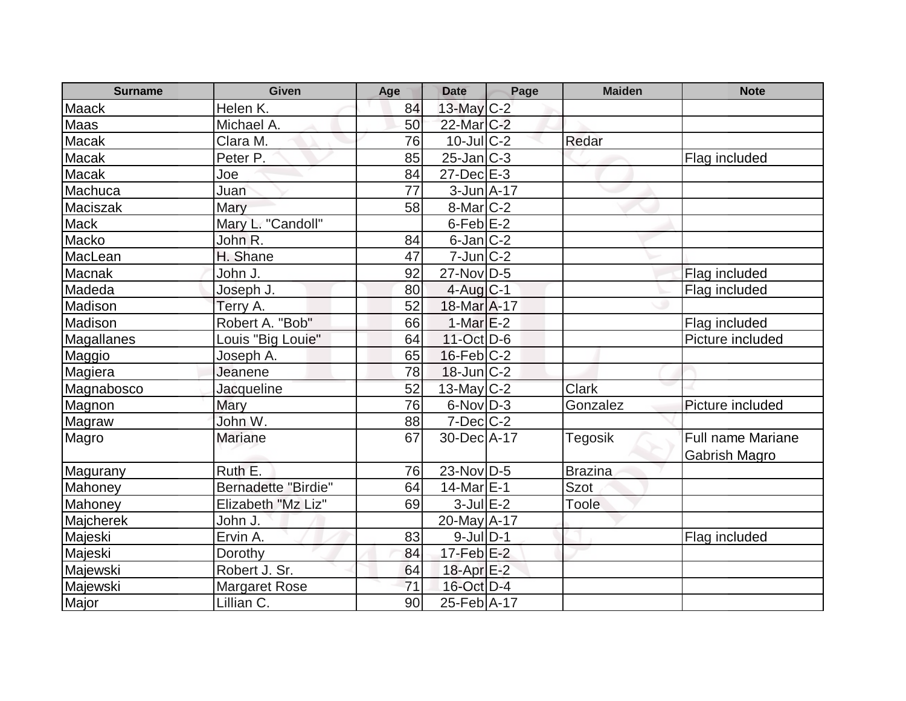| Surname | Given | Age | Date | Page | Maiden | Note |
| --- | --- | --- | --- | --- | --- | --- |
| Maack | Helen K. | 84 | 13-May | C-2 | | |
| Maas | Michael A. | 50 | 22-Mar | C-2 | | |
| Macak | Clara M. | 76 | 10-Jul | C-2 | Redar | |
| Macak | Peter P. | 85 | 25-Jan | C-3 | | Flag included |
| Macak | Joe | 84 | 27-Dec | E-3 | | |
| Machuca | Juan | 77 | 3-Jun | A-17 | | |
| Maciszak | Mary | 58 | 8-Mar | C-2 | | |
| Mack | Mary L. "Candoll" | | 6-Feb | E-2 | | |
| Macko | John R. | 84 | 6-Jan | C-2 | | |
| MacLean | H. Shane | 47 | 7-Jun | C-2 | | |
| Macnak | John J. | 92 | 27-Nov | D-5 | | Flag included |
| Madeda | Joseph J. | 80 | 4-Aug | C-1 | | Flag included |
| Madison | Terry A. | 52 | 18-Mar | A-17 | | |
| Madison | Robert A. "Bob" | 66 | 1-Mar | E-2 | | Flag included |
| Magallanes | Louis "Big Louie" | 64 | 11-Oct | D-6 | | Picture included |
| Maggio | Joseph A. | 65 | 16-Feb | C-2 | | |
| Magiera | Jeanene | 78 | 18-Jun | C-2 | | |
| Magnabosco | Jacqueline | 52 | 13-May | C-2 | Clark | |
| Magnon | Mary | 76 | 6-Nov | D-3 | Gonzalez | Picture included |
| Magraw | John W. | 88 | 7-Dec | C-2 | | |
| Magro | Mariane | 67 | 30-Dec | A-17 | Tegosik | Full name Mariane Gabrish Magro |
| Magurany | Ruth E. | 76 | 23-Nov | D-5 | Brazina | |
| Mahoney | Bernadette "Birdie" | 64 | 14-Mar | E-1 | Szot | |
| Mahoney | Elizabeth "Mz Liz" | 69 | 3-Jul | E-2 | Toole | |
| Majcherek | John J. | | 20-May | A-17 | | |
| Majeski | Ervin A. | 83 | 9-Jul | D-1 | | Flag included |
| Majeski | Dorothy | 84 | 17-Feb | E-2 | | |
| Majewski | Robert J. Sr. | 64 | 18-Apr | E-2 | | |
| Majewski | Margaret Rose | 71 | 16-Oct | D-4 | | |
| Major | Lillian C. | 90 | 25-Feb | A-17 | | |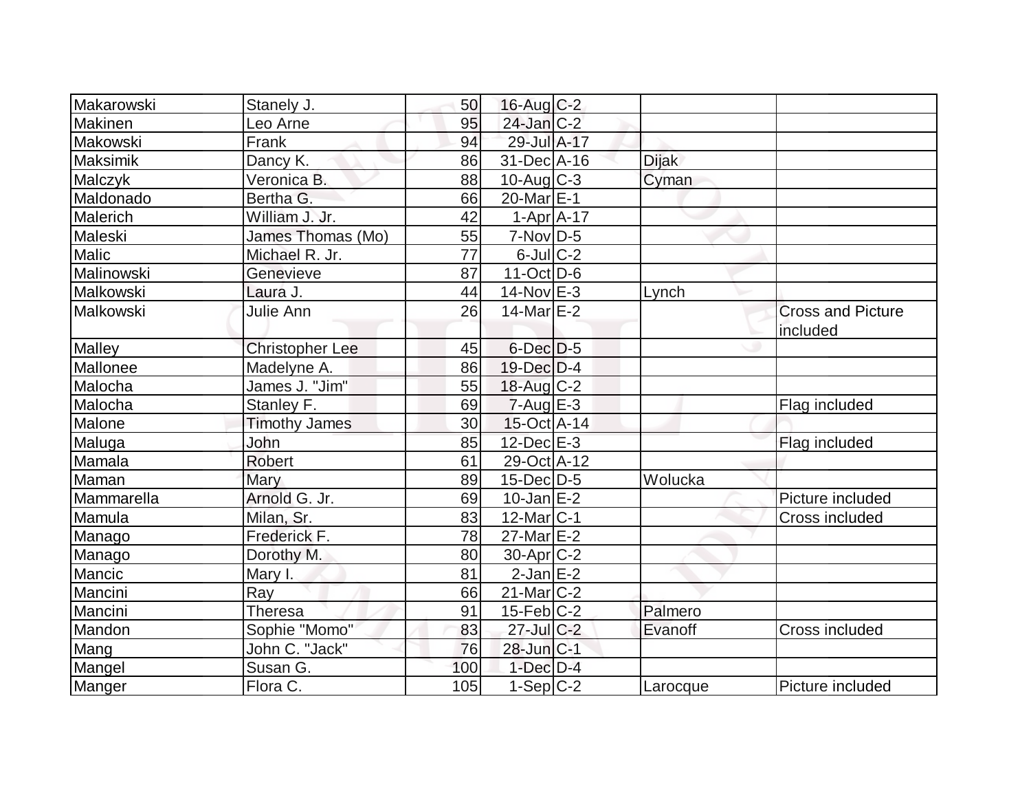| | | | | | | |
|---|---|---|---|---|---|---|
| Makarowski | Stanely J. | 50 | 16-Aug | C-2 | | |
| Makinen | Leo Arne | 95 | 24-Jan | C-2 | | |
| Makowski | Frank | 94 | 29-Jul | A-17 | | |
| Maksimik | Dancy K. | 86 | 31-Dec | A-16 | Dijak | |
| Malczyk | Veronica B. | 88 | 10-Aug | C-3 | Cyman | |
| Maldonado | Bertha G. | 66 | 20-Mar | E-1 | | |
| Malerich | William J. Jr. | 42 | 1-Apr | A-17 | | |
| Maleski | James Thomas (Mo) | 55 | 7-Nov | D-5 | | |
| Malic | Michael R. Jr. | 77 | 6-Jul | C-2 | | |
| Malinowski | Genevieve | 87 | 11-Oct | D-6 | | |
| Malkowski | Laura J. | 44 | 14-Nov | E-3 | Lynch | |
| Malkowski | Julie Ann | 26 | 14-Mar | E-2 | | Cross and Picture included |
| Malley | Christopher Lee | 45 | 6-Dec | D-5 | | |
| Mallonee | Madelyne A. | 86 | 19-Dec | D-4 | | |
| Malocha | James J. "Jim" | 55 | 18-Aug | C-2 | | |
| Malocha | Stanley F. | 69 | 7-Aug | E-3 | | Flag included |
| Malone | Timothy James | 30 | 15-Oct | A-14 | | |
| Maluga | John | 85 | 12-Dec | E-3 | | Flag included |
| Mamala | Robert | 61 | 29-Oct | A-12 | | |
| Maman | Mary | 89 | 15-Dec | D-5 | Wolucka | |
| Mammarella | Arnold G. Jr. | 69 | 10-Jan | E-2 | | Picture included |
| Mamula | Milan, Sr. | 83 | 12-Mar | C-1 | | Cross included |
| Manago | Frederick F. | 78 | 27-Mar | E-2 | | |
| Manago | Dorothy M. | 80 | 30-Apr | C-2 | | |
| Mancic | Mary I. | 81 | 2-Jan | E-2 | | |
| Mancini | Ray | 66 | 21-Mar | C-2 | | |
| Mancini | Theresa | 91 | 15-Feb | C-2 | Palmero | |
| Mandon | Sophie "Momo" | 83 | 27-Jul | C-2 | Evanoff | Cross included |
| Mang | John C. "Jack" | 76 | 28-Jun | C-1 | | |
| Mangel | Susan G. | 100 | 1-Dec | D-4 | | |
| Manger | Flora C. | 105 | 1-Sep | C-2 | Larocque | Picture included |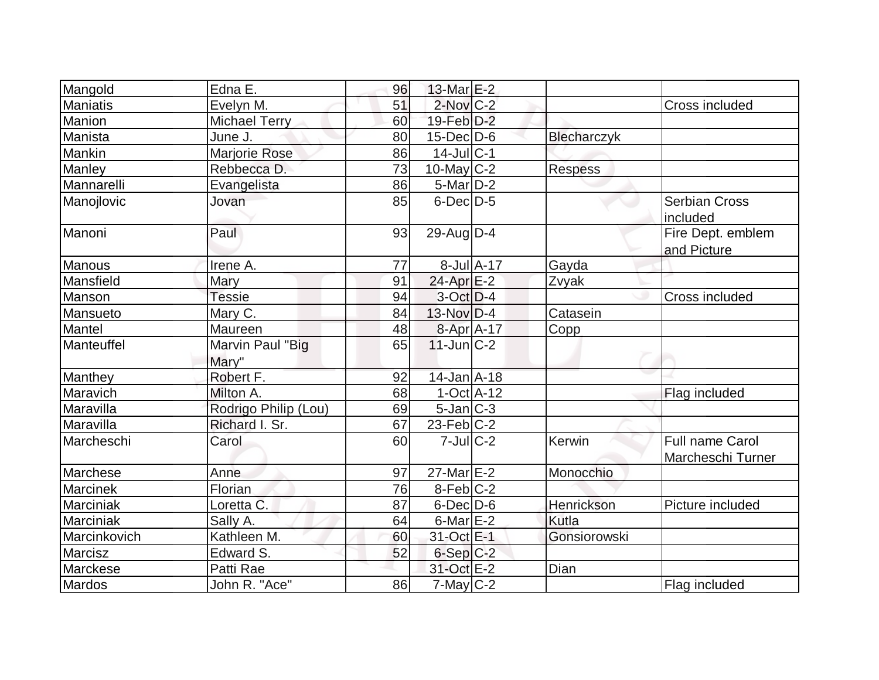| Mangold | Edna E. | 96 | 13-Mar | E-2 | | |
|---|---|---|---|---|---|---|
| Maniatis | Evelyn M. | 51 | 2-Nov | C-2 | | Cross included |
| Manion | Michael Terry | 60 | 19-Feb | D-2 | | |
| Manista | June J. | 80 | 15-Dec | D-6 | Blecharczyk | |
| Mankin | Marjorie Rose | 86 | 14-Jul | C-1 | | |
| Manley | Rebbecca D. | 73 | 10-May | C-2 | Respess | |
| Mannarelli | Evangelista | 86 | 5-Mar | D-2 | | |
| Manojlovic | Jovan | 85 | 6-Dec | D-5 | | Serbian Cross included |
| Manoni | Paul | 93 | 29-Aug | D-4 | | Fire Dept. emblem and Picture |
| Manous | Irene A. | 77 | 8-Jul | A-17 | Gayda | |
| Mansfield | Mary | 91 | 24-Apr | E-2 | Zvyak | |
| Manson | Tessie | 94 | 3-Oct | D-4 | | Cross included |
| Mansueto | Mary C. | 84 | 13-Nov | D-4 | Catasein | |
| Mantel | Maureen | 48 | 8-Apr | A-17 | Copp | |
| Manteuffel | Marvin Paul "Big Mary" | 65 | 11-Jun | C-2 | | |
| Manthey | Robert F. | 92 | 14-Jan | A-18 | | |
| Maravich | Milton A. | 68 | 1-Oct | A-12 | | Flag included |
| Maravilla | Rodrigo Philip (Lou) | 69 | 5-Jan | C-3 | | |
| Maravilla | Richard I. Sr. | 67 | 23-Feb | C-2 | | |
| Marcheschi | Carol | 60 | 7-Jul | C-2 | Kerwin | Full name Carol Marcheschi Turner |
| Marchese | Anne | 97 | 27-Mar | E-2 | Monocchio | |
| Marcinek | Florian | 76 | 8-Feb | C-2 | | |
| Marciniak | Loretta C. | 87 | 6-Dec | D-6 | Henrickson | Picture included |
| Marciniak | Sally A. | 64 | 6-Mar | E-2 | Kutla | |
| Marcinkovich | Kathleen M. | 60 | 31-Oct | E-1 | Gonsiorowski | |
| Marcisz | Edward S. | 52 | 6-Sep | C-2 | | |
| Marckese | Patti Rae | | 31-Oct | E-2 | Dian | |
| Mardos | John R. "Ace" | 86 | 7-May | C-2 | | Flag included |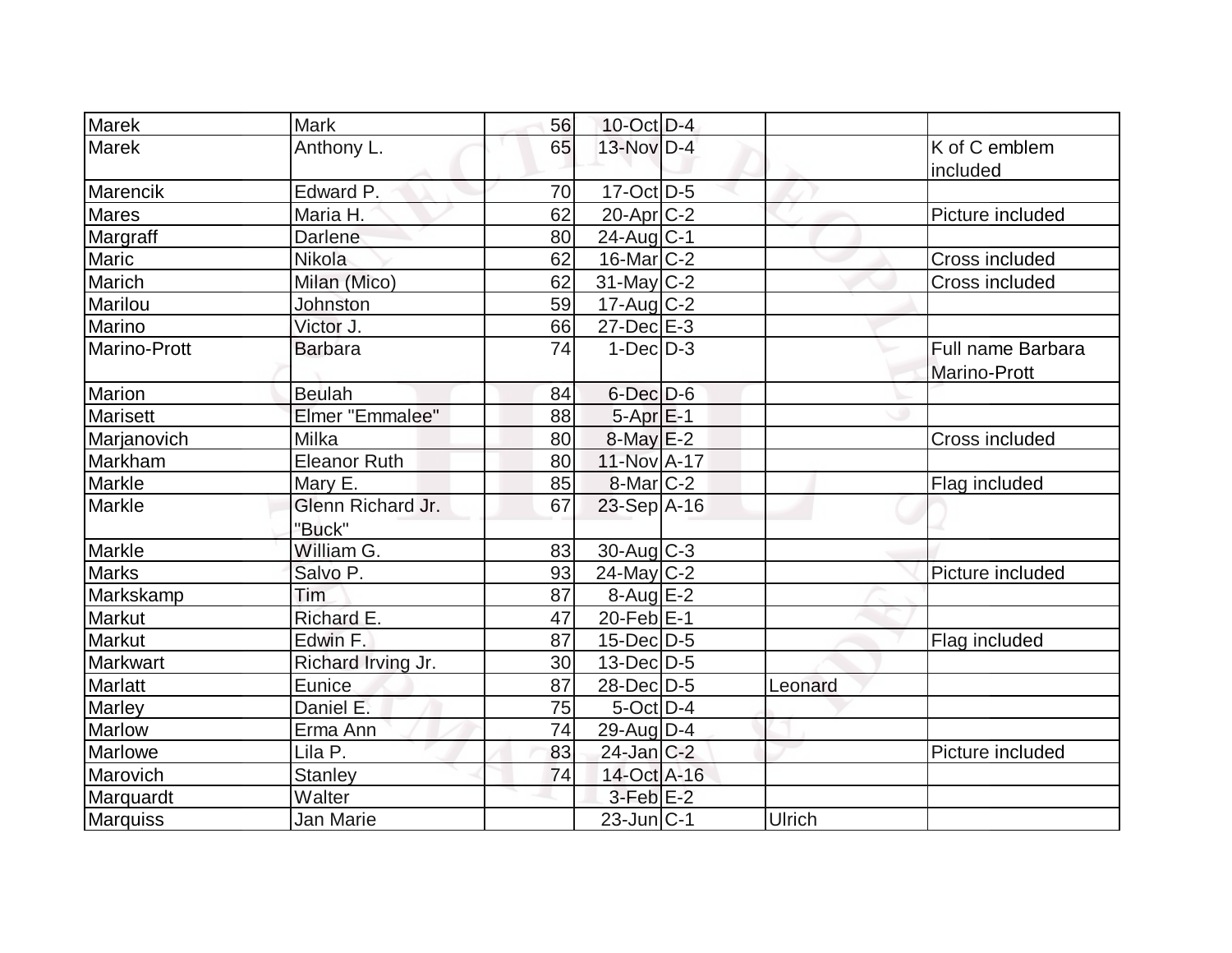| Marek | Mark | 56 | 10-Oct | D-4 | | |
|---|---|---|---|---|---|---|
| Marek | Anthony L. | 65 | 13-Nov | D-4 | | K of C emblem included |
| Marencik | Edward P. | 70 | 17-Oct | D-5 | | |
| Mares | Maria H. | 62 | 20-Apr | C-2 | | Picture included |
| Margraff | Darlene | 80 | 24-Aug | C-1 | | |
| Maric | Nikola | 62 | 16-Mar | C-2 | | Cross included |
| Marich | Milan (Mico) | 62 | 31-May | C-2 | | Cross included |
| Marilou | Johnston | 59 | 17-Aug | C-2 | | |
| Marino | Victor J. | 66 | 27-Dec | E-3 | | |
| Marino-Prott | Barbara | 74 | 1-Dec | D-3 | | Full name Barbara Marino-Prott |
| Marion | Beulah | 84 | 6-Dec | D-6 | | |
| Marisett | Elmer "Emmalee" | 88 | 5-Apr | E-1 | | |
| Marjanovich | Milka | 80 | 8-May | E-2 | | Cross included |
| Markham | Eleanor Ruth | 80 | 11-Nov | A-17 | | |
| Markle | Mary E. | 85 | 8-Mar | C-2 | | Flag included |
| Markle | Glenn Richard Jr. "Buck" | 67 | 23-Sep | A-16 | | |
| Markle | William G. | 83 | 30-Aug | C-3 | | |
| Marks | Salvo P. | 93 | 24-May | C-2 | | Picture included |
| Markskamp | Tim | 87 | 8-Aug | E-2 | | |
| Markut | Richard E. | 47 | 20-Feb | E-1 | | |
| Markut | Edwin F. | 87 | 15-Dec | D-5 | | Flag included |
| Markwart | Richard Irving Jr. | 30 | 13-Dec | D-5 | | |
| Marlatt | Eunice | 87 | 28-Dec | D-5 | Leonard | |
| Marley | Daniel E. | 75 | 5-Oct | D-4 | | |
| Marlow | Erma Ann | 74 | 29-Aug | D-4 | | |
| Marlowe | Lila P. | 83 | 24-Jan | C-2 | | Picture included |
| Marovich | Stanley | 74 | 14-Oct | A-16 | | |
| Marquardt | Walter | | 3-Feb | E-2 | | |
| Marquiss | Jan Marie | | 23-Jun | C-1 | Ulrich | |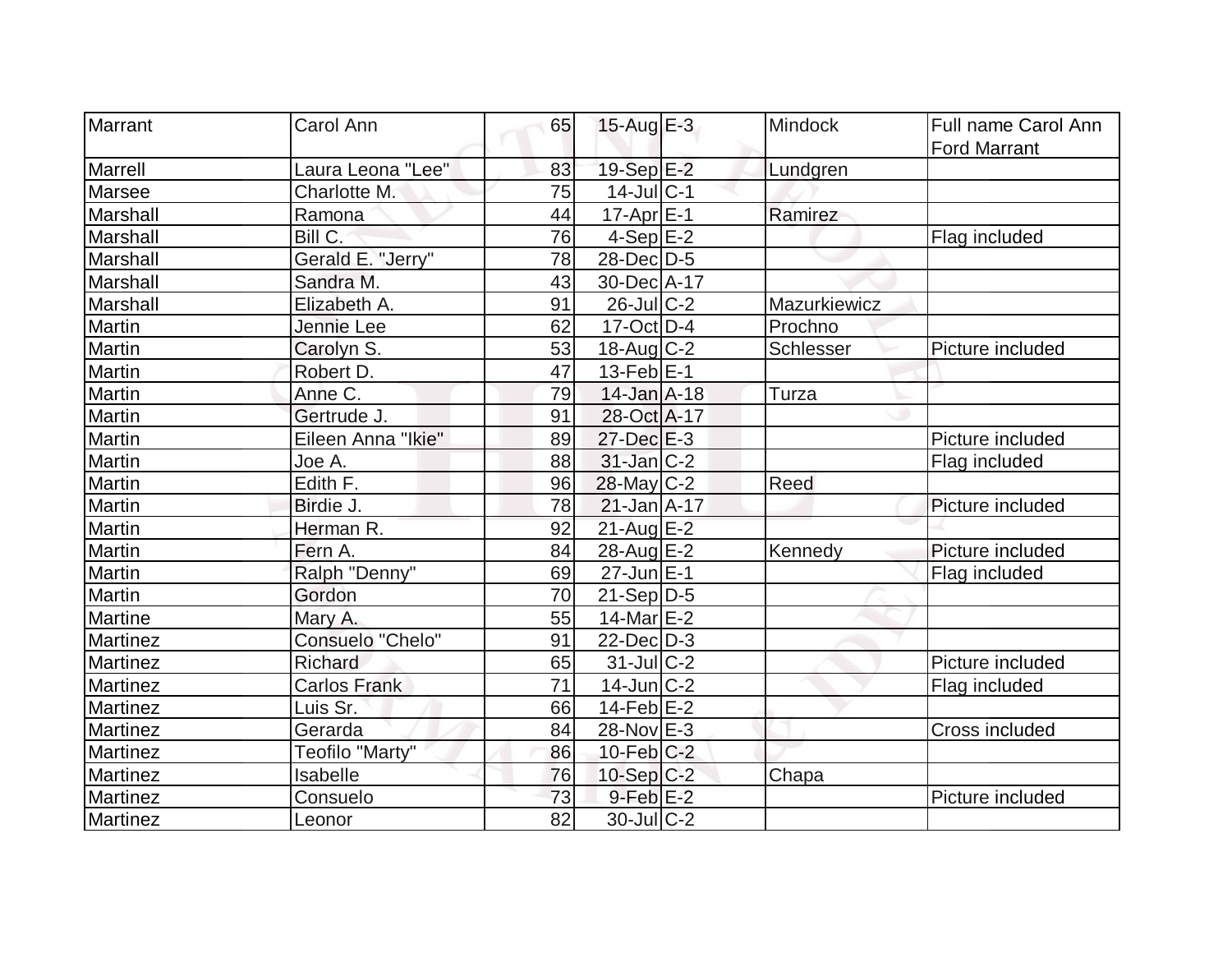| | | | | | | |
|---|---|---|---|---|---|---|
| Marrant | Carol Ann | 65 | 15-Aug | E-3 | Mindock | Full name Carol Ann Ford Marrant |
| Marrell | Laura Leona "Lee" | 83 | 19-Sep | E-2 | Lundgren | |
| Marsee | Charlotte M. | 75 | 14-Jul | C-1 | | |
| Marshall | Ramona | 44 | 17-Apr | E-1 | Ramirez | |
| Marshall | Bill C. | 76 | 4-Sep | E-2 | | Flag included |
| Marshall | Gerald E. "Jerry" | 78 | 28-Dec | D-5 | | |
| Marshall | Sandra M. | 43 | 30-Dec | A-17 | | |
| Marshall | Elizabeth A. | 91 | 26-Jul | C-2 | Mazurkiewicz | |
| Martin | Jennie Lee | 62 | 17-Oct | D-4 | Prochno | |
| Martin | Carolyn S. | 53 | 18-Aug | C-2 | Schlesser | Picture included |
| Martin | Robert D. | 47 | 13-Feb | E-1 | | |
| Martin | Anne C. | 79 | 14-Jan | A-18 | Turza | |
| Martin | Gertrude J. | 91 | 28-Oct | A-17 | | |
| Martin | Eileen Anna "Ikie" | 89 | 27-Dec | E-3 | | Picture included |
| Martin | Joe A. | 88 | 31-Jan | C-2 | | Flag included |
| Martin | Edith F. | 96 | 28-May | C-2 | Reed | |
| Martin | Birdie J. | 78 | 21-Jan | A-17 | | Picture included |
| Martin | Herman R. | 92 | 21-Aug | E-2 | | |
| Martin | Fern A. | 84 | 28-Aug | E-2 | Kennedy | Picture included |
| Martin | Ralph "Denny" | 69 | 27-Jun | E-1 | | Flag included |
| Martin | Gordon | 70 | 21-Sep | D-5 | | |
| Martine | Mary A. | 55 | 14-Mar | E-2 | | |
| Martinez | Consuelo "Chelo" | 91 | 22-Dec | D-3 | | |
| Martinez | Richard | 65 | 31-Jul | C-2 | | Picture included |
| Martinez | Carlos Frank | 71 | 14-Jun | C-2 | | Flag included |
| Martinez | Luis Sr. | 66 | 14-Feb | E-2 | | |
| Martinez | Gerarda | 84 | 28-Nov | E-3 | | Cross included |
| Martinez | Teofilo "Marty" | 86 | 10-Feb | C-2 | | |
| Martinez | Isabelle | 76 | 10-Sep | C-2 | Chapa | |
| Martinez | Consuelo | 73 | 9-Feb | E-2 | | Picture included |
| Martinez | Leonor | 82 | 30-Jul | C-2 | | |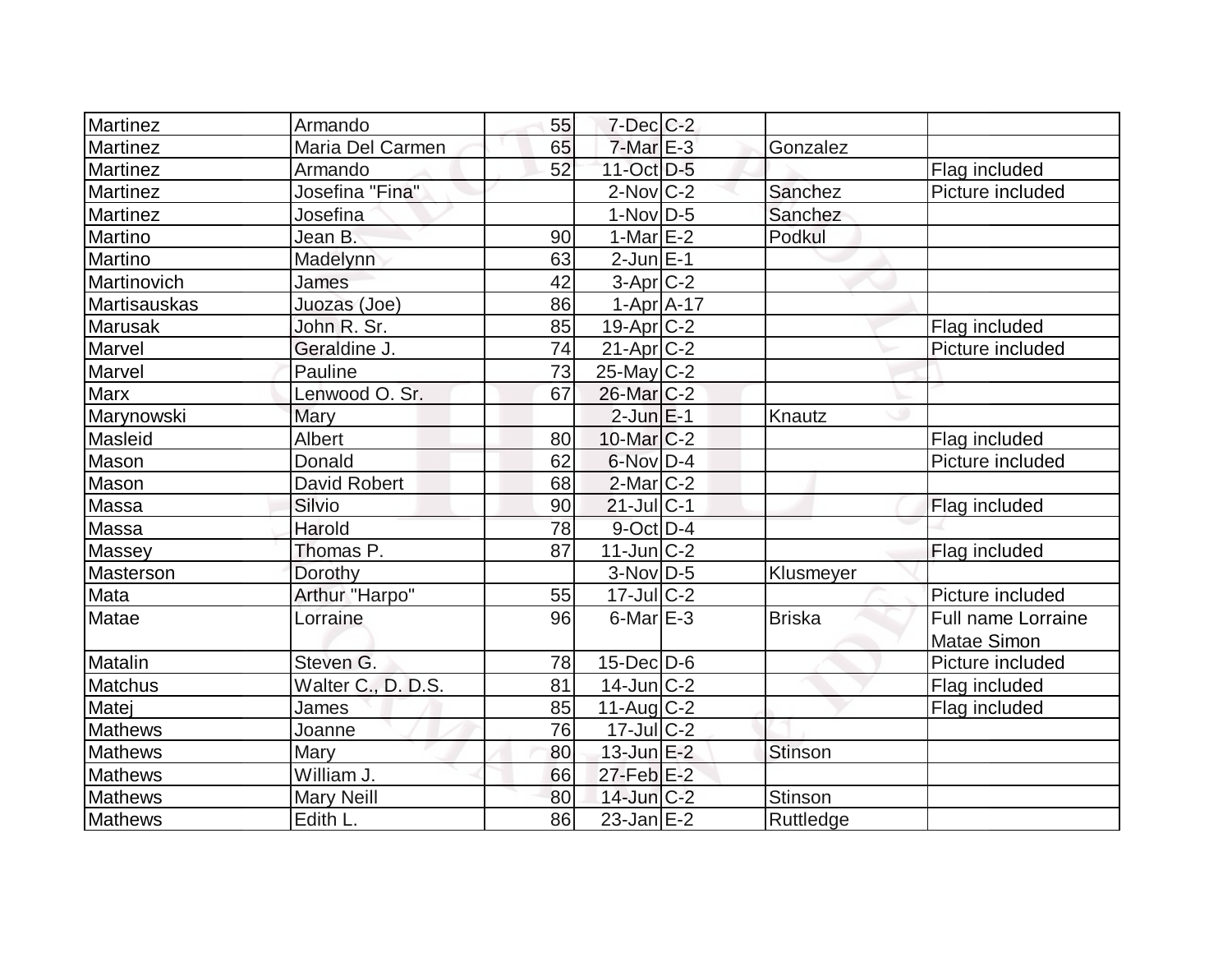| | | | | | | |
|---|---|---|---|---|---|---|
| Martinez | Armando | 55 | 7-Dec | C-2 | | |
| Martinez | Maria Del Carmen | 65 | 7-Mar | E-3 | Gonzalez | |
| Martinez | Armando | 52 | 11-Oct | D-5 | | Flag included |
| Martinez | Josefina "Fina" | | 2-Nov | C-2 | Sanchez | Picture included |
| Martinez | Josefina | | 1-Nov | D-5 | Sanchez | |
| Martino | Jean B. | 90 | 1-Mar | E-2 | Podkul | |
| Martino | Madelynn | 63 | 2-Jun | E-1 | | |
| Martinovich | James | 42 | 3-Apr | C-2 | | |
| Martisauskas | Juozas (Joe) | 86 | 1-Apr | A-17 | | |
| Marusak | John R. Sr. | 85 | 19-Apr | C-2 | | Flag included |
| Marvel | Geraldine J. | 74 | 21-Apr | C-2 | | Picture included |
| Marvel | Pauline | 73 | 25-May | C-2 | | |
| Marx | Lenwood O. Sr. | 67 | 26-Mar | C-2 | | |
| Marynowski | Mary | | 2-Jun | E-1 | Knautz | |
| Masleid | Albert | 80 | 10-Mar | C-2 | | Flag included |
| Mason | Donald | 62 | 6-Nov | D-4 | | Picture included |
| Mason | David Robert | 68 | 2-Mar | C-2 | | |
| Massa | Silvio | 90 | 21-Jul | C-1 | | Flag included |
| Massa | Harold | 78 | 9-Oct | D-4 | | |
| Massey | Thomas P. | 87 | 11-Jun | C-2 | | Flag included |
| Masterson | Dorothy | | 3-Nov | D-5 | Klusmeyer | |
| Mata | Arthur "Harpo" | 55 | 17-Jul | C-2 | | Picture included |
| Matae | Lorraine | 96 | 6-Mar | E-3 | Briska | Full name Lorraine Matae Simon |
| Matalin | Steven G. | 78 | 15-Dec | D-6 | | Picture included |
| Matchus | Walter C., D. D.S. | 81 | 14-Jun | C-2 | | Flag included |
| Matej | James | 85 | 11-Aug | C-2 | | Flag included |
| Mathews | Joanne | 76 | 17-Jul | C-2 | | |
| Mathews | Mary | 80 | 13-Jun | E-2 | Stinson | |
| Mathews | William J. | 66 | 27-Feb | E-2 | | |
| Mathews | Mary Neill | 80 | 14-Jun | C-2 | Stinson | |
| Mathews | Edith L. | 86 | 23-Jan | E-2 | Ruttledge | |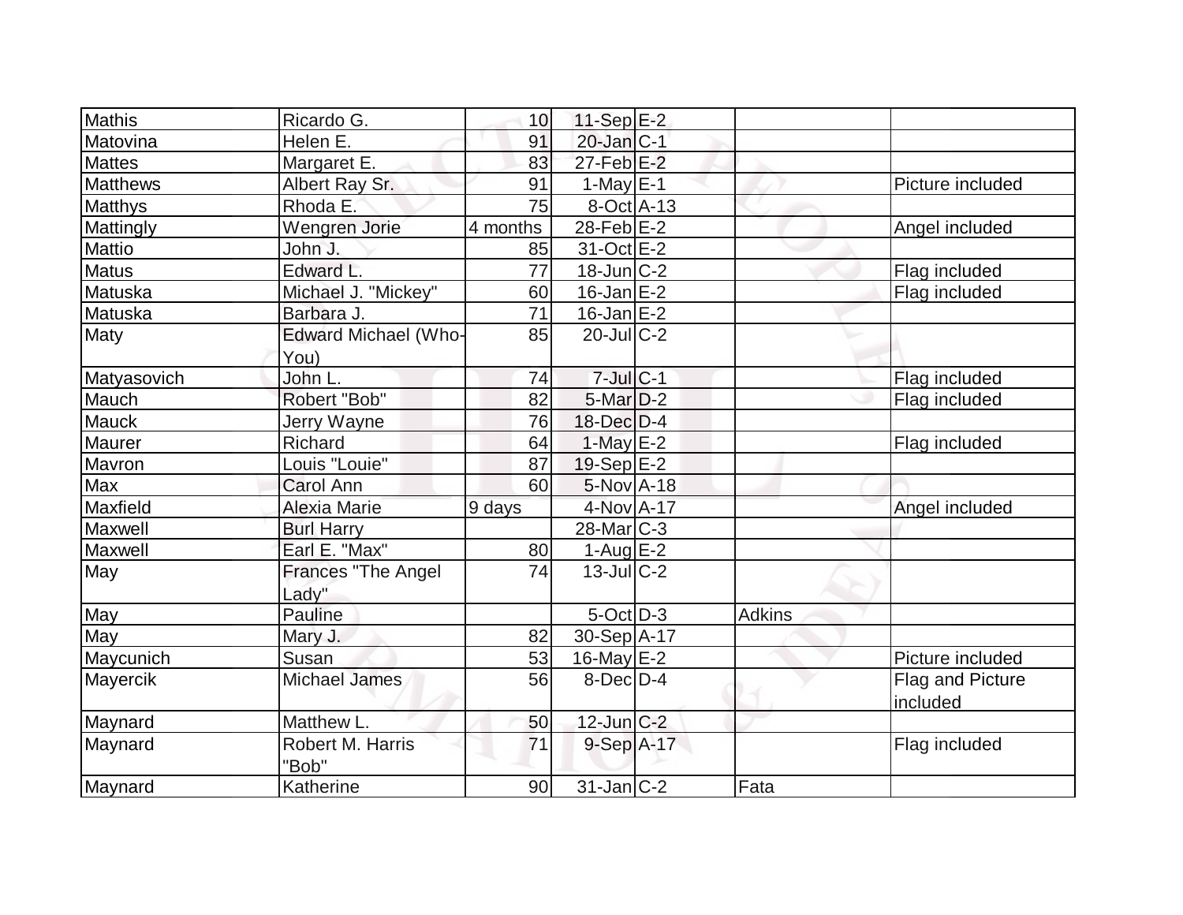| | | | | | | |
|---|---|---|---|---|---|---|
| Mathis | Ricardo G. | 10 | 11-Sep | E-2 | | |
| Matovina | Helen E. | 91 | 20-Jan | C-1 | | |
| Mattes | Margaret E. | 83 | 27-Feb | E-2 | | |
| Matthews | Albert Ray Sr. | 91 | 1-May | E-1 | | Picture included |
| Matthys | Rhoda E. | 75 | 8-Oct | A-13 | | |
| Mattingly | Wengren Jorie | 4 months | 28-Feb | E-2 | | Angel included |
| Mattio | John J. | 85 | 31-Oct | E-2 | | |
| Matus | Edward L. | 77 | 18-Jun | C-2 | | Flag included |
| Matuska | Michael J. "Mickey" | 60 | 16-Jan | E-2 | | Flag included |
| Matuska | Barbara J. | 71 | 16-Jan | E-2 | | |
| Maty | Edward Michael (Who-You) | 85 | 20-Jul | C-2 | | |
| Matyasovich | John L. | 74 | 7-Jul | C-1 | | Flag included |
| Mauch | Robert "Bob" | 82 | 5-Mar | D-2 | | Flag included |
| Mauck | Jerry Wayne | 76 | 18-Dec | D-4 | | |
| Maurer | Richard | 64 | 1-May | E-2 | | Flag included |
| Mavron | Louis "Louie" | 87 | 19-Sep | E-2 | | |
| Max | Carol Ann | 60 | 5-Nov | A-18 | | |
| Maxfield | Alexia Marie | 9 days | 4-Nov | A-17 | | Angel included |
| Maxwell | Burl Harry | | 28-Mar | C-3 | | |
| Maxwell | Earl E. "Max" | 80 | 1-Aug | E-2 | | |
| May | Frances "The Angel Lady" | 74 | 13-Jul | C-2 | | |
| May | Pauline | | 5-Oct | D-3 | Adkins | |
| May | Mary J. | 82 | 30-Sep | A-17 | | |
| Maycunich | Susan | 53 | 16-May | E-2 | | Picture included |
| Mayercik | Michael James | 56 | 8-Dec | D-4 | | Flag and Picture included |
| Maynard | Matthew L. | 50 | 12-Jun | C-2 | | |
| Maynard | Robert M. Harris "Bob" | 71 | 9-Sep | A-17 | | Flag included |
| Maynard | Katherine | 90 | 31-Jan | C-2 | Fata | |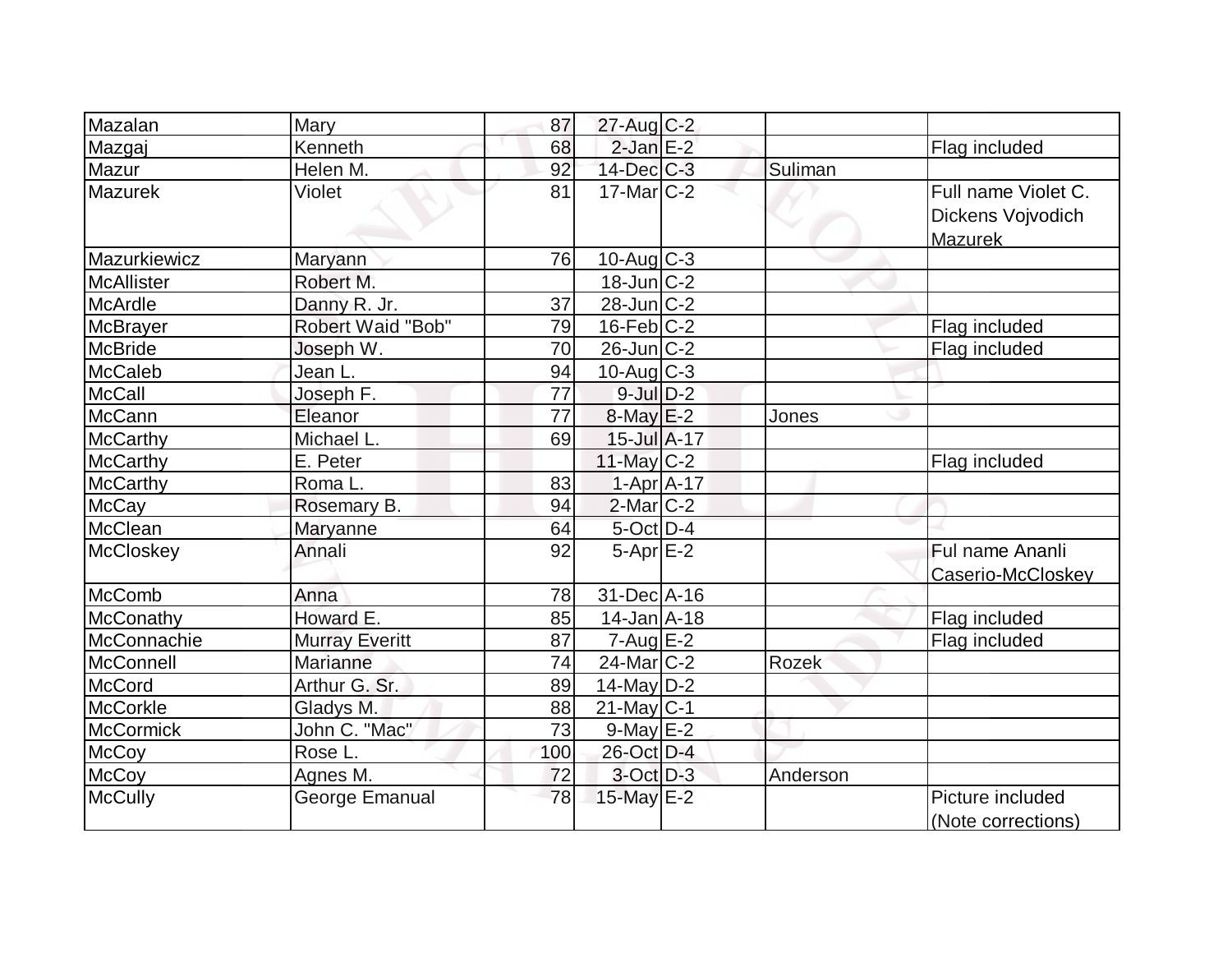| | | | | | | |
|---|---|---|---|---|---|---|
| Mazalan | Mary | 87 | 27-Aug | C-2 | | |
| Mazgaj | Kenneth | 68 | 2-Jan | E-2 | | Flag included |
| Mazur | Helen M. | 92 | 14-Dec | C-3 | Suliman | |
| Mazurek | Violet | 81 | 17-Mar | C-2 | | Full name Violet C. Dickens Vojvodich Mazurek |
| Mazurkiewicz | Maryann | 76 | 10-Aug | C-3 | | |
| McAllister | Robert M. | | 18-Jun | C-2 | | |
| McArdle | Danny R. Jr. | 37 | 28-Jun | C-2 | | |
| McBrayer | Robert Waid "Bob" | 79 | 16-Feb | C-2 | | Flag included |
| McBride | Joseph W. | 70 | 26-Jun | C-2 | | Flag included |
| McCaleb | Jean L. | 94 | 10-Aug | C-3 | | |
| McCall | Joseph F. | 77 | 9-Jul | D-2 | | |
| McCann | Eleanor | 77 | 8-May | E-2 | Jones | |
| McCarthy | Michael L. | 69 | 15-Jul | A-17 | | |
| McCarthy | E. Peter | | 11-May | C-2 | | Flag included |
| McCarthy | Roma L. | 83 | 1-Apr | A-17 | | |
| McCay | Rosemary B. | 94 | 2-Mar | C-2 | | |
| McClean | Maryanne | 64 | 5-Oct | D-4 | | |
| McCloskey | Annali | 92 | 5-Apr | E-2 | | Ful name Ananli Caserio-McCloskey |
| McComb | Anna | 78 | 31-Dec | A-16 | | |
| McConathy | Howard E. | 85 | 14-Jan | A-18 | | Flag included |
| McConnachie | Murray Everitt | 87 | 7-Aug | E-2 | | Flag included |
| McConnell | Marianne | 74 | 24-Mar | C-2 | Rozek | |
| McCord | Arthur G. Sr. | 89 | 14-May | D-2 | | |
| McCorkle | Gladys M. | 88 | 21-May | C-1 | | |
| McCormick | John C. "Mac" | 73 | 9-May | E-2 | | |
| McCoy | Rose L. | 100 | 26-Oct | D-4 | | |
| McCoy | Agnes M. | 72 | 3-Oct | D-3 | Anderson | |
| McCully | George Emanual | 78 | 15-May | E-2 | | Picture included (Note corrections) |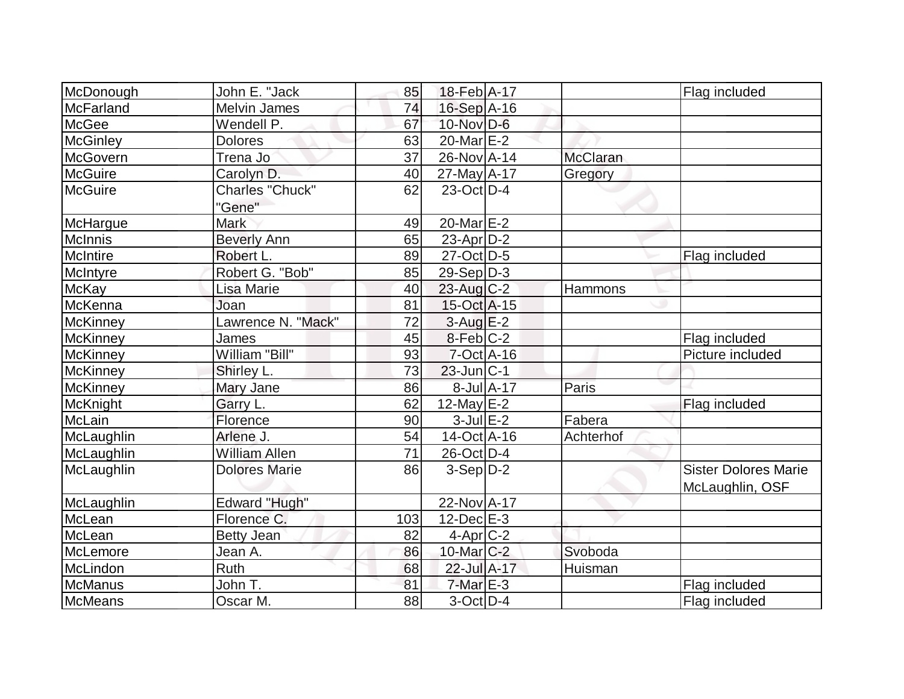| | | | | | | |
|---|---|---|---|---|---|---|
| McDonough | John E. "Jack | 85 | 18-Feb | A-17 | | Flag included |
| McFarland | Melvin James | 74 | 16-Sep | A-16 | | |
| McGee | Wendell P. | 67 | 10-Nov | D-6 | | |
| McGinley | Dolores | 63 | 20-Mar | E-2 | | |
| McGovern | Trena Jo | 37 | 26-Nov | A-14 | McClaran | |
| McGuire | Carolyn D. | 40 | 27-May | A-17 | Gregory | |
| McGuire | Charles "Chuck" "Gene" | 62 | 23-Oct | D-4 | | |
| McHargue | Mark | 49 | 20-Mar | E-2 | | |
| McInnis | Beverly Ann | 65 | 23-Apr | D-2 | | |
| McIntire | Robert L. | 89 | 27-Oct | D-5 | | Flag included |
| McIntyre | Robert G. "Bob" | 85 | 29-Sep | D-3 | | |
| McKay | Lisa Marie | 40 | 23-Aug | C-2 | Hammons | |
| McKenna | Joan | 81 | 15-Oct | A-15 | | |
| McKinney | Lawrence N. "Mack" | 72 | 3-Aug | E-2 | | |
| McKinney | James | 45 | 8-Feb | C-2 | | Flag included |
| McKinney | William "Bill" | 93 | 7-Oct | A-16 | | Picture included |
| McKinney | Shirley L. | 73 | 23-Jun | C-1 | | |
| McKinney | Mary Jane | 86 | 8-Jul | A-17 | Paris | |
| McKnight | Garry L. | 62 | 12-May | E-2 | | Flag included |
| McLain | Florence | 90 | 3-Jul | E-2 | Fabera | |
| McLaughlin | Arlene J. | 54 | 14-Oct | A-16 | Achterhof | |
| McLaughlin | William Allen | 71 | 26-Oct | D-4 | | |
| McLaughlin | Dolores Marie | 86 | 3-Sep | D-2 | | Sister Dolores Marie McLaughlin, OSF |
| McLaughlin | Edward "Hugh" | | 22-Nov | A-17 | | |
| McLean | Florence C. | 103 | 12-Dec | E-3 | | |
| McLean | Betty Jean | 82 | 4-Apr | C-2 | | |
| McLemore | Jean A. | 86 | 10-Mar | C-2 | Svoboda | |
| McLindon | Ruth | 68 | 22-Jul | A-17 | Huisman | |
| McManus | John T. | 81 | 7-Mar | E-3 | | Flag included |
| McMeans | Oscar M. | 88 | 3-Oct | D-4 | | Flag included |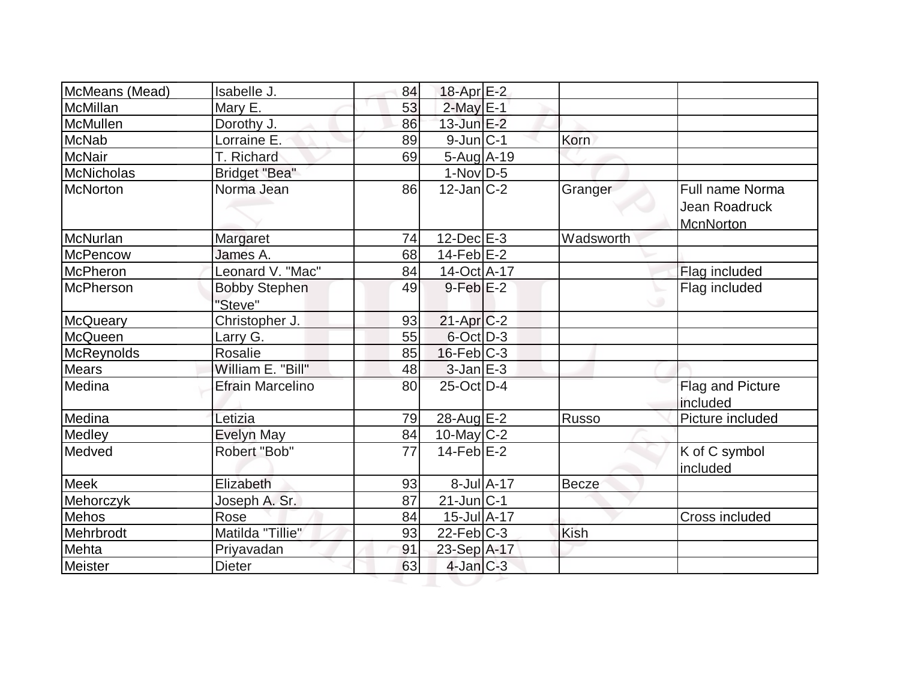| McMeans (Mead) | Isabelle J. | 84 | 18-Apr | E-2 | | |
|---|---|---|---|---|---|---|
| McMillan | Mary E. | 53 | 2-May | E-1 | | |
| McMullen | Dorothy J. | 86 | 13-Jun | E-2 | | |
| McNab | Lorraine E. | 89 | 9-Jun | C-1 | Korn | |
| McNair | T. Richard | 69 | 5-Aug | A-19 | | |
| McNicholas | Bridget "Bea" | | 1-Nov | D-5 | | |
| McNorton | Norma Jean | 86 | 12-Jan | C-2 | Granger | Full name Norma Jean Roadruck McnNorton |
| McNurlan | Margaret | 74 | 12-Dec | E-3 | Wadsworth | |
| McPencow | James A. | 68 | 14-Feb | E-2 | | |
| McPheron | Leonard V. "Mac" | 84 | 14-Oct | A-17 | | Flag included |
| McPherson | Bobby Stephen "Steve" | 49 | 9-Feb | E-2 | | Flag included |
| McQueary | Christopher J. | 93 | 21-Apr | C-2 | | |
| McQueen | Larry G. | 55 | 6-Oct | D-3 | | |
| McReynolds | Rosalie | 85 | 16-Feb | C-3 | | |
| Mears | William E. "Bill" | 48 | 3-Jan | E-3 | | |
| Medina | Efrain Marcelino | 80 | 25-Oct | D-4 | | Flag and Picture included |
| Medina | Letizia | 79 | 28-Aug | E-2 | Russo | Picture included |
| Medley | Evelyn May | 84 | 10-May | C-2 | | |
| Medved | Robert "Bob" | 77 | 14-Feb | E-2 | | K of C symbol included |
| Meek | Elizabeth | 93 | 8-Jul | A-17 | Becze | |
| Mehorczyk | Joseph A. Sr. | 87 | 21-Jun | C-1 | | |
| Mehos | Rose | 84 | 15-Jul | A-17 | | Cross included |
| Mehrbrodt | Matilda "Tillie" | 93 | 22-Feb | C-3 | Kish | |
| Mehta | Priyavadan | 91 | 23-Sep | A-17 | | |
| Meister | Dieter | 63 | 4-Jan | C-3 | | |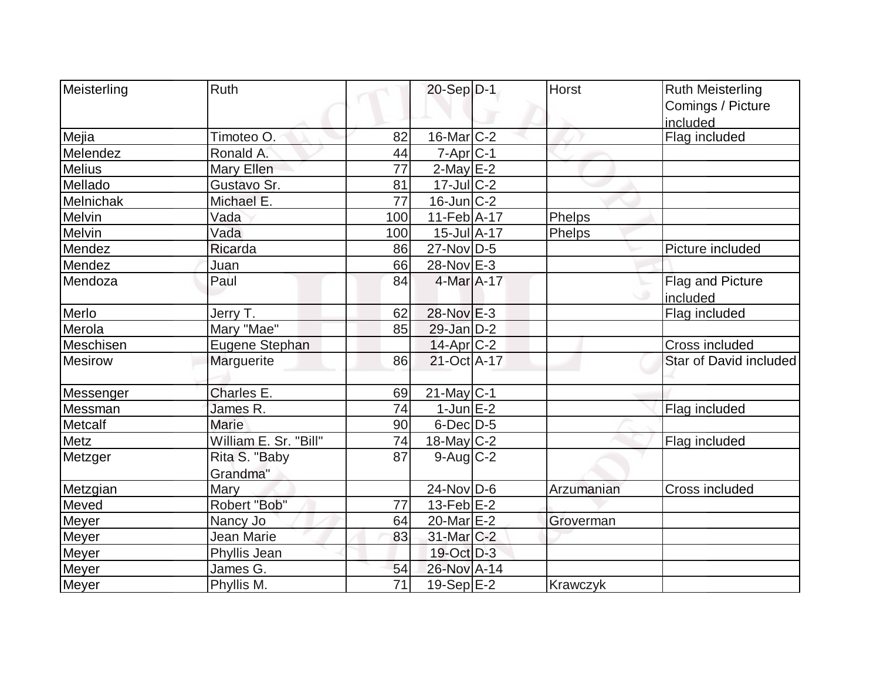| | | | | | | |
|---|---|---|---|---|---|---|
| Meisterling | Ruth | | 20-Sep | D-1 | Horst | Ruth Meisterling Comings / Picture included |
| Mejia | Timoteo O. | 82 | 16-Mar | C-2 | | Flag included |
| Melendez | Ronald A. | 44 | 7-Apr | C-1 | | |
| Melius | Mary Ellen | 77 | 2-May | E-2 | | |
| Mellado | Gustavo Sr. | 81 | 17-Jul | C-2 | | |
| Melnichak | Michael E. | 77 | 16-Jun | C-2 | | |
| Melvin | Vada | 100 | 11-Feb | A-17 | Phelps | |
| Melvin | Vada | 100 | 15-Jul | A-17 | Phelps | |
| Mendez | Ricarda | 86 | 27-Nov | D-5 | | Picture included |
| Mendez | Juan | 66 | 28-Nov | E-3 | | |
| Mendoza | Paul | 84 | 4-Mar | A-17 | | Flag and Picture included |
| Merlo | Jerry T. | 62 | 28-Nov | E-3 | | Flag included |
| Merola | Mary "Mae" | 85 | 29-Jan | D-2 | | |
| Meschisen | Eugene Stephan | | 14-Apr | C-2 | | Cross included |
| Mesirow | Marguerite | 86 | 21-Oct | A-17 | | Star of David included |
| Messenger | Charles E. | 69 | 21-May | C-1 | | |
| Messman | James R. | 74 | 1-Jun | E-2 | | Flag included |
| Metcalf | Marie | 90 | 6-Dec | D-5 | | |
| Metz | William E. Sr. "Bill" | 74 | 18-May | C-2 | | Flag included |
| Metzger | Rita S. "Baby Grandma" | 87 | 9-Aug | C-2 | | |
| Metzgian | Mary | | 24-Nov | D-6 | Arzumanian | Cross included |
| Meved | Robert "Bob" | 77 | 13-Feb | E-2 | | |
| Meyer | Nancy Jo | 64 | 20-Mar | E-2 | Groverman | |
| Meyer | Jean Marie | 83 | 31-Mar | C-2 | | |
| Meyer | Phyllis Jean | | 19-Oct | D-3 | | |
| Meyer | James G. | 54 | 26-Nov | A-14 | | |
| Meyer | Phyllis M. | 71 | 19-Sep | E-2 | Krawczyk | |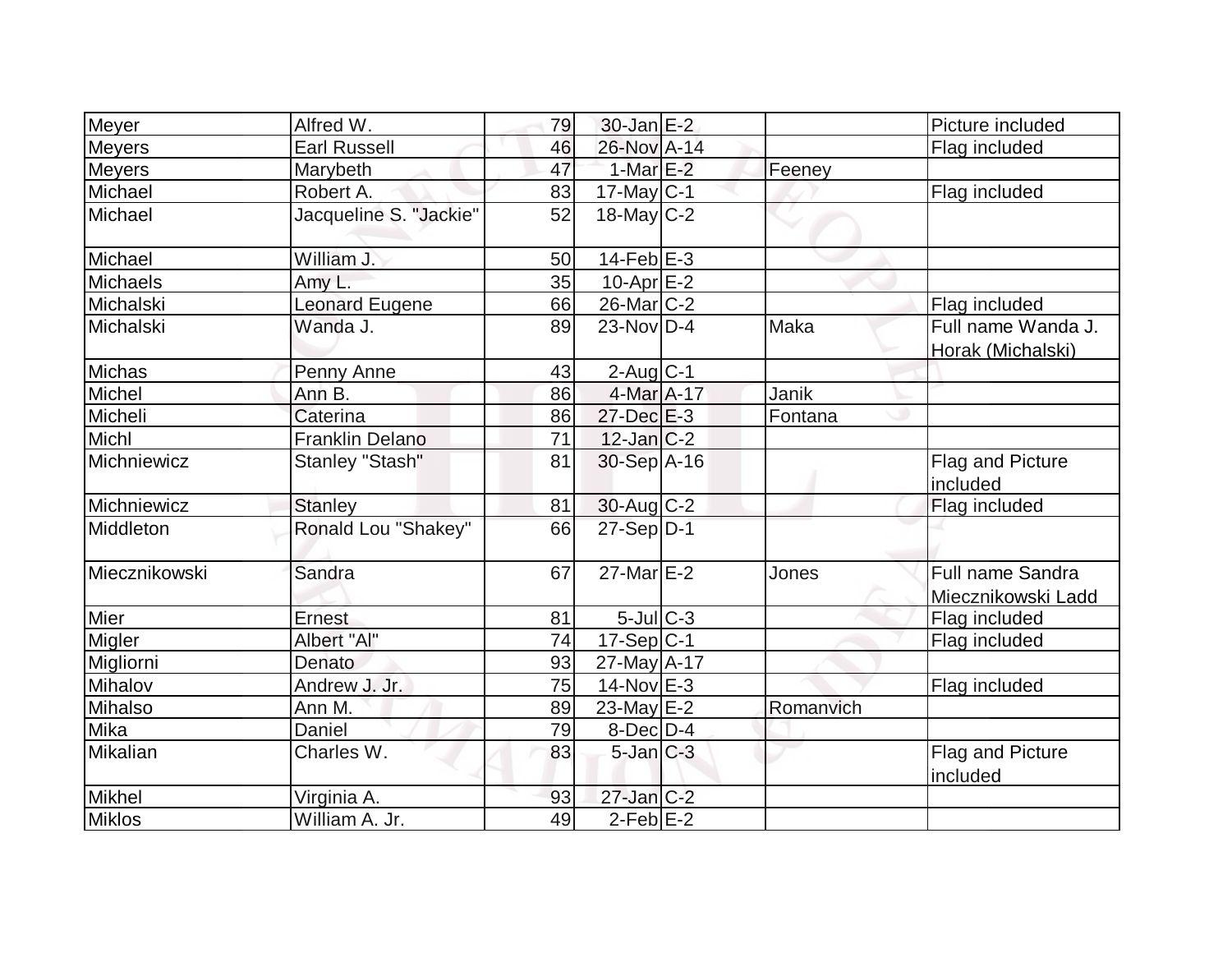| | | | | | | |
|---|---|---|---|---|---|---|
| Meyer | Alfred W. | 79 | 30-Jan | E-2 | | Picture included |
| Meyers | Earl Russell | 46 | 26-Nov | A-14 | | Flag included |
| Meyers | Marybeth | 47 | 1-Mar | E-2 | Feeney | |
| Michael | Robert A. | 83 | 17-May | C-1 | | Flag included |
| Michael | Jacqueline S. "Jackie" | 52 | 18-May | C-2 | | |
| Michael | William J. | 50 | 14-Feb | E-3 | | |
| Michaels | Amy L. | 35 | 10-Apr | E-2 | | |
| Michalski | Leonard Eugene | 66 | 26-Mar | C-2 | | Flag included |
| Michalski | Wanda J. | 89 | 23-Nov | D-4 | Maka | Full name Wanda J. Horak (Michalski) |
| Michas | Penny Anne | 43 | 2-Aug | C-1 | | |
| Michel | Ann B. | 86 | 4-Mar | A-17 | Janik | |
| Micheli | Caterina | 86 | 27-Dec | E-3 | Fontana | |
| Michl | Franklin Delano | 71 | 12-Jan | C-2 | | |
| Michniewicz | Stanley "Stash" | 81 | 30-Sep | A-16 | | Flag and Picture included |
| Michniewicz | Stanley | 81 | 30-Aug | C-2 | | Flag included |
| Middleton | Ronald Lou "Shakey" | 66 | 27-Sep | D-1 | | |
| Miecznikowski | Sandra | 67 | 27-Mar | E-2 | Jones | Full name Sandra Miecznikowski Ladd |
| Mier | Ernest | 81 | 5-Jul | C-3 | | Flag included |
| Migler | Albert "Al" | 74 | 17-Sep | C-1 | | Flag included |
| Migliorni | Denato | 93 | 27-May | A-17 | | |
| Mihalov | Andrew J. Jr. | 75 | 14-Nov | E-3 | | Flag included |
| Mihalso | Ann M. | 89 | 23-May | E-2 | Romanvich | |
| Mika | Daniel | 79 | 8-Dec | D-4 | | |
| Mikalian | Charles W. | 83 | 5-Jan | C-3 | | Flag and Picture included |
| Mikhel | Virginia A. | 93 | 27-Jan | C-2 | | |
| Miklos | William A. Jr. | 49 | 2-Feb | E-2 | | |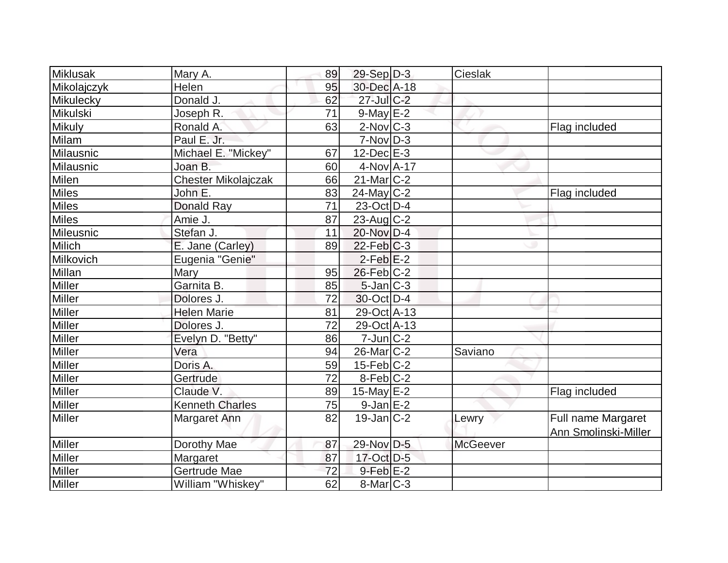| Miklusak | Mary A. | 89 | 29-Sep | D-3 | Cieslak | |
|---|---|---|---|---|---|---|
| Mikolajczyk | Helen | 95 | 30-Dec | A-18 | | |
| Mikulecky | Donald J. | 62 | 27-Jul | C-2 | | |
| Mikulski | Joseph R. | 71 | 9-May | E-2 | | |
| Mikuly | Ronald A. | 63 | 2-Nov | C-3 | | Flag included |
| Milam | Paul E. Jr. | | 7-Nov | D-3 | | |
| Milausnic | Michael E. "Mickey" | 67 | 12-Dec | E-3 | | |
| Milausnic | Joan B. | 60 | 4-Nov | A-17 | | |
| Milen | Chester Mikolajczak | 66 | 21-Mar | C-2 | | |
| Miles | John E. | 83 | 24-May | C-2 | | Flag included |
| Miles | Donald Ray | 71 | 23-Oct | D-4 | | |
| Miles | Amie J. | 87 | 23-Aug | C-2 | | |
| Mileusnic | Stefan J. | 11 | 20-Nov | D-4 | | |
| Milich | E. Jane (Carley) | 89 | 22-Feb | C-3 | | |
| Milkovich | Eugenia "Genie" | | 2-Feb | E-2 | | |
| Millan | Mary | 95 | 26-Feb | C-2 | | |
| Miller | Garnita B. | 85 | 5-Jan | C-3 | | |
| Miller | Dolores J. | 72 | 30-Oct | D-4 | | |
| Miller | Helen Marie | 81 | 29-Oct | A-13 | | |
| Miller | Dolores J. | 72 | 29-Oct | A-13 | | |
| Miller | Evelyn D. "Betty" | 86 | 7-Jun | C-2 | | |
| Miller | Vera | 94 | 26-Mar | C-2 | Saviano | |
| Miller | Doris A. | 59 | 15-Feb | C-2 | | |
| Miller | Gertrude | 72 | 8-Feb | C-2 | | |
| Miller | Claude V. | 89 | 15-May | E-2 | | Flag included |
| Miller | Kenneth Charles | 75 | 9-Jan | E-2 | | |
| Miller | Margaret Ann | 82 | 19-Jan | C-2 | Lewry | Full name Margaret Ann Smolinski-Miller |
| Miller | Dorothy Mae | 87 | 29-Nov | D-5 | McGeever | |
| Miller | Margaret | 87 | 17-Oct | D-5 | | |
| Miller | Gertrude Mae | 72 | 9-Feb | E-2 | | |
| Miller | William "Whiskey" | 62 | 8-Mar | C-3 | | |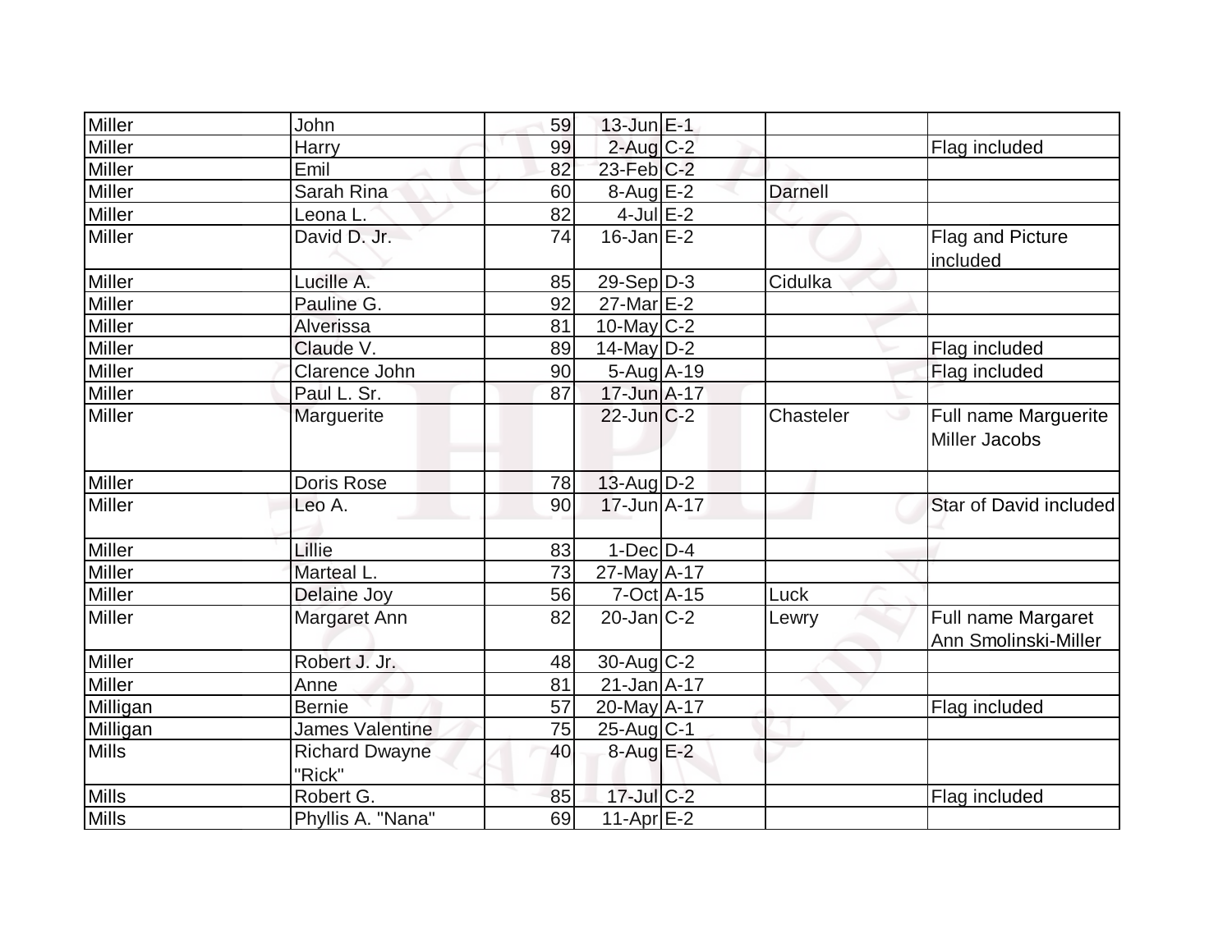| | | | | | | |
|---|---|---|---|---|---|---|
| Miller | John | 59 | 13-Jun | E-1 | | |
| Miller | Harry | 99 | 2-Aug | C-2 | | Flag included |
| Miller | Emil | 82 | 23-Feb | C-2 | | |
| Miller | Sarah Rina | 60 | 8-Aug | E-2 | Darnell | |
| Miller | Leona L. | 82 | 4-Jul | E-2 | | |
| Miller | David D. Jr. | 74 | 16-Jan | E-2 | | Flag and Picture included |
| Miller | Lucille A. | 85 | 29-Sep | D-3 | Cidulka | |
| Miller | Pauline G. | 92 | 27-Mar | E-2 | | |
| Miller | Alverissa | 81 | 10-May | C-2 | | |
| Miller | Claude V. | 89 | 14-May | D-2 | | Flag included |
| Miller | Clarence John | 90 | 5-Aug | A-19 | | Flag included |
| Miller | Paul L. Sr. | 87 | 17-Jun | A-17 | | |
| Miller | Marguerite | | 22-Jun | C-2 | Chasteler | Full name Marguerite Miller Jacobs |
| Miller | Doris Rose | 78 | 13-Aug | D-2 | | |
| Miller | Leo A. | 90 | 17-Jun | A-17 | | Star of David included |
| Miller | Lillie | 83 | 1-Dec | D-4 | | |
| Miller | Marteal L. | 73 | 27-May | A-17 | | |
| Miller | Delaine Joy | 56 | 7-Oct | A-15 | Luck | |
| Miller | Margaret Ann | 82 | 20-Jan | C-2 | Lewry | Full name Margaret Ann Smolinski-Miller |
| Miller | Robert J. Jr. | 48 | 30-Aug | C-2 | | |
| Miller | Anne | 81 | 21-Jan | A-17 | | |
| Milligan | Bernie | 57 | 20-May | A-17 | | Flag included |
| Milligan | James Valentine | 75 | 25-Aug | C-1 | | |
| Mills | Richard Dwayne "Rick" | 40 | 8-Aug | E-2 | | |
| Mills | Robert G. | 85 | 17-Jul | C-2 | | Flag included |
| Mills | Phyllis A. "Nana" | 69 | 11-Apr | E-2 | | |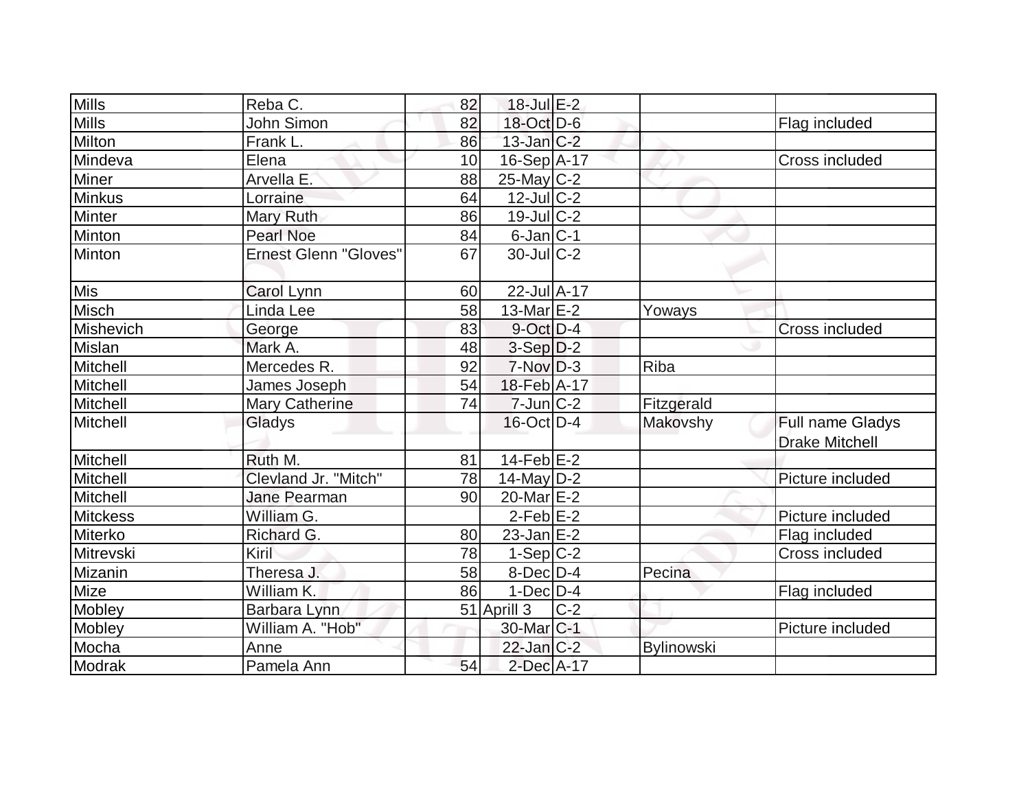| | | | | | | |
|---|---|---|---|---|---|---|
| Mills | Reba C. | 82 | 18-Jul | E-2 | | |
| Mills | John Simon | 82 | 18-Oct | D-6 | | Flag included |
| Milton | Frank L. | 86 | 13-Jan | C-2 | | |
| Mindeva | Elena | 10 | 16-Sep | A-17 | | Cross included |
| Miner | Arvella E. | 88 | 25-May | C-2 | | |
| Minkus | Lorraine | 64 | 12-Jul | C-2 | | |
| Minter | Mary Ruth | 86 | 19-Jul | C-2 | | |
| Minton | Pearl Noe | 84 | 6-Jan | C-1 | | |
| Minton | Ernest Glenn "Gloves" | 67 | 30-Jul | C-2 | | |
| Mis | Carol Lynn | 60 | 22-Jul | A-17 | | |
| Misch | Linda Lee | 58 | 13-Mar | E-2 | Yoways | |
| Mishevich | George | 83 | 9-Oct | D-4 | | Cross included |
| Mislan | Mark A. | 48 | 3-Sep | D-2 | | |
| Mitchell | Mercedes R. | 92 | 7-Nov | D-3 | Riba | |
| Mitchell | James Joseph | 54 | 18-Feb | A-17 | | |
| Mitchell | Mary Catherine | 74 | 7-Jun | C-2 | Fitzgerald | |
| Mitchell | Gladys | | 16-Oct | D-4 | Makovshy | Full name Gladys Drake Mitchell |
| Mitchell | Ruth M. | 81 | 14-Feb | E-2 | | |
| Mitchell | Clevland Jr. "Mitch" | 78 | 14-May | D-2 | | Picture included |
| Mitchell | Jane Pearman | 90 | 20-Mar | E-2 | | |
| Mitckess | William G. | | 2-Feb | E-2 | | Picture included |
| Miterko | Richard G. | 80 | 23-Jan | E-2 | | Flag included |
| Mitrevski | Kiril | 78 | 1-Sep | C-2 | | Cross included |
| Mizanin | Theresa J. | 58 | 8-Dec | D-4 | Pecina | |
| Mize | William K. | 86 | 1-Dec | D-4 | | Flag included |
| Mobley | Barbara Lynn | 51 | Aprill 3 | C-2 | | |
| Mobley | William A. "Hob" | | 30-Mar | C-1 | | Picture included |
| Mocha | Anne | | 22-Jan | C-2 | Bylinowski | |
| Modrak | Pamela Ann | 54 | 2-Dec | A-17 | | |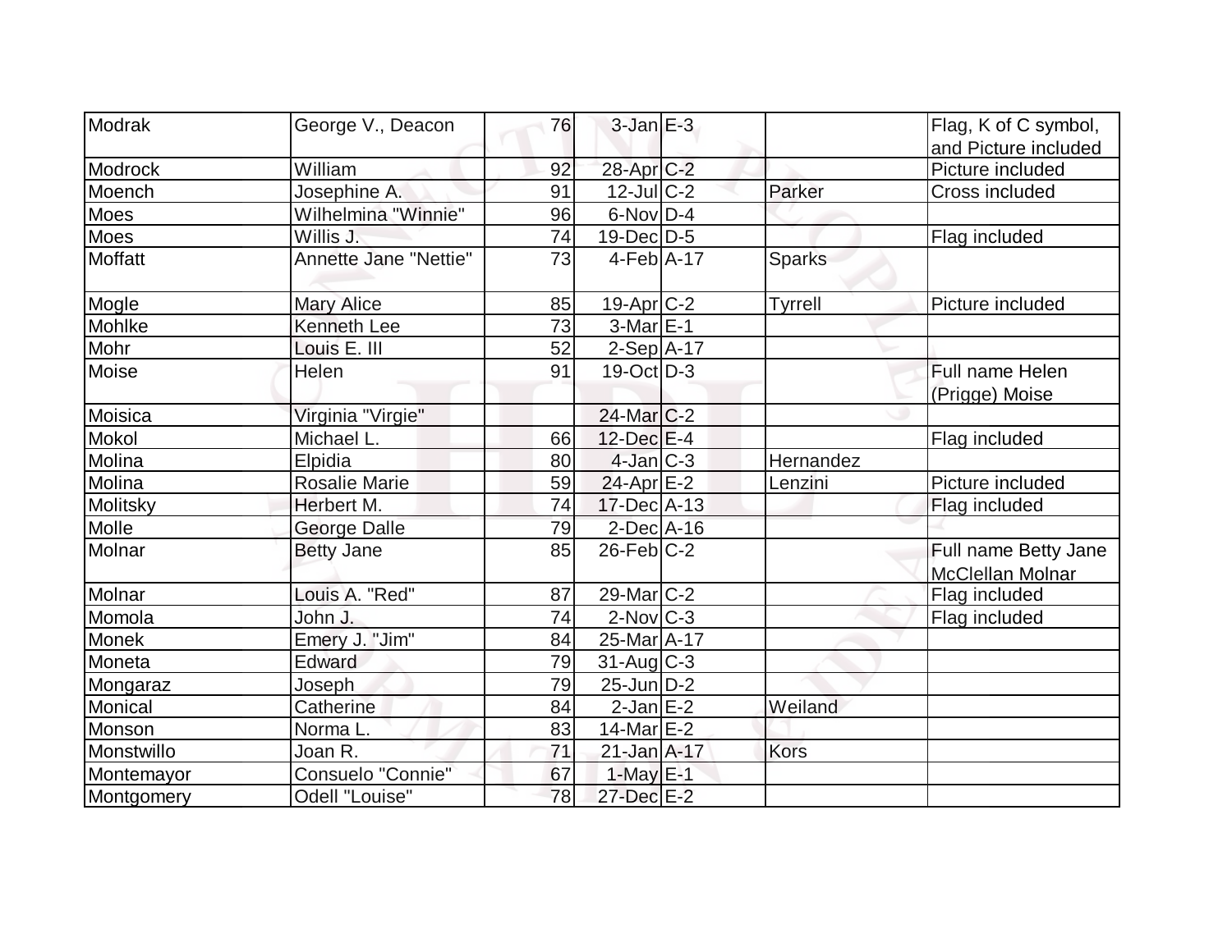| Modrak | George V., Deacon | 76 | 3-Jan | E-3 | | Flag, K of C symbol, and Picture included |
|---|---|---|---|---|---|---|
| Modrock | William | 92 | 28-Apr | C-2 | | Picture included |
| Moench | Josephine A. | 91 | 12-Jul | C-2 | Parker | Cross included |
| Moes | Wilhelmina "Winnie" | 96 | 6-Nov | D-4 | | |
| Moes | Willis J. | 74 | 19-Dec | D-5 | | Flag included |
| Moffatt | Annette Jane "Nettie" | 73 | 4-Feb | A-17 | Sparks | |
| Mogle | Mary Alice | 85 | 19-Apr | C-2 | Tyrrell | Picture included |
| Mohlke | Kenneth Lee | 73 | 3-Mar | E-1 | | |
| Mohr | Louis E. III | 52 | 2-Sep | A-17 | | |
| Moise | Helen | 91 | 19-Oct | D-3 | | Full name Helen (Prigge) Moise |
| Moisica | Virginia "Virgie" | | 24-Mar | C-2 | | |
| Mokol | Michael L. | 66 | 12-Dec | E-4 | | Flag included |
| Molina | Elpidia | 80 | 4-Jan | C-3 | Hernandez | |
| Molina | Rosalie Marie | 59 | 24-Apr | E-2 | Lenzini | Picture included |
| Molitsky | Herbert M. | 74 | 17-Dec | A-13 | | Flag included |
| Molle | George Dalle | 79 | 2-Dec | A-16 | | |
| Molnar | Betty Jane | 85 | 26-Feb | C-2 | | Full name Betty Jane McClellan Molnar |
| Molnar | Louis A. "Red" | 87 | 29-Mar | C-2 | | Flag included |
| Momola | John J. | 74 | 2-Nov | C-3 | | Flag included |
| Monek | Emery J. "Jim" | 84 | 25-Mar | A-17 | | |
| Moneta | Edward | 79 | 31-Aug | C-3 | | |
| Mongaraz | Joseph | 79 | 25-Jun | D-2 | | |
| Monical | Catherine | 84 | 2-Jan | E-2 | Weiland | |
| Monson | Norma L. | 83 | 14-Mar | E-2 | | |
| Monstwillo | Joan R. | 71 | 21-Jan | A-17 | Kors | |
| Montemayor | Consuelo "Connie" | 67 | 1-May | E-1 | | |
| Montgomery | Odell "Louise" | 78 | 27-Dec | E-2 | | |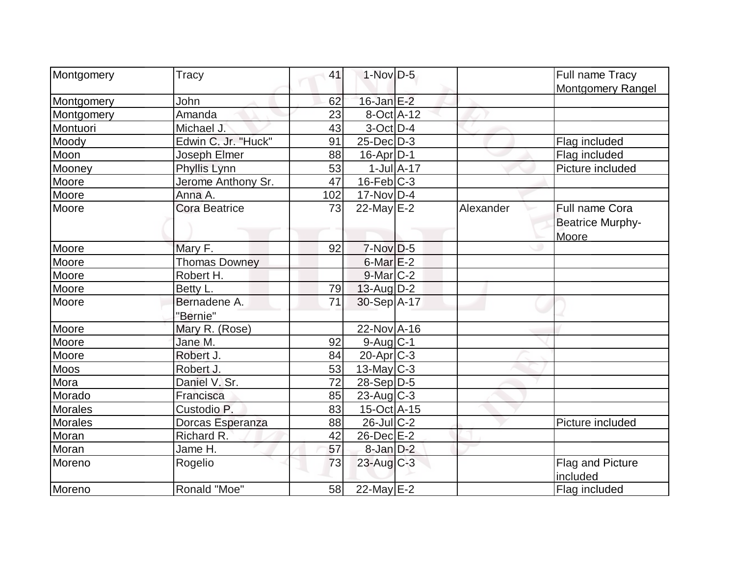| Montgomery | Tracy | 41 | 1-Nov | D-5 | | Full name Tracy Montgomery Rangel |
|---|---|---|---|---|---|---|
| Montgomery | John | 62 | 16-Jan | E-2 | | |
| Montgomery | Amanda | 23 | 8-Oct | A-12 | | |
| Montuori | Michael J. | 43 | 3-Oct | D-4 | | |
| Moody | Edwin C. Jr. "Huck" | 91 | 25-Dec | D-3 | | Flag included |
| Moon | Joseph Elmer | 88 | 16-Apr | D-1 | | Flag included |
| Mooney | Phyllis Lynn | 53 | 1-Jul | A-17 | | Picture included |
| Moore | Jerome Anthony Sr. | 47 | 16-Feb | C-3 | | |
| Moore | Anna A. | 102 | 17-Nov | D-4 | | |
| Moore | Cora Beatrice | 73 | 22-May | E-2 | Alexander | Full name Cora Beatrice Murphy-Moore |
| Moore | Mary F. | 92 | 7-Nov | D-5 | | |
| Moore | Thomas Downey | | 6-Mar | E-2 | | |
| Moore | Robert H. | | 9-Mar | C-2 | | |
| Moore | Betty L. | 79 | 13-Aug | D-2 | | |
| Moore | Bernadene A. "Bernie" | 71 | 30-Sep | A-17 | | |
| Moore | Mary R. (Rose) | | 22-Nov | A-16 | | |
| Moore | Jane M. | 92 | 9-Aug | C-1 | | |
| Moore | Robert J. | 84 | 20-Apr | C-3 | | |
| Moos | Robert J. | 53 | 13-May | C-3 | | |
| Mora | Daniel V. Sr. | 72 | 28-Sep | D-5 | | |
| Morado | Francisca | 85 | 23-Aug | C-3 | | |
| Morales | Custodio P. | 83 | 15-Oct | A-15 | | |
| Morales | Dorcas Esperanza | 88 | 26-Jul | C-2 | | Picture included |
| Moran | Richard R. | 42 | 26-Dec | E-2 | | |
| Moran | Jame H. | 57 | 8-Jan | D-2 | | |
| Moreno | Rogelio | 73 | 23-Aug | C-3 | | Flag and Picture included |
| Moreno | Ronald "Moe" | 58 | 22-May | E-2 | | Flag included |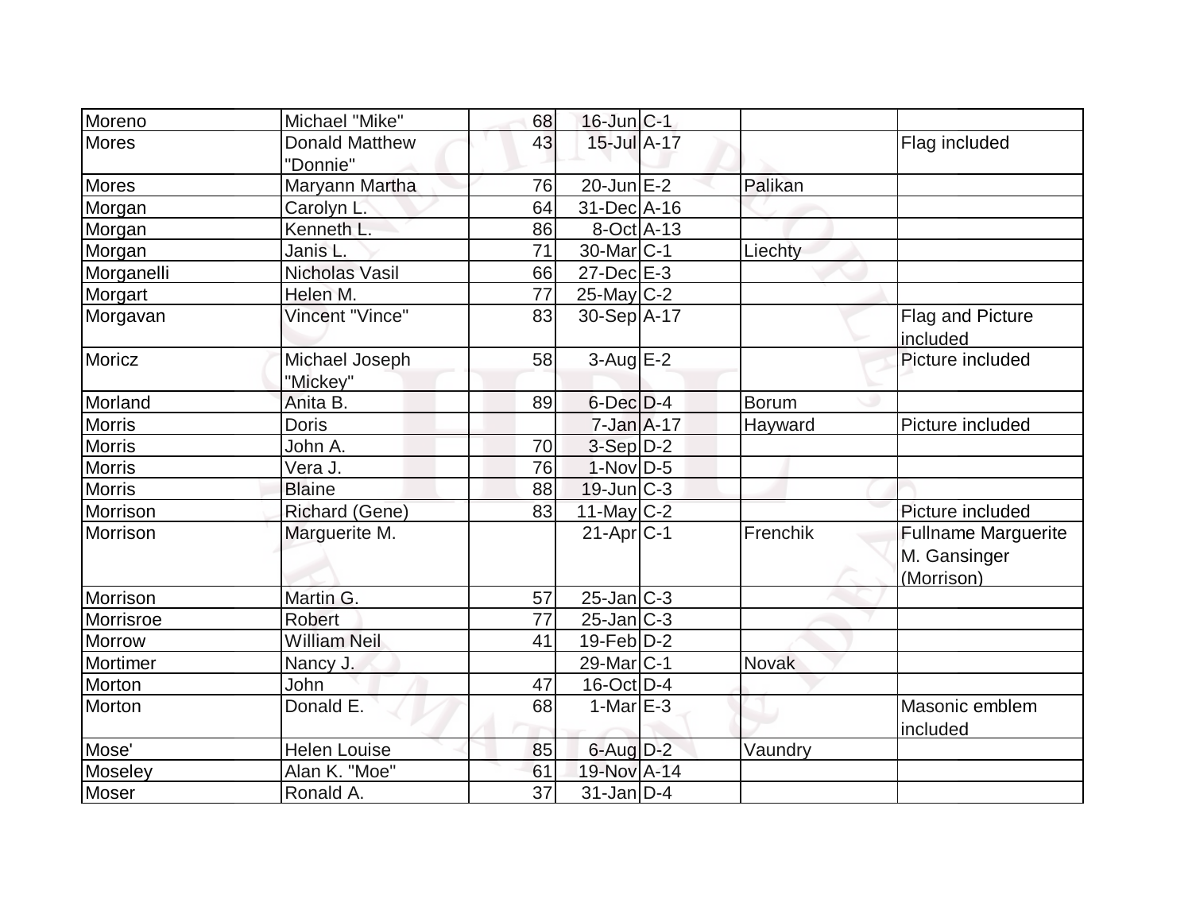| | | | | | | |
|---|---|---|---|---|---|---|
| Moreno | Michael "Mike" | 68 | 16-Jun | C-1 | | |
| Mores | Donald Matthew "Donnie" | 43 | 15-Jul | A-17 | | Flag included |
| Mores | Maryann Martha | 76 | 20-Jun | E-2 | Palikan | |
| Morgan | Carolyn L. | 64 | 31-Dec | A-16 | | |
| Morgan | Kenneth L. | 86 | 8-Oct | A-13 | | |
| Morgan | Janis L. | 71 | 30-Mar | C-1 | Liechty | |
| Morganelli | Nicholas Vasil | 66 | 27-Dec | E-3 | | |
| Morgart | Helen M. | 77 | 25-May | C-2 | | |
| Morgavan | Vincent "Vince" | 83 | 30-Sep | A-17 | | Flag and Picture included |
| Moricz | Michael Joseph "Mickey" | 58 | 3-Aug | E-2 | | Picture included |
| Morland | Anita B. | 89 | 6-Dec | D-4 | Borum | |
| Morris | Doris | | 7-Jan | A-17 | Hayward | Picture included |
| Morris | John A. | 70 | 3-Sep | D-2 | | |
| Morris | Vera J. | 76 | 1-Nov | D-5 | | |
| Morris | Blaine | 88 | 19-Jun | C-3 | | |
| Morrison | Richard (Gene) | 83 | 11-May | C-2 | | Picture included |
| Morrison | Marguerite M. | | 21-Apr | C-1 | Frenchik | Fullname Marguerite M. Gansinger (Morrison) |
| Morrison | Martin G. | 57 | 25-Jan | C-3 | | |
| Morrisroe | Robert | 77 | 25-Jan | C-3 | | |
| Morrow | William Neil | 41 | 19-Feb | D-2 | | |
| Mortimer | Nancy J. | | 29-Mar | C-1 | Novak | |
| Morton | John | 47 | 16-Oct | D-4 | | |
| Morton | Donald E. | 68 | 1-Mar | E-3 | | Masonic emblem included |
| Mose' | Helen Louise | 85 | 6-Aug | D-2 | Vaundry | |
| Moseley | Alan K. "Moe" | 61 | 19-Nov | A-14 | | |
| Moser | Ronald A. | 37 | 31-Jan | D-4 | | |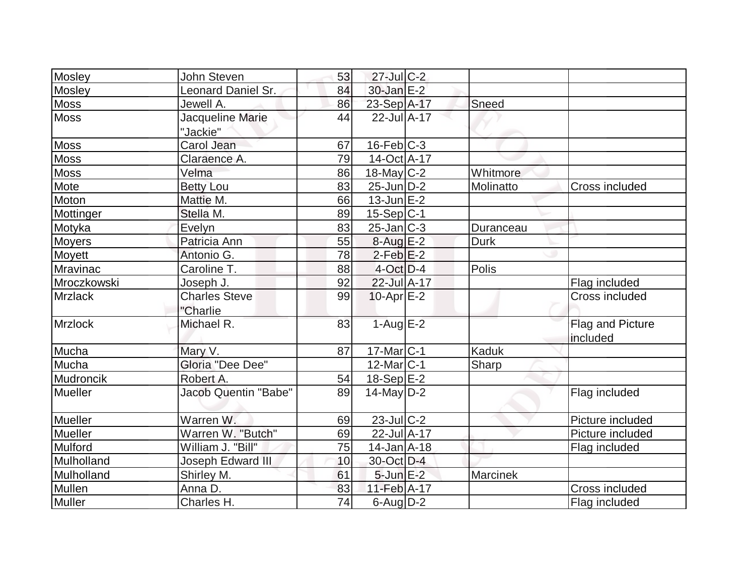| | | | | | | |
|---|---|---|---|---|---|---|
| Mosley | John Steven | 53 | 27-Jul | C-2 | | |
| Mosley | Leonard Daniel Sr. | 84 | 30-Jan | E-2 | | |
| Moss | Jewell A. | 86 | 23-Sep | A-17 | Sneed | |
| Moss | Jacqueline Marie "Jackie" | 44 | 22-Jul | A-17 | | |
| Moss | Carol Jean | 67 | 16-Feb | C-3 | | |
| Moss | Claraence A. | 79 | 14-Oct | A-17 | | |
| Moss | Velma | 86 | 18-May | C-2 | Whitmore | |
| Mote | Betty Lou | 83 | 25-Jun | D-2 | Molinatto | Cross included |
| Moton | Mattie M. | 66 | 13-Jun | E-2 | | |
| Mottinger | Stella M. | 89 | 15-Sep | C-1 | | |
| Motyka | Evelyn | 83 | 25-Jan | C-3 | Duranceau | |
| Moyers | Patricia Ann | 55 | 8-Aug | E-2 | Durk | |
| Moyett | Antonio G. | 78 | 2-Feb | E-2 | | |
| Mravinac | Caroline T. | 88 | 4-Oct | D-4 | Polis | |
| Mroczkowski | Joseph J. | 92 | 22-Jul | A-17 | | Flag included |
| Mrzlack | Charles Steve "Charlie | 99 | 10-Apr | E-2 | | Cross included |
| Mrzlock | Michael R. | 83 | 1-Aug | E-2 | | Flag and Picture included |
| Mucha | Mary V. | 87 | 17-Mar | C-1 | Kaduk | |
| Mucha | Gloria "Dee Dee" | | 12-Mar | C-1 | Sharp | |
| Mudroncik | Robert A. | 54 | 18-Sep | E-2 | | |
| Mueller | Jacob Quentin "Babe" | 89 | 14-May | D-2 | | Flag included |
| Mueller | Warren W. | 69 | 23-Jul | C-2 | | Picture included |
| Mueller | Warren W. "Butch" | 69 | 22-Jul | A-17 | | Picture included |
| Mulford | William J. "Bill" | 75 | 14-Jan | A-18 | | Flag included |
| Mulholland | Joseph Edward III | 10 | 30-Oct | D-4 | | |
| Mulholland | Shirley M. | 61 | 5-Jun | E-2 | Marcinek | |
| Mullen | Anna D. | 83 | 11-Feb | A-17 | | Cross included |
| Muller | Charles H. | 74 | 6-Aug | D-2 | | Flag included |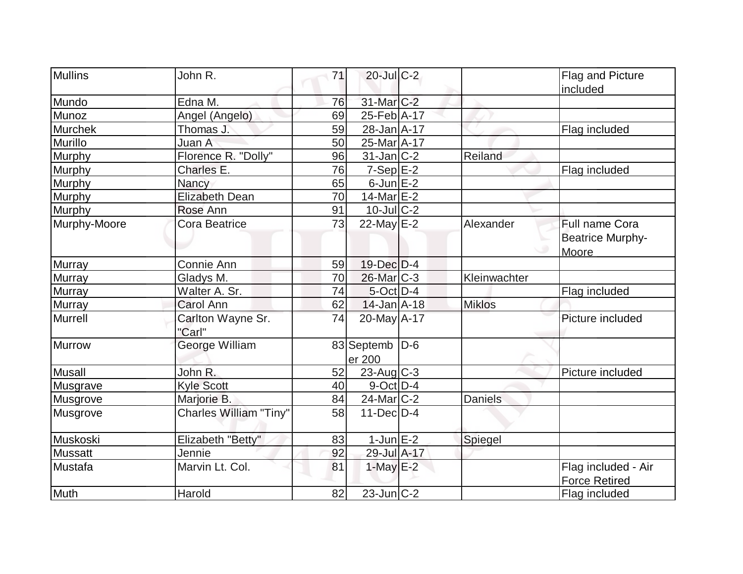| Mullins | John R. | 71 | 20-Jul | C-2 | | Flag and Picture included |
|---|---|---|---|---|---|---|
| Mundo | Edna M. | 76 | 31-Mar | C-2 | | |
| Munoz | Angel (Angelo) | 69 | 25-Feb | A-17 | | |
| Murchek | Thomas J. | 59 | 28-Jan | A-17 | | Flag included |
| Murillo | Juan A | 50 | 25-Mar | A-17 | | |
| Murphy | Florence R. "Dolly" | 96 | 31-Jan | C-2 | Reiland | |
| Murphy | Charles E. | 76 | 7-Sep | E-2 | | Flag included |
| Murphy | Nancy | 65 | 6-Jun | E-2 | | |
| Murphy | Elizabeth Dean | 70 | 14-Mar | E-2 | | |
| Murphy | Rose Ann | 91 | 10-Jul | C-2 | | |
| Murphy-Moore | Cora Beatrice | 73 | 22-May | E-2 | Alexander | Full name Cora Beatrice Murphy-Moore |
| Murray | Connie Ann | 59 | 19-Dec | D-4 | | |
| Murray | Gladys M. | 70 | 26-Mar | C-3 | Kleinwachter | |
| Murray | Walter A. Sr. | 74 | 5-Oct | D-4 | | Flag included |
| Murray | Carol Ann | 62 | 14-Jan | A-18 | Miklos | |
| Murrell | Carlton Wayne Sr. "Carl" | 74 | 20-May | A-17 | | Picture included |
| Murrow | George William | 83 | September 200 | D-6 | | |
| Musall | John R. | 52 | 23-Aug | C-3 | | Picture included |
| Musgrave | Kyle Scott | 40 | 9-Oct | D-4 | | |
| Musgrove | Marjorie B. | 84 | 24-Mar | C-2 | Daniels | |
| Musgrove | Charles William "Tiny" | 58 | 11-Dec | D-4 | | |
| Muskoski | Elizabeth "Betty" | 83 | 1-Jun | E-2 | Spiegel | |
| Mussatt | Jennie | 92 | 29-Jul | A-17 | | |
| Mustafa | Marvin Lt. Col. | 81 | 1-May | E-2 | | Flag included - Air Force Retired |
| Muth | Harold | 82 | 23-Jun | C-2 | | Flag included |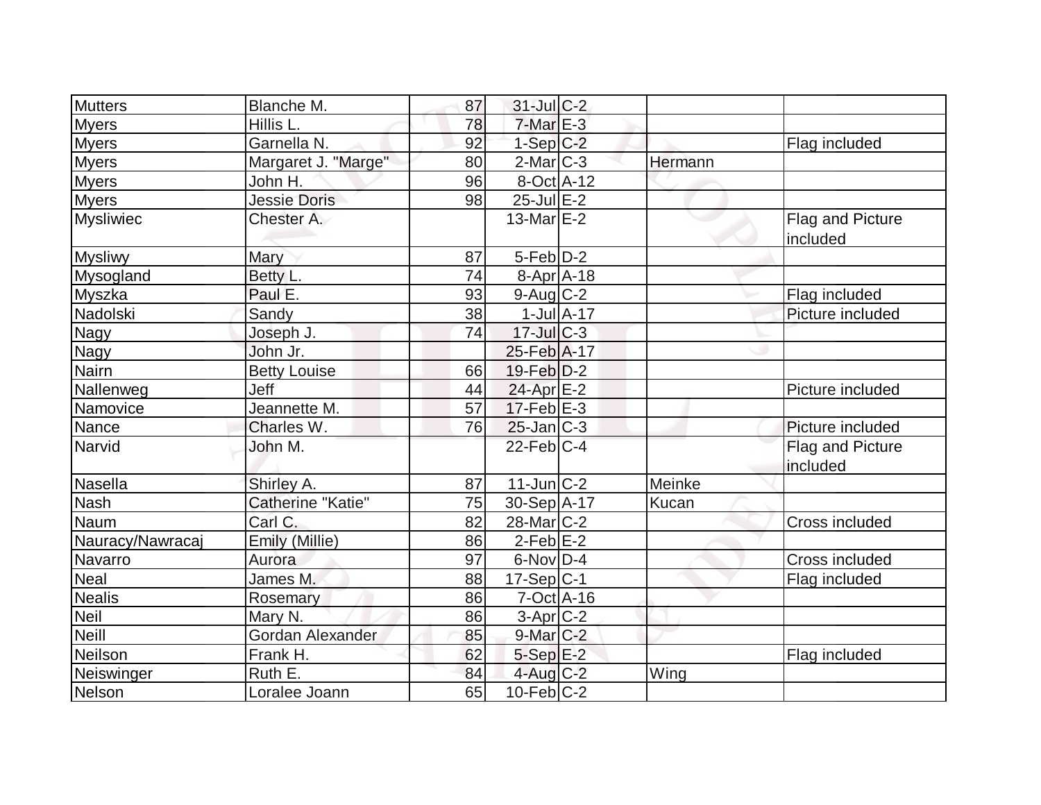| Mutters | Blanche M. | 87 | 31-Jul | C-2 | | |
|---|---|---|---|---|---|---|
| Myers | Hillis L. | 78 | 7-Mar | E-3 | | |
| Myers | Garnella N. | 92 | 1-Sep | C-2 | | Flag included |
| Myers | Margaret J. "Marge" | 80 | 2-Mar | C-3 | Hermann | |
| Myers | John H. | 96 | 8-Oct | A-12 | | |
| Myers | Jessie Doris | 98 | 25-Jul | E-2 | | |
| Mysliwiec | Chester A. | | 13-Mar | E-2 | | Flag and Picture included |
| Mysliwy | Mary | 87 | 5-Feb | D-2 | | |
| Mysogland | Betty L. | 74 | 8-Apr | A-18 | | |
| Myszka | Paul E. | 93 | 9-Aug | C-2 | | Flag included |
| Nadolski | Sandy | 38 | 1-Jul | A-17 | | Picture included |
| Nagy | Joseph J. | 74 | 17-Jul | C-3 | | |
| Nagy | John Jr. | | 25-Feb | A-17 | | |
| Nairn | Betty Louise | 66 | 19-Feb | D-2 | | |
| Nallenweg | Jeff | 44 | 24-Apr | E-2 | | Picture included |
| Namovice | Jeannette M. | 57 | 17-Feb | E-3 | | |
| Nance | Charles W. | 76 | 25-Jan | C-3 | | Picture included |
| Narvid | John M. | | 22-Feb | C-4 | | Flag and Picture included |
| Nasella | Shirley A. | 87 | 11-Jun | C-2 | Meinke | |
| Nash | Catherine "Katie" | 75 | 30-Sep | A-17 | Kucan | |
| Naum | Carl C. | 82 | 28-Mar | C-2 | | Cross included |
| Nauracy/Nawracaj | Emily (Millie) | 86 | 2-Feb | E-2 | | |
| Navarro | Aurora | 97 | 6-Nov | D-4 | | Cross included |
| Neal | James M. | 88 | 17-Sep | C-1 | | Flag included |
| Nealis | Rosemary | 86 | 7-Oct | A-16 | | |
| Neil | Mary N. | 86 | 3-Apr | C-2 | | |
| Neill | Gordan Alexander | 85 | 9-Mar | C-2 | | |
| Neilson | Frank H. | 62 | 5-Sep | E-2 | | Flag included |
| Neiswinger | Ruth E. | 84 | 4-Aug | C-2 | Wing | |
| Nelson | Loralee Joann | 65 | 10-Feb | C-2 | | |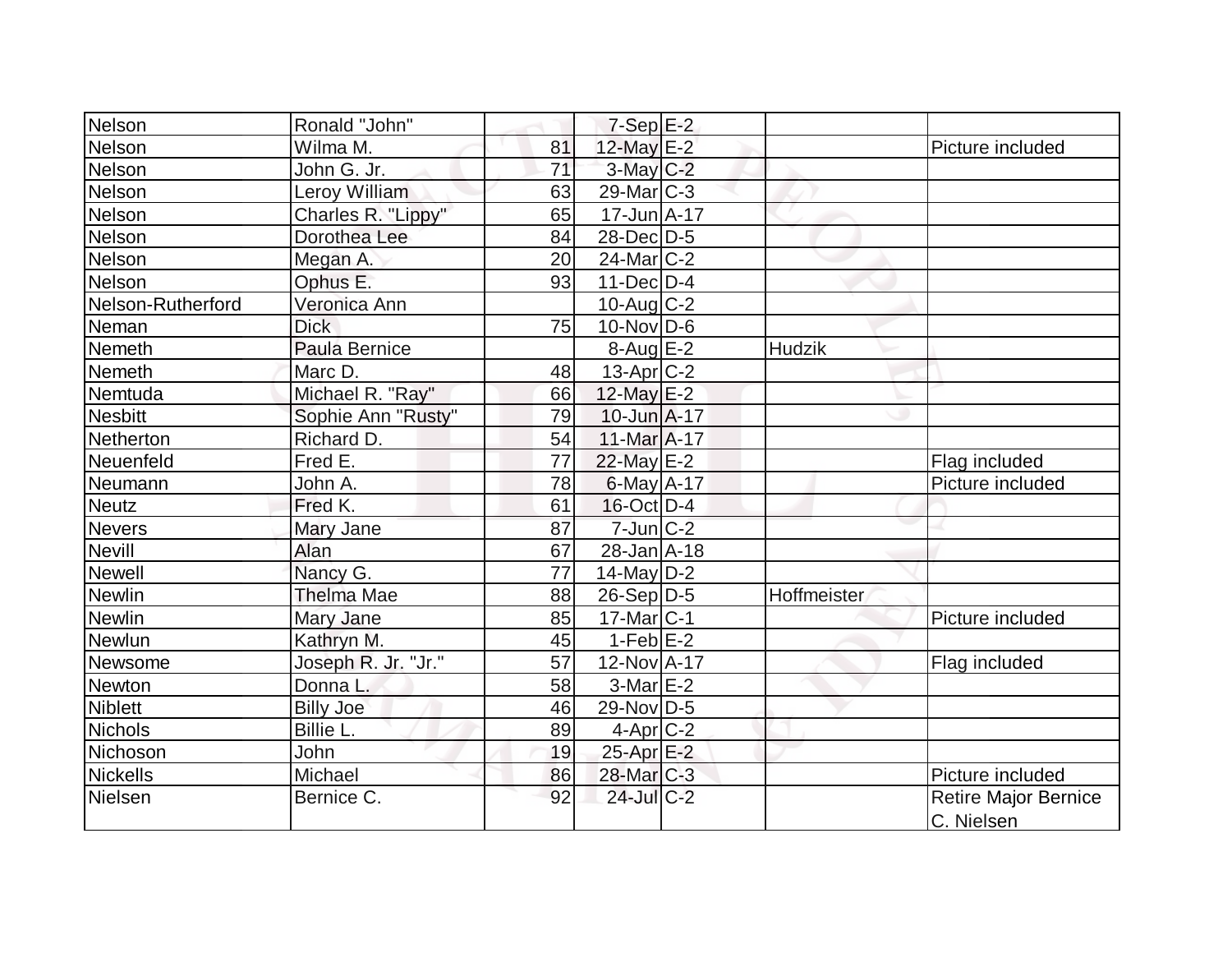| | | | | | | |
|---|---|---|---|---|---|---|
| Nelson | Ronald "John" | | 7-Sep | E-2 | | |
| Nelson | Wilma M. | 81 | 12-May | E-2 | | Picture included |
| Nelson | John G. Jr. | 71 | 3-May | C-2 | | |
| Nelson | Leroy William | 63 | 29-Mar | C-3 | | |
| Nelson | Charles R. "Lippy" | 65 | 17-Jun | A-17 | | |
| Nelson | Dorothea Lee | 84 | 28-Dec | D-5 | | |
| Nelson | Megan A. | 20 | 24-Mar | C-2 | | |
| Nelson | Ophus E. | 93 | 11-Dec | D-4 | | |
| Nelson-Rutherford | Veronica Ann | | 10-Aug | C-2 | | |
| Neman | Dick | 75 | 10-Nov | D-6 | | |
| Nemeth | Paula Bernice | | 8-Aug | E-2 | Hudzik | |
| Nemeth | Marc D. | 48 | 13-Apr | C-2 | | |
| Nemtuda | Michael R. "Ray" | 66 | 12-May | E-2 | | |
| Nesbitt | Sophie Ann "Rusty" | 79 | 10-Jun | A-17 | | |
| Netherton | Richard D. | 54 | 11-Mar | A-17 | | |
| Neuenfeld | Fred E. | 77 | 22-May | E-2 | | Flag included |
| Neumann | John A. | 78 | 6-May | A-17 | | Picture included |
| Neutz | Fred K. | 61 | 16-Oct | D-4 | | |
| Nevers | Mary Jane | 87 | 7-Jun | C-2 | | |
| Nevill | Alan | 67 | 28-Jan | A-18 | | |
| Newell | Nancy G. | 77 | 14-May | D-2 | | |
| Newlin | Thelma Mae | 88 | 26-Sep | D-5 | Hoffmeister | |
| Newlin | Mary Jane | 85 | 17-Mar | C-1 | | Picture included |
| Newlun | Kathryn M. | 45 | 1-Feb | E-2 | | |
| Newsome | Joseph R. Jr. "Jr." | 57 | 12-Nov | A-17 | | Flag included |
| Newton | Donna L. | 58 | 3-Mar | E-2 | | |
| Niblett | Billy Joe | 46 | 29-Nov | D-5 | | |
| Nichols | Billie L. | 89 | 4-Apr | C-2 | | |
| Nichoson | John | 19 | 25-Apr | E-2 | | |
| Nickells | Michael | 86 | 28-Mar | C-3 | | Picture included |
| Nielsen | Bernice C. | 92 | 24-Jul | C-2 | | Retire Major Bernice C. Nielsen |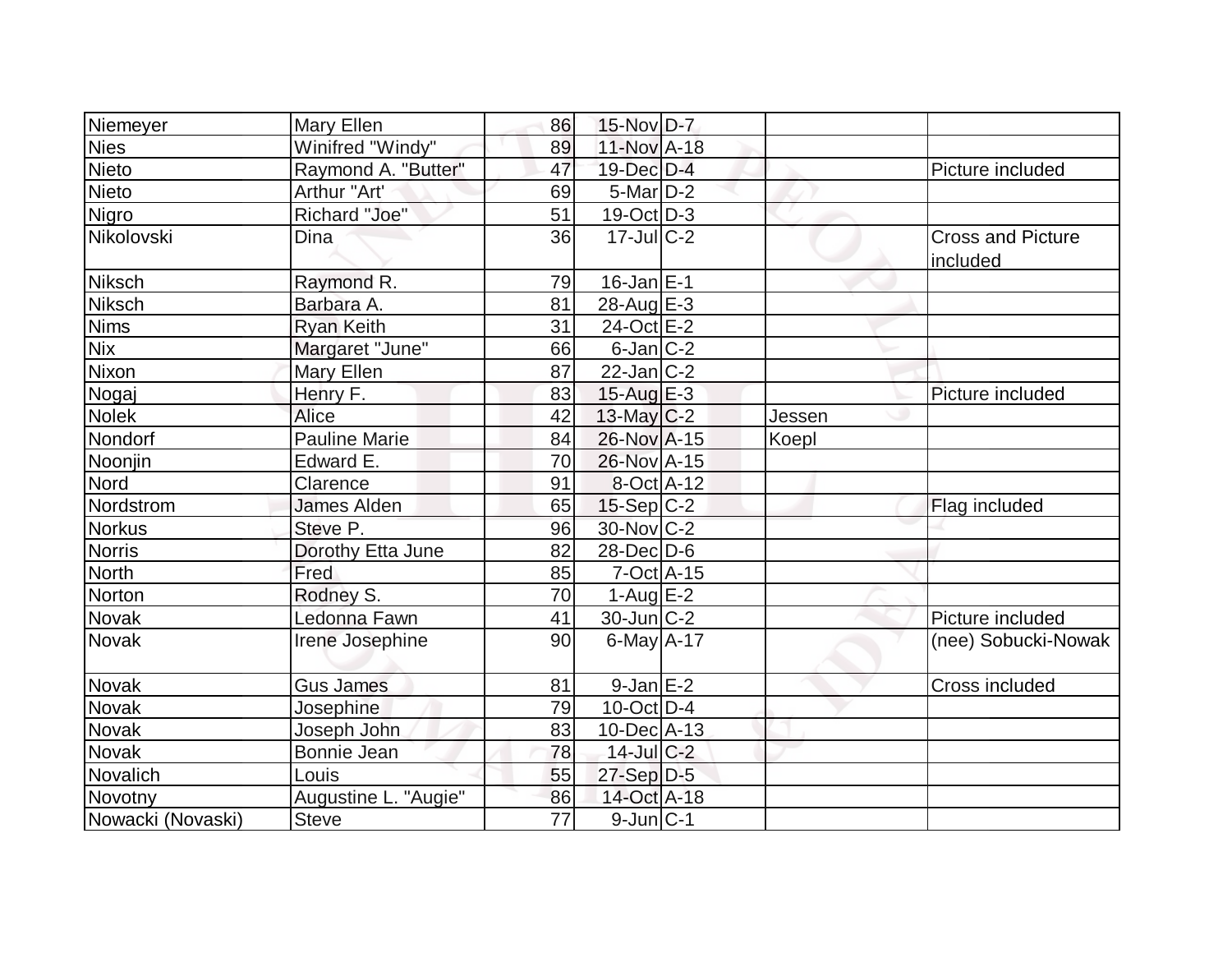| | | | | | | |
|---|---|---|---|---|---|---|
| Niemeyer | Mary Ellen | 86 | 15-Nov | D-7 | | |
| Nies | Winifred "Windy" | 89 | 11-Nov | A-18 | | |
| Nieto | Raymond A. "Butter" | 47 | 19-Dec | D-4 | | Picture included |
| Nieto | Arthur "Art' | 69 | 5-Mar | D-2 | | |
| Nigro | Richard "Joe" | 51 | 19-Oct | D-3 | | |
| Nikolovski | Dina | 36 | 17-Jul | C-2 | | Cross and Picture included |
| Niksch | Raymond R. | 79 | 16-Jan | E-1 | | |
| Niksch | Barbara A. | 81 | 28-Aug | E-3 | | |
| Nims | Ryan Keith | 31 | 24-Oct | E-2 | | |
| Nix | Margaret "June" | 66 | 6-Jan | C-2 | | |
| Nixon | Mary Ellen | 87 | 22-Jan | C-2 | | |
| Nogaj | Henry F. | 83 | 15-Aug | E-3 | | Picture included |
| Nolek | Alice | 42 | 13-May | C-2 | Jessen | |
| Nondorf | Pauline Marie | 84 | 26-Nov | A-15 | Koepl | |
| Noonjin | Edward E. | 70 | 26-Nov | A-15 | | |
| Nord | Clarence | 91 | 8-Oct | A-12 | | |
| Nordstrom | James Alden | 65 | 15-Sep | C-2 | | Flag included |
| Norkus | Steve P. | 96 | 30-Nov | C-2 | | |
| Norris | Dorothy Etta June | 82 | 28-Dec | D-6 | | |
| North | Fred | 85 | 7-Oct | A-15 | | |
| Norton | Rodney S. | 70 | 1-Aug | E-2 | | |
| Novak | Ledonna Fawn | 41 | 30-Jun | C-2 | | Picture included |
| Novak | Irene Josephine | 90 | 6-May | A-17 | | (nee) Sobucki-Nowak |
| Novak | Gus James | 81 | 9-Jan | E-2 | | Cross included |
| Novak | Josephine | 79 | 10-Oct | D-4 | | |
| Novak | Joseph John | 83 | 10-Dec | A-13 | | |
| Novak | Bonnie Jean | 78 | 14-Jul | C-2 | | |
| Novalich | Louis | 55 | 27-Sep | D-5 | | |
| Novotny | Augustine L. "Augie" | 86 | 14-Oct | A-18 | | |
| Nowacki (Novaski) | Steve | 77 | 9-Jun | C-1 | | |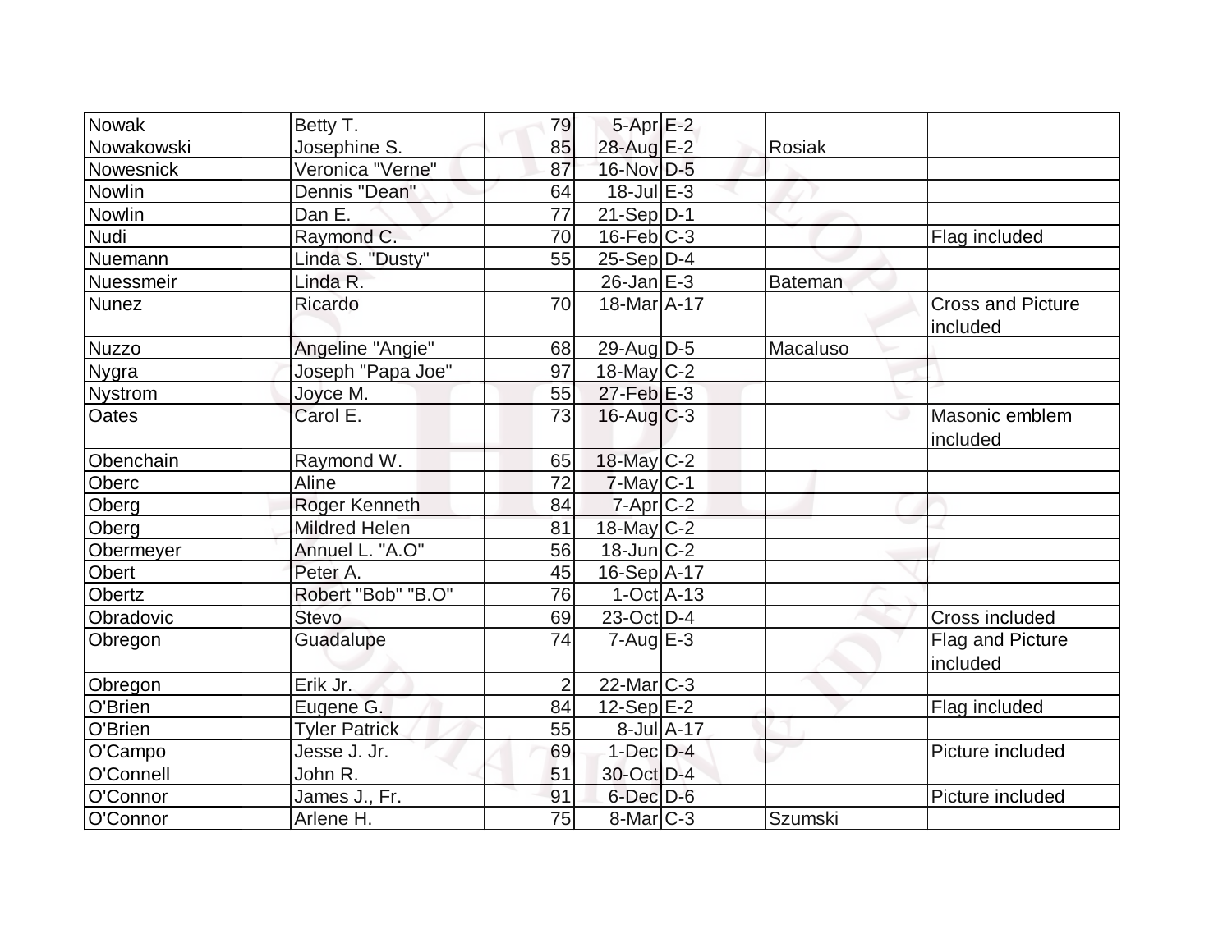| | | | | | | |
|---|---|---|---|---|---|---|
| Nowak | Betty T. | 79 | 5-Apr | E-2 | | |
| Nowakowski | Josephine S. | 85 | 28-Aug | E-2 | Rosiak | |
| Nowesnick | Veronica "Verne" | 87 | 16-Nov | D-5 | | |
| Nowlin | Dennis "Dean" | 64 | 18-Jul | E-3 | | |
| Nowlin | Dan E. | 77 | 21-Sep | D-1 | | |
| Nudi | Raymond C. | 70 | 16-Feb | C-3 | | Flag included |
| Nuemann | Linda S. "Dusty" | 55 | 25-Sep | D-4 | | |
| Nuessmeir | Linda R. | | 26-Jan | E-3 | Bateman | |
| Nunez | Ricardo | 70 | 18-Mar | A-17 | | Cross and Picture included |
| Nuzzo | Angeline "Angie" | 68 | 29-Aug | D-5 | Macaluso | |
| Nygra | Joseph "Papa Joe" | 97 | 18-May | C-2 | | |
| Nystrom | Joyce M. | 55 | 27-Feb | E-3 | | |
| Oates | Carol E. | 73 | 16-Aug | C-3 | | Masonic emblem included |
| Obenchain | Raymond W. | 65 | 18-May | C-2 | | |
| Oberc | Aline | 72 | 7-May | C-1 | | |
| Oberg | Roger Kenneth | 84 | 7-Apr | C-2 | | |
| Oberg | Mildred Helen | 81 | 18-May | C-2 | | |
| Obermeyer | Annuel L. "A.O" | 56 | 18-Jun | C-2 | | |
| Obert | Peter A. | 45 | 16-Sep | A-17 | | |
| Obertz | Robert "Bob" "B.O" | 76 | 1-Oct | A-13 | | |
| Obradovic | Stevo | 69 | 23-Oct | D-4 | | Cross included |
| Obregon | Guadalupe | 74 | 7-Aug | E-3 | | Flag and Picture included |
| Obregon | Erik Jr. | 2 | 22-Mar | C-3 | | |
| O'Brien | Eugene G. | 84 | 12-Sep | E-2 | | Flag included |
| O'Brien | Tyler Patrick | 55 | 8-Jul | A-17 | | |
| O'Campo | Jesse J. Jr. | 69 | 1-Dec | D-4 | | Picture included |
| O'Connell | John R. | 51 | 30-Oct | D-4 | | |
| O'Connor | James J., Fr. | 91 | 6-Dec | D-6 | | Picture included |
| O'Connor | Arlene H. | 75 | 8-Mar | C-3 | Szumski | |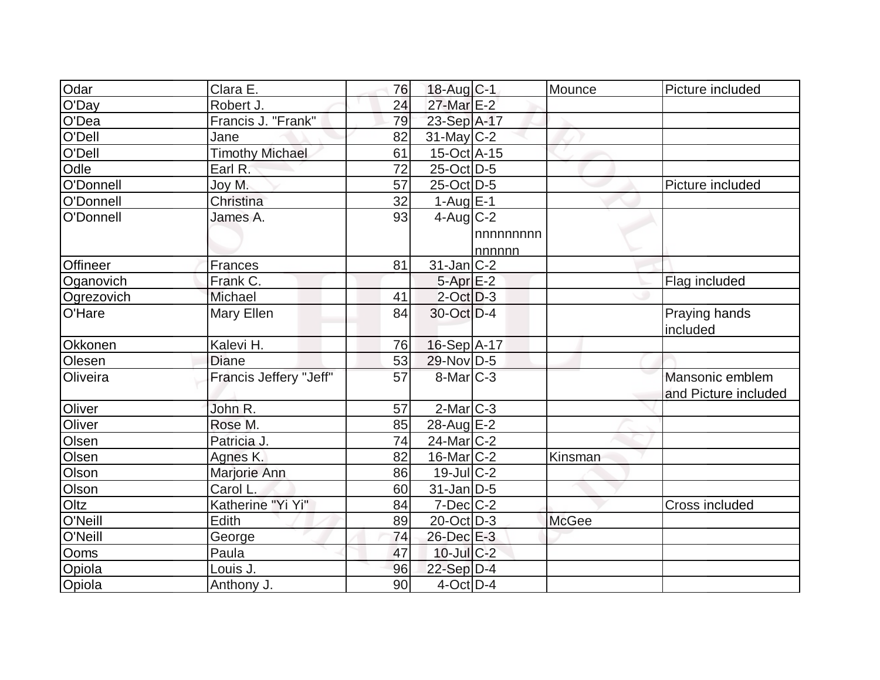| Odar | Clara E. | 76 | 18-Aug | C-1 | Mounce | Picture included |
|---|---|---|---|---|---|---|
| O'Day | Robert J. | 24 | 27-Mar | E-2 | | |
| O'Dea | Francis J. "Frank" | 79 | 23-Sep | A-17 | | |
| O'Dell | Jane | 82 | 31-May | C-2 | | |
| O'Dell | Timothy Michael | 61 | 15-Oct | A-15 | | |
| Odle | Earl R. | 72 | 25-Oct | D-5 | | |
| O'Donnell | Joy M. | 57 | 25-Oct | D-5 | | Picture included |
| O'Donnell | Christina | 32 | 1-Aug | E-1 | | |
| O'Donnell | James A. | 93 | 4-Aug | C-2 nnnnnnnnnnnnnnn | | |
| Offineer | Frances | 81 | 31-Jan | C-2 | | |
| Oganovich | Frank C. | | 5-Apr | E-2 | | Flag included |
| Ogrezovich | Michael | 41 | 2-Oct | D-3 | | |
| O'Hare | Mary Ellen | 84 | 30-Oct | D-4 | | Praying hands included |
| Okkonen | Kalevi H. | 76 | 16-Sep | A-17 | | |
| Olesen | Diane | 53 | 29-Nov | D-5 | | |
| Oliveira | Francis Jeffery "Jeff" | 57 | 8-Mar | C-3 | | Mansonic emblem and Picture included |
| Oliver | John R. | 57 | 2-Mar | C-3 | | |
| Oliver | Rose M. | 85 | 28-Aug | E-2 | | |
| Olsen | Patricia J. | 74 | 24-Mar | C-2 | | |
| Olsen | Agnes K. | 82 | 16-Mar | C-2 | Kinsman | |
| Olson | Marjorie Ann | 86 | 19-Jul | C-2 | | |
| Olson | Carol L. | 60 | 31-Jan | D-5 | | |
| Oltz | Katherine "Yi Yi" | 84 | 7-Dec | C-2 | | Cross included |
| O'Neill | Edith | 89 | 20-Oct | D-3 | McGee | |
| O'Neill | George | 74 | 26-Dec | E-3 | | |
| Ooms | Paula | 47 | 10-Jul | C-2 | | |
| Opiola | Louis J. | 96 | 22-Sep | D-4 | | |
| Opiola | Anthony J. | 90 | 4-Oct | D-4 | | |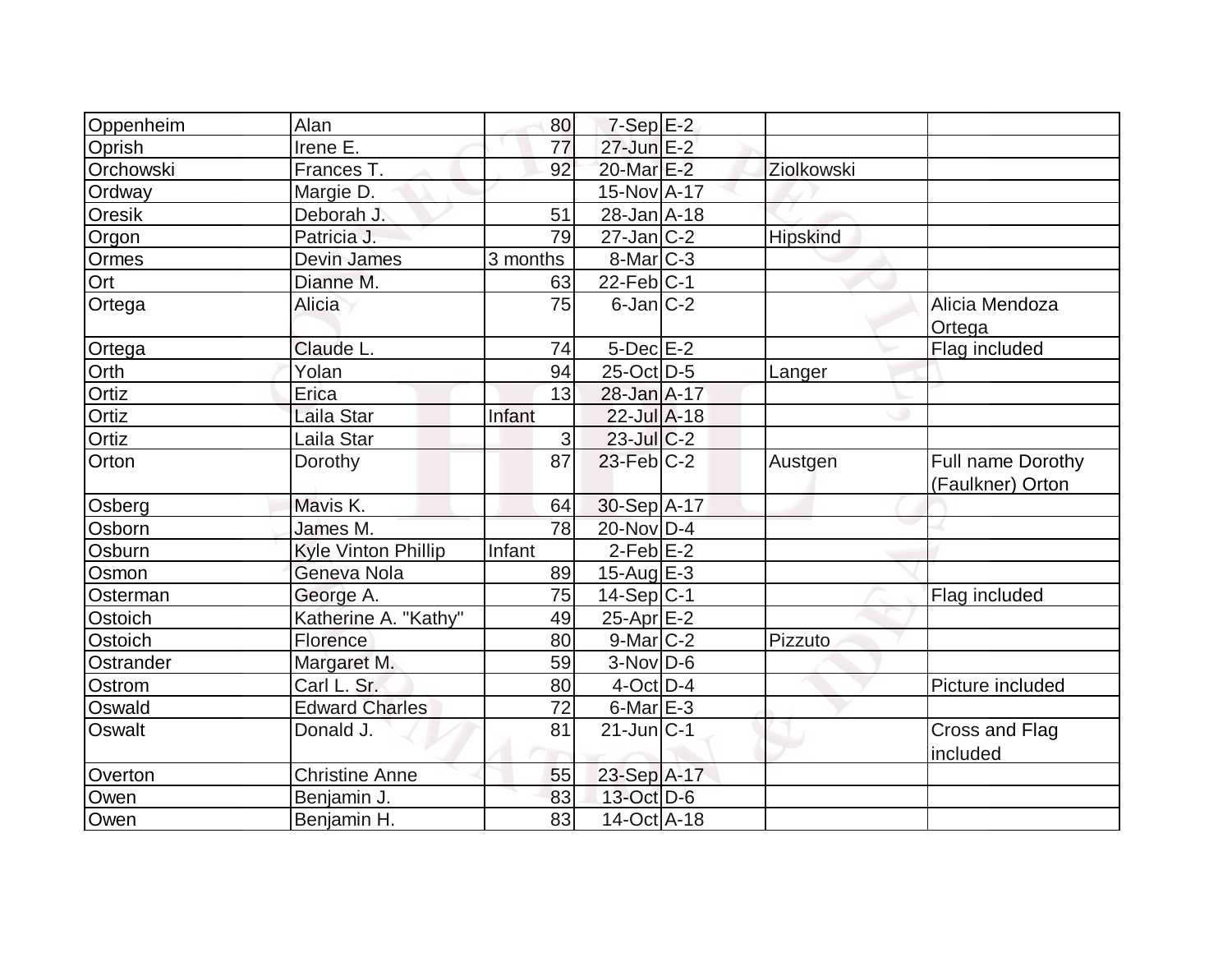| Oppenheim | Alan | 80 | 7-Sep | E-2 | | |
|---|---|---|---|---|---|---|
| Oprish | Irene E. | 77 | 27-Jun | E-2 | | |
| Orchowski | Frances T. | 92 | 20-Mar | E-2 | Ziolkowski | |
| Ordway | Margie D. | | 15-Nov | A-17 | | |
| Oresik | Deborah J. | 51 | 28-Jan | A-18 | | |
| Orgon | Patricia J. | 79 | 27-Jan | C-2 | Hipskind | |
| Ormes | Devin James | 3 months | 8-Mar | C-3 | | |
| Ort | Dianne M. | 63 | 22-Feb | C-1 | | |
| Ortega | Alicia | 75 | 6-Jan | C-2 | | Alicia Mendoza Ortega |
| Ortega | Claude L. | 74 | 5-Dec | E-2 | | Flag included |
| Orth | Yolan | 94 | 25-Oct | D-5 | Langer | |
| Ortiz | Erica | 13 | 28-Jan | A-17 | | |
| Ortiz | Laila Star | Infant | 22-Jul | A-18 | | |
| Ortiz | Laila Star | 3 | 23-Jul | C-2 | | |
| Orton | Dorothy | 87 | 23-Feb | C-2 | Austgen | Full name Dorothy (Faulkner) Orton |
| Osberg | Mavis K. | 64 | 30-Sep | A-17 | | |
| Osborn | James M. | 78 | 20-Nov | D-4 | | |
| Osburn | Kyle Vinton Phillip | Infant | 2-Feb | E-2 | | |
| Osmon | Geneva Nola | 89 | 15-Aug | E-3 | | |
| Osterman | George A. | 75 | 14-Sep | C-1 | | Flag included |
| Ostoich | Katherine A. "Kathy" | 49 | 25-Apr | E-2 | | |
| Ostoich | Florence | 80 | 9-Mar | C-2 | Pizzuto | |
| Ostrander | Margaret M. | 59 | 3-Nov | D-6 | | |
| Ostrom | Carl L. Sr. | 80 | 4-Oct | D-4 | | Picture included |
| Oswald | Edward Charles | 72 | 6-Mar | E-3 | | |
| Oswalt | Donald J. | 81 | 21-Jun | C-1 | | Cross and Flag included |
| Overton | Christine Anne | 55 | 23-Sep | A-17 | | |
| Owen | Benjamin J. | 83 | 13-Oct | D-6 | | |
| Owen | Benjamin H. | 83 | 14-Oct | A-18 | | |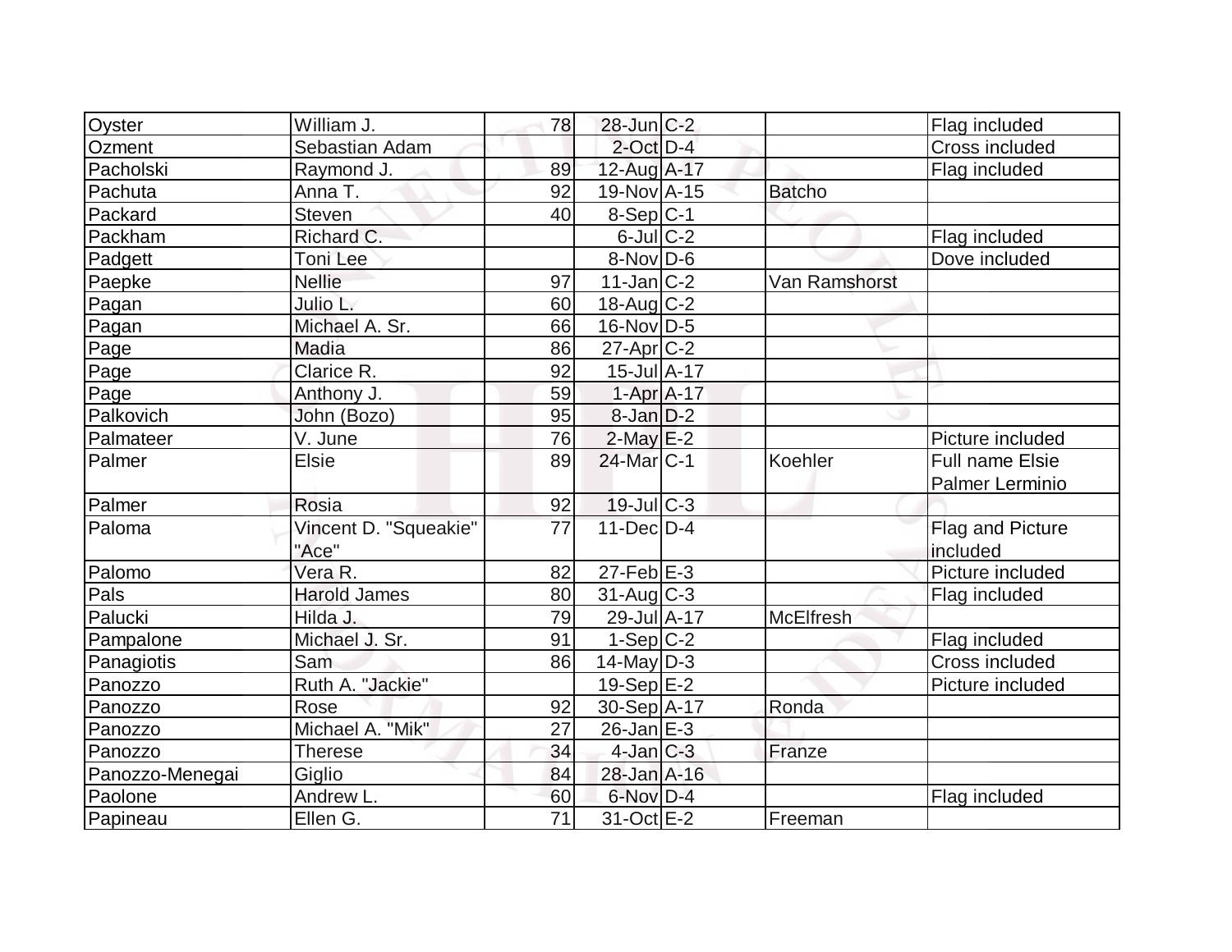| | | | | | | |
|---|---|---|---|---|---|---|
| Oyster | William J. | 78 | 28-Jun | C-2 | | Flag included |
| Ozment | Sebastian Adam | | 2-Oct | D-4 | | Cross included |
| Pacholski | Raymond J. | 89 | 12-Aug | A-17 | | Flag included |
| Pachuta | Anna T. | 92 | 19-Nov | A-15 | Batcho | |
| Packard | Steven | 40 | 8-Sep | C-1 | | |
| Packham | Richard C. | | 6-Jul | C-2 | | Flag included |
| Padgett | Toni Lee | | 8-Nov | D-6 | | Dove included |
| Paepke | Nellie | 97 | 11-Jan | C-2 | Van Ramshorst | |
| Pagan | Julio L. | 60 | 18-Aug | C-2 | | |
| Pagan | Michael A. Sr. | 66 | 16-Nov | D-5 | | |
| Page | Madia | 86 | 27-Apr | C-2 | | |
| Page | Clarice R. | 92 | 15-Jul | A-17 | | |
| Page | Anthony J. | 59 | 1-Apr | A-17 | | |
| Palkovich | John (Bozo) | 95 | 8-Jan | D-2 | | |
| Palmateer | V. June | 76 | 2-May | E-2 | | Picture included |
| Palmer | Elsie | 89 | 24-Mar | C-1 | Koehler | Full name Elsie Palmer Lerminio |
| Palmer | Rosia | 92 | 19-Jul | C-3 | | |
| Paloma | Vincent D. "Squeakie" "Ace" | 77 | 11-Dec | D-4 | | Flag and Picture included |
| Palomo | Vera R. | 82 | 27-Feb | E-3 | | Picture included |
| Pals | Harold James | 80 | 31-Aug | C-3 | | Flag included |
| Palucki | Hilda J. | 79 | 29-Jul | A-17 | McElfresh | |
| Pampalone | Michael J. Sr. | 91 | 1-Sep | C-2 | | Flag included |
| Panagiotis | Sam | 86 | 14-May | D-3 | | Cross included |
| Panozzo | Ruth A. "Jackie" | | 19-Sep | E-2 | | Picture included |
| Panozzo | Rose | 92 | 30-Sep | A-17 | Ronda | |
| Panozzo | Michael A. "Mik" | 27 | 26-Jan | E-3 | | |
| Panozzo | Therese | 34 | 4-Jan | C-3 | Franze | |
| Panozzo-Menegai | Giglio | 84 | 28-Jan | A-16 | | |
| Paolone | Andrew L. | 60 | 6-Nov | D-4 | | Flag included |
| Papineau | Ellen G. | 71 | 31-Oct | E-2 | Freeman | |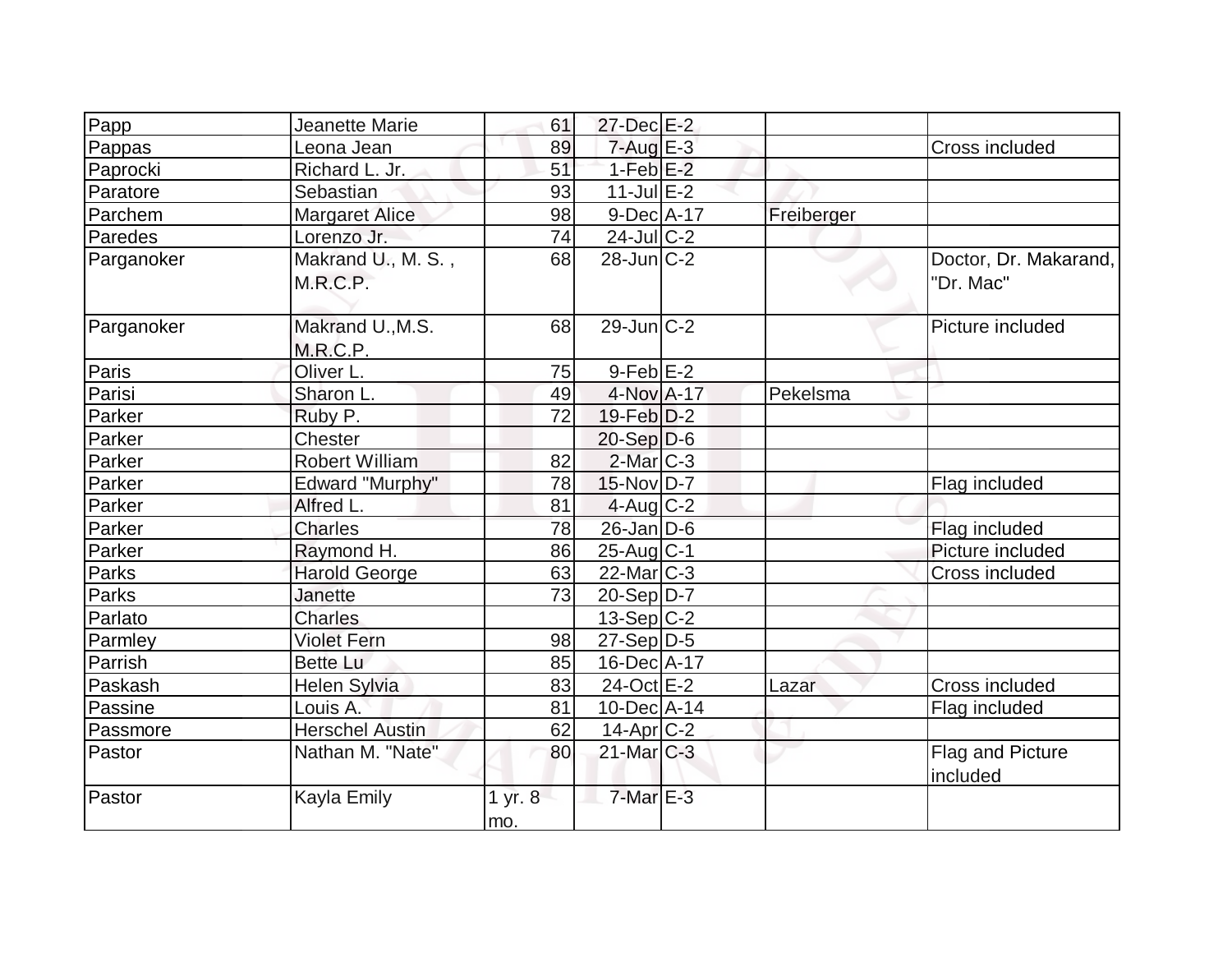| | | | | | | |
|---|---|---|---|---|---|---|
| Papp | Jeanette Marie | 61 | 27-Dec | E-2 | | |
| Pappas | Leona Jean | 89 | 7-Aug | E-3 | | Cross included |
| Paprocki | Richard L. Jr. | 51 | 1-Feb | E-2 | | |
| Paratore | Sebastian | 93 | 11-Jul | E-2 | | |
| Parchem | Margaret Alice | 98 | 9-Dec | A-17 | Freiberger | |
| Paredes | Lorenzo Jr. | 74 | 24-Jul | C-2 | | |
| Parganoker | Makrand U., M. S. , M.R.C.P. | 68 | 28-Jun | C-2 | | Doctor, Dr. Makarand, "Dr. Mac" |
| Parganoker | Makrand U.,M.S. M.R.C.P. | 68 | 29-Jun | C-2 | | Picture included |
| Paris | Oliver L. | 75 | 9-Feb | E-2 | | |
| Parisi | Sharon L. | 49 | 4-Nov | A-17 | Pekelsma | |
| Parker | Ruby P. | 72 | 19-Feb | D-2 | | |
| Parker | Chester | | 20-Sep | D-6 | | |
| Parker | Robert William | 82 | 2-Mar | C-3 | | |
| Parker | Edward "Murphy" | 78 | 15-Nov | D-7 | | Flag included |
| Parker | Alfred L. | 81 | 4-Aug | C-2 | | |
| Parker | Charles | 78 | 26-Jan | D-6 | | Flag included |
| Parker | Raymond H. | 86 | 25-Aug | C-1 | | Picture included |
| Parks | Harold George | 63 | 22-Mar | C-3 | | Cross included |
| Parks | Janette | 73 | 20-Sep | D-7 | | |
| Parlato | Charles | | 13-Sep | C-2 | | |
| Parmley | Violet Fern | 98 | 27-Sep | D-5 | | |
| Parrish | Bette Lu | 85 | 16-Dec | A-17 | | |
| Paskash | Helen Sylvia | 83 | 24-Oct | E-2 | Lazar | Cross included |
| Passine | Louis A. | 81 | 10-Dec | A-14 | | Flag included |
| Passmore | Herschel Austin | 62 | 14-Apr | C-2 | | |
| Pastor | Nathan M. "Nate" | 80 | 21-Mar | C-3 | | Flag and Picture included |
| Pastor | Kayla Emily | 1 yr. 8 mo. | 7-Mar | E-3 | | |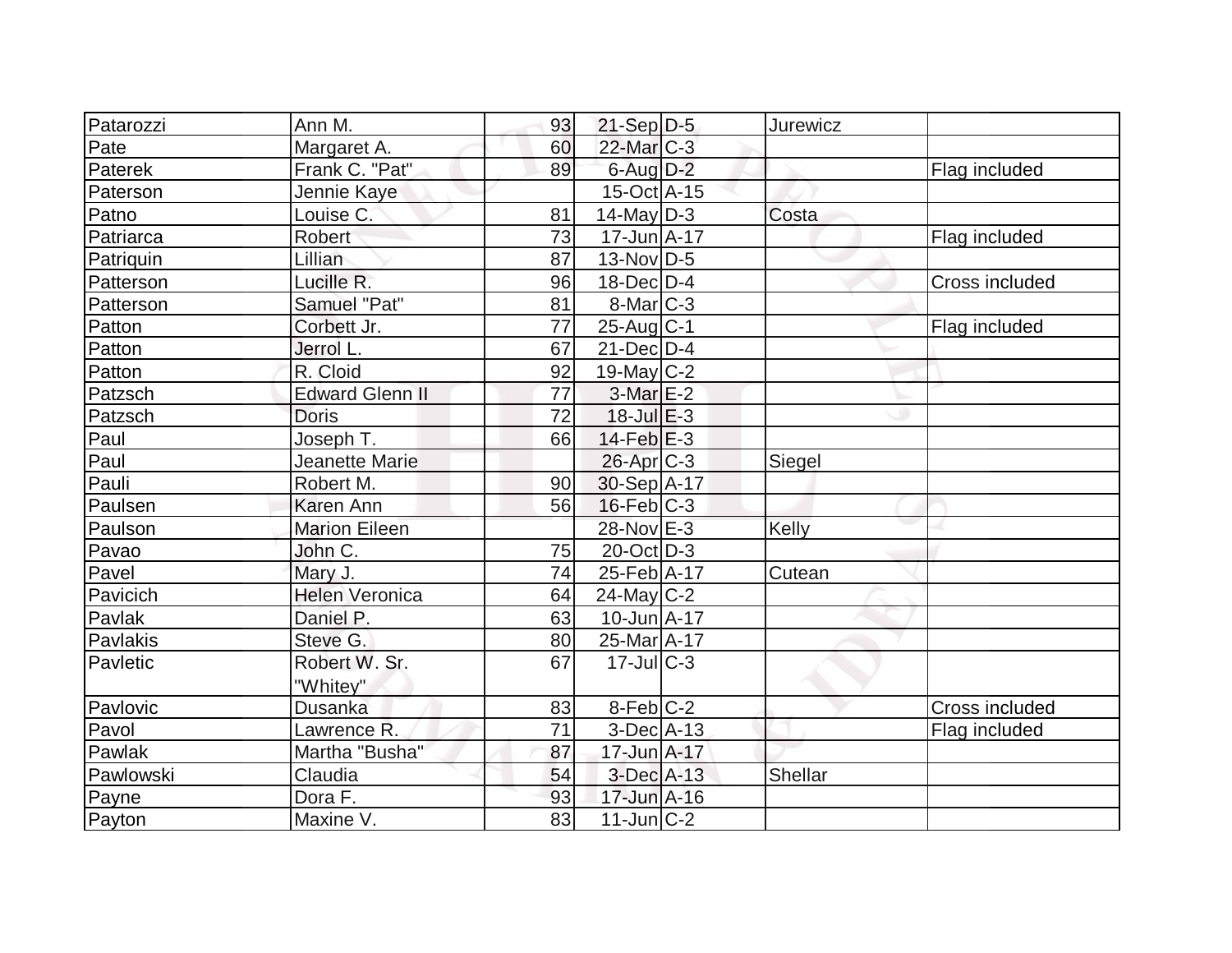| | | | | | | |
|---|---|---|---|---|---|---|
| Patarozzi | Ann M. | 93 | 21-Sep | D-5 | Jurewicz | |
| Pate | Margaret A. | 60 | 22-Mar | C-3 | | |
| Paterek | Frank C. "Pat" | 89 | 6-Aug | D-2 | | Flag included |
| Paterson | Jennie Kaye | | 15-Oct | A-15 | | |
| Patno | Louise C. | 81 | 14-May | D-3 | Costa | |
| Patriarca | Robert | 73 | 17-Jun | A-17 | | Flag included |
| Patriquin | Lillian | 87 | 13-Nov | D-5 | | |
| Patterson | Lucille R. | 96 | 18-Dec | D-4 | | Cross included |
| Patterson | Samuel "Pat" | 81 | 8-Mar | C-3 | | |
| Patton | Corbett Jr. | 77 | 25-Aug | C-1 | | Flag included |
| Patton | Jerrol L. | 67 | 21-Dec | D-4 | | |
| Patton | R. Cloid | 92 | 19-May | C-2 | | |
| Patzsch | Edward Glenn II | 77 | 3-Mar | E-2 | | |
| Patzsch | Doris | 72 | 18-Jul | E-3 | | |
| Paul | Joseph T. | 66 | 14-Feb | E-3 | | |
| Paul | Jeanette Marie | | 26-Apr | C-3 | Siegel | |
| Pauli | Robert M. | 90 | 30-Sep | A-17 | | |
| Paulsen | Karen Ann | 56 | 16-Feb | C-3 | | |
| Paulson | Marion Eileen | | 28-Nov | E-3 | Kelly | |
| Pavao | John C. | 75 | 20-Oct | D-3 | | |
| Pavel | Mary J. | 74 | 25-Feb | A-17 | Cutean | |
| Pavicich | Helen Veronica | 64 | 24-May | C-2 | | |
| Pavlak | Daniel P. | 63 | 10-Jun | A-17 | | |
| Pavlakis | Steve G. | 80 | 25-Mar | A-17 | | |
| Pavletic | Robert W. Sr. "Whitey" | 67 | 17-Jul | C-3 | | |
| Pavlovic | Dusanka | 83 | 8-Feb | C-2 | | Cross included |
| Pavol | Lawrence R. | 71 | 3-Dec | A-13 | | Flag included |
| Pawlak | Martha "Busha" | 87 | 17-Jun | A-17 | | |
| Pawlowski | Claudia | 54 | 3-Dec | A-13 | Shellar | |
| Payne | Dora F. | 93 | 17-Jun | A-16 | | |
| Payton | Maxine V. | 83 | 11-Jun | C-2 | | |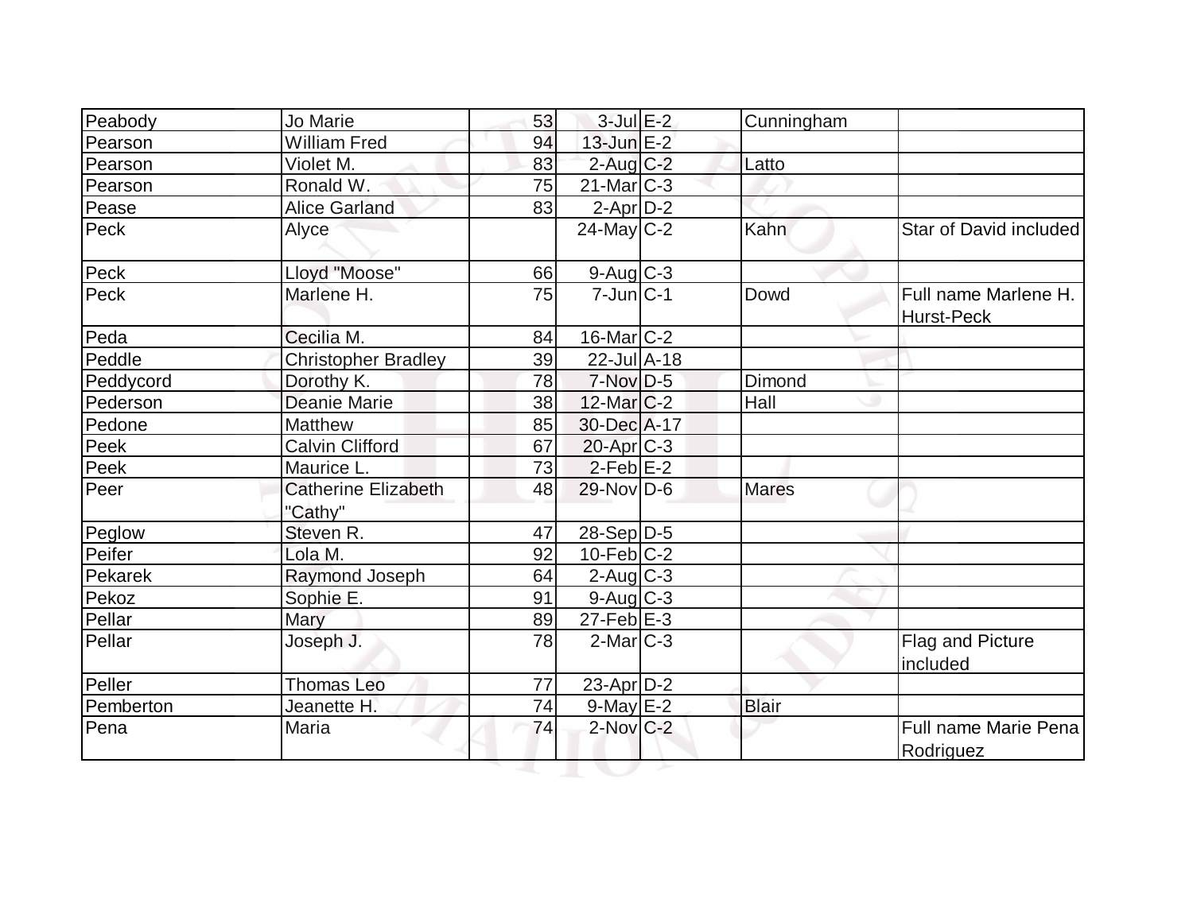| | | | | | | |
|---|---|---|---|---|---|---|
| Peabody | Jo Marie | 53 | 3-Jul | E-2 | Cunningham | |
| Pearson | William Fred | 94 | 13-Jun | E-2 | | |
| Pearson | Violet M. | 83 | 2-Aug | C-2 | Latto | |
| Pearson | Ronald W. | 75 | 21-Mar | C-3 | | |
| Pease | Alice Garland | 83 | 2-Apr | D-2 | | |
| Peck | Alyce | | 24-May | C-2 | Kahn | Star of David included |
| Peck | Lloyd "Moose" | 66 | 9-Aug | C-3 | | |
| Peck | Marlene H. | 75 | 7-Jun | C-1 | Dowd | Full name Marlene H. Hurst-Peck |
| Peda | Cecilia M. | 84 | 16-Mar | C-2 | | |
| Peddle | Christopher Bradley | 39 | 22-Jul | A-18 | | |
| Peddycord | Dorothy K. | 78 | 7-Nov | D-5 | Dimond | |
| Pederson | Deanie Marie | 38 | 12-Mar | C-2 | Hall | |
| Pedone | Matthew | 85 | 30-Dec | A-17 | | |
| Peek | Calvin Clifford | 67 | 20-Apr | C-3 | | |
| Peek | Maurice L. | 73 | 2-Feb | E-2 | | |
| Peer | Catherine Elizabeth "Cathy" | 48 | 29-Nov | D-6 | Mares | |
| Peglow | Steven R. | 47 | 28-Sep | D-5 | | |
| Peifer | Lola M. | 92 | 10-Feb | C-2 | | |
| Pekarek | Raymond Joseph | 64 | 2-Aug | C-3 | | |
| Pekoz | Sophie E. | 91 | 9-Aug | C-3 | | |
| Pellar | Mary | 89 | 27-Feb | E-3 | | |
| Pellar | Joseph J. | 78 | 2-Mar | C-3 | | Flag and Picture included |
| Peller | Thomas Leo | 77 | 23-Apr | D-2 | | |
| Pemberton | Jeanette H. | 74 | 9-May | E-2 | Blair | |
| Pena | Maria | 74 | 2-Nov | C-2 | | Full name Marie Pena Rodriguez |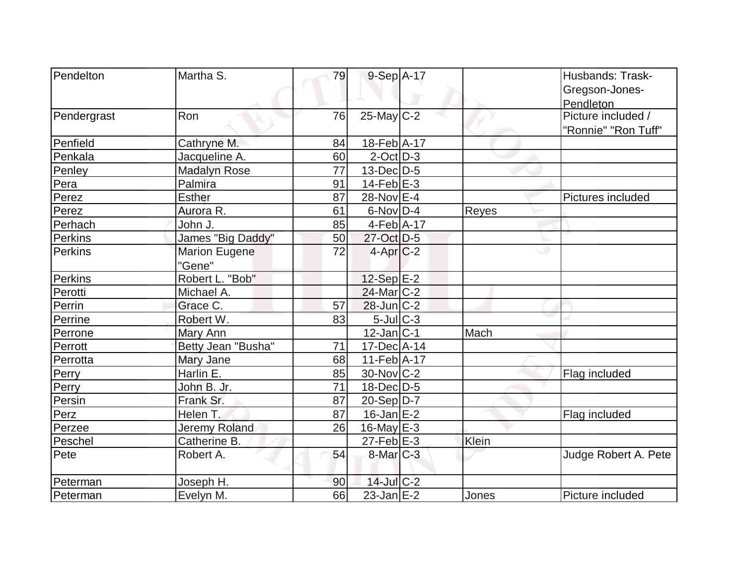| Pendelton | Martha S. | 79 | 9-Sep | A-17 | | Husbands: Trask-Gregson-Jones-Pendleton |
|---|---|---|---|---|---|---|
| Pendergrast | Ron | 76 | 25-May | C-2 | | Picture included / "Ronnie" "Ron Tuff" |
| Penfield | Cathryne M. | 84 | 18-Feb | A-17 | | |
| Penkala | Jacqueline A. | 60 | 2-Oct | D-3 | | |
| Penley | Madalyn Rose | 77 | 13-Dec | D-5 | | |
| Pera | Palmira | 91 | 14-Feb | E-3 | | |
| Perez | Esther | 87 | 28-Nov | E-4 | | Pictures included |
| Perez | Aurora R. | 61 | 6-Nov | D-4 | Reyes | |
| Perhach | John J. | 85 | 4-Feb | A-17 | | |
| Perkins | James "Big Daddy" | 50 | 27-Oct | D-5 | | |
| Perkins | Marion Eugene "Gene" | 72 | 4-Apr | C-2 | | |
| Perkins | Robert L. "Bob" | | 12-Sep | E-2 | | |
| Perotti | Michael A. | | 24-Mar | C-2 | | |
| Perrin | Grace C. | 57 | 28-Jun | C-2 | | |
| Perrine | Robert W. | 83 | 5-Jul | C-3 | | |
| Perrone | Mary Ann | | 12-Jan | C-1 | Mach | |
| Perrott | Betty Jean "Busha" | 71 | 17-Dec | A-14 | | |
| Perrotta | Mary Jane | 68 | 11-Feb | A-17 | | |
| Perry | Harlin E. | 85 | 30-Nov | C-2 | | Flag included |
| Perry | John B. Jr. | 71 | 18-Dec | D-5 | | |
| Persin | Frank Sr. | 87 | 20-Sep | D-7 | | |
| Perz | Helen T. | 87 | 16-Jan | E-2 | | Flag included |
| Perzee | Jeremy Roland | 26 | 16-May | E-3 | | |
| Peschel | Catherine B. | | 27-Feb | E-3 | Klein | |
| Pete | Robert A. | 54 | 8-Mar | C-3 | | Judge Robert A. Pete |
| Peterman | Joseph H. | 90 | 14-Jul | C-2 | | |
| Peterman | Evelyn M. | 66 | 23-Jan | E-2 | Jones | Picture included |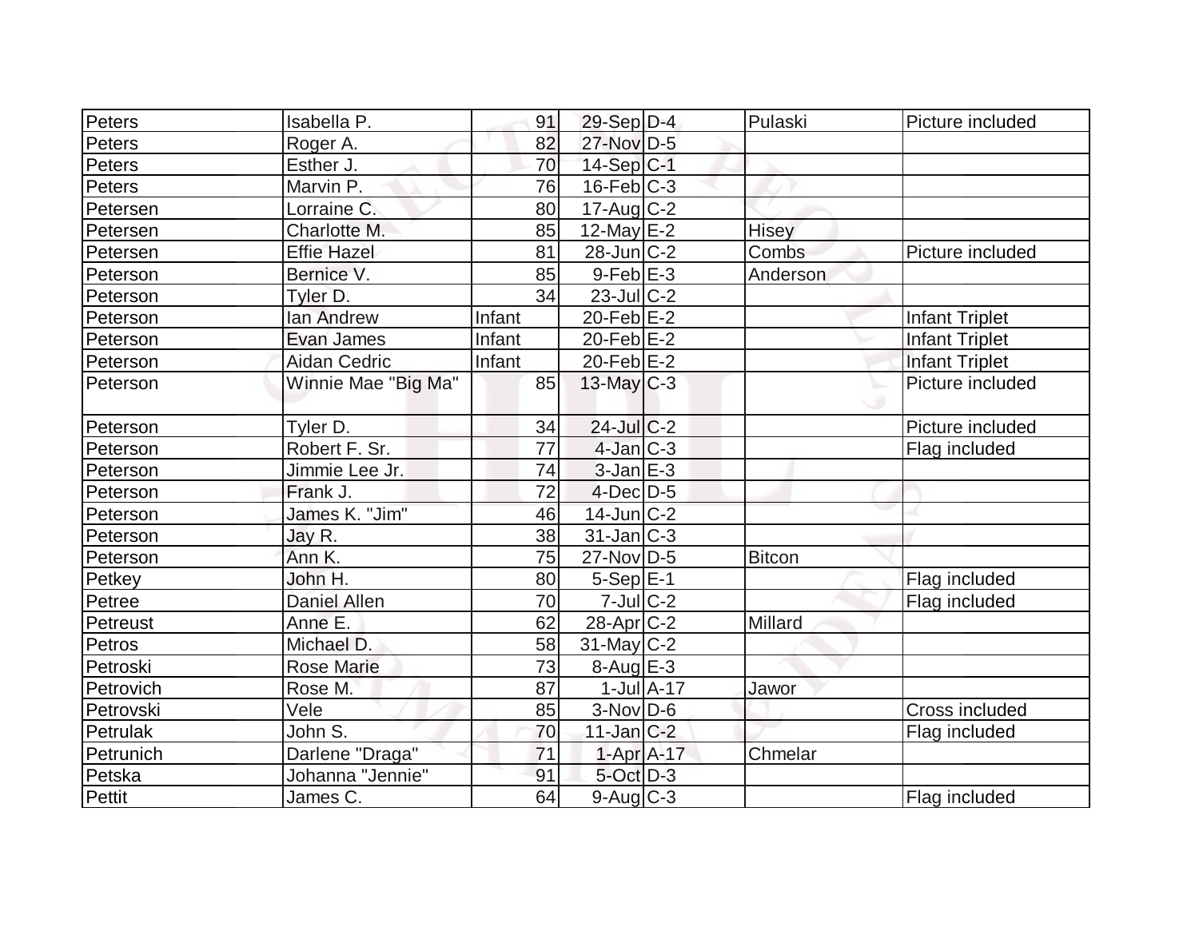| Peters | Isabella P. | 91 | 29-Sep | D-4 | Pulaski | Picture included |
|---|---|---|---|---|---|---|
| Peters | Roger A. | 82 | 27-Nov | D-5 | | |
| Peters | Esther J. | 70 | 14-Sep | C-1 | | |
| Peters | Marvin P. | 76 | 16-Feb | C-3 | | |
| Petersen | Lorraine C. | 80 | 17-Aug | C-2 | | |
| Petersen | Charlotte M. | 85 | 12-May | E-2 | Hisey | |
| Petersen | Effie Hazel | 81 | 28-Jun | C-2 | Combs | Picture included |
| Peterson | Bernice V. | 85 | 9-Feb | E-3 | Anderson | |
| Peterson | Tyler D. | 34 | 23-Jul | C-2 | | |
| Peterson | Ian Andrew | Infant | 20-Feb | E-2 | | Infant Triplet |
| Peterson | Evan James | Infant | 20-Feb | E-2 | | Infant Triplet |
| Peterson | Aidan Cedric | Infant | 20-Feb | E-2 | | Infant Triplet |
| Peterson | Winnie Mae "Big Ma" | 85 | 13-May | C-3 | | Picture included |
| Peterson | Tyler D. | 34 | 24-Jul | C-2 | | Picture included |
| Peterson | Robert F. Sr. | 77 | 4-Jan | C-3 | | Flag included |
| Peterson | Jimmie Lee Jr. | 74 | 3-Jan | E-3 | | |
| Peterson | Frank J. | 72 | 4-Dec | D-5 | | |
| Peterson | James K. "Jim" | 46 | 14-Jun | C-2 | | |
| Peterson | Jay R. | 38 | 31-Jan | C-3 | | |
| Peterson | Ann K. | 75 | 27-Nov | D-5 | Bitcon | |
| Petkey | John H. | 80 | 5-Sep | E-1 | | Flag included |
| Petree | Daniel Allen | 70 | 7-Jul | C-2 | | Flag included |
| Petreust | Anne E. | 62 | 28-Apr | C-2 | Millard | |
| Petros | Michael D. | 58 | 31-May | C-2 | | |
| Petroski | Rose Marie | 73 | 8-Aug | E-3 | | |
| Petrovich | Rose M. | 87 | 1-Jul | A-17 | Jawor | |
| Petrovski | Vele | 85 | 3-Nov | D-6 | | Cross included |
| Petrulak | John S. | 70 | 11-Jan | C-2 | | Flag included |
| Petrunich | Darlene "Draga" | 71 | 1-Apr | A-17 | Chmelar | |
| Petska | Johanna "Jennie" | 91 | 5-Oct | D-3 | | |
| Pettit | James C. | 64 | 9-Aug | C-3 | | Flag included |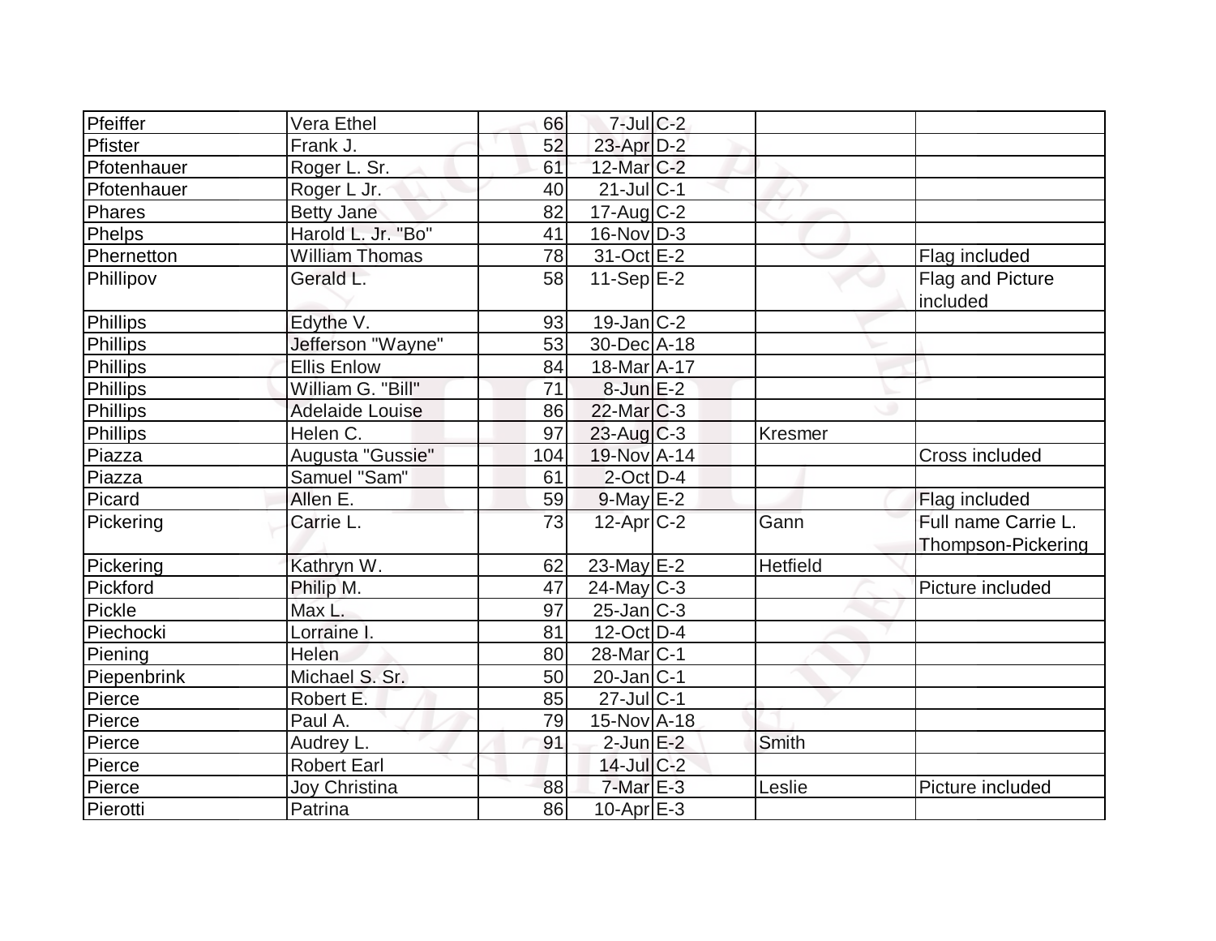| Pfeiffer | Vera Ethel | 66 | 7-Jul | C-2 | | |
|---|---|---|---|---|---|---|
| Pfister | Frank J. | 52 | 23-Apr | D-2 | | |
| Pfotenhauer | Roger L. Sr. | 61 | 12-Mar | C-2 | | |
| Pfotenhauer | Roger L Jr. | 40 | 21-Jul | C-1 | | |
| Phares | Betty Jane | 82 | 17-Aug | C-2 | | |
| Phelps | Harold L. Jr. "Bo" | 41 | 16-Nov | D-3 | | |
| Phernetton | William Thomas | 78 | 31-Oct | E-2 | | Flag included |
| Phillipov | Gerald L. | 58 | 11-Sep | E-2 | | Flag and Picture included |
| Phillips | Edythe V. | 93 | 19-Jan | C-2 | | |
| Phillips | Jefferson "Wayne" | 53 | 30-Dec | A-18 | | |
| Phillips | Ellis Enlow | 84 | 18-Mar | A-17 | | |
| Phillips | William G. "Bill" | 71 | 8-Jun | E-2 | | |
| Phillips | Adelaide Louise | 86 | 22-Mar | C-3 | | |
| Phillips | Helen C. | 97 | 23-Aug | C-3 | Kresmer | |
| Piazza | Augusta "Gussie" | 104 | 19-Nov | A-14 | | Cross included |
| Piazza | Samuel "Sam" | 61 | 2-Oct | D-4 | | |
| Picard | Allen E. | 59 | 9-May | E-2 | | Flag included |
| Pickering | Carrie L. | 73 | 12-Apr | C-2 | Gann | Full name Carrie L. Thompson-Pickering |
| Pickering | Kathryn W. | 62 | 23-May | E-2 | Hetfield | |
| Pickford | Philip M. | 47 | 24-May | C-3 | | Picture included |
| Pickle | Max L. | 97 | 25-Jan | C-3 | | |
| Piechocki | Lorraine I. | 81 | 12-Oct | D-4 | | |
| Piening | Helen | 80 | 28-Mar | C-1 | | |
| Piepenbrink | Michael S. Sr. | 50 | 20-Jan | C-1 | | |
| Pierce | Robert E. | 85 | 27-Jul | C-1 | | |
| Pierce | Paul A. | 79 | 15-Nov | A-18 | | |
| Pierce | Audrey L. | 91 | 2-Jun | E-2 | Smith | |
| Pierce | Robert Earl | | 14-Jul | C-2 | | |
| Pierce | Joy Christina | 88 | 7-Mar | E-3 | Leslie | Picture included |
| Pierotti | Patrina | 86 | 10-Apr | E-3 | | |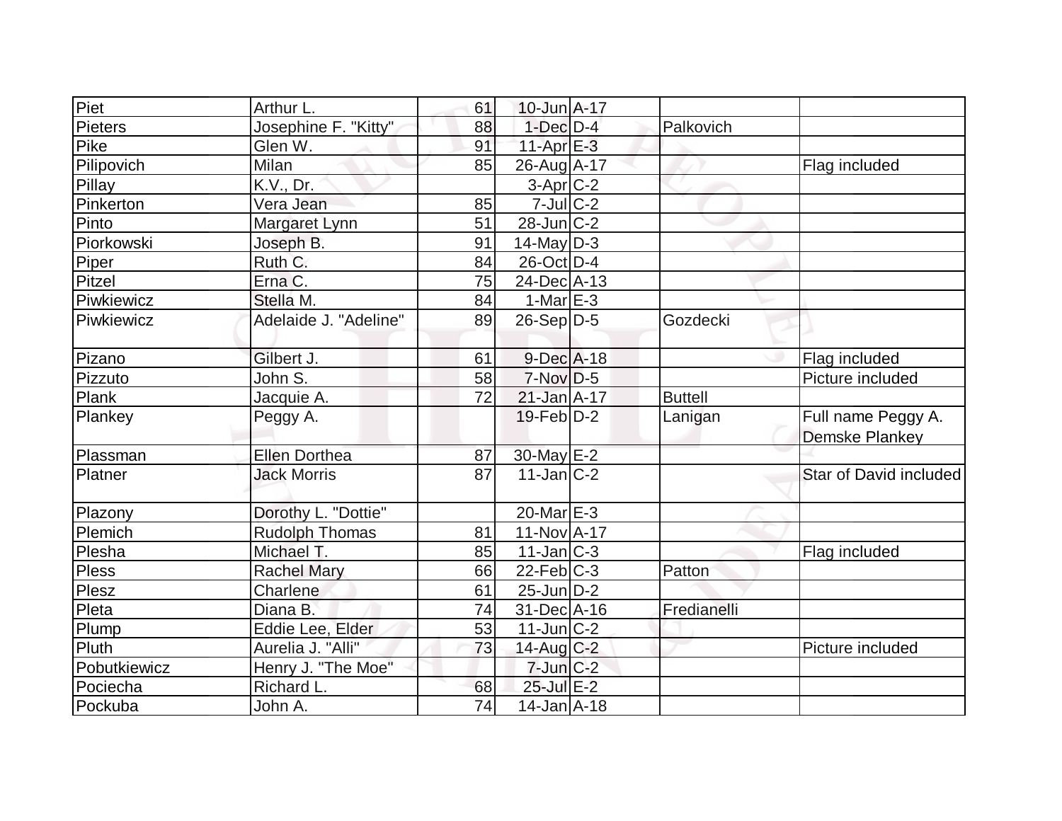| | | | | | | |
|---|---|---|---|---|---|---|
| Piet | Arthur L. | 61 | 10-Jun | A-17 | | |
| Pieters | Josephine F. "Kitty" | 88 | 1-Dec | D-4 | Palkovich | |
| Pike | Glen W. | 91 | 11-Apr | E-3 | | |
| Pilipovich | Milan | 85 | 26-Aug | A-17 | | Flag included |
| Pillay | K.V., Dr. | | 3-Apr | C-2 | | |
| Pinkerton | Vera Jean | 85 | 7-Jul | C-2 | | |
| Pinto | Margaret Lynn | 51 | 28-Jun | C-2 | | |
| Piorkowski | Joseph B. | 91 | 14-May | D-3 | | |
| Piper | Ruth C. | 84 | 26-Oct | D-4 | | |
| Pitzel | Erna C. | 75 | 24-Dec | A-13 | | |
| Piwkiewicz | Stella M. | 84 | 1-Mar | E-3 | | |
| Piwkiewicz | Adelaide J. "Adeline" | 89 | 26-Sep | D-5 | Gozdecki | |
| Pizano | Gilbert J. | 61 | 9-Dec | A-18 | | Flag included |
| Pizzuto | John S. | 58 | 7-Nov | D-5 | | Picture included |
| Plank | Jacquie A. | 72 | 21-Jan | A-17 | Buttell | |
| Plankey | Peggy A. | | 19-Feb | D-2 | Lanigan | Full name Peggy A. Demske Plankey |
| Plassman | Ellen Dorthea | 87 | 30-May | E-2 | | |
| Platner | Jack Morris | 87 | 11-Jan | C-2 | | Star of David included |
| Plazony | Dorothy L. "Dottie" | | 20-Mar | E-3 | | |
| Plemich | Rudolph Thomas | 81 | 11-Nov | A-17 | | |
| Plesha | Michael T. | 85 | 11-Jan | C-3 | | Flag included |
| Pless | Rachel Mary | 66 | 22-Feb | C-3 | Patton | |
| Plesz | Charlene | 61 | 25-Jun | D-2 | | |
| Pleta | Diana B. | 74 | 31-Dec | A-16 | Fredianelli | |
| Plump | Eddie Lee, Elder | 53 | 11-Jun | C-2 | | |
| Pluth | Aurelia J. "Alli" | 73 | 14-Aug | C-2 | | Picture included |
| Pobutkiewicz | Henry J. "The Moe" | | 7-Jun | C-2 | | |
| Pociecha | Richard L. | 68 | 25-Jul | E-2 | | |
| Pockuba | John A. | 74 | 14-Jan | A-18 | | |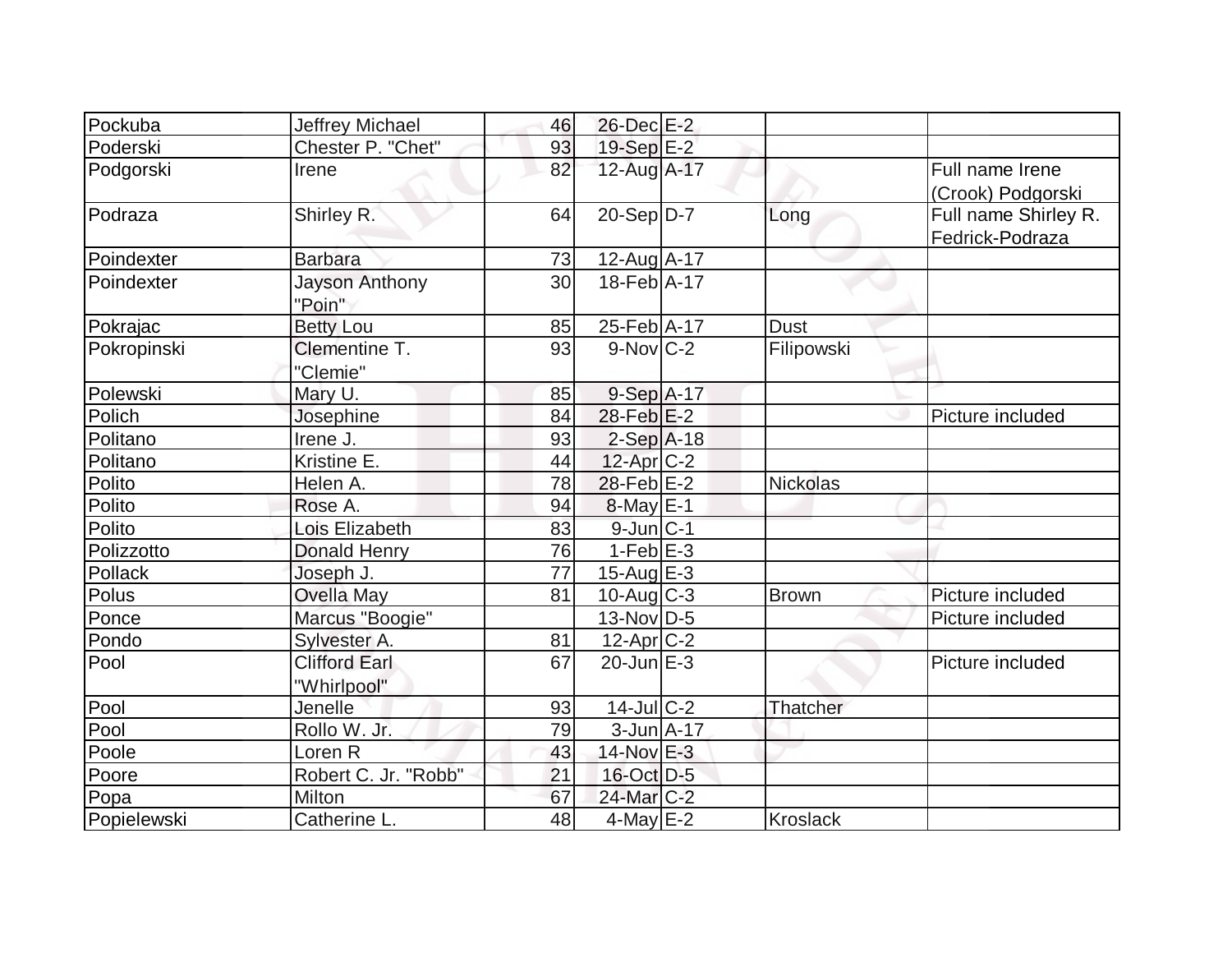| | | | | | | |
|---|---|---|---|---|---|---|
| Pockuba | Jeffrey Michael | 46 | 26-Dec | E-2 | | |
| Poderski | Chester P. "Chet" | 93 | 19-Sep | E-2 | | |
| Podgorski | Irene | 82 | 12-Aug | A-17 | | Full name Irene (Crook) Podgorski |
| Podraza | Shirley R. | 64 | 20-Sep | D-7 | Long | Full name Shirley R. Fedrick-Podraza |
| Poindexter | Barbara | 73 | 12-Aug | A-17 | | |
| Poindexter | Jayson Anthony "Poin" | 30 | 18-Feb | A-17 | | |
| Pokrajac | Betty Lou | 85 | 25-Feb | A-17 | Dust | |
| Pokropinski | Clementine T. "Clemie" | 93 | 9-Nov | C-2 | Filipowski | |
| Polewski | Mary U. | 85 | 9-Sep | A-17 | | |
| Polich | Josephine | 84 | 28-Feb | E-2 | | Picture included |
| Politano | Irene J. | 93 | 2-Sep | A-18 | | |
| Politano | Kristine E. | 44 | 12-Apr | C-2 | | |
| Polito | Helen A. | 78 | 28-Feb | E-2 | Nickolas | |
| Polito | Rose A. | 94 | 8-May | E-1 | | |
| Polito | Lois Elizabeth | 83 | 9-Jun | C-1 | | |
| Polizzotto | Donald Henry | 76 | 1-Feb | E-3 | | |
| Pollack | Joseph J. | 77 | 15-Aug | E-3 | | |
| Polus | Ovella May | 81 | 10-Aug | C-3 | Brown | Picture included |
| Ponce | Marcus "Boogie" | | 13-Nov | D-5 | | Picture included |
| Pondo | Sylvester A. | 81 | 12-Apr | C-2 | | |
| Pool | Clifford Earl "Whirlpool" | 67 | 20-Jun | E-3 | | Picture included |
| Pool | Jenelle | 93 | 14-Jul | C-2 | Thatcher | |
| Pool | Rollo W. Jr. | 79 | 3-Jun | A-17 | | |
| Poole | Loren R | 43 | 14-Nov | E-3 | | |
| Poore | Robert C. Jr. "Robb" | 21 | 16-Oct | D-5 | | |
| Popa | Milton | 67 | 24-Mar | C-2 | | |
| Popielewski | Catherine L. | 48 | 4-May | E-2 | Kroslack | |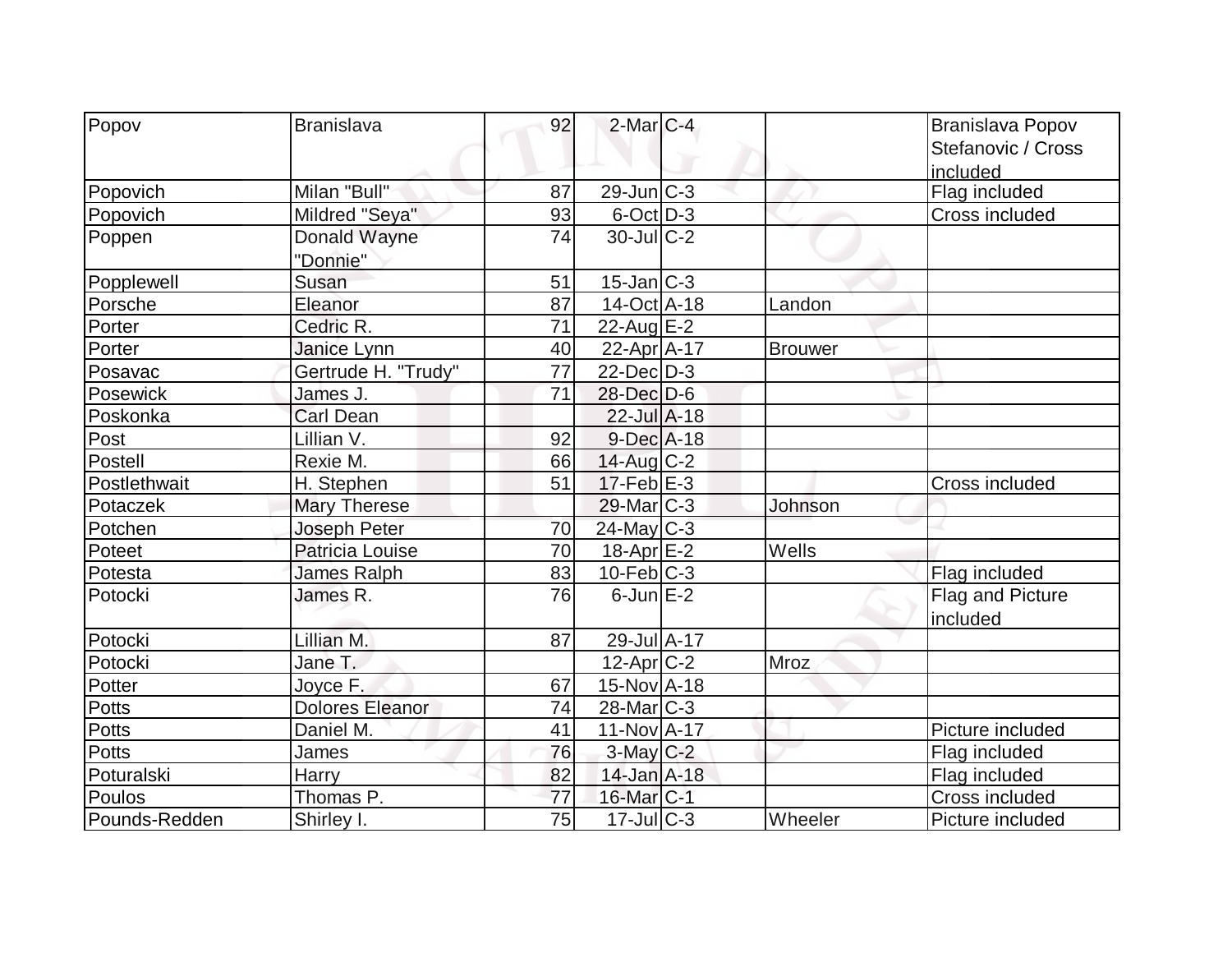| | | | | | | |
|---|---|---|---|---|---|---|
| Popov | Branislava | 92 | 2-Mar | C-4 | | Branislava Popov Stefanovic / Cross included |
| Popovich | Milan "Bull" | 87 | 29-Jun | C-3 | | Flag included |
| Popovich | Mildred "Seya" | 93 | 6-Oct | D-3 | | Cross included |
| Poppen | Donald Wayne "Donnie" | 74 | 30-Jul | C-2 | | |
| Popplewell | Susan | 51 | 15-Jan | C-3 | | |
| Porsche | Eleanor | 87 | 14-Oct | A-18 | Landon | |
| Porter | Cedric R. | 71 | 22-Aug | E-2 | | |
| Porter | Janice Lynn | 40 | 22-Apr | A-17 | Brouwer | |
| Posavac | Gertrude H. "Trudy" | 77 | 22-Dec | D-3 | | |
| Posewick | James J. | 71 | 28-Dec | D-6 | | |
| Poskonka | Carl Dean | | 22-Jul | A-18 | | |
| Post | Lillian V. | 92 | 9-Dec | A-18 | | |
| Postell | Rexie M. | 66 | 14-Aug | C-2 | | |
| Postlethwait | H. Stephen | 51 | 17-Feb | E-3 | | Cross included |
| Potaczek | Mary Therese | | 29-Mar | C-3 | Johnson | |
| Potchen | Joseph Peter | 70 | 24-May | C-3 | | |
| Poteet | Patricia Louise | 70 | 18-Apr | E-2 | Wells | |
| Potesta | James Ralph | 83 | 10-Feb | C-3 | | Flag included |
| Potocki | James R. | 76 | 6-Jun | E-2 | | Flag and Picture included |
| Potocki | Lillian M. | 87 | 29-Jul | A-17 | | |
| Potocki | Jane T. | | 12-Apr | C-2 | Mroz | |
| Potter | Joyce F. | 67 | 15-Nov | A-18 | | |
| Potts | Dolores Eleanor | 74 | 28-Mar | C-3 | | |
| Potts | Daniel M. | 41 | 11-Nov | A-17 | | Picture included |
| Potts | James | 76 | 3-May | C-2 | | Flag included |
| Poturalski | Harry | 82 | 14-Jan | A-18 | | Flag included |
| Poulos | Thomas P. | 77 | 16-Mar | C-1 | | Cross included |
| Pounds-Redden | Shirley I. | 75 | 17-Jul | C-3 | Wheeler | Picture included |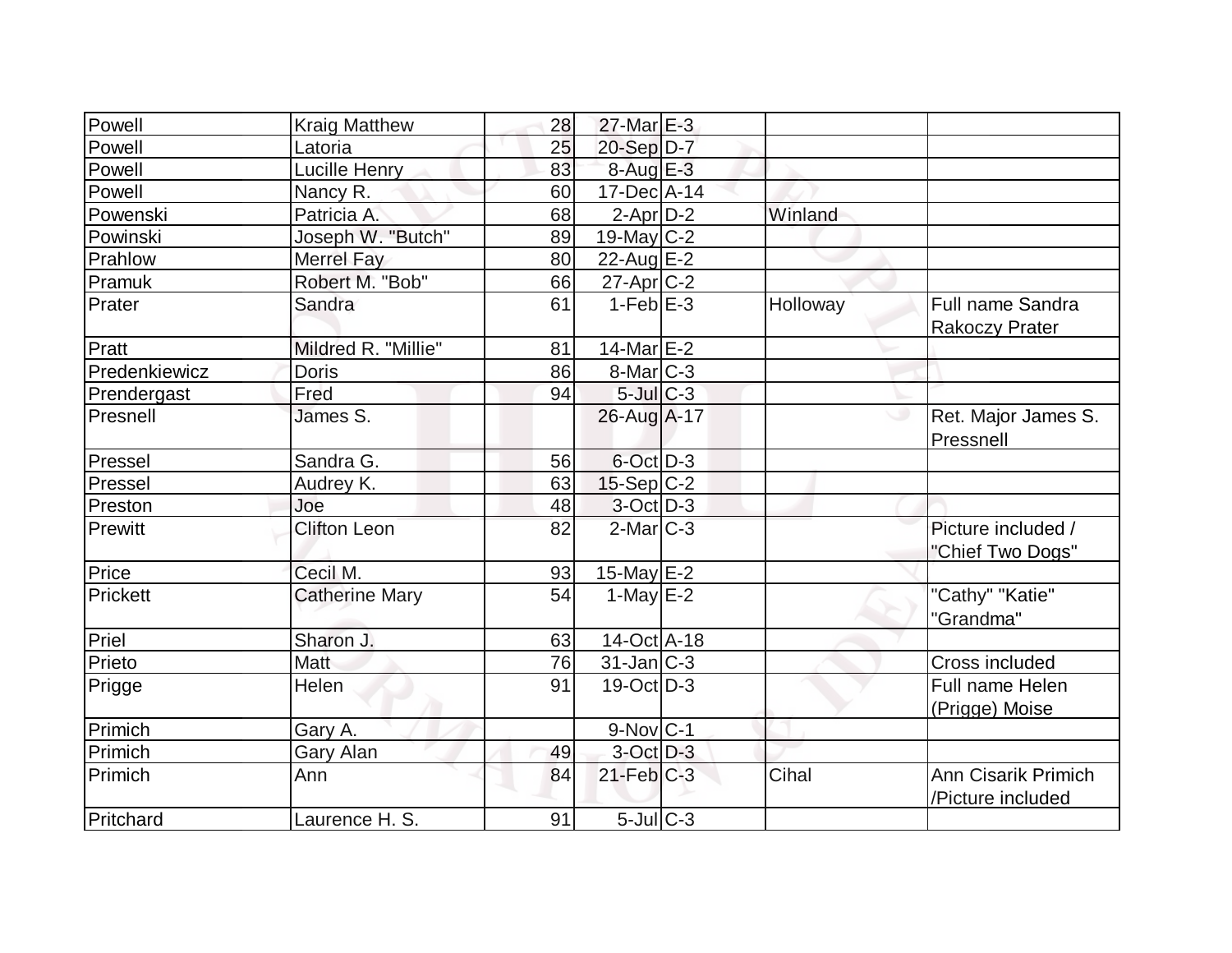| | | | | | | |
|---|---|---|---|---|---|---|
| Powell | Kraig Matthew | 28 | 27-Mar | E-3 | | |
| Powell | Latoria | 25 | 20-Sep | D-7 | | |
| Powell | Lucille Henry | 83 | 8-Aug | E-3 | | |
| Powell | Nancy R. | 60 | 17-Dec | A-14 | | |
| Powenski | Patricia A. | 68 | 2-Apr | D-2 | Winland | |
| Powinski | Joseph W. "Butch" | 89 | 19-May | C-2 | | |
| Prahlow | Merrel Fay | 80 | 22-Aug | E-2 | | |
| Pramuk | Robert M. "Bob" | 66 | 27-Apr | C-2 | | |
| Prater | Sandra | 61 | 1-Feb | E-3 | Holloway | Full name Sandra Rakoczy Prater |
| Pratt | Mildred R. "Millie" | 81 | 14-Mar | E-2 | | |
| Predenkiewicz | Doris | 86 | 8-Mar | C-3 | | |
| Prendergast | Fred | 94 | 5-Jul | C-3 | | |
| Presnell | James S. | | 26-Aug | A-17 | | Ret. Major James S. Pressnell |
| Pressel | Sandra G. | 56 | 6-Oct | D-3 | | |
| Pressel | Audrey K. | 63 | 15-Sep | C-2 | | |
| Preston | Joe | 48 | 3-Oct | D-3 | | |
| Prewitt | Clifton Leon | 82 | 2-Mar | C-3 | | Picture included / "Chief Two Dogs" |
| Price | Cecil M. | 93 | 15-May | E-2 | | |
| Prickett | Catherine Mary | 54 | 1-May | E-2 | | "Cathy" "Katie" "Grandma" |
| Priel | Sharon J. | 63 | 14-Oct | A-18 | | |
| Prieto | Matt | 76 | 31-Jan | C-3 | | Cross included |
| Prigge | Helen | 91 | 19-Oct | D-3 | | Full name Helen (Prigge) Moise |
| Primich | Gary A. | | 9-Nov | C-1 | | |
| Primich | Gary Alan | 49 | 3-Oct | D-3 | | |
| Primich | Ann | 84 | 21-Feb | C-3 | Cihal | Ann Cisarik Primich /Picture included |
| Pritchard | Laurence H. S. | 91 | 5-Jul | C-3 | | |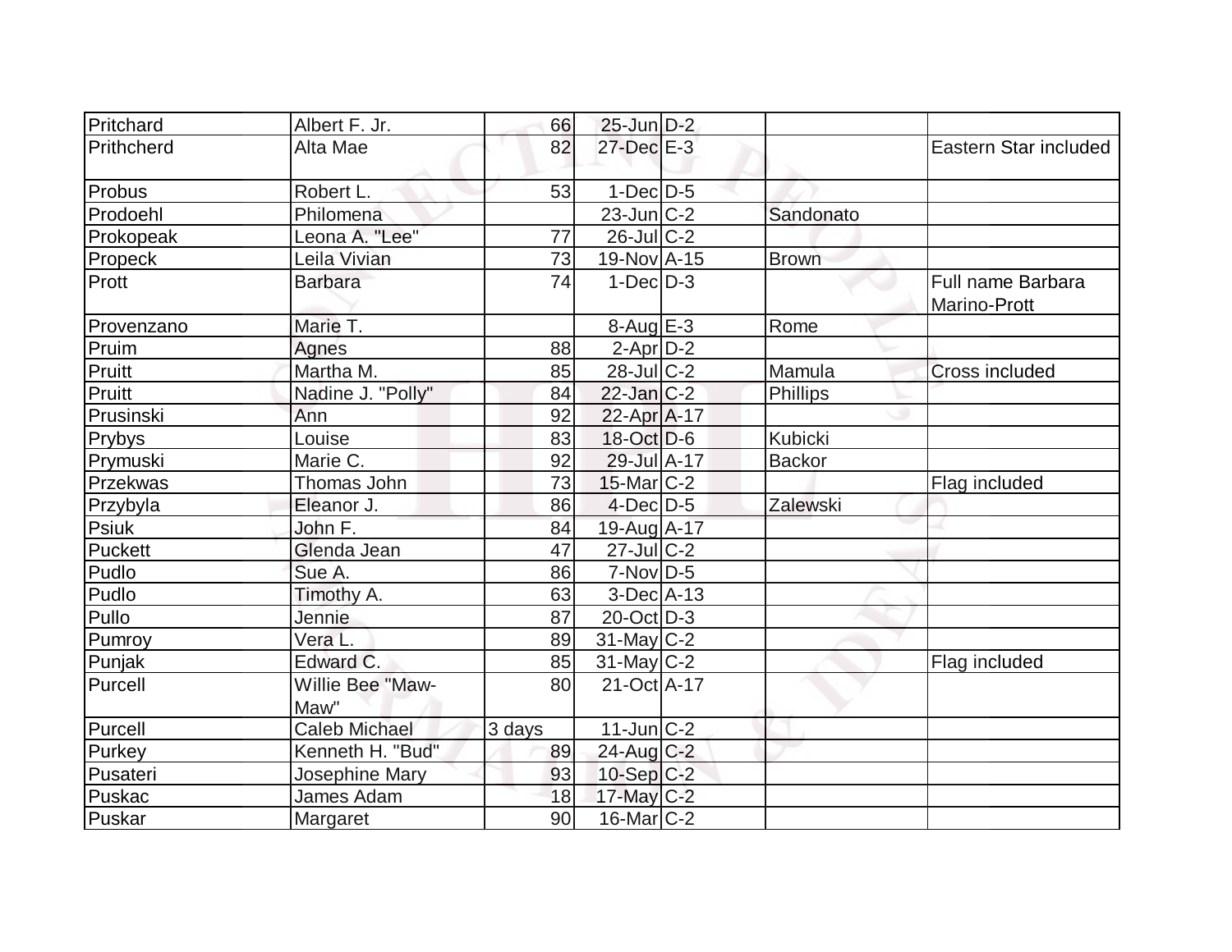| | | | | | | |
|---|---|---|---|---|---|---|
| Pritchard | Albert F. Jr. | 66 | 25-Jun | D-2 | | |
| Prithcherd | Alta Mae | 82 | 27-Dec | E-3 | | Eastern Star included |
| Probus | Robert L. | 53 | 1-Dec | D-5 | | |
| Prodoehl | Philomena | | 23-Jun | C-2 | Sandonato | |
| Prokopeak | Leona A. "Lee" | 77 | 26-Jul | C-2 | | |
| Propeck | Leila Vivian | 73 | 19-Nov | A-15 | Brown | |
| Prott | Barbara | 74 | 1-Dec | D-3 | | Full name Barbara Marino-Prott |
| Provenzano | Marie T. | | 8-Aug | E-3 | Rome | |
| Pruim | Agnes | 88 | 2-Apr | D-2 | | |
| Pruitt | Martha M. | 85 | 28-Jul | C-2 | Mamula | Cross included |
| Pruitt | Nadine J. "Polly" | 84 | 22-Jan | C-2 | Phillips | |
| Prusinski | Ann | 92 | 22-Apr | A-17 | | |
| Prybys | Louise | 83 | 18-Oct | D-6 | Kubicki | |
| Prymuski | Marie C. | 92 | 29-Jul | A-17 | Backor | |
| Przekwas | Thomas John | 73 | 15-Mar | C-2 | | Flag included |
| Przybyla | Eleanor J. | 86 | 4-Dec | D-5 | Zalewski | |
| Psiuk | John F. | 84 | 19-Aug | A-17 | | |
| Puckett | Glenda Jean | 47 | 27-Jul | C-2 | | |
| Pudlo | Sue A. | 86 | 7-Nov | D-5 | | |
| Pudlo | Timothy A. | 63 | 3-Dec | A-13 | | |
| Pullo | Jennie | 87 | 20-Oct | D-3 | | |
| Pumroy | Vera L. | 89 | 31-May | C-2 | | |
| Punjak | Edward C. | 85 | 31-May | C-2 | | Flag included |
| Purcell | Willie Bee "Maw-Maw" | 80 | 21-Oct | A-17 | | |
| Purcell | Caleb Michael | 3 days | 11-Jun | C-2 | | |
| Purkey | Kenneth H. "Bud" | 89 | 24-Aug | C-2 | | |
| Pusateri | Josephine Mary | 93 | 10-Sep | C-2 | | |
| Puskac | James Adam | 18 | 17-May | C-2 | | |
| Puskar | Margaret | 90 | 16-Mar | C-2 | | |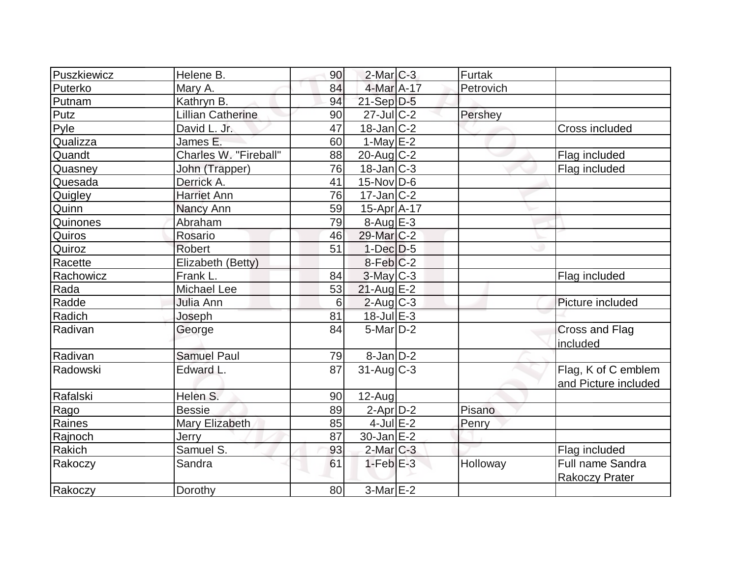| Puszkiewicz | Helene B. | 90 | 2-Mar | C-3 | Furtak | |
|---|---|---|---|---|---|---|
| Puterko | Mary A. | 84 | 4-Mar | A-17 | Petrovich | |
| Putnam | Kathryn B. | 94 | 21-Sep | D-5 | | |
| Putz | Lillian Catherine | 90 | 27-Jul | C-2 | Pershey | |
| Pyle | David L. Jr. | 47 | 18-Jan | C-2 | | Cross included |
| Qualizza | James E. | 60 | 1-May | E-2 | | |
| Quandt | Charles W. "Fireball" | 88 | 20-Aug | C-2 | | Flag included |
| Quasney | John (Trapper) | 76 | 18-Jan | C-3 | | Flag included |
| Quesada | Derrick A. | 41 | 15-Nov | D-6 | | |
| Quigley | Harriet Ann | 76 | 17-Jan | C-2 | | |
| Quinn | Nancy Ann | 59 | 15-Apr | A-17 | | |
| Quinones | Abraham | 79 | 8-Aug | E-3 | | |
| Quiros | Rosario | 46 | 29-Mar | C-2 | | |
| Quiroz | Robert | 51 | 1-Dec | D-5 | | |
| Racette | Elizabeth (Betty) | | 8-Feb | C-2 | | |
| Rachowicz | Frank L. | 84 | 3-May | C-3 | | Flag included |
| Rada | Michael Lee | 53 | 21-Aug | E-2 | | |
| Radde | Julia Ann | 6 | 2-Aug | C-3 | | Picture included |
| Radich | Joseph | 81 | 18-Jul | E-3 | | |
| Radivan | George | 84 | 5-Mar | D-2 | | Cross and Flag included |
| Radivan | Samuel Paul | 79 | 8-Jan | D-2 | | |
| Radowski | Edward L. | 87 | 31-Aug | C-3 | | Flag, K of C emblem and Picture included |
| Rafalski | Helen S. | 90 | 12-Aug | | | |
| Rago | Bessie | 89 | 2-Apr | D-2 | Pisano | |
| Raines | Mary Elizabeth | 85 | 4-Jul | E-2 | Penry | |
| Rajnoch | Jerry | 87 | 30-Jan | E-2 | | |
| Rakich | Samuel S. | 93 | 2-Mar | C-3 | | Flag included |
| Rakoczy | Sandra | 61 | 1-Feb | E-3 | Holloway | Full name Sandra Rakoczy Prater |
| Rakoczy | Dorothy | 80 | 3-Mar | E-2 | | |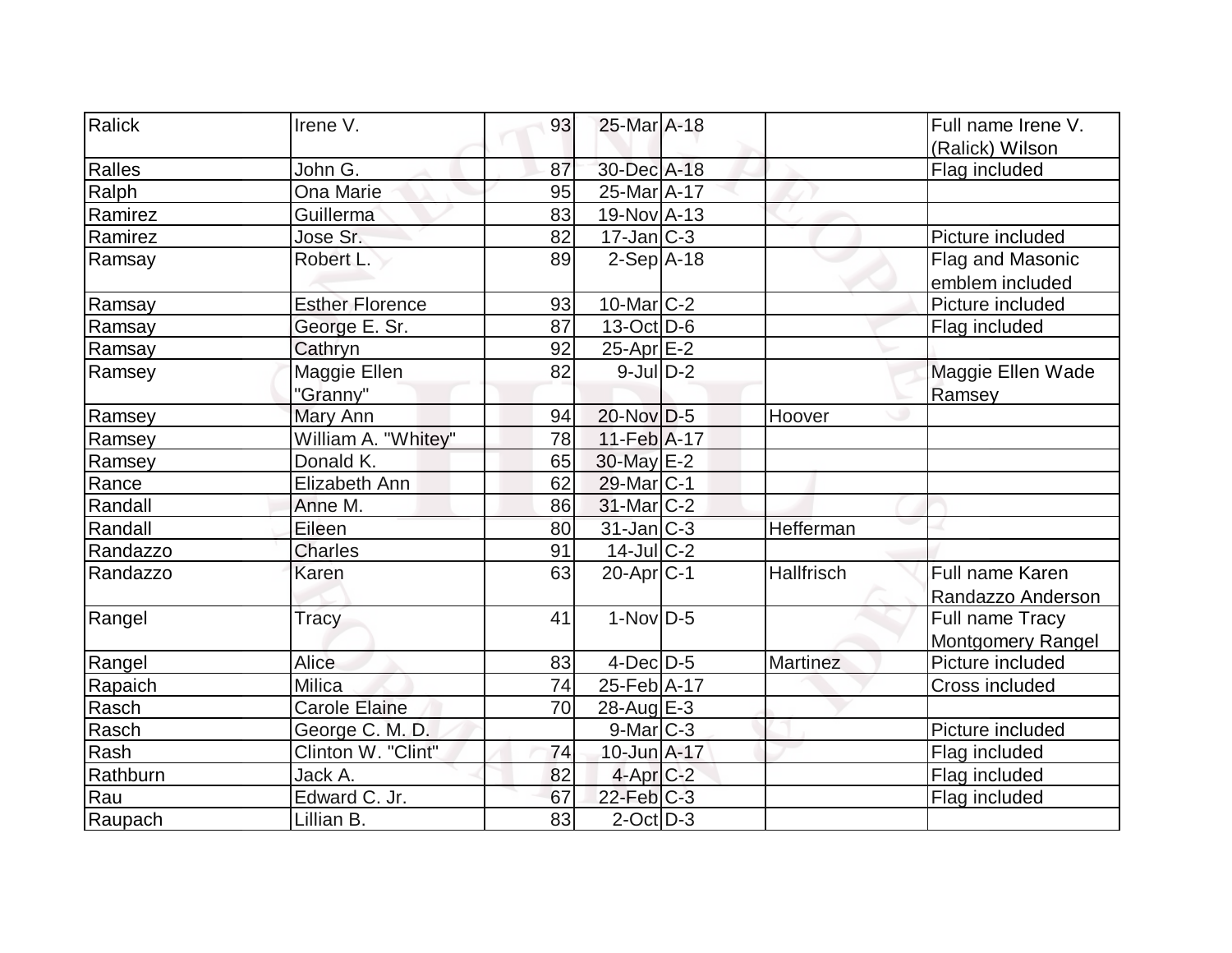| Ralick | Irene V. | 93 | 25-Mar | A-18 | | Full name Irene V. (Ralick) Wilson |
|---|---|---|---|---|---|---|
| Ralles | John G. | 87 | 30-Dec | A-18 | | Flag included |
| Ralph | Ona Marie | 95 | 25-Mar | A-17 | | |
| Ramirez | Guillerma | 83 | 19-Nov | A-13 | | |
| Ramirez | Jose Sr. | 82 | 17-Jan | C-3 | | Picture included |
| Ramsay | Robert L. | 89 | 2-Sep | A-18 | | Flag and Masonic emblem included |
| Ramsay | Esther Florence | 93 | 10-Mar | C-2 | | Picture included |
| Ramsay | George E. Sr. | 87 | 13-Oct | D-6 | | Flag included |
| Ramsay | Cathryn | 92 | 25-Apr | E-2 | | |
| Ramsey | Maggie Ellen "Granny" | 82 | 9-Jul | D-2 | | Maggie Ellen Wade Ramsey |
| Ramsey | Mary Ann | 94 | 20-Nov | D-5 | Hoover | |
| Ramsey | William A. "Whitey" | 78 | 11-Feb | A-17 | | |
| Ramsey | Donald K. | 65 | 30-May | E-2 | | |
| Rance | Elizabeth Ann | 62 | 29-Mar | C-1 | | |
| Randall | Anne M. | 86 | 31-Mar | C-2 | | |
| Randall | Eileen | 80 | 31-Jan | C-3 | Hefferman | |
| Randazzo | Charles | 91 | 14-Jul | C-2 | | |
| Randazzo | Karen | 63 | 20-Apr | C-1 | Hallfrisch | Full name Karen Randazzo Anderson |
| Rangel | Tracy | 41 | 1-Nov | D-5 | | Full name Tracy Montgomery Rangel |
| Rangel | Alice | 83 | 4-Dec | D-5 | Martinez | Picture included |
| Rapaich | Milica | 74 | 25-Feb | A-17 | | Cross included |
| Rasch | Carole Elaine | 70 | 28-Aug | E-3 | | |
| Rasch | George C. M. D. | | 9-Mar | C-3 | | Picture included |
| Rash | Clinton W. "Clint" | 74 | 10-Jun | A-17 | | Flag included |
| Rathburn | Jack A. | 82 | 4-Apr | C-2 | | Flag included |
| Rau | Edward C. Jr. | 67 | 22-Feb | C-3 | | Flag included |
| Raupach | Lillian B. | 83 | 2-Oct | D-3 | | |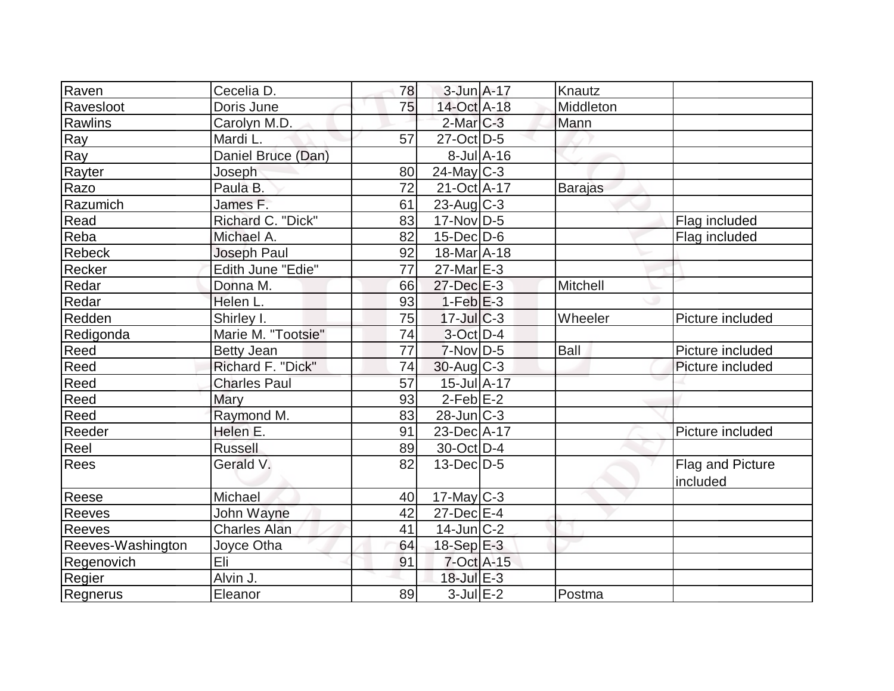| | | | | | | |
|---|---|---|---|---|---|---|
| Raven | Cecelia D. | 78 | 3-Jun | A-17 | Knautz | |
| Ravesloot | Doris June | 75 | 14-Oct | A-18 | Middleton | |
| Rawlins | Carolyn M.D. | | 2-Mar | C-3 | Mann | |
| Ray | Mardi L. | 57 | 27-Oct | D-5 | | |
| Ray | Daniel Bruce (Dan) | | 8-Jul | A-16 | | |
| Rayter | Joseph | 80 | 24-May | C-3 | | |
| Razo | Paula B. | 72 | 21-Oct | A-17 | Barajas | |
| Razumich | James F. | 61 | 23-Aug | C-3 | | |
| Read | Richard C. "Dick" | 83 | 17-Nov | D-5 | | Flag included |
| Reba | Michael A. | 82 | 15-Dec | D-6 | | Flag included |
| Rebeck | Joseph Paul | 92 | 18-Mar | A-18 | | |
| Recker | Edith June "Edie" | 77 | 27-Mar | E-3 | | |
| Redar | Donna M. | 66 | 27-Dec | E-3 | Mitchell | |
| Redar | Helen L. | 93 | 1-Feb | E-3 | | |
| Redden | Shirley I. | 75 | 17-Jul | C-3 | Wheeler | Picture included |
| Redigonda | Marie M. "Tootsie" | 74 | 3-Oct | D-4 | | |
| Reed | Betty Jean | 77 | 7-Nov | D-5 | Ball | Picture included |
| Reed | Richard F. "Dick" | 74 | 30-Aug | C-3 | | Picture included |
| Reed | Charles Paul | 57 | 15-Jul | A-17 | | |
| Reed | Mary | 93 | 2-Feb | E-2 | | |
| Reed | Raymond M. | 83 | 28-Jun | C-3 | | |
| Reeder | Helen E. | 91 | 23-Dec | A-17 | | Picture included |
| Reel | Russell | 89 | 30-Oct | D-4 | | |
| Rees | Gerald V. | 82 | 13-Dec | D-5 | | Flag and Picture included |
| Reese | Michael | 40 | 17-May | C-3 | | |
| Reeves | John Wayne | 42 | 27-Dec | E-4 | | |
| Reeves | Charles Alan | 41 | 14-Jun | C-2 | | |
| Reeves-Washington | Joyce Otha | 64 | 18-Sep | E-3 | | |
| Regenovich | Eli | 91 | 7-Oct | A-15 | | |
| Regier | Alvin J. | | 18-Jul | E-3 | | |
| Regnerus | Eleanor | 89 | 3-Jul | E-2 | Postma | |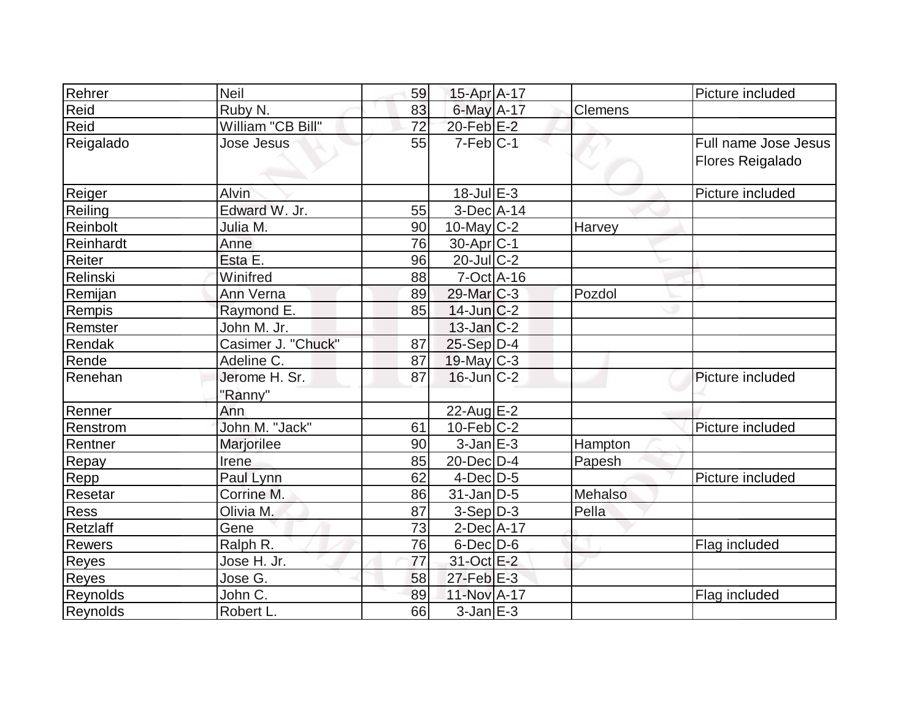| Rehrer | Neil | 59 | 15-Apr | A-17 | | Picture included |
|---|---|---|---|---|---|---|
| Reid | Ruby N. | 83 | 6-May | A-17 | Clemens | |
| Reid | William "CB Bill" | 72 | 20-Feb | E-2 | | |
| Reigalado | Jose Jesus | 55 | 7-Feb | C-1 | | Full name Jose Jesus Flores Reigalado |
| Reiger | Alvin | | 18-Jul | E-3 | | Picture included |
| Reiling | Edward W. Jr. | 55 | 3-Dec | A-14 | | |
| Reinbolt | Julia M. | 90 | 10-May | C-2 | Harvey | |
| Reinhardt | Anne | 76 | 30-Apr | C-1 | | |
| Reiter | Esta E. | 96 | 20-Jul | C-2 | | |
| Relinski | Winifred | 88 | 7-Oct | A-16 | | |
| Remijan | Ann Verna | 89 | 29-Mar | C-3 | Pozdol | |
| Rempis | Raymond E. | 85 | 14-Jun | C-2 | | |
| Remster | John M. Jr. | | 13-Jan | C-2 | | |
| Rendak | Casimer J. "Chuck" | 87 | 25-Sep | D-4 | | |
| Rende | Adeline C. | 87 | 19-May | C-3 | | |
| Renehan | Jerome H. Sr. "Ranny" | 87 | 16-Jun | C-2 | | Picture included |
| Renner | Ann | | 22-Aug | E-2 | | |
| Renstrom | John M. "Jack" | 61 | 10-Feb | C-2 | | Picture included |
| Rentner | Marjorilee | 90 | 3-Jan | E-3 | Hampton | |
| Repay | Irene | 85 | 20-Dec | D-4 | Papesh | |
| Repp | Paul Lynn | 62 | 4-Dec | D-5 | | Picture included |
| Resetar | Corrine M. | 86 | 31-Jan | D-5 | Mehalso | |
| Ress | Olivia M. | 87 | 3-Sep | D-3 | Pella | |
| Retzlaff | Gene | 73 | 2-Dec | A-17 | | |
| Rewers | Ralph R. | 76 | 6-Dec | D-6 | | Flag included |
| Reyes | Jose H. Jr. | 77 | 31-Oct | E-2 | | |
| Reyes | Jose G. | 58 | 27-Feb | E-3 | | |
| Reynolds | John C. | 89 | 11-Nov | A-17 | | Flag included |
| Reynolds | Robert L. | 66 | 3-Jan | E-3 | | |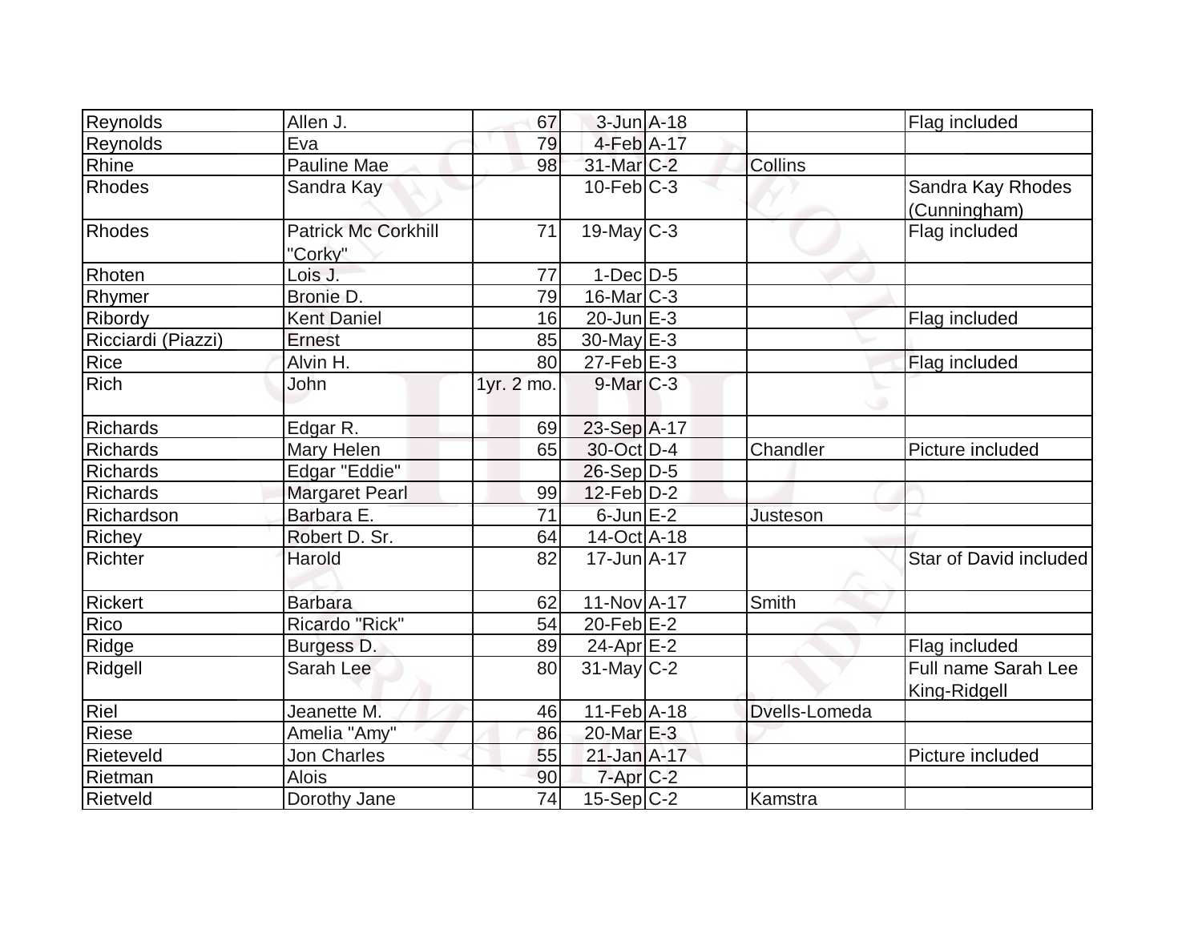| | | | | | | |
|---|---|---|---|---|---|---|
| Reynolds | Allen J. | 67 | 3-Jun | A-18 | | Flag included |
| Reynolds | Eva | 79 | 4-Feb | A-17 | | |
| Rhine | Pauline Mae | 98 | 31-Mar | C-2 | Collins | |
| Rhodes | Sandra Kay | | 10-Feb | C-3 | | Sandra Kay Rhodes (Cunningham) |
| Rhodes | Patrick Mc Corkhill "Corky" | 71 | 19-May | C-3 | | Flag included |
| Rhoten | Lois J. | 77 | 1-Dec | D-5 | | |
| Rhymer | Bronie D. | 79 | 16-Mar | C-3 | | |
| Ribordy | Kent Daniel | 16 | 20-Jun | E-3 | | Flag included |
| Ricciardi (Piazzi) | Ernest | 85 | 30-May | E-3 | | |
| Rice | Alvin H. | 80 | 27-Feb | E-3 | | Flag included |
| Rich | John | 1yr. 2 mo. | 9-Mar | C-3 | | |
| Richards | Edgar R. | 69 | 23-Sep | A-17 | | |
| Richards | Mary Helen | 65 | 30-Oct | D-4 | Chandler | Picture included |
| Richards | Edgar "Eddie" | | 26-Sep | D-5 | | |
| Richards | Margaret Pearl | 99 | 12-Feb | D-2 | | |
| Richardson | Barbara E. | 71 | 6-Jun | E-2 | Justeson | |
| Richey | Robert D. Sr. | 64 | 14-Oct | A-18 | | |
| Richter | Harold | 82 | 17-Jun | A-17 | | Star of David included |
| Rickert | Barbara | 62 | 11-Nov | A-17 | Smith | |
| Rico | Ricardo "Rick" | 54 | 20-Feb | E-2 | | |
| Ridge | Burgess D. | 89 | 24-Apr | E-2 | | Flag included |
| Ridgell | Sarah Lee | 80 | 31-May | C-2 | | Full name Sarah Lee King-Ridgell |
| Riel | Jeanette M. | 46 | 11-Feb | A-18 | Dvells-Lomeda | |
| Riese | Amelia "Amy" | 86 | 20-Mar | E-3 | | |
| Rieteveld | Jon Charles | 55 | 21-Jan | A-17 | | Picture included |
| Rietman | Alois | 90 | 7-Apr | C-2 | | |
| Rietveld | Dorothy Jane | 74 | 15-Sep | C-2 | Kamstra | |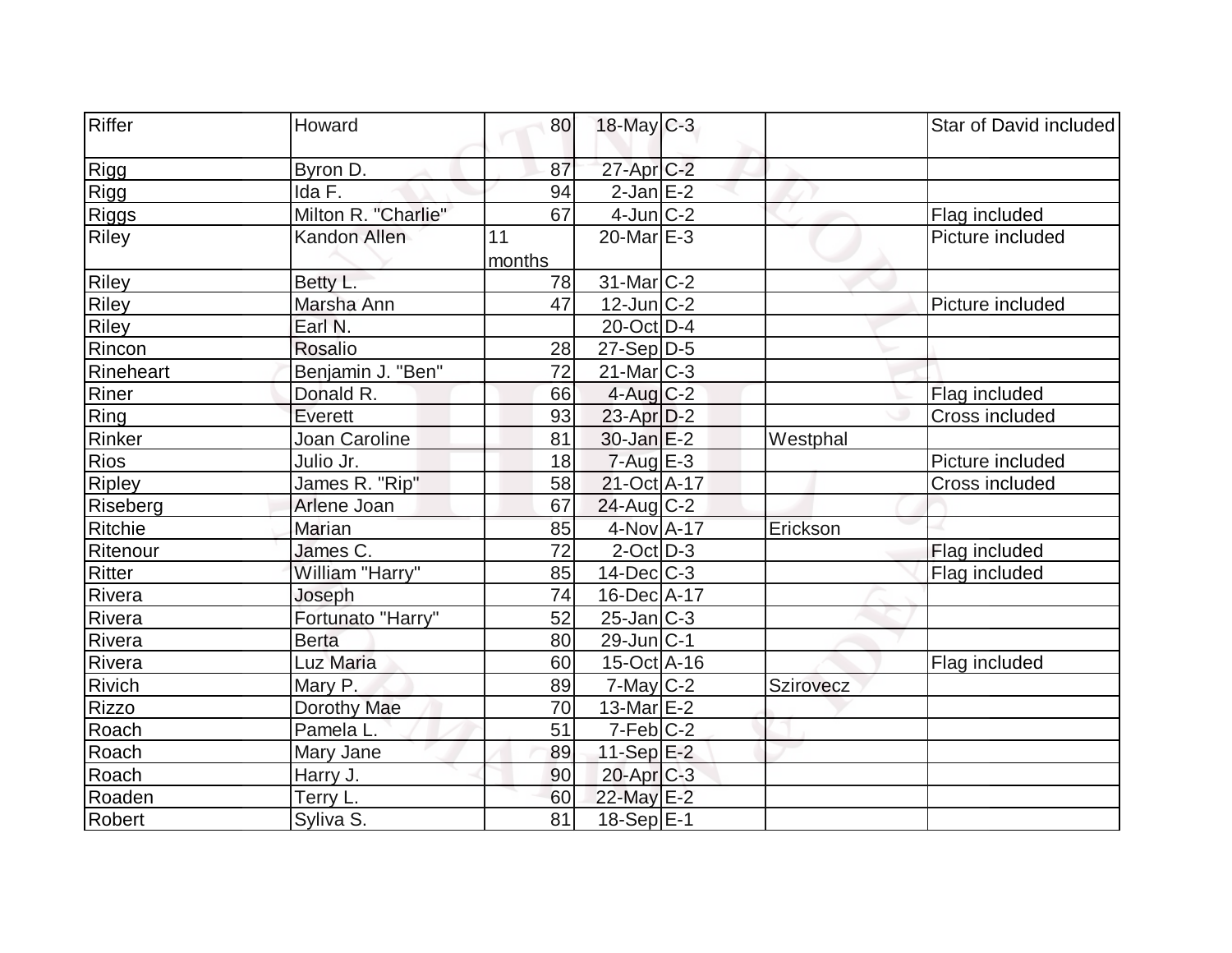| | | | | | | |
|---|---|---|---|---|---|---|
| Riffer | Howard | 80 | 18-May | C-3 | | Star of David included |
| Rigg | Byron D. | 87 | 27-Apr | C-2 | | |
| Rigg | Ida F. | 94 | 2-Jan | E-2 | | |
| Riggs | Milton R. "Charlie" | 67 | 4-Jun | C-2 | | Flag included |
| Riley | Kandon Allen | 11 months | 20-Mar | E-3 | | Picture included |
| Riley | Betty L. | 78 | 31-Mar | C-2 | | |
| Riley | Marsha Ann | 47 | 12-Jun | C-2 | | Picture included |
| Riley | Earl N. | | 20-Oct | D-4 | | |
| Rincon | Rosalio | 28 | 27-Sep | D-5 | | |
| Rineheart | Benjamin J. "Ben" | 72 | 21-Mar | C-3 | | |
| Riner | Donald R. | 66 | 4-Aug | C-2 | | Flag included |
| Ring | Everett | 93 | 23-Apr | D-2 | | Cross included |
| Rinker | Joan Caroline | 81 | 30-Jan | E-2 | Westphal | |
| Rios | Julio Jr. | 18 | 7-Aug | E-3 | | Picture included |
| Ripley | James R. "Rip" | 58 | 21-Oct | A-17 | | Cross included |
| Riseberg | Arlene Joan | 67 | 24-Aug | C-2 | | |
| Ritchie | Marian | 85 | 4-Nov | A-17 | Erickson | |
| Ritenour | James C. | 72 | 2-Oct | D-3 | | Flag included |
| Ritter | William "Harry" | 85 | 14-Dec | C-3 | | Flag included |
| Rivera | Joseph | 74 | 16-Dec | A-17 | | |
| Rivera | Fortunato "Harry" | 52 | 25-Jan | C-3 | | |
| Rivera | Berta | 80 | 29-Jun | C-1 | | |
| Rivera | Luz Maria | 60 | 15-Oct | A-16 | | Flag included |
| Rivich | Mary P. | 89 | 7-May | C-2 | Szirovecz | |
| Rizzo | Dorothy Mae | 70 | 13-Mar | E-2 | | |
| Roach | Pamela L. | 51 | 7-Feb | C-2 | | |
| Roach | Mary Jane | 89 | 11-Sep | E-2 | | |
| Roach | Harry J. | 90 | 20-Apr | C-3 | | |
| Roaden | Terry L. | 60 | 22-May | E-2 | | |
| Robert | Syliva S. | 81 | 18-Sep | E-1 | | |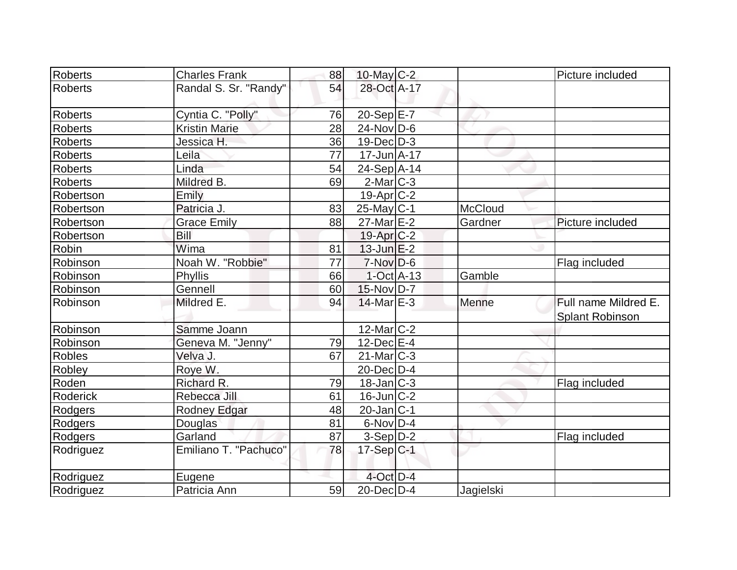| Roberts | Charles Frank | 88 | 10-May | C-2 | | Picture included |
|---|---|---|---|---|---|---|
| Roberts | Randal S. Sr. "Randy" | 54 | 28-Oct | A-17 | | |
| Roberts | Cyntia C. "Polly" | 76 | 20-Sep | E-7 | | |
| Roberts | Kristin Marie | 28 | 24-Nov | D-6 | | |
| Roberts | Jessica H. | 36 | 19-Dec | D-3 | | |
| Roberts | Leila | 77 | 17-Jun | A-17 | | |
| Roberts | Linda | 54 | 24-Sep | A-14 | | |
| Roberts | Mildred B. | 69 | 2-Mar | C-3 | | |
| Robertson | Emily | | 19-Apr | C-2 | | |
| Robertson | Patricia J. | 83 | 25-May | C-1 | McCloud | |
| Robertson | Grace Emily | 88 | 27-Mar | E-2 | Gardner | Picture included |
| Robertson | Bill | | 19-Apr | C-2 | | |
| Robin | Wima | 81 | 13-Jun | E-2 | | |
| Robinson | Noah W. "Robbie" | 77 | 7-Nov | D-6 | | Flag included |
| Robinson | Phyllis | 66 | 1-Oct | A-13 | Gamble | |
| Robinson | Gennell | 60 | 15-Nov | D-7 | | |
| Robinson | Mildred E. | 94 | 14-Mar | E-3 | Menne | Full name Mildred E. Splant Robinson |
| Robinson | Samme Joann | | 12-Mar | C-2 | | |
| Robinson | Geneva M. "Jenny" | 79 | 12-Dec | E-4 | | |
| Robles | Velva J. | 67 | 21-Mar | C-3 | | |
| Robley | Roye W. | | 20-Dec | D-4 | | |
| Roden | Richard R. | 79 | 18-Jan | C-3 | | Flag included |
| Roderick | Rebecca Jill | 61 | 16-Jun | C-2 | | |
| Rodgers | Rodney Edgar | 48 | 20-Jan | C-1 | | |
| Rodgers | Douglas | 81 | 6-Nov | D-4 | | |
| Rodgers | Garland | 87 | 3-Sep | D-2 | | Flag included |
| Rodriguez | Emiliano T. "Pachuco" | 78 | 17-Sep | C-1 | | |
| Rodriguez | Eugene | | 4-Oct | D-4 | | |
| Rodriguez | Patricia Ann | 59 | 20-Dec | D-4 | Jagielski | |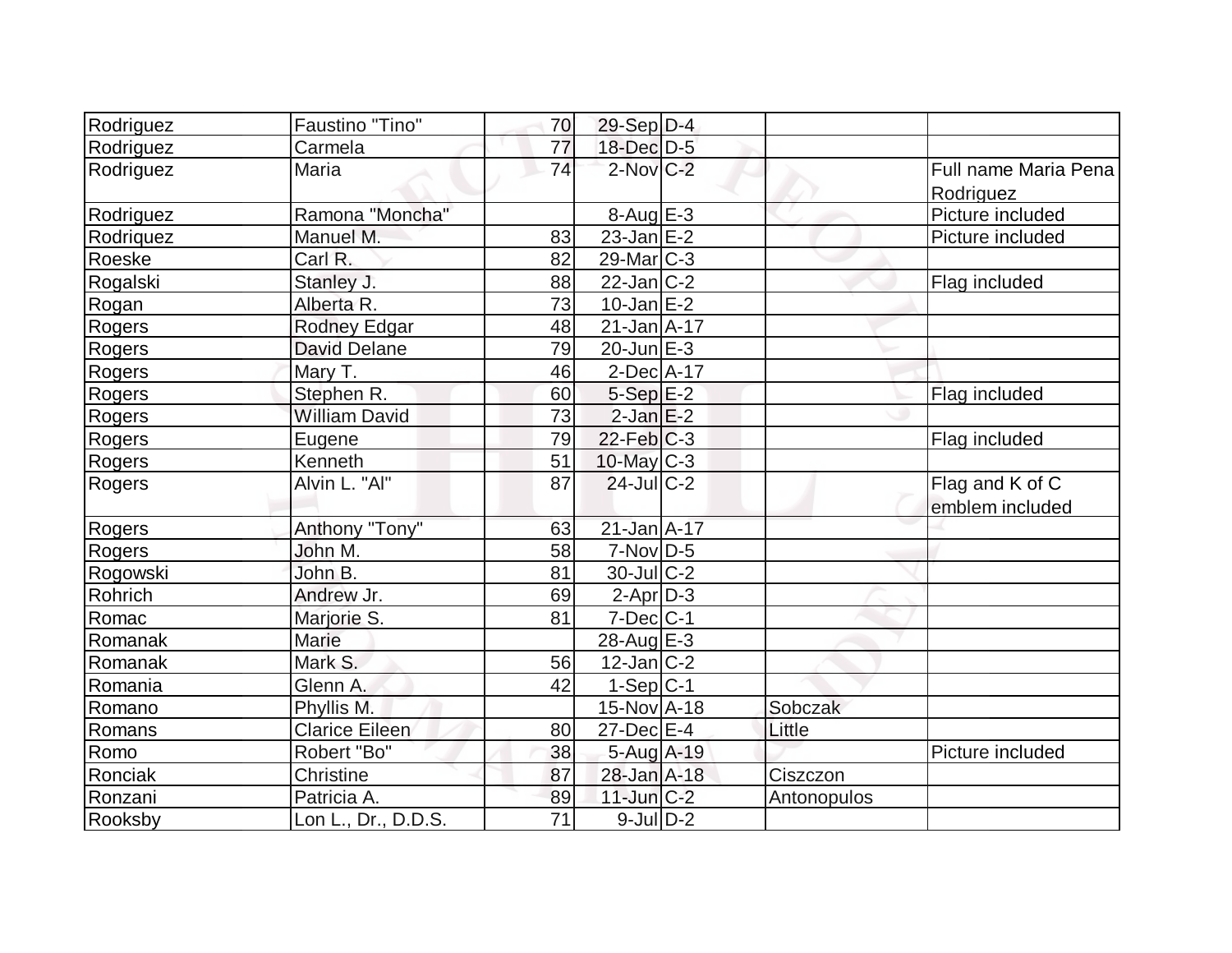| | | | | | | |
|---|---|---|---|---|---|---|
| Rodriguez | Faustino "Tino" | 70 | 29-Sep | D-4 | | |
| Rodriguez | Carmela | 77 | 18-Dec | D-5 | | |
| Rodriguez | Maria | 74 | 2-Nov | C-2 | | Full name Maria Pena Rodriguez |
| Rodriguez | Ramona "Moncha" | | 8-Aug | E-3 | | Picture included |
| Rodriquez | Manuel M. | 83 | 23-Jan | E-2 | | Picture included |
| Roeske | Carl R. | 82 | 29-Mar | C-3 | | |
| Rogalski | Stanley J. | 88 | 22-Jan | C-2 | | Flag included |
| Rogan | Alberta R. | 73 | 10-Jan | E-2 | | |
| Rogers | Rodney Edgar | 48 | 21-Jan | A-17 | | |
| Rogers | David Delane | 79 | 20-Jun | E-3 | | |
| Rogers | Mary T. | 46 | 2-Dec | A-17 | | |
| Rogers | Stephen R. | 60 | 5-Sep | E-2 | | Flag included |
| Rogers | William David | 73 | 2-Jan | E-2 | | |
| Rogers | Eugene | 79 | 22-Feb | C-3 | | Flag included |
| Rogers | Kenneth | 51 | 10-May | C-3 | | |
| Rogers | Alvin L. "Al" | 87 | 24-Jul | C-2 | | Flag and K of C emblem included |
| Rogers | Anthony "Tony" | 63 | 21-Jan | A-17 | | |
| Rogers | John M. | 58 | 7-Nov | D-5 | | |
| Rogowski | John B. | 81 | 30-Jul | C-2 | | |
| Rohrich | Andrew Jr. | 69 | 2-Apr | D-3 | | |
| Romac | Marjorie S. | 81 | 7-Dec | C-1 | | |
| Romanak | Marie | | 28-Aug | E-3 | | |
| Romanak | Mark S. | 56 | 12-Jan | C-2 | | |
| Romania | Glenn A. | 42 | 1-Sep | C-1 | | |
| Romano | Phyllis M. | | 15-Nov | A-18 | Sobczak | |
| Romans | Clarice Eileen | 80 | 27-Dec | E-4 | Little | |
| Romo | Robert "Bo" | 38 | 5-Aug | A-19 | | Picture included |
| Ronciak | Christine | 87 | 28-Jan | A-18 | Ciszczon | |
| Ronzani | Patricia A. | 89 | 11-Jun | C-2 | Antonopulos | |
| Rooksby | Lon L., Dr., D.D.S. | 71 | 9-Jul | D-2 | | |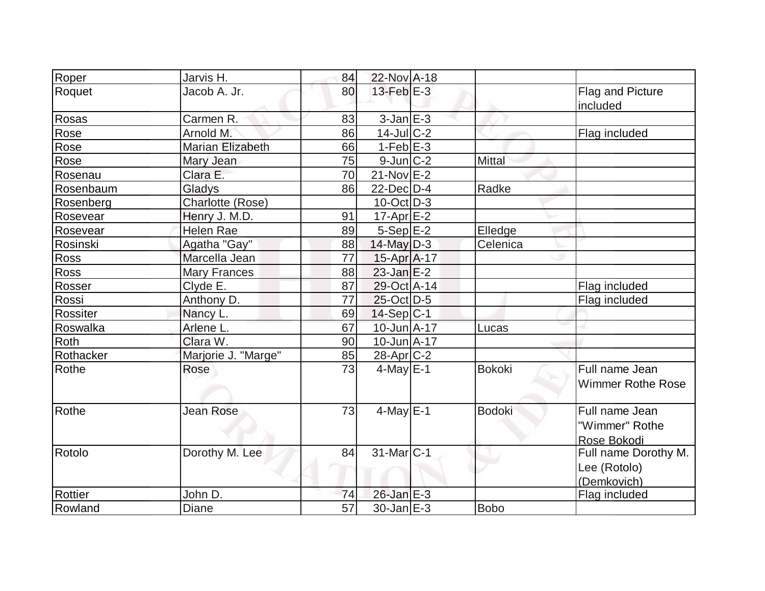| | | | | | | |
|---|---|---|---|---|---|---|
| Roper | Jarvis H. | 84 | 22-Nov | A-18 | | |
| Roquet | Jacob A. Jr. | 80 | 13-Feb | E-3 | | Flag and Picture included |
| Rosas | Carmen R. | 83 | 3-Jan | E-3 | | |
| Rose | Arnold M. | 86 | 14-Jul | C-2 | | Flag included |
| Rose | Marian Elizabeth | 66 | 1-Feb | E-3 | | |
| Rose | Mary Jean | 75 | 9-Jun | C-2 | Mittal | |
| Rosenau | Clara E. | 70 | 21-Nov | E-2 | | |
| Rosenbaum | Gladys | 86 | 22-Dec | D-4 | Radke | |
| Rosenberg | Charlotte (Rose) | | 10-Oct | D-3 | | |
| Rosevear | Henry J. M.D. | 91 | 17-Apr | E-2 | | |
| Rosevear | Helen Rae | 89 | 5-Sep | E-2 | Elledge | |
| Rosinski | Agatha "Gay" | 88 | 14-May | D-3 | Celenica | |
| Ross | Marcella Jean | 77 | 15-Apr | A-17 | | |
| Ross | Mary Frances | 88 | 23-Jan | E-2 | | |
| Rosser | Clyde E. | 87 | 29-Oct | A-14 | | Flag included |
| Rossi | Anthony D. | 77 | 25-Oct | D-5 | | Flag included |
| Rossiter | Nancy L. | 69 | 14-Sep | C-1 | | |
| Roswalka | Arlene L. | 67 | 10-Jun | A-17 | Lucas | |
| Roth | Clara W. | 90 | 10-Jun | A-17 | | |
| Rothacker | Marjorie J. "Marge" | 85 | 28-Apr | C-2 | | |
| Rothe | Rose | 73 | 4-May | E-1 | Bokoki | Full name Jean Wimmer Rothe Rose |
| Rothe | Jean Rose | 73 | 4-May | E-1 | Bodoki | Full name Jean "Wimmer" Rothe Rose Bokodi |
| Rotolo | Dorothy M. Lee | 84 | 31-Mar | C-1 | | Full name Dorothy M. Lee (Rotolo) (Demkovich) |
| Rottier | John D. | 74 | 26-Jan | E-3 | | Flag included |
| Rowland | Diane | 57 | 30-Jan | E-3 | Bobo | |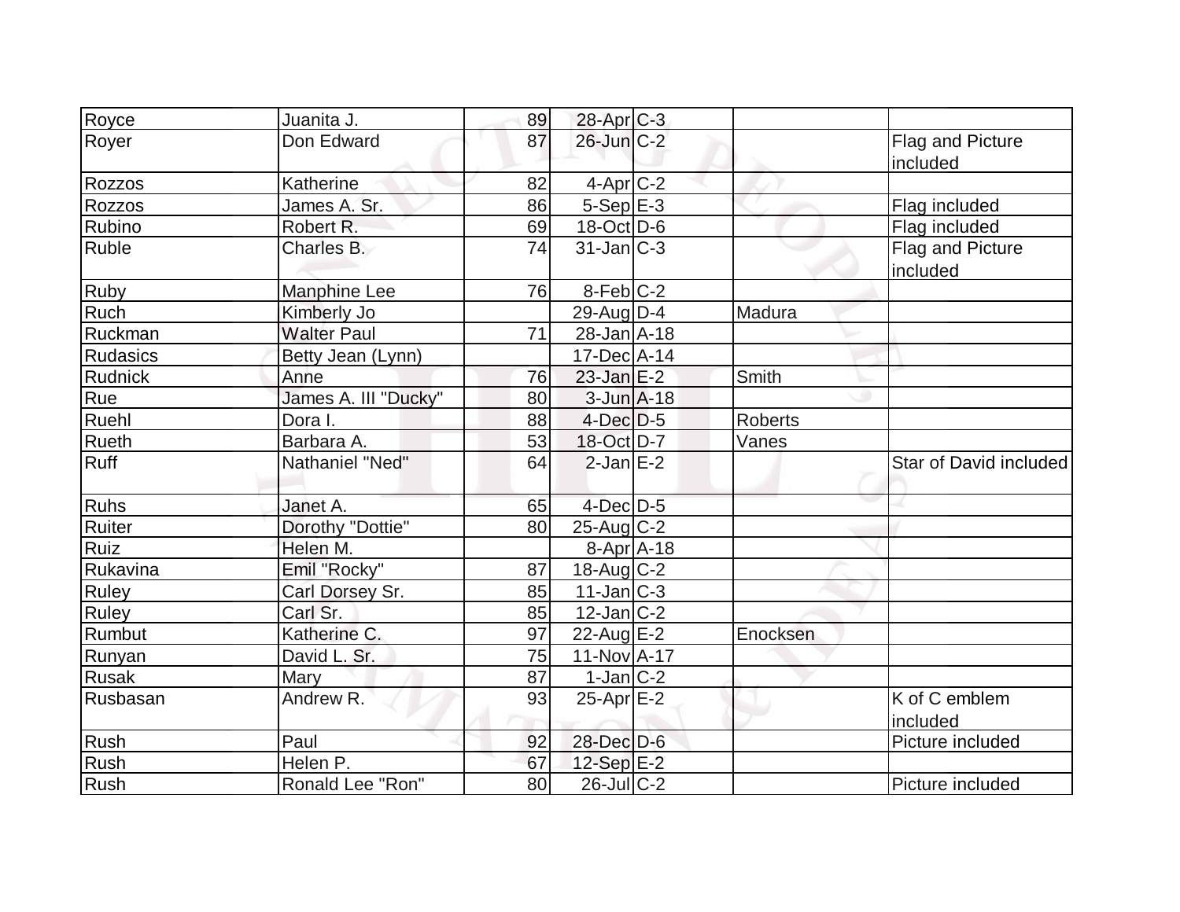| Royce | Juanita J. | 89 | 28-Apr | C-3 | | |
|---|---|---|---|---|---|---|
| Royer | Don Edward | 87 | 26-Jun | C-2 | | Flag and Picture included |
| Rozzos | Katherine | 82 | 4-Apr | C-2 | | |
| Rozzos | James A. Sr. | 86 | 5-Sep | E-3 | | Flag included |
| Rubino | Robert R. | 69 | 18-Oct | D-6 | | Flag included |
| Ruble | Charles B. | 74 | 31-Jan | C-3 | | Flag and Picture included |
| Ruby | Manphine Lee | 76 | 8-Feb | C-2 | | |
| Ruch | Kimberly Jo | | 29-Aug | D-4 | Madura | |
| Ruckman | Walter Paul | 71 | 28-Jan | A-18 | | |
| Rudasics | Betty Jean (Lynn) | | 17-Dec | A-14 | | |
| Rudnick | Anne | 76 | 23-Jan | E-2 | Smith | |
| Rue | James A. III "Ducky" | 80 | 3-Jun | A-18 | | |
| Ruehl | Dora I. | 88 | 4-Dec | D-5 | Roberts | |
| Rueth | Barbara A. | 53 | 18-Oct | D-7 | Vanes | |
| Ruff | Nathaniel "Ned" | 64 | 2-Jan | E-2 | | Star of David included |
| Ruhs | Janet A. | 65 | 4-Dec | D-5 | | |
| Ruiter | Dorothy "Dottie" | 80 | 25-Aug | C-2 | | |
| Ruiz | Helen M. | | 8-Apr | A-18 | | |
| Rukavina | Emil "Rocky" | 87 | 18-Aug | C-2 | | |
| Ruley | Carl Dorsey Sr. | 85 | 11-Jan | C-3 | | |
| Ruley | Carl Sr. | 85 | 12-Jan | C-2 | | |
| Rumbut | Katherine C. | 97 | 22-Aug | E-2 | Enocksen | |
| Runyan | David L. Sr. | 75 | 11-Nov | A-17 | | |
| Rusak | Mary | 87 | 1-Jan | C-2 | | |
| Rusbasan | Andrew R. | 93 | 25-Apr | E-2 | | K of C emblem included |
| Rush | Paul | 92 | 28-Dec | D-6 | | Picture included |
| Rush | Helen P. | 67 | 12-Sep | E-2 | | |
| Rush | Ronald Lee "Ron" | 80 | 26-Jul | C-2 | | Picture included |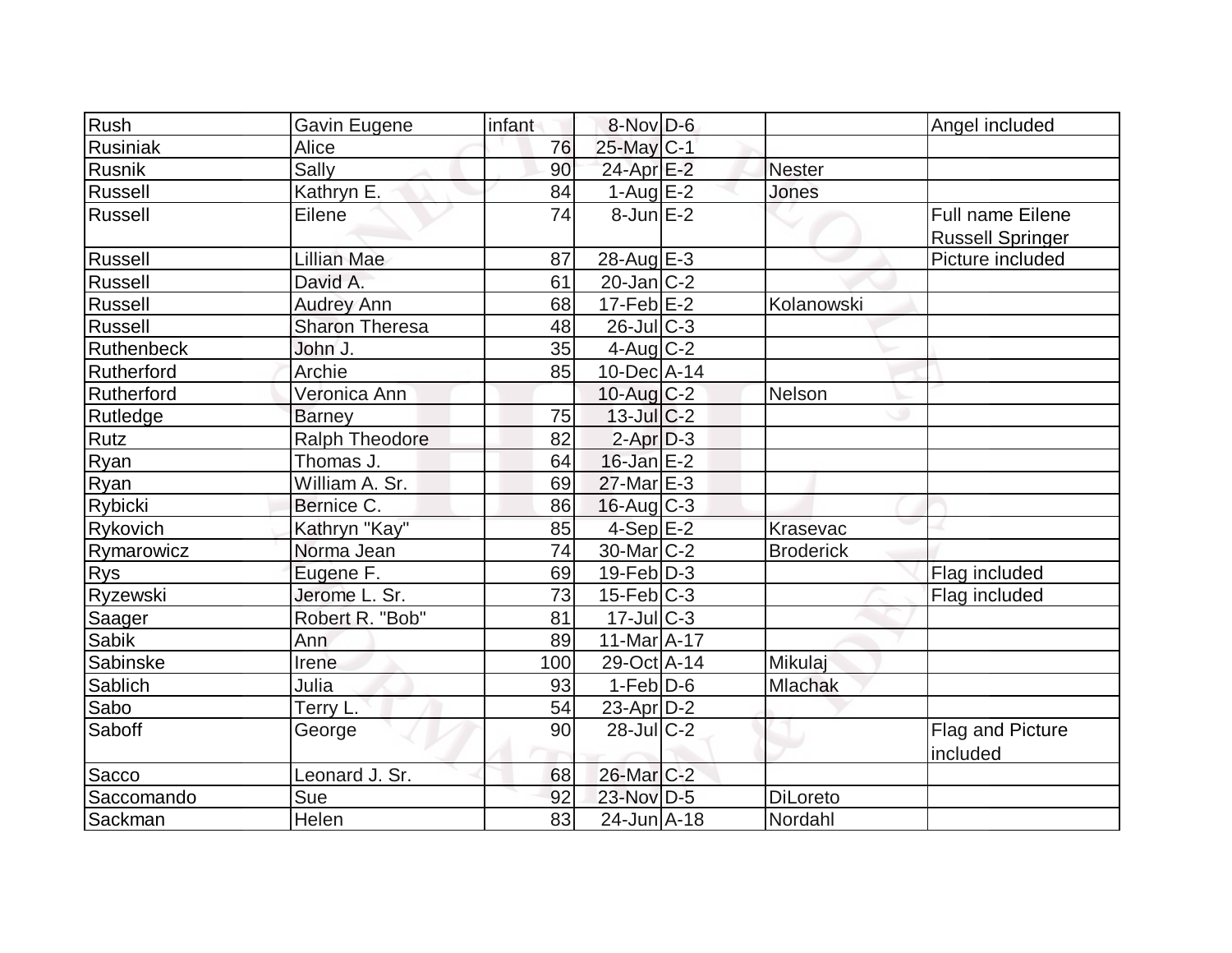| Rush | Gavin Eugene | infant | 8-Nov | D-6 | | Angel included |
|---|---|---|---|---|---|---|
| Rusiniak | Alice | 76 | 25-May | C-1 | | |
| Rusnik | Sally | 90 | 24-Apr | E-2 | Nester | |
| Russell | Kathryn E. | 84 | 1-Aug | E-2 | Jones | |
| Russell | Eilene | 74 | 8-Jun | E-2 | | Full name Eilene Russell Springer |
| Russell | Lillian Mae | 87 | 28-Aug | E-3 | | Picture included |
| Russell | David A. | 61 | 20-Jan | C-2 | | |
| Russell | Audrey Ann | 68 | 17-Feb | E-2 | Kolanowski | |
| Russell | Sharon Theresa | 48 | 26-Jul | C-3 | | |
| Ruthenbeck | John J. | 35 | 4-Aug | C-2 | | |
| Rutherford | Archie | 85 | 10-Dec | A-14 | | |
| Rutherford | Veronica Ann | | 10-Aug | C-2 | Nelson | |
| Rutledge | Barney | 75 | 13-Jul | C-2 | | |
| Rutz | Ralph Theodore | 82 | 2-Apr | D-3 | | |
| Ryan | Thomas J. | 64 | 16-Jan | E-2 | | |
| Ryan | William A. Sr. | 69 | 27-Mar | E-3 | | |
| Rybicki | Bernice C. | 86 | 16-Aug | C-3 | | |
| Rykovich | Kathryn "Kay" | 85 | 4-Sep | E-2 | Krasevac | |
| Rymarowicz | Norma Jean | 74 | 30-Mar | C-2 | Broderick | |
| Rys | Eugene F. | 69 | 19-Feb | D-3 | | Flag included |
| Ryzewski | Jerome L. Sr. | 73 | 15-Feb | C-3 | | Flag included |
| Saager | Robert R. "Bob" | 81 | 17-Jul | C-3 | | |
| Sabik | Ann | 89 | 11-Mar | A-17 | | |
| Sabinske | Irene | 100 | 29-Oct | A-14 | Mikulaj | |
| Sablich | Julia | 93 | 1-Feb | D-6 | Mlachak | |
| Sabo | Terry L. | 54 | 23-Apr | D-2 | | |
| Saboff | George | 90 | 28-Jul | C-2 | | Flag and Picture included |
| Sacco | Leonard J. Sr. | 68 | 26-Mar | C-2 | | |
| Saccomando | Sue | 92 | 23-Nov | D-5 | DiLoreto | |
| Sackman | Helen | 83 | 24-Jun | A-18 | Nordahl | |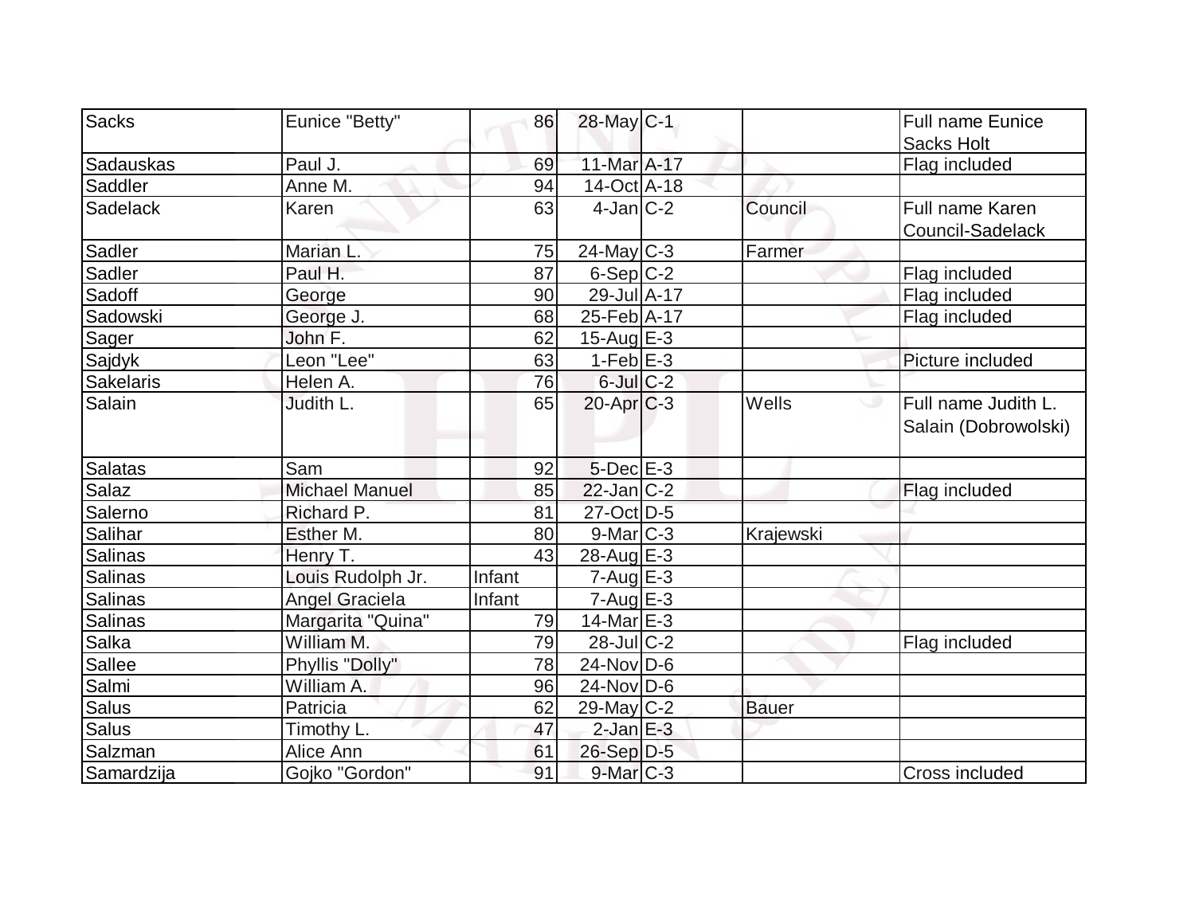| Sacks | Eunice "Betty" | 86 | 28-May | C-1 | | Full name Eunice Sacks Holt |
|---|---|---|---|---|---|---|
| Sadauskas | Paul J. | 69 | 11-Mar | A-17 | | Flag included |
| Saddler | Anne M. | 94 | 14-Oct | A-18 | | |
| Sadelack | Karen | 63 | 4-Jan | C-2 | Council | Full name Karen Council-Sadelack |
| Sadler | Marian L. | 75 | 24-May | C-3 | Farmer | |
| Sadler | Paul H. | 87 | 6-Sep | C-2 | | Flag included |
| Sadoff | George | 90 | 29-Jul | A-17 | | Flag included |
| Sadowski | George J. | 68 | 25-Feb | A-17 | | Flag included |
| Sager | John F. | 62 | 15-Aug | E-3 | | |
| Sajdyk | Leon "Lee" | 63 | 1-Feb | E-3 | | Picture included |
| Sakelaris | Helen A. | 76 | 6-Jul | C-2 | | |
| Salain | Judith L. | 65 | 20-Apr | C-3 | Wells | Full name Judith L. Salain (Dobrowolski) |
| Salatas | Sam | 92 | 5-Dec | E-3 | | |
| Salaz | Michael Manuel | 85 | 22-Jan | C-2 | | Flag included |
| Salerno | Richard P. | 81 | 27-Oct | D-5 | | |
| Salihar | Esther M. | 80 | 9-Mar | C-3 | Krajewski | |
| Salinas | Henry T. | 43 | 28-Aug | E-3 | | |
| Salinas | Louis Rudolph Jr. | Infant | 7-Aug | E-3 | | |
| Salinas | Angel Graciela | Infant | 7-Aug | E-3 | | |
| Salinas | Margarita "Quina" | 79 | 14-Mar | E-3 | | |
| Salka | William M. | 79 | 28-Jul | C-2 | | Flag included |
| Sallee | Phyllis "Dolly" | 78 | 24-Nov | D-6 | | |
| Salmi | William A. | 96 | 24-Nov | D-6 | | |
| Salus | Patricia | 62 | 29-May | C-2 | Bauer | |
| Salus | Timothy L. | 47 | 2-Jan | E-3 | | |
| Salzman | Alice Ann | 61 | 26-Sep | D-5 | | |
| Samardzija | Gojko "Gordon" | 91 | 9-Mar | C-3 | | Cross included |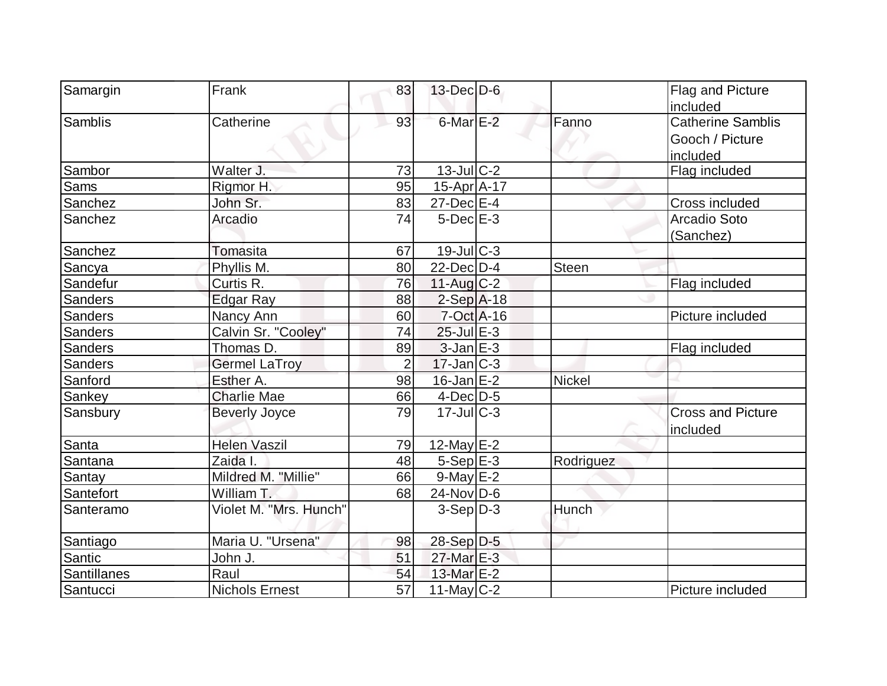| Samargin | Frank | 83 | 13-Dec | D-6 | | Flag and Picture included |
|---|---|---|---|---|---|---|
| Samblis | Catherine | 93 | 6-Mar | E-2 | Fanno | Catherine Samblis Gooch / Picture included |
| Sambor | Walter J. | 73 | 13-Jul | C-2 | | Flag included |
| Sams | Rigmor H. | 95 | 15-Apr | A-17 | | |
| Sanchez | John Sr. | 83 | 27-Dec | E-4 | | Cross included |
| Sanchez | Arcadio | 74 | 5-Dec | E-3 | | Arcadio Soto (Sanchez) |
| Sanchez | Tomasita | 67 | 19-Jul | C-3 | | |
| Sancya | Phyllis M. | 80 | 22-Dec | D-4 | Steen | |
| Sandefur | Curtis R. | 76 | 11-Aug | C-2 | | Flag included |
| Sanders | Edgar Ray | 88 | 2-Sep | A-18 | | |
| Sanders | Nancy Ann | 60 | 7-Oct | A-16 | | Picture included |
| Sanders | Calvin Sr. "Cooley" | 74 | 25-Jul | E-3 | | |
| Sanders | Thomas D. | 89 | 3-Jan | E-3 | | Flag included |
| Sanders | Germel LaTroy | 2 | 17-Jan | C-3 | | |
| Sanford | Esther A. | 98 | 16-Jan | E-2 | Nickel | |
| Sankey | Charlie Mae | 66 | 4-Dec | D-5 | | |
| Sansbury | Beverly Joyce | 79 | 17-Jul | C-3 | | Cross and Picture included |
| Santa | Helen Vaszil | 79 | 12-May | E-2 | | |
| Santana | Zaida I. | 48 | 5-Sep | E-3 | Rodriguez | |
| Santay | Mildred M. "Millie" | 66 | 9-May | E-2 | | |
| Santefort | William T. | 68 | 24-Nov | D-6 | | |
| Santeramo | Violet M. "Mrs. Hunch" | | 3-Sep | D-3 | Hunch | |
| Santiago | Maria U. "Ursena" | 98 | 28-Sep | D-5 | | |
| Santic | John J. | 51 | 27-Mar | E-3 | | |
| Santillanes | Raul | 54 | 13-Mar | E-2 | | |
| Santucci | Nichols Ernest | 57 | 11-May | C-2 | | Picture included |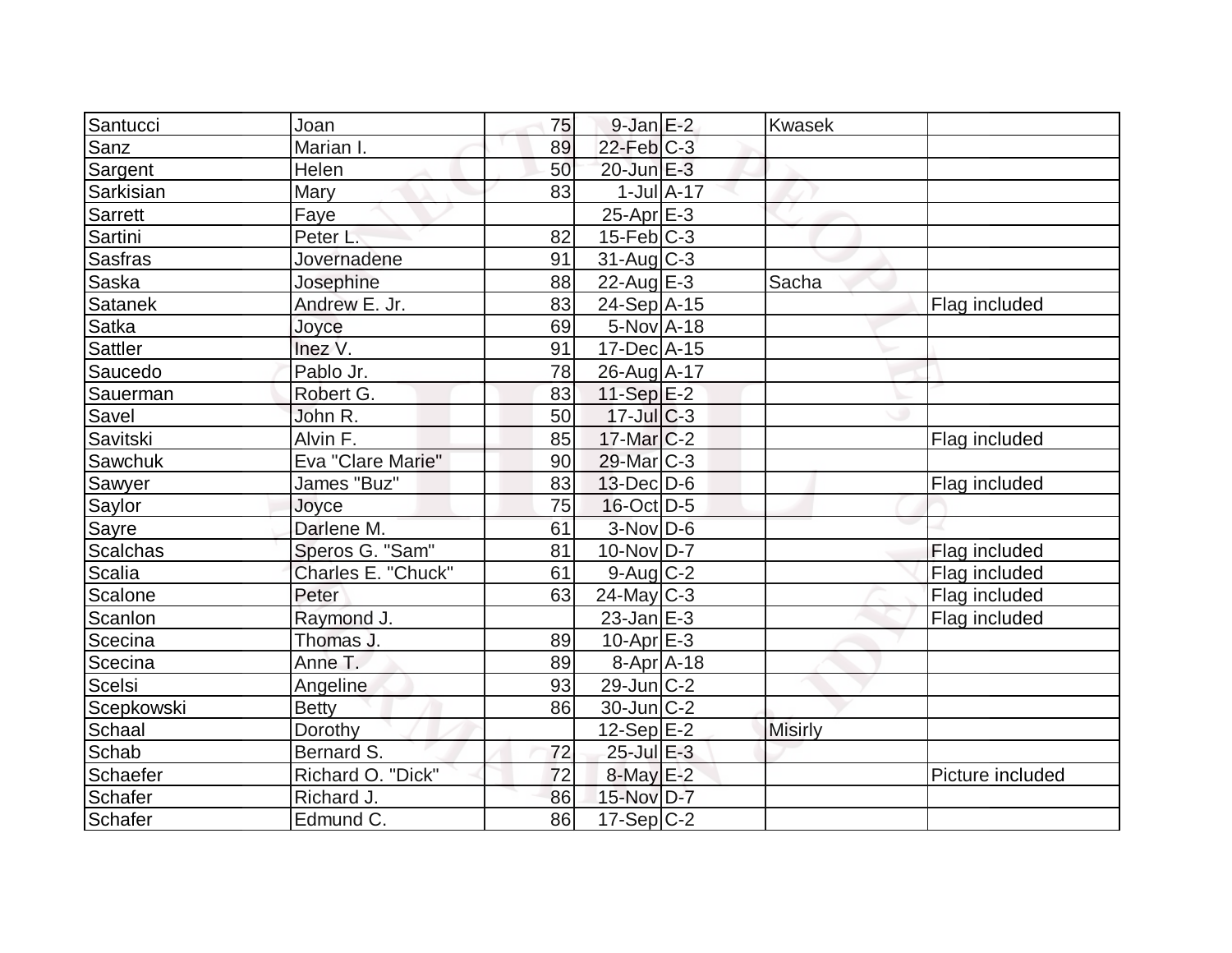| | | | | | | |
|---|---|---|---|---|---|---|
| Santucci | Joan | 75 | 9-Jan | E-2 | Kwasek | |
| Sanz | Marian I. | 89 | 22-Feb | C-3 | | |
| Sargent | Helen | 50 | 20-Jun | E-3 | | |
| Sarkisian | Mary | 83 | 1-Jul | A-17 | | |
| Sarrett | Faye | | 25-Apr | E-3 | | |
| Sartini | Peter L. | 82 | 15-Feb | C-3 | | |
| Sasfras | Jovernadene | 91 | 31-Aug | C-3 | | |
| Saska | Josephine | 88 | 22-Aug | E-3 | Sacha | |
| Satanek | Andrew E. Jr. | 83 | 24-Sep | A-15 | | Flag included |
| Satka | Joyce | 69 | 5-Nov | A-18 | | |
| Sattler | Inez V. | 91 | 17-Dec | A-15 | | |
| Saucedo | Pablo Jr. | 78 | 26-Aug | A-17 | | |
| Sauerman | Robert G. | 83 | 11-Sep | E-2 | | |
| Savel | John R. | 50 | 17-Jul | C-3 | | |
| Savitski | Alvin F. | 85 | 17-Mar | C-2 | | Flag included |
| Sawchuk | Eva "Clare Marie" | 90 | 29-Mar | C-3 | | |
| Sawyer | James "Buz" | 83 | 13-Dec | D-6 | | Flag included |
| Saylor | Joyce | 75 | 16-Oct | D-5 | | |
| Sayre | Darlene M. | 61 | 3-Nov | D-6 | | |
| Scalchas | Speros G. "Sam" | 81 | 10-Nov | D-7 | | Flag included |
| Scalia | Charles E. "Chuck" | 61 | 9-Aug | C-2 | | Flag included |
| Scalone | Peter | 63 | 24-May | C-3 | | Flag included |
| Scanlon | Raymond J. | | 23-Jan | E-3 | | Flag included |
| Scecina | Thomas J. | 89 | 10-Apr | E-3 | | |
| Scecina | Anne T. | 89 | 8-Apr | A-18 | | |
| Scelsi | Angeline | 93 | 29-Jun | C-2 | | |
| Scepkowski | Betty | 86 | 30-Jun | C-2 | | |
| Schaal | Dorothy | | 12-Sep | E-2 | Misirly | |
| Schab | Bernard S. | 72 | 25-Jul | E-3 | | |
| Schaefer | Richard O. "Dick" | 72 | 8-May | E-2 | | Picture included |
| Schafer | Richard J. | 86 | 15-Nov | D-7 | | |
| Schafer | Edmund C. | 86 | 17-Sep | C-2 | | |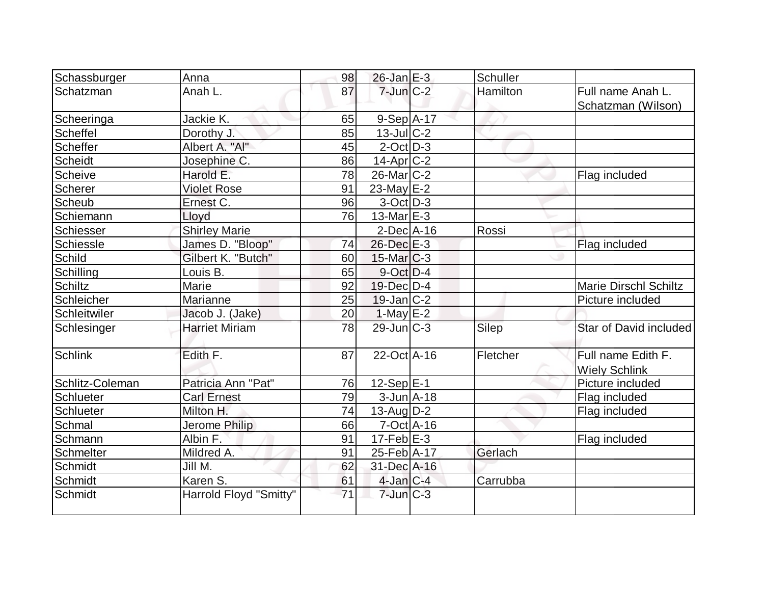| Schassburger | Anna | 98 | 26-Jan | E-3 | Schuller | |
|---|---|---|---|---|---|---|
| Schatzman | Anah L. | 87 | 7-Jun | C-2 | Hamilton | Full name Anah L. Schatzman (Wilson) |
| Scheeringa | Jackie K. | 65 | 9-Sep | A-17 | | |
| Scheffel | Dorothy J. | 85 | 13-Jul | C-2 | | |
| Scheffer | Albert A. "Al" | 45 | 2-Oct | D-3 | | |
| Scheidt | Josephine C. | 86 | 14-Apr | C-2 | | |
| Scheive | Harold E. | 78 | 26-Mar | C-2 | | Flag included |
| Scherer | Violet Rose | 91 | 23-May | E-2 | | |
| Scheub | Ernest C. | 96 | 3-Oct | D-3 | | |
| Schiemann | Lloyd | 76 | 13-Mar | E-3 | | |
| Schiesser | Shirley Marie | | 2-Dec | A-16 | Rossi | |
| Schiessle | James D. "Bloop" | 74 | 26-Dec | E-3 | | Flag included |
| Schild | Gilbert K. "Butch" | 60 | 15-Mar | C-3 | | |
| Schilling | Louis B. | 65 | 9-Oct | D-4 | | |
| Schiltz | Marie | 92 | 19-Dec | D-4 | | Marie Dirschl Schiltz |
| Schleicher | Marianne | 25 | 19-Jan | C-2 | | Picture included |
| Schleitwiler | Jacob J. (Jake) | 20 | 1-May | E-2 | | |
| Schlesinger | Harriet Miriam | 78 | 29-Jun | C-3 | Silep | Star of David included |
| Schlink | Edith F. | 87 | 22-Oct | A-16 | Fletcher | Full name Edith F. Wiely Schlink |
| Schlitz-Coleman | Patricia Ann "Pat" | 76 | 12-Sep | E-1 | | Picture included |
| Schlueter | Carl Ernest | 79 | 3-Jun | A-18 | | Flag included |
| Schlueter | Milton H. | 74 | 13-Aug | D-2 | | Flag included |
| Schmal | Jerome Philip | 66 | 7-Oct | A-16 | | |
| Schmann | Albin F. | 91 | 17-Feb | E-3 | | Flag included |
| Schmelter | Mildred A. | 91 | 25-Feb | A-17 | Gerlach | |
| Schmidt | Jill M. | 62 | 31-Dec | A-16 | | |
| Schmidt | Karen S. | 61 | 4-Jan | C-4 | Carrubba | |
| Schmidt | Harrold Floyd "Smitty" | 71 | 7-Jun | C-3 | | |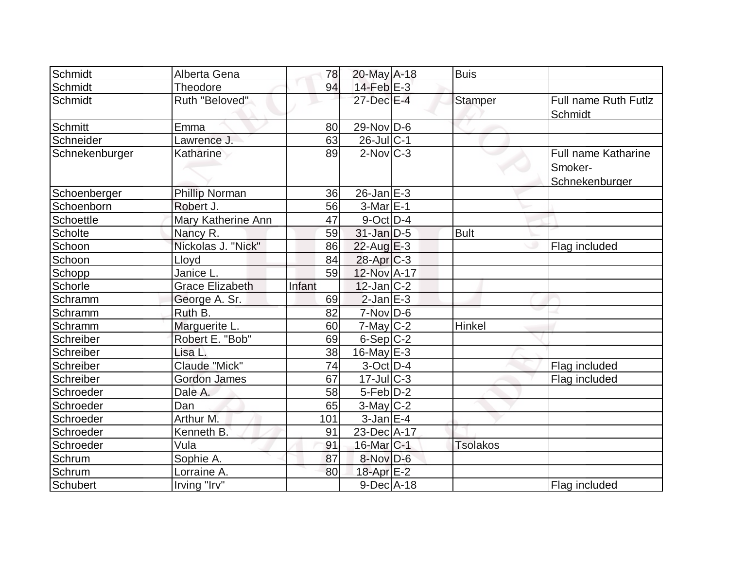| | | | | | | |
|---|---|---|---|---|---|---|
| Schmidt | Alberta Gena | 78 | 20-May | A-18 | Buis | |
| Schmidt | Theodore | 94 | 14-Feb | E-3 | | |
| Schmidt | Ruth "Beloved" | | 27-Dec | E-4 | Stamper | Full name Ruth Futlz Schmidt |
| Schmitt | Emma | 80 | 29-Nov | D-6 | | |
| Schneider | Lawrence J. | 63 | 26-Jul | C-1 | | |
| Schnekenburger | Katharine | 89 | 2-Nov | C-3 | | Full name Katharine Smoker-Schnekenburger |
| Schoenberger | Phillip Norman | 36 | 26-Jan | E-3 | | |
| Schoenborn | Robert J. | 56 | 3-Mar | E-1 | | |
| Schoettle | Mary Katherine Ann | 47 | 9-Oct | D-4 | | |
| Scholte | Nancy R. | 59 | 31-Jan | D-5 | Bult | |
| Schoon | Nickolas J. "Nick" | 86 | 22-Aug | E-3 | | Flag included |
| Schoon | Lloyd | 84 | 28-Apr | C-3 | | |
| Schopp | Janice L. | 59 | 12-Nov | A-17 | | |
| Schorle | Grace Elizabeth | Infant | 12-Jan | C-2 | | |
| Schramm | George A. Sr. | 69 | 2-Jan | E-3 | | |
| Schramm | Ruth B. | 82 | 7-Nov | D-6 | | |
| Schramm | Marguerite L. | 60 | 7-May | C-2 | Hinkel | |
| Schreiber | Robert E. "Bob" | 69 | 6-Sep | C-2 | | |
| Schreiber | Lisa L. | 38 | 16-May | E-3 | | |
| Schreiber | Claude "Mick" | 74 | 3-Oct | D-4 | | Flag included |
| Schreiber | Gordon James | 67 | 17-Jul | C-3 | | Flag included |
| Schroeder | Dale A. | 58 | 5-Feb | D-2 | | |
| Schroeder | Dan | 65 | 3-May | C-2 | | |
| Schroeder | Arthur M. | 101 | 3-Jan | E-4 | | |
| Schroeder | Kenneth B. | 91 | 23-Dec | A-17 | | |
| Schroeder | Vula | 91 | 16-Mar | C-1 | Tsolakos | |
| Schrum | Sophie A. | 87 | 8-Nov | D-6 | | |
| Schrum | Lorraine A. | 80 | 18-Apr | E-2 | | |
| Schubert | Irving "Irv" | | 9-Dec | A-18 | | Flag included |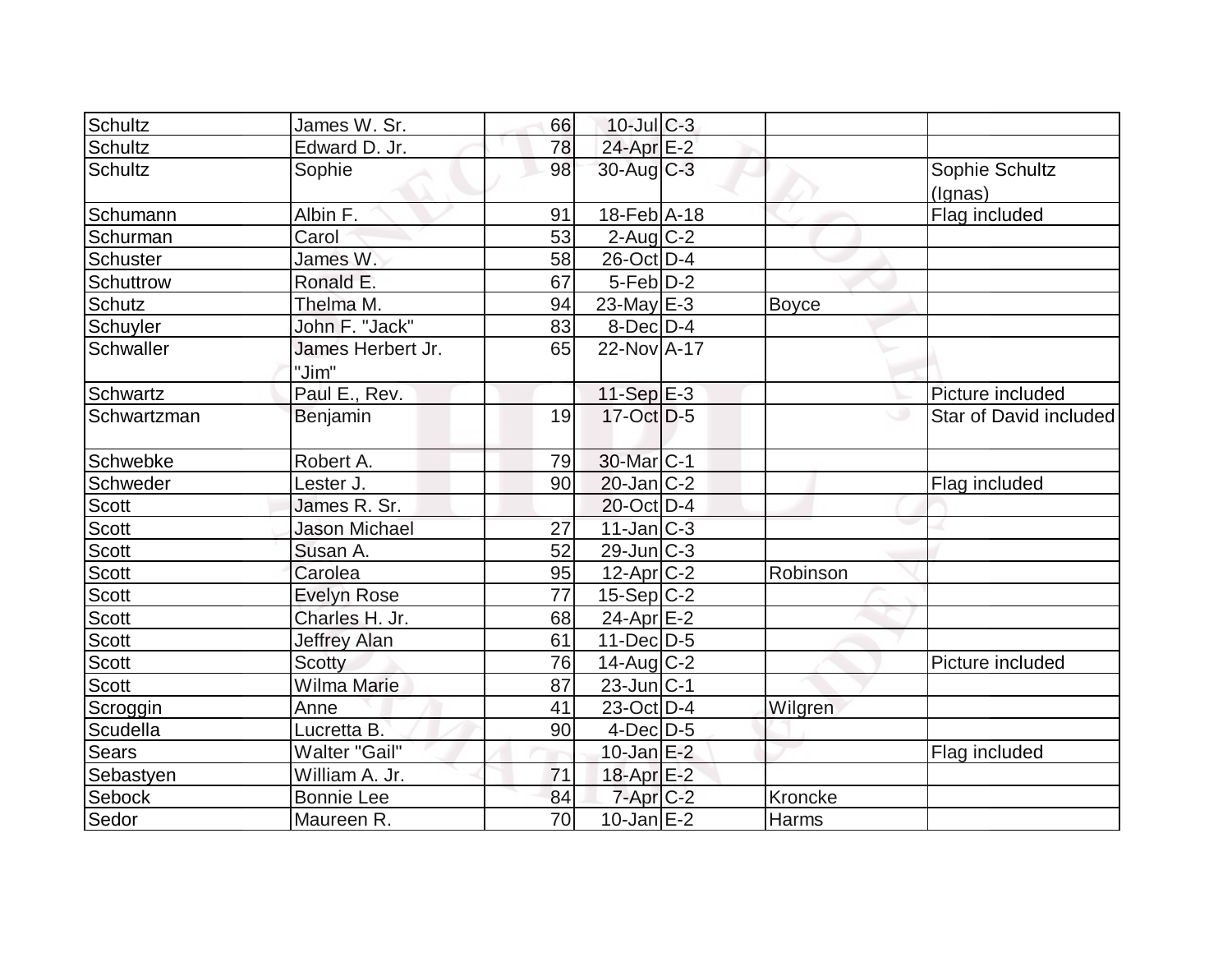| | | | | | | |
|---|---|---|---|---|---|---|
| Schultz | James W. Sr. | 66 | 10-Jul | C-3 | | |
| Schultz | Edward D. Jr. | 78 | 24-Apr | E-2 | | |
| Schultz | Sophie | 98 | 30-Aug | C-3 | | Sophie Schultz (Ignas) |
| Schumann | Albin F. | 91 | 18-Feb | A-18 | | Flag included |
| Schurman | Carol | 53 | 2-Aug | C-2 | | |
| Schuster | James W. | 58 | 26-Oct | D-4 | | |
| Schuttrow | Ronald E. | 67 | 5-Feb | D-2 | | |
| Schutz | Thelma M. | 94 | 23-May | E-3 | Boyce | |
| Schuyler | John F. "Jack" | 83 | 8-Dec | D-4 | | |
| Schwaller | James Herbert Jr. "Jim" | 65 | 22-Nov | A-17 | | |
| Schwartz | Paul E., Rev. | | 11-Sep | E-3 | | Picture included |
| Schwartzman | Benjamin | 19 | 17-Oct | D-5 | | Star of David included |
| Schwebke | Robert A. | 79 | 30-Mar | C-1 | | |
| Schweder | Lester J. | 90 | 20-Jan | C-2 | | Flag included |
| Scott | James R. Sr. | | 20-Oct | D-4 | | |
| Scott | Jason Michael | 27 | 11-Jan | C-3 | | |
| Scott | Susan A. | 52 | 29-Jun | C-3 | | |
| Scott | Carolea | 95 | 12-Apr | C-2 | Robinson | |
| Scott | Evelyn Rose | 77 | 15-Sep | C-2 | | |
| Scott | Charles H. Jr. | 68 | 24-Apr | E-2 | | |
| Scott | Jeffrey Alan | 61 | 11-Dec | D-5 | | |
| Scott | Scotty | 76 | 14-Aug | C-2 | | Picture included |
| Scott | Wilma Marie | 87 | 23-Jun | C-1 | | |
| Scroggin | Anne | 41 | 23-Oct | D-4 | Wilgren | |
| Scudella | Lucretta B. | 90 | 4-Dec | D-5 | | |
| Sears | Walter "Gail" | | 10-Jan | E-2 | | Flag included |
| Sebastyen | William A. Jr. | 71 | 18-Apr | E-2 | | |
| Sebock | Bonnie Lee | 84 | 7-Apr | C-2 | Kroncke | |
| Sedor | Maureen R. | 70 | 10-Jan | E-2 | Harms | |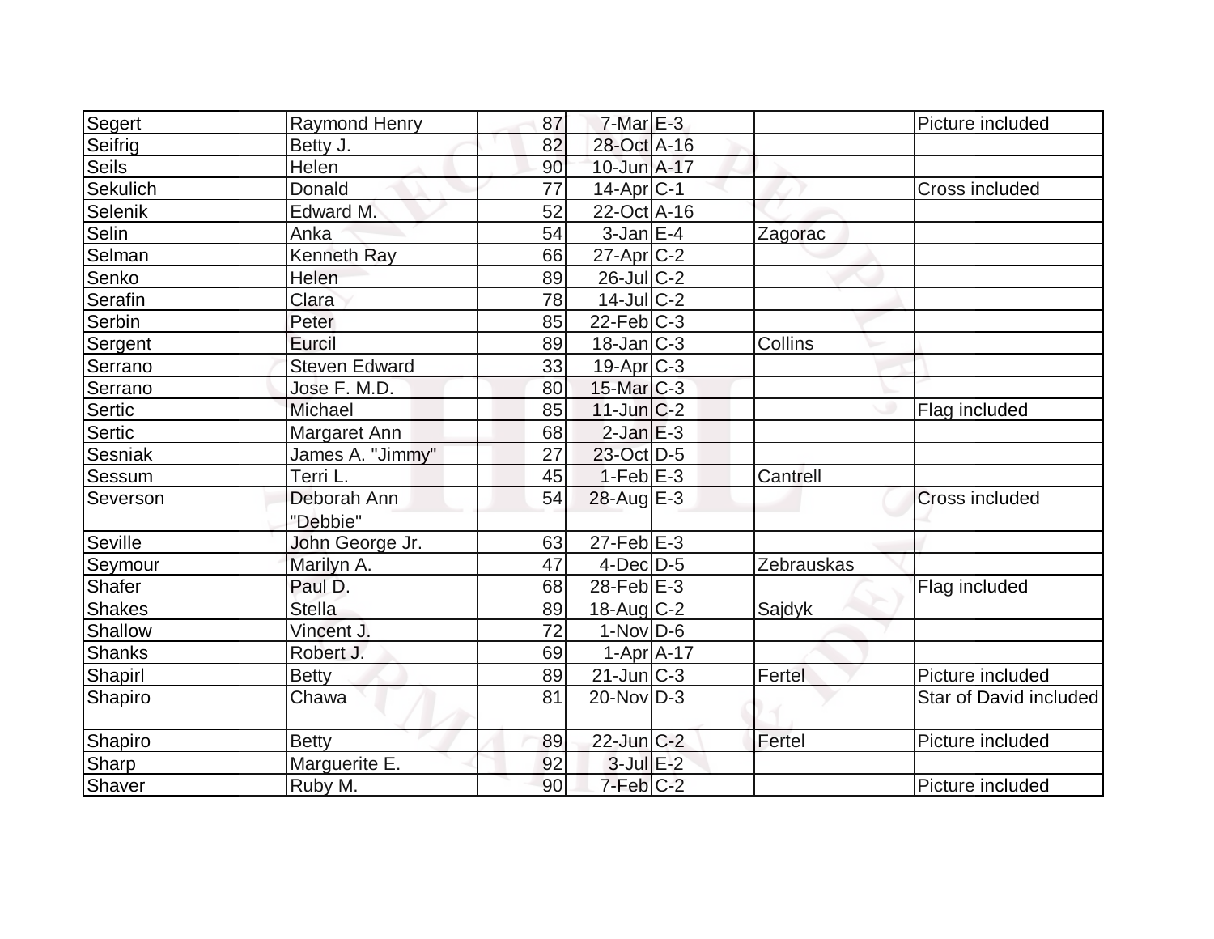| | | | | | | |
|---|---|---|---|---|---|---|
| Segert | Raymond Henry | 87 | 7-Mar | E-3 | | Picture included |
| Seifrig | Betty J. | 82 | 28-Oct | A-16 | | |
| Seils | Helen | 90 | 10-Jun | A-17 | | |
| Sekulich | Donald | 77 | 14-Apr | C-1 | | Cross included |
| Selenik | Edward M. | 52 | 22-Oct | A-16 | | |
| Selin | Anka | 54 | 3-Jan | E-4 | Zagorac | |
| Selman | Kenneth Ray | 66 | 27-Apr | C-2 | | |
| Senko | Helen | 89 | 26-Jul | C-2 | | |
| Serafin | Clara | 78 | 14-Jul | C-2 | | |
| Serbin | Peter | 85 | 22-Feb | C-3 | | |
| Sergent | Eurcil | 89 | 18-Jan | C-3 | Collins | |
| Serrano | Steven Edward | 33 | 19-Apr | C-3 | | |
| Serrano | Jose F. M.D. | 80 | 15-Mar | C-3 | | |
| Sertic | Michael | 85 | 11-Jun | C-2 | | Flag included |
| Sertic | Margaret Ann | 68 | 2-Jan | E-3 | | |
| Sesniak | James A. "Jimmy" | 27 | 23-Oct | D-5 | | |
| Sessum | Terri L. | 45 | 1-Feb | E-3 | Cantrell | |
| Severson | Deborah Ann "Debbie" | 54 | 28-Aug | E-3 | | Cross included |
| Seville | John George Jr. | 63 | 27-Feb | E-3 | | |
| Seymour | Marilyn A. | 47 | 4-Dec | D-5 | Zebrauskas | |
| Shafer | Paul D. | 68 | 28-Feb | E-3 | | Flag included |
| Shakes | Stella | 89 | 18-Aug | C-2 | Sajdyk | |
| Shallow | Vincent J. | 72 | 1-Nov | D-6 | | |
| Shanks | Robert J. | 69 | 1-Apr | A-17 | | |
| Shapirl | Betty | 89 | 21-Jun | C-3 | Fertel | Picture included |
| Shapiro | Chawa | 81 | 20-Nov | D-3 | | Star of David included |
| Shapiro | Betty | 89 | 22-Jun | C-2 | Fertel | Picture included |
| Sharp | Marguerite E. | 92 | 3-Jul | E-2 | | |
| Shaver | Ruby M. | 90 | 7-Feb | C-2 | | Picture included |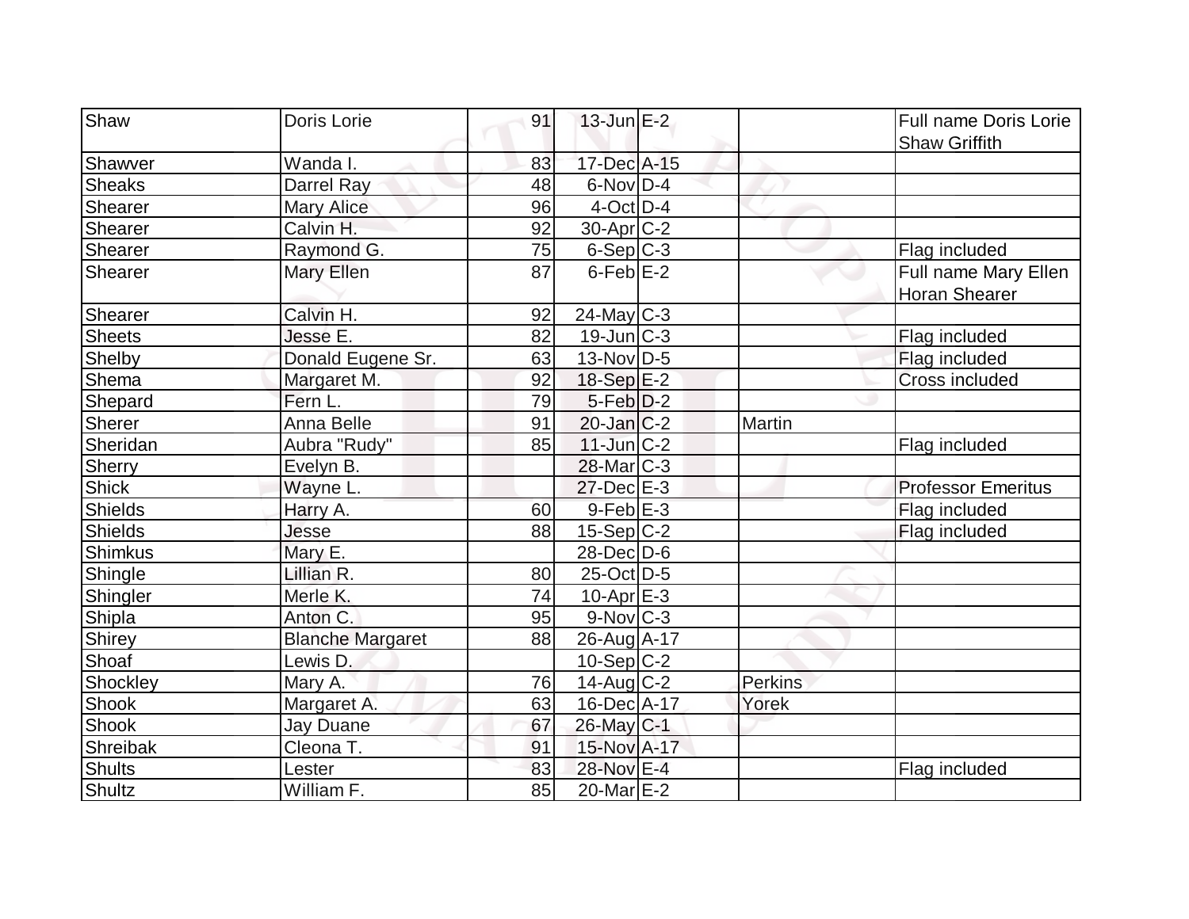| | | | | | | |
|---|---|---|---|---|---|---|
| Shaw | Doris Lorie | 91 | 13-Jun | E-2 | | Full name Doris Lorie Shaw Griffith |
| Shawver | Wanda I. | 83 | 17-Dec | A-15 | | |
| Sheaks | Darrel Ray | 48 | 6-Nov | D-4 | | |
| Shearer | Mary Alice | 96 | 4-Oct | D-4 | | |
| Shearer | Calvin H. | 92 | 30-Apr | C-2 | | |
| Shearer | Raymond G. | 75 | 6-Sep | C-3 | | Flag included |
| Shearer | Mary Ellen | 87 | 6-Feb | E-2 | | Full name Mary Ellen Horan Shearer |
| Shearer | Calvin H. | 92 | 24-May | C-3 | | |
| Sheets | Jesse E. | 82 | 19-Jun | C-3 | | Flag included |
| Shelby | Donald Eugene Sr. | 63 | 13-Nov | D-5 | | Flag included |
| Shema | Margaret M. | 92 | 18-Sep | E-2 | | Cross included |
| Shepard | Fern L. | 79 | 5-Feb | D-2 | | |
| Sherer | Anna Belle | 91 | 20-Jan | C-2 | Martin | |
| Sheridan | Aubra "Rudy" | 85 | 11-Jun | C-2 | | Flag included |
| Sherry | Evelyn B. | | 28-Mar | C-3 | | |
| Shick | Wayne L. | | 27-Dec | E-3 | | Professor Emeritus |
| Shields | Harry A. | 60 | 9-Feb | E-3 | | Flag included |
| Shields | Jesse | 88 | 15-Sep | C-2 | | Flag included |
| Shimkus | Mary E. | | 28-Dec | D-6 | | |
| Shingle | Lillian R. | 80 | 25-Oct | D-5 | | |
| Shingler | Merle K. | 74 | 10-Apr | E-3 | | |
| Shipla | Anton C. | 95 | 9-Nov | C-3 | | |
| Shirey | Blanche Margaret | 88 | 26-Aug | A-17 | | |
| Shoaf | Lewis D. | | 10-Sep | C-2 | | |
| Shockley | Mary A. | 76 | 14-Aug | C-2 | Perkins | |
| Shook | Margaret A. | 63 | 16-Dec | A-17 | Yorek | |
| Shook | Jay Duane | 67 | 26-May | C-1 | | |
| Shreibak | Cleona T. | 91 | 15-Nov | A-17 | | |
| Shults | Lester | 83 | 28-Nov | E-4 | | Flag included |
| Shultz | William F. | 85 | 20-Mar | E-2 | | |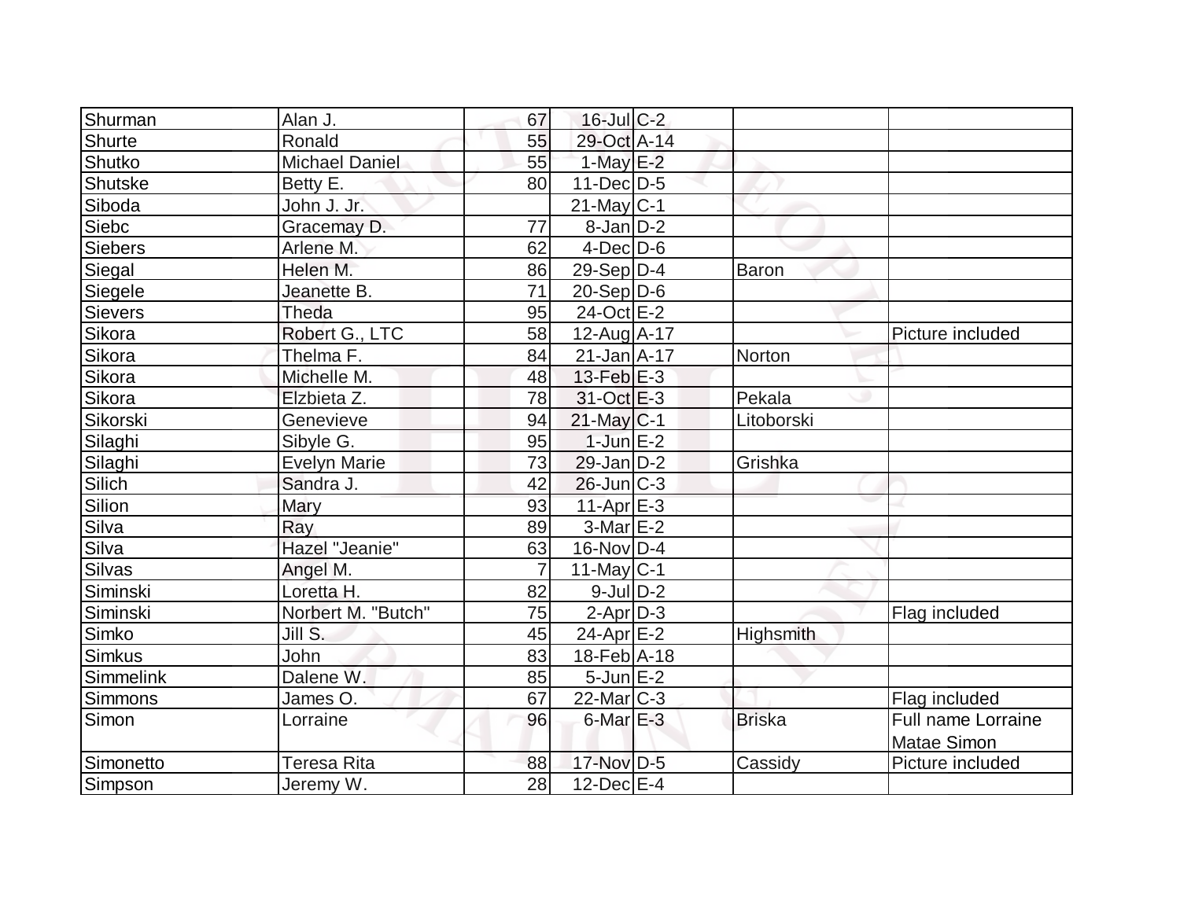| | | | | | | |
|---|---|---|---|---|---|---|
| Shurman | Alan J. | 67 | 16-Jul | C-2 | | |
| Shurte | Ronald | 55 | 29-Oct | A-14 | | |
| Shutko | Michael Daniel | 55 | 1-May | E-2 | | |
| Shutske | Betty E. | 80 | 11-Dec | D-5 | | |
| Siboda | John J. Jr. | | 21-May | C-1 | | |
| Siebc | Gracemay D. | 77 | 8-Jan | D-2 | | |
| Siebers | Arlene M. | 62 | 4-Dec | D-6 | | |
| Siegal | Helen M. | 86 | 29-Sep | D-4 | Baron | |
| Siegele | Jeanette B. | 71 | 20-Sep | D-6 | | |
| Sievers | Theda | 95 | 24-Oct | E-2 | | |
| Sikora | Robert G., LTC | 58 | 12-Aug | A-17 | | Picture included |
| Sikora | Thelma F. | 84 | 21-Jan | A-17 | Norton | |
| Sikora | Michelle M. | 48 | 13-Feb | E-3 | | |
| Sikora | Elzbieta Z. | 78 | 31-Oct | E-3 | Pekala | |
| Sikorski | Genevieve | 94 | 21-May | C-1 | Litoborski | |
| Silaghi | Sibyle G. | 95 | 1-Jun | E-2 | | |
| Silaghi | Evelyn Marie | 73 | 29-Jan | D-2 | Grishka | |
| Silich | Sandra J. | 42 | 26-Jun | C-3 | | |
| Silion | Mary | 93 | 11-Apr | E-3 | | |
| Silva | Ray | 89 | 3-Mar | E-2 | | |
| Silva | Hazel "Jeanie" | 63 | 16-Nov | D-4 | | |
| Silvas | Angel M. | 7 | 11-May | C-1 | | |
| Siminski | Loretta H. | 82 | 9-Jul | D-2 | | |
| Siminski | Norbert M. "Butch" | 75 | 2-Apr | D-3 | | Flag included |
| Simko | Jill S. | 45 | 24-Apr | E-2 | Highsmith | |
| Simkus | John | 83 | 18-Feb | A-18 | | |
| Simmelink | Dalene W. | 85 | 5-Jun | E-2 | | |
| Simmons | James O. | 67 | 22-Mar | C-3 | | Flag included |
| Simon | Lorraine | 96 | 6-Mar | E-3 | Briska | Full name Lorraine Matae Simon |
| Simonetto | Teresa Rita | 88 | 17-Nov | D-5 | Cassidy | Picture included |
| Simpson | Jeremy W. | 28 | 12-Dec | E-4 | | |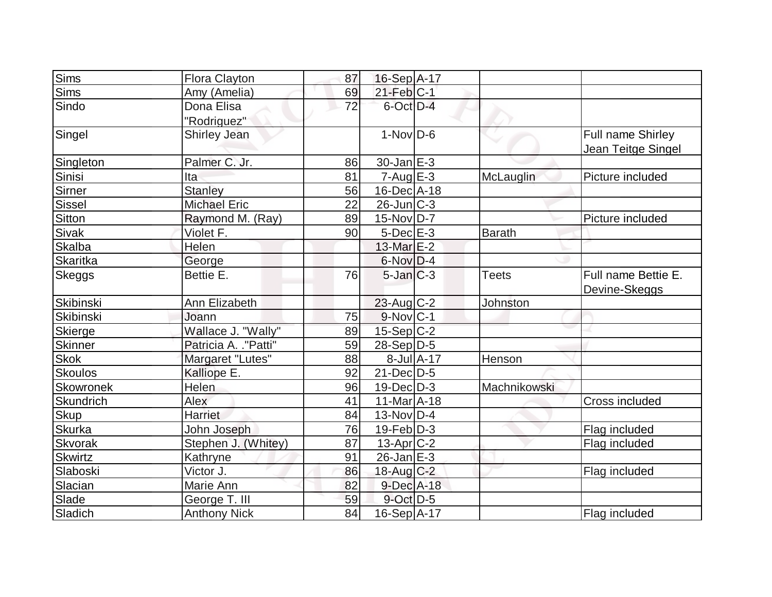| | | | | | | |
|---|---|---|---|---|---|---|
| Sims | Flora Clayton | 87 | 16-Sep | A-17 | | |
| Sims | Amy (Amelia) | 69 | 21-Feb | C-1 | | |
| Sindo | Dona Elisa "Rodriguez" | 72 | 6-Oct | D-4 | | |
| Singel | Shirley Jean | | 1-Nov | D-6 | | Full name Shirley Jean Teitge Singel |
| Singleton | Palmer C. Jr. | 86 | 30-Jan | E-3 | | |
| Sinisi | Ita | 81 | 7-Aug | E-3 | McLauglin | Picture included |
| Sirner | Stanley | 56 | 16-Dec | A-18 | | |
| Sissel | Michael Eric | 22 | 26-Jun | C-3 | | |
| Sitton | Raymond M. (Ray) | 89 | 15-Nov | D-7 | | Picture included |
| Sivak | Violet F. | 90 | 5-Dec | E-3 | Barath | |
| Skalba | Helen | | 13-Mar | E-2 | | |
| Skaritka | George | | 6-Nov | D-4 | | |
| Skeggs | Bettie E. | 76 | 5-Jan | C-3 | Teets | Full name Bettie E. Devine-Skeggs |
| Skibinski | Ann Elizabeth | | 23-Aug | C-2 | Johnston | |
| Skibinski | Joann | 75 | 9-Nov | C-1 | | |
| Skierge | Wallace J. "Wally" | 89 | 15-Sep | C-2 | | |
| Skinner | Patricia A. ."Patti" | 59 | 28-Sep | D-5 | | |
| Skok | Margaret "Lutes" | 88 | 8-Jul | A-17 | Henson | |
| Skoulos | Kalliope E. | 92 | 21-Dec | D-5 | | |
| Skowronek | Helen | 96 | 19-Dec | D-3 | Machnikowski | |
| Skundrich | Alex | 41 | 11-Mar | A-18 | | Cross included |
| Skup | Harriet | 84 | 13-Nov | D-4 | | |
| Skurka | John Joseph | 76 | 19-Feb | D-3 | | Flag included |
| Skvorak | Stephen J. (Whitey) | 87 | 13-Apr | C-2 | | Flag included |
| Skwirtz | Kathryne | 91 | 26-Jan | E-3 | | |
| Slaboski | Victor J. | 86 | 18-Aug | C-2 | | Flag included |
| Slacian | Marie Ann | 82 | 9-Dec | A-18 | | |
| Slade | George T. III | 59 | 9-Oct | D-5 | | |
| Sladich | Anthony Nick | 84 | 16-Sep | A-17 | | Flag included |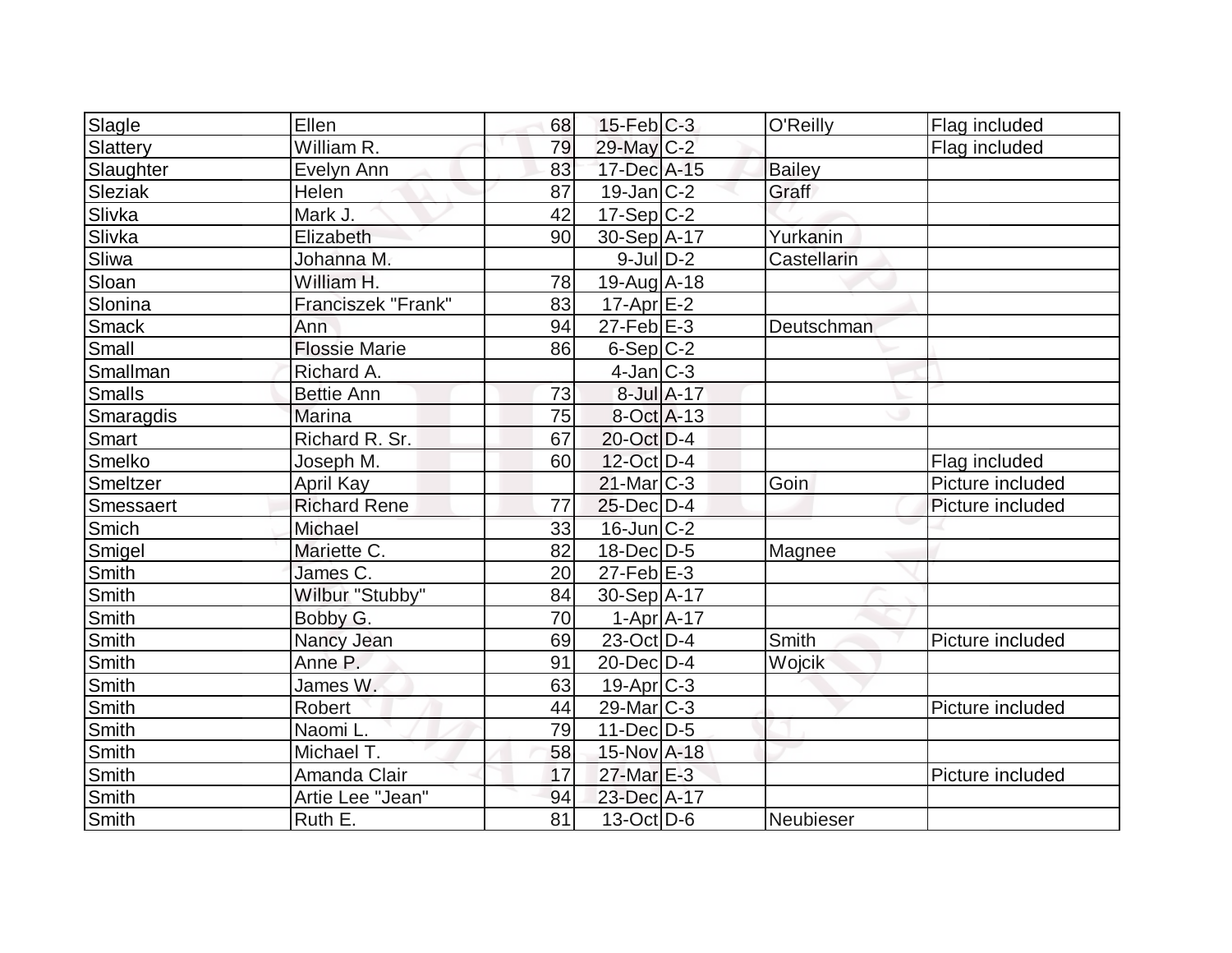| Slagle | Ellen | 68 | 15-Feb | C-3 | O'Reilly | Flag included |
|---|---|---|---|---|---|---|
| Slattery | William R. | 79 | 29-May | C-2 | | Flag included |
| Slaughter | Evelyn Ann | 83 | 17-Dec | A-15 | Bailey | |
| Sleziak | Helen | 87 | 19-Jan | C-2 | Graff | |
| Slivka | Mark J. | 42 | 17-Sep | C-2 | | |
| Slivka | Elizabeth | 90 | 30-Sep | A-17 | Yurkanin | |
| Sliwa | Johanna M. | | 9-Jul | D-2 | Castellarin | |
| Sloan | William H. | 78 | 19-Aug | A-18 | | |
| Slonina | Franciszek "Frank" | 83 | 17-Apr | E-2 | | |
| Smack | Ann | 94 | 27-Feb | E-3 | Deutschman | |
| Small | Flossie Marie | 86 | 6-Sep | C-2 | | |
| Smallman | Richard A. | | 4-Jan | C-3 | | |
| Smalls | Bettie Ann | 73 | 8-Jul | A-17 | | |
| Smaragdis | Marina | 75 | 8-Oct | A-13 | | |
| Smart | Richard R. Sr. | 67 | 20-Oct | D-4 | | |
| Smelko | Joseph M. | 60 | 12-Oct | D-4 | | Flag included |
| Smeltzer | April Kay | | 21-Mar | C-3 | Goin | Picture included |
| Smessaert | Richard Rene | 77 | 25-Dec | D-4 | | Picture included |
| Smich | Michael | 33 | 16-Jun | C-2 | | |
| Smigel | Mariette C. | 82 | 18-Dec | D-5 | Magnee | |
| Smith | James C. | 20 | 27-Feb | E-3 | | |
| Smith | Wilbur "Stubby" | 84 | 30-Sep | A-17 | | |
| Smith | Bobby G. | 70 | 1-Apr | A-17 | | |
| Smith | Nancy Jean | 69 | 23-Oct | D-4 | Smith | Picture included |
| Smith | Anne P. | 91 | 20-Dec | D-4 | Wojcik | |
| Smith | James W. | 63 | 19-Apr | C-3 | | |
| Smith | Robert | 44 | 29-Mar | C-3 | | Picture included |
| Smith | Naomi L. | 79 | 11-Dec | D-5 | | |
| Smith | Michael T. | 58 | 15-Nov | A-18 | | |
| Smith | Amanda Clair | 17 | 27-Mar | E-3 | | Picture included |
| Smith | Artie Lee "Jean" | 94 | 23-Dec | A-17 | | |
| Smith | Ruth E. | 81 | 13-Oct | D-6 | Neubieser | |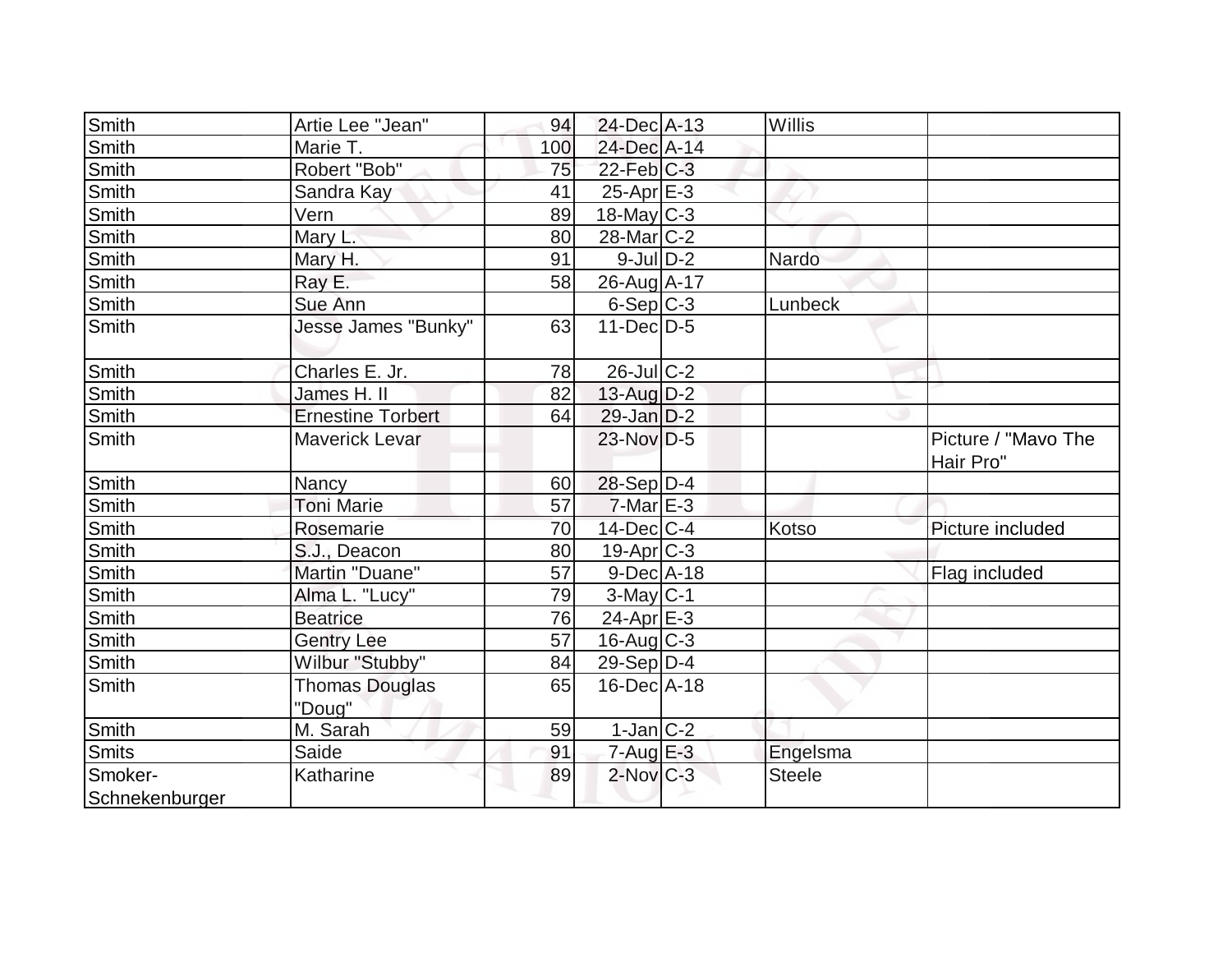| | | | | | | |
|---|---|---|---|---|---|---|
| Smith | Artie Lee "Jean" | 94 | 24-Dec | A-13 | Willis | |
| Smith | Marie T. | 100 | 24-Dec | A-14 | | |
| Smith | Robert "Bob" | 75 | 22-Feb | C-3 | | |
| Smith | Sandra Kay | 41 | 25-Apr | E-3 | | |
| Smith | Vern | 89 | 18-May | C-3 | | |
| Smith | Mary L. | 80 | 28-Mar | C-2 | | |
| Smith | Mary H. | 91 | 9-Jul | D-2 | Nardo | |
| Smith | Ray E. | 58 | 26-Aug | A-17 | | |
| Smith | Sue Ann | | 6-Sep | C-3 | Lunbeck | |
| Smith | Jesse James "Bunky" | 63 | 11-Dec | D-5 | | |
| Smith | Charles E. Jr. | 78 | 26-Jul | C-2 | | |
| Smith | James H. II | 82 | 13-Aug | D-2 | | |
| Smith | Ernestine Torbert | 64 | 29-Jan | D-2 | | |
| Smith | Maverick Levar | | 23-Nov | D-5 | | Picture / "Mavo The Hair Pro" |
| Smith | Nancy | 60 | 28-Sep | D-4 | | |
| Smith | Toni Marie | 57 | 7-Mar | E-3 | | |
| Smith | Rosemarie | 70 | 14-Dec | C-4 | Kotso | Picture included |
| Smith | S.J., Deacon | 80 | 19-Apr | C-3 | | |
| Smith | Martin "Duane" | 57 | 9-Dec | A-18 | | Flag included |
| Smith | Alma L. "Lucy" | 79 | 3-May | C-1 | | |
| Smith | Beatrice | 76 | 24-Apr | E-3 | | |
| Smith | Gentry Lee | 57 | 16-Aug | C-3 | | |
| Smith | Wilbur "Stubby" | 84 | 29-Sep | D-4 | | |
| Smith | Thomas Douglas "Doug" | 65 | 16-Dec | A-18 | | |
| Smith | M. Sarah | 59 | 1-Jan | C-2 | | |
| Smits | Saide | 91 | 7-Aug | E-3 | Engelsma | |
| Smoker-Schnekenburger | Katharine | 89 | 2-Nov | C-3 | Steele | |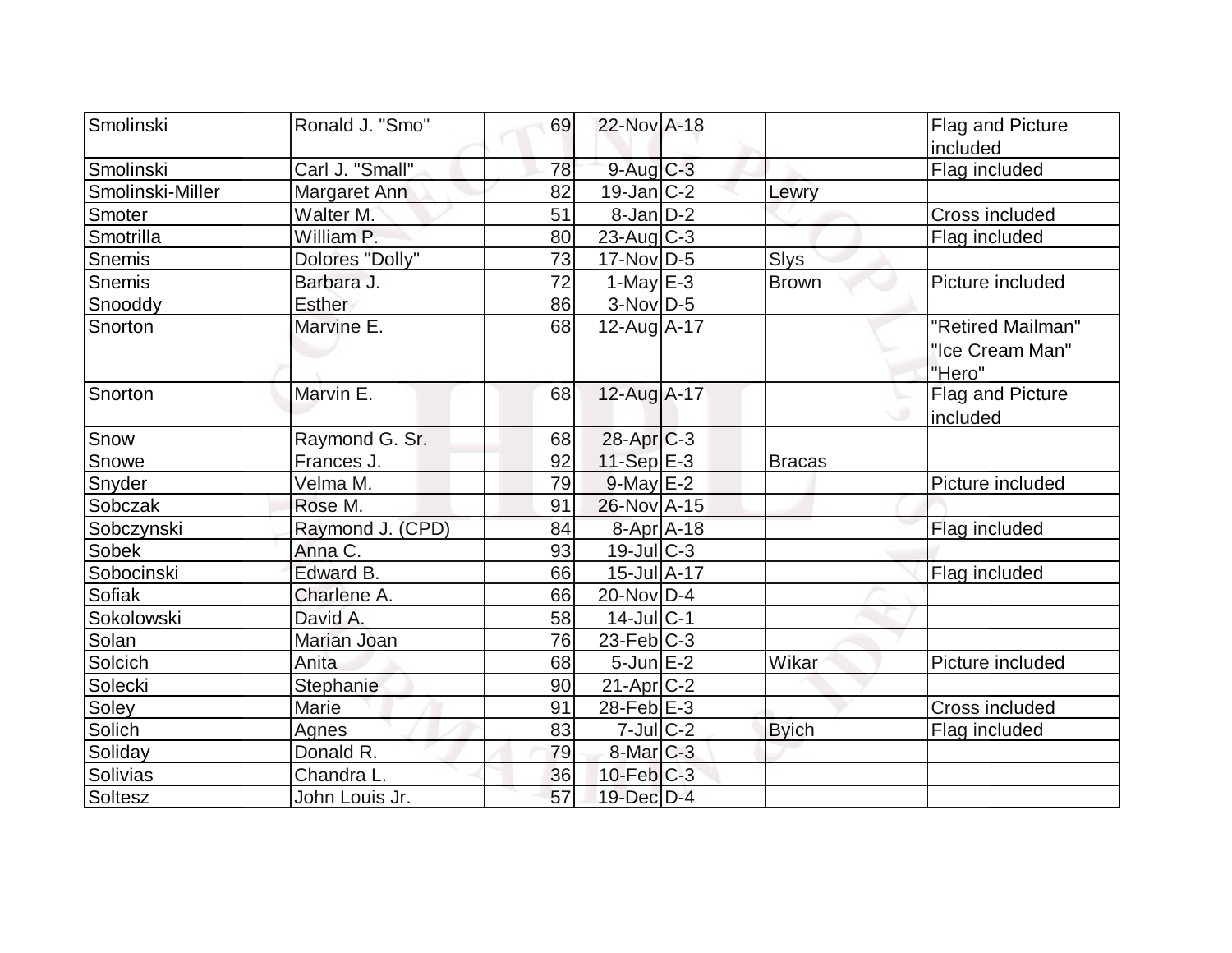| | | | | | | |
|---|---|---|---|---|---|---|
| Smolinski | Ronald J. "Smo" | 69 | 22-Nov | A-18 | | Flag and Picture included |
| Smolinski | Carl J. "Small" | 78 | 9-Aug | C-3 | | Flag included |
| Smolinski-Miller | Margaret Ann | 82 | 19-Jan | C-2 | Lewry | |
| Smoter | Walter M. | 51 | 8-Jan | D-2 | | Cross included |
| Smotrilla | William P. | 80 | 23-Aug | C-3 | | Flag included |
| Snemis | Dolores "Dolly" | 73 | 17-Nov | D-5 | Slys | |
| Snemis | Barbara J. | 72 | 1-May | E-3 | Brown | Picture included |
| Snooddy | Esther | 86 | 3-Nov | D-5 | | |
| Snorton | Marvine E. | 68 | 12-Aug | A-17 | | "Retired Mailman" "Ice Cream Man" "Hero" |
| Snorton | Marvin E. | 68 | 12-Aug | A-17 | | Flag and Picture included |
| Snow | Raymond G. Sr. | 68 | 28-Apr | C-3 | | |
| Snowe | Frances J. | 92 | 11-Sep | E-3 | Bracas | |
| Snyder | Velma M. | 79 | 9-May | E-2 | | Picture included |
| Sobczak | Rose M. | 91 | 26-Nov | A-15 | | |
| Sobczynski | Raymond J. (CPD) | 84 | 8-Apr | A-18 | | Flag included |
| Sobek | Anna C. | 93 | 19-Jul | C-3 | | |
| Sobocinski | Edward B. | 66 | 15-Jul | A-17 | | Flag included |
| Sofiak | Charlene A. | 66 | 20-Nov | D-4 | | |
| Sokolowski | David A. | 58 | 14-Jul | C-1 | | |
| Solan | Marian Joan | 76 | 23-Feb | C-3 | | |
| Solcich | Anita | 68 | 5-Jun | E-2 | Wikar | Picture included |
| Solecki | Stephanie | 90 | 21-Apr | C-2 | | |
| Soley | Marie | 91 | 28-Feb | E-3 | | Cross included |
| Solich | Agnes | 83 | 7-Jul | C-2 | Byich | Flag included |
| Soliday | Donald R. | 79 | 8-Mar | C-3 | | |
| Solivias | Chandra L. | 36 | 10-Feb | C-3 | | |
| Soltesz | John Louis Jr. | 57 | 19-Dec | D-4 | | |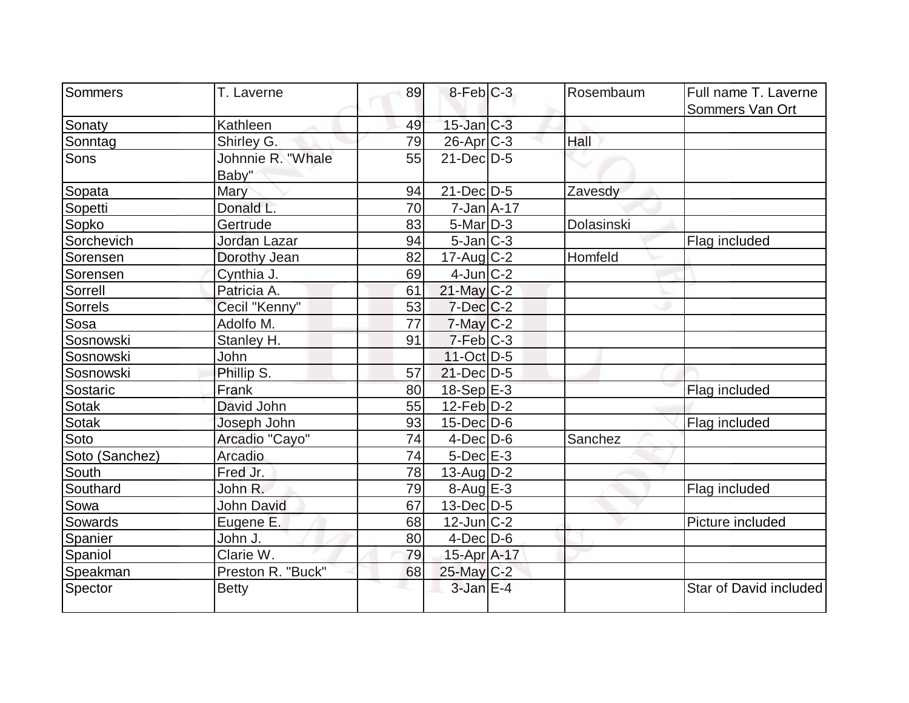| Sommers | T. Laverne | 89 | 8-Feb | C-3 | Rosembaum | Full name T. Laverne Sommers Van Ort |
|---|---|---|---|---|---|---|
| Sonaty | Kathleen | 49 | 15-Jan | C-3 | | |
| Sonntag | Shirley G. | 79 | 26-Apr | C-3 | Hall | |
| Sons | Johnnie R. "Whale Baby" | 55 | 21-Dec | D-5 | | |
| Sopata | Mary | 94 | 21-Dec | D-5 | Zavesdy | |
| Sopetti | Donald L. | 70 | 7-Jan | A-17 | | |
| Sopko | Gertrude | 83 | 5-Mar | D-3 | Dolasinski | |
| Sorchevich | Jordan Lazar | 94 | 5-Jan | C-3 | | Flag included |
| Sorensen | Dorothy Jean | 82 | 17-Aug | C-2 | Homfeld | |
| Sorensen | Cynthia J. | 69 | 4-Jun | C-2 | | |
| Sorrell | Patricia A. | 61 | 21-May | C-2 | | |
| Sorrels | Cecil "Kenny" | 53 | 7-Dec | C-2 | | |
| Sosa | Adolfo M. | 77 | 7-May | C-2 | | |
| Sosnowski | Stanley H. | 91 | 7-Feb | C-3 | | |
| Sosnowski | John | | 11-Oct | D-5 | | |
| Sosnowski | Phillip S. | 57 | 21-Dec | D-5 | | |
| Sostaric | Frank | 80 | 18-Sep | E-3 | | Flag included |
| Sotak | David John | 55 | 12-Feb | D-2 | | |
| Sotak | Joseph John | 93 | 15-Dec | D-6 | | Flag included |
| Soto | Arcadio "Cayo" | 74 | 4-Dec | D-6 | Sanchez | |
| Soto (Sanchez) | Arcadio | 74 | 5-Dec | E-3 | | |
| South | Fred Jr. | 78 | 13-Aug | D-2 | | |
| Southard | John R. | 79 | 8-Aug | E-3 | | Flag included |
| Sowa | John David | 67 | 13-Dec | D-5 | | |
| Sowards | Eugene E. | 68 | 12-Jun | C-2 | | Picture included |
| Spanier | John J. | 80 | 4-Dec | D-6 | | |
| Spaniol | Clarie W. | 79 | 15-Apr | A-17 | | |
| Speakman | Preston R. "Buck" | 68 | 25-May | C-2 | | |
| Spector | Betty | | 3-Jan | E-4 | | Star of David included |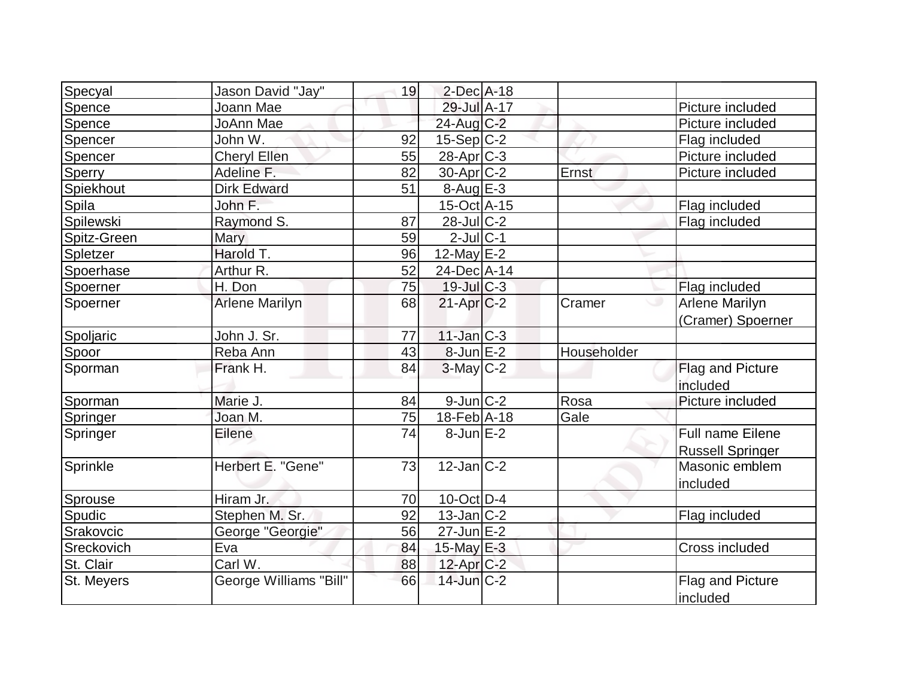| | | | | | | |
|---|---|---|---|---|---|---|
| Specyal | Jason David "Jay" | 19 | 2-Dec | A-18 | | |
| Spence | Joann Mae | | 29-Jul | A-17 | | Picture included |
| Spence | JoAnn Mae | | 24-Aug | C-2 | | Picture included |
| Spencer | John W. | 92 | 15-Sep | C-2 | | Flag included |
| Spencer | Cheryl Ellen | 55 | 28-Apr | C-3 | | Picture included |
| Sperry | Adeline F. | 82 | 30-Apr | C-2 | Ernst | Picture included |
| Spiekhout | Dirk Edward | 51 | 8-Aug | E-3 | | |
| Spila | John F. | | 15-Oct | A-15 | | Flag included |
| Spilewski | Raymond S. | 87 | 28-Jul | C-2 | | Flag included |
| Spitz-Green | Mary | 59 | 2-Jul | C-1 | | |
| Spletzer | Harold T. | 96 | 12-May | E-2 | | |
| Spoerhase | Arthur R. | 52 | 24-Dec | A-14 | | |
| Spoerner | H. Don | 75 | 19-Jul | C-3 | | Flag included |
| Spoerner | Arlene Marilyn | 68 | 21-Apr | C-2 | Cramer | Arlene Marilyn (Cramer) Spoerner |
| Spoljaric | John J. Sr. | 77 | 11-Jan | C-3 | | |
| Spoor | Reba Ann | 43 | 8-Jun | E-2 | Householder | |
| Sporman | Frank H. | 84 | 3-May | C-2 | | Flag and Picture included |
| Sporman | Marie J. | 84 | 9-Jun | C-2 | Rosa | Picture included |
| Springer | Joan M. | 75 | 18-Feb | A-18 | Gale | |
| Springer | Eilene | 74 | 8-Jun | E-2 | | Full name Eilene Russell Springer |
| Sprinkle | Herbert E. "Gene" | 73 | 12-Jan | C-2 | | Masonic emblem included |
| Sprouse | Hiram Jr. | 70 | 10-Oct | D-4 | | |
| Spudic | Stephen M. Sr. | 92 | 13-Jan | C-2 | | Flag included |
| Srakovcic | George "Georgie" | 56 | 27-Jun | E-2 | | |
| Sreckovich | Eva | 84 | 15-May | E-3 | | Cross included |
| St. Clair | Carl W. | 88 | 12-Apr | C-2 | | |
| St. Meyers | George Williams "Bill" | 66 | 14-Jun | C-2 | | Flag and Picture included |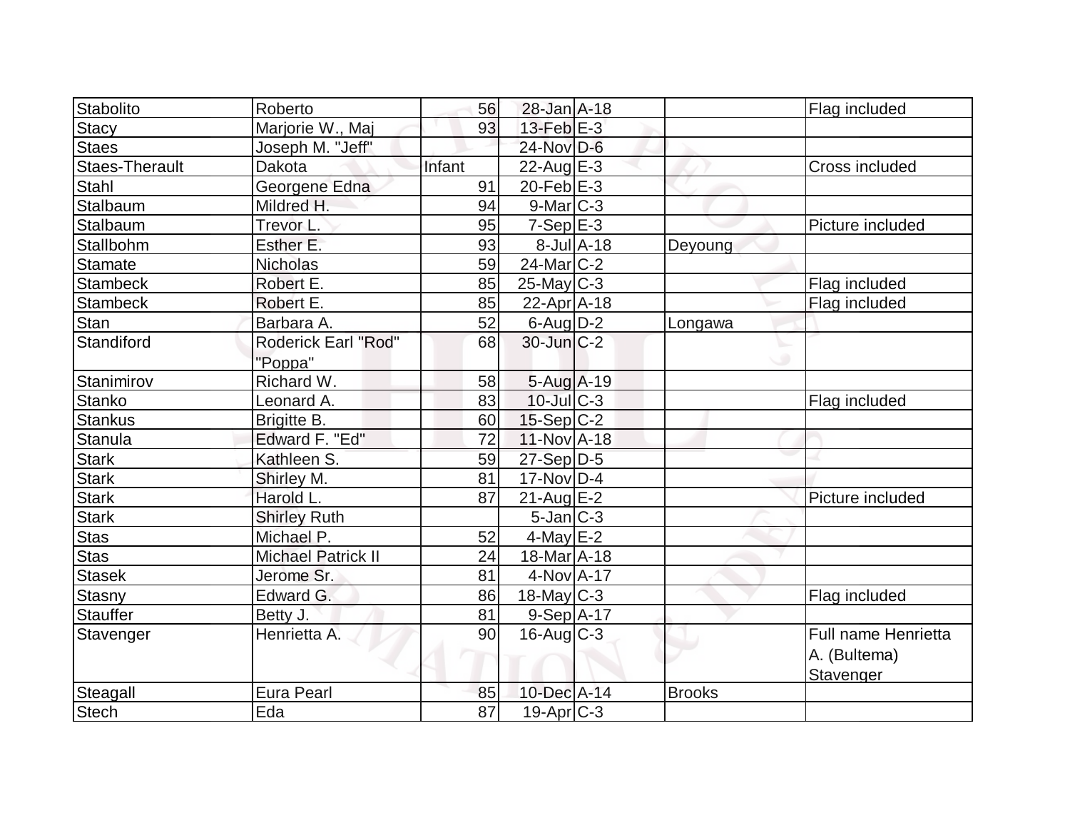| | | | | | | |
|---|---|---|---|---|---|---|
| Stabolito | Roberto | 56 | 28-Jan | A-18 | | Flag included |
| Stacy | Marjorie W., Maj | 93 | 13-Feb | E-3 | | |
| Staes | Joseph M. "Jeff" | | 24-Nov | D-6 | | |
| Staes-Therault | Dakota | Infant | 22-Aug | E-3 | | Cross included |
| Stahl | Georgene Edna | 91 | 20-Feb | E-3 | | |
| Stalbaum | Mildred H. | 94 | 9-Mar | C-3 | | |
| Stalbaum | Trevor L. | 95 | 7-Sep | E-3 | | Picture included |
| Stallbohm | Esther E. | 93 | 8-Jul | A-18 | Deyoung | |
| Stamate | Nicholas | 59 | 24-Mar | C-2 | | |
| Stambeck | Robert E. | 85 | 25-May | C-3 | | Flag included |
| Stambeck | Robert E. | 85 | 22-Apr | A-18 | | Flag included |
| Stan | Barbara A. | 52 | 6-Aug | D-2 | Longawa | |
| Standiford | Roderick Earl "Rod" "Poppa" | 68 | 30-Jun | C-2 | | |
| Stanimirov | Richard W. | 58 | 5-Aug | A-19 | | |
| Stanko | Leonard A. | 83 | 10-Jul | C-3 | | Flag included |
| Stankus | Brigitte B. | 60 | 15-Sep | C-2 | | |
| Stanula | Edward F. "Ed" | 72 | 11-Nov | A-18 | | |
| Stark | Kathleen S. | 59 | 27-Sep | D-5 | | |
| Stark | Shirley M. | 81 | 17-Nov | D-4 | | |
| Stark | Harold L. | 87 | 21-Aug | E-2 | | Picture included |
| Stark | Shirley Ruth | | 5-Jan | C-3 | | |
| Stas | Michael P. | 52 | 4-May | E-2 | | |
| Stas | Michael Patrick II | 24 | 18-Mar | A-18 | | |
| Stasek | Jerome Sr. | 81 | 4-Nov | A-17 | | |
| Stasny | Edward G. | 86 | 18-May | C-3 | | Flag included |
| Stauffer | Betty J. | 81 | 9-Sep | A-17 | | |
| Stavenger | Henrietta A. | 90 | 16-Aug | C-3 | | Full name Henrietta A. (Bultema) Stavenger |
| Steagall | Eura Pearl | 85 | 10-Dec | A-14 | Brooks | |
| Stech | Eda | 87 | 19-Apr | C-3 | | |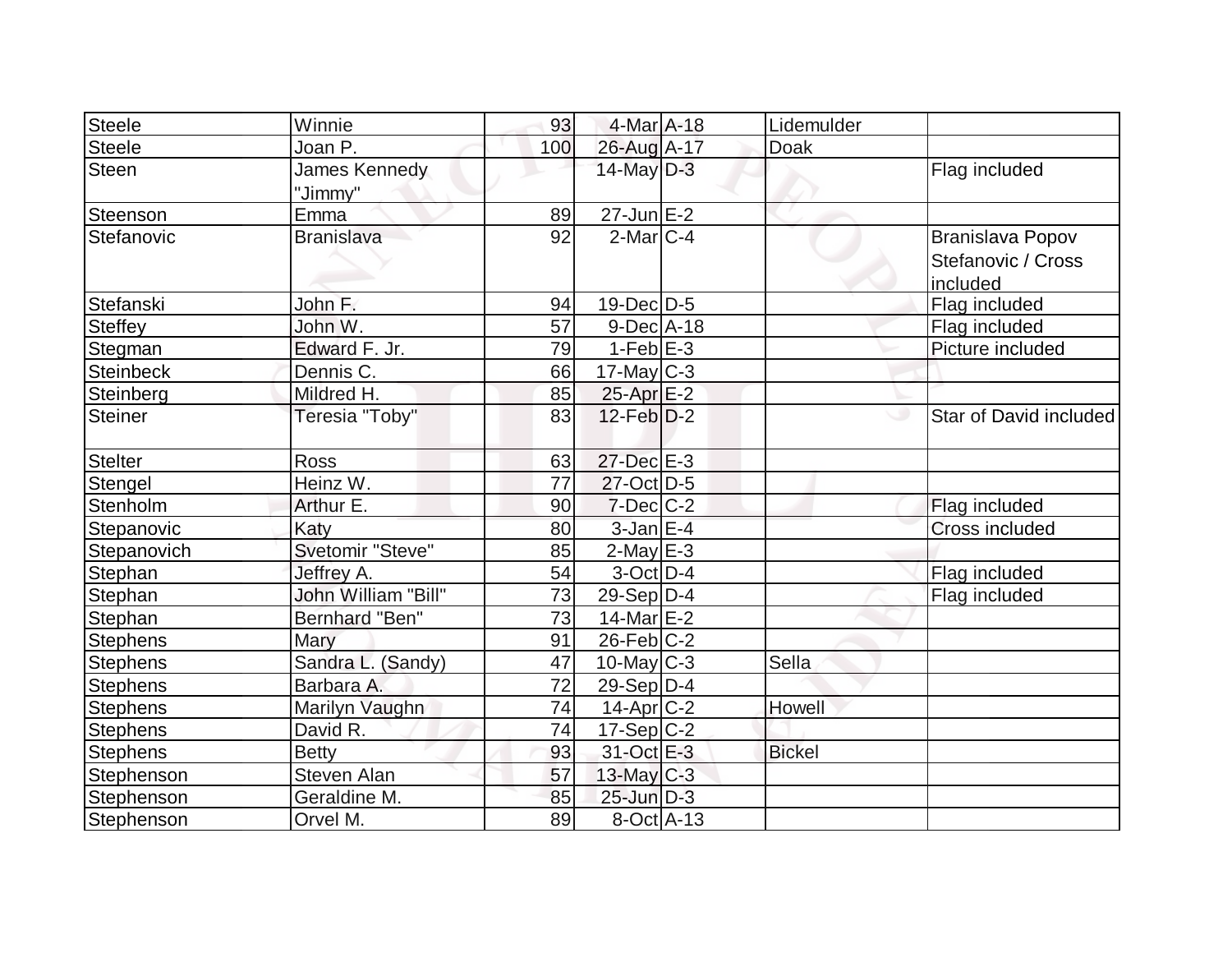| | | | | | | |
|---|---|---|---|---|---|---|
| Steele | Winnie | 93 | 4-Mar | A-18 | Lidemulder | |
| Steele | Joan P. | 100 | 26-Aug | A-17 | Doak | |
| Steen | James Kennedy "Jimmy" | | 14-May | D-3 | | Flag included |
| Steenson | Emma | 89 | 27-Jun | E-2 | | |
| Stefanovic | Branislava | 92 | 2-Mar | C-4 | | Branislava Popov Stefanovic / Cross included |
| Stefanski | John F. | 94 | 19-Dec | D-5 | | Flag included |
| Steffey | John W. | 57 | 9-Dec | A-18 | | Flag included |
| Stegman | Edward F. Jr. | 79 | 1-Feb | E-3 | | Picture included |
| Steinbeck | Dennis C. | 66 | 17-May | C-3 | | |
| Steinberg | Mildred H. | 85 | 25-Apr | E-2 | | |
| Steiner | Teresia "Toby" | 83 | 12-Feb | D-2 | | Star of David included |
| Stelter | Ross | 63 | 27-Dec | E-3 | | |
| Stengel | Heinz W. | 77 | 27-Oct | D-5 | | |
| Stenholm | Arthur E. | 90 | 7-Dec | C-2 | | Flag included |
| Stepanovic | Katy | 80 | 3-Jan | E-4 | | Cross included |
| Stepanovich | Svetomir "Steve" | 85 | 2-May | E-3 | | |
| Stephan | Jeffrey A. | 54 | 3-Oct | D-4 | | Flag included |
| Stephan | John William "Bill" | 73 | 29-Sep | D-4 | | Flag included |
| Stephan | Bernhard "Ben" | 73 | 14-Mar | E-2 | | |
| Stephens | Mary | 91 | 26-Feb | C-2 | | |
| Stephens | Sandra L. (Sandy) | 47 | 10-May | C-3 | Sella | |
| Stephens | Barbara A. | 72 | 29-Sep | D-4 | | |
| Stephens | Marilyn Vaughn | 74 | 14-Apr | C-2 | Howell | |
| Stephens | David R. | 74 | 17-Sep | C-2 | | |
| Stephens | Betty | 93 | 31-Oct | E-3 | Bickel | |
| Stephenson | Steven Alan | 57 | 13-May | C-3 | | |
| Stephenson | Geraldine M. | 85 | 25-Jun | D-3 | | |
| Stephenson | Orvel M. | 89 | 8-Oct | A-13 | | |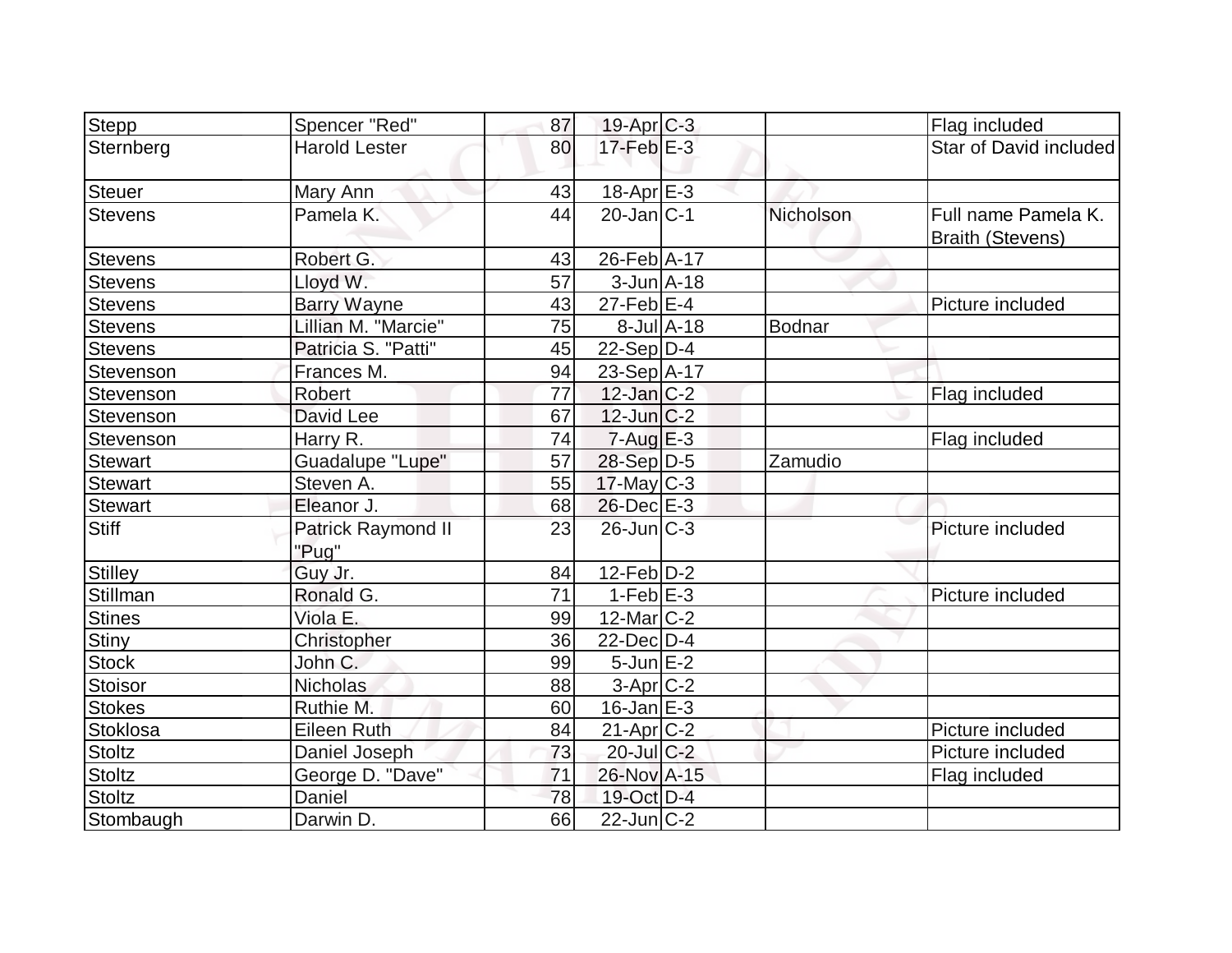| | | | | | | |
|---|---|---|---|---|---|---|
| Stepp | Spencer "Red" | 87 | 19-Apr | C-3 | | Flag included |
| Sternberg | Harold Lester | 80 | 17-Feb | E-3 | | Star of David included |
| Steuer | Mary Ann | 43 | 18-Apr | E-3 | | |
| Stevens | Pamela K. | 44 | 20-Jan | C-1 | Nicholson | Full name Pamela K. Braith (Stevens) |
| Stevens | Robert G. | 43 | 26-Feb | A-17 | | |
| Stevens | Lloyd W. | 57 | 3-Jun | A-18 | | |
| Stevens | Barry Wayne | 43 | 27-Feb | E-4 | | Picture included |
| Stevens | Lillian M. "Marcie" | 75 | 8-Jul | A-18 | Bodnar | |
| Stevens | Patricia S. "Patti" | 45 | 22-Sep | D-4 | | |
| Stevenson | Frances M. | 94 | 23-Sep | A-17 | | |
| Stevenson | Robert | 77 | 12-Jan | C-2 | | Flag included |
| Stevenson | David Lee | 67 | 12-Jun | C-2 | | |
| Stevenson | Harry R. | 74 | 7-Aug | E-3 | | Flag included |
| Stewart | Guadalupe "Lupe" | 57 | 28-Sep | D-5 | Zamudio | |
| Stewart | Steven A. | 55 | 17-May | C-3 | | |
| Stewart | Eleanor J. | 68 | 26-Dec | E-3 | | |
| Stiff | Patrick Raymond II "Pug" | 23 | 26-Jun | C-3 | | Picture included |
| Stilley | Guy Jr. | 84 | 12-Feb | D-2 | | |
| Stillman | Ronald G. | 71 | 1-Feb | E-3 | | Picture included |
| Stines | Viola E. | 99 | 12-Mar | C-2 | | |
| Stiny | Christopher | 36 | 22-Dec | D-4 | | |
| Stock | John C. | 99 | 5-Jun | E-2 | | |
| Stoisor | Nicholas | 88 | 3-Apr | C-2 | | |
| Stokes | Ruthie M. | 60 | 16-Jan | E-3 | | |
| Stoklosa | Eileen Ruth | 84 | 21-Apr | C-2 | | Picture included |
| Stoltz | Daniel Joseph | 73 | 20-Jul | C-2 | | Picture included |
| Stoltz | George D. "Dave" | 71 | 26-Nov | A-15 | | Flag included |
| Stoltz | Daniel | 78 | 19-Oct | D-4 | | |
| Stombaugh | Darwin D. | 66 | 22-Jun | C-2 | | |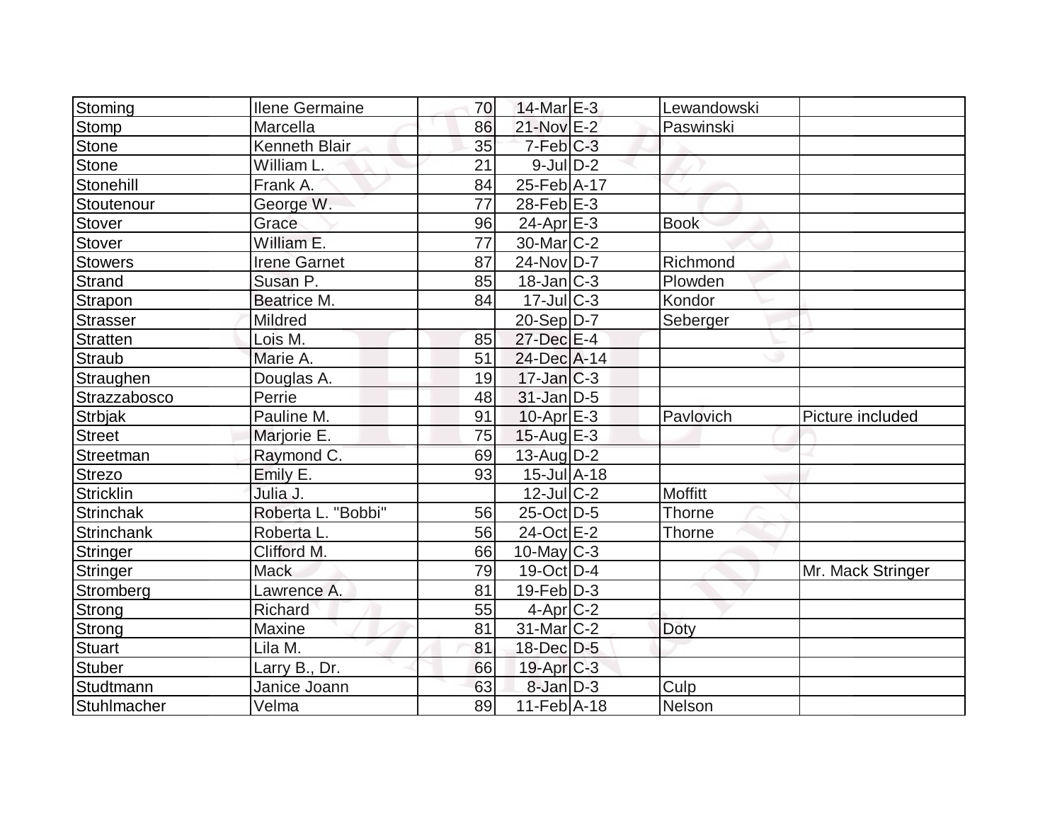| Stoming | Ilene Germaine | 70 | 14-Mar | E-3 | Lewandowski | |
|---|---|---|---|---|---|---|
| Stomp | Marcella | 86 | 21-Nov | E-2 | Paswinski | |
| Stone | Kenneth Blair | 35 | 7-Feb | C-3 | | |
| Stone | William L. | 21 | 9-Jul | D-2 | | |
| Stonehill | Frank A. | 84 | 25-Feb | A-17 | | |
| Stoutenour | George W. | 77 | 28-Feb | E-3 | | |
| Stover | Grace | 96 | 24-Apr | E-3 | Book | |
| Stover | William E. | 77 | 30-Mar | C-2 | | |
| Stowers | Irene Garnet | 87 | 24-Nov | D-7 | Richmond | |
| Strand | Susan P. | 85 | 18-Jan | C-3 | Plowden | |
| Strapon | Beatrice M. | 84 | 17-Jul | C-3 | Kondor | |
| Strasser | Mildred | | 20-Sep | D-7 | Seberger | |
| Stratten | Lois M. | 85 | 27-Dec | E-4 | | |
| Straub | Marie A. | 51 | 24-Dec | A-14 | | |
| Straughen | Douglas A. | 19 | 17-Jan | C-3 | | |
| Strazzabosco | Perrie | 48 | 31-Jan | D-5 | | |
| Strbjak | Pauline M. | 91 | 10-Apr | E-3 | Pavlovich | Picture included |
| Street | Marjorie E. | 75 | 15-Aug | E-3 | | |
| Streetman | Raymond C. | 69 | 13-Aug | D-2 | | |
| Strezo | Emily E. | 93 | 15-Jul | A-18 | | |
| Stricklin | Julia J. | | 12-Jul | C-2 | Moffitt | |
| Strinchak | Roberta L. "Bobbi" | 56 | 25-Oct | D-5 | Thorne | |
| Strinchank | Roberta L. | 56 | 24-Oct | E-2 | Thorne | |
| Stringer | Clifford M. | 66 | 10-May | C-3 | | |
| Stringer | Mack | 79 | 19-Oct | D-4 | | Mr. Mack Stringer |
| Stromberg | Lawrence A. | 81 | 19-Feb | D-3 | | |
| Strong | Richard | 55 | 4-Apr | C-2 | | |
| Strong | Maxine | 81 | 31-Mar | C-2 | Doty | |
| Stuart | Lila M. | 81 | 18-Dec | D-5 | | |
| Stuber | Larry B., Dr. | 66 | 19-Apr | C-3 | | |
| Studtmann | Janice Joann | 63 | 8-Jan | D-3 | Culp | |
| Stuhlmacher | Velma | 89 | 11-Feb | A-18 | Nelson | |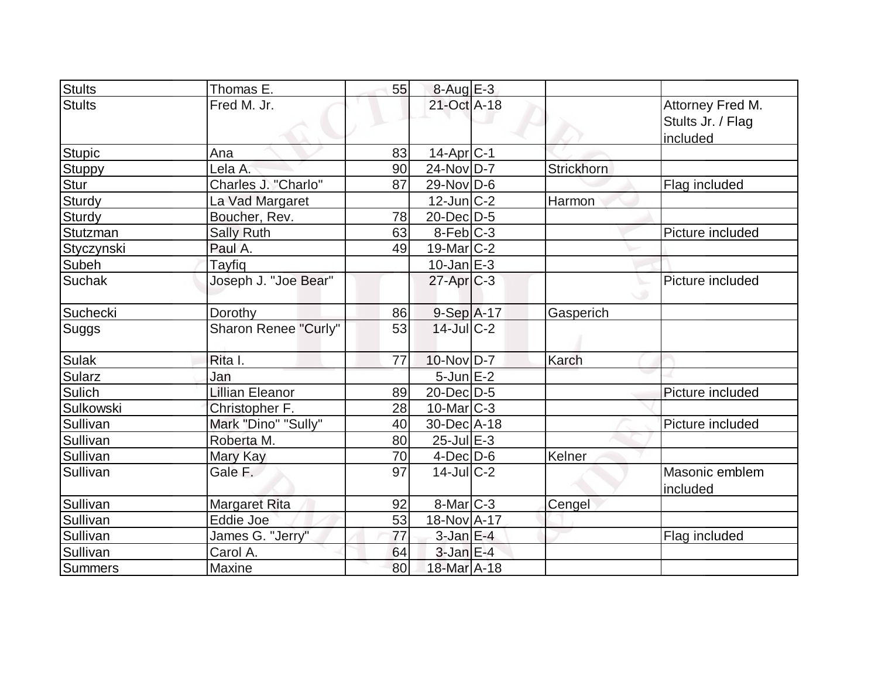| | | | | | | |
|---|---|---|---|---|---|---|
| Stults | Thomas E. | 55 | 8-Aug | E-3 | | |
| Stults | Fred M. Jr. | | 21-Oct | A-18 | | Attorney Fred M. Stults Jr. / Flag included |
| Stupic | Ana | 83 | 14-Apr | C-1 | | |
| Stuppy | Lela A. | 90 | 24-Nov | D-7 | Strickhorn | |
| Stur | Charles J. "Charlo" | 87 | 29-Nov | D-6 | | Flag included |
| Sturdy | La Vad Margaret | | 12-Jun | C-2 | Harmon | |
| Sturdy | Boucher, Rev. | 78 | 20-Dec | D-5 | | |
| Stutzman | Sally Ruth | 63 | 8-Feb | C-3 | | Picture included |
| Styczynski | Paul A. | 49 | 19-Mar | C-2 | | |
| Subeh | Tayfiq | | 10-Jan | E-3 | | |
| Suchak | Joseph J. "Joe Bear" | | 27-Apr | C-3 | | Picture included |
| Suchecki | Dorothy | 86 | 9-Sep | A-17 | Gasperich | |
| Suggs | Sharon Renee "Curly" | 53 | 14-Jul | C-2 | | |
| Sulak | Rita I. | 77 | 10-Nov | D-7 | Karch | |
| Sularz | Jan | | 5-Jun | E-2 | | |
| Sulich | Lillian Eleanor | 89 | 20-Dec | D-5 | | Picture included |
| Sulkowski | Christopher F. | 28 | 10-Mar | C-3 | | |
| Sullivan | Mark "Dino" "Sully" | 40 | 30-Dec | A-18 | | Picture included |
| Sullivan | Roberta M. | 80 | 25-Jul | E-3 | | |
| Sullivan | Mary Kay | 70 | 4-Dec | D-6 | Kelner | |
| Sullivan | Gale F. | 97 | 14-Jul | C-2 | | Masonic emblem included |
| Sullivan | Margaret Rita | 92 | 8-Mar | C-3 | Cengel | |
| Sullivan | Eddie Joe | 53 | 18-Nov | A-17 | | |
| Sullivan | James G. "Jerry" | 77 | 3-Jan | E-4 | | Flag included |
| Sullivan | Carol A. | 64 | 3-Jan | E-4 | | |
| Summers | Maxine | 80 | 18-Mar | A-18 | | |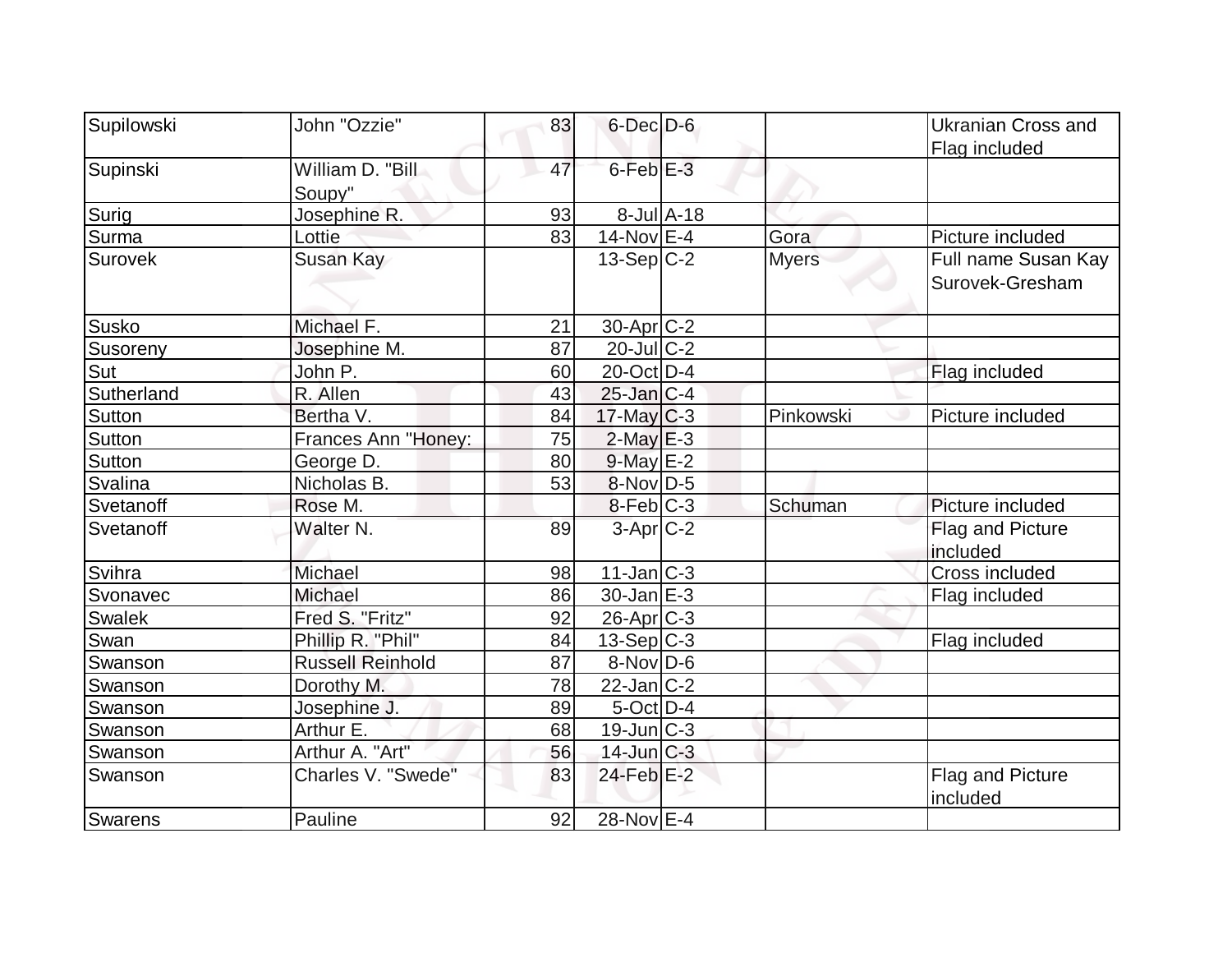| Supilowski | John "Ozzie" | 83 | 6-Dec | D-6 | | Ukranian Cross and Flag included |
|---|---|---|---|---|---|---|
| Supinski | William D. "Bill Soupy" | 47 | 6-Feb | E-3 | | |
| Surig | Josephine R. | 93 | 8-Jul | A-18 | | |
| Surma | Lottie | 83 | 14-Nov | E-4 | Gora | Picture included |
| Surovek | Susan Kay | | 13-Sep | C-2 | Myers | Full name Susan Kay Surovek-Gresham |
| Susko | Michael F. | 21 | 30-Apr | C-2 | | |
| Susoreny | Josephine M. | 87 | 20-Jul | C-2 | | |
| Sut | John P. | 60 | 20-Oct | D-4 | | Flag included |
| Sutherland | R. Allen | 43 | 25-Jan | C-4 | | |
| Sutton | Bertha V. | 84 | 17-May | C-3 | Pinkowski | Picture included |
| Sutton | Frances Ann "Honey: | 75 | 2-May | E-3 | | |
| Sutton | George D. | 80 | 9-May | E-2 | | |
| Svalina | Nicholas B. | 53 | 8-Nov | D-5 | | |
| Svetanoff | Rose M. | | 8-Feb | C-3 | Schuman | Picture included |
| Svetanoff | Walter N. | 89 | 3-Apr | C-2 | | Flag and Picture included |
| Svihra | Michael | 98 | 11-Jan | C-3 | | Cross included |
| Svonavec | Michael | 86 | 30-Jan | E-3 | | Flag included |
| Swalek | Fred S. "Fritz" | 92 | 26-Apr | C-3 | | |
| Swan | Phillip R. "Phil" | 84 | 13-Sep | C-3 | | Flag included |
| Swanson | Russell Reinhold | 87 | 8-Nov | D-6 | | |
| Swanson | Dorothy M. | 78 | 22-Jan | C-2 | | |
| Swanson | Josephine J. | 89 | 5-Oct | D-4 | | |
| Swanson | Arthur E. | 68 | 19-Jun | C-3 | | |
| Swanson | Arthur A. "Art" | 56 | 14-Jun | C-3 | | |
| Swanson | Charles V. "Swede" | 83 | 24-Feb | E-2 | | Flag and Picture included |
| Swarens | Pauline | 92 | 28-Nov | E-4 | | |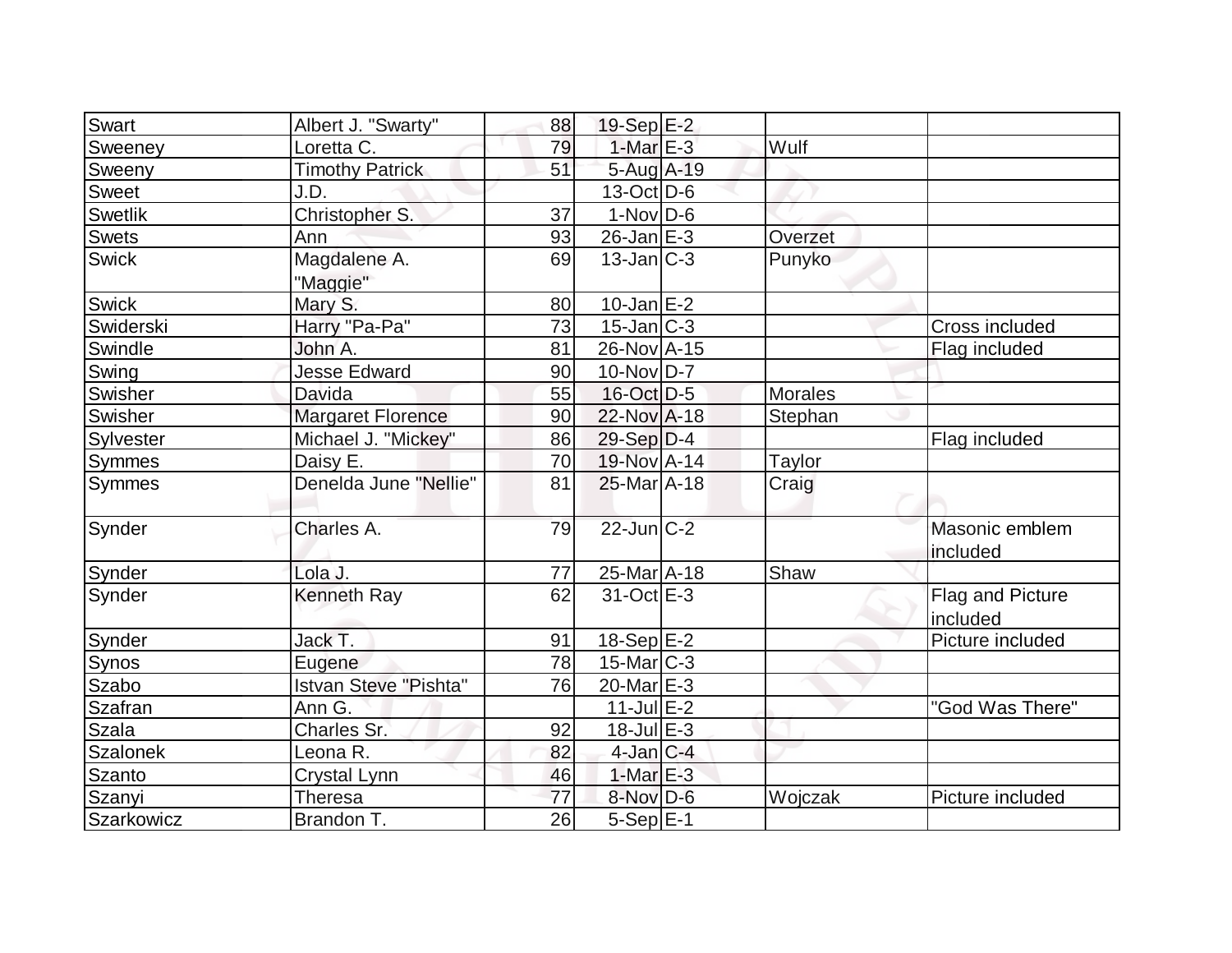| | | | | | | |
|---|---|---|---|---|---|---|
| Swart | Albert J. "Swarty" | 88 | 19-Sep | E-2 | | |
| Sweeney | Loretta C. | 79 | 1-Mar | E-3 | Wulf | |
| Sweeny | Timothy Patrick | 51 | 5-Aug | A-19 | | |
| Sweet | J.D. | | 13-Oct | D-6 | | |
| Swetlik | Christopher S. | 37 | 1-Nov | D-6 | | |
| Swets | Ann | 93 | 26-Jan | E-3 | Overzet | |
| Swick | Magdalene A. "Maggie" | 69 | 13-Jan | C-3 | Punyko | |
| Swick | Mary S. | 80 | 10-Jan | E-2 | | |
| Swiderski | Harry "Pa-Pa" | 73 | 15-Jan | C-3 | | Cross included |
| Swindle | John A. | 81 | 26-Nov | A-15 | | Flag included |
| Swing | Jesse Edward | 90 | 10-Nov | D-7 | | |
| Swisher | Davida | 55 | 16-Oct | D-5 | Morales | |
| Swisher | Margaret Florence | 90 | 22-Nov | A-18 | Stephan | |
| Sylvester | Michael J. "Mickey" | 86 | 29-Sep | D-4 | | Flag included |
| Symmes | Daisy E. | 70 | 19-Nov | A-14 | Taylor | |
| Symmes | Denelda June "Nellie" | 81 | 25-Mar | A-18 | Craig | |
| Synder | Charles A. | 79 | 22-Jun | C-2 | | Masonic emblem included |
| Synder | Lola J. | 77 | 25-Mar | A-18 | Shaw | |
| Synder | Kenneth Ray | 62 | 31-Oct | E-3 | | Flag and Picture included |
| Synder | Jack T. | 91 | 18-Sep | E-2 | | Picture included |
| Synos | Eugene | 78 | 15-Mar | C-3 | | |
| Szabo | Istvan Steve "Pishta" | 76 | 20-Mar | E-3 | | |
| Szafran | Ann G. | | 11-Jul | E-2 | | "God Was There" |
| Szala | Charles Sr. | 92 | 18-Jul | E-3 | | |
| Szalonek | Leona R. | 82 | 4-Jan | C-4 | | |
| Szanto | Crystal Lynn | 46 | 1-Mar | E-3 | | |
| Szanyi | Theresa | 77 | 8-Nov | D-6 | Wojczak | Picture included |
| Szarkowicz | Brandon T. | 26 | 5-Sep | E-1 | | |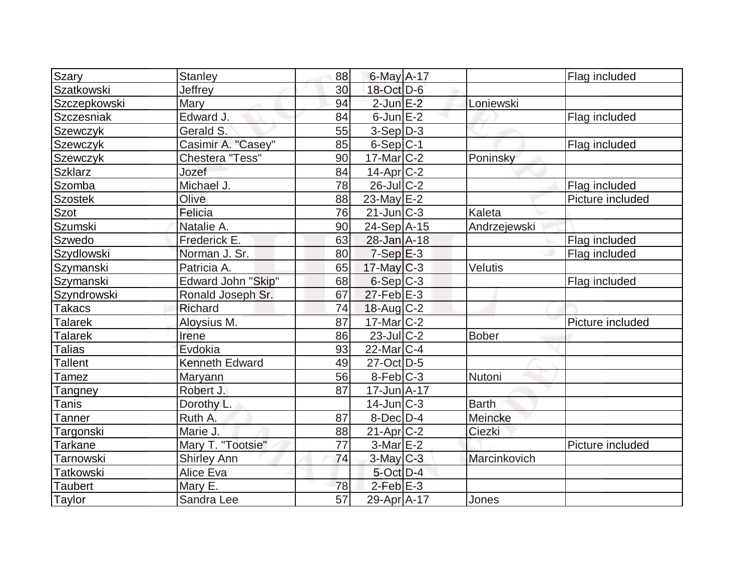| | | | | | | |
|---|---|---|---|---|---|---|
| Szary | Stanley | 88 | 6-May | A-17 | | Flag included |
| Szatkowski | Jeffrey | 30 | 18-Oct | D-6 | | |
| Szczepkowski | Mary | 94 | 2-Jun | E-2 | Loniewski | |
| Szczesniak | Edward J. | 84 | 6-Jun | E-2 | | Flag included |
| Szewczyk | Gerald S. | 55 | 3-Sep | D-3 | | |
| Szewczyk | Casimir A. "Casey" | 85 | 6-Sep | C-1 | | Flag included |
| Szewczyk | Chestera "Tess" | 90 | 17-Mar | C-2 | Poninsky | |
| Szklarz | Jozef | 84 | 14-Apr | C-2 | | |
| Szomba | Michael J. | 78 | 26-Jul | C-2 | | Flag included |
| Szostek | Olive | 88 | 23-May | E-2 | | Picture included |
| Szot | Felicia | 76 | 21-Jun | C-3 | Kaleta | |
| Szumski | Natalie A. | 90 | 24-Sep | A-15 | Andrzejewski | |
| Szwedo | Frederick E. | 63 | 28-Jan | A-18 | | Flag included |
| Szydlowski | Norman J. Sr. | 80 | 7-Sep | E-3 | | Flag included |
| Szymanski | Patricia A. | 65 | 17-May | C-3 | Velutis | |
| Szymanski | Edward John "Skip" | 68 | 6-Sep | C-3 | | Flag included |
| Szyndrowski | Ronald Joseph Sr. | 67 | 27-Feb | E-3 | | |
| Takacs | Richard | 74 | 18-Aug | C-2 | | |
| Talarek | Aloysius M. | 87 | 17-Mar | C-2 | | Picture included |
| Talarek | Irene | 86 | 23-Jul | C-2 | Bober | |
| Talias | Evdokia | 93 | 22-Mar | C-4 | | |
| Tallent | Kenneth Edward | 49 | 27-Oct | D-5 | | |
| Tamez | Maryann | 56 | 8-Feb | C-3 | Nutoni | |
| Tangney | Robert J. | 87 | 17-Jun | A-17 | | |
| Tanis | Dorothy L. | | 14-Jun | C-3 | Barth | |
| Tanner | Ruth A. | 87 | 8-Dec | D-4 | Meincke | |
| Targonski | Marie J. | 88 | 21-Apr | C-2 | Ciezki | |
| Tarkane | Mary T. "Tootsie" | 77 | 3-Mar | E-2 | | Picture included |
| Tarnowski | Shirley Ann | 74 | 3-May | C-3 | Marcinkovich | |
| Tatkowski | Alice Eva | | 5-Oct | D-4 | | |
| Taubert | Mary E. | 78 | 2-Feb | E-3 | | |
| Taylor | Sandra Lee | 57 | 29-Apr | A-17 | Jones | |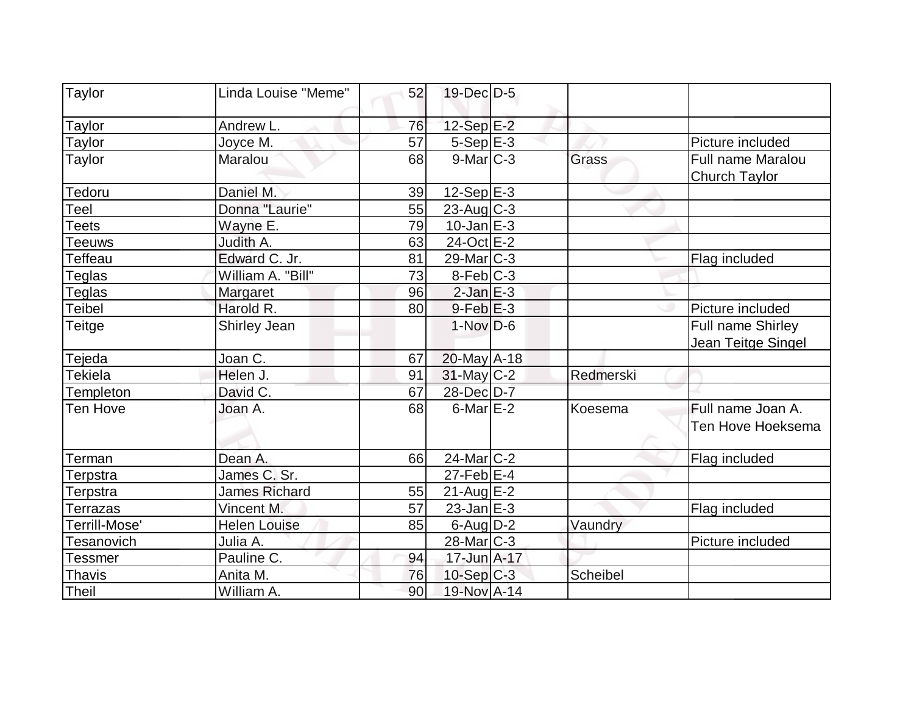| Taylor | Linda Louise "Meme" | 52 | 19-Dec | D-5 | | |
|---|---|---|---|---|---|---|
| Taylor | Andrew L. | 76 | 12-Sep | E-2 | | |
| Taylor | Joyce M. | 57 | 5-Sep | E-3 | | Picture included |
| Taylor | Maralou | 68 | 9-Mar | C-3 | Grass | Full name Maralou Church Taylor |
| Tedoru | Daniel M. | 39 | 12-Sep | E-3 | | |
| Teel | Donna "Laurie" | 55 | 23-Aug | C-3 | | |
| Teets | Wayne E. | 79 | 10-Jan | E-3 | | |
| Teeuws | Judith A. | 63 | 24-Oct | E-2 | | |
| Teffeau | Edward C. Jr. | 81 | 29-Mar | C-3 | | Flag included |
| Teglas | William A. "Bill" | 73 | 8-Feb | C-3 | | |
| Teglas | Margaret | 96 | 2-Jan | E-3 | | |
| Teibel | Harold R. | 80 | 9-Feb | E-3 | | Picture included |
| Teitge | Shirley Jean | | 1-Nov | D-6 | | Full name Shirley Jean Teitge Singel |
| Tejeda | Joan C. | 67 | 20-May | A-18 | | |
| Tekiela | Helen J. | 91 | 31-May | C-2 | Redmerski | |
| Templeton | David C. | 67 | 28-Dec | D-7 | | |
| Ten Hove | Joan A. | 68 | 6-Mar | E-2 | Koesema | Full name Joan A. Ten Hove Hoeksema |
| Terman | Dean A. | 66 | 24-Mar | C-2 | | Flag included |
| Terpstra | James C. Sr. | | 27-Feb | E-4 | | |
| Terpstra | James Richard | 55 | 21-Aug | E-2 | | |
| Terrazas | Vincent M. | 57 | 23-Jan | E-3 | | Flag included |
| Terrill-Mose' | Helen Louise | 85 | 6-Aug | D-2 | Vaundry | |
| Tesanovich | Julia A. | | 28-Mar | C-3 | | Picture included |
| Tessmer | Pauline C. | 94 | 17-Jun | A-17 | | |
| Thavis | Anita M. | 76 | 10-Sep | C-3 | Scheibel | |
| Theil | William A. | 90 | 19-Nov | A-14 | | |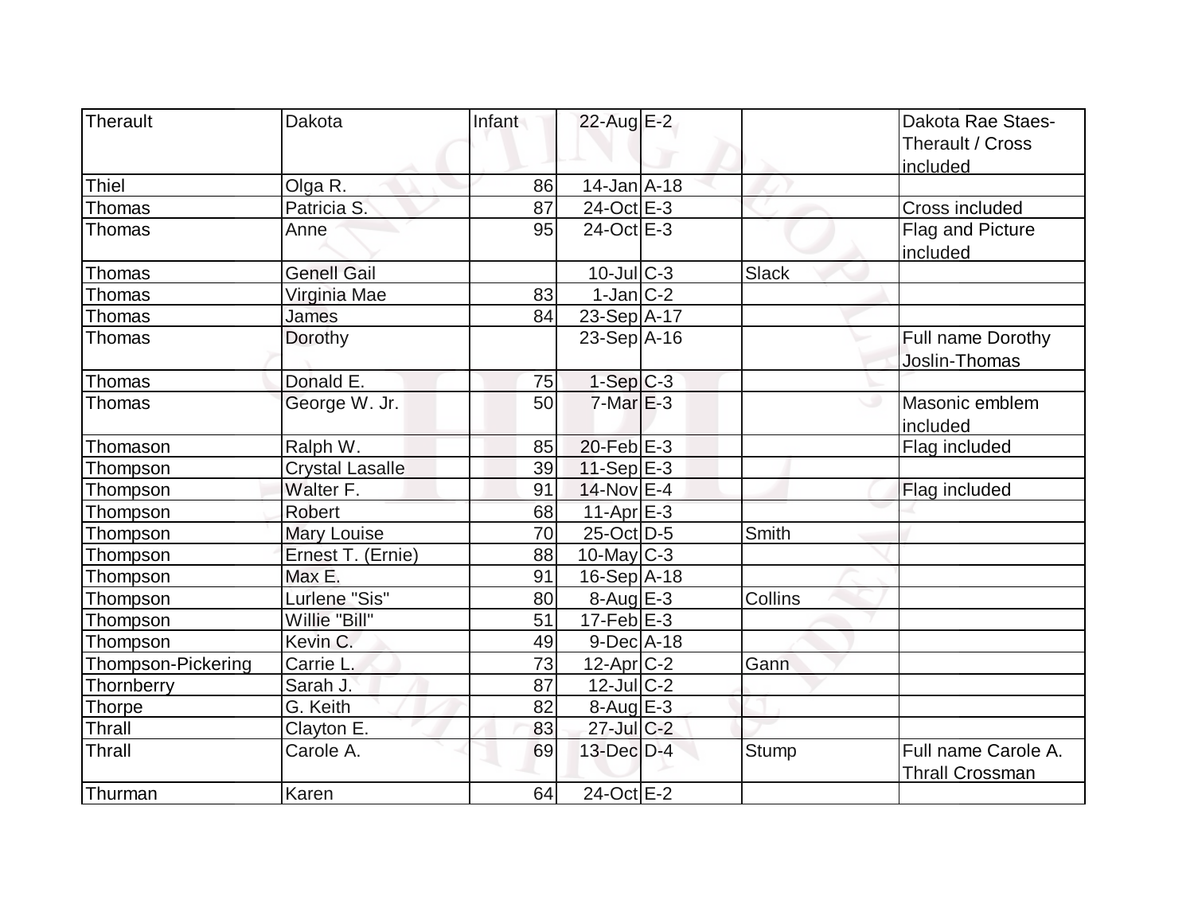| | | | | | | |
|---|---|---|---|---|---|---|
| Therault | Dakota | Infant | 22-Aug | E-2 | | Dakota Rae Staes-Therault / Cross included |
| Thiel | Olga R. | 86 | 14-Jan | A-18 | | |
| Thomas | Patricia S. | 87 | 24-Oct | E-3 | | Cross included |
| Thomas | Anne | 95 | 24-Oct | E-3 | | Flag and Picture included |
| Thomas | Genell Gail | | 10-Jul | C-3 | Slack | |
| Thomas | Virginia Mae | 83 | 1-Jan | C-2 | | |
| Thomas | James | 84 | 23-Sep | A-17 | | |
| Thomas | Dorothy | | 23-Sep | A-16 | | Full name Dorothy Joslin-Thomas |
| Thomas | Donald E. | 75 | 1-Sep | C-3 | | |
| Thomas | George W. Jr. | 50 | 7-Mar | E-3 | | Masonic emblem included |
| Thomason | Ralph W. | 85 | 20-Feb | E-3 | | Flag included |
| Thompson | Crystal Lasalle | 39 | 11-Sep | E-3 | | |
| Thompson | Walter F. | 91 | 14-Nov | E-4 | | Flag included |
| Thompson | Robert | 68 | 11-Apr | E-3 | | |
| Thompson | Mary Louise | 70 | 25-Oct | D-5 | Smith | |
| Thompson | Ernest T. (Ernie) | 88 | 10-May | C-3 | | |
| Thompson | Max E. | 91 | 16-Sep | A-18 | | |
| Thompson | Lurlene "Sis" | 80 | 8-Aug | E-3 | Collins | |
| Thompson | Willie "Bill" | 51 | 17-Feb | E-3 | | |
| Thompson | Kevin C. | 49 | 9-Dec | A-18 | | |
| Thompson-Pickering | Carrie L. | 73 | 12-Apr | C-2 | Gann | |
| Thornberry | Sarah J. | 87 | 12-Jul | C-2 | | |
| Thorpe | G. Keith | 82 | 8-Aug | E-3 | | |
| Thrall | Clayton E. | 83 | 27-Jul | C-2 | | |
| Thrall | Carole A. | 69 | 13-Dec | D-4 | Stump | Full name Carole A. Thrall Crossman |
| Thurman | Karen | 64 | 24-Oct | E-2 | | |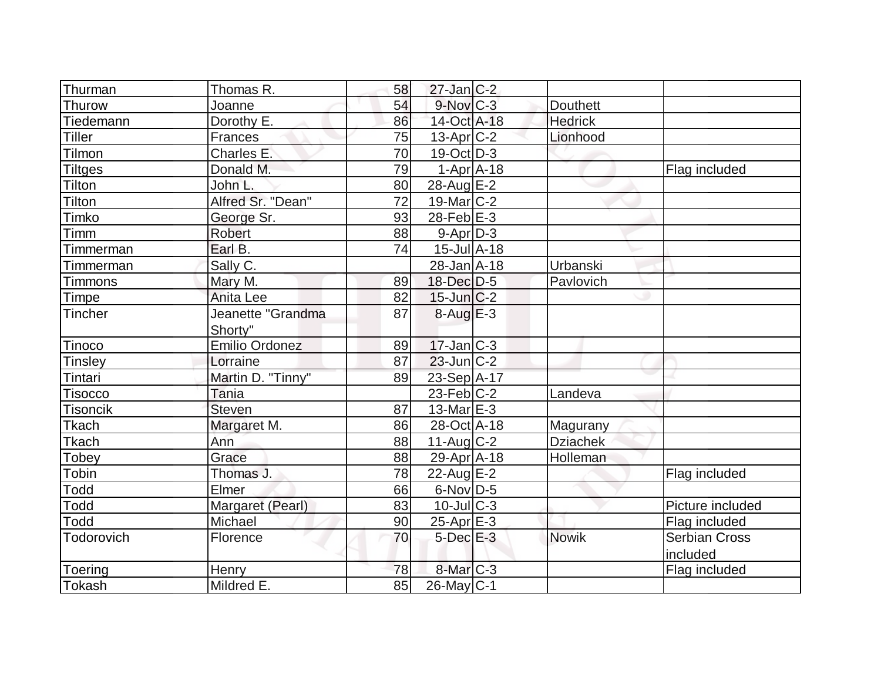| Thurman | Thomas R. | 58 | 27-Jan | C-2 | | |
|---|---|---|---|---|---|---|
| Thurow | Joanne | 54 | 9-Nov | C-3 | Douthett | |
| Tiedemann | Dorothy E. | 86 | 14-Oct | A-18 | Hedrick | |
| Tiller | Frances | 75 | 13-Apr | C-2 | Lionhood | |
| Tilmon | Charles E. | 70 | 19-Oct | D-3 | | |
| Tiltges | Donald M. | 79 | 1-Apr | A-18 | | Flag included |
| Tilton | John L. | 80 | 28-Aug | E-2 | | |
| Tilton | Alfred Sr. "Dean" | 72 | 19-Mar | C-2 | | |
| Timko | George Sr. | 93 | 28-Feb | E-3 | | |
| Timm | Robert | 88 | 9-Apr | D-3 | | |
| Timmerman | Earl B. | 74 | 15-Jul | A-18 | | |
| Timmerman | Sally C. | | 28-Jan | A-18 | Urbanski | |
| Timmons | Mary M. | 89 | 18-Dec | D-5 | Pavlovich | |
| Timpe | Anita Lee | 82 | 15-Jun | C-2 | | |
| Tincher | Jeanette "Grandma Shorty" | 87 | 8-Aug | E-3 | | |
| Tinoco | Emilio Ordonez | 89 | 17-Jan | C-3 | | |
| Tinsley | Lorraine | 87 | 23-Jun | C-2 | | |
| Tintari | Martin D. "Tinny" | 89 | 23-Sep | A-17 | | |
| Tisocco | Tania | | 23-Feb | C-2 | Landeva | |
| Tisoncik | Steven | 87 | 13-Mar | E-3 | | |
| Tkach | Margaret M. | 86 | 28-Oct | A-18 | Magurany | |
| Tkach | Ann | 88 | 11-Aug | C-2 | Dziachek | |
| Tobey | Grace | 88 | 29-Apr | A-18 | Holleman | |
| Tobin | Thomas J. | 78 | 22-Aug | E-2 | | Flag included |
| Todd | Elmer | 66 | 6-Nov | D-5 | | |
| Todd | Margaret (Pearl) | 83 | 10-Jul | C-3 | | Picture included |
| Todd | Michael | 90 | 25-Apr | E-3 | | Flag included |
| Todorovich | Florence | 70 | 5-Dec | E-3 | Nowik | Serbian Cross included |
| Toering | Henry | 78 | 8-Mar | C-3 | | Flag included |
| Tokash | Mildred E. | 85 | 26-May | C-1 | | |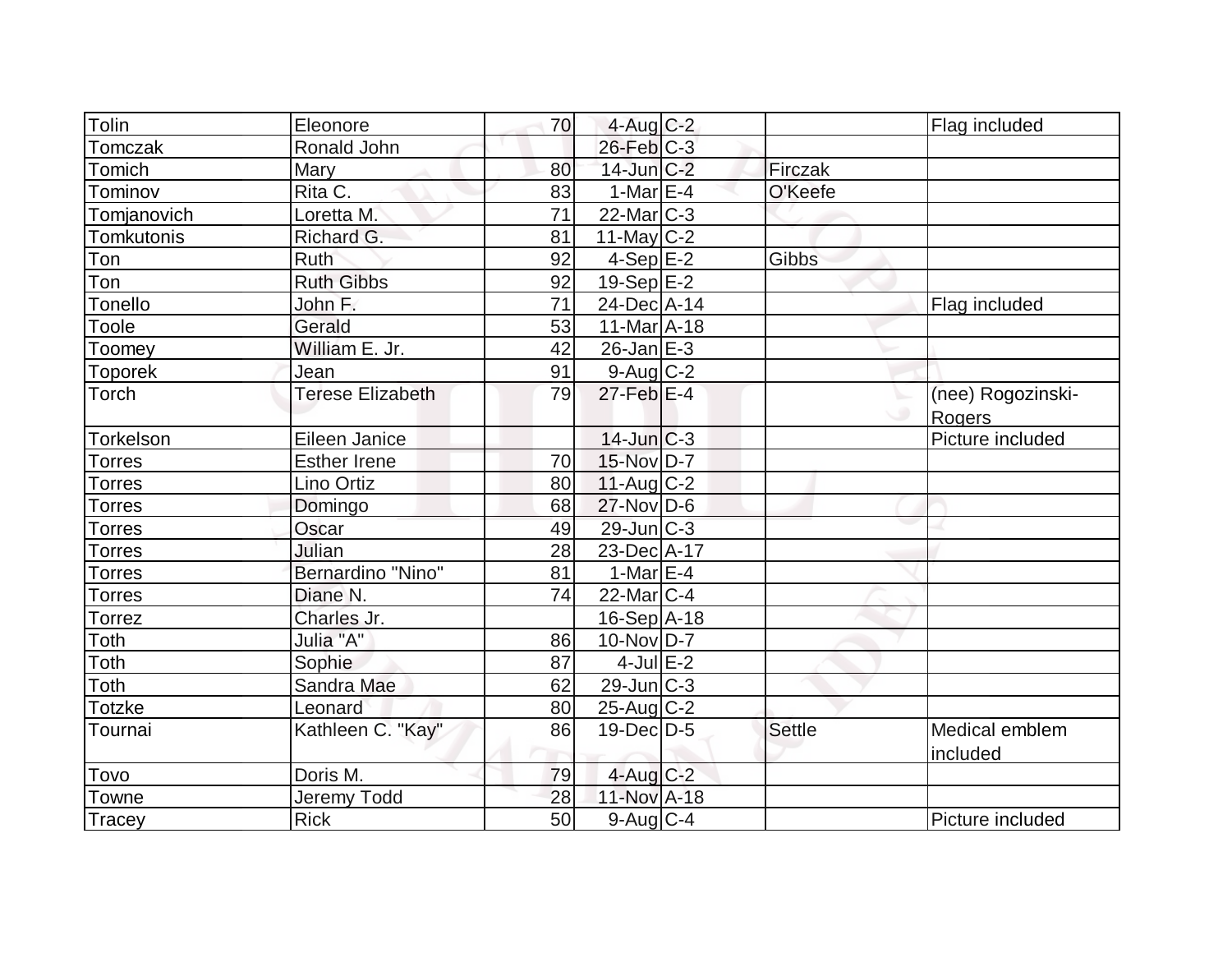| | | | | | | |
|---|---|---|---|---|---|---|
| Tolin | Eleonore | 70 | 4-Aug | C-2 | | Flag included |
| Tomczak | Ronald John | | 26-Feb | C-3 | | |
| Tomich | Mary | 80 | 14-Jun | C-2 | Firczak | |
| Tominov | Rita C. | 83 | 1-Mar | E-4 | O'Keefe | |
| Tomjanovich | Loretta M. | 71 | 22-Mar | C-3 | | |
| Tomkutonis | Richard G. | 81 | 11-May | C-2 | | |
| Ton | Ruth | 92 | 4-Sep | E-2 | Gibbs | |
| Ton | Ruth Gibbs | 92 | 19-Sep | E-2 | | |
| Tonello | John F. | 71 | 24-Dec | A-14 | | Flag included |
| Toole | Gerald | 53 | 11-Mar | A-18 | | |
| Toomey | William E. Jr. | 42 | 26-Jan | E-3 | | |
| Toporek | Jean | 91 | 9-Aug | C-2 | | |
| Torch | Terese Elizabeth | 79 | 27-Feb | E-4 | | (nee) Rogozinski-Rogers |
| Torkelson | Eileen Janice | | 14-Jun | C-3 | | Picture included |
| Torres | Esther Irene | 70 | 15-Nov | D-7 | | |
| Torres | Lino Ortiz | 80 | 11-Aug | C-2 | | |
| Torres | Domingo | 68 | 27-Nov | D-6 | | |
| Torres | Oscar | 49 | 29-Jun | C-3 | | |
| Torres | Julian | 28 | 23-Dec | A-17 | | |
| Torres | Bernardino "Nino" | 81 | 1-Mar | E-4 | | |
| Torres | Diane N. | 74 | 22-Mar | C-4 | | |
| Torrez | Charles Jr. | | 16-Sep | A-18 | | |
| Toth | Julia "A" | 86 | 10-Nov | D-7 | | |
| Toth | Sophie | 87 | 4-Jul | E-2 | | |
| Toth | Sandra Mae | 62 | 29-Jun | C-3 | | |
| Totzke | Leonard | 80 | 25-Aug | C-2 | | |
| Tournai | Kathleen C. "Kay" | 86 | 19-Dec | D-5 | Settle | Medical emblem included |
| Tovo | Doris M. | 79 | 4-Aug | C-2 | | |
| Towne | Jeremy Todd | 28 | 11-Nov | A-18 | | |
| Tracey | Rick | 50 | 9-Aug | C-4 | | Picture included |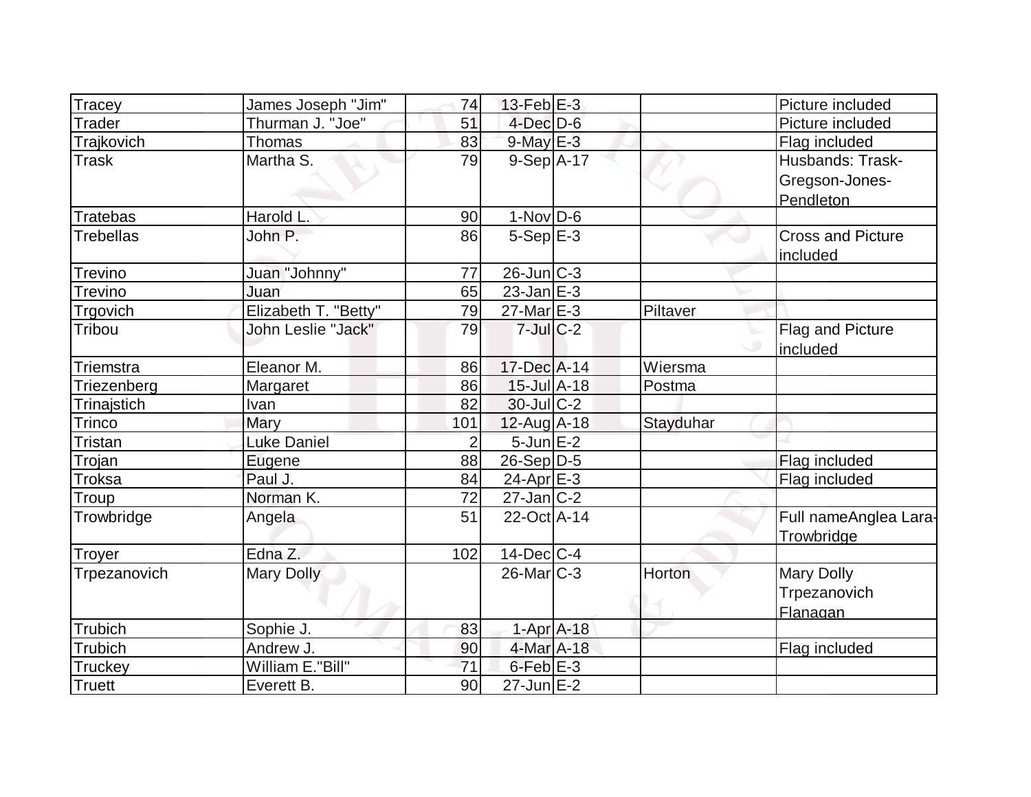| | | | | | | |
|---|---|---|---|---|---|---|
| Tracey | James Joseph "Jim" | 74 | 13-Feb | E-3 | | Picture included |
| Trader | Thurman J. "Joe" | 51 | 4-Dec | D-6 | | Picture included |
| Trajkovich | Thomas | 83 | 9-May | E-3 | | Flag included |
| Trask | Martha S. | 79 | 9-Sep | A-17 | | Husbands: Trask-Gregson-Jones-Pendleton |
| Tratebas | Harold L. | 90 | 1-Nov | D-6 | | |
| Trebellas | John P. | 86 | 5-Sep | E-3 | | Cross and Picture included |
| Trevino | Juan "Johnny" | 77 | 26-Jun | C-3 | | |
| Trevino | Juan | 65 | 23-Jan | E-3 | | |
| Trgovich | Elizabeth T. "Betty" | 79 | 27-Mar | E-3 | Piltaver | |
| Tribou | John Leslie "Jack" | 79 | 7-Jul | C-2 | | Flag and Picture included |
| Triemstra | Eleanor M. | 86 | 17-Dec | A-14 | Wiersma | |
| Triezenberg | Margaret | 86 | 15-Jul | A-18 | Postma | |
| Trinajstich | Ivan | 82 | 30-Jul | C-2 | | |
| Trinco | Mary | 101 | 12-Aug | A-18 | Stayduhar | |
| Tristan | Luke Daniel | 2 | 5-Jun | E-2 | | |
| Trojan | Eugene | 88 | 26-Sep | D-5 | | Flag included |
| Troksa | Paul J. | 84 | 24-Apr | E-3 | | Flag included |
| Troup | Norman K. | 72 | 27-Jan | C-2 | | |
| Trowbridge | Angela | 51 | 22-Oct | A-14 | | Full nameAnglea Lara-Trowbridge |
| Troyer | Edna Z. | 102 | 14-Dec | C-4 | | |
| Trpezanovich | Mary Dolly | | 26-Mar | C-3 | Horton | Mary Dolly Trpezanovich Flanagan |
| Trubich | Sophie J. | 83 | 1-Apr | A-18 | | |
| Trubich | Andrew J. | 90 | 4-Mar | A-18 | | Flag included |
| Truckey | William E."Bill" | 71 | 6-Feb | E-3 | | |
| Truett | Everett B. | 90 | 27-Jun | E-2 | | |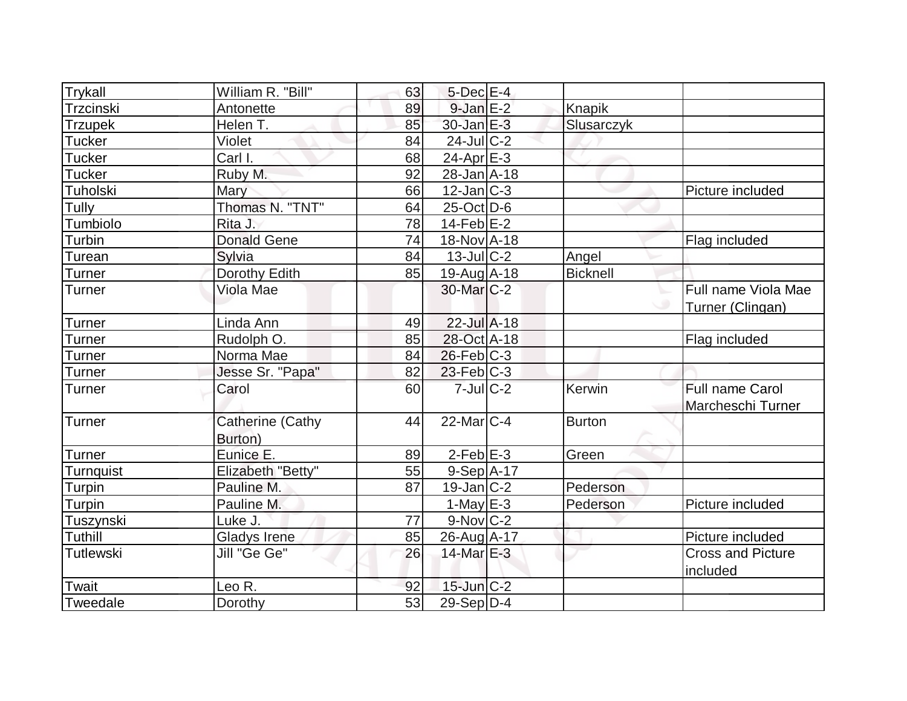| | | | | | | |
|---|---|---|---|---|---|---|
| Trykall | William R. "Bill" | 63 | 5-Dec | E-4 | | |
| Trzcinski | Antonette | 89 | 9-Jan | E-2 | Knapik | |
| Trzupek | Helen T. | 85 | 30-Jan | E-3 | Slusarczyk | |
| Tucker | Violet | 84 | 24-Jul | C-2 | | |
| Tucker | Carl I. | 68 | 24-Apr | E-3 | | |
| Tucker | Ruby M. | 92 | 28-Jan | A-18 | | |
| Tuholski | Mary | 66 | 12-Jan | C-3 | | Picture included |
| Tully | Thomas N. "TNT" | 64 | 25-Oct | D-6 | | |
| Tumbiolo | Rita J. | 78 | 14-Feb | E-2 | | |
| Turbin | Donald Gene | 74 | 18-Nov | A-18 | | Flag included |
| Turean | Sylvia | 84 | 13-Jul | C-2 | Angel | |
| Turner | Dorothy Edith | 85 | 19-Aug | A-18 | Bicknell | |
| Turner | Viola Mae | | 30-Mar | C-2 | | Full name Viola Mae Turner (Clingan) |
| Turner | Linda Ann | 49 | 22-Jul | A-18 | | |
| Turner | Rudolph O. | 85 | 28-Oct | A-18 | | Flag included |
| Turner | Norma Mae | 84 | 26-Feb | C-3 | | |
| Turner | Jesse Sr. "Papa" | 82 | 23-Feb | C-3 | | |
| Turner | Carol | 60 | 7-Jul | C-2 | Kerwin | Full name Carol Marcheschi Turner |
| Turner | Catherine (Cathy Burton) | 44 | 22-Mar | C-4 | Burton | |
| Turner | Eunice E. | 89 | 2-Feb | E-3 | Green | |
| Turnquist | Elizabeth "Betty" | 55 | 9-Sep | A-17 | | |
| Turpin | Pauline M. | 87 | 19-Jan | C-2 | Pederson | |
| Turpin | Pauline M. | | 1-May | E-3 | Pederson | Picture included |
| Tuszynski | Luke J. | 77 | 9-Nov | C-2 | | |
| Tuthill | Gladys Irene | 85 | 26-Aug | A-17 | | Picture included |
| Tutlewski | Jill "Ge Ge" | 26 | 14-Mar | E-3 | | Cross and Picture included |
| Twait | Leo R. | 92 | 15-Jun | C-2 | | |
| Tweedale | Dorothy | 53 | 29-Sep | D-4 | | |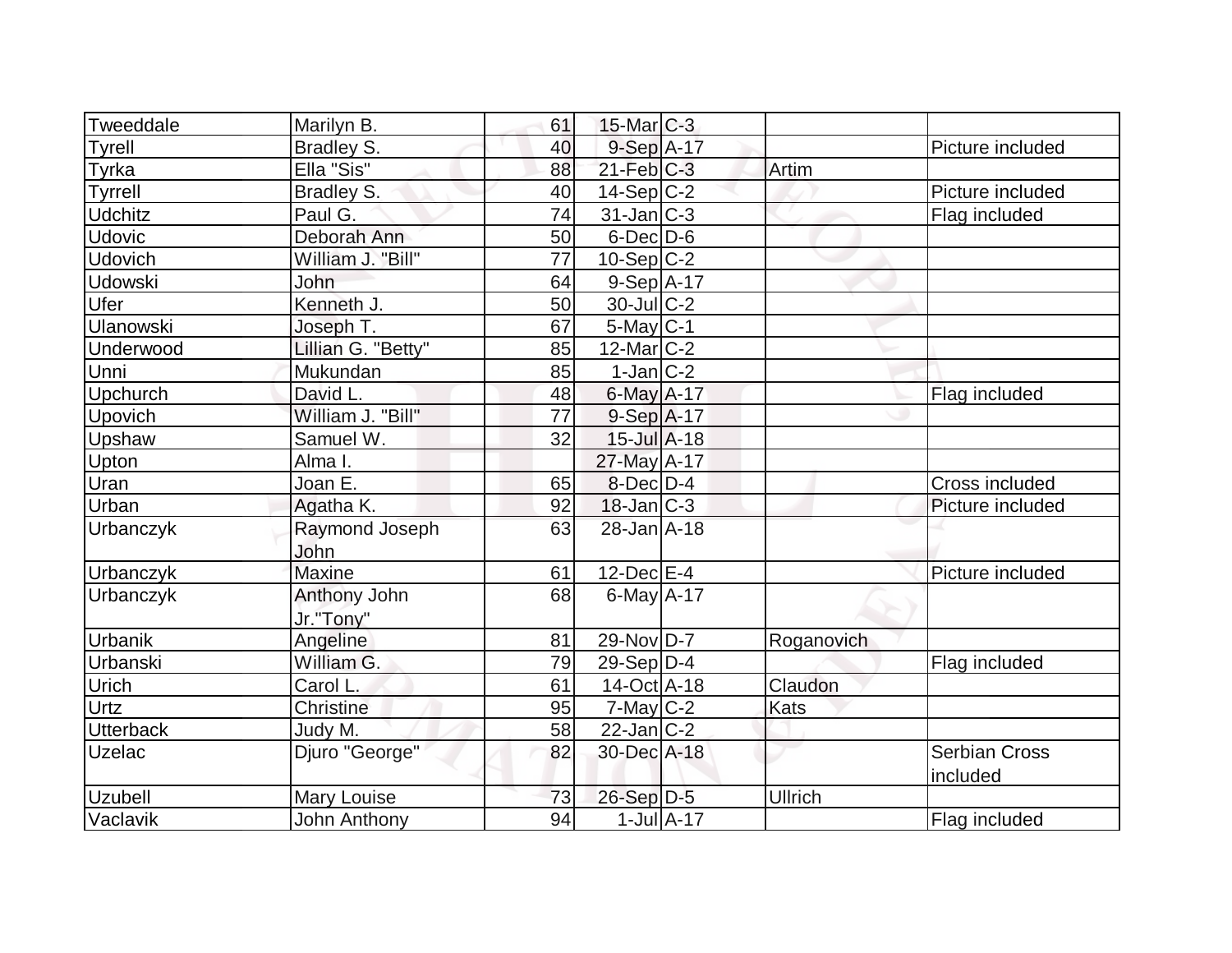| | | | | | | |
|---|---|---|---|---|---|---|
| Tweeddale | Marilyn B. | 61 | 15-Mar | C-3 | | |
| Tyrell | Bradley S. | 40 | 9-Sep | A-17 | | Picture included |
| Tyrka | Ella "Sis" | 88 | 21-Feb | C-3 | Artim | |
| Tyrrell | Bradley S. | 40 | 14-Sep | C-2 | | Picture included |
| Udchitz | Paul G. | 74 | 31-Jan | C-3 | | Flag included |
| Udovic | Deborah Ann | 50 | 6-Dec | D-6 | | |
| Udovich | William J. "Bill" | 77 | 10-Sep | C-2 | | |
| Udowski | John | 64 | 9-Sep | A-17 | | |
| Ufer | Kenneth J. | 50 | 30-Jul | C-2 | | |
| Ulanowski | Joseph T. | 67 | 5-May | C-1 | | |
| Underwood | Lillian G. "Betty" | 85 | 12-Mar | C-2 | | |
| Unni | Mukundan | 85 | 1-Jan | C-2 | | |
| Upchurch | David L. | 48 | 6-May | A-17 | | Flag included |
| Upovich | William J. "Bill" | 77 | 9-Sep | A-17 | | |
| Upshaw | Samuel W. | 32 | 15-Jul | A-18 | | |
| Upton | Alma I. | | 27-May | A-17 | | |
| Uran | Joan E. | 65 | 8-Dec | D-4 | | Cross included |
| Urban | Agatha K. | 92 | 18-Jan | C-3 | | Picture included |
| Urbanczyk | Raymond Joseph John | 63 | 28-Jan | A-18 | | |
| Urbanczyk | Maxine | 61 | 12-Dec | E-4 | | Picture included |
| Urbanczyk | Anthony John Jr."Tony" | 68 | 6-May | A-17 | | |
| Urbanik | Angeline | 81 | 29-Nov | D-7 | Roganovich | |
| Urbanski | William G. | 79 | 29-Sep | D-4 | | Flag included |
| Urich | Carol L. | 61 | 14-Oct | A-18 | Claudon | |
| Urtz | Christine | 95 | 7-May | C-2 | Kats | |
| Utterback | Judy M. | 58 | 22-Jan | C-2 | | |
| Uzelac | Djuro "George" | 82 | 30-Dec | A-18 | | Serbian Cross included |
| Uzubell | Mary Louise | 73 | 26-Sep | D-5 | Ullrich | |
| Vaclavik | John Anthony | 94 | 1-Jul | A-17 | | Flag included |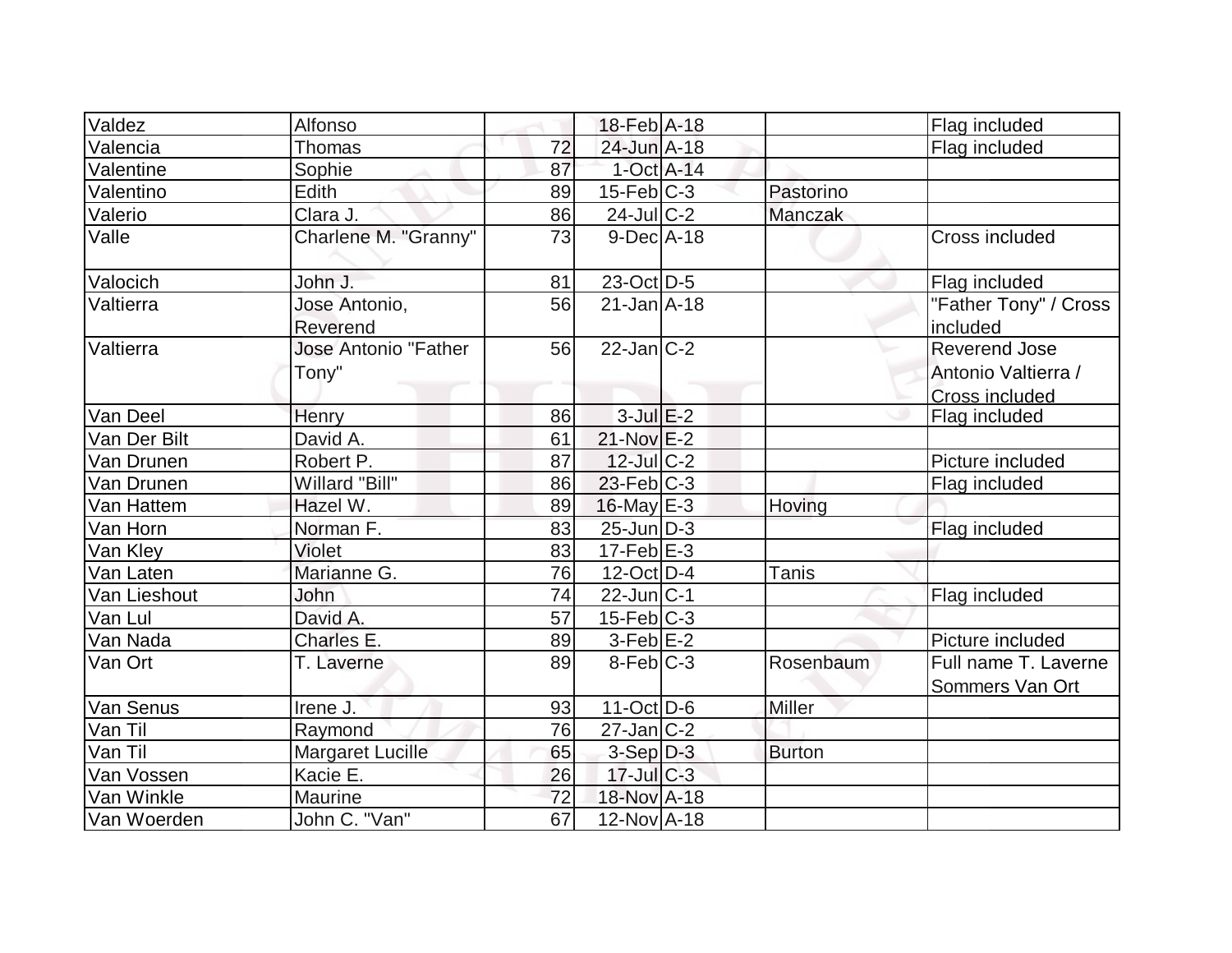| | | | | | | |
|---|---|---|---|---|---|---|
| Valdez | Alfonso | | 18-Feb | A-18 | | Flag included |
| Valencia | Thomas | 72 | 24-Jun | A-18 | | Flag included |
| Valentine | Sophie | 87 | 1-Oct | A-14 | | |
| Valentino | Edith | 89 | 15-Feb | C-3 | Pastorino | |
| Valerio | Clara J. | 86 | 24-Jul | C-2 | Manczak | |
| Valle | Charlene M. "Granny" | 73 | 9-Dec | A-18 | | Cross included |
| Valocich | John J. | 81 | 23-Oct | D-5 | | Flag included |
| Valtierra | Jose Antonio, Reverend | 56 | 21-Jan | A-18 | | "Father Tony" / Cross included |
| Valtierra | Jose Antonio "Father Tony" | 56 | 22-Jan | C-2 | | Reverend Jose Antonio Valtierra / Cross included |
| Van Deel | Henry | 86 | 3-Jul | E-2 | | Flag included |
| Van Der Bilt | David A. | 61 | 21-Nov | E-2 | | |
| Van Drunen | Robert P. | 87 | 12-Jul | C-2 | | Picture included |
| Van Drunen | Willard "Bill" | 86 | 23-Feb | C-3 | | Flag included |
| Van Hattem | Hazel W. | 89 | 16-May | E-3 | Hoving | |
| Van Horn | Norman F. | 83 | 25-Jun | D-3 | | Flag included |
| Van Kley | Violet | 83 | 17-Feb | E-3 | | |
| Van Laten | Marianne G. | 76 | 12-Oct | D-4 | Tanis | |
| Van Lieshout | John | 74 | 22-Jun | C-1 | | Flag included |
| Van Lul | David A. | 57 | 15-Feb | C-3 | | |
| Van Nada | Charles E. | 89 | 3-Feb | E-2 | | Picture included |
| Van Ort | T. Laverne | 89 | 8-Feb | C-3 | Rosenbaum | Full name T. Laverne Sommers Van Ort |
| Van Senus | Irene J. | 93 | 11-Oct | D-6 | Miller | |
| Van Til | Raymond | 76 | 27-Jan | C-2 | | |
| Van Til | Margaret Lucille | 65 | 3-Sep | D-3 | Burton | |
| Van Vossen | Kacie E. | 26 | 17-Jul | C-3 | | |
| Van Winkle | Maurine | 72 | 18-Nov | A-18 | | |
| Van Woerden | John C. "Van" | 67 | 12-Nov | A-18 | | |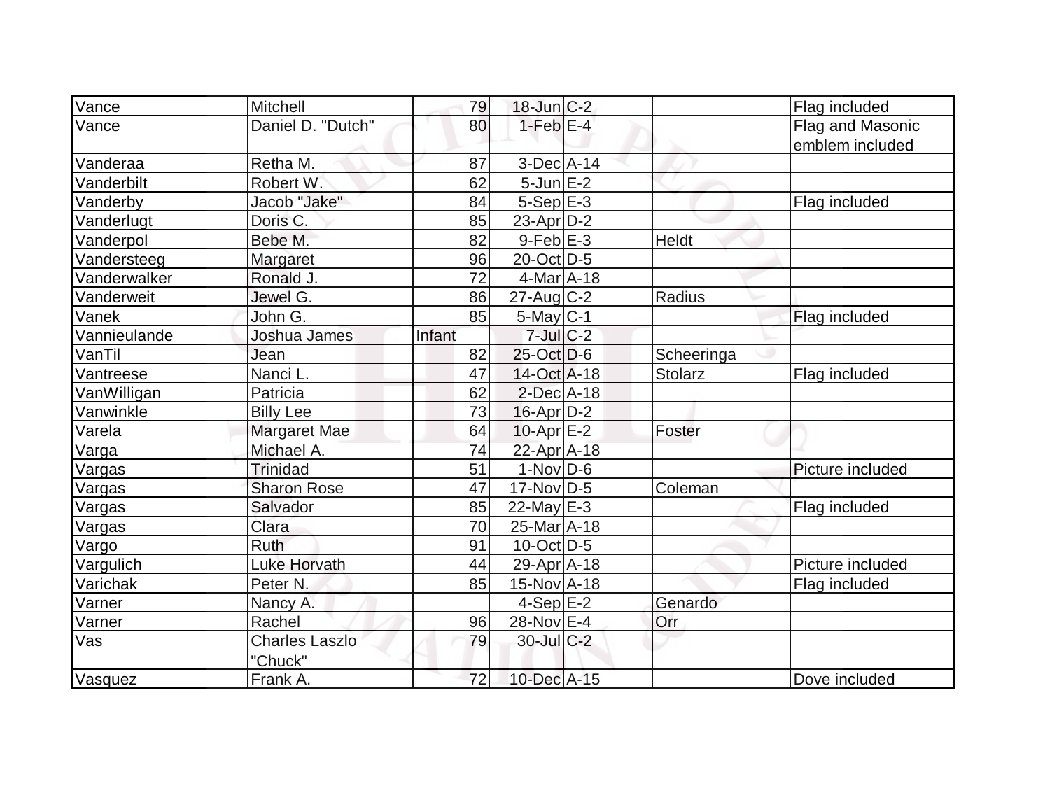| Vance | Mitchell | 79 | 18-Jun | C-2 | | Flag included |
|---|---|---|---|---|---|---|
| Vance | Daniel D. "Dutch" | 80 | 1-Feb | E-4 | | Flag and Masonic emblem included |
| Vanderaa | Retha M. | 87 | 3-Dec | A-14 | | |
| Vanderbilt | Robert W. | 62 | 5-Jun | E-2 | | |
| Vanderby | Jacob "Jake" | 84 | 5-Sep | E-3 | | Flag included |
| Vanderlugt | Doris C. | 85 | 23-Apr | D-2 | | |
| Vanderpol | Bebe M. | 82 | 9-Feb | E-3 | Heldt | |
| Vandersteeg | Margaret | 96 | 20-Oct | D-5 | | |
| Vanderwalker | Ronald J. | 72 | 4-Mar | A-18 | | |
| Vanderweit | Jewel G. | 86 | 27-Aug | C-2 | Radius | |
| Vanek | John G. | 85 | 5-May | C-1 | | Flag included |
| Vannieulande | Joshua James | Infant | 7-Jul | C-2 | | |
| VanTil | Jean | 82 | 25-Oct | D-6 | Scheeringa | |
| Vantreese | Nanci L. | 47 | 14-Oct | A-18 | Stolarz | Flag included |
| VanWilligan | Patricia | 62 | 2-Dec | A-18 | | |
| Vanwinkle | Billy Lee | 73 | 16-Apr | D-2 | | |
| Varela | Margaret Mae | 64 | 10-Apr | E-2 | Foster | |
| Varga | Michael A. | 74 | 22-Apr | A-18 | | |
| Vargas | Trinidad | 51 | 1-Nov | D-6 | | Picture included |
| Vargas | Sharon Rose | 47 | 17-Nov | D-5 | Coleman | |
| Vargas | Salvador | 85 | 22-May | E-3 | | Flag included |
| Vargas | Clara | 70 | 25-Mar | A-18 | | |
| Vargo | Ruth | 91 | 10-Oct | D-5 | | |
| Vargulich | Luke Horvath | 44 | 29-Apr | A-18 | | Picture included |
| Varichak | Peter N. | 85 | 15-Nov | A-18 | | Flag included |
| Varner | Nancy A. | | 4-Sep | E-2 | Genardo | |
| Varner | Rachel | 96 | 28-Nov | E-4 | Orr | |
| Vas | Charles Laszlo "Chuck" | 79 | 30-Jul | C-2 | | |
| Vasquez | Frank A. | 72 | 10-Dec | A-15 | | Dove included |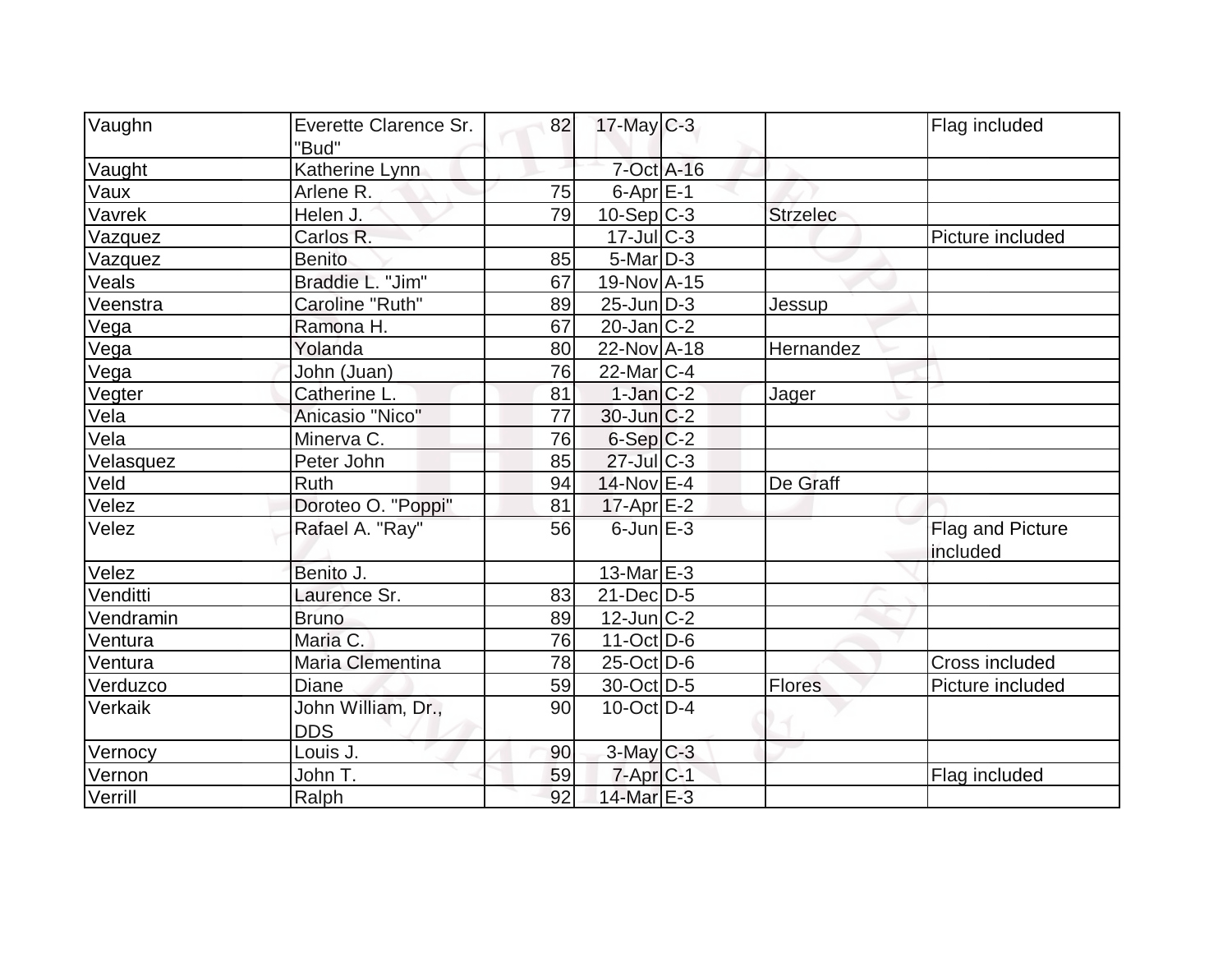| Vaughn | Everette Clarence Sr. "Bud" | 82 | 17-May | C-3 | | Flag included |
|---|---|---|---|---|---|---|
| Vaught | Katherine Lynn | | 7-Oct | A-16 | | |
| Vaux | Arlene R. | 75 | 6-Apr | E-1 | | |
| Vavrek | Helen J. | 79 | 10-Sep | C-3 | Strzelec | |
| Vazquez | Carlos R. | | 17-Jul | C-3 | | Picture included |
| Vazquez | Benito | 85 | 5-Mar | D-3 | | |
| Veals | Braddie L. "Jim" | 67 | 19-Nov | A-15 | | |
| Veenstra | Caroline "Ruth" | 89 | 25-Jun | D-3 | Jessup | |
| Vega | Ramona H. | 67 | 20-Jan | C-2 | | |
| Vega | Yolanda | 80 | 22-Nov | A-18 | Hernandez | |
| Vega | John (Juan) | 76 | 22-Mar | C-4 | | |
| Vegter | Catherine L. | 81 | 1-Jan | C-2 | Jager | |
| Vela | Anicasio "Nico" | 77 | 30-Jun | C-2 | | |
| Vela | Minerva C. | 76 | 6-Sep | C-2 | | |
| Velasquez | Peter John | 85 | 27-Jul | C-3 | | |
| Veld | Ruth | 94 | 14-Nov | E-4 | De Graff | |
| Velez | Doroteo O. "Poppi" | 81 | 17-Apr | E-2 | | |
| Velez | Rafael A. "Ray" | 56 | 6-Jun | E-3 | | Flag and Picture included |
| Velez | Benito J. | | 13-Mar | E-3 | | |
| Venditti | Laurence Sr. | 83 | 21-Dec | D-5 | | |
| Vendramin | Bruno | 89 | 12-Jun | C-2 | | |
| Ventura | Maria C. | 76 | 11-Oct | D-6 | | |
| Ventura | Maria Clementina | 78 | 25-Oct | D-6 | | Cross included |
| Verduzco | Diane | 59 | 30-Oct | D-5 | Flores | Picture included |
| Verkaik | John William, Dr., DDS | 90 | 10-Oct | D-4 | | |
| Vernocy | Louis J. | 90 | 3-May | C-3 | | |
| Vernon | John T. | 59 | 7-Apr | C-1 | | Flag included |
| Verrill | Ralph | 92 | 14-Mar | E-3 | | |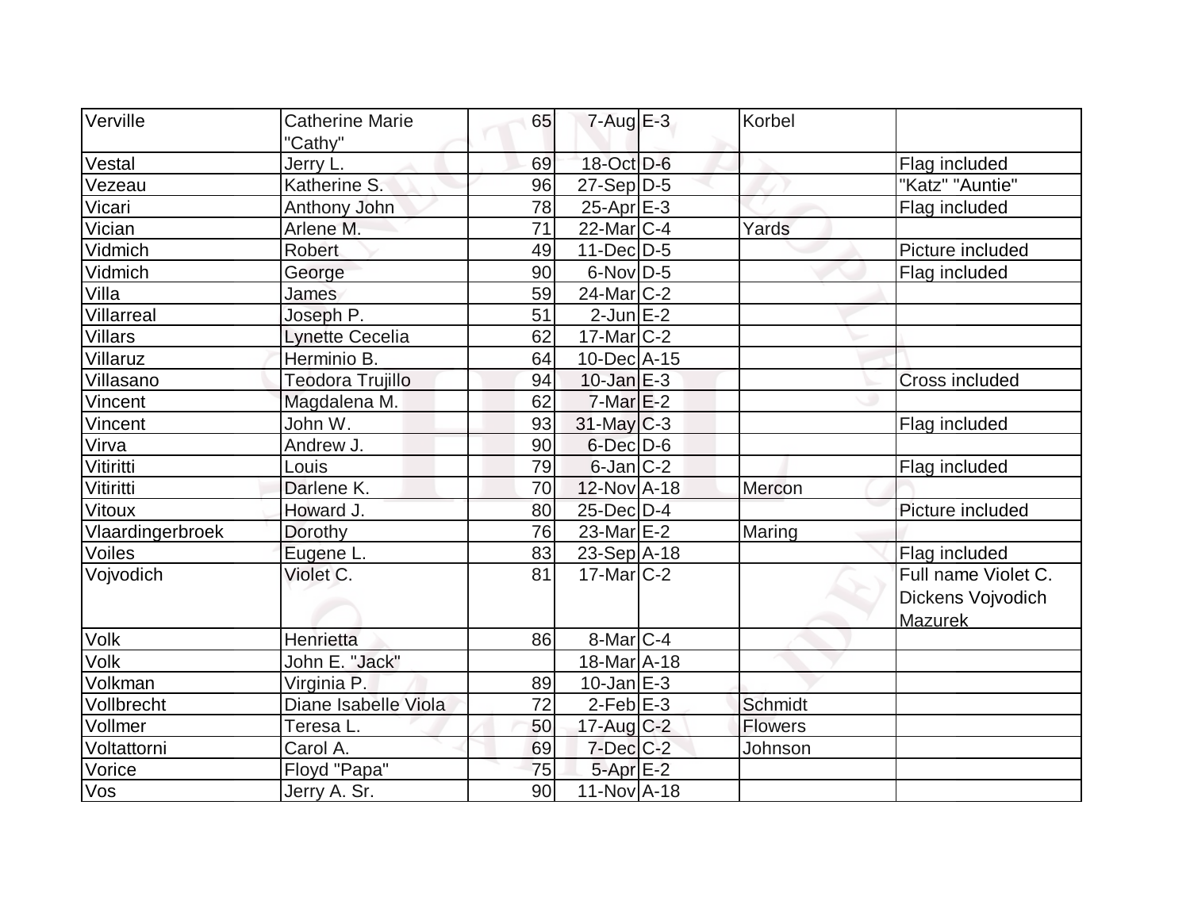| Verville | Catherine Marie "Cathy" | 65 | 7-Aug | E-3 | Korbel | |
|---|---|---|---|---|---|---|
| Vestal | Jerry L. | 69 | 18-Oct | D-6 | | Flag included |
| Vezeau | Katherine S. | 96 | 27-Sep | D-5 | | "Katz" "Auntie" |
| Vicari | Anthony John | 78 | 25-Apr | E-3 | | Flag included |
| Vician | Arlene M. | 71 | 22-Mar | C-4 | Yards | |
| Vidmich | Robert | 49 | 11-Dec | D-5 | | Picture included |
| Vidmich | George | 90 | 6-Nov | D-5 | | Flag included |
| Villa | James | 59 | 24-Mar | C-2 | | |
| Villarreal | Joseph P. | 51 | 2-Jun | E-2 | | |
| Villars | Lynette Cecelia | 62 | 17-Mar | C-2 | | |
| Villaruz | Herminio B. | 64 | 10-Dec | A-15 | | |
| Villasano | Teodora Trujillo | 94 | 10-Jan | E-3 | | Cross included |
| Vincent | Magdalena M. | 62 | 7-Mar | E-2 | | |
| Vincent | John W. | 93 | 31-May | C-3 | | Flag included |
| Virva | Andrew J. | 90 | 6-Dec | D-6 | | |
| Vitiritti | Louis | 79 | 6-Jan | C-2 | | Flag included |
| Vitiritti | Darlene K. | 70 | 12-Nov | A-18 | Mercon | |
| Vitoux | Howard J. | 80 | 25-Dec | D-4 | | Picture included |
| Vlaardingerbroek | Dorothy | 76 | 23-Mar | E-2 | Maring | |
| Voiles | Eugene L. | 83 | 23-Sep | A-18 | | Flag included |
| Vojvodich | Violet C. | 81 | 17-Mar | C-2 | | Full name Violet C. Dickens Vojvodich Mazurek |
| Volk | Henrietta | 86 | 8-Mar | C-4 | | |
| Volk | John E. "Jack" | | 18-Mar | A-18 | | |
| Volkman | Virginia P. | 89 | 10-Jan | E-3 | | |
| Vollbrecht | Diane Isabelle Viola | 72 | 2-Feb | E-3 | Schmidt | |
| Vollmer | Teresa L. | 50 | 17-Aug | C-2 | Flowers | |
| Voltattorni | Carol A. | 69 | 7-Dec | C-2 | Johnson | |
| Vorice | Floyd "Papa" | 75 | 5-Apr | E-2 | | |
| Vos | Jerry A. Sr. | 90 | 11-Nov | A-18 | | |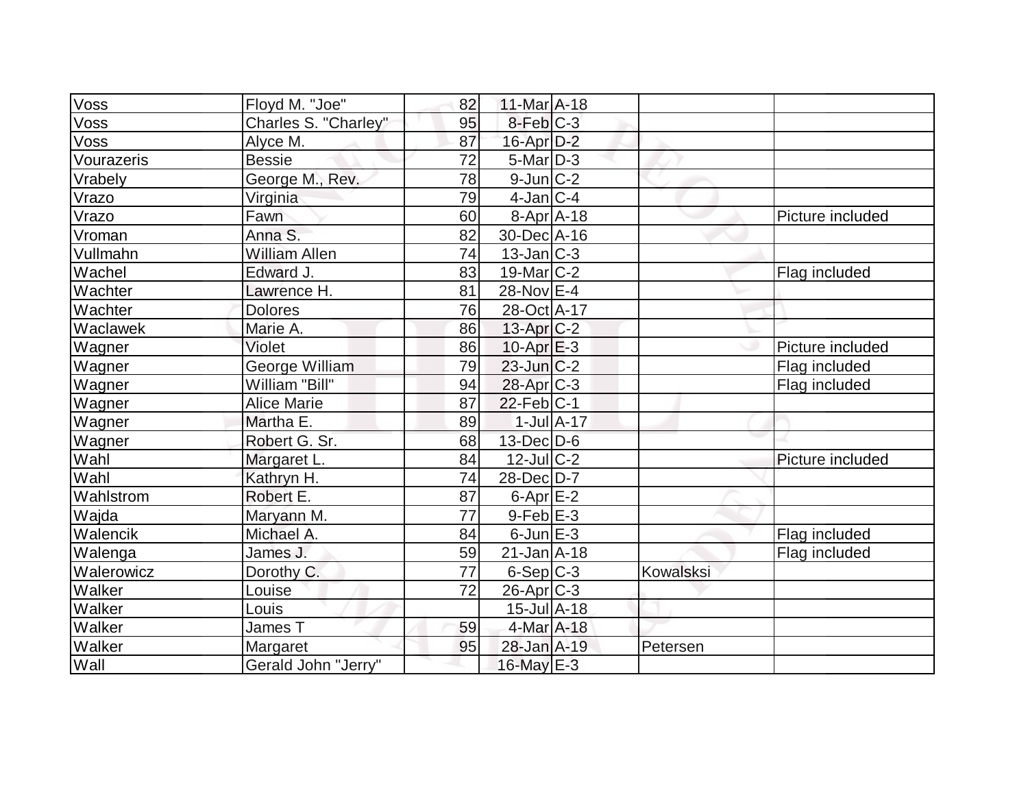| Voss | Floyd M. "Joe" | 82 | 11-Mar | A-18 | | |
|---|---|---|---|---|---|---|
| Voss | Charles S. "Charley" | 95 | 8-Feb | C-3 | | |
| Voss | Alyce M. | 87 | 16-Apr | D-2 | | |
| Vourazeris | Bessie | 72 | 5-Mar | D-3 | | |
| Vrabely | George M., Rev. | 78 | 9-Jun | C-2 | | |
| Vrazo | Virginia | 79 | 4-Jan | C-4 | | |
| Vrazo | Fawn | 60 | 8-Apr | A-18 | | Picture included |
| Vroman | Anna S. | 82 | 30-Dec | A-16 | | |
| Vullmahn | William Allen | 74 | 13-Jan | C-3 | | |
| Wachel | Edward J. | 83 | 19-Mar | C-2 | | Flag included |
| Wachter | Lawrence H. | 81 | 28-Nov | E-4 | | |
| Wachter | Dolores | 76 | 28-Oct | A-17 | | |
| Waclawek | Marie A. | 86 | 13-Apr | C-2 | | |
| Wagner | Violet | 86 | 10-Apr | E-3 | | Picture included |
| Wagner | George William | 79 | 23-Jun | C-2 | | Flag included |
| Wagner | William "Bill" | 94 | 28-Apr | C-3 | | Flag included |
| Wagner | Alice Marie | 87 | 22-Feb | C-1 | | |
| Wagner | Martha E. | 89 | 1-Jul | A-17 | | |
| Wagner | Robert G. Sr. | 68 | 13-Dec | D-6 | | |
| Wahl | Margaret L. | 84 | 12-Jul | C-2 | | Picture included |
| Wahl | Kathryn H. | 74 | 28-Dec | D-7 | | |
| Wahlstrom | Robert E. | 87 | 6-Apr | E-2 | | |
| Wajda | Maryann M. | 77 | 9-Feb | E-3 | | |
| Walencik | Michael A. | 84 | 6-Jun | E-3 | | Flag included |
| Walenga | James J. | 59 | 21-Jan | A-18 | | Flag included |
| Walerowicz | Dorothy C. | 77 | 6-Sep | C-3 | Kowalsksi | |
| Walker | Louise | 72 | 26-Apr | C-3 | | |
| Walker | Louis | | 15-Jul | A-18 | | |
| Walker | James T | 59 | 4-Mar | A-18 | | |
| Walker | Margaret | 95 | 28-Jan | A-19 | Petersen | |
| Wall | Gerald John "Jerry" | | 16-May | E-3 | | |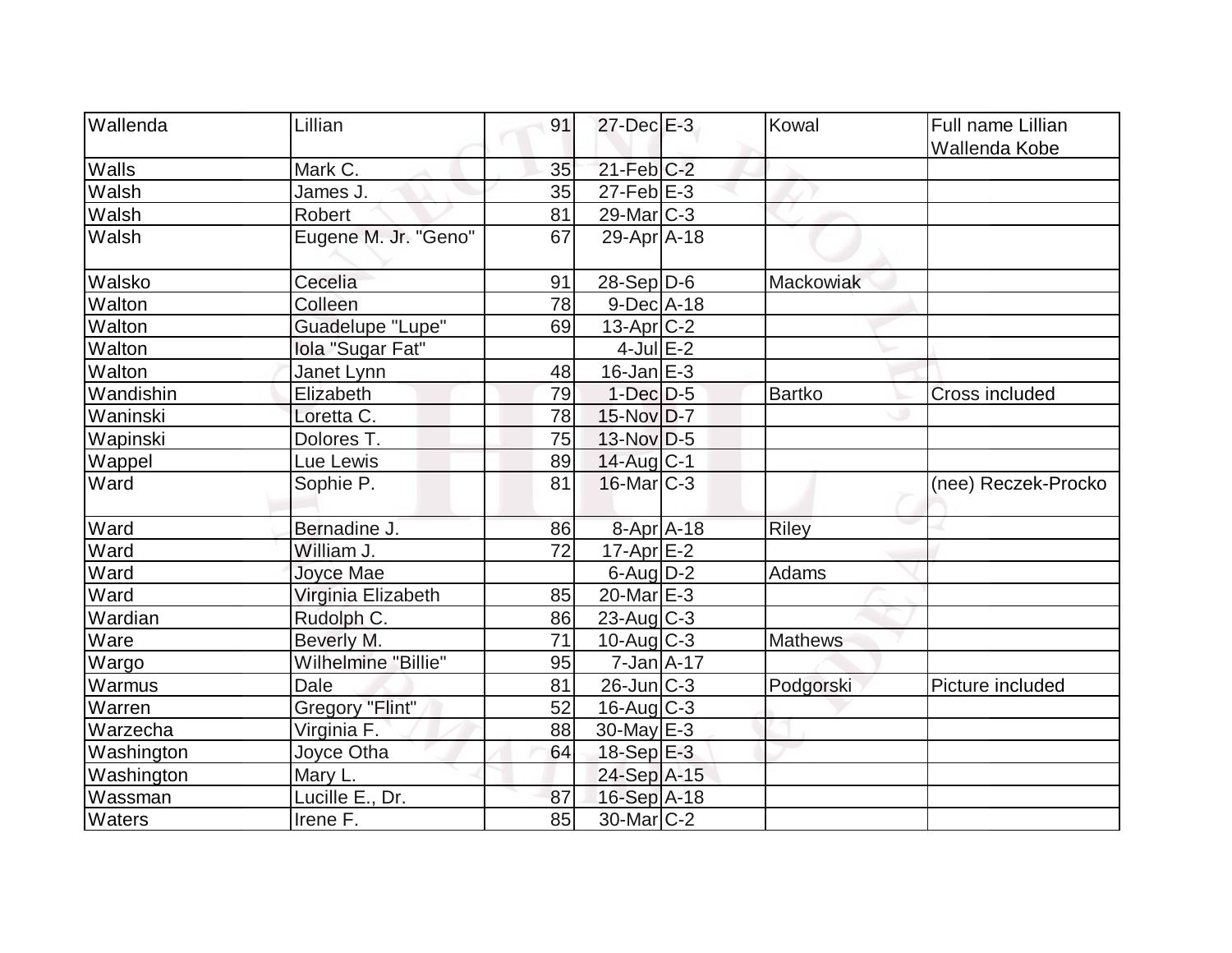| Wallenda | Lillian | 91 | 27-Dec | E-3 | Kowal | Full name Lillian Wallenda Kobe |
|---|---|---|---|---|---|---|
| Walls | Mark C. | 35 | 21-Feb | C-2 | | |
| Walsh | James J. | 35 | 27-Feb | E-3 | | |
| Walsh | Robert | 81 | 29-Mar | C-3 | | |
| Walsh | Eugene M. Jr. "Geno" | 67 | 29-Apr | A-18 | | |
| Walsko | Cecelia | 91 | 28-Sep | D-6 | Mackowiak | |
| Walton | Colleen | 78 | 9-Dec | A-18 | | |
| Walton | Guadelupe "Lupe" | 69 | 13-Apr | C-2 | | |
| Walton | Iola "Sugar Fat" | | 4-Jul | E-2 | | |
| Walton | Janet Lynn | 48 | 16-Jan | E-3 | | |
| Wandishin | Elizabeth | 79 | 1-Dec | D-5 | Bartko | Cross included |
| Waninski | Loretta C. | 78 | 15-Nov | D-7 | | |
| Wapinski | Dolores T. | 75 | 13-Nov | D-5 | | |
| Wappel | Lue Lewis | 89 | 14-Aug | C-1 | | |
| Ward | Sophie P. | 81 | 16-Mar | C-3 | | (nee) Reczek-Procko |
| Ward | Bernadine J. | 86 | 8-Apr | A-18 | Riley | |
| Ward | William J. | 72 | 17-Apr | E-2 | | |
| Ward | Joyce Mae | | 6-Aug | D-2 | Adams | |
| Ward | Virginia Elizabeth | 85 | 20-Mar | E-3 | | |
| Wardian | Rudolph C. | 86 | 23-Aug | C-3 | | |
| Ware | Beverly M. | 71 | 10-Aug | C-3 | Mathews | |
| Wargo | Wilhelmine "Billie" | 95 | 7-Jan | A-17 | | |
| Warmus | Dale | 81 | 26-Jun | C-3 | Podgorski | Picture included |
| Warren | Gregory "Flint" | 52 | 16-Aug | C-3 | | |
| Warzecha | Virginia F. | 88 | 30-May | E-3 | | |
| Washington | Joyce Otha | 64 | 18-Sep | E-3 | | |
| Washington | Mary L. | | 24-Sep | A-15 | | |
| Wassman | Lucille E., Dr. | 87 | 16-Sep | A-18 | | |
| Waters | Irene F. | 85 | 30-Mar | C-2 | | |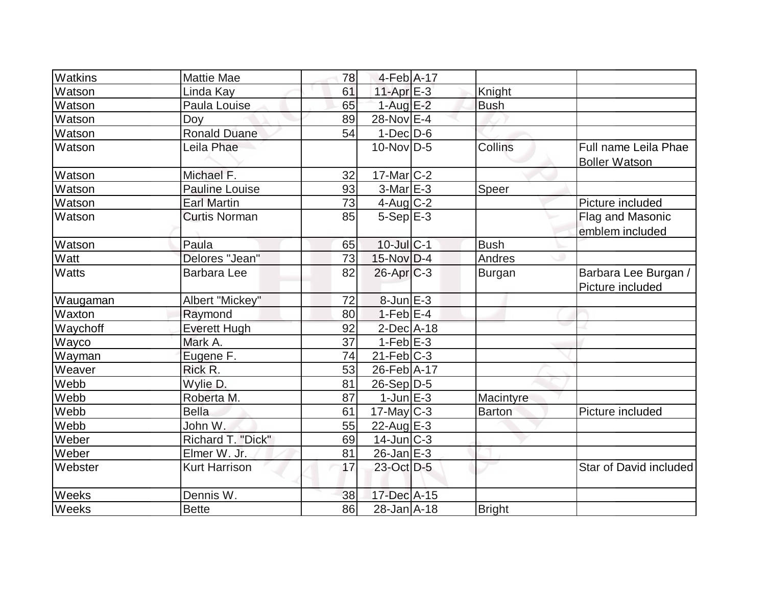| Watkins | Mattie Mae | 78 | 4-Feb | A-17 | | |
|---|---|---|---|---|---|---|
| Watson | Linda Kay | 61 | 11-Apr | E-3 | Knight | |
| Watson | Paula Louise | 65 | 1-Aug | E-2 | Bush | |
| Watson | Doy | 89 | 28-Nov | E-4 | | |
| Watson | Ronald Duane | 54 | 1-Dec | D-6 | | |
| Watson | Leila Phae | | 10-Nov | D-5 | Collins | Full name Leila Phae Boller Watson |
| Watson | Michael F. | 32 | 17-Mar | C-2 | | |
| Watson | Pauline Louise | 93 | 3-Mar | E-3 | Speer | |
| Watson | Earl Martin | 73 | 4-Aug | C-2 | | Picture included |
| Watson | Curtis Norman | 85 | 5-Sep | E-3 | | Flag and Masonic emblem included |
| Watson | Paula | 65 | 10-Jul | C-1 | Bush | |
| Watt | Delores "Jean" | 73 | 15-Nov | D-4 | Andres | |
| Watts | Barbara Lee | 82 | 26-Apr | C-3 | Burgan | Barbara Lee Burgan / Picture included |
| Waugaman | Albert "Mickey" | 72 | 8-Jun | E-3 | | |
| Waxton | Raymond | 80 | 1-Feb | E-4 | | |
| Waychoff | Everett Hugh | 92 | 2-Dec | A-18 | | |
| Wayco | Mark A. | 37 | 1-Feb | E-3 | | |
| Wayman | Eugene F. | 74 | 21-Feb | C-3 | | |
| Weaver | Rick R. | 53 | 26-Feb | A-17 | | |
| Webb | Wylie D. | 81 | 26-Sep | D-5 | | |
| Webb | Roberta M. | 87 | 1-Jun | E-3 | Macintyre | |
| Webb | Bella | 61 | 17-May | C-3 | Barton | Picture included |
| Webb | John W. | 55 | 22-Aug | E-3 | | |
| Weber | Richard T. "Dick" | 69 | 14-Jun | C-3 | | |
| Weber | Elmer W. Jr. | 81 | 26-Jan | E-3 | | |
| Webster | Kurt Harrison | 17 | 23-Oct | D-5 | | Star of David included |
| Weeks | Dennis W. | 38 | 17-Dec | A-15 | | |
| Weeks | Bette | 86 | 28-Jan | A-18 | Bright | |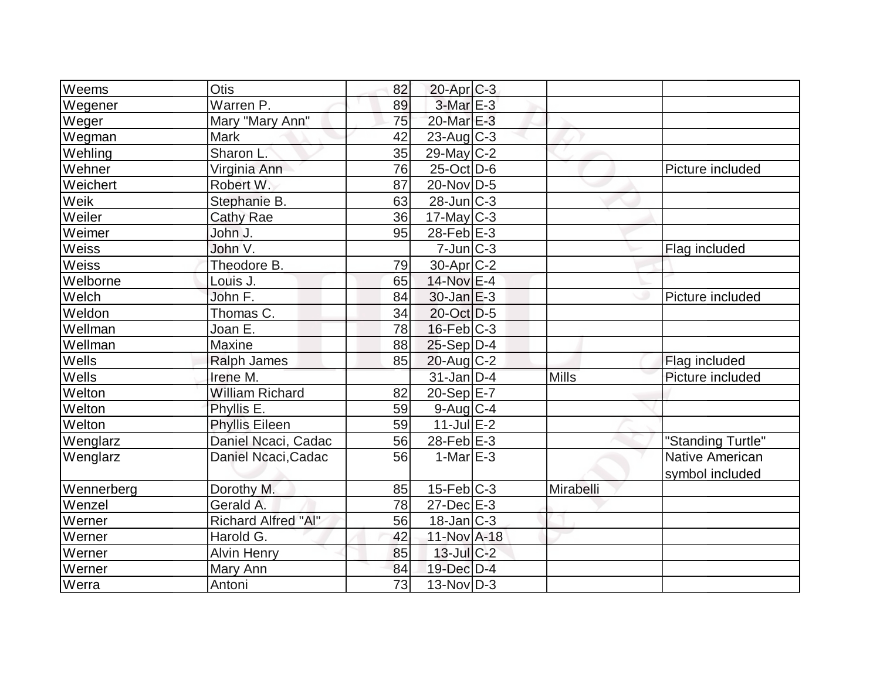| | | | | | | |
|---|---|---|---|---|---|---|
| Weems | Otis | 82 | 20-Apr | C-3 | | |
| Wegener | Warren P. | 89 | 3-Mar | E-3 | | |
| Weger | Mary "Mary Ann" | 75 | 20-Mar | E-3 | | |
| Wegman | Mark | 42 | 23-Aug | C-3 | | |
| Wehling | Sharon L. | 35 | 29-May | C-2 | | |
| Wehner | Virginia Ann | 76 | 25-Oct | D-6 | | Picture included |
| Weichert | Robert W. | 87 | 20-Nov | D-5 | | |
| Weik | Stephanie B. | 63 | 28-Jun | C-3 | | |
| Weiler | Cathy Rae | 36 | 17-May | C-3 | | |
| Weimer | John J. | 95 | 28-Feb | E-3 | | |
| Weiss | John V. | | 7-Jun | C-3 | | Flag included |
| Weiss | Theodore B. | 79 | 30-Apr | C-2 | | |
| Welborne | Louis J. | 65 | 14-Nov | E-4 | | |
| Welch | John F. | 84 | 30-Jan | E-3 | | Picture included |
| Weldon | Thomas C. | 34 | 20-Oct | D-5 | | |
| Wellman | Joan E. | 78 | 16-Feb | C-3 | | |
| Wellman | Maxine | 88 | 25-Sep | D-4 | | |
| Wells | Ralph James | 85 | 20-Aug | C-2 | | Flag included |
| Wells | Irene M. | | 31-Jan | D-4 | Mills | Picture included |
| Welton | William Richard | 82 | 20-Sep | E-7 | | |
| Welton | Phyllis E. | 59 | 9-Aug | C-4 | | |
| Welton | Phyllis Eileen | 59 | 11-Jul | E-2 | | |
| Wenglarz | Daniel Ncaci, Cadac | 56 | 28-Feb | E-3 | | "Standing Turtle" |
| Wenglarz | Daniel Ncaci,Cadac | 56 | 1-Mar | E-3 | | Native American symbol included |
| Wennerberg | Dorothy M. | 85 | 15-Feb | C-3 | Mirabelli | |
| Wenzel | Gerald A. | 78 | 27-Dec | E-3 | | |
| Werner | Richard Alfred "Al" | 56 | 18-Jan | C-3 | | |
| Werner | Harold G. | 42 | 11-Nov | A-18 | | |
| Werner | Alvin Henry | 85 | 13-Jul | C-2 | | |
| Werner | Mary Ann | 84 | 19-Dec | D-4 | | |
| Werra | Antoni | 73 | 13-Nov | D-3 | | |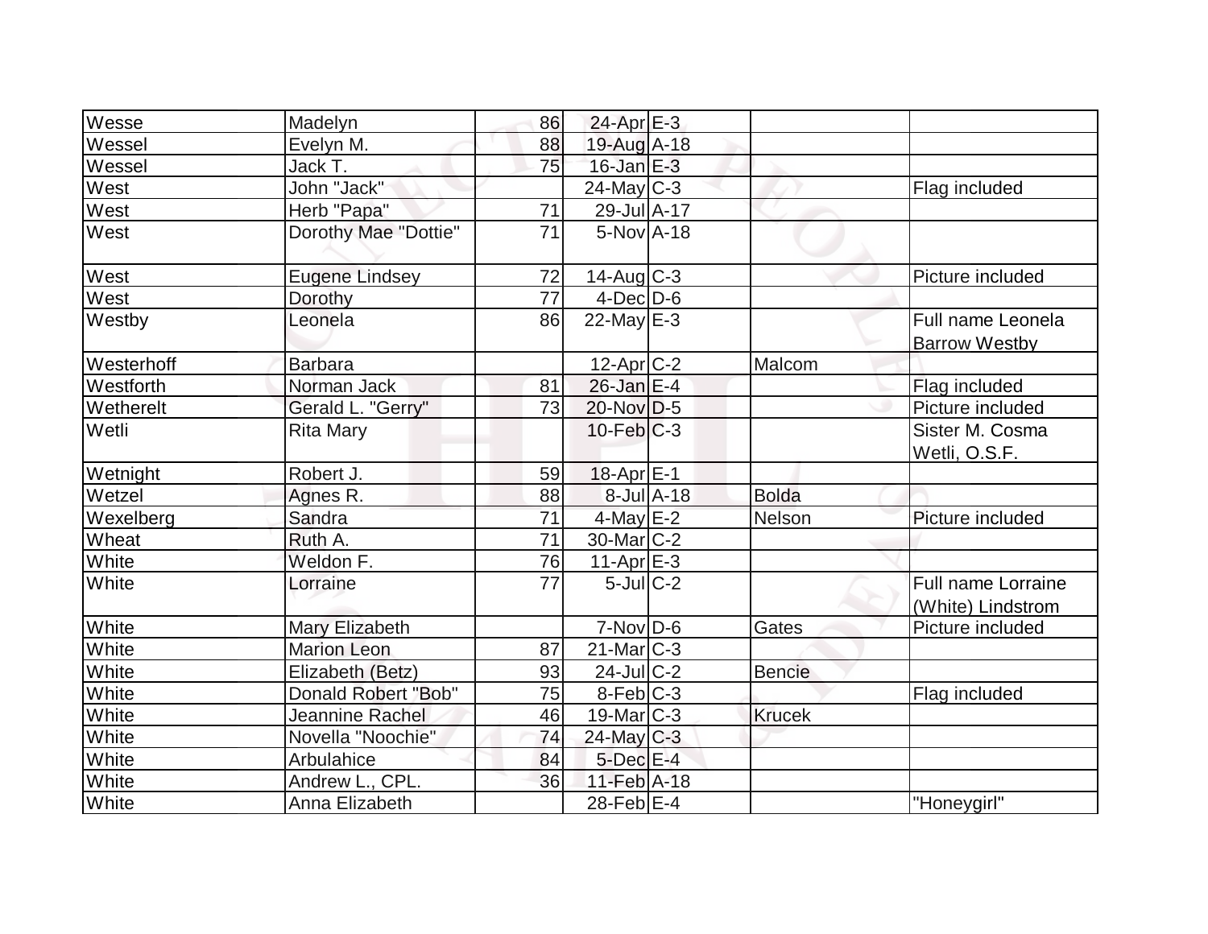| Wesse | Madelyn | 86 | 24-Apr | E-3 | | |
|---|---|---|---|---|---|---|
| Wessel | Evelyn M. | 88 | 19-Aug | A-18 | | |
| Wessel | Jack T. | 75 | 16-Jan | E-3 | | |
| West | John "Jack" | | 24-May | C-3 | | Flag included |
| West | Herb "Papa" | 71 | 29-Jul | A-17 | | |
| West | Dorothy Mae "Dottie" | 71 | 5-Nov | A-18 | | |
| West | Eugene Lindsey | 72 | 14-Aug | C-3 | | Picture included |
| West | Dorothy | 77 | 4-Dec | D-6 | | |
| Westby | Leonela | 86 | 22-May | E-3 | | Full name Leonela Barrow Westby |
| Westerhoff | Barbara | | 12-Apr | C-2 | Malcom | |
| Westforth | Norman Jack | 81 | 26-Jan | E-4 | | Flag included |
| Wetherelt | Gerald L. "Gerry" | 73 | 20-Nov | D-5 | | Picture included |
| Wetli | Rita Mary | | 10-Feb | C-3 | | Sister M. Cosma Wetli, O.S.F. |
| Wetnight | Robert J. | 59 | 18-Apr | E-1 | | |
| Wetzel | Agnes R. | 88 | 8-Jul | A-18 | Bolda | |
| Wexelberg | Sandra | 71 | 4-May | E-2 | Nelson | Picture included |
| Wheat | Ruth A. | 71 | 30-Mar | C-2 | | |
| White | Weldon F. | 76 | 11-Apr | E-3 | | |
| White | Lorraine | 77 | 5-Jul | C-2 | | Full name Lorraine (White) Lindstrom |
| White | Mary Elizabeth | | 7-Nov | D-6 | Gates | Picture included |
| White | Marion Leon | 87 | 21-Mar | C-3 | | |
| White | Elizabeth (Betz) | 93 | 24-Jul | C-2 | Bencie | |
| White | Donald Robert "Bob" | 75 | 8-Feb | C-3 | | Flag included |
| White | Jeannine Rachel | 46 | 19-Mar | C-3 | Krucek | |
| White | Novella "Noochie" | 74 | 24-May | C-3 | | |
| White | Arbulahice | 84 | 5-Dec | E-4 | | |
| White | Andrew L., CPL. | 36 | 11-Feb | A-18 | | |
| White | Anna Elizabeth | | 28-Feb | E-4 | | "Honeygirl" |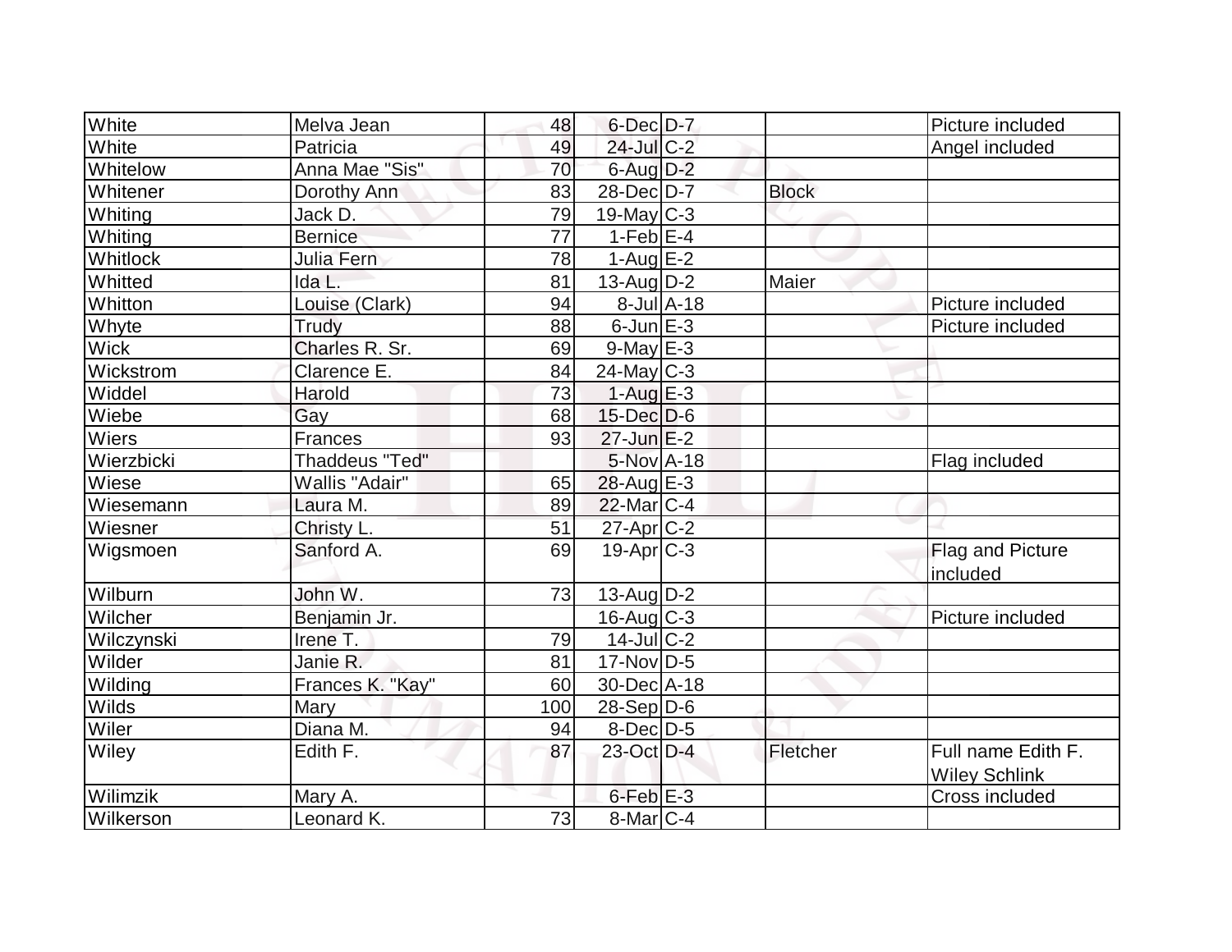| | | | | | | |
|---|---|---|---|---|---|---|
| White | Melva Jean | 48 | 6-Dec | D-7 | | Picture included |
| White | Patricia | 49 | 24-Jul | C-2 | | Angel included |
| Whitelow | Anna Mae "Sis" | 70 | 6-Aug | D-2 | | |
| Whitener | Dorothy Ann | 83 | 28-Dec | D-7 | Block | |
| Whiting | Jack D. | 79 | 19-May | C-3 | | |
| Whiting | Bernice | 77 | 1-Feb | E-4 | | |
| Whitlock | Julia Fern | 78 | 1-Aug | E-2 | | |
| Whitted | Ida L. | 81 | 13-Aug | D-2 | Maier | |
| Whitton | Louise (Clark) | 94 | 8-Jul | A-18 | | Picture included |
| Whyte | Trudy | 88 | 6-Jun | E-3 | | Picture included |
| Wick | Charles R. Sr. | 69 | 9-May | E-3 | | |
| Wickstrom | Clarence E. | 84 | 24-May | C-3 | | |
| Widdel | Harold | 73 | 1-Aug | E-3 | | |
| Wiebe | Gay | 68 | 15-Dec | D-6 | | |
| Wiers | Frances | 93 | 27-Jun | E-2 | | |
| Wierzbicki | Thaddeus "Ted" | | 5-Nov | A-18 | | Flag included |
| Wiese | Wallis "Adair" | 65 | 28-Aug | E-3 | | |
| Wiesemann | Laura M. | 89 | 22-Mar | C-4 | | |
| Wiesner | Christy L. | 51 | 27-Apr | C-2 | | |
| Wigsmoen | Sanford A. | 69 | 19-Apr | C-3 | | Flag and Picture included |
| Wilburn | John W. | 73 | 13-Aug | D-2 | | |
| Wilcher | Benjamin Jr. | | 16-Aug | C-3 | | Picture included |
| Wilczynski | Irene T. | 79 | 14-Jul | C-2 | | |
| Wilder | Janie R. | 81 | 17-Nov | D-5 | | |
| Wilding | Frances K. "Kay" | 60 | 30-Dec | A-18 | | |
| Wilds | Mary | 100 | 28-Sep | D-6 | | |
| Wiler | Diana M. | 94 | 8-Dec | D-5 | | |
| Wiley | Edith F. | 87 | 23-Oct | D-4 | Fletcher | Full name Edith F. Wiley Schlink |
| Wilimzik | Mary A. | | 6-Feb | E-3 | | Cross included |
| Wilkerson | Leonard K. | 73 | 8-Mar | C-4 | | |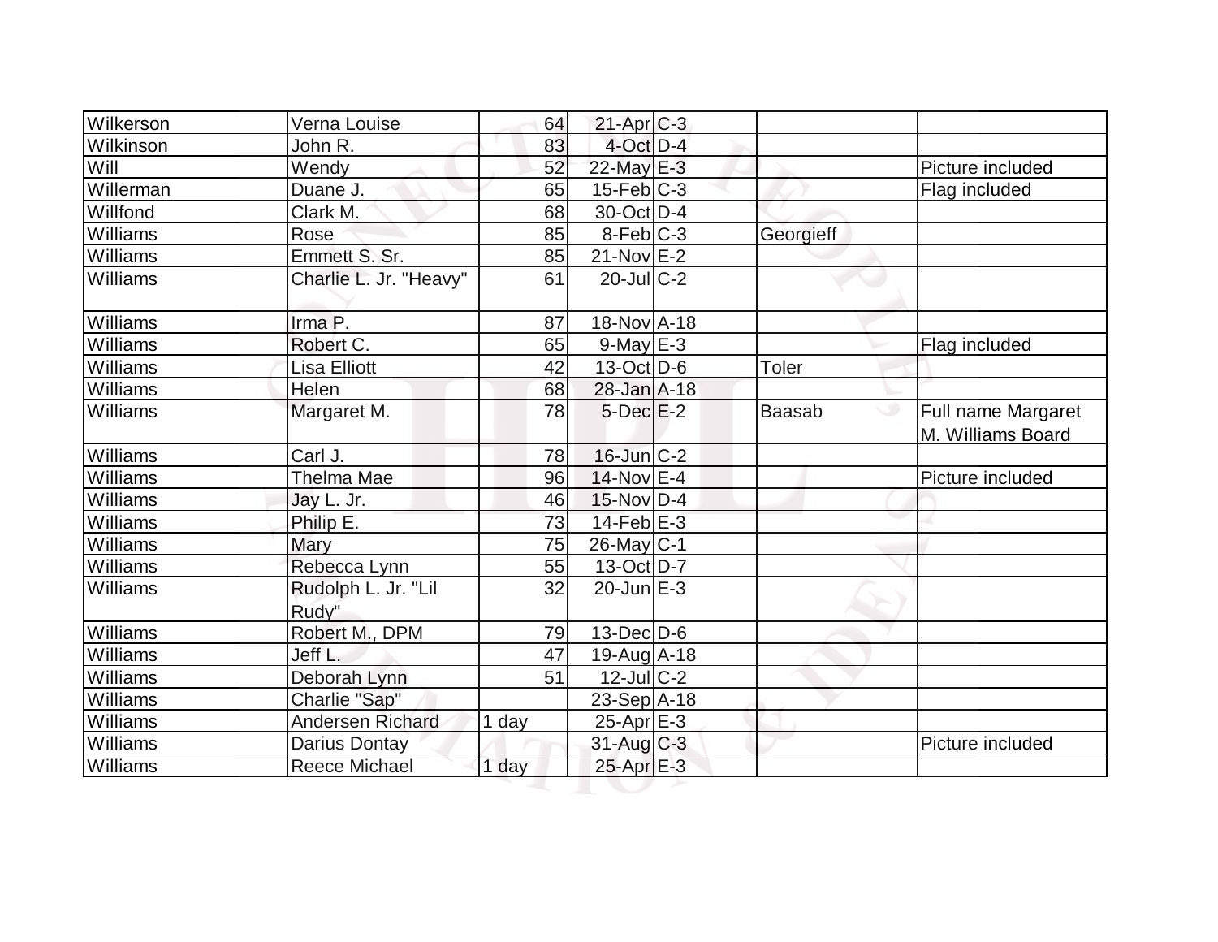| | | | | | | |
|---|---|---|---|---|---|---|
| Wilkerson | Verna Louise | 64 | 21-Apr | C-3 | | |
| Wilkinson | John R. | 83 | 4-Oct | D-4 | | |
| Will | Wendy | 52 | 22-May | E-3 | | Picture included |
| Willerman | Duane J. | 65 | 15-Feb | C-3 | | Flag included |
| Willfond | Clark M. | 68 | 30-Oct | D-4 | | |
| Williams | Rose | 85 | 8-Feb | C-3 | Georgieff | |
| Williams | Emmett S. Sr. | 85 | 21-Nov | E-2 | | |
| Williams | Charlie L. Jr. "Heavy" | 61 | 20-Jul | C-2 | | |
| Williams | Irma P. | 87 | 18-Nov | A-18 | | |
| Williams | Robert C. | 65 | 9-May | E-3 | | Flag included |
| Williams | Lisa Elliott | 42 | 13-Oct | D-6 | Toler | |
| Williams | Helen | 68 | 28-Jan | A-18 | | |
| Williams | Margaret M. | 78 | 5-Dec | E-2 | Baasab | Full name Margaret M. Williams Board |
| Williams | Carl J. | 78 | 16-Jun | C-2 | | |
| Williams | Thelma Mae | 96 | 14-Nov | E-4 | | Picture included |
| Williams | Jay L. Jr. | 46 | 15-Nov | D-4 | | |
| Williams | Philip E. | 73 | 14-Feb | E-3 | | |
| Williams | Mary | 75 | 26-May | C-1 | | |
| Williams | Rebecca Lynn | 55 | 13-Oct | D-7 | | |
| Williams | Rudolph L. Jr. "Lil Rudy" | 32 | 20-Jun | E-3 | | |
| Williams | Robert M., DPM | 79 | 13-Dec | D-6 | | |
| Williams | Jeff L. | 47 | 19-Aug | A-18 | | |
| Williams | Deborah Lynn | 51 | 12-Jul | C-2 | | |
| Williams | Charlie "Sap" | | 23-Sep | A-18 | | |
| Williams | Andersen Richard | 1 day | 25-Apr | E-3 | | |
| Williams | Darius Dontay | | 31-Aug | C-3 | | Picture included |
| Williams | Reece Michael | 1 day | 25-Apr | E-3 | | |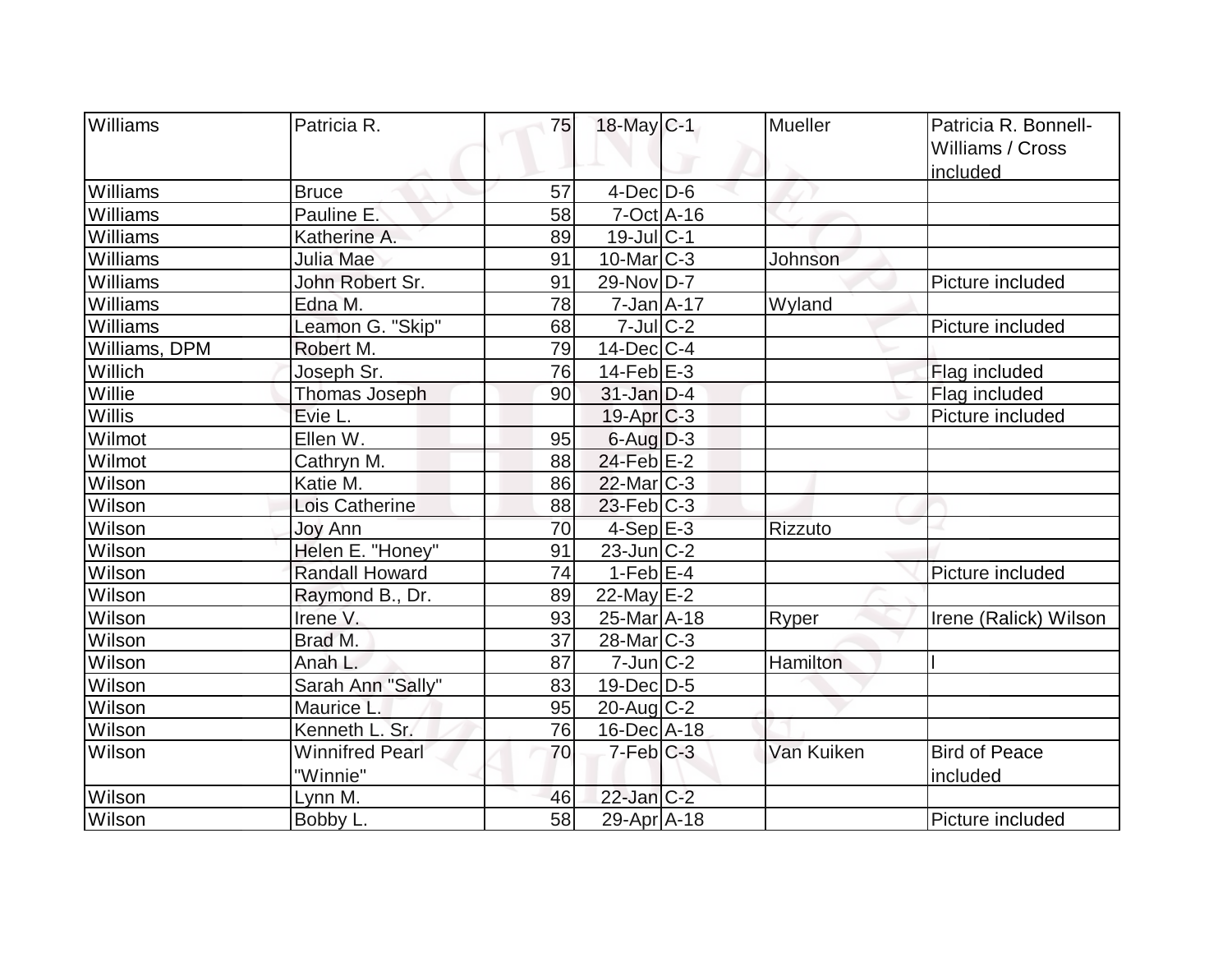| Williams | Patricia R. | 75 | 18-May | C-1 | Mueller | Patricia R. Bonnell-Williams / Cross included |
|---|---|---|---|---|---|---|
| Williams | Bruce | 57 | 4-Dec | D-6 | | |
| Williams | Pauline E. | 58 | 7-Oct | A-16 | | |
| Williams | Katherine A. | 89 | 19-Jul | C-1 | | |
| Williams | Julia Mae | 91 | 10-Mar | C-3 | Johnson | |
| Williams | John Robert Sr. | 91 | 29-Nov | D-7 | | Picture included |
| Williams | Edna M. | 78 | 7-Jan | A-17 | Wyland | |
| Williams | Leamon G. "Skip" | 68 | 7-Jul | C-2 | | Picture included |
| Williams, DPM | Robert M. | 79 | 14-Dec | C-4 | | |
| Willich | Joseph Sr. | 76 | 14-Feb | E-3 | | Flag included |
| Willie | Thomas Joseph | 90 | 31-Jan | D-4 | | Flag included |
| Willis | Evie L. | | 19-Apr | C-3 | | Picture included |
| Wilmot | Ellen W. | 95 | 6-Aug | D-3 | | |
| Wilmot | Cathryn M. | 88 | 24-Feb | E-2 | | |
| Wilson | Katie M. | 86 | 22-Mar | C-3 | | |
| Wilson | Lois Catherine | 88 | 23-Feb | C-3 | | |
| Wilson | Joy Ann | 70 | 4-Sep | E-3 | Rizzuto | |
| Wilson | Helen E. "Honey" | 91 | 23-Jun | C-2 | | |
| Wilson | Randall Howard | 74 | 1-Feb | E-4 | | Picture included |
| Wilson | Raymond B., Dr. | 89 | 22-May | E-2 | | |
| Wilson | Irene V. | 93 | 25-Mar | A-18 | Ryper | Irene (Ralick) Wilson |
| Wilson | Brad M. | 37 | 28-Mar | C-3 | | |
| Wilson | Anah L. | 87 | 7-Jun | C-2 | Hamilton | I |
| Wilson | Sarah Ann "Sally" | 83 | 19-Dec | D-5 | | |
| Wilson | Maurice L. | 95 | 20-Aug | C-2 | | |
| Wilson | Kenneth L. Sr. | 76 | 16-Dec | A-18 | | |
| Wilson | Winnifred Pearl "Winnie" | 70 | 7-Feb | C-3 | Van Kuiken | Bird of Peace included |
| Wilson | Lynn M. | 46 | 22-Jan | C-2 | | |
| Wilson | Bobby L. | 58 | 29-Apr | A-18 | | Picture included |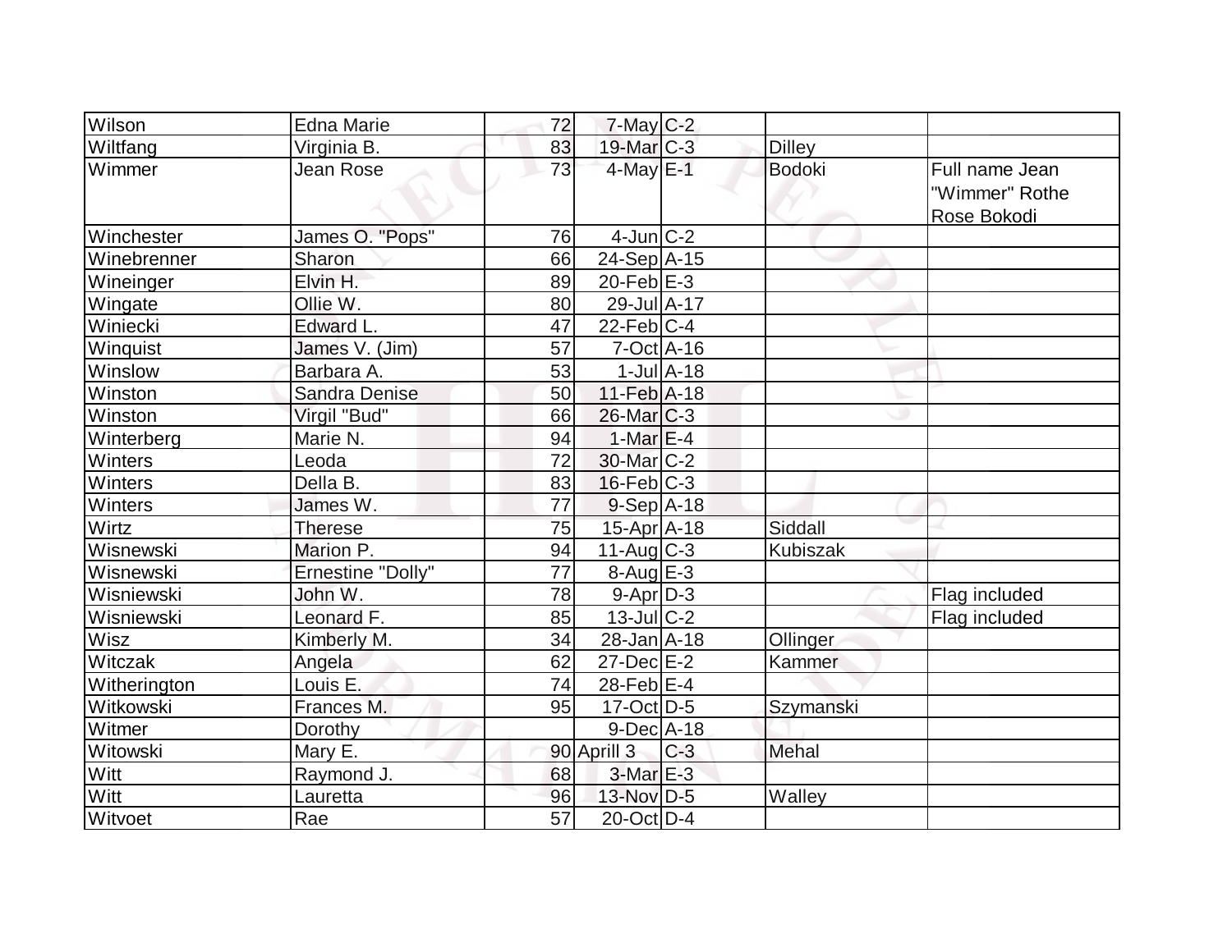| Wilson | Edna Marie | 72 | 7-May | C-2 | | |
|---|---|---|---|---|---|---|
| Wiltfang | Virginia B. | 83 | 19-Mar | C-3 | Dilley | |
| Wimmer | Jean Rose | 73 | 4-May | E-1 | Bodoki | Full name Jean "Wimmer" Rothe Rose Bokodi |
| Winchester | James O. "Pops" | 76 | 4-Jun | C-2 | | |
| Winebrenner | Sharon | 66 | 24-Sep | A-15 | | |
| Wineinger | Elvin H. | 89 | 20-Feb | E-3 | | |
| Wingate | Ollie W. | 80 | 29-Jul | A-17 | | |
| Winiecki | Edward L. | 47 | 22-Feb | C-4 | | |
| Winquist | James V. (Jim) | 57 | 7-Oct | A-16 | | |
| Winslow | Barbara A. | 53 | 1-Jul | A-18 | | |
| Winston | Sandra Denise | 50 | 11-Feb | A-18 | | |
| Winston | Virgil "Bud" | 66 | 26-Mar | C-3 | | |
| Winterberg | Marie N. | 94 | 1-Mar | E-4 | | |
| Winters | Leoda | 72 | 30-Mar | C-2 | | |
| Winters | Della B. | 83 | 16-Feb | C-3 | | |
| Winters | James W. | 77 | 9-Sep | A-18 | | |
| Wirtz | Therese | 75 | 15-Apr | A-18 | Siddall | |
| Wisnewski | Marion P. | 94 | 11-Aug | C-3 | Kubiszak | |
| Wisnewski | Ernestine "Dolly" | 77 | 8-Aug | E-3 | | |
| Wisniewski | John W. | 78 | 9-Apr | D-3 | | Flag included |
| Wisniewski | Leonard F. | 85 | 13-Jul | C-2 | | Flag included |
| Wisz | Kimberly M. | 34 | 28-Jan | A-18 | Ollinger | |
| Witczak | Angela | 62 | 27-Dec | E-2 | Kammer | |
| Witherington | Louis E. | 74 | 28-Feb | E-4 | | |
| Witkowski | Frances M. | 95 | 17-Oct | D-5 | Szymanski | |
| Witmer | Dorothy | | 9-Dec | A-18 | | |
| Witowski | Mary E. | 90 | Aprill 3 | C-3 | Mehal | |
| Witt | Raymond J. | 68 | 3-Mar | E-3 | | |
| Witt | Lauretta | 96 | 13-Nov | D-5 | Walley | |
| Witvoet | Rae | 57 | 20-Oct | D-4 | | |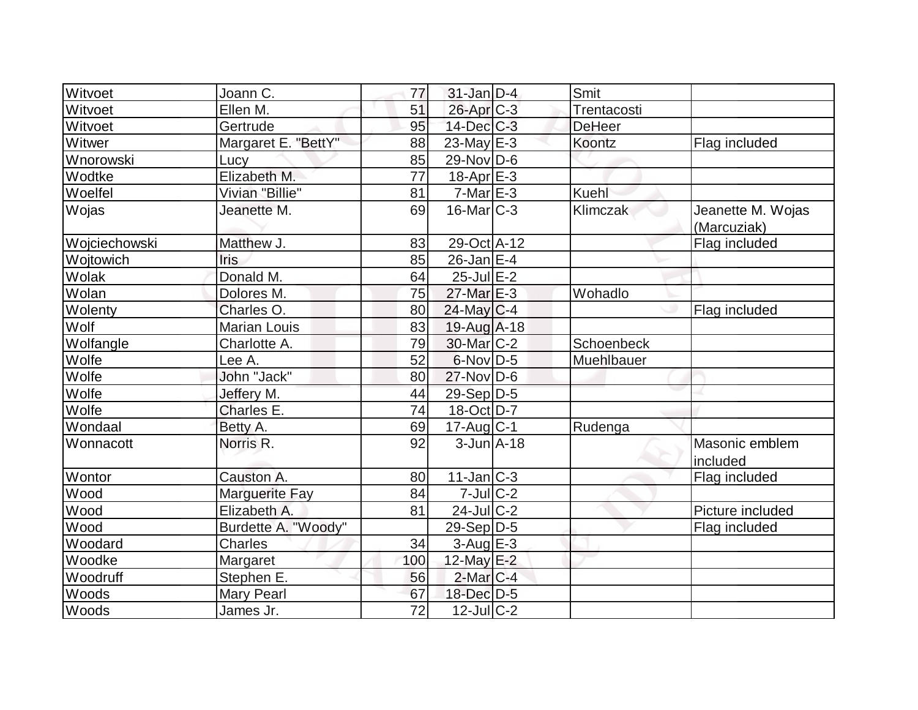| | | | | | | |
|---|---|---|---|---|---|---|
| Witvoet | Joann C. | 77 | 31-Jan | D-4 | Smit | |
| Witvoet | Ellen M. | 51 | 26-Apr | C-3 | Trentacosti | |
| Witvoet | Gertrude | 95 | 14-Dec | C-3 | DeHeer | |
| Witwer | Margaret E. "BettY" | 88 | 23-May | E-3 | Koontz | Flag included |
| Wnorowski | Lucy | 85 | 29-Nov | D-6 | | |
| Wodtke | Elizabeth M. | 77 | 18-Apr | E-3 | | |
| Woelfel | Vivian "Billie" | 81 | 7-Mar | E-3 | Kuehl | |
| Wojas | Jeanette M. | 69 | 16-Mar | C-3 | Klimczak | Jeanette M. Wojas (Marcuziak) |
| Wojciechowski | Matthew J. | 83 | 29-Oct | A-12 | | Flag included |
| Wojtowich | Iris | 85 | 26-Jan | E-4 | | |
| Wolak | Donald M. | 64 | 25-Jul | E-2 | | |
| Wolan | Dolores M. | 75 | 27-Mar | E-3 | Wohadlo | |
| Wolenty | Charles O. | 80 | 24-May | C-4 | | Flag included |
| Wolf | Marian Louis | 83 | 19-Aug | A-18 | | |
| Wolfangle | Charlotte A. | 79 | 30-Mar | C-2 | Schoenbeck | |
| Wolfe | Lee A. | 52 | 6-Nov | D-5 | Muehlbauer | |
| Wolfe | John "Jack" | 80 | 27-Nov | D-6 | | |
| Wolfe | Jeffery M. | 44 | 29-Sep | D-5 | | |
| Wolfe | Charles E. | 74 | 18-Oct | D-7 | | |
| Wondaal | Betty A. | 69 | 17-Aug | C-1 | Rudenga | |
| Wonnacott | Norris R. | 92 | 3-Jun | A-18 | | Masonic emblem included |
| Wontor | Causton A. | 80 | 11-Jan | C-3 | | Flag included |
| Wood | Marguerite Fay | 84 | 7-Jul | C-2 | | |
| Wood | Elizabeth A. | 81 | 24-Jul | C-2 | | Picture included |
| Wood | Burdette A. "Woody" | | 29-Sep | D-5 | | Flag included |
| Woodard | Charles | 34 | 3-Aug | E-3 | | |
| Woodke | Margaret | 100 | 12-May | E-2 | | |
| Woodruff | Stephen E. | 56 | 2-Mar | C-4 | | |
| Woods | Mary Pearl | 67 | 18-Dec | D-5 | | |
| Woods | James Jr. | 72 | 12-Jul | C-2 | | |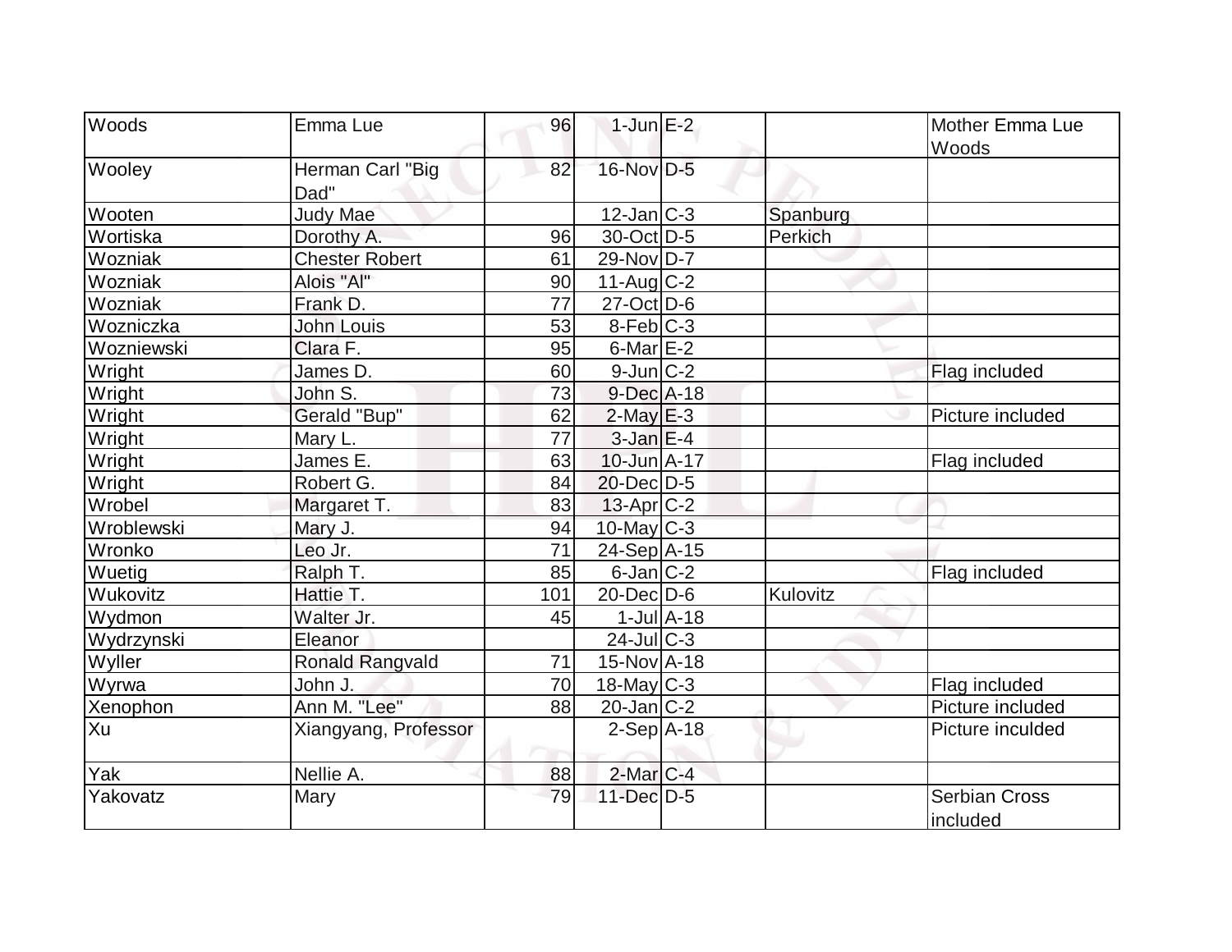| Woods | Emma Lue | 96 | 1-Jun | E-2 | | Mother Emma Lue Woods |
|---|---|---|---|---|---|---|
| Wooley | Herman Carl "Big Dad" | 82 | 16-Nov | D-5 | | |
| Wooten | Judy Mae | | 12-Jan | C-3 | Spanburg | |
| Wortiska | Dorothy A. | 96 | 30-Oct | D-5 | Perkich | |
| Wozniak | Chester Robert | 61 | 29-Nov | D-7 | | |
| Wozniak | Alois "Al" | 90 | 11-Aug | C-2 | | |
| Wozniak | Frank D. | 77 | 27-Oct | D-6 | | |
| Wozniczka | John Louis | 53 | 8-Feb | C-3 | | |
| Wozniewski | Clara F. | 95 | 6-Mar | E-2 | | |
| Wright | James D. | 60 | 9-Jun | C-2 | | Flag included |
| Wright | John S. | 73 | 9-Dec | A-18 | | |
| Wright | Gerald "Bup" | 62 | 2-May | E-3 | | Picture included |
| Wright | Mary L. | 77 | 3-Jan | E-4 | | |
| Wright | James E. | 63 | 10-Jun | A-17 | | Flag included |
| Wright | Robert G. | 84 | 20-Dec | D-5 | | |
| Wrobel | Margaret T. | 83 | 13-Apr | C-2 | | |
| Wroblewski | Mary J. | 94 | 10-May | C-3 | | |
| Wronko | Leo Jr. | 71 | 24-Sep | A-15 | | |
| Wuetig | Ralph T. | 85 | 6-Jan | C-2 | | Flag included |
| Wukovitz | Hattie T. | 101 | 20-Dec | D-6 | Kulovitz | |
| Wydmon | Walter Jr. | 45 | 1-Jul | A-18 | | |
| Wydrzynski | Eleanor | | 24-Jul | C-3 | | |
| Wyller | Ronald Rangvald | 71 | 15-Nov | A-18 | | |
| Wyrwa | John J. | 70 | 18-May | C-3 | | Flag included |
| Xenophon | Ann M. "Lee" | 88 | 20-Jan | C-2 | | Picture included |
| Xu | Xiangyang, Professor | | 2-Sep | A-18 | | Picture inculded |
| Yak | Nellie A. | 88 | 2-Mar | C-4 | | |
| Yakovatz | Mary | 79 | 11-Dec | D-5 | | Serbian Cross included |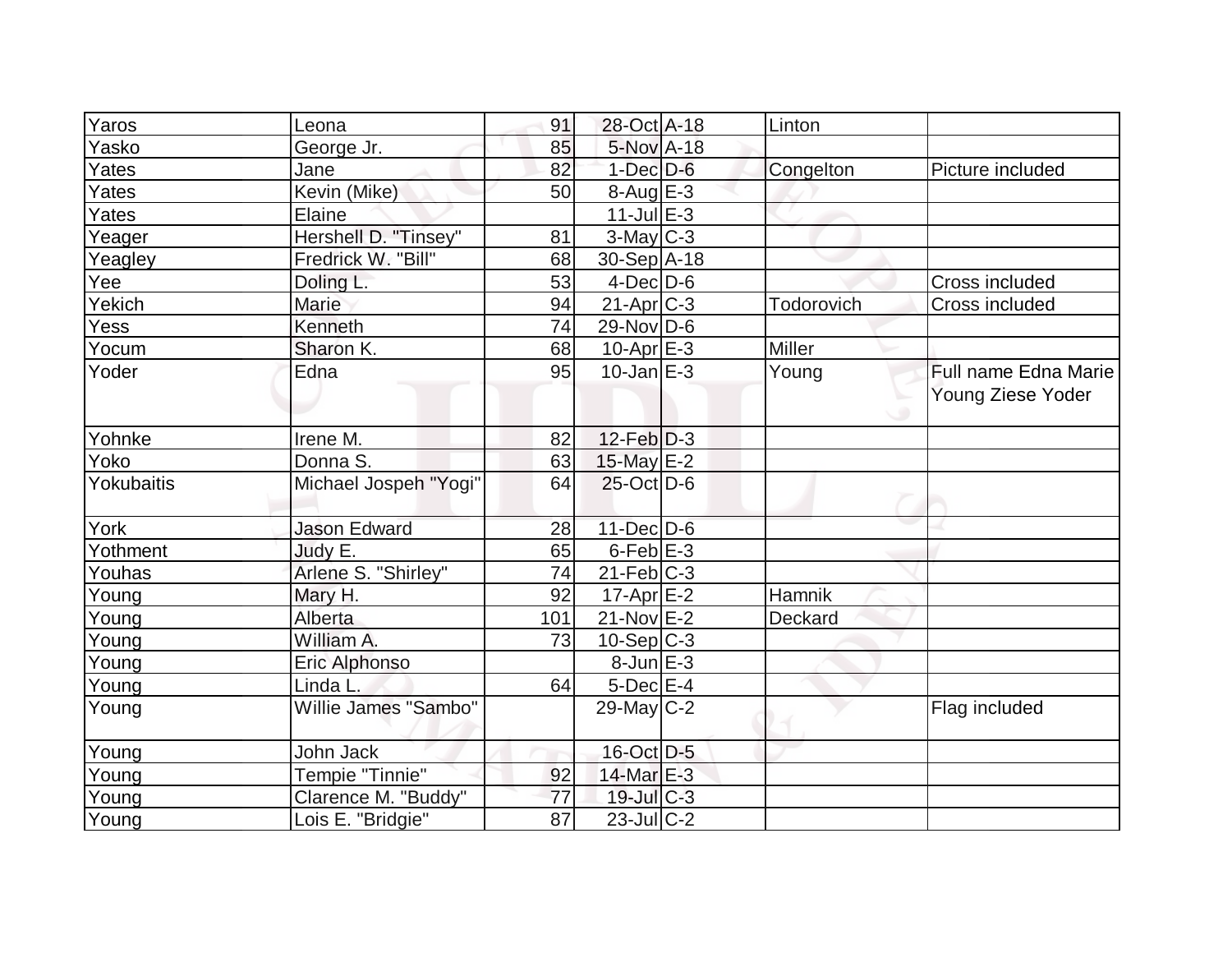| Yaros | Leona | 91 | 28-Oct | A-18 | Linton | |
|---|---|---|---|---|---|---|
| Yasko | George Jr. | 85 | 5-Nov | A-18 | | |
| Yates | Jane | 82 | 1-Dec | D-6 | Congelton | Picture included |
| Yates | Kevin (Mike) | 50 | 8-Aug | E-3 | | |
| Yates | Elaine | | 11-Jul | E-3 | | |
| Yeager | Hershell D. "Tinsey" | 81 | 3-May | C-3 | | |
| Yeagley | Fredrick W. "Bill" | 68 | 30-Sep | A-18 | | |
| Yee | Doling L. | 53 | 4-Dec | D-6 | | Cross included |
| Yekich | Marie | 94 | 21-Apr | C-3 | Todorovich | Cross included |
| Yess | Kenneth | 74 | 29-Nov | D-6 | | |
| Yocum | Sharon K. | 68 | 10-Apr | E-3 | Miller | |
| Yoder | Edna | 95 | 10-Jan | E-3 | Young | Full name Edna Marie Young Ziese Yoder |
| Yohnke | Irene M. | 82 | 12-Feb | D-3 | | |
| Yoko | Donna S. | 63 | 15-May | E-2 | | |
| Yokubaitis | Michael Jospeh "Yogi" | 64 | 25-Oct | D-6 | | |
| York | Jason Edward | 28 | 11-Dec | D-6 | | |
| Yothment | Judy E. | 65 | 6-Feb | E-3 | | |
| Youhas | Arlene S. "Shirley" | 74 | 21-Feb | C-3 | | |
| Young | Mary H. | 92 | 17-Apr | E-2 | Hamnik | |
| Young | Alberta | 101 | 21-Nov | E-2 | Deckard | |
| Young | William A. | 73 | 10-Sep | C-3 | | |
| Young | Eric Alphonso | | 8-Jun | E-3 | | |
| Young | Linda L. | 64 | 5-Dec | E-4 | | |
| Young | Willie James "Sambo" | | 29-May | C-2 | | Flag included |
| Young | John Jack | | 16-Oct | D-5 | | |
| Young | Tempie "Tinnie" | 92 | 14-Mar | E-3 | | |
| Young | Clarence M. "Buddy" | 77 | 19-Jul | C-3 | | |
| Young | Lois E. "Bridgie" | 87 | 23-Jul | C-2 | | |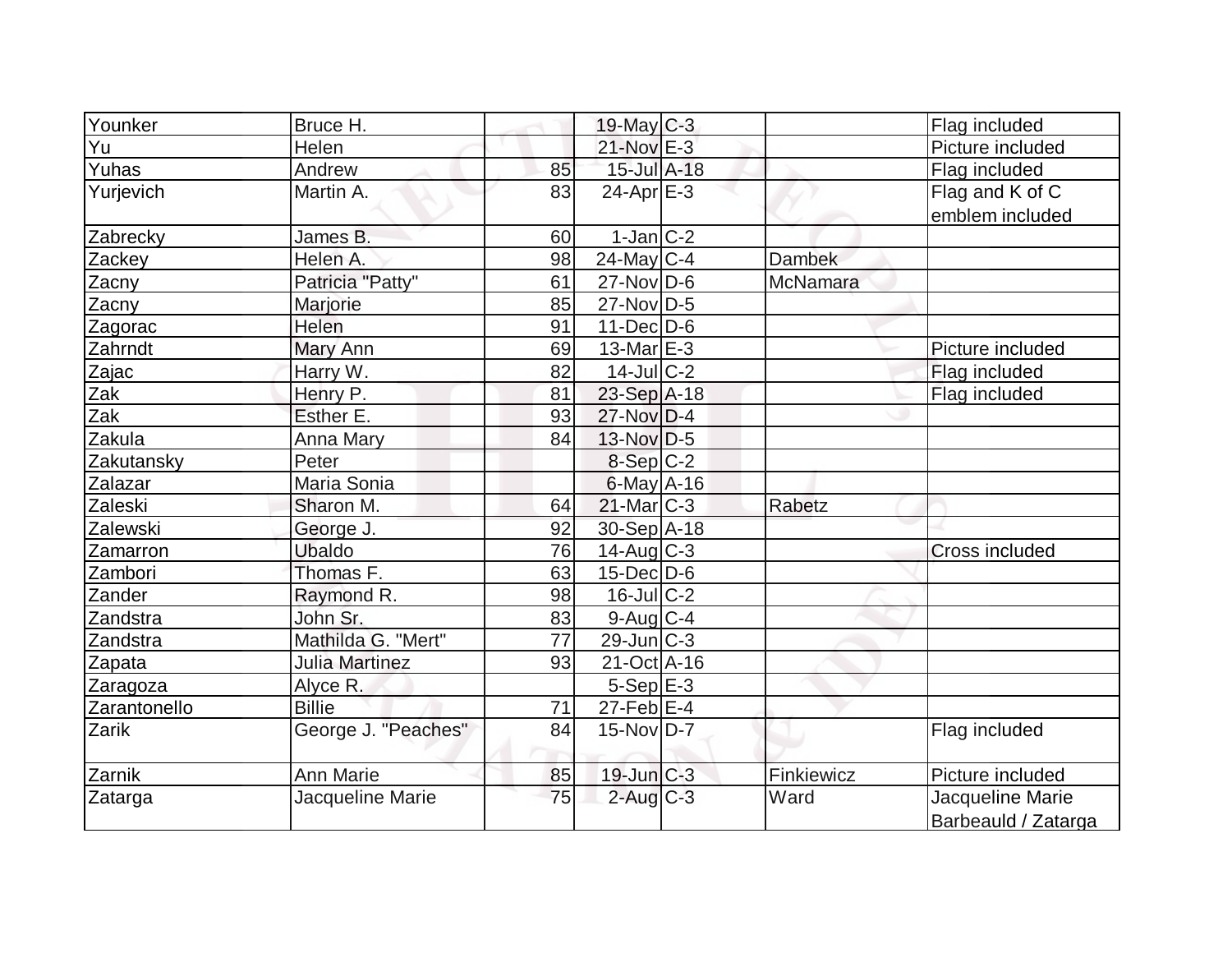| Younker | Bruce H. | | 19-May | C-3 | | Flag included |
|---|---|---|---|---|---|---|
| Yu | Helen | | 21-Nov | E-3 | | Picture included |
| Yuhas | Andrew | 85 | 15-Jul | A-18 | | Flag included |
| Yurjevich | Martin A. | 83 | 24-Apr | E-3 | | Flag and K of C emblem included |
| Zabrecky | James B. | 60 | 1-Jan | C-2 | | |
| Zackey | Helen A. | 98 | 24-May | C-4 | Dambek | |
| Zacny | Patricia "Patty" | 61 | 27-Nov | D-6 | McNamara | |
| Zacny | Marjorie | 85 | 27-Nov | D-5 | | |
| Zagorac | Helen | 91 | 11-Dec | D-6 | | |
| Zahrndt | Mary Ann | 69 | 13-Mar | E-3 | | Picture included |
| Zajac | Harry W. | 82 | 14-Jul | C-2 | | Flag included |
| Zak | Henry P. | 81 | 23-Sep | A-18 | | Flag included |
| Zak | Esther E. | 93 | 27-Nov | D-4 | | |
| Zakula | Anna Mary | 84 | 13-Nov | D-5 | | |
| Zakutansky | Peter | | 8-Sep | C-2 | | |
| Zalazar | Maria Sonia | | 6-May | A-16 | | |
| Zaleski | Sharon M. | 64 | 21-Mar | C-3 | Rabetz | |
| Zalewski | George J. | 92 | 30-Sep | A-18 | | |
| Zamarron | Ubaldo | 76 | 14-Aug | C-3 | | Cross included |
| Zambori | Thomas F. | 63 | 15-Dec | D-6 | | |
| Zander | Raymond R. | 98 | 16-Jul | C-2 | | |
| Zandstra | John Sr. | 83 | 9-Aug | C-4 | | |
| Zandstra | Mathilda G. "Mert" | 77 | 29-Jun | C-3 | | |
| Zapata | Julia Martinez | 93 | 21-Oct | A-16 | | |
| Zaragoza | Alyce R. | | 5-Sep | E-3 | | |
| Zarantonello | Billie | 71 | 27-Feb | E-4 | | |
| Zarik | George J. "Peaches" | 84 | 15-Nov | D-7 | | Flag included |
| Zarnik | Ann Marie | 85 | 19-Jun | C-3 | Finkiewicz | Picture included |
| Zatarga | Jacqueline Marie | 75 | 2-Aug | C-3 | Ward | Jacqueline Marie Barbeauld / Zatarga |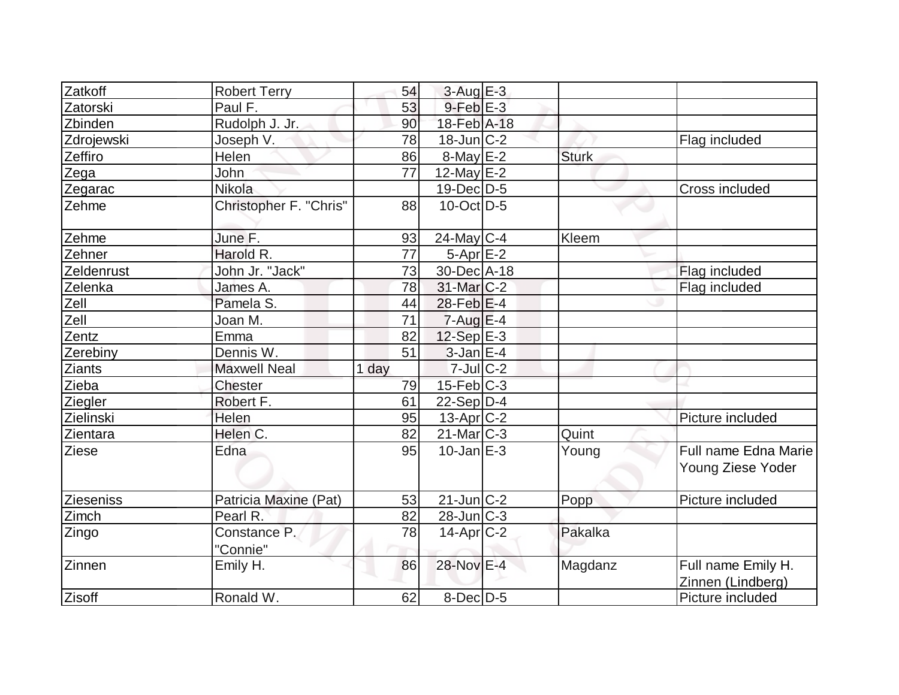| | | | | | | |
|---|---|---|---|---|---|---|
| Zatkoff | Robert Terry | 54 | 3-Aug | E-3 | | |
| Zatorski | Paul F. | 53 | 9-Feb | E-3 | | |
| Zbinden | Rudolph J. Jr. | 90 | 18-Feb | A-18 | | |
| Zdrojewski | Joseph V. | 78 | 18-Jun | C-2 | | Flag included |
| Zeffiro | Helen | 86 | 8-May | E-2 | Sturk | |
| Zega | John | 77 | 12-May | E-2 | | |
| Zegarac | Nikola | | 19-Dec | D-5 | | Cross included |
| Zehme | Christopher F. "Chris" | 88 | 10-Oct | D-5 | | |
| Zehme | June F. | 93 | 24-May | C-4 | Kleem | |
| Zehner | Harold R. | 77 | 5-Apr | E-2 | | |
| Zeldenrust | John Jr. "Jack" | 73 | 30-Dec | A-18 | | Flag included |
| Zelenka | James A. | 78 | 31-Mar | C-2 | | Flag included |
| Zell | Pamela S. | 44 | 28-Feb | E-4 | | |
| Zell | Joan M. | 71 | 7-Aug | E-4 | | |
| Zentz | Emma | 82 | 12-Sep | E-3 | | |
| Zerebiny | Dennis W. | 51 | 3-Jan | E-4 | | |
| Ziants | Maxwell Neal | 1 day | 7-Jul | C-2 | | |
| Zieba | Chester | 79 | 15-Feb | C-3 | | |
| Ziegler | Robert F. | 61 | 22-Sep | D-4 | | |
| Zielinski | Helen | 95 | 13-Apr | C-2 | | Picture included |
| Zientara | Helen C. | 82 | 21-Mar | C-3 | Quint | |
| Ziese | Edna | 95 | 10-Jan | E-3 | Young | Full name Edna Marie Young Ziese Yoder |
| Zieseniss | Patricia Maxine (Pat) | 53 | 21-Jun | C-2 | Popp | Picture included |
| Zimch | Pearl R. | 82 | 28-Jun | C-3 | | |
| Zingo | Constance P. "Connie" | 78 | 14-Apr | C-2 | Pakalka | |
| Zinnen | Emily H. | 86 | 28-Nov | E-4 | Magdanz | Full name Emily H. Zinnen (Lindberg) |
| Zisoff | Ronald W. | 62 | 8-Dec | D-5 | | Picture included |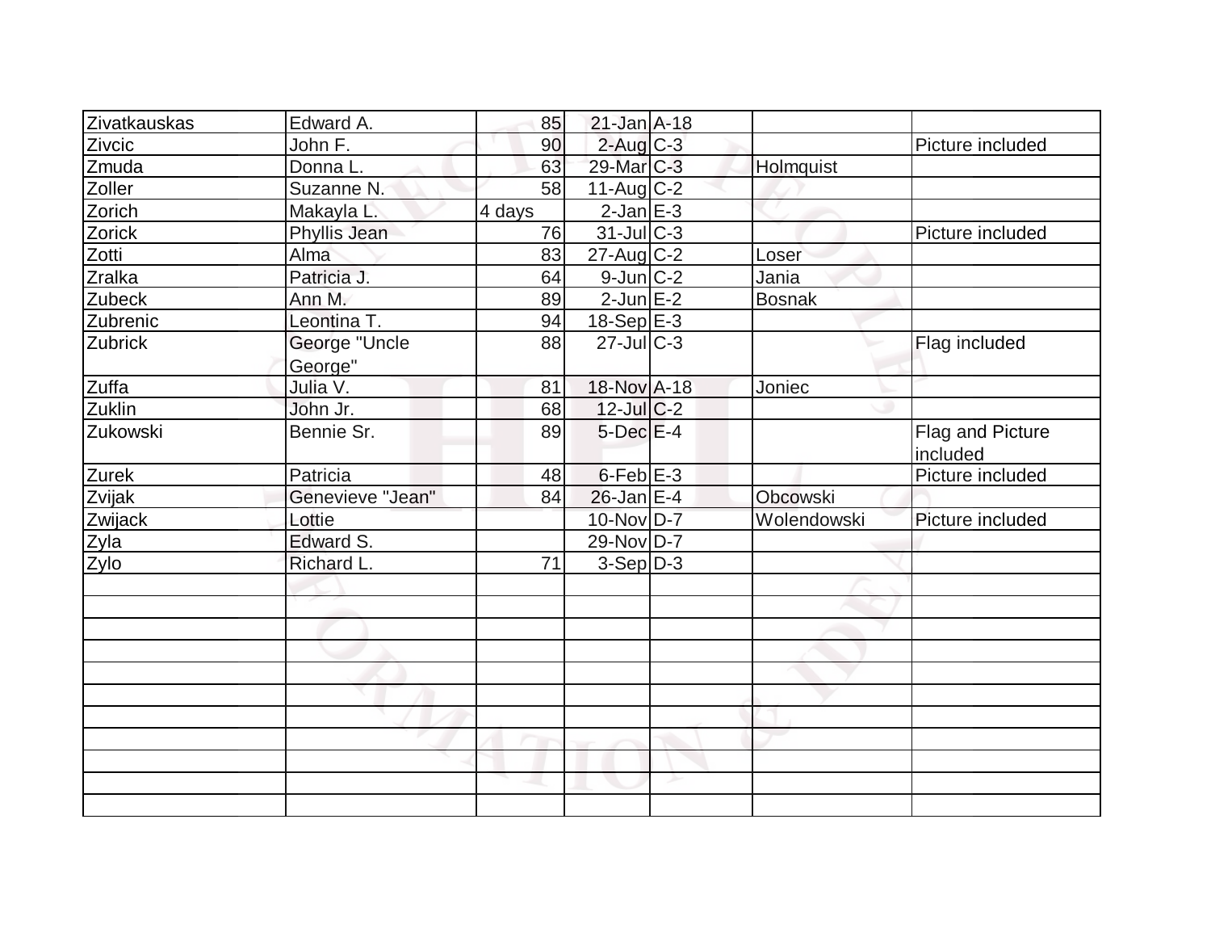| | | | | | | |
|---|---|---|---|---|---|---|
| Zivatkauskas | Edward A. | 85 | 21-Jan | A-18 | | |
| Zivcic | John F. | 90 | 2-Aug | C-3 | | Picture included |
| Zmuda | Donna L. | 63 | 29-Mar | C-3 | Holmquist | |
| Zoller | Suzanne N. | 58 | 11-Aug | C-2 | | |
| Zorich | Makayla L. | 4 days | 2-Jan | E-3 | | |
| Zorick | Phyllis Jean | 76 | 31-Jul | C-3 | | Picture included |
| Zotti | Alma | 83 | 27-Aug | C-2 | Loser | |
| Zralka | Patricia J. | 64 | 9-Jun | C-2 | Jania | |
| Zubeck | Ann M. | 89 | 2-Jun | E-2 | Bosnak | |
| Zubrenic | Leontina T. | 94 | 18-Sep | E-3 | | |
| Zubrick | George "Uncle George" | 88 | 27-Jul | C-3 | | Flag included |
| Zuffa | Julia V. | 81 | 18-Nov | A-18 | Joniec | |
| Zuklin | John Jr. | 68 | 12-Jul | C-2 | | |
| Zukowski | Bennie Sr. | 89 | 5-Dec | E-4 | | Flag and Picture included |
| Zurek | Patricia | 48 | 6-Feb | E-3 | | Picture included |
| Zvijak | Genevieve "Jean" | 84 | 26-Jan | E-4 | Obcowski | |
| Zwijack | Lottie | | 10-Nov | D-7 | Wolendowski | Picture included |
| Zyla | Edward S. | | 29-Nov | D-7 | | |
| Zylo | Richard L. | 71 | 3-Sep | D-3 | | |
| | | | | | | |
| | | | | | | |
| | | | | | | |
| | | | | | | |
| | | | | | | |
| | | | | | | |
| | | | | | | |
| | | | | | | |
| | | | | | | |
| | | | | | | |
| | | | | | | |